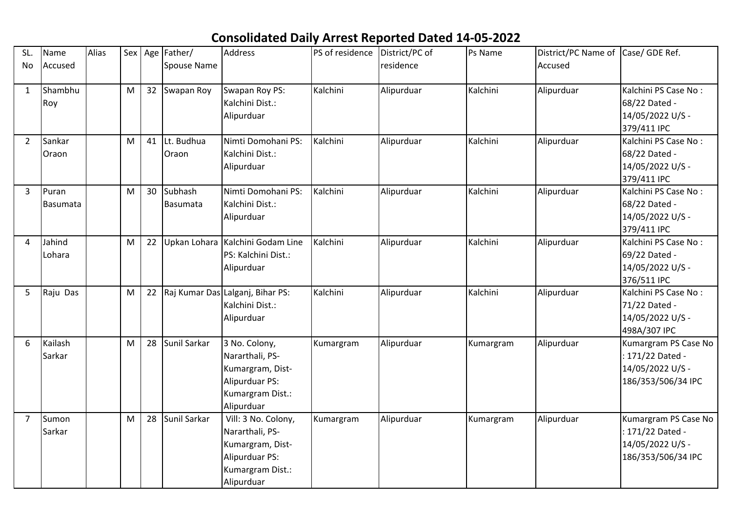# Consolidated Daily Arrest Reported Dated 14-05-2022

| SL. No | Name Accused | Alias | Sex | Age | Father/ Spouse Name | Address | PS of residence | District/PC of residence | Ps Name | District/PC Name of Accused | Case/ GDE Ref. |
|---|---|---|---|---|---|---|---|---|---|---|---|
| 1 | Shambhu Roy | | M | 32 | Swapan Roy | Swapan Roy PS: Kalchini Dist.: Alipurduar | Kalchini | Alipurduar | Kalchini | Alipurduar | Kalchini PS Case No : 68/22 Dated - 14/05/2022 U/S - 379/411 IPC |
| 2 | Sankar Oraon | | M | 41 | Lt. Budhua Oraon | Nimti Domohani PS: Kalchini Dist.: Alipurduar | Kalchini | Alipurduar | Kalchini | Alipurduar | Kalchini PS Case No : 68/22 Dated - 14/05/2022 U/S - 379/411 IPC |
| 3 | Puran Basumata | | M | 30 | Subhash Basumata | Nimti Domohani PS: Kalchini Dist.: Alipurduar | Kalchini | Alipurduar | Kalchini | Alipurduar | Kalchini PS Case No : 68/22 Dated - 14/05/2022 U/S - 379/411 IPC |
| 4 | Jahind Lohara | | M | 22 | Upkan Lohara | Kalchini Godam Line PS: Kalchini Dist.: Alipurduar | Kalchini | Alipurduar | Kalchini | Alipurduar | Kalchini PS Case No : 69/22 Dated - 14/05/2022 U/S - 376/511 IPC |
| 5 | Raju Das | | M | 22 | Raj Kumar Das | Lalganj, Bihar PS: Kalchini Dist.: Alipurduar | Kalchini | Alipurduar | Kalchini | Alipurduar | Kalchini PS Case No : 71/22 Dated - 14/05/2022 U/S - 498A/307 IPC |
| 6 | Kailash Sarkar | | M | 28 | Sunil Sarkar | 3 No. Colony, Nararthali, PS-Kumargram, Dist-Alipurduar PS: Kumargram Dist.: Alipurduar | Kumargram | Alipurduar | Kumargram | Alipurduar | Kumargram PS Case No : 171/22 Dated - 14/05/2022 U/S - 186/353/506/34 IPC |
| 7 | Sumon Sarkar | | M | 28 | Sunil Sarkar | Vill: 3 No. Colony, Nararthali, PS-Kumargram, Dist-Alipurduar PS: Kumargram Dist.: Alipurduar | Kumargram | Alipurduar | Kumargram | Alipurduar | Kumargram PS Case No : 171/22 Dated - 14/05/2022 U/S - 186/353/506/34 IPC |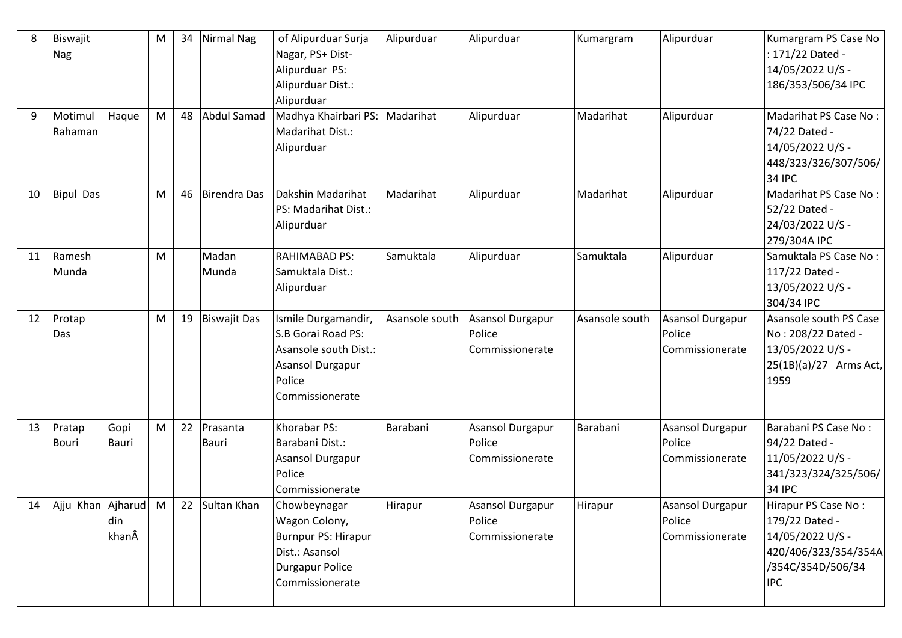| 8 | Biswajit Nag | | M | 34 | Nirmal Nag | of Alipurduar Surja Nagar, PS+ Dist- Alipurduar PS: Alipurduar Dist.: Alipurduar | Alipurduar | Alipurduar | Kumargram | Alipurduar | Kumargram PS Case No : 171/22 Dated - 14/05/2022 U/S - 186/353/506/34 IPC |
|---|---|---|---|---|---|---|---|---|---|---|---|
| 9 | Motimul Rahaman | Haque | M | 48 | Abdul Samad | Madhya Khairbari PS: Madarihat Dist.: Alipurduar | Madarihat | Alipurduar | Madarihat | Alipurduar | Madarihat PS Case No : 74/22 Dated - 14/05/2022 U/S - 448/323/326/307/506/34 IPC |
| 10 | Bipul Das | | M | 46 | Birendra Das | Dakshin Madarihat PS: Madarihat Dist.: Alipurduar | Madarihat | Alipurduar | Madarihat | Alipurduar | Madarihat PS Case No : 52/22 Dated - 24/03/2022 U/S - 279/304A IPC |
| 11 | Ramesh Munda | | M | | Madan Munda | RAHIMABAD PS: Samuktala Dist.: Alipurduar | Samuktala | Alipurduar | Samuktala | Alipurduar | Samuktala PS Case No : 117/22 Dated - 13/05/2022 U/S - 304/34 IPC |
| 12 | Protap Das | | M | 19 | Biswajit Das | Ismile Durgamandir, S.B Gorai Road PS: Asansole south Dist.: Asansol Durgapur Police Commissionerate | Asansole south | Asansol Durgapur Police Commissionerate | Asansole south | Asansol Durgapur Police Commissionerate | Asansole south PS Case No : 208/22 Dated - 13/05/2022 U/S - 25(1B)(a)/27 Arms Act, 1959 |
| 13 | Pratap Bouri | Gopi Bauri | M | 22 | Prasanta Bauri | Khorabar PS: Barabani Dist.: Asansol Durgapur Police Commissionerate | Barabani | Asansol Durgapur Police Commissionerate | Barabani | Asansol Durgapur Police Commissionerate | Barabani PS Case No : 94/22 Dated - 11/05/2022 U/S - 341/323/324/325/506/34 IPC |
| 14 | Ajju Khan | Ajharuddin khanÂ | M | 22 | Sultan Khan | Chowbeynagar Wagon Colony, Burnpur PS: Hirapur Dist.: Asansol Durgapur Police Commissionerate | Hirapur | Asansol Durgapur Police Commissionerate | Hirapur | Asansol Durgapur Police Commissionerate | Hirapur PS Case No : 179/22 Dated - 14/05/2022 U/S - 420/406/323/354/354A/354C/354D/506/34 IPC |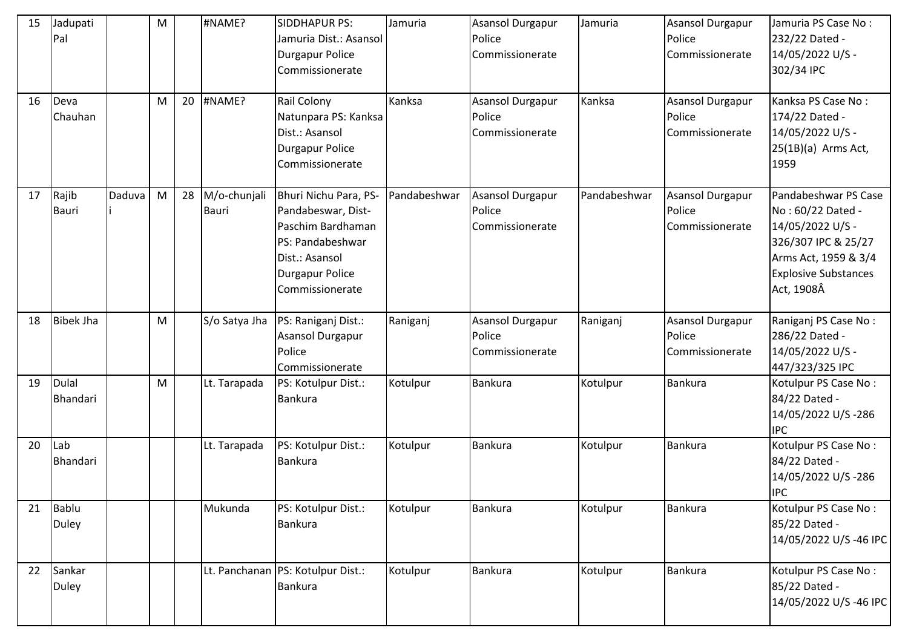| 15 | Jadupati Pal | | M | | #NAME? | SIDDHAPUR PS: Jamuria Dist.: Asansol Durgapur Police Commissionerate | Jamuria | Asansol Durgapur Police Commissionerate | Jamuria | Asansol Durgapur Police Commissionerate | Jamuria PS Case No : 232/22 Dated - 14/05/2022 U/S - 302/34 IPC |
|---|---|---|---|---|---|---|---|---|---|---|---|
| 16 | Deva Chauhan | | M | 20 | #NAME? | Rail Colony Natunpara PS: Kanksa Dist.: Asansol Durgapur Police Commissionerate | Kanksa | Asansol Durgapur Police Commissionerate | Kanksa | Asansol Durgapur Police Commissionerate | Kanksa PS Case No : 174/22 Dated - 14/05/2022 U/S - 25(1B)(a) Arms Act, 1959 |
| 17 | Rajib Bauri | Daduvai | M | 28 | M/o-chunjali Bauri | Bhuri Nichu Para, PS-Pandabeswar, Dist-Paschim Bardhaman PS: Pandabeshwar Dist.: Asansol Durgapur Police Commissionerate | Pandabeshwar | Asansol Durgapur Police Commissionerate | Pandabeshwar | Asansol Durgapur Police Commissionerate | Pandabeshwar PS Case No : 60/22 Dated - 14/05/2022 U/S - 326/307 IPC & 25/27 Arms Act, 1959 & 3/4 Explosive Substances Act, 1908Â |
| 18 | Bibek Jha | | M | | S/o Satya Jha | PS: Raniganj Dist.: Asansol Durgapur Police Commissionerate | Raniganj | Asansol Durgapur Police Commissionerate | Raniganj | Asansol Durgapur Police Commissionerate | Raniganj PS Case No : 286/22 Dated - 14/05/2022 U/S - 447/323/325 IPC |
| 19 | Dulal Bhandari | | M | | Lt. Tarapada | PS: Kotulpur Dist.: Bankura | Kotulpur | Bankura | Kotulpur | Bankura | Kotulpur PS Case No : 84/22 Dated - 14/05/2022 U/S -286 IPC |
| 20 | Lab Bhandari | | | | Lt. Tarapada | PS: Kotulpur Dist.: Bankura | Kotulpur | Bankura | Kotulpur | Bankura | Kotulpur PS Case No : 84/22 Dated - 14/05/2022 U/S -286 IPC |
| 21 | Bablu Duley | | | | Mukunda | PS: Kotulpur Dist.: Bankura | Kotulpur | Bankura | Kotulpur | Bankura | Kotulpur PS Case No : 85/22 Dated - 14/05/2022 U/S -46 IPC |
| 22 | Sankar Duley | | | | Lt. Panchanan | PS: Kotulpur Dist.: Bankura | Kotulpur | Bankura | Kotulpur | Bankura | Kotulpur PS Case No : 85/22 Dated - 14/05/2022 U/S -46 IPC |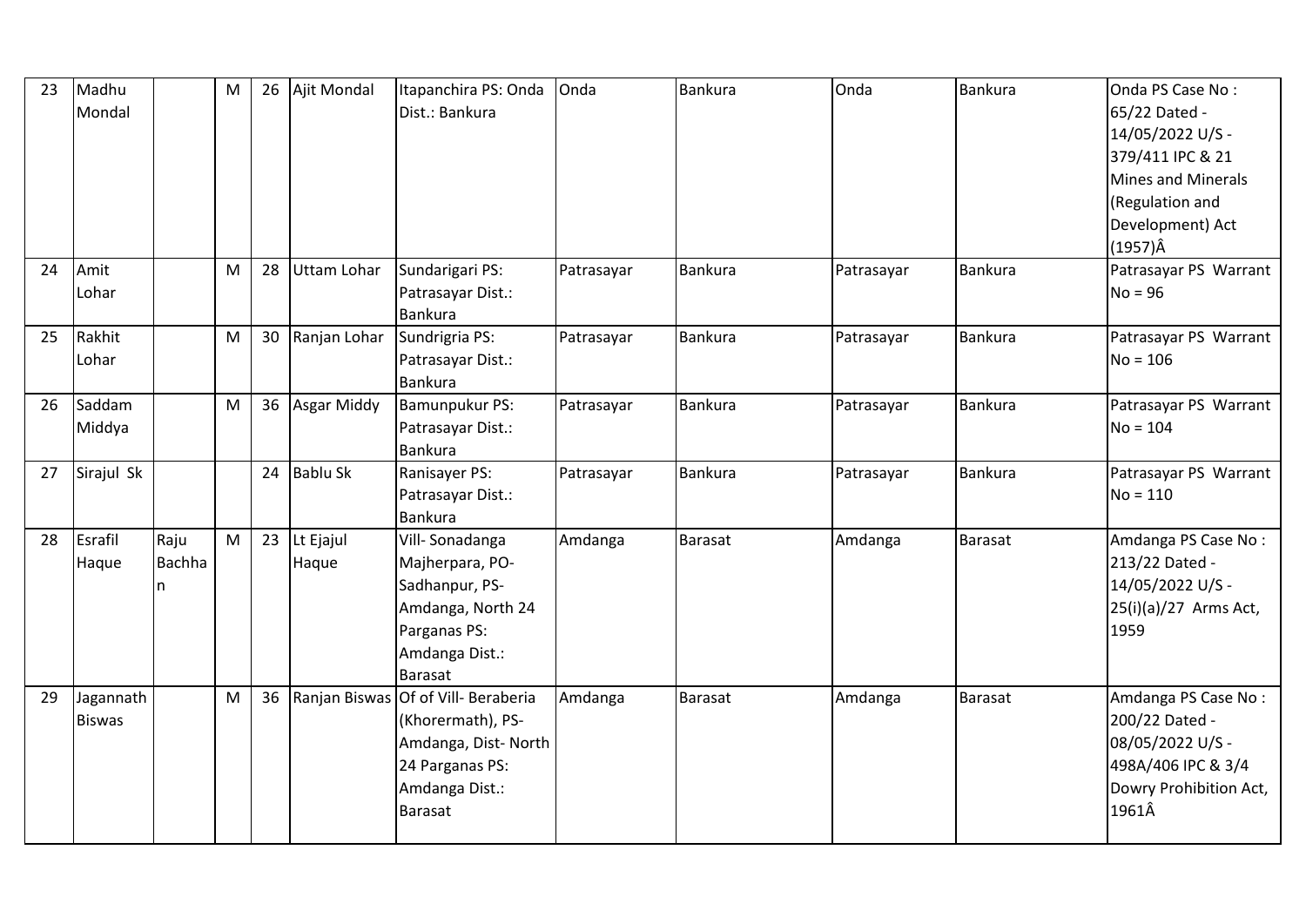| 23 | Madhu Mondal | | M | 26 | Ajit Mondal | Itapanchira PS: Onda Dist.: Bankura | Onda | Bankura | Onda | Bankura | Onda PS Case No : 65/22 Dated - 14/05/2022 U/S - 379/411 IPC & 21 Mines and Minerals (Regulation and Development) Act (1957)Â |
|---|---|---|---|---|---|---|---|---|---|---|---|
| 24 | Amit Lohar | | M | 28 | Uttam Lohar | Sundarigari PS: Patrasayar Dist.: Bankura | Patrasayar | Bankura | Patrasayar | Bankura | Patrasayar PS Warrant No = 96 |
| 25 | Rakhit Lohar | | M | 30 | Ranjan Lohar | Sundrigria PS: Patrasayar Dist.: Bankura | Patrasayar | Bankura | Patrasayar | Bankura | Patrasayar PS Warrant No = 106 |
| 26 | Saddam Middya | | M | 36 | Asgar Middy | Bamunpukur PS: Patrasayar Dist.: Bankura | Patrasayar | Bankura | Patrasayar | Bankura | Patrasayar PS Warrant No = 104 |
| 27 | Sirajul Sk | | | 24 | Bablu Sk | Ranisayer PS: Patrasayar Dist.: Bankura | Patrasayar | Bankura | Patrasayar | Bankura | Patrasayar PS Warrant No = 110 |
| 28 | Esrafil Haque | Raju Bachhan | M | 23 | Lt Ejajul Haque | Vill- Sonadanga Majherpara, PO-Sadhanpur, PS-Amdanga, North 24 Parganas PS: Amdanga Dist.: Barasat | Amdanga | Barasat | Amdanga | Barasat | Amdanga PS Case No : 213/22 Dated - 14/05/2022 U/S - 25(i)(a)/27 Arms Act, 1959 |
| 29 | Jagannath Biswas | | M | 36 | Ranjan Biswas | Of of Vill- Beraberia (Khorermath), PS-Amdanga, Dist- North 24 Parganas PS: Amdanga Dist.: Barasat | Amdanga | Barasat | Amdanga | Barasat | Amdanga PS Case No : 200/22 Dated - 08/05/2022 U/S - 498A/406 IPC & 3/4 Dowry Prohibition Act, 1961Â |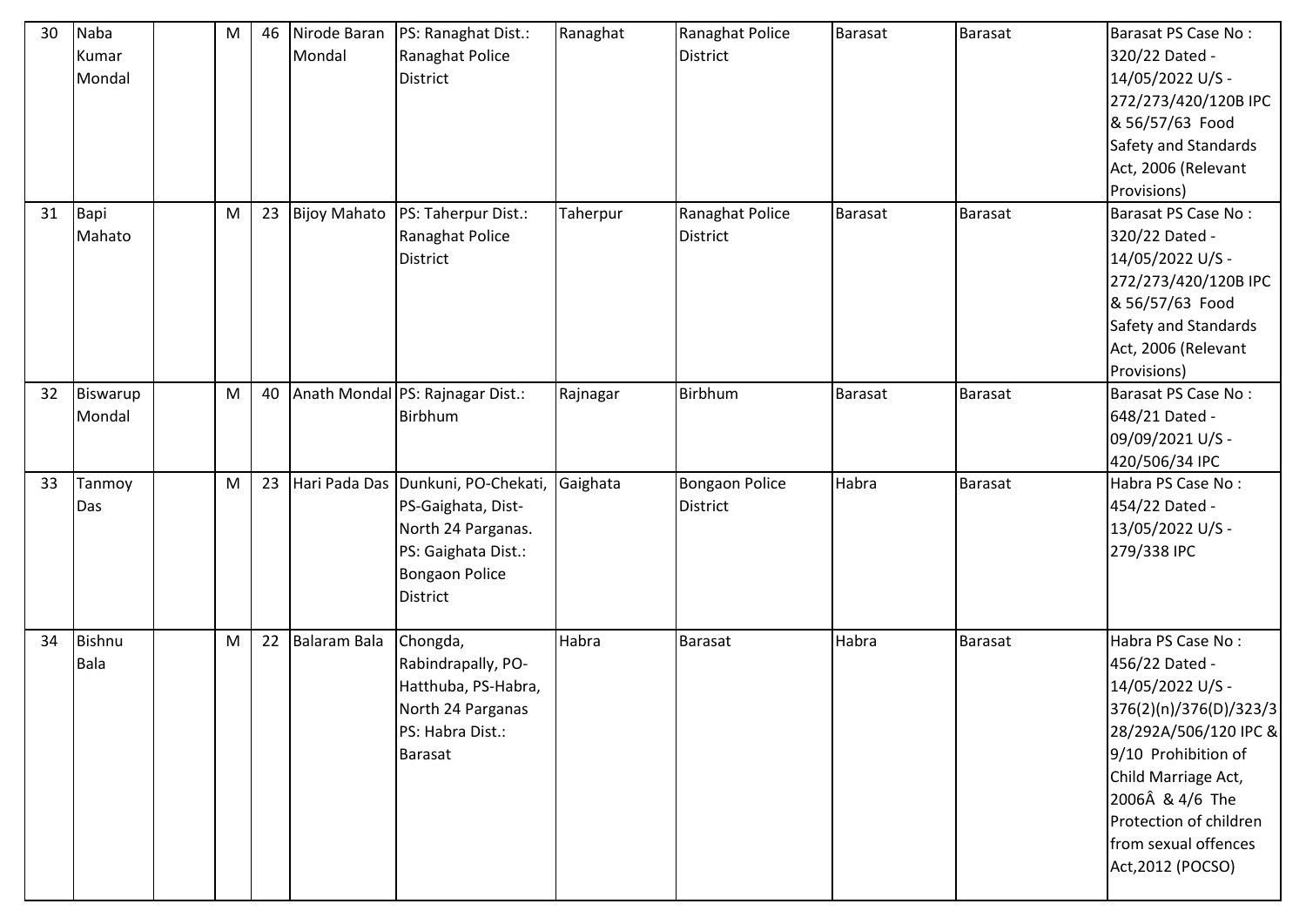| 30 | Naba Kumar Mondal | | M | 46 | Nirode Baran Mondal | PS: Ranaghat Dist.: Ranaghat Police District | Ranaghat | Ranaghat Police District | Barasat | Barasat | Barasat PS Case No : 320/22 Dated - 14/05/2022 U/S - 272/273/420/120B IPC & 56/57/63 Food Safety and Standards Act, 2006 (Relevant Provisions) |
|---|---|---|---|---|---|---|---|---|---|---|---|
| 31 | Bapi Mahato | | M | 23 | Bijoy Mahato | PS: Taherpur Dist.: Ranaghat Police District | Taherpur | Ranaghat Police District | Barasat | Barasat | Barasat PS Case No : 320/22 Dated - 14/05/2022 U/S - 272/273/420/120B IPC & 56/57/63 Food Safety and Standards Act, 2006 (Relevant Provisions) |
| 32 | Biswarup Mondal | | M | 40 | Anath Mondal | PS: Rajnagar Dist.: Birbhum | Rajnagar | Birbhum | Barasat | Barasat | Barasat PS Case No : 648/21 Dated - 09/09/2021 U/S - 420/506/34 IPC |
| 33 | Tanmoy Das | | M | 23 | Hari Pada Das | Dunkuni, PO-Chekati, PS-Gaighata, Dist-North 24 Parganas. PS: Gaighata Dist.: Bongaon Police District | Gaighata | Bongaon Police District | Habra | Barasat | Habra PS Case No : 454/22 Dated - 13/05/2022 U/S - 279/338 IPC |
| 34 | Bishnu Bala | | M | 22 | Balaram Bala | Chongda, Rabindrapally, PO-Hatthuba, PS-Habra, North 24 Parganas PS: Habra Dist.: Barasat | Habra | Barasat | Habra | Barasat | Habra PS Case No : 456/22 Dated - 14/05/2022 U/S - 376(2)(n)/376(D)/323/328/292A/506/120 IPC & 9/10 Prohibition of Child Marriage Act, 2006Â & 4/6 The Protection of children from sexual offences Act,2012 (POCSO) |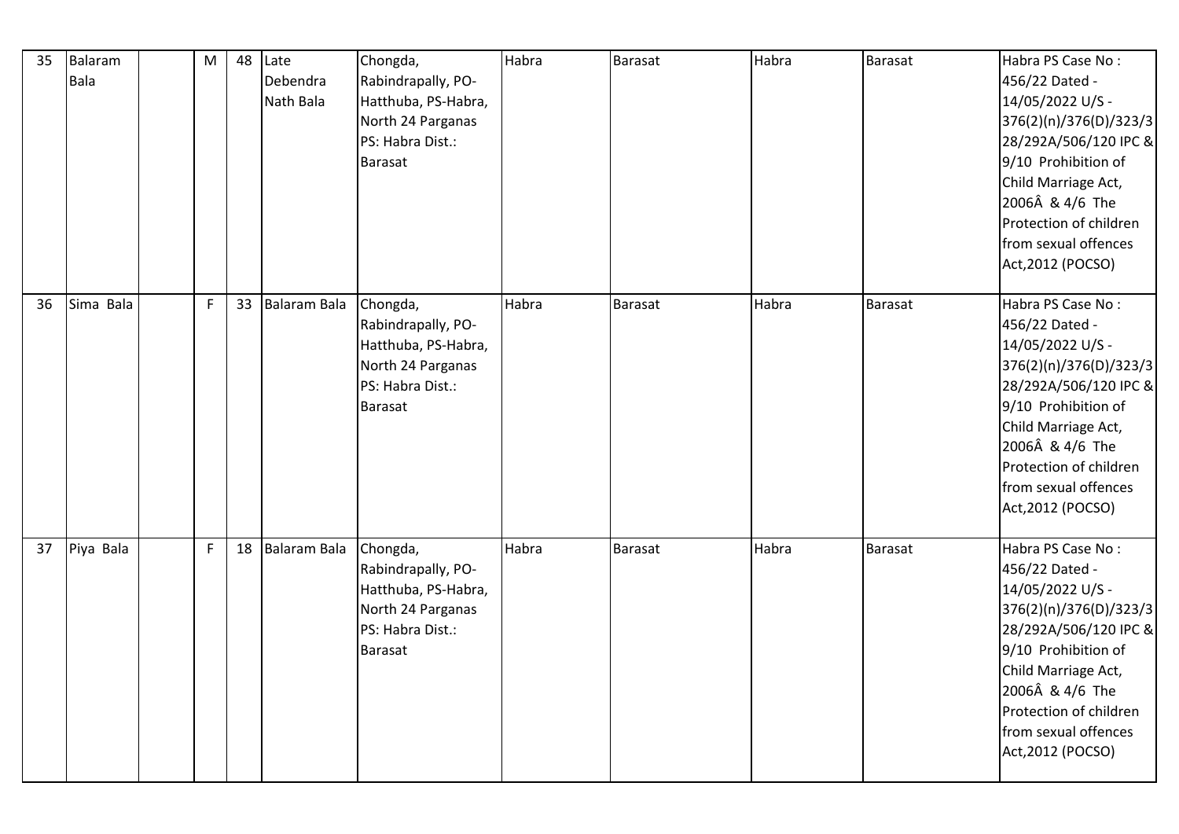| 35 | Balaram Bala | | M | 48 | Late Debendra Nath Bala | Chongda, Rabindrapally, PO- Hatthuba, PS-Habra, North 24 Parganas PS: Habra Dist.: Barasat | Habra | Barasat | Habra | Barasat | Habra PS Case No : 456/22 Dated - 14/05/2022 U/S - 376(2)(n)/376(D)/323/328/292A/506/120 IPC & 9/10 Prohibition of Child Marriage Act, 2006Â & 4/6 The Protection of children from sexual offences Act,2012 (POCSO) |
|---|---|---|---|---|---|---|---|---|---|---|---|
| 36 | Sima Bala | | F | 33 | Balaram Bala | Chongda, Rabindrapally, PO- Hatthuba, PS-Habra, North 24 Parganas PS: Habra Dist.: Barasat | Habra | Barasat | Habra | Barasat | Habra PS Case No : 456/22 Dated - 14/05/2022 U/S - 376(2)(n)/376(D)/323/328/292A/506/120 IPC & 9/10 Prohibition of Child Marriage Act, 2006Â & 4/6 The Protection of children from sexual offences Act,2012 (POCSO) |
| 37 | Piya Bala | | F | 18 | Balaram Bala | Chongda, Rabindrapally, PO- Hatthuba, PS-Habra, North 24 Parganas PS: Habra Dist.: Barasat | Habra | Barasat | Habra | Barasat | Habra PS Case No : 456/22 Dated - 14/05/2022 U/S - 376(2)(n)/376(D)/323/328/292A/506/120 IPC & 9/10 Prohibition of Child Marriage Act, 2006Â & 4/6 The Protection of children from sexual offences Act,2012 (POCSO) |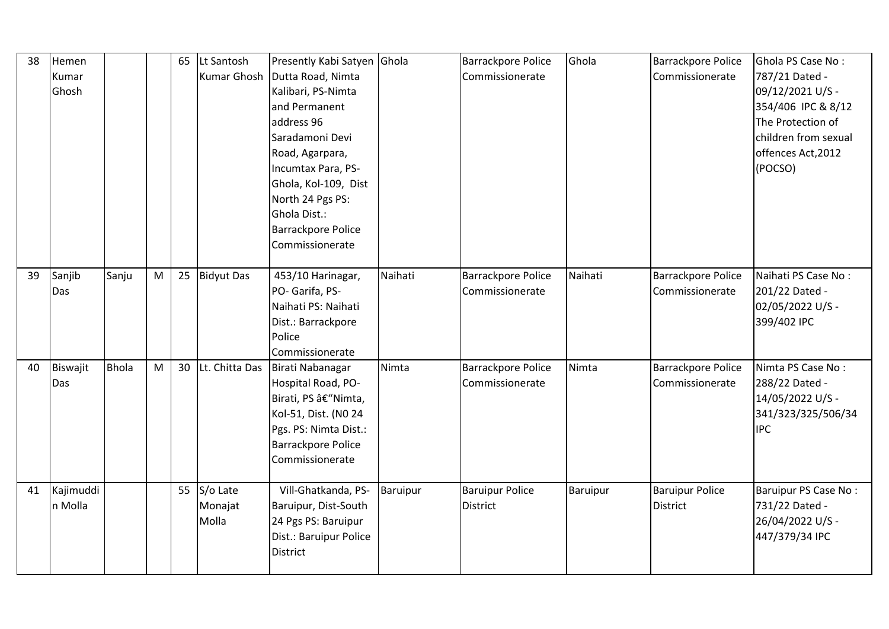| 38 | Hemen Kumar Ghosh | | | 65 | Lt Santosh Kumar Ghosh | Presently Kabi Satyen Dutta Road, Nimta Kalibari, PS-Nimta and Permanent address 96 Saradamoni Devi Road, Agarpara, Incumtax Para, PS-Ghola, Kol-109, Dist North 24 Pgs PS: Ghola Dist.: Barrackpore Police Commissionerate | Ghola | Barrackpore Police Commissionerate | Ghola | Barrackpore Police Commissionerate | Ghola PS Case No : 787/21 Dated - 09/12/2021 U/S - 354/406 IPC & 8/12 The Protection of children from sexual offences Act,2012 (POCSO) |
|---|---|---|---|---|---|---|---|---|---|---|---|
| 39 | Sanjib Das | Sanju | M | 25 | Bidyut Das | 453/10 Harinagar, PO- Garifa, PS-Naihati PS: Naihati Dist.: Barrackpore Police Commissionerate | Naihati | Barrackpore Police Commissionerate | Naihati | Barrackpore Police Commissionerate | Naihati PS Case No : 201/22 Dated - 02/05/2022 U/S - 399/402 IPC |
| 40 | Biswajit Das | Bhola | M | 30 | Lt. Chitta Das | Birati Nabanagar Hospital Road, PO-Birati, PS â€"Nimta, Kol-51, Dist. (N0 24 Pgs. PS: Nimta Dist.: Barrackpore Police Commissionerate | Nimta | Barrackpore Police Commissionerate | Nimta | Barrackpore Police Commissionerate | Nimta PS Case No : 288/22 Dated - 14/05/2022 U/S - 341/323/325/506/34 IPC |
| 41 | Kajimuddin Molla | | | 55 | S/o Late Monajat Molla | Vill-Ghatkanda, PS-Baruipur, Dist-South 24 Pgs PS: Baruipur Dist.: Baruipur Police District | Baruipur | Baruipur Police District | Baruipur | Baruipur Police District | Baruipur PS Case No : 731/22 Dated - 26/04/2022 U/S - 447/379/34 IPC |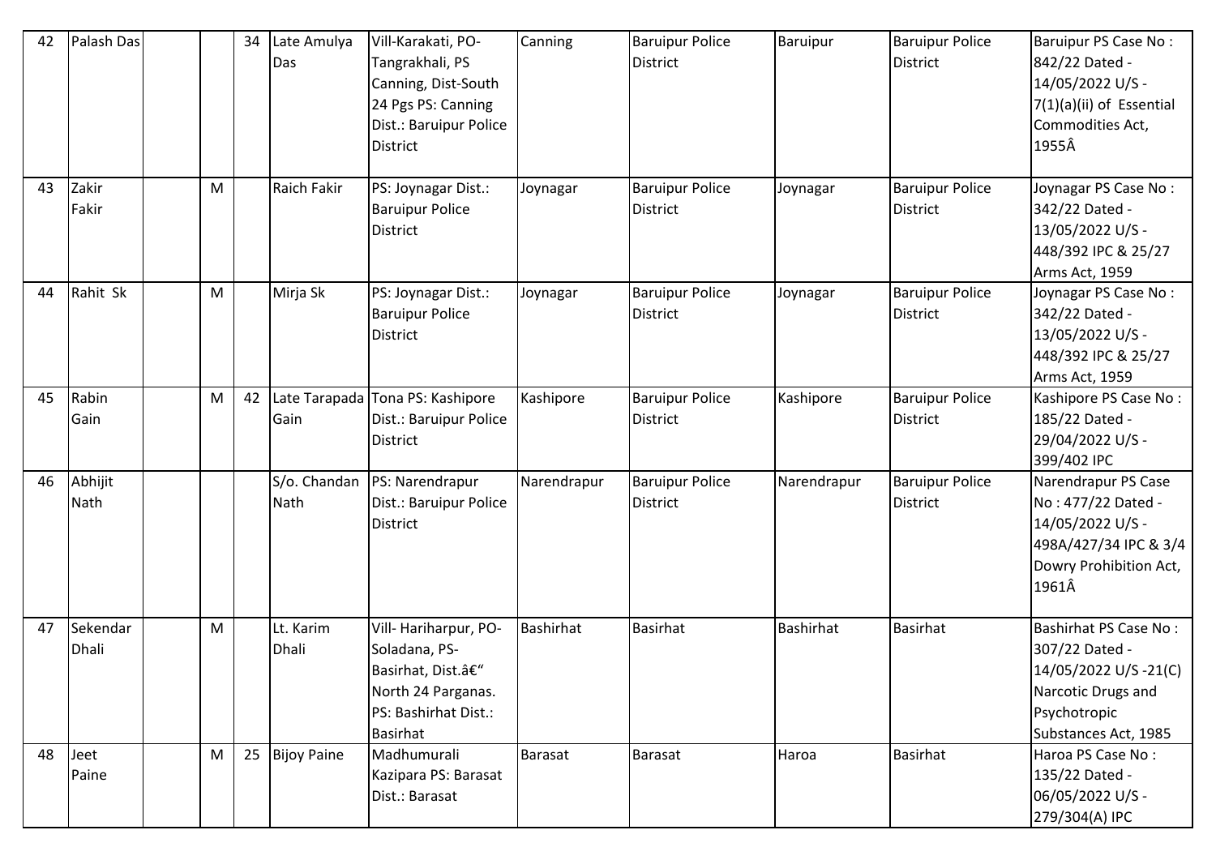| 42 | Palash Das | | | 34 | Late Amulya Das | Vill-Karakati, PO-Tangrakhali, PS Canning, Dist-South 24 Pgs PS: Canning Dist.: Baruipur Police District | Canning | Baruipur Police District | Baruipur | Baruipur Police District | Baruipur PS Case No : 842/22 Dated - 14/05/2022 U/S - 7(1)(a)(ii) of Essential Commodities Act, 1955Â |
|---|---|---|---|---|---|---|---|---|---|---|---|
| 43 | Zakir Fakir | | M | | Raich Fakir | PS: Joynagar Dist.: Baruipur Police District | Joynagar | Baruipur Police District | Joynagar | Baruipur Police District | Joynagar PS Case No : 342/22 Dated - 13/05/2022 U/S - 448/392 IPC & 25/27 Arms Act, 1959 |
| 44 | Rahit Sk | | M | | Mirja Sk | PS: Joynagar Dist.: Baruipur Police District | Joynagar | Baruipur Police District | Joynagar | Baruipur Police District | Joynagar PS Case No : 342/22 Dated - 13/05/2022 U/S - 448/392 IPC & 25/27 Arms Act, 1959 |
| 45 | Rabin Gain | | M | 42 | Late Tarapada Gain | Tona PS: Kashipore Dist.: Baruipur Police District | Kashipore | Baruipur Police District | Kashipore | Baruipur Police District | Kashipore PS Case No : 185/22 Dated - 29/04/2022 U/S - 399/402 IPC |
| 46 | Abhijit Nath | | | | S/o. Chandan Nath | PS: Narendrapur Dist.: Baruipur Police District | Narendrapur | Baruipur Police District | Narendrapur | Baruipur Police District | Narendrapur PS Case No : 477/22 Dated - 14/05/2022 U/S - 498A/427/34 IPC & 3/4 Dowry Prohibition Act, 1961Â |
| 47 | Sekendar Dhali | | M | | Lt. Karim Dhali | Vill- Hariharpur, PO-Soladana, PS-Basirhat, Dist.â€" North 24 Parganas. PS: Bashirhat Dist.: Basirhat | Bashirhat | Basirhat | Bashirhat | Basirhat | Bashirhat PS Case No : 307/22 Dated - 14/05/2022 U/S -21(C) Narcotic Drugs and Psychotropic Substances Act, 1985 |
| 48 | Jeet Paine | | M | 25 | Bijoy Paine | Madhumurali Kazipara PS: Barasat Dist.: Barasat | Barasat | Barasat | Haroa | Basirhat | Haroa PS Case No : 135/22 Dated - 06/05/2022 U/S - 279/304(A) IPC |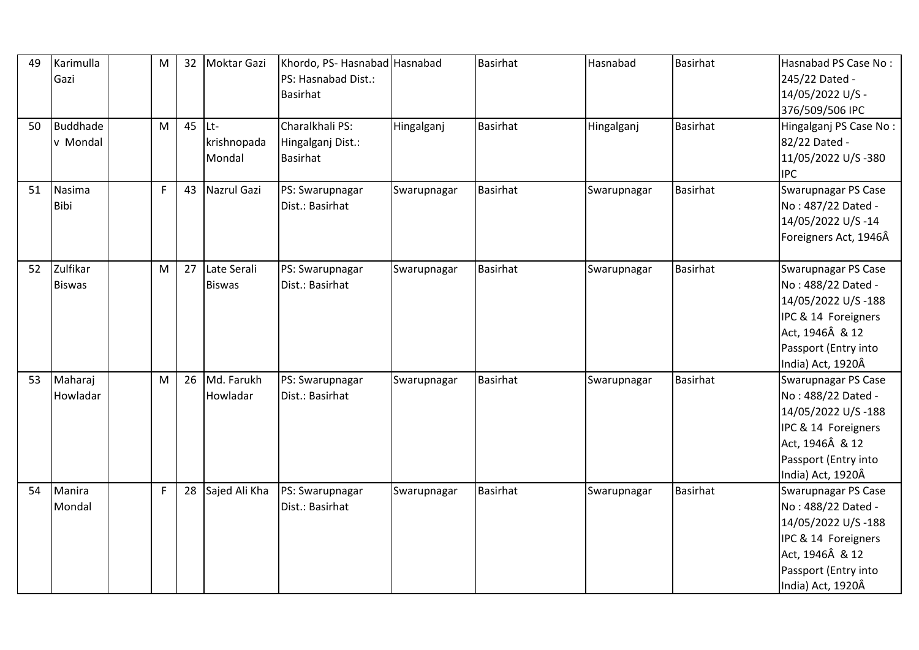| 49 | Karimulla Gazi | | M | 32 | Moktar Gazi | Khordo, PS- Hasnabad PS: Hasnabad Dist.: Basirhat | Hasnabad | Basirhat | Hasnabad | Basirhat | Hasnabad PS Case No : 245/22 Dated - 14/05/2022 U/S - 376/509/506 IPC |
|---|---|---|---|---|---|---|---|---|---|---|---|
| 50 | Buddhadev Mondal | | M | 45 | Lt- krishnopada Mondal | Charalkhali PS: Hingalganj Dist.: Basirhat | Hingalganj | Basirhat | Hingalganj | Basirhat | Hingalganj PS Case No : 82/22 Dated - 11/05/2022 U/S -380 IPC |
| 51 | Nasima Bibi | | F | 43 | Nazrul Gazi | PS: Swarupnagar Dist.: Basirhat | Swarupnagar | Basirhat | Swarupnagar | Basirhat | Swarupnagar PS Case No : 487/22 Dated - 14/05/2022 U/S -14 Foreigners Act, 1946Â |
| 52 | Zulfikar Biswas | | M | 27 | Late Serali Biswas | PS: Swarupnagar Dist.: Basirhat | Swarupnagar | Basirhat | Swarupnagar | Basirhat | Swarupnagar PS Case No : 488/22 Dated - 14/05/2022 U/S -188 IPC & 14 Foreigners Act, 1946Â & 12 Passport (Entry into India) Act, 1920Â |
| 53 | Maharaj Howladar | | M | 26 | Md. Farukh Howladar | PS: Swarupnagar Dist.: Basirhat | Swarupnagar | Basirhat | Swarupnagar | Basirhat | Swarupnagar PS Case No : 488/22 Dated - 14/05/2022 U/S -188 IPC & 14 Foreigners Act, 1946Â & 12 Passport (Entry into India) Act, 1920Â |
| 54 | Manira Mondal | | F | 28 | Sajed Ali Kha | PS: Swarupnagar Dist.: Basirhat | Swarupnagar | Basirhat | Swarupnagar | Basirhat | Swarupnagar PS Case No : 488/22 Dated - 14/05/2022 U/S -188 IPC & 14 Foreigners Act, 1946Â & 12 Passport (Entry into India) Act, 1920Â |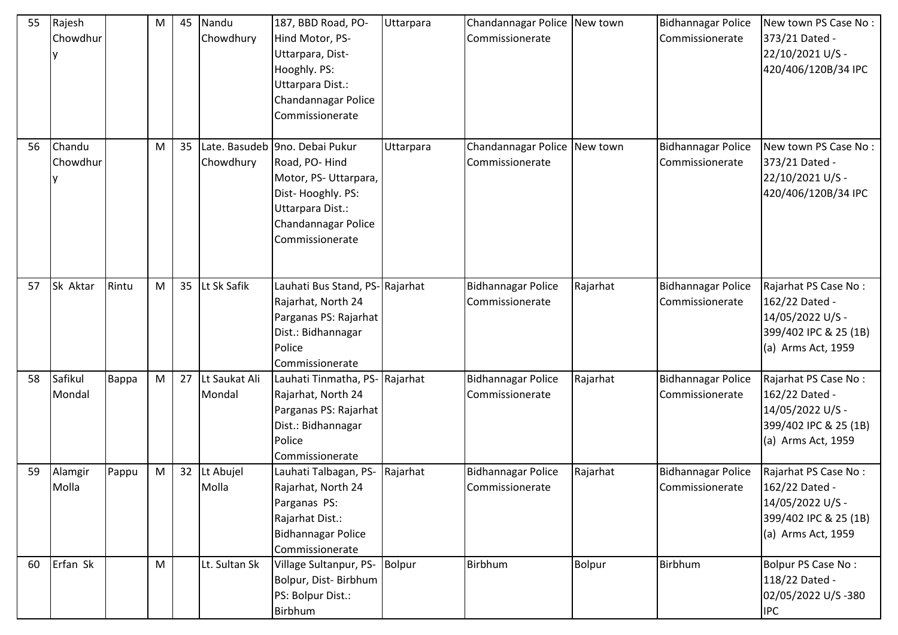| 55 | Rajesh Chowdhury | | M | 45 | Nandu Chowdhury | 187, BBD Road, PO- Hind Motor, PS- Uttarpara, Dist- Hooghly. PS: Uttarpara Dist.: Chandannagar Police Commissionerate | Uttarpara | Chandannagar Police Commissionerate | New town | Bidhannagar Police Commissionerate | New town PS Case No : 373/21 Dated - 22/10/2021 U/S - 420/406/120B/34 IPC |
|---|---|---|---|---|---|---|---|---|---|---|---|
| 56 | Chandu Chowdhury | | M | 35 | Late. Basudeb Chowdhury | 9no. Debai Pukur Road, PO- Hind Motor, PS- Uttarpara, Dist- Hooghly. PS: Uttarpara Dist.: Chandannagar Police Commissionerate | Uttarpara | Chandannagar Police Commissionerate | New town | Bidhannagar Police Commissionerate | New town PS Case No : 373/21 Dated - 22/10/2021 U/S - 420/406/120B/34 IPC |
| 57 | Sk Aktar | Rintu | M | 35 | Lt Sk Safik | Lauhati Bus Stand, PS- Rajarhat, North 24 Parganas PS: Rajarhat Dist.: Bidhannagar Police Commissionerate | Rajarhat | Bidhannagar Police Commissionerate | Rajarhat | Bidhannagar Police Commissionerate | Rajarhat PS Case No : 162/22 Dated - 14/05/2022 U/S - 399/402 IPC & 25 (1B) (a) Arms Act, 1959 |
| 58 | Safikul Mondal | Bappa | M | 27 | Lt Saukat Ali Mondal | Lauhati Tinmatha, PS- Rajarhat, North 24 Parganas PS: Rajarhat Dist.: Bidhannagar Police Commissionerate | Rajarhat | Bidhannagar Police Commissionerate | Rajarhat | Bidhannagar Police Commissionerate | Rajarhat PS Case No : 162/22 Dated - 14/05/2022 U/S - 399/402 IPC & 25 (1B) (a) Arms Act, 1959 |
| 59 | Alamgir Molla | Pappu | M | 32 | Lt Abujel Molla | Lauhati Talbagan, PS- Rajarhat, North 24 Parganas PS: Rajarhat Dist.: Bidhannagar Police Commissionerate | Rajarhat | Bidhannagar Police Commissionerate | Rajarhat | Bidhannagar Police Commissionerate | Rajarhat PS Case No : 162/22 Dated - 14/05/2022 U/S - 399/402 IPC & 25 (1B) (a) Arms Act, 1959 |
| 60 | Erfan Sk | | M | | Lt. Sultan Sk | Village Sultanpur, PS- Bolpur, Dist- Birbhum PS: Bolpur Dist.: Birbhum | Bolpur | Birbhum | Bolpur | Birbhum | Bolpur PS Case No : 118/22 Dated - 02/05/2022 U/S -380 IPC |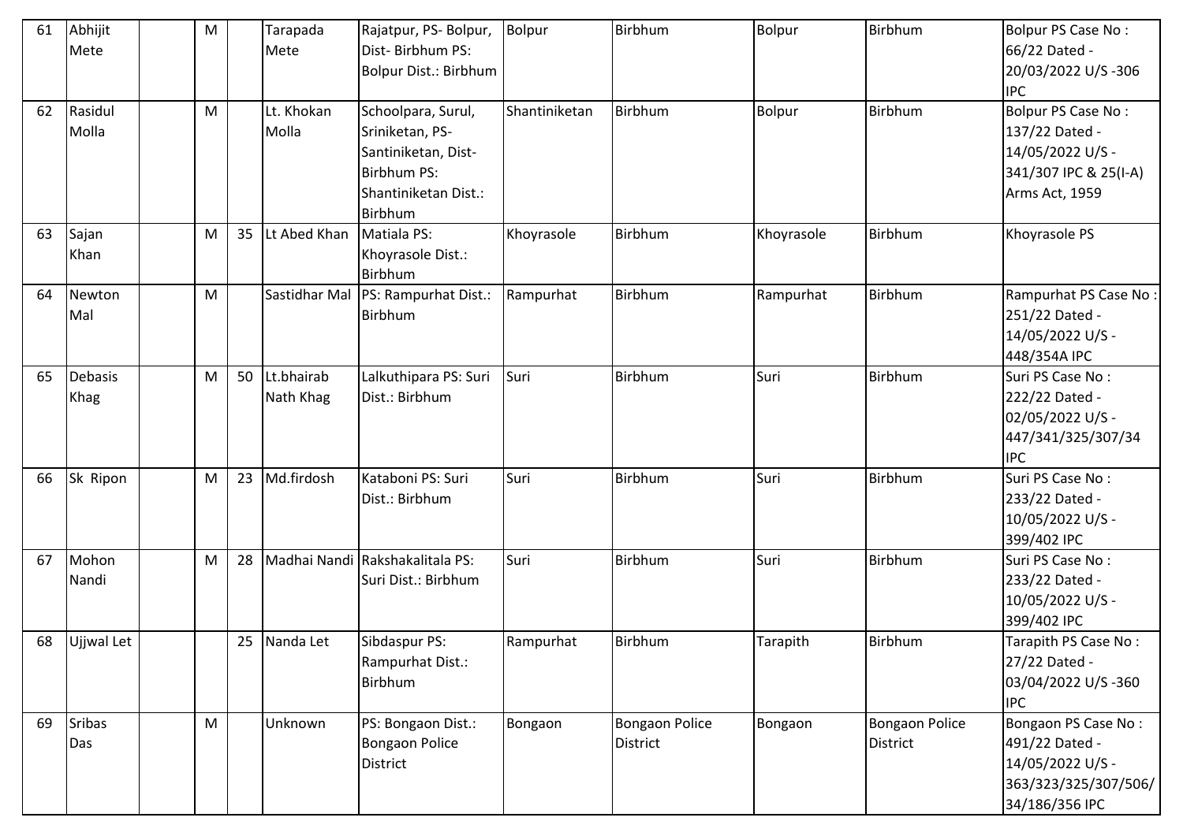| 61 | Abhijit Mete | | M | | Tarapada Mete | Rajatpur, PS- Bolpur, Dist- Birbhum PS: Bolpur Dist.: Birbhum | Bolpur | Birbhum | Bolpur | Birbhum | Bolpur PS Case No : 66/22 Dated - 20/03/2022 U/S -306 IPC |
|---|---|---|---|---|---|---|---|---|---|---|---|
| 62 | Rasidul Molla | | M | | Lt. Khokan Molla | Schoolpara, Surul, Sriniketan, PS- Santiniketan, Dist- Birbhum PS: Shantiniketan Dist.: Birbhum | Shantiniketan | Birbhum | Bolpur | Birbhum | Bolpur PS Case No : 137/22 Dated - 14/05/2022 U/S - 341/307 IPC & 25(I-A) Arms Act, 1959 |
| 63 | Sajan Khan | | M | 35 | Lt Abed Khan | Matiala PS: Khoyrasole Dist.: Birbhum | Khoyrasole | Birbhum | Khoyrasole | Birbhum | Khoyrasole PS |
| 64 | Newton Mal | | M | | Sastidhar Mal | PS: Rampurhat Dist.: Birbhum | Rampurhat | Birbhum | Rampurhat | Birbhum | Rampurhat PS Case No : 251/22 Dated - 14/05/2022 U/S - 448/354A IPC |
| 65 | Debasis Khag | | M | 50 | Lt.bhairab Nath Khag | Lalkuthipara PS: Suri Dist.: Birbhum | Suri | Birbhum | Suri | Birbhum | Suri PS Case No : 222/22 Dated - 02/05/2022 U/S - 447/341/325/307/34 IPC |
| 66 | Sk Ripon | | M | 23 | Md.firdosh | Kataboni PS: Suri Dist.: Birbhum | Suri | Birbhum | Suri | Birbhum | Suri PS Case No : 233/22 Dated - 10/05/2022 U/S - 399/402 IPC |
| 67 | Mohon Nandi | | M | 28 | Madhai Nandi | Rakshakalitala PS: Suri Dist.: Birbhum | Suri | Birbhum | Suri | Birbhum | Suri PS Case No : 233/22 Dated - 10/05/2022 U/S - 399/402 IPC |
| 68 | Ujjwal Let | | | 25 | Nanda Let | Sibdaspur PS: Rampurhat Dist.: Birbhum | Rampurhat | Birbhum | Tarapith | Birbhum | Tarapith PS Case No : 27/22 Dated - 03/04/2022 U/S -360 IPC |
| 69 | Sribas Das | | M | | Unknown | PS: Bongaon Dist.: Bongaon Police District | Bongaon | Bongaon Police District | Bongaon | Bongaon Police District | Bongaon PS Case No : 491/22 Dated - 14/05/2022 U/S - 363/323/325/307/506/34/186/356 IPC |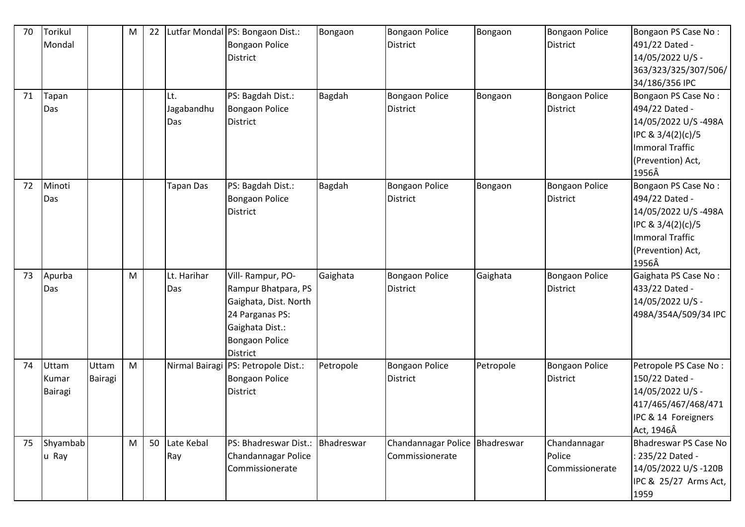| 70 | Torikul Mondal | | M | 22 | Lutfar Mondal | PS: Bongaon Dist.: Bongaon Police District | Bongaon | Bongaon Police District | Bongaon | Bongaon Police District | Bongaon PS Case No : 491/22 Dated - 14/05/2022 U/S - 363/323/325/307/506/34/186/356 IPC |
|---|---|---|---|---|---|---|---|---|---|---|---|
| 71 | Tapan Das | | | | Lt. Jagabandhu Das | PS: Bagdah Dist.: Bongaon Police District | Bagdah | Bongaon Police District | Bongaon | Bongaon Police District | Bongaon PS Case No : 494/22 Dated - 14/05/2022 U/S -498A IPC & 3/4(2)(c)/5 Immoral Traffic (Prevention) Act, 1956Â |
| 72 | Minoti Das | | | | Tapan Das | PS: Bagdah Dist.: Bongaon Police District | Bagdah | Bongaon Police District | Bongaon | Bongaon Police District | Bongaon PS Case No : 494/22 Dated - 14/05/2022 U/S -498A IPC & 3/4(2)(c)/5 Immoral Traffic (Prevention) Act, 1956Â |
| 73 | Apurba Das | | M | | Lt. Harihar Das | Vill- Rampur, PO- Rampur Bhatpara, PS Gaighata, Dist. North 24 Parganas PS: Gaighata Dist.: Bongaon Police District | Gaighata | Bongaon Police District | Gaighata | Bongaon Police District | Gaighata PS Case No : 433/22 Dated - 14/05/2022 U/S - 498A/354A/509/34 IPC |
| 74 | Uttam Kumar Bairagi | Uttam Bairagi | M | | Nirmal Bairagi | PS: Petropole Dist.: Bongaon Police District | Petropole | Bongaon Police District | Petropole | Bongaon Police District | Petropole PS Case No : 150/22 Dated - 14/05/2022 U/S - 417/465/467/468/471 IPC & 14 Foreigners Act, 1946Â |
| 75 | Shyambabu Ray | | M | 50 | Late Kebal Ray | PS: Bhadreswar Dist.: Chandannagar Police Commissionerate | Bhadreswar | Chandannagar Police Commissionerate | Bhadreswar | Chandannagar Police Commissionerate | Bhadreswar PS Case No : 235/22 Dated - 14/05/2022 U/S -120B IPC & 25/27 Arms Act, 1959 |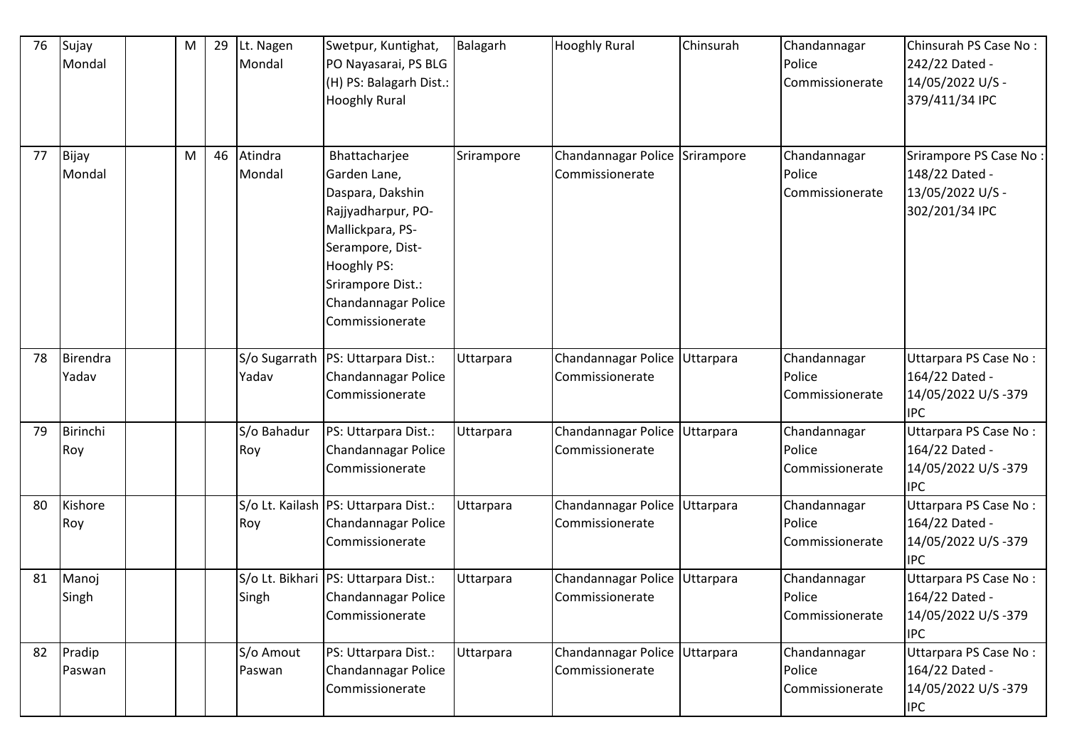| 76 | Sujay Mondal | | M | 29 | Lt. Nagen Mondal | Swetpur, Kuntighat, PO Nayasarai, PS BLG (H) PS: Balagarh Dist.: Hooghly Rural | Balagarh | Hooghly Rural | Chinsurah | Chandannagar Police Commissionerate | Chinsurah PS Case No : 242/22 Dated - 14/05/2022 U/S - 379/411/34 IPC |
|---|---|---|---|---|---|---|---|---|---|---|---|
| 77 | Bijay Mondal | | M | 46 | Atindra Mondal | Bhattacharjee Garden Lane, Daspara, Dakshin Rajjyadharpur, PO- Mallickpara, PS- Serampore, Dist- Hooghly PS: Srirampore Dist.: Chandannagar Police Commissionerate | Srirampore | Chandannagar Police Commissionerate | Srirampore | Chandannagar Police Commissionerate | Srirampore PS Case No : 148/22 Dated - 13/05/2022 U/S - 302/201/34 IPC |
| 78 | Birendra Yadav | | | | S/o Sugarrath Yadav | PS: Uttarpara Dist.: Chandannagar Police Commissionerate | Uttarpara | Chandannagar Police Commissionerate | Uttarpara | Chandannagar Police Commissionerate | Uttarpara PS Case No : 164/22 Dated - 14/05/2022 U/S -379 IPC |
| 79 | Birinchi Roy | | | | S/o Bahadur Roy | PS: Uttarpara Dist.: Chandannagar Police Commissionerate | Uttarpara | Chandannagar Police Commissionerate | Uttarpara | Chandannagar Police Commissionerate | Uttarpara PS Case No : 164/22 Dated - 14/05/2022 U/S -379 IPC |
| 80 | Kishore Roy | | | | S/o Lt. Kailash Roy | PS: Uttarpara Dist.: Chandannagar Police Commissionerate | Uttarpara | Chandannagar Police Commissionerate | Uttarpara | Chandannagar Police Commissionerate | Uttarpara PS Case No : 164/22 Dated - 14/05/2022 U/S -379 IPC |
| 81 | Manoj Singh | | | | S/o Lt. Bikhari Singh | PS: Uttarpara Dist.: Chandannagar Police Commissionerate | Uttarpara | Chandannagar Police Commissionerate | Uttarpara | Chandannagar Police Commissionerate | Uttarpara PS Case No : 164/22 Dated - 14/05/2022 U/S -379 IPC |
| 82 | Pradip Paswan | | | | S/o Amout Paswan | PS: Uttarpara Dist.: Chandannagar Police Commissionerate | Uttarpara | Chandannagar Police Commissionerate | Uttarpara | Chandannagar Police Commissionerate | Uttarpara PS Case No : 164/22 Dated - 14/05/2022 U/S -379 IPC |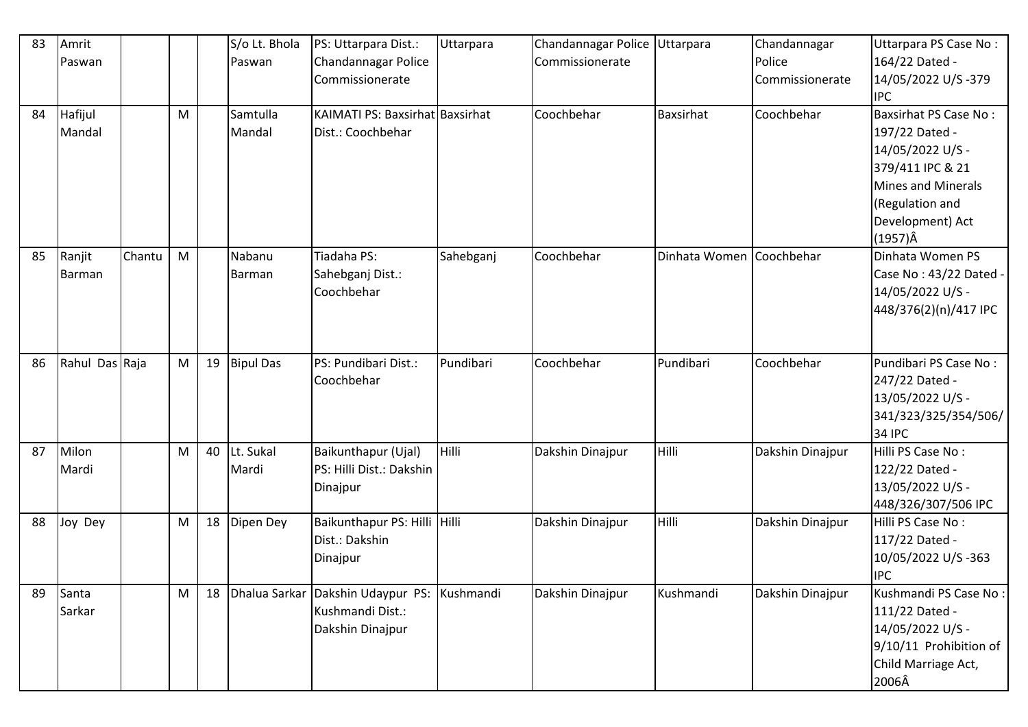| 83 | Amrit Paswan | | | | S/o Lt. Bhola Paswan | PS: Uttarpara Dist.: Chandannagar Police Commissionerate | Uttarpara | Chandannagar Police Commissionerate | Uttarpara | Chandannagar Police Commissionerate | Uttarpara PS Case No : 164/22 Dated - 14/05/2022 U/S -379 IPC |
|---|---|---|---|---|---|---|---|---|---|---|---|
| 84 | Hafijul Mandal | | M | | Samtulla Mandal | KAIMATI PS: Baxsirhat Dist.: Coochbehar | Baxsirhat | Coochbehar | Baxsirhat | Coochbehar | Baxsirhat PS Case No : 197/22 Dated - 14/05/2022 U/S - 379/411 IPC & 21 Mines and Minerals (Regulation and Development) Act (1957)Â |
| 85 | Ranjit Barman | Chantu | M | | Nabanu Barman | Tiadaha PS: Sahebganj Dist.: Coochbehar | Sahebganj | Coochbehar | Dinhata Women | Coochbehar | Dinhata Women PS Case No : 43/22 Dated - 14/05/2022 U/S - 448/376(2)(n)/417 IPC |
| 86 | Rahul Das | Raja | M | 19 | Bipul Das | PS: Pundibari Dist.: Coochbehar | Pundibari | Coochbehar | Pundibari | Coochbehar | Pundibari PS Case No : 247/22 Dated - 13/05/2022 U/S - 341/323/325/354/506/34 IPC |
| 87 | Milon Mardi | | M | 40 | Lt. Sukal Mardi | Baikunthapur (Ujal) PS: Hilli Dist.: Dakshin Dinajpur | Hilli | Dakshin Dinajpur | Hilli | Dakshin Dinajpur | Hilli PS Case No : 122/22 Dated - 13/05/2022 U/S - 448/326/307/506 IPC |
| 88 | Joy Dey | | M | 18 | Dipen Dey | Baikunthapur PS: Hilli Dist.: Dakshin Dinajpur | Hilli | Dakshin Dinajpur | Hilli | Dakshin Dinajpur | Hilli PS Case No : 117/22 Dated - 10/05/2022 U/S -363 IPC |
| 89 | Santa Sarkar | | M | 18 | Dhalua Sarkar | Dakshin Udaypur PS: Kushmandi Dist.: Dakshin Dinajpur | Kushmandi | Dakshin Dinajpur | Kushmandi | Dakshin Dinajpur | Kushmandi PS Case No : 111/22 Dated - 14/05/2022 U/S - 9/10/11 Prohibition of Child Marriage Act, 2006Â |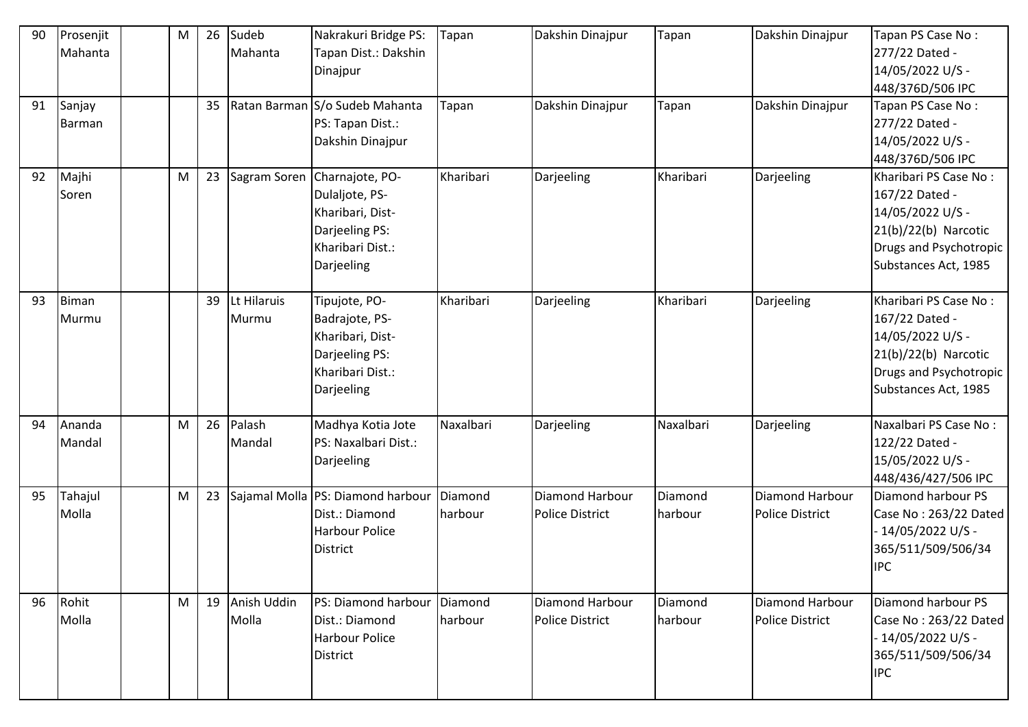| 90 | Prosenjit Mahanta | | M | 26 | Sudeb Mahanta | Nakrakuri Bridge PS: Tapan Dist.: Dakshin Dinajpur | Tapan | Dakshin Dinajpur | Tapan | Dakshin Dinajpur | Tapan PS Case No : 277/22 Dated - 14/05/2022 U/S - 448/376D/506 IPC |
|---|---|---|---|---|---|---|---|---|---|---|---|
| 91 | Sanjay Barman | | | 35 | Ratan Barman | S/o Sudeb Mahanta PS: Tapan Dist.: Dakshin Dinajpur | Tapan | Dakshin Dinajpur | Tapan | Dakshin Dinajpur | Tapan PS Case No : 277/22 Dated - 14/05/2022 U/S - 448/376D/506 IPC |
| 92 | Majhi Soren | | M | 23 | Sagram Soren | Charnajote, PO-Dulaljote, PS-Kharibari, Dist-Darjeeling PS: Kharibari Dist.: Darjeeling | Kharibari | Darjeeling | Kharibari | Darjeeling | Kharibari PS Case No : 167/22 Dated - 14/05/2022 U/S - 21(b)/22(b) Narcotic Drugs and Psychotropic Substances Act, 1985 |
| 93 | Biman Murmu | | | 39 | Lt Hilaruis Murmu | Tipujote, PO-Badrajote, PS-Kharibari, Dist-Darjeeling PS: Kharibari Dist.: Darjeeling | Kharibari | Darjeeling | Kharibari | Darjeeling | Kharibari PS Case No : 167/22 Dated - 14/05/2022 U/S - 21(b)/22(b) Narcotic Drugs and Psychotropic Substances Act, 1985 |
| 94 | Ananda Mandal | | M | 26 | Palash Mandal | Madhya Kotia Jote PS: Naxalbari Dist.: Darjeeling | Naxalbari | Darjeeling | Naxalbari | Darjeeling | Naxalbari PS Case No : 122/22 Dated - 15/05/2022 U/S - 448/436/427/506 IPC |
| 95 | Tahajul Molla | | M | 23 | Sajamal Molla | PS: Diamond harbour Dist.: Diamond Harbour Police District | Diamond harbour | Diamond Harbour Police District | Diamond harbour | Diamond Harbour Police District | Diamond harbour PS Case No : 263/22 Dated - 14/05/2022 U/S - 365/511/509/506/34 IPC |
| 96 | Rohit Molla | | M | 19 | Anish Uddin Molla | PS: Diamond harbour Dist.: Diamond Harbour Police District | Diamond harbour | Diamond Harbour Police District | Diamond harbour | Diamond Harbour Police District | Diamond harbour PS Case No : 263/22 Dated - 14/05/2022 U/S - 365/511/509/506/34 IPC |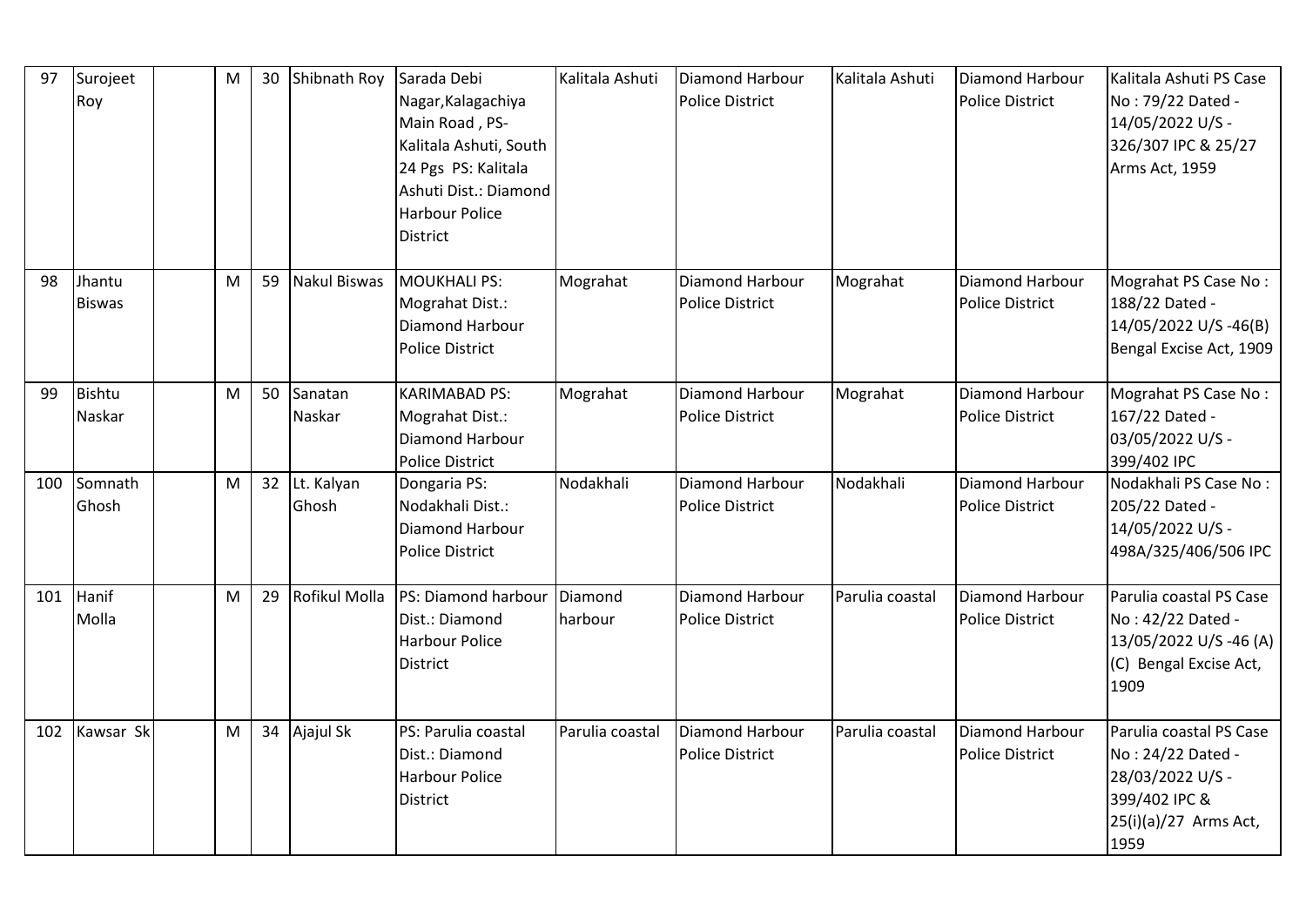| 97 | Surojeet Roy | | M | 30 | Shibnath Roy | Sarada Debi Nagar,Kalagachiya Main Road , PS- Kalitala Ashuti, South 24 Pgs PS: Kalitala Ashuti Dist.: Diamond Harbour Police District | Kalitala Ashuti | Diamond Harbour Police District | Kalitala Ashuti | Diamond Harbour Police District | Kalitala Ashuti PS Case No : 79/22 Dated - 14/05/2022 U/S - 326/307 IPC & 25/27 Arms Act, 1959 |
|---|---|---|---|---|---|---|---|---|---|---|---|
| 98 | Jhantu Biswas | | M | 59 | Nakul Biswas | MOUKHALI PS: Mograhat Dist.: Diamond Harbour Police District | Mograhat | Diamond Harbour Police District | Mograhat | Diamond Harbour Police District | Mograhat PS Case No : 188/22 Dated - 14/05/2022 U/S -46(B) Bengal Excise Act, 1909 |
| 99 | Bishtu Naskar | | M | 50 | Sanatan Naskar | KARIMABAD PS: Mograhat Dist.: Diamond Harbour Police District | Mograhat | Diamond Harbour Police District | Mograhat | Diamond Harbour Police District | Mograhat PS Case No : 167/22 Dated - 03/05/2022 U/S - 399/402 IPC |
| 100 | Somnath Ghosh | | M | 32 | Lt. Kalyan Ghosh | Dongaria PS: Nodakhali Dist.: Diamond Harbour Police District | Nodakhali | Diamond Harbour Police District | Nodakhali | Diamond Harbour Police District | Nodakhali PS Case No : 205/22 Dated - 14/05/2022 U/S - 498A/325/406/506 IPC |
| 101 | Hanif Molla | | M | 29 | Rofikul Molla | PS: Diamond harbour Dist.: Diamond Harbour Police District | Diamond harbour | Diamond Harbour Police District | Parulia coastal | Diamond Harbour Police District | Parulia coastal PS Case No : 42/22 Dated - 13/05/2022 U/S -46 (A)(C) Bengal Excise Act, 1909 |
| 102 | Kawsar Sk | | M | 34 | Ajajul Sk | PS: Parulia coastal Dist.: Diamond Harbour Police District | Parulia coastal | Diamond Harbour Police District | Parulia coastal | Diamond Harbour Police District | Parulia coastal PS Case No : 24/22 Dated - 28/03/2022 U/S - 399/402 IPC & 25(i)(a)/27 Arms Act, 1959 |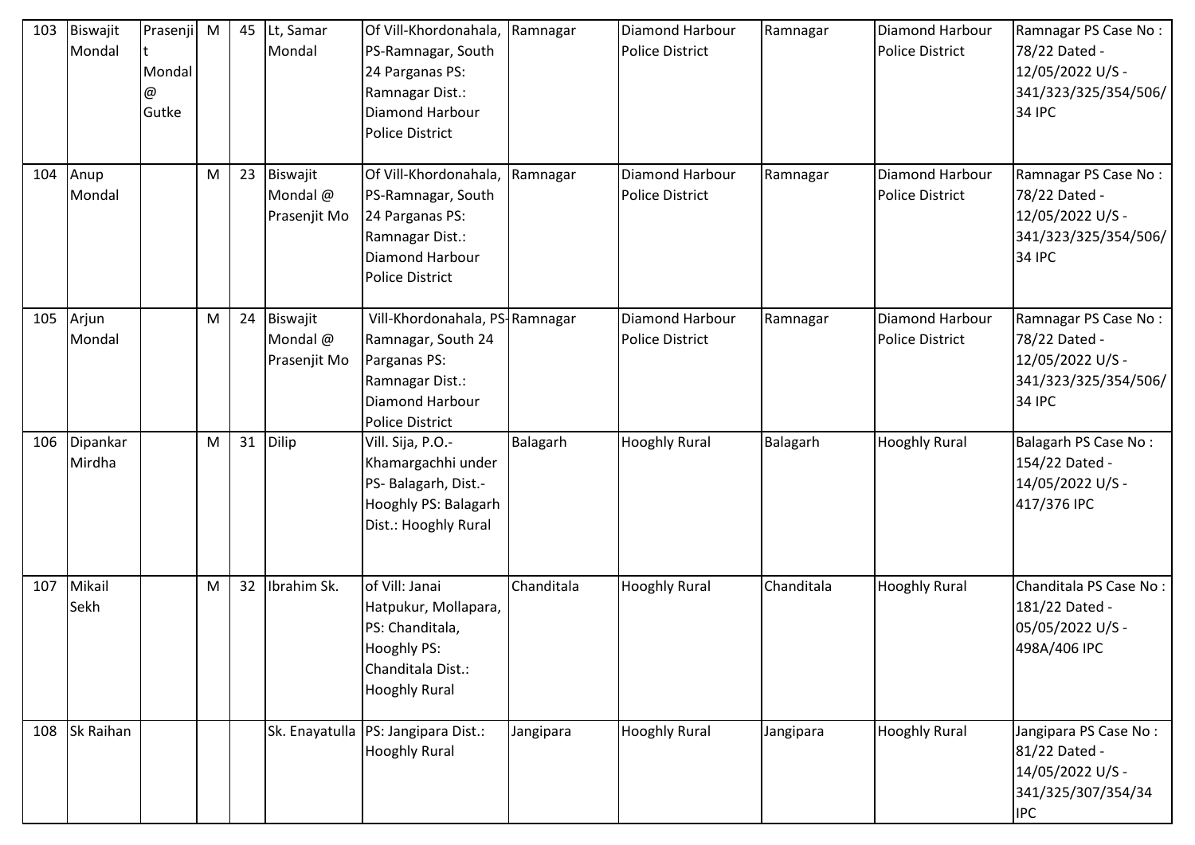| 103 | Biswajit Mondal | Prasenjit Mondal @ Gutke | M | 45 | Lt, Samar Mondal | Of Vill-Khordonahala, PS-Ramnagar, South 24 Parganas PS: Ramnagar Dist.: Diamond Harbour Police District | Ramnagar | Diamond Harbour Police District | Ramnagar | Diamond Harbour Police District | Ramnagar PS Case No : 78/22 Dated - 12/05/2022 U/S - 341/323/325/354/506/34 IPC |
|---|---|---|---|---|---|---|---|---|---|---|---|
| 104 | Anup Mondal | | M | 23 | Biswajit Mondal @ Prasenjit Mo | Of Vill-Khordonahala, PS-Ramnagar, South 24 Parganas PS: Ramnagar Dist.: Diamond Harbour Police District | Ramnagar | Diamond Harbour Police District | Ramnagar | Diamond Harbour Police District | Ramnagar PS Case No : 78/22 Dated - 12/05/2022 U/S - 341/323/325/354/506/34 IPC |
| 105 | Arjun Mondal | | M | 24 | Biswajit Mondal @ Prasenjit Mo | Vill-Khordonahala, PS-Ramnagar, South 24 Parganas PS: Ramnagar Dist.: Diamond Harbour Police District | Ramnagar | Diamond Harbour Police District | Ramnagar | Diamond Harbour Police District | Ramnagar PS Case No : 78/22 Dated - 12/05/2022 U/S - 341/323/325/354/506/34 IPC |
| 106 | Dipankar Mirdha | | M | 31 | Dilip | Vill. Sija, P.O.-Khamargachhi under PS- Balagarh, Dist.-Hooghly PS: Balagarh Dist.: Hooghly Rural | Balagarh | Hooghly Rural | Balagarh | Hooghly Rural | Balagarh PS Case No : 154/22 Dated - 14/05/2022 U/S - 417/376 IPC |
| 107 | Mikail Sekh | | M | 32 | Ibrahim Sk. | of Vill: Janai Hatpukur, Mollapara, PS: Chanditala, Hooghly PS: Chanditala Dist.: Hooghly Rural | Chanditala | Hooghly Rural | Chanditala | Hooghly Rural | Chanditala PS Case No : 181/22 Dated - 05/05/2022 U/S - 498A/406 IPC |
| 108 | Sk Raihan | | | | Sk. Enayatulla | PS: Jangipara Dist.: Hooghly Rural | Jangipara | Hooghly Rural | Jangipara | Hooghly Rural | Jangipara PS Case No : 81/22 Dated - 14/05/2022 U/S - 341/325/307/354/34 IPC |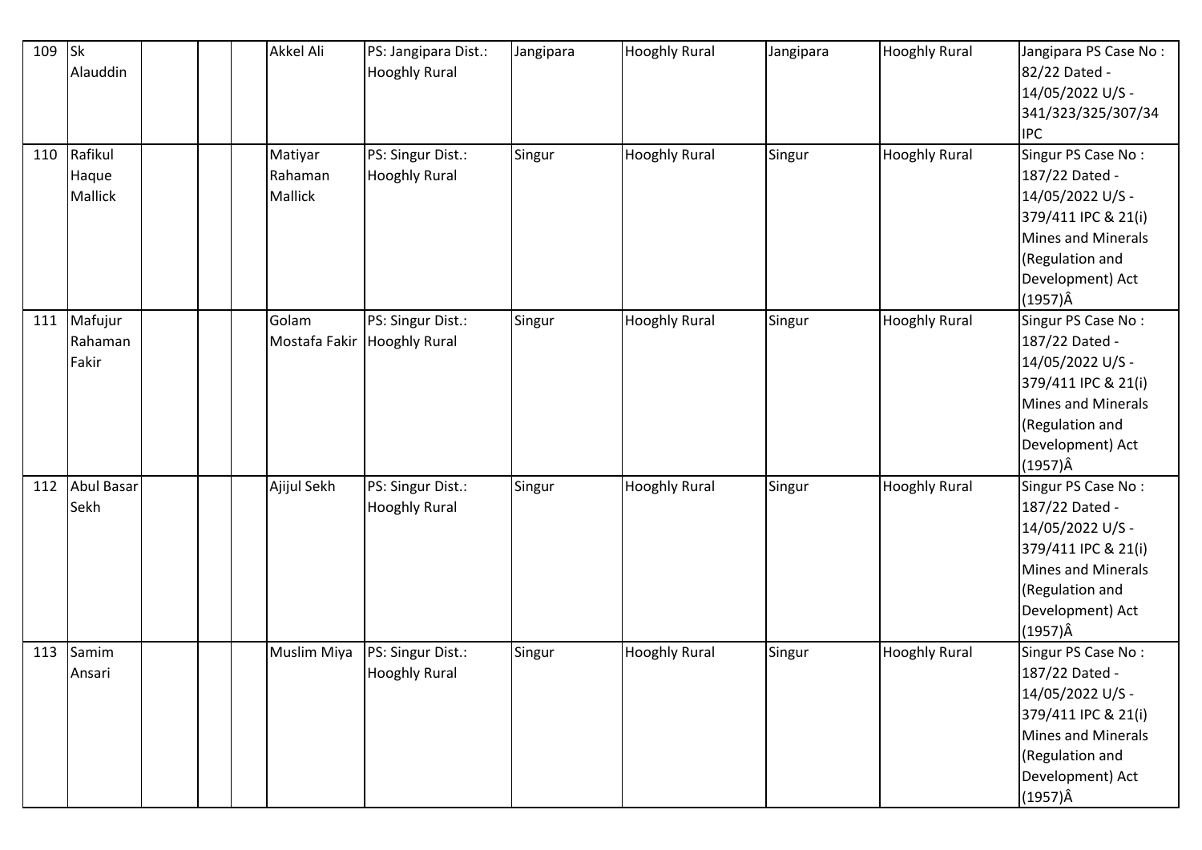| 109 | Sk Alauddin | | | | Akkel Ali | PS: Jangipara Dist.: Hooghly Rural | Jangipara | Hooghly Rural | Jangipara | Hooghly Rural | Jangipara PS Case No : 82/22 Dated - 14/05/2022 U/S - 341/323/325/307/34 IPC |
|---|---|---|---|---|---|---|---|---|---|---|---|
| 110 | Rafikul Haque Mallick | | | | Matiyar Rahaman Mallick | PS: Singur Dist.: Hooghly Rural | Singur | Hooghly Rural | Singur | Hooghly Rural | Singur PS Case No : 187/22 Dated - 14/05/2022 U/S - 379/411 IPC & 21(i) Mines and Minerals (Regulation and Development) Act (1957)Â |
| 111 | Mafujur Rahaman Fakir | | | | Golam Mostafa Fakir | PS: Singur Dist.: Hooghly Rural | Singur | Hooghly Rural | Singur | Hooghly Rural | Singur PS Case No : 187/22 Dated - 14/05/2022 U/S - 379/411 IPC & 21(i) Mines and Minerals (Regulation and Development) Act (1957)Â |
| 112 | Abul Basar Sekh | | | | Ajijul Sekh | PS: Singur Dist.: Hooghly Rural | Singur | Hooghly Rural | Singur | Hooghly Rural | Singur PS Case No : 187/22 Dated - 14/05/2022 U/S - 379/411 IPC & 21(i) Mines and Minerals (Regulation and Development) Act (1957)Â |
| 113 | Samim Ansari | | | | Muslim Miya | PS: Singur Dist.: Hooghly Rural | Singur | Hooghly Rural | Singur | Hooghly Rural | Singur PS Case No : 187/22 Dated - 14/05/2022 U/S - 379/411 IPC & 21(i) Mines and Minerals (Regulation and Development) Act (1957)Â |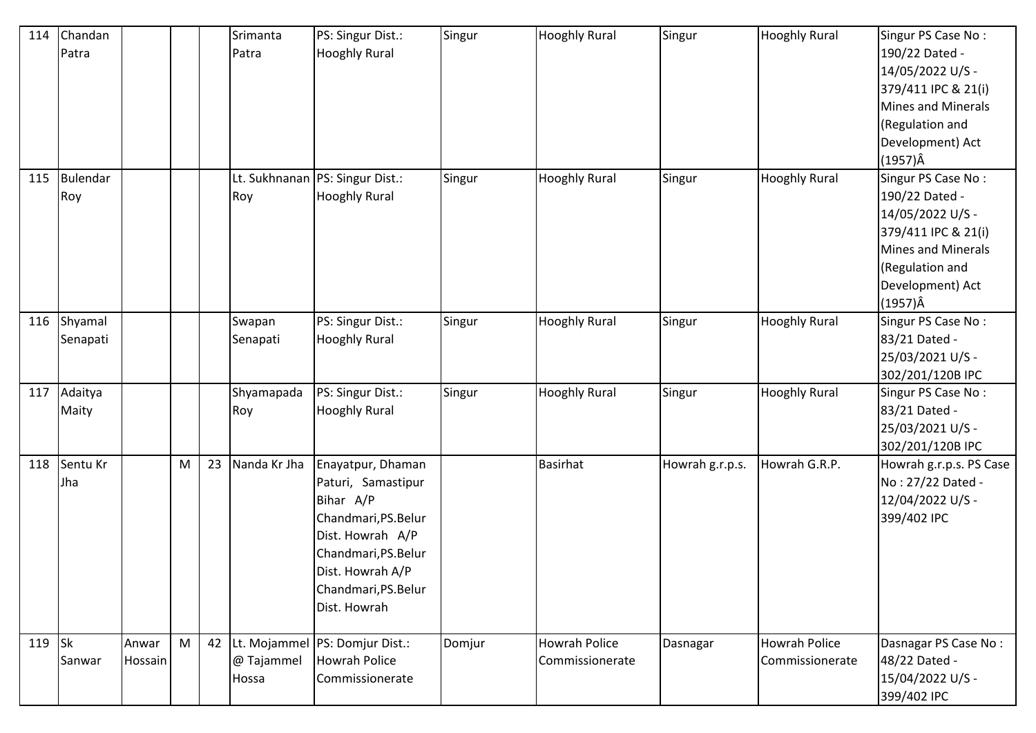| 114 | Chandan Patra | | | | Srimanta Patra | PS: Singur Dist.: Hooghly Rural | Singur | Hooghly Rural | Singur | Hooghly Rural | Singur PS Case No : 190/22 Dated - 14/05/2022 U/S - 379/411 IPC & 21(i) Mines and Minerals (Regulation and Development) Act (1957)Â |
|---|---|---|---|---|---|---|---|---|---|---|---|
| 115 | Bulendar Roy | | | | Lt. Sukhnanan Roy | PS: Singur Dist.: Hooghly Rural | Singur | Hooghly Rural | Singur | Hooghly Rural | Singur PS Case No : 190/22 Dated - 14/05/2022 U/S - 379/411 IPC & 21(i) Mines and Minerals (Regulation and Development) Act (1957)Â |
| 116 | Shyamal Senapati | | | | Swapan Senapati | PS: Singur Dist.: Hooghly Rural | Singur | Hooghly Rural | Singur | Hooghly Rural | Singur PS Case No : 83/21 Dated - 25/03/2021 U/S - 302/201/120B IPC |
| 117 | Adaitya Maity | | | | Shyamapada Roy | PS: Singur Dist.: Hooghly Rural | Singur | Hooghly Rural | Singur | Hooghly Rural | Singur PS Case No : 83/21 Dated - 25/03/2021 U/S - 302/201/120B IPC |
| 118 | Sentu Kr Jha | | M | 23 | Nanda Kr Jha | Enayatpur, Dhaman Paturi, Samastipur Bihar A/P Chandmari,PS.Belur Dist. Howrah A/P Chandmari,PS.Belur Dist. Howrah A/P Chandmari,PS.Belur Dist. Howrah | | Basirhat | Howrah g.r.p.s. | Howrah G.R.P. | Howrah g.r.p.s. PS Case No : 27/22 Dated - 12/04/2022 U/S - 399/402 IPC |
| 119 | Sk Sanwar | Anwar Hossain | M | 42 | Lt. Mojammel @ Tajammel Hossa | PS: Domjur Dist.: Howrah Police Commissionerate | Domjur | Howrah Police Commissionerate | Dasnagar | Howrah Police Commissionerate | Dasnagar PS Case No : 48/22 Dated - 15/04/2022 U/S - 399/402 IPC |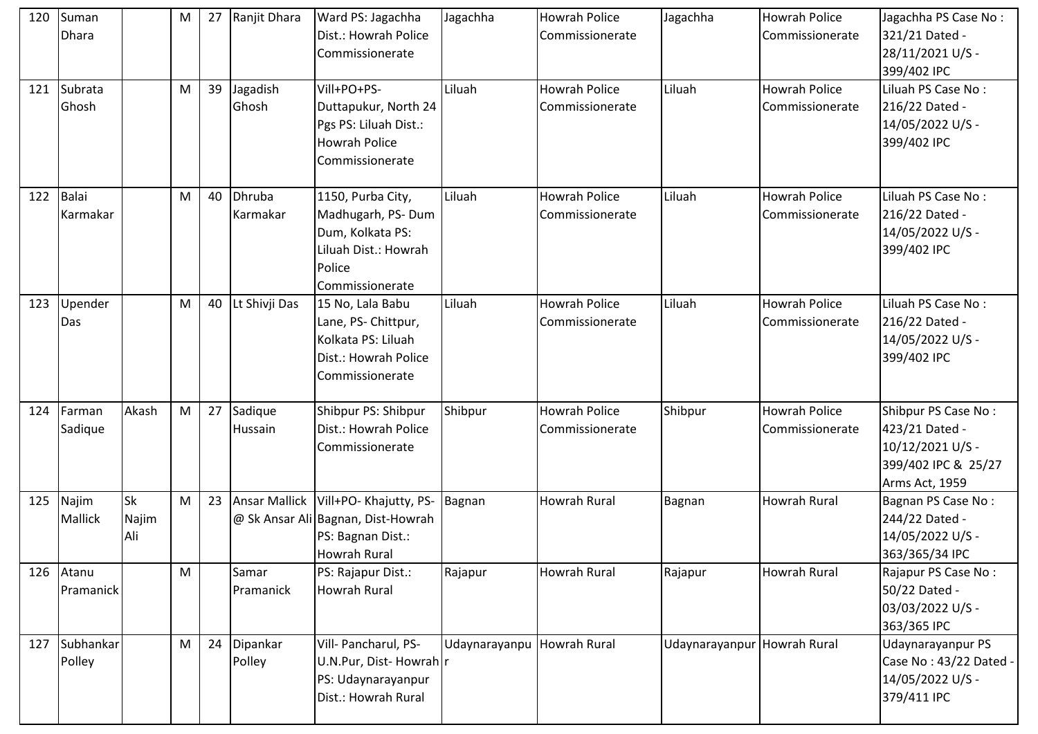| 120 | Suman Dhara | | M | 27 | Ranjit Dhara | Ward PS: Jagachha Dist.: Howrah Police Commissionerate | Jagachha | Howrah Police Commissionerate | Jagachha | Howrah Police Commissionerate | Jagachha PS Case No : 321/21 Dated - 28/11/2021 U/S - 399/402 IPC |
|---|---|---|---|---|---|---|---|---|---|---|---|
| 121 | Subrata Ghosh | | M | 39 | Jagadish Ghosh | Vill+PO+PS- Duttapukur, North 24 Pgs PS: Liluah Dist.: Howrah Police Commissionerate | Liluah | Howrah Police Commissionerate | Liluah | Howrah Police Commissionerate | Liluah PS Case No : 216/22 Dated - 14/05/2022 U/S - 399/402 IPC |
| 122 | Balai Karmakar | | M | 40 | Dhruba Karmakar | 1150, Purba City, Madhugarh, PS- Dum Dum, Kolkata PS: Liluah Dist.: Howrah Police Commissionerate | Liluah | Howrah Police Commissionerate | Liluah | Howrah Police Commissionerate | Liluah PS Case No : 216/22 Dated - 14/05/2022 U/S - 399/402 IPC |
| 123 | Upender Das | | M | 40 | Lt Shivji Das | 15 No, Lala Babu Lane, PS- Chittpur, Kolkata PS: Liluah Dist.: Howrah Police Commissionerate | Liluah | Howrah Police Commissionerate | Liluah | Howrah Police Commissionerate | Liluah PS Case No : 216/22 Dated - 14/05/2022 U/S - 399/402 IPC |
| 124 | Farman Sadique | Akash | M | 27 | Sadique Hussain | Shibpur PS: Shibpur Dist.: Howrah Police Commissionerate | Shibpur | Howrah Police Commissionerate | Shibpur | Howrah Police Commissionerate | Shibpur PS Case No : 423/21 Dated - 10/12/2021 U/S - 399/402 IPC & 25/27 Arms Act, 1959 |
| 125 | Najim Mallick | Sk Najim Ali | M | 23 | Ansar Mallick @ Sk Ansar Ali | Vill+PO- Khajutty, PS- Bagnan, Dist-Howrah PS: Bagnan Dist.: Howrah Rural | Bagnan | Howrah Rural | Bagnan | Howrah Rural | Bagnan PS Case No : 244/22 Dated - 14/05/2022 U/S - 363/365/34 IPC |
| 126 | Atanu Pramanick | | M | | Samar Pramanick | PS: Rajapur Dist.: Howrah Rural | Rajapur | Howrah Rural | Rajapur | Howrah Rural | Rajapur PS Case No : 50/22 Dated - 03/03/2022 U/S - 363/365 IPC |
| 127 | Subhankar Polley | | M | 24 | Dipankar Polley | Vill- Pancharul, PS- U.N.Pur, Dist- Howrah PS: Udaynarayanpur Dist.: Howrah Rural | Udaynarayanpur | Howrah Rural | Udaynarayanpur | Howrah Rural | Udaynarayanpur PS Case No : 43/22 Dated - 14/05/2022 U/S - 379/411 IPC |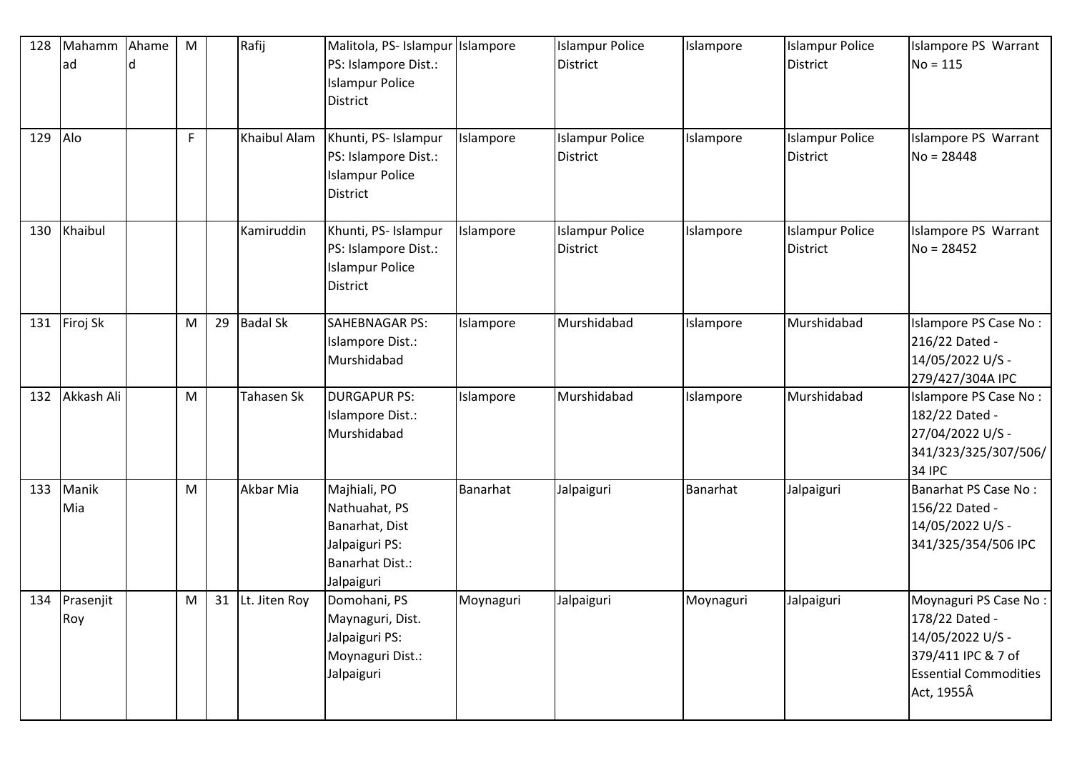| 128 | Mahammad | Ahamed | M | | Rafij | Malitola, PS- Islampur PS: Islampore Dist.: Islampur Police District | Islampore | Islampur Police District | Islampore | Islampur Police District | Islampore PS Warrant No = 115 |
|---|---|---|---|---|---|---|---|---|---|---|---|
| 129 | Alo | | F | | Khaibul Alam | Khunti, PS- Islampur PS: Islampore Dist.: Islampur Police District | Islampore | Islampur Police District | Islampore | Islampur Police District | Islampore PS Warrant No = 28448 |
| 130 | Khaibul | | | | Kamiruddin | Khunti, PS- Islampur PS: Islampore Dist.: Islampur Police District | Islampore | Islampur Police District | Islampore | Islampur Police District | Islampore PS Warrant No = 28452 |
| 131 | Firoj Sk | | M | 29 | Badal Sk | SAHEBNAGAR PS: Islampore Dist.: Murshidabad | Islampore | Murshidabad | Islampore | Murshidabad | Islampore PS Case No : 216/22 Dated - 14/05/2022 U/S - 279/427/304A IPC |
| 132 | Akkash Ali | | M | | Tahasen Sk | DURGAPUR PS: Islampore Dist.: Murshidabad | Islampore | Murshidabad | Islampore | Murshidabad | Islampore PS Case No : 182/22 Dated - 27/04/2022 U/S - 341/323/325/307/506/34 IPC |
| 133 | Manik Mia | | M | | Akbar Mia | Majhiali, PO Nathuahat, PS Banarhat, Dist Jalpaiguri PS: Banarhat Dist.: Jalpaiguri | Banarhat | Jalpaiguri | Banarhat | Jalpaiguri | Banarhat PS Case No : 156/22 Dated - 14/05/2022 U/S - 341/325/354/506 IPC |
| 134 | Prasenjit Roy | | M | 31 | Lt. Jiten Roy | Domohani, PS Maynaguri, Dist. Jalpaiguri PS: Moynaguri Dist.: Jalpaiguri | Moynaguri | Jalpaiguri | Moynaguri | Jalpaiguri | Moynaguri PS Case No : 178/22 Dated - 14/05/2022 U/S - 379/411 IPC & 7 of Essential Commodities Act, 1955Â |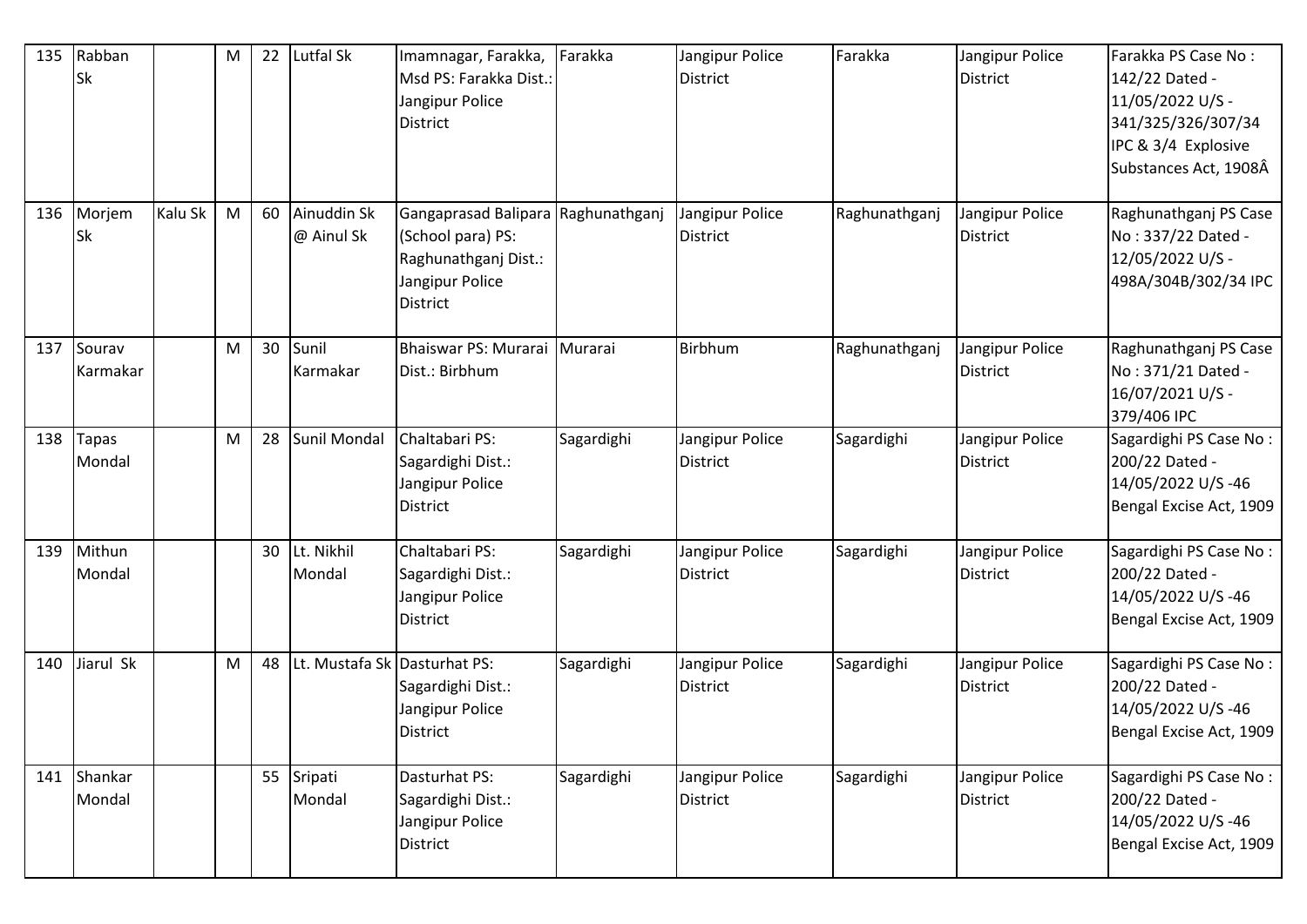| 135 | Rabban Sk | | M | 22 | Lutfal Sk | Imamnagar, Farakka, Msd PS: Farakka Dist.: Jangipur Police District | Farakka | Jangipur Police District | Farakka | Jangipur Police District | Farakka PS Case No : 142/22 Dated - 11/05/2022 U/S - 341/325/326/307/34 IPC & 3/4 Explosive Substances Act, 1908Â |
|---|---|---|---|---|---|---|---|---|---|---|---|
| 136 | Morjem Sk | Kalu Sk | M | 60 | Ainuddin Sk @ Ainul Sk | Gangaprasad Balipara (School para) PS: Raghunathganj Dist.: Jangipur Police District | Raghunathganj | Jangipur Police District | Raghunathganj | Jangipur Police District | Raghunathganj PS Case No : 337/22 Dated - 12/05/2022 U/S - 498A/304B/302/34 IPC |
| 137 | Sourav Karmakar | | M | 30 | Sunil Karmakar | Bhaiswar PS: Murarai Dist.: Birbhum | Murarai | Birbhum | Raghunathganj | Jangipur Police District | Raghunathganj PS Case No : 371/21 Dated - 16/07/2021 U/S - 379/406 IPC |
| 138 | Tapas Mondal | | M | 28 | Sunil Mondal | Chaltabari PS: Sagardighi Dist.: Jangipur Police District | Sagardighi | Jangipur Police District | Sagardighi | Jangipur Police District | Sagardighi PS Case No : 200/22 Dated - 14/05/2022 U/S -46 Bengal Excise Act, 1909 |
| 139 | Mithun Mondal | | | 30 | Lt. Nikhil Mondal | Chaltabari PS: Sagardighi Dist.: Jangipur Police District | Sagardighi | Jangipur Police District | Sagardighi | Jangipur Police District | Sagardighi PS Case No : 200/22 Dated - 14/05/2022 U/S -46 Bengal Excise Act, 1909 |
| 140 | Jiarul Sk | | M | 48 | Lt. Mustafa Sk | Dasturhat PS: Sagardighi Dist.: Jangipur Police District | Sagardighi | Jangipur Police District | Sagardighi | Jangipur Police District | Sagardighi PS Case No : 200/22 Dated - 14/05/2022 U/S -46 Bengal Excise Act, 1909 |
| 141 | Shankar Mondal | | | 55 | Sripati Mondal | Dasturhat PS: Sagardighi Dist.: Jangipur Police District | Sagardighi | Jangipur Police District | Sagardighi | Jangipur Police District | Sagardighi PS Case No : 200/22 Dated - 14/05/2022 U/S -46 Bengal Excise Act, 1909 |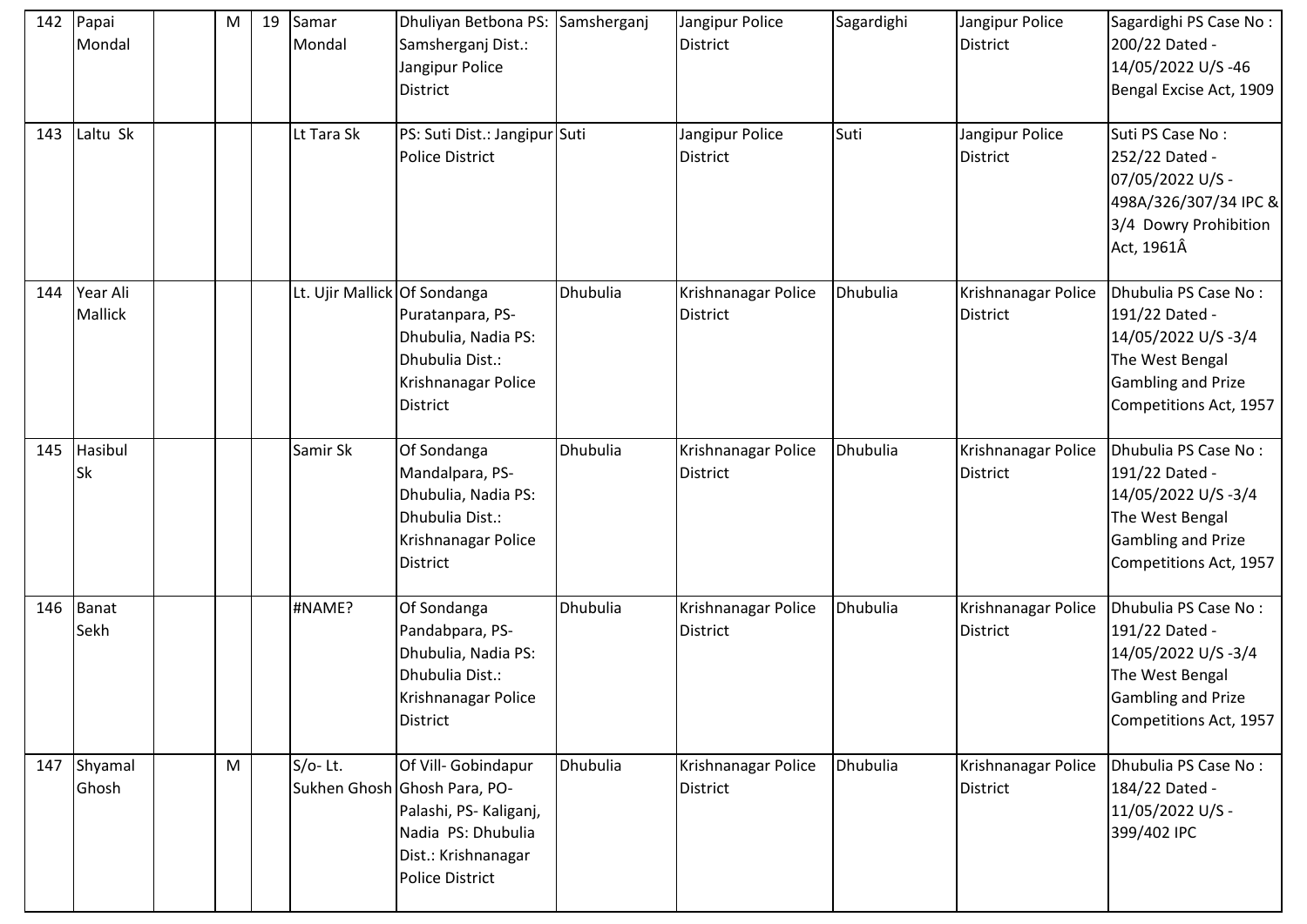| 142 | Papai Mondal | | M | 19 | Samar Mondal | Dhuliyan Betbona PS: Samsherganj Dist.: Jangipur Police District | Samsherganj | Jangipur Police District | Sagardighi | Jangipur Police District | Sagardighi PS Case No : 200/22 Dated - 14/05/2022 U/S -46 Bengal Excise Act, 1909 |
|---|---|---|---|---|---|---|---|---|---|---|---|
| 143 | Laltu Sk | | | | Lt Tara Sk | PS: Suti Dist.: Jangipur Police District | Suti | Jangipur Police District | Suti | Jangipur Police District | Suti PS Case No : 252/22 Dated - 07/05/2022 U/S - 498A/326/307/34 IPC & 3/4 Dowry Prohibition Act, 1961Â |
| 144 | Year Ali Mallick | | | | Lt. Ujir Mallick | Of Sondanga Puratanpara, PS- Dhubulia, Nadia PS: Dhubulia Dist.: Krishnanagar Police District | Dhubulia | Krishnanagar Police District | Dhubulia | Krishnanagar Police District | Dhubulia PS Case No : 191/22 Dated - 14/05/2022 U/S -3/4 The West Bengal Gambling and Prize Competitions Act, 1957 |
| 145 | Hasibul Sk | | | | Samir Sk | Of Sondanga Mandalpara, PS- Dhubulia, Nadia PS: Dhubulia Dist.: Krishnanagar Police District | Dhubulia | Krishnanagar Police District | Dhubulia | Krishnanagar Police District | Dhubulia PS Case No : 191/22 Dated - 14/05/2022 U/S -3/4 The West Bengal Gambling and Prize Competitions Act, 1957 |
| 146 | Banat Sekh | | | | #NAME? | Of Sondanga Pandabpara, PS- Dhubulia, Nadia PS: Dhubulia Dist.: Krishnanagar Police District | Dhubulia | Krishnanagar Police District | Dhubulia | Krishnanagar Police District | Dhubulia PS Case No : 191/22 Dated - 14/05/2022 U/S -3/4 The West Bengal Gambling and Prize Competitions Act, 1957 |
| 147 | Shyamal Ghosh | | M | | S/o- Lt. Sukhen Ghosh | Of Vill- Gobindapur Ghosh Para, PO- Palashi, PS- Kaliganj, Nadia PS: Dhubulia Dist.: Krishnanagar Police District | Dhubulia | Krishnanagar Police District | Dhubulia | Krishnanagar Police District | Dhubulia PS Case No : 184/22 Dated - 11/05/2022 U/S - 399/402 IPC |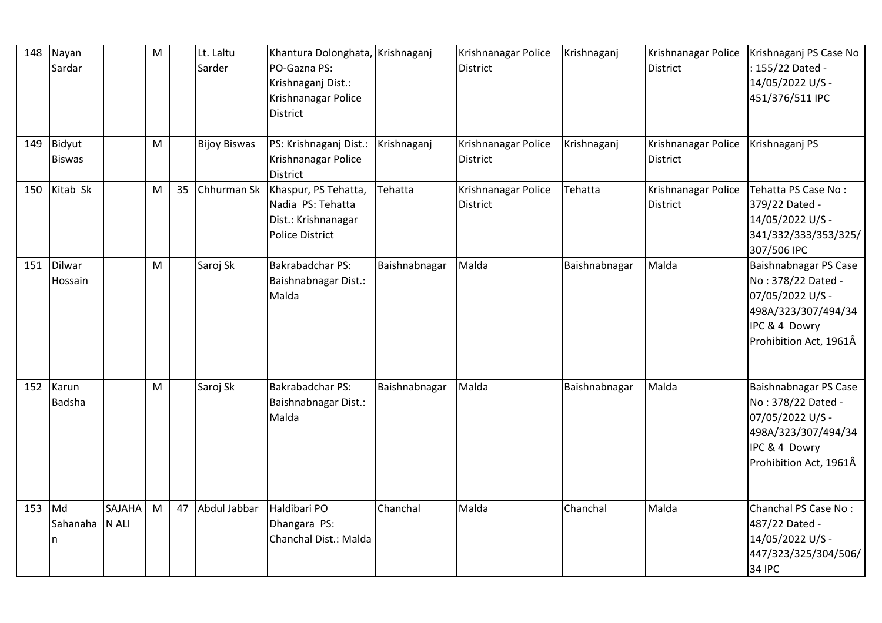| 148 | Nayan Sardar | | M | | Lt. Laltu Sarder | Khantura Dolonghata, PO-Gazna PS: Krishnaganj Dist.: Krishnanagar Police District | Krishnaganj | Krishnanagar Police District | Krishnaganj | Krishnanagar Police District | Krishnaganj PS Case No : 155/22 Dated - 14/05/2022 U/S - 451/376/511 IPC |
|---|---|---|---|---|---|---|---|---|---|---|---|
| 149 | Bidyut Biswas | | M | | Bijoy Biswas | PS: Krishnaganj Dist.: Krishnanagar Police District | Krishnaganj | Krishnanagar Police District | Krishnaganj | Krishnanagar Police District | Krishnaganj PS |
| 150 | Kitab Sk | | M | 35 | Chhurman Sk | Khaspur, PS Tehatta, Nadia PS: Tehatta Dist.: Krishnanagar Police District | Tehatta | Krishnanagar Police District | Tehatta | Krishnanagar Police District | Tehatta PS Case No : 379/22 Dated - 14/05/2022 U/S - 341/332/333/353/325/307/506 IPC |
| 151 | Dilwar Hossain | | M | | Saroj Sk | Bakrabadchar PS: Baishnabnagar Dist.: Malda | Baishnabnagar | Malda | Baishnabnagar | Malda | Baishnabnagar PS Case No : 378/22 Dated - 07/05/2022 U/S - 498A/323/307/494/34 IPC & 4 Dowry Prohibition Act, 1961Â |
| 152 | Karun Badsha | | M | | Saroj Sk | Bakrabadchar PS: Baishnabnagar Dist.: Malda | Baishnabnagar | Malda | Baishnabnagar | Malda | Baishnabnagar PS Case No : 378/22 Dated - 07/05/2022 U/S - 498A/323/307/494/34 IPC & 4 Dowry Prohibition Act, 1961Â |
| 153 | Md Sahanahan | SAJAHAN ALI | M | 47 | Abdul Jabbar | Haldibari PO Dhangara PS: Chanchal Dist.: Malda | Chanchal | Malda | Chanchal | Malda | Chanchal PS Case No : 487/22 Dated - 14/05/2022 U/S - 447/323/325/304/506/34 IPC |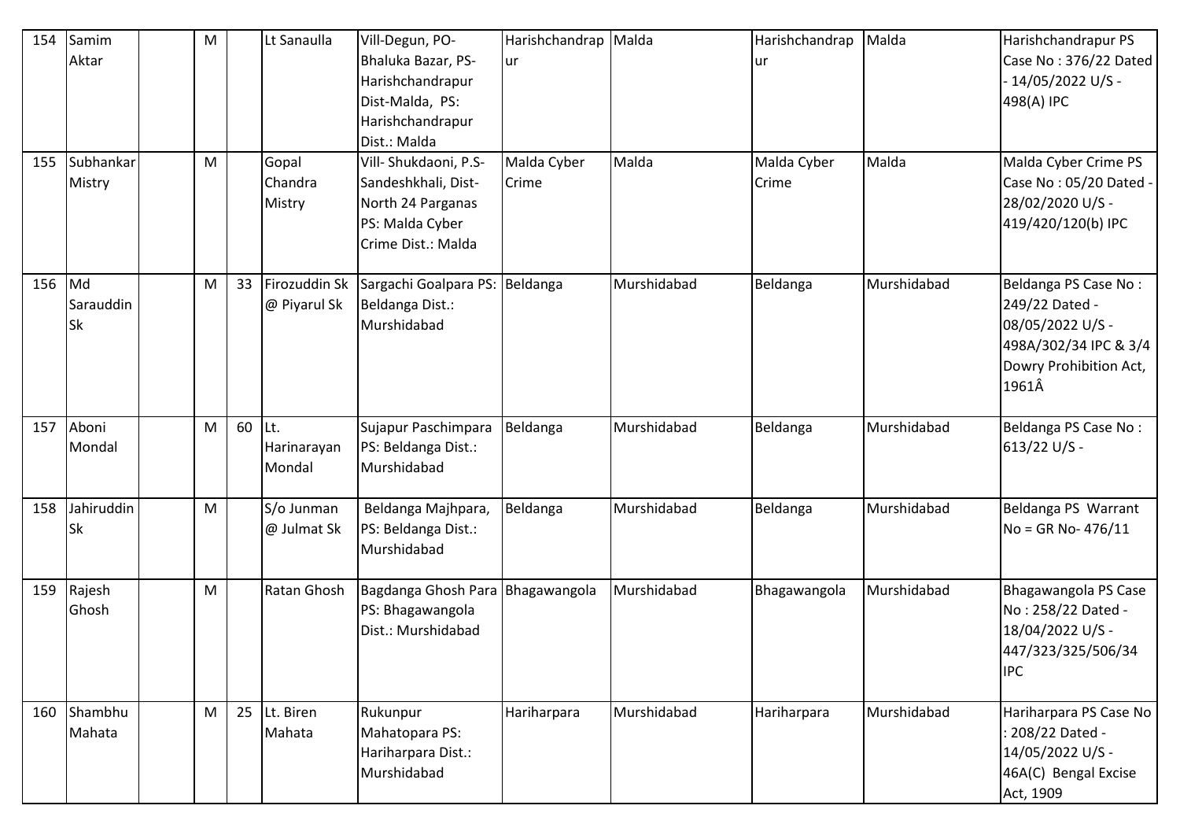| 154 | Samim Aktar | | M | | Lt Sanaulla | Vill-Degun, PO-Bhaluka Bazar, PS-Harishchandrapur Dist-Malda, PS: Harishchandrapur Dist.: Malda | Harishchandrapur | Malda | Harishchandrapur | Malda | Harishchandrapur PS Case No : 376/22 Dated - 14/05/2022 U/S - 498(A) IPC |
|---|---|---|---|---|---|---|---|---|---|---|---|
| 155 | Subhankar Mistry | | M | | Gopal Chandra Mistry | Vill- Shukdaoni, P.S-Sandeshkhali, Dist-North 24 Parganas PS: Malda Cyber Crime Dist.: Malda | Malda Cyber Crime | Malda | Malda Cyber Crime | Malda | Malda Cyber Crime PS Case No : 05/20 Dated - 28/02/2020 U/S - 419/420/120(b) IPC |
| 156 | Md Sarauddin Sk | | M | 33 | Firozuddin Sk @ Piyarul Sk | Sargachi Goalpara PS: Beldanga Dist.: Murshidabad | Beldanga | Murshidabad | Beldanga | Murshidabad | Beldanga PS Case No : 249/22 Dated - 08/05/2022 U/S - 498A/302/34 IPC & 3/4 Dowry Prohibition Act, 1961Â |
| 157 | Aboni Mondal | | M | 60 | Lt. Harinarayan Mondal | Sujapur Paschimpara PS: Beldanga Dist.: Murshidabad | Beldanga | Murshidabad | Beldanga | Murshidabad | Beldanga PS Case No : 613/22 U/S - |
| 158 | Jahiruddin Sk | | M | | S/o Junman @ Julmat Sk | Beldanga Majhpara, PS: Beldanga Dist.: Murshidabad | Beldanga | Murshidabad | Beldanga | Murshidabad | Beldanga PS Warrant No = GR No- 476/11 |
| 159 | Rajesh Ghosh | | M | | Ratan Ghosh | Bagdanga Ghosh Para PS: Bhagawangola Dist.: Murshidabad | Bhagawangola | Murshidabad | Bhagawangola | Murshidabad | Bhagawangola PS Case No : 258/22 Dated - 18/04/2022 U/S - 447/323/325/506/34 IPC |
| 160 | Shambhu Mahata | | M | 25 | Lt. Biren Mahata | Rukunpur Mahatopara PS: Hariharpara Dist.: Murshidabad | Hariharpara | Murshidabad | Hariharpara | Murshidabad | Hariharpara PS Case No : 208/22 Dated - 14/05/2022 U/S - 46A(C) Bengal Excise Act, 1909 |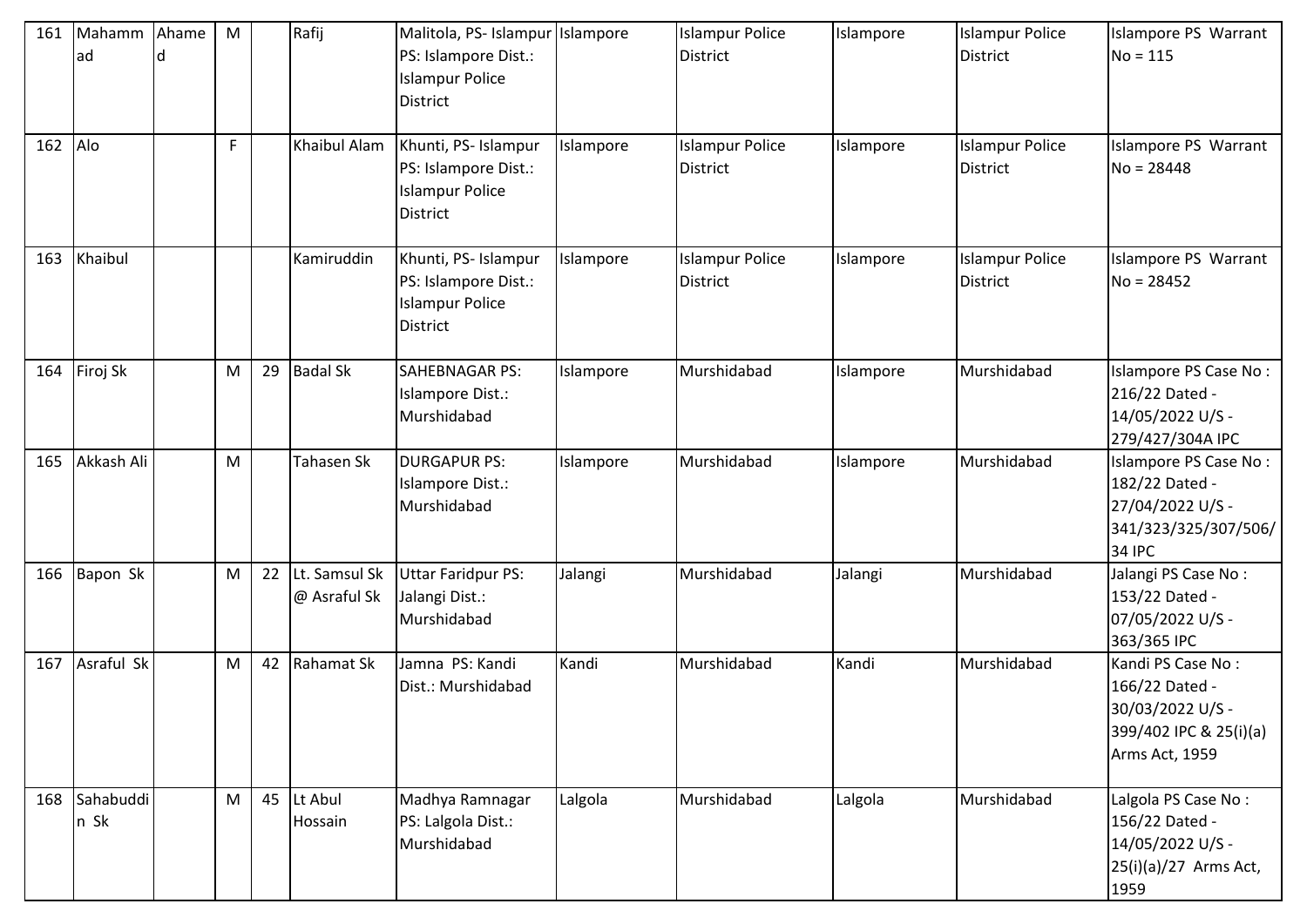| 161 | Mahammad | Ahamed | M | | Rafij | Malitola, PS- Islampur PS: Islampore Dist.: Islampur Police District | Islampore | Islampur Police District | Islampore | Islampur Police District | Islampore PS Warrant No = 115 |
|---|---|---|---|---|---|---|---|---|---|---|---|
| 162 | Alo | | F | | Khaibul Alam | Khunti, PS- Islampur PS: Islampore Dist.: Islampur Police District | Islampore | Islampur Police District | Islampore | Islampur Police District | Islampore PS Warrant No = 28448 |
| 163 | Khaibul | | | | Kamiruddin | Khunti, PS- Islampur PS: Islampore Dist.: Islampur Police District | Islampore | Islampur Police District | Islampore | Islampur Police District | Islampore PS Warrant No = 28452 |
| 164 | Firoj Sk | | M | 29 | Badal Sk | SAHEBNAGAR PS: Islampore Dist.: Murshidabad | Islampore | Murshidabad | Islampore | Murshidabad | Islampore PS Case No : 216/22 Dated - 14/05/2022 U/S - 279/427/304A IPC |
| 165 | Akkash Ali | | M | | Tahasen Sk | DURGAPUR PS: Islampore Dist.: Murshidabad | Islampore | Murshidabad | Islampore | Murshidabad | Islampore PS Case No : 182/22 Dated - 27/04/2022 U/S - 341/323/325/307/506/34 IPC |
| 166 | Bapon Sk | | M | 22 | Lt. Samsul Sk @ Asraful Sk | Uttar Faridpur PS: Jalangi Dist.: Murshidabad | Jalangi | Murshidabad | Jalangi | Murshidabad | Jalangi PS Case No : 153/22 Dated - 07/05/2022 U/S - 363/365 IPC |
| 167 | Asraful Sk | | M | 42 | Rahamat Sk | Jamna PS: Kandi Dist.: Murshidabad | Kandi | Murshidabad | Kandi | Murshidabad | Kandi PS Case No : 166/22 Dated - 30/03/2022 U/S - 399/402 IPC & 25(i)(a) Arms Act, 1959 |
| 168 | Sahabuddin Sk | | M | 45 | Lt Abul Hossain | Madhya Ramnagar PS: Lalgola Dist.: Murshidabad | Lalgola | Murshidabad | Lalgola | Murshidabad | Lalgola PS Case No : 156/22 Dated - 14/05/2022 U/S - 25(i)(a)/27 Arms Act, 1959 |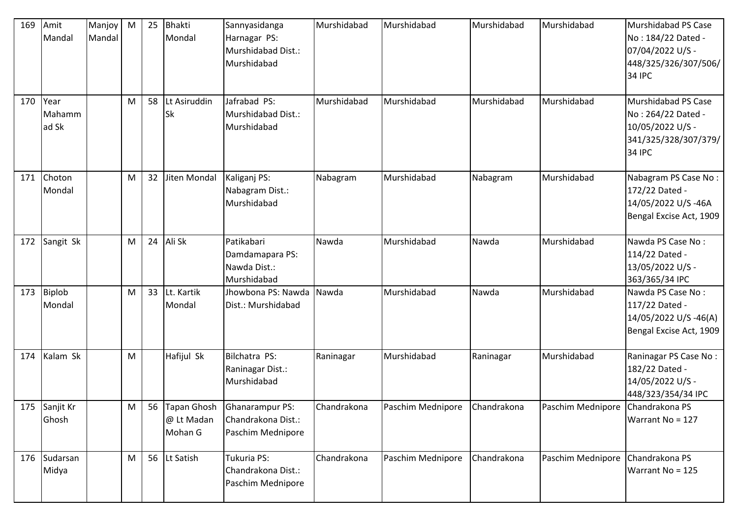| 169 | Amit Mandal | Manjoy Mandal | M | 25 | Bhakti Mondal | Sannyasidanga Harnagar PS: Murshidabad Dist.: Murshidabad | Murshidabad | Murshidabad | Murshidabad | Murshidabad | Murshidabad PS Case No : 184/22 Dated - 07/04/2022 U/S - 448/325/326/307/506/34 IPC |
|---|---|---|---|---|---|---|---|---|---|---|---|
| 170 | Year Mahammad Sk | | M | 58 | Lt Asiruddin Sk | Jafrabad PS: Murshidabad Dist.: Murshidabad | Murshidabad | Murshidabad | Murshidabad | Murshidabad | Murshidabad PS Case No : 264/22 Dated - 10/05/2022 U/S - 341/325/328/307/379/34 IPC |
| 171 | Choton Mondal | | M | 32 | Jiten Mondal | Kaliganj PS: Nabagram Dist.: Murshidabad | Nabagram | Murshidabad | Nabagram | Murshidabad | Nabagram PS Case No : 172/22 Dated - 14/05/2022 U/S -46A Bengal Excise Act, 1909 |
| 172 | Sangit Sk | | M | 24 | Ali Sk | Patikabari Damdamapara PS: Nawda Dist.: Murshidabad | Nawda | Murshidabad | Nawda | Murshidabad | Nawda PS Case No : 114/22 Dated - 13/05/2022 U/S - 363/365/34 IPC |
| 173 | Biplob Mondal | | M | 33 | Lt. Kartik Mondal | Jhowbona PS: Nawda Dist.: Murshidabad | Nawda | Murshidabad | Nawda | Murshidabad | Nawda PS Case No : 117/22 Dated - 14/05/2022 U/S -46(A) Bengal Excise Act, 1909 |
| 174 | Kalam Sk | | M | | Hafijul Sk | Bilchatra PS: Raninagar Dist.: Murshidabad | Raninagar | Murshidabad | Raninagar | Murshidabad | Raninagar PS Case No : 182/22 Dated - 14/05/2022 U/S - 448/323/354/34 IPC |
| 175 | Sanjit Kr Ghosh | | M | 56 | Tapan Ghosh @ Lt Madan Mohan G | Ghanarampur PS: Chandrakona Dist.: Paschim Mednipore | Chandrakona | Paschim Mednipore | Chandrakona | Paschim Mednipore | Chandrakona PS Warrant No = 127 |
| 176 | Sudarsan Midya | | M | 56 | Lt Satish | Tukuria PS: Chandrakona Dist.: Paschim Mednipore | Chandrakona | Paschim Mednipore | Chandrakona | Paschim Mednipore | Chandrakona PS Warrant No = 125 |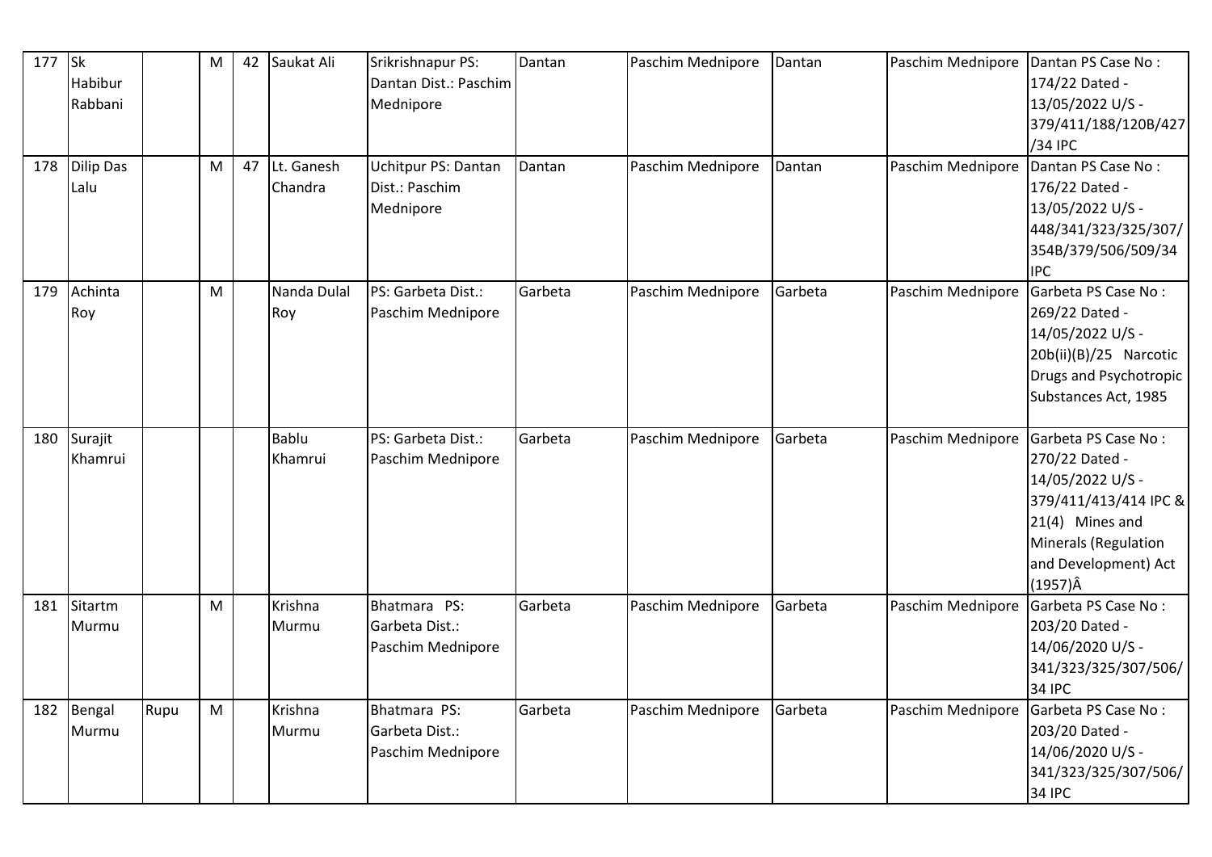| 177 | Sk Habibur Rabbani | | M | 42 | Saukat Ali | Srikrishnapur PS: Dantan Dist.: Paschim Mednipore | Dantan | Paschim Mednipore | Dantan | Paschim Mednipore | Dantan PS Case No : 174/22 Dated - 13/05/2022 U/S - 379/411/188/120B/427/34 IPC |
|---|---|---|---|---|---|---|---|---|---|---|---|
| 178 | Dilip Das Lalu | | M | 47 | Lt. Ganesh Chandra | Uchitpur PS: Dantan Dist.: Paschim Mednipore | Dantan | Paschim Mednipore | Dantan | Paschim Mednipore | Dantan PS Case No : 176/22 Dated - 13/05/2022 U/S - 448/341/323/325/307/354B/379/506/509/34 IPC |
| 179 | Achinta Roy | | M | | Nanda Dulal Roy | PS: Garbeta Dist.: Paschim Mednipore | Garbeta | Paschim Mednipore | Garbeta | Paschim Mednipore | Garbeta PS Case No : 269/22 Dated - 14/05/2022 U/S - 20b(ii)(B)/25 Narcotic Drugs and Psychotropic Substances Act, 1985 |
| 180 | Surajit Khamrui | | | | Bablu Khamrui | PS: Garbeta Dist.: Paschim Mednipore | Garbeta | Paschim Mednipore | Garbeta | Paschim Mednipore | Garbeta PS Case No : 270/22 Dated - 14/05/2022 U/S - 379/411/413/414 IPC & 21(4) Mines and Minerals (Regulation and Development) Act (1957)Â |
| 181 | Sitartm Murmu | | M | | Krishna Murmu | Bhatmara PS: Garbeta Dist.: Paschim Mednipore | Garbeta | Paschim Mednipore | Garbeta | Paschim Mednipore | Garbeta PS Case No : 203/20 Dated - 14/06/2020 U/S - 341/323/325/307/506/34 IPC |
| 182 | Bengal Murmu | Rupu | M | | Krishna Murmu | Bhatmara PS: Garbeta Dist.: Paschim Mednipore | Garbeta | Paschim Mednipore | Garbeta | Paschim Mednipore | Garbeta PS Case No : 203/20 Dated - 14/06/2020 U/S - 341/323/325/307/506/34 IPC |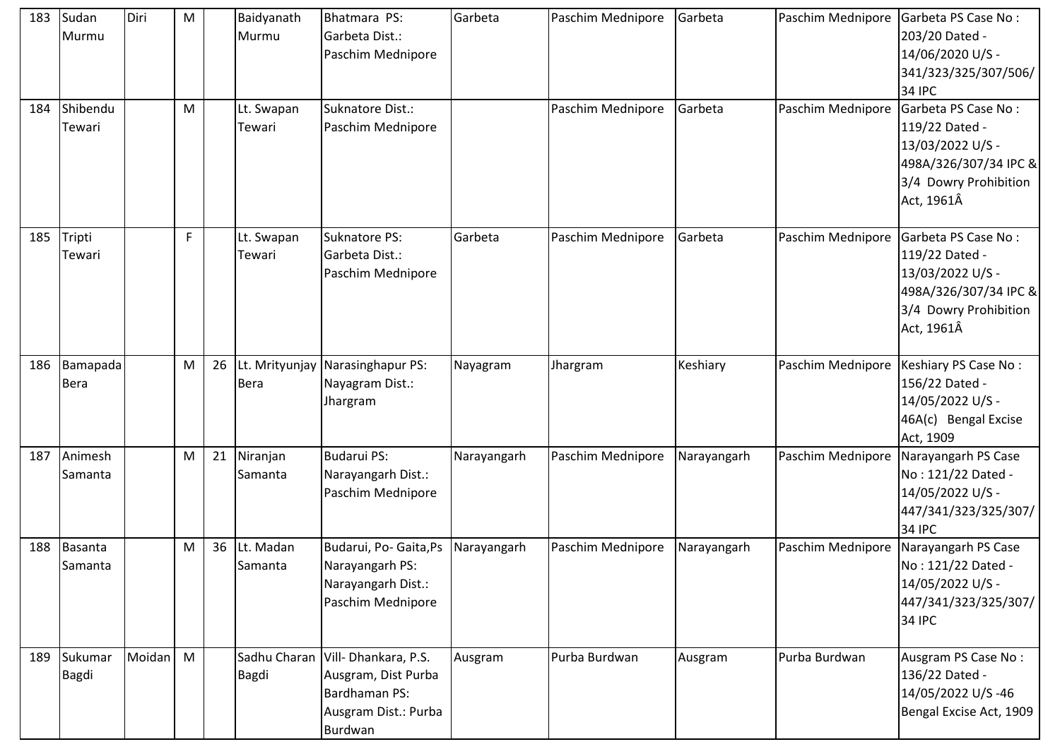| 183 | Sudan Murmu | Diri | M | | Baidyanath Murmu | Bhatmara PS: Garbeta Dist.: Paschim Mednipore | Garbeta | Paschim Mednipore | Garbeta | Paschim Mednipore | Garbeta PS Case No : 203/20 Dated - 14/06/2020 U/S - 341/323/325/307/506/34 IPC |
|---|---|---|---|---|---|---|---|---|---|---|---|
| 184 | Shibendu Tewari | | M | | Lt. Swapan Tewari | Suknatore Dist.: Paschim Mednipore | | Paschim Mednipore | Garbeta | Paschim Mednipore | Garbeta PS Case No : 119/22 Dated - 13/03/2022 U/S - 498A/326/307/34 IPC & 3/4 Dowry Prohibition Act, 1961Â |
| 185 | Tripti Tewari | | F | | Lt. Swapan Tewari | Suknatore PS: Garbeta Dist.: Paschim Mednipore | Garbeta | Paschim Mednipore | Garbeta | Paschim Mednipore | Garbeta PS Case No : 119/22 Dated - 13/03/2022 U/S - 498A/326/307/34 IPC & 3/4 Dowry Prohibition Act, 1961Â |
| 186 | Bamapada Bera | | M | 26 | Lt. Mrityunjay Bera | Narasinghapur PS: Nayagram Dist.: Jhargram | Nayagram | Jhargram | Keshiary | Paschim Mednipore | Keshiary PS Case No : 156/22 Dated - 14/05/2022 U/S - 46A(c) Bengal Excise Act, 1909 |
| 187 | Animesh Samanta | | M | 21 | Niranjan Samanta | Budarui PS: Narayangarh Dist.: Paschim Mednipore | Narayangarh | Paschim Mednipore | Narayangarh | Paschim Mednipore | Narayangarh PS Case No : 121/22 Dated - 14/05/2022 U/S - 447/341/323/325/307/34 IPC |
| 188 | Basanta Samanta | | M | 36 | Lt. Madan Samanta | Budarui, Po- Gaita,Ps Narayangarh PS: Narayangarh Dist.: Paschim Mednipore | Narayangarh | Paschim Mednipore | Narayangarh | Paschim Mednipore | Narayangarh PS Case No : 121/22 Dated - 14/05/2022 U/S - 447/341/323/325/307/34 IPC |
| 189 | Sukumar Bagdi | Moidan | M | | Sadhu Charan Bagdi | Vill- Dhankara, P.S. Ausgram, Dist Purba Bardhaman PS: Ausgram Dist.: Purba Burdwan | Ausgram | Purba Burdwan | Ausgram | Purba Burdwan | Ausgram PS Case No : 136/22 Dated - 14/05/2022 U/S -46 Bengal Excise Act, 1909 |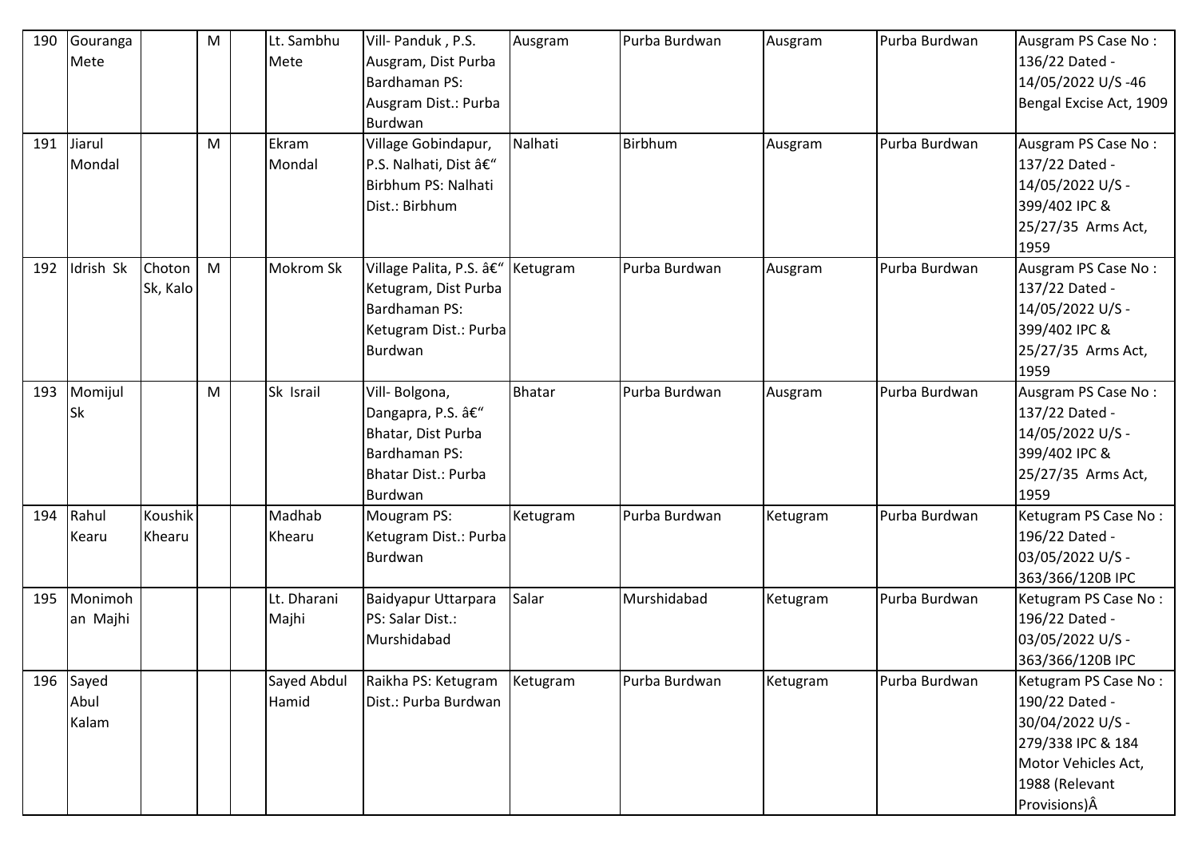| 190 | Gouranga Mete | | M | | Lt. Sambhu Mete | Vill- Panduk , P.S. Ausgram, Dist Purba Bardhaman PS: Ausgram Dist.: Purba Burdwan | Ausgram | Purba Burdwan | Ausgram | Purba Burdwan | Ausgram PS Case No : 136/22 Dated - 14/05/2022 U/S -46 Bengal Excise Act, 1909 |
|---|---|---|---|---|---|---|---|---|---|---|---|
| 191 | Jiarul Mondal | | M | | Ekram Mondal | Village Gobindapur, P.S. Nalhati, Dist â€" Birbhum PS: Nalhati Dist.: Birbhum | Nalhati | Birbhum | Ausgram | Purba Burdwan | Ausgram PS Case No : 137/22 Dated - 14/05/2022 U/S - 399/402 IPC & 25/27/35 Arms Act, 1959 |
| 192 | Idrish Sk | Choton Sk, Kalo | M | | Mokrom Sk | Village Palita, P.S. â€" Ketugram, Dist Purba Bardhaman PS: Ketugram Dist.: Purba Burdwan | Ketugram | Purba Burdwan | Ausgram | Purba Burdwan | Ausgram PS Case No : 137/22 Dated - 14/05/2022 U/S - 399/402 IPC & 25/27/35 Arms Act, 1959 |
| 193 | Momijul Sk | | M | | Sk Israil | Vill- Bolgona, Dangapra, P.S. â€" Bhatar, Dist Purba Bardhaman PS: Bhatar Dist.: Purba Burdwan | Bhatar | Purba Burdwan | Ausgram | Purba Burdwan | Ausgram PS Case No : 137/22 Dated - 14/05/2022 U/S - 399/402 IPC & 25/27/35 Arms Act, 1959 |
| 194 | Rahul Kearu | Koushik Khearu | | | Madhab Khearu | Mougram PS: Ketugram Dist.: Purba Burdwan | Ketugram | Purba Burdwan | Ketugram | Purba Burdwan | Ketugram PS Case No : 196/22 Dated - 03/05/2022 U/S - 363/366/120B IPC |
| 195 | Monimohan Majhi | | | | Lt. Dharani Majhi | Baidyapur Uttarpara PS: Salar Dist.: Murshidabad | Salar | Murshidabad | Ketugram | Purba Burdwan | Ketugram PS Case No : 196/22 Dated - 03/05/2022 U/S - 363/366/120B IPC |
| 196 | Sayed Abul Kalam | | | | Sayed Abdul Hamid | Raikha PS: Ketugram Dist.: Purba Burdwan | Ketugram | Purba Burdwan | Ketugram | Purba Burdwan | Ketugram PS Case No : 190/22 Dated - 30/04/2022 U/S - 279/338 IPC & 184 Motor Vehicles Act, 1988 (Relevant Provisions)Â |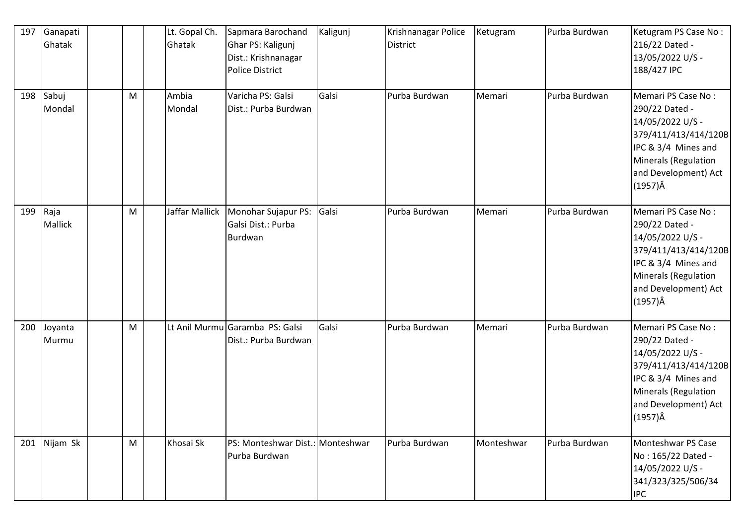| 197 | Ganapati Ghatak | | | | Lt. Gopal Ch. Ghatak | Sapmara Barochand Ghar PS: Kaligunj Dist.: Krishnanagar Police District | Kaligunj | Krishnanagar Police District | Ketugram | Purba Burdwan | Ketugram PS Case No : 216/22 Dated - 13/05/2022 U/S - 188/427 IPC |
|---|---|---|---|---|---|---|---|---|---|---|---|
| 198 | Sabuj Mondal | | M | | Ambia Mondal | Varicha PS: Galsi Dist.: Purba Burdwan | Galsi | Purba Burdwan | Memari | Purba Burdwan | Memari PS Case No : 290/22 Dated - 14/05/2022 U/S - 379/411/413/414/120B IPC & 3/4 Mines and Minerals (Regulation and Development) Act (1957)Â |
| 199 | Raja Mallick | | M | | Jaffar Mallick | Monohar Sujapur PS: Galsi Dist.: Purba Burdwan | Galsi | Purba Burdwan | Memari | Purba Burdwan | Memari PS Case No : 290/22 Dated - 14/05/2022 U/S - 379/411/413/414/120B IPC & 3/4 Mines and Minerals (Regulation and Development) Act (1957)Â |
| 200 | Joyanta Murmu | | M | | Lt Anil Murmu | Garamba PS: Galsi Dist.: Purba Burdwan | Galsi | Purba Burdwan | Memari | Purba Burdwan | Memari PS Case No : 290/22 Dated - 14/05/2022 U/S - 379/411/413/414/120B IPC & 3/4 Mines and Minerals (Regulation and Development) Act (1957)Â |
| 201 | Nijam Sk | | M | | Khosai Sk | PS: Monteshwar Dist.: Purba Burdwan | Monteshwar | Purba Burdwan | Monteshwar | Purba Burdwan | Monteshwar PS Case No : 165/22 Dated - 14/05/2022 U/S - 341/323/325/506/34 IPC |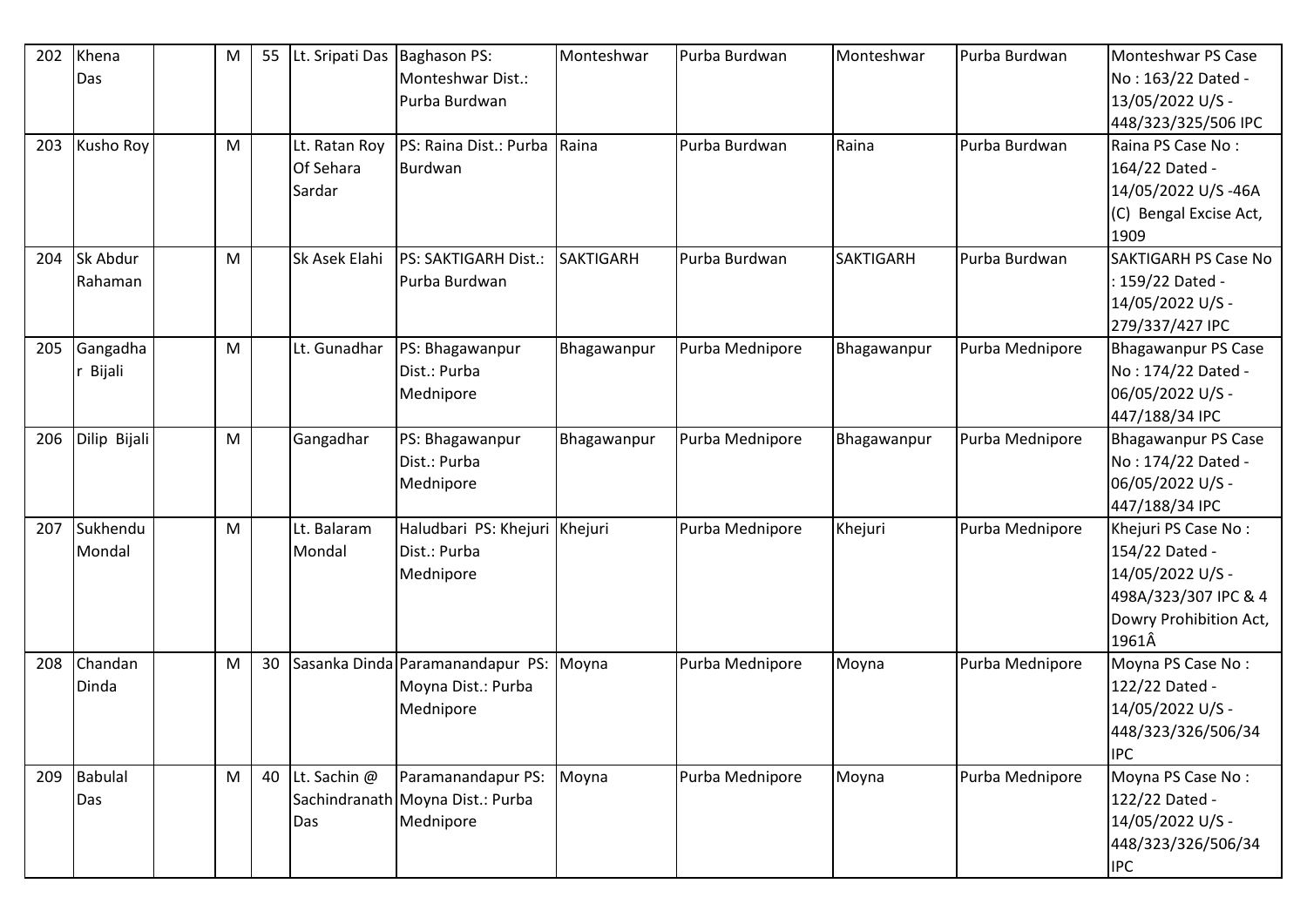| 202 | Khena Das | | M | 55 | Lt. Sripati Das | Baghason PS: Monteshwar Dist.: Purba Burdwan | Monteshwar | Purba Burdwan | Monteshwar | Purba Burdwan | Monteshwar PS Case No : 163/22 Dated - 13/05/2022 U/S - 448/323/325/506 IPC |
|---|---|---|---|---|---|---|---|---|---|---|---|
| 203 | Kusho Roy | | M | | Lt. Ratan Roy Of Sehara Sardar | PS: Raina Dist.: Purba Burdwan | Raina | Purba Burdwan | Raina | Purba Burdwan | Raina PS Case No : 164/22 Dated - 14/05/2022 U/S -46A (C) Bengal Excise Act, 1909 |
| 204 | Sk Abdur Rahaman | | M | | Sk Asek Elahi | PS: SAKTIGARH Dist.: Purba Burdwan | SAKTIGARH | Purba Burdwan | SAKTIGARH | Purba Burdwan | SAKTIGARH PS Case No : 159/22 Dated - 14/05/2022 U/S - 279/337/427 IPC |
| 205 | Gangadhar Bijali | | M | | Lt. Gunadhar | PS: Bhagawanpur Dist.: Purba Mednipore | Bhagawanpur | Purba Mednipore | Bhagawanpur | Purba Mednipore | Bhagawanpur PS Case No : 174/22 Dated - 06/05/2022 U/S - 447/188/34 IPC |
| 206 | Dilip Bijali | | M | | Gangadhar | PS: Bhagawanpur Dist.: Purba Mednipore | Bhagawanpur | Purba Mednipore | Bhagawanpur | Purba Mednipore | Bhagawanpur PS Case No : 174/22 Dated - 06/05/2022 U/S - 447/188/34 IPC |
| 207 | Sukhendu Mondal | | M | | Lt. Balaram Mondal | Haludbari PS: Khejuri Dist.: Purba Mednipore | Khejuri | Purba Mednipore | Khejuri | Purba Mednipore | Khejuri PS Case No : 154/22 Dated - 14/05/2022 U/S - 498A/323/307 IPC & 4 Dowry Prohibition Act, 1961Â |
| 208 | Chandan Dinda | | M | 30 | Sasanka Dinda | Paramanandapur PS: Moyna Dist.: Purba Mednipore | Moyna | Purba Mednipore | Moyna | Purba Mednipore | Moyna PS Case No : 122/22 Dated - 14/05/2022 U/S - 448/323/326/506/34 IPC |
| 209 | Babulal Das | | M | 40 | Lt. Sachin @ Sachindranath Das | Paramanandapur PS: Moyna Dist.: Purba Mednipore | Moyna | Purba Mednipore | Moyna | Purba Mednipore | Moyna PS Case No : 122/22 Dated - 14/05/2022 U/S - 448/323/326/506/34 IPC |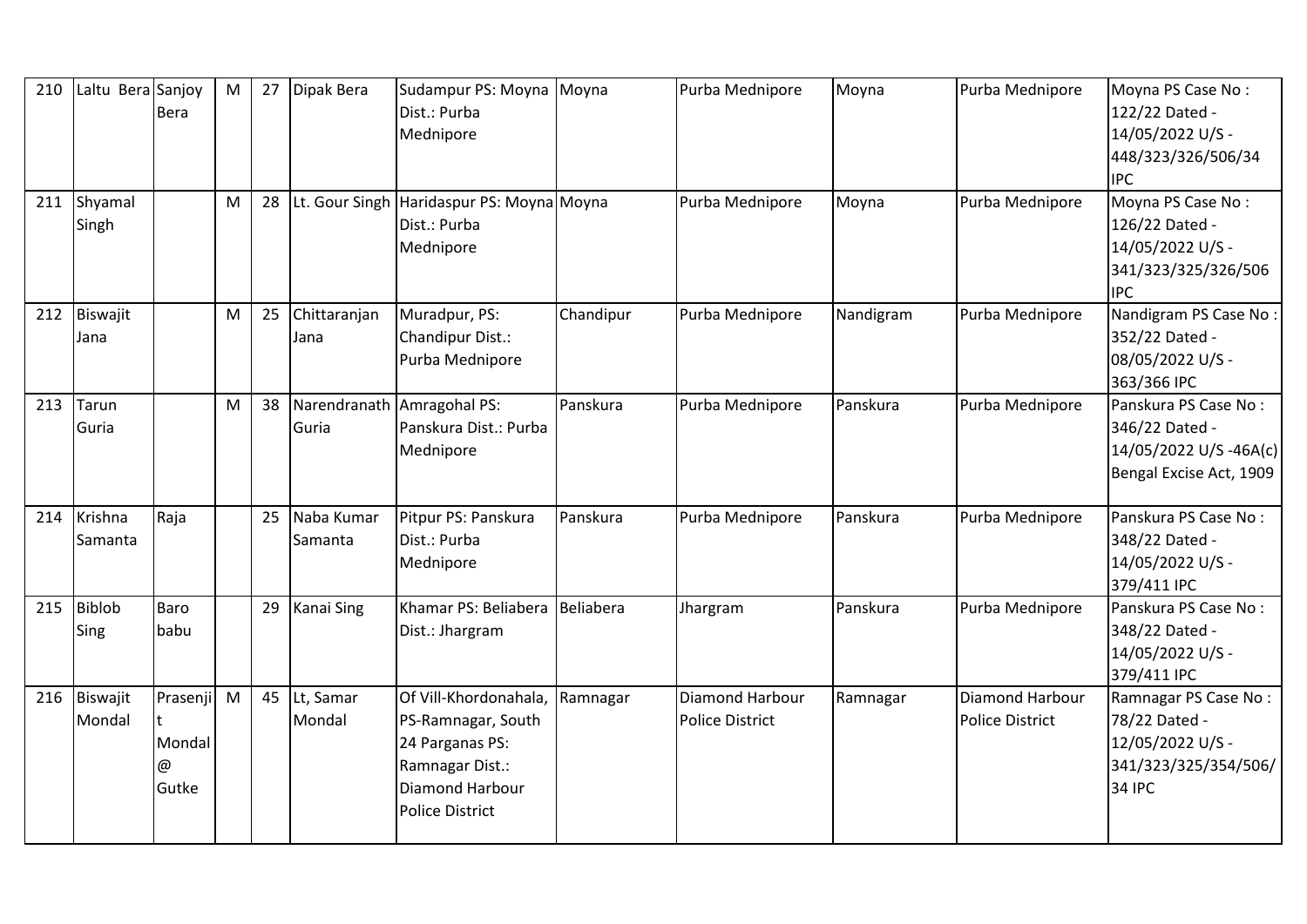| 210 | Laltu Bera | Sanjoy Bera | M | 27 | Dipak Bera | Sudampur PS: Moyna Dist.: Purba Mednipore | Moyna | Purba Mednipore | Moyna | Purba Mednipore | Moyna PS Case No : 122/22 Dated - 14/05/2022 U/S - 448/323/326/506/34 IPC |
|---|---|---|---|---|---|---|---|---|---|---|---|
| 211 | Shyamal Singh | | M | 28 | Lt. Gour Singh | Haridaspur PS: Moyna Dist.: Purba Mednipore | Moyna | Purba Mednipore | Moyna | Purba Mednipore | Moyna PS Case No : 126/22 Dated - 14/05/2022 U/S - 341/323/325/326/506 IPC |
| 212 | Biswajit Jana | | M | 25 | Chittaranjan Jana | Muradpur, PS: Chandipur Dist.: Purba Mednipore | Chandipur | Purba Mednipore | Nandigram | Purba Mednipore | Nandigram PS Case No : 352/22 Dated - 08/05/2022 U/S - 363/366 IPC |
| 213 | Tarun Guria | | M | 38 | Narendranath Guria | Amragohal PS: Panskura Dist.: Purba Mednipore | Panskura | Purba Mednipore | Panskura | Purba Mednipore | Panskura PS Case No : 346/22 Dated - 14/05/2022 U/S -46A(c) Bengal Excise Act, 1909 |
| 214 | Krishna Samanta | Raja | | 25 | Naba Kumar Samanta | Pitpur PS: Panskura Dist.: Purba Mednipore | Panskura | Purba Mednipore | Panskura | Purba Mednipore | Panskura PS Case No : 348/22 Dated - 14/05/2022 U/S - 379/411 IPC |
| 215 | Biblob Sing | Baro babu | | 29 | Kanai Sing | Khamar PS: Beliabera Dist.: Jhargram | Beliabera | Jhargram | Panskura | Purba Mednipore | Panskura PS Case No : 348/22 Dated - 14/05/2022 U/S - 379/411 IPC |
| 216 | Biswajit Mondal | Prasenjit Mondal @ Gutke | M | 45 | Lt, Samar Mondal | Of Vill-Khordonahala, PS-Ramnagar, South 24 Parganas PS: Ramnagar Dist.: Diamond Harbour Police District | Ramnagar | Diamond Harbour Police District | Ramnagar | Diamond Harbour Police District | Ramnagar PS Case No : 78/22 Dated - 12/05/2022 U/S - 341/323/325/354/506/34 IPC |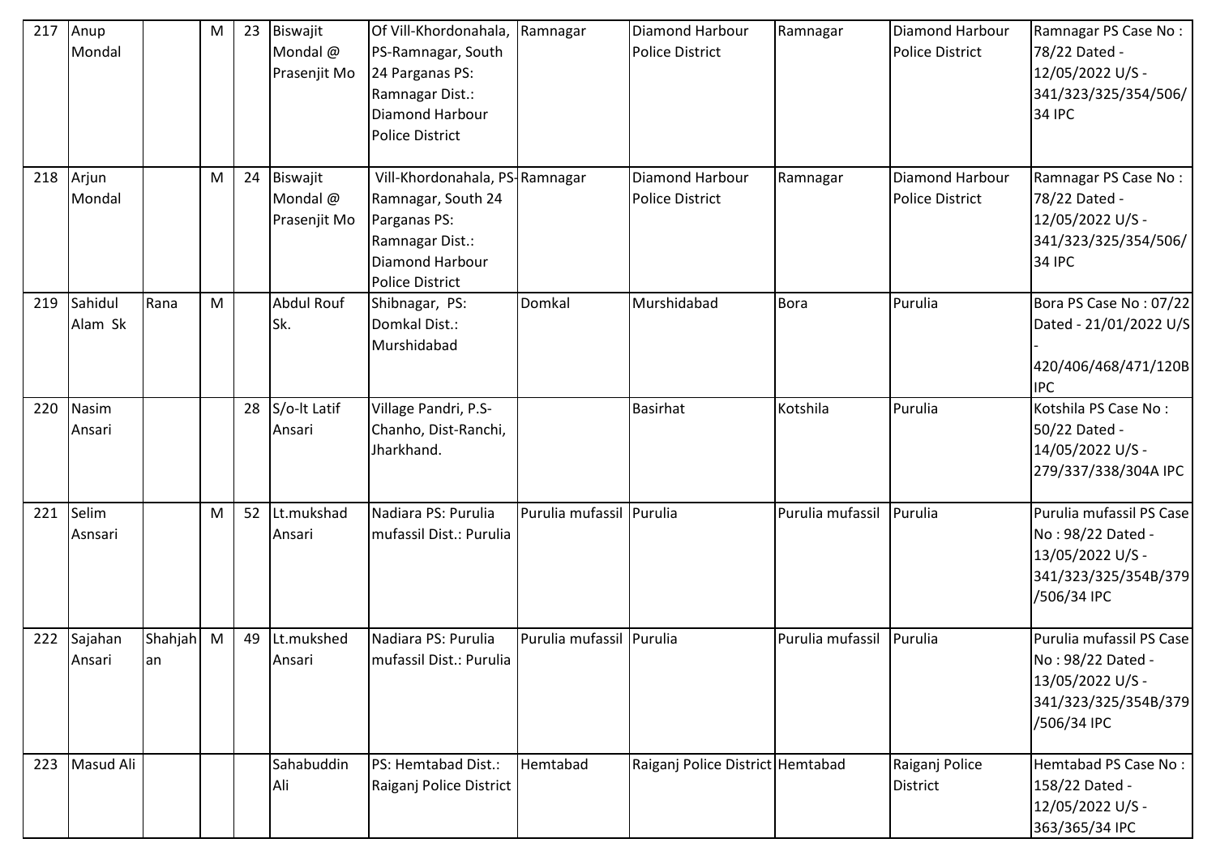| 217 | Anup Mondal | | M | 23 | Biswajit Mondal @ Prasenjit Mo | Of Vill-Khordonahala, PS-Ramnagar, South 24 Parganas PS: Ramnagar Dist.: Diamond Harbour Police District | Ramnagar | Diamond Harbour Police District | Ramnagar | Diamond Harbour Police District | Ramnagar PS Case No : 78/22 Dated - 12/05/2022 U/S - 341/323/325/354/506/34 IPC |
|---|---|---|---|---|---|---|---|---|---|---|---|
| 218 | Arjun Mondal | | M | 24 | Biswajit Mondal @ Prasenjit Mo | Vill-Khordonahala, PS-Ramnagar, South 24 Parganas PS: Ramnagar Dist.: Diamond Harbour Police District | Ramnagar | Diamond Harbour Police District | Ramnagar | Diamond Harbour Police District | Ramnagar PS Case No : 78/22 Dated - 12/05/2022 U/S - 341/323/325/354/506/34 IPC |
| 219 | Sahidul Alam Sk | Rana | M | | Abdul Rouf Sk. | Shibnagar, PS: Domkal Dist.: Murshidabad | Domkal | Murshidabad | Bora | Purulia | Bora PS Case No : 07/22 Dated - 21/01/2022 U/S - 420/406/468/471/120B IPC |
| 220 | Nasim Ansari | | | 28 | S/o-lt Latif Ansari | Village Pandri, P.S-Chanho, Dist-Ranchi, Jharkhand. | | Basirhat | Kotshila | Purulia | Kotshila PS Case No : 50/22 Dated - 14/05/2022 U/S - 279/337/338/304A IPC |
| 221 | Selim Asnsari | | M | 52 | Lt.mukshad Ansari | Nadiara PS: Purulia mufassil Dist.: Purulia | Purulia mufassil | Purulia | Purulia mufassil | Purulia | Purulia mufassil PS Case No : 98/22 Dated - 13/05/2022 U/S - 341/323/325/354B/379/506/34 IPC |
| 222 | Sajahan Ansari | Shahjahan | M | 49 | Lt.mukshed Ansari | Nadiara PS: Purulia mufassil Dist.: Purulia | Purulia mufassil | Purulia | Purulia mufassil | Purulia | Purulia mufassil PS Case No : 98/22 Dated - 13/05/2022 U/S - 341/323/325/354B/379/506/34 IPC |
| 223 | Masud Ali | | | | Sahabuddin Ali | PS: Hemtabad Dist.: Raiganj Police District | Hemtabad | Raiganj Police District | Hemtabad | Raiganj Police District | Hemtabad PS Case No : 158/22 Dated - 12/05/2022 U/S - 363/365/34 IPC |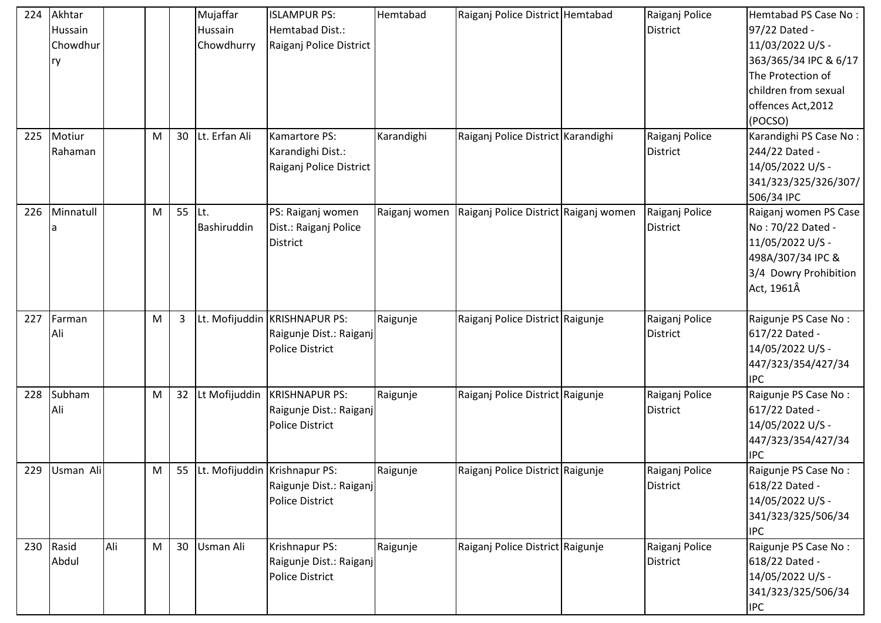| 224 | Akhtar Hussain Chowdhurry | | | | Mujaffar Hussain Chowdhurry | ISLAMPUR PS: Hemtabad Dist.: Raiganj Police District | Hemtabad | Raiganj Police District | Hemtabad | Raiganj Police District | Hemtabad PS Case No : 97/22 Dated - 11/03/2022 U/S - 363/365/34 IPC & 6/17 The Protection of children from sexual offences Act,2012 (POCSO) |
|---|---|---|---|---|---|---|---|---|---|---|---|
| 225 | Motiur Rahaman | | M | 30 | Lt. Erfan Ali | Kamartore PS: Karandighi Dist.: Raiganj Police District | Karandighi | Raiganj Police District | Karandighi | Raiganj Police District | Karandighi PS Case No : 244/22 Dated - 14/05/2022 U/S - 341/323/325/326/307/506/34 IPC |
| 226 | Minnatulla | | M | 55 | Lt. Bashiruddin | PS: Raiganj women Dist.: Raiganj Police District | Raiganj women | Raiganj Police District | Raiganj women | Raiganj Police District | Raiganj women PS Case No : 70/22 Dated - 11/05/2022 U/S - 498A/307/34 IPC & 3/4 Dowry Prohibition Act, 1961Â |
| 227 | Farman Ali | | M | 3 | Lt. Mofijuddin | KRISHNAPUR PS: Raigunje Dist.: Raiganj Police District | Raigunje | Raiganj Police District | Raigunje | Raiganj Police District | Raigunje PS Case No : 617/22 Dated - 14/05/2022 U/S - 447/323/354/427/34 IPC |
| 228 | Subham Ali | | M | 32 | Lt Mofijuddin | KRISHNAPUR PS: Raigunje Dist.: Raiganj Police District | Raigunje | Raiganj Police District | Raigunje | Raiganj Police District | Raigunje PS Case No : 617/22 Dated - 14/05/2022 U/S - 447/323/354/427/34 IPC |
| 229 | Usman Ali | | M | 55 | Lt. Mofijuddin | Krishnapur PS: Raigunje Dist.: Raiganj Police District | Raigunje | Raiganj Police District | Raigunje | Raiganj Police District | Raigunje PS Case No : 618/22 Dated - 14/05/2022 U/S - 341/323/325/506/34 IPC |
| 230 | Rasid Abdul | Ali | M | 30 | Usman Ali | Krishnapur PS: Raigunje Dist.: Raiganj Police District | Raigunje | Raiganj Police District | Raigunje | Raiganj Police District | Raigunje PS Case No : 618/22 Dated - 14/05/2022 U/S - 341/323/325/506/34 IPC |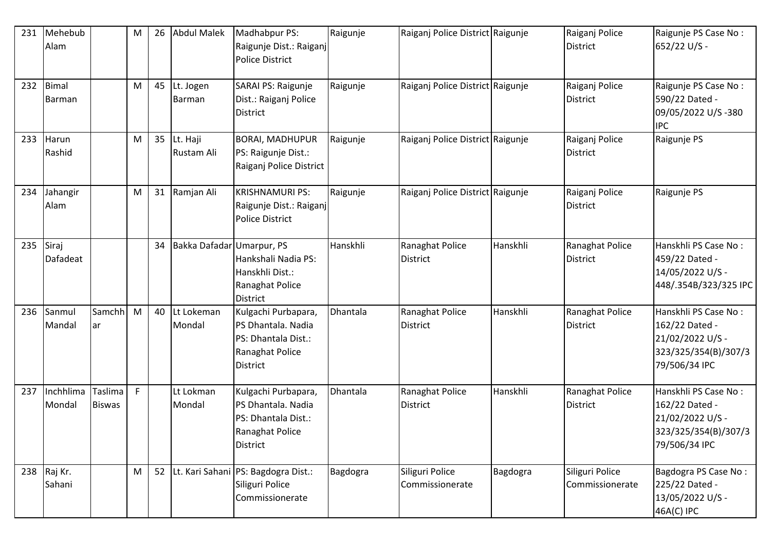| 231 | Mehebub Alam | | M | 26 | Abdul Malek | Madhabpur PS: Raigunje Dist.: Raiganj Police District | Raigunje | Raiganj Police District | Raigunje | Raiganj Police District | Raigunje PS Case No : 652/22 U/S - |
|---|---|---|---|---|---|---|---|---|---|---|---|
| 232 | Bimal Barman | | M | 45 | Lt. Jogen Barman | SARAI PS: Raigunje Dist.: Raiganj Police District | Raigunje | Raiganj Police District | Raigunje | Raiganj Police District | Raigunje PS Case No : 590/22 Dated - 09/05/2022 U/S -380 IPC |
| 233 | Harun Rashid | | M | 35 | Lt. Haji Rustam Ali | BORAI, MADHUPUR PS: Raigunje Dist.: Raiganj Police District | Raigunje | Raiganj Police District | Raigunje | Raiganj Police District | Raigunje PS |
| 234 | Jahangir Alam | | M | 31 | Ramjan Ali | KRISHNAMURI PS: Raigunje Dist.: Raiganj Police District | Raigunje | Raiganj Police District | Raigunje | Raiganj Police District | Raigunje PS |
| 235 | Siraj Dafadeat | | | 34 | Bakka Dafadar | Umarpur, PS Hankshali Nadia PS: Hanskhli Dist.: Ranaghat Police District | Hanskhli | Ranaghat Police District | Hanskhli | Ranaghat Police District | Hanskhli PS Case No : 459/22 Dated - 14/05/2022 U/S - 448/.354B/323/325 IPC |
| 236 | Sanmul Mandal | Samchhar | M | 40 | Lt Lokeman Mondal | Kulgachi Purbapara, PS Dhantala. Nadia PS: Dhantala Dist.: Ranaghat Police District | Dhantala | Ranaghat Police District | Hanskhli | Ranaghat Police District | Hanskhli PS Case No : 162/22 Dated - 21/02/2022 U/S - 323/325/354(B)/307/379/506/34 IPC |
| 237 | Inchhlima Mondal | Taslima Biswas | F | | Lt Lokman Mondal | Kulgachi Purbapara, PS Dhantala. Nadia PS: Dhantala Dist.: Ranaghat Police District | Dhantala | Ranaghat Police District | Hanskhli | Ranaghat Police District | Hanskhli PS Case No : 162/22 Dated - 21/02/2022 U/S - 323/325/354(B)/307/379/506/34 IPC |
| 238 | Raj Kr. Sahani | | M | 52 | Lt. Kari Sahani | PS: Bagdogra Dist.: Siliguri Police Commissionerate | Bagdogra | Siliguri Police Commissionerate | Bagdogra | Siliguri Police Commissionerate | Bagdogra PS Case No : 225/22 Dated - 13/05/2022 U/S - 46A(C) IPC |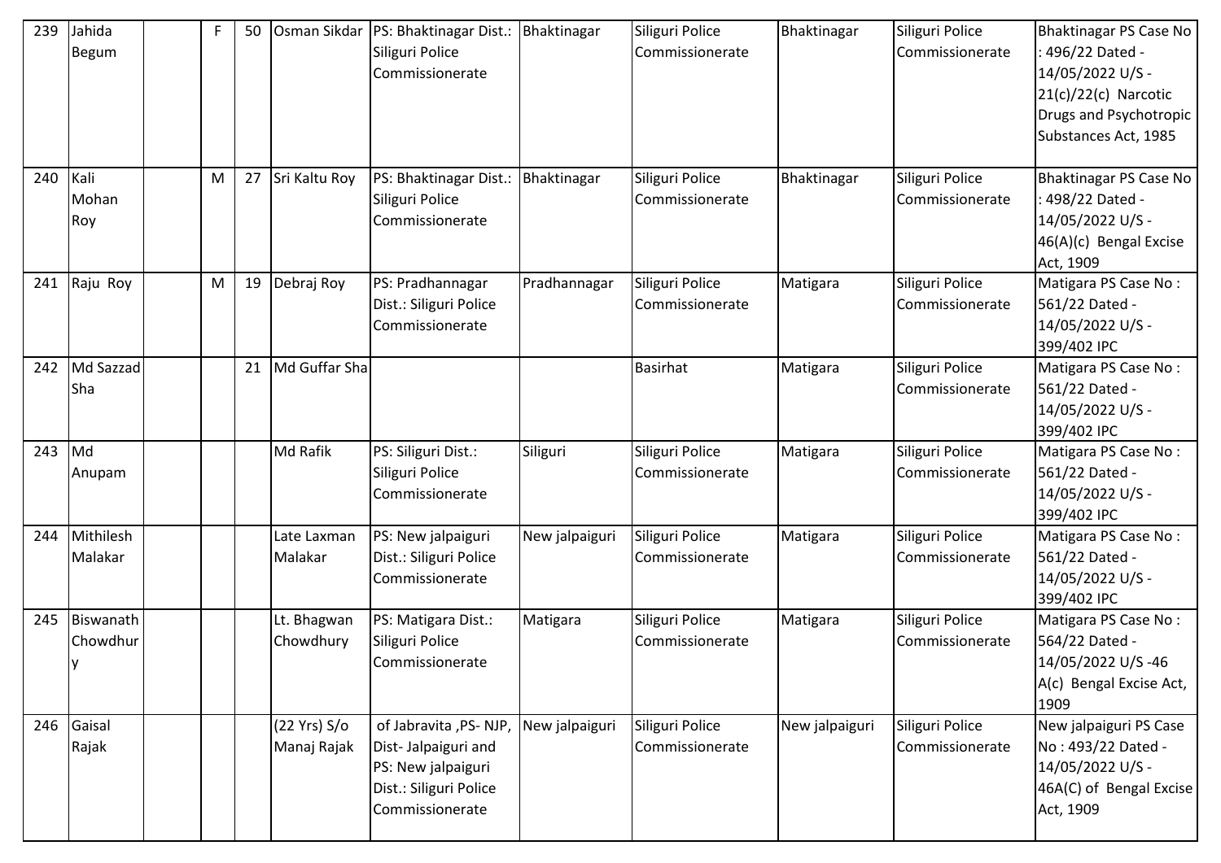| 239 | Jahida Begum | | F | 50 | Osman Sikdar | PS: Bhaktinagar Dist.: Siliguri Police Commissionerate | Bhaktinagar | Siliguri Police Commissionerate | Bhaktinagar | Siliguri Police Commissionerate | Bhaktinagar PS Case No : 496/22 Dated - 14/05/2022 U/S - 21(c)/22(c) Narcotic Drugs and Psychotropic Substances Act, 1985 |
|---|---|---|---|---|---|---|---|---|---|---|---|
| 240 | Kali Mohan Roy | | M | 27 | Sri Kaltu Roy | PS: Bhaktinagar Dist.: Siliguri Police Commissionerate | Bhaktinagar | Siliguri Police Commissionerate | Bhaktinagar | Siliguri Police Commissionerate | Bhaktinagar PS Case No : 498/22 Dated - 14/05/2022 U/S - 46(A)(c) Bengal Excise Act, 1909 |
| 241 | Raju Roy | | M | 19 | Debraj Roy | PS: Pradhannagar Dist.: Siliguri Police Commissionerate | Pradhannagar | Siliguri Police Commissionerate | Matigara | Siliguri Police Commissionerate | Matigara PS Case No : 561/22 Dated - 14/05/2022 U/S - 399/402 IPC |
| 242 | Md Sazzad Sha | | | 21 | Md Guffar Sha | | | Basirhat | Matigara | Siliguri Police Commissionerate | Matigara PS Case No : 561/22 Dated - 14/05/2022 U/S - 399/402 IPC |
| 243 | Md Anupam | | | | Md Rafik | PS: Siliguri Dist.: Siliguri Police Commissionerate | Siliguri | Siliguri Police Commissionerate | Matigara | Siliguri Police Commissionerate | Matigara PS Case No : 561/22 Dated - 14/05/2022 U/S - 399/402 IPC |
| 244 | Mithilesh Malakar | | | | Late Laxman Malakar | PS: New jalpaiguri Dist.: Siliguri Police Commissionerate | New jalpaiguri | Siliguri Police Commissionerate | Matigara | Siliguri Police Commissionerate | Matigara PS Case No : 561/22 Dated - 14/05/2022 U/S - 399/402 IPC |
| 245 | Biswanath Chowdhury | | | | Lt. Bhagwan Chowdhury | PS: Matigara Dist.: Siliguri Police Commissionerate | Matigara | Siliguri Police Commissionerate | Matigara | Siliguri Police Commissionerate | Matigara PS Case No : 564/22 Dated - 14/05/2022 U/S -46 A(c) Bengal Excise Act, 1909 |
| 246 | Gaisal Rajak | | | | (22 Yrs) S/o Manaj Rajak | of Jabravita ,PS- NJP, Dist- Jalpaiguri and PS: New jalpaiguri Dist.: Siliguri Police Commissionerate | New jalpaiguri | Siliguri Police Commissionerate | New jalpaiguri | Siliguri Police Commissionerate | New jalpaiguri PS Case No : 493/22 Dated - 14/05/2022 U/S - 46A(C) of Bengal Excise Act, 1909 |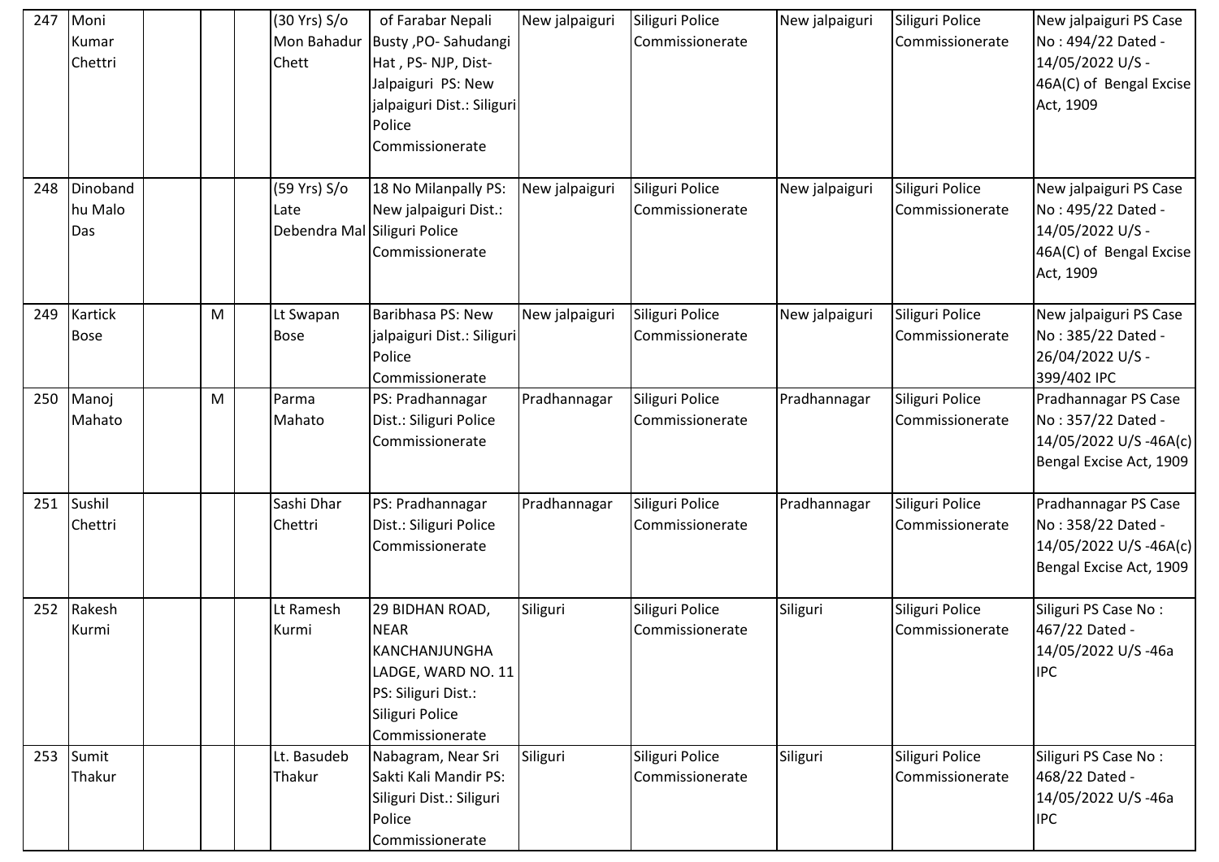| 247 | Moni Kumar Chettri | | | | (30 Yrs) S/o Mon Bahadur Chett | of Farabar Nepali Busty ,PO- Sahudangi Hat , PS- NJP, Dist- Jalpaiguri PS: New jalpaiguri Dist.: Siliguri Police Commissionerate | New jalpaiguri | Siliguri Police Commissionerate | New jalpaiguri | Siliguri Police Commissionerate | New jalpaiguri PS Case No : 494/22 Dated - 14/05/2022 U/S - 46A(C) of Bengal Excise Act, 1909 |
|---|---|---|---|---|---|---|---|---|---|---|---|
| 248 | Dinobandhu Malo Das | | | | (59 Yrs) S/o Late Debendra Mal | 18 No Milanpally PS: New jalpaiguri Dist.: Siliguri Police Commissionerate | New jalpaiguri | Siliguri Police Commissionerate | New jalpaiguri | Siliguri Police Commissionerate | New jalpaiguri PS Case No : 495/22 Dated - 14/05/2022 U/S - 46A(C) of Bengal Excise Act, 1909 |
| 249 | Kartick Bose | | M | | Lt Swapan Bose | Baribhasa PS: New jalpaiguri Dist.: Siliguri Police Commissionerate | New jalpaiguri | Siliguri Police Commissionerate | New jalpaiguri | Siliguri Police Commissionerate | New jalpaiguri PS Case No : 385/22 Dated - 26/04/2022 U/S - 399/402 IPC |
| 250 | Manoj Mahato | | M | | Parma Mahato | PS: Pradhannagar Dist.: Siliguri Police Commissionerate | Pradhannagar | Siliguri Police Commissionerate | Pradhannagar | Siliguri Police Commissionerate | Pradhannagar PS Case No : 357/22 Dated - 14/05/2022 U/S -46A(c) Bengal Excise Act, 1909 |
| 251 | Sushil Chettri | | | | Sashi Dhar Chettri | PS: Pradhannagar Dist.: Siliguri Police Commissionerate | Pradhannagar | Siliguri Police Commissionerate | Pradhannagar | Siliguri Police Commissionerate | Pradhannagar PS Case No : 358/22 Dated - 14/05/2022 U/S -46A(c) Bengal Excise Act, 1909 |
| 252 | Rakesh Kurmi | | | | Lt Ramesh Kurmi | 29 BIDHAN ROAD, NEAR KANCHANJUNGHA LADGE, WARD NO. 11 PS: Siliguri Dist.: Siliguri Police Commissionerate | Siliguri | Siliguri Police Commissionerate | Siliguri | Siliguri Police Commissionerate | Siliguri PS Case No : 467/22 Dated - 14/05/2022 U/S -46a IPC |
| 253 | Sumit Thakur | | | | Lt. Basudeb Thakur | Nabagram, Near Sri Sakti Kali Mandir PS: Siliguri Dist.: Siliguri Police Commissionerate | Siliguri | Siliguri Police Commissionerate | Siliguri | Siliguri Police Commissionerate | Siliguri PS Case No : 468/22 Dated - 14/05/2022 U/S -46a IPC |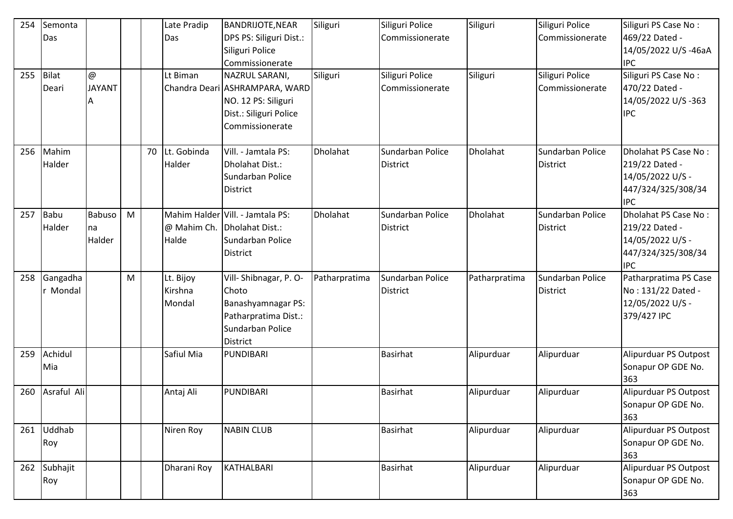| 254 | Semonta Das | | | | Late Pradip Das | BANDRIJOTE,NEAR DPS PS: Siliguri Dist.: Siliguri Police Commissionerate | Siliguri | Siliguri Police Commissionerate | Siliguri | Siliguri Police Commissionerate | Siliguri PS Case No : 469/22 Dated - 14/05/2022 U/S -46aA IPC |
|---|---|---|---|---|---|---|---|---|---|---|---|
| 255 | Bilat Deari | @ JAYANTA | | | Lt Biman Chandra Deari | NAZRUL SARANI, ASHRAMPARA, WARD NO. 12 PS: Siliguri Dist.: Siliguri Police Commissionerate | Siliguri | Siliguri Police Commissionerate | Siliguri | Siliguri Police Commissionerate | Siliguri PS Case No : 470/22 Dated - 14/05/2022 U/S -363 IPC |
| 256 | Mahim Halder | | | 70 | Lt. Gobinda Halder | Vill. - Jamtala PS: Dholahat Dist.: Sundarban Police District | Dholahat | Sundarban Police District | Dholahat | Sundarban Police District | Dholahat PS Case No : 219/22 Dated - 14/05/2022 U/S - 447/324/325/308/34 IPC |
| 257 | Babu Halder | Babusona Halder | M | | Mahim Halder @ Mahim Ch. Halde | Vill. - Jamtala PS: Dholahat Dist.: Sundarban Police District | Dholahat | Sundarban Police District | Dholahat | Sundarban Police District | Dholahat PS Case No : 219/22 Dated - 14/05/2022 U/S - 447/324/325/308/34 IPC |
| 258 | Gangadhar Mondal | | M | | Lt. Bijoy Kirshna Mondal | Vill- Shibnagar, P. O- Choto Banashyamnagar PS: Patharpratima Dist.: Sundarban Police District | Patharpratima | Sundarban Police District | Patharpratima | Sundarban Police District | Patharpratima PS Case No : 131/22 Dated - 12/05/2022 U/S - 379/427 IPC |
| 259 | Achidul Mia | | | | Safiul Mia | PUNDIBARI | | Basirhat | Alipurduar | Alipurduar | Alipurduar PS Outpost Sonapur OP GDE No. 363 |
| 260 | Asraful Ali | | | | Antaj Ali | PUNDIBARI | | Basirhat | Alipurduar | Alipurduar | Alipurduar PS Outpost Sonapur OP GDE No. 363 |
| 261 | Uddhab Roy | | | | Niren Roy | NABIN CLUB | | Basirhat | Alipurduar | Alipurduar | Alipurduar PS Outpost Sonapur OP GDE No. 363 |
| 262 | Subhajit Roy | | | | Dharani Roy | KATHALBARI | | Basirhat | Alipurduar | Alipurduar | Alipurduar PS Outpost Sonapur OP GDE No. 363 |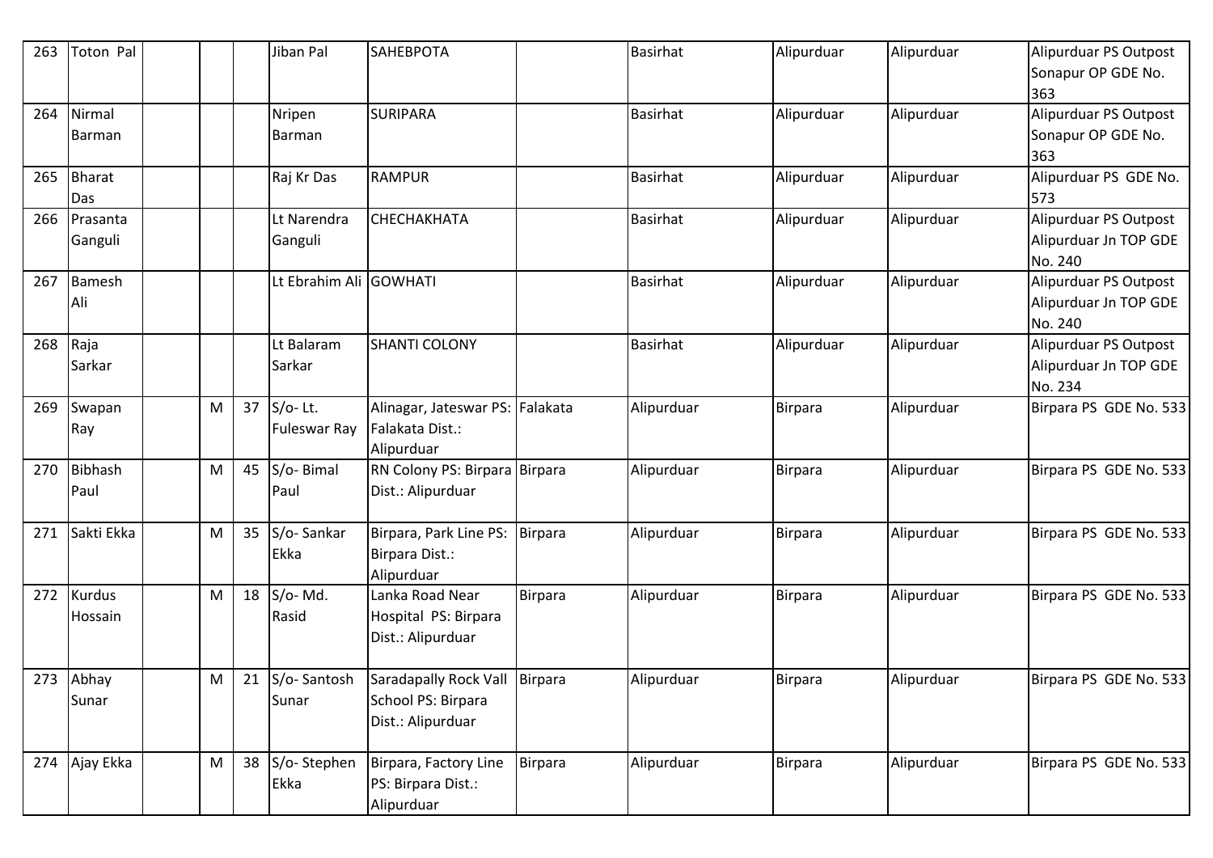| 263 | Toton Pal | | | | Jiban Pal | SAHEBPOTA | | Basirhat | Alipurduar | Alipurduar | Alipurduar PS Outpost Sonapur OP GDE No. 363 |
|---|---|---|---|---|---|---|---|---|---|---|---|
| 264 | Nirmal Barman | | | | Nripen Barman | SURIPARA | | Basirhat | Alipurduar | Alipurduar | Alipurduar PS Outpost Sonapur OP GDE No. 363 |
| 265 | Bharat Das | | | | Raj Kr Das | RAMPUR | | Basirhat | Alipurduar | Alipurduar | Alipurduar PS GDE No. 573 |
| 266 | Prasanta Ganguli | | | | Lt Narendra Ganguli | CHECHAKHATA | | Basirhat | Alipurduar | Alipurduar | Alipurduar PS Outpost Alipurduar Jn TOP GDE No. 240 |
| 267 | Bamesh Ali | | | | Lt Ebrahim Ali | GOWHATI | | Basirhat | Alipurduar | Alipurduar | Alipurduar PS Outpost Alipurduar Jn TOP GDE No. 240 |
| 268 | Raja Sarkar | | | | Lt Balaram Sarkar | SHANTI COLONY | | Basirhat | Alipurduar | Alipurduar | Alipurduar PS Outpost Alipurduar Jn TOP GDE No. 234 |
| 269 | Swapan Ray | | M | 37 | S/o- Lt. Fuleswar Ray | Alinagar, Jateswar PS: Falakata Dist.: Alipurduar | Falakata | Alipurduar | Birpara | Alipurduar | Birpara PS GDE No. 533 |
| 270 | Bibhash Paul | | M | 45 | S/o- Bimal Paul | RN Colony PS: Birpara Dist.: Alipurduar | Birpara | Alipurduar | Birpara | Alipurduar | Birpara PS GDE No. 533 |
| 271 | Sakti Ekka | | M | 35 | S/o- Sankar Ekka | Birpara, Park Line PS: Birpara Dist.: Alipurduar | Birpara | Alipurduar | Birpara | Alipurduar | Birpara PS GDE No. 533 |
| 272 | Kurdus Hossain | | M | 18 | S/o- Md. Rasid | Lanka Road Near Hospital PS: Birpara Dist.: Alipurduar | Birpara | Alipurduar | Birpara | Alipurduar | Birpara PS GDE No. 533 |
| 273 | Abhay Sunar | | M | 21 | S/o- Santosh Sunar | Saradapally Rock Vall School PS: Birpara Dist.: Alipurduar | Birpara | Alipurduar | Birpara | Alipurduar | Birpara PS GDE No. 533 |
| 274 | Ajay Ekka | | M | 38 | S/o- Stephen Ekka | Birpara, Factory Line PS: Birpara Dist.: Alipurduar | Birpara | Alipurduar | Birpara | Alipurduar | Birpara PS GDE No. 533 |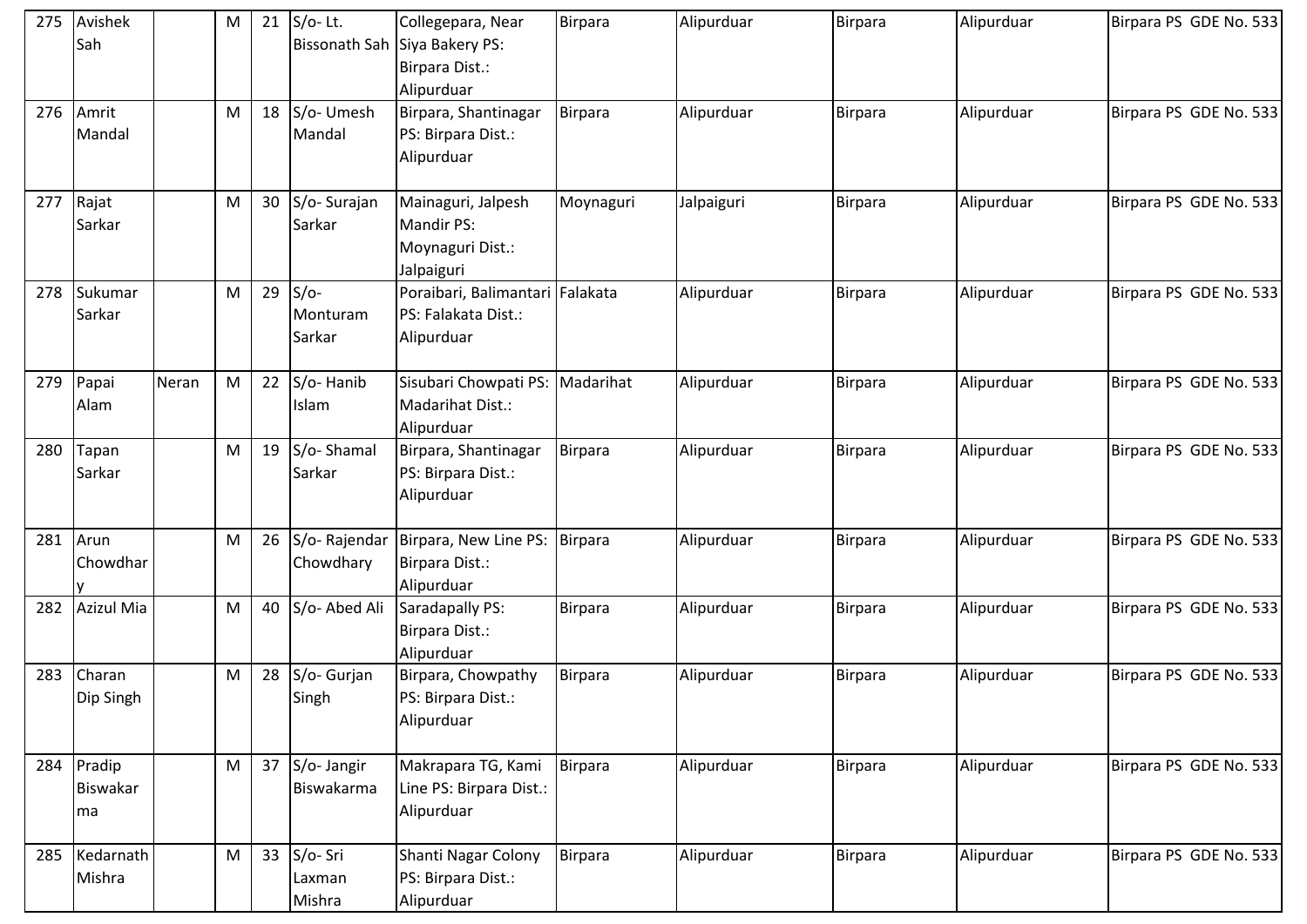| 275 | Avishek Sah | | M | 21 | S/o- Lt. Bissonath Sah | Collegepara, Near Siya Bakery PS: Birpara Dist.: Alipurduar | Birpara | Alipurduar | Birpara | Alipurduar | Birpara PS GDE No. 533 |
|---|---|---|---|---|---|---|---|---|---|---|---|
| 276 | Amrit Mandal | | M | 18 | S/o- Umesh Mandal | Birpara, Shantinagar PS: Birpara Dist.: Alipurduar | Birpara | Alipurduar | Birpara | Alipurduar | Birpara PS GDE No. 533 |
| 277 | Rajat Sarkar | | M | 30 | S/o- Surajan Sarkar | Mainaguri, Jalpesh Mandir PS: Moynaguri Dist.: Jalpaiguri | Moynaguri | Jalpaiguri | Birpara | Alipurduar | Birpara PS GDE No. 533 |
| 278 | Sukumar Sarkar | | M | 29 | S/o- Monturam Sarkar | Poraibari, Balimantari PS: Falakata Dist.: Alipurduar | Falakata | Alipurduar | Birpara | Alipurduar | Birpara PS GDE No. 533 |
| 279 | Papai Alam | Neran | M | 22 | S/o- Hanib Islam | Sisubari Chowpati PS: Madarihat Dist.: Alipurduar | Madarihat | Alipurduar | Birpara | Alipurduar | Birpara PS GDE No. 533 |
| 280 | Tapan Sarkar | | M | 19 | S/o- Shamal Sarkar | Birpara, Shantinagar PS: Birpara Dist.: Alipurduar | Birpara | Alipurduar | Birpara | Alipurduar | Birpara PS GDE No. 533 |
| 281 | Arun Chowdhary | | M | 26 | S/o- Rajendar Chowdhary | Birpara, New Line PS: Birpara Dist.: Alipurduar | Birpara | Alipurduar | Birpara | Alipurduar | Birpara PS GDE No. 533 |
| 282 | Azizul Mia | | M | 40 | S/o- Abed Ali | Saradapally PS: Birpara Dist.: Alipurduar | Birpara | Alipurduar | Birpara | Alipurduar | Birpara PS GDE No. 533 |
| 283 | Charan Dip Singh | | M | 28 | S/o- Gurjan Singh | Birpara, Chowpathy PS: Birpara Dist.: Alipurduar | Birpara | Alipurduar | Birpara | Alipurduar | Birpara PS GDE No. 533 |
| 284 | Pradip Biswakarma | | M | 37 | S/o- Jangir Biswakarma | Makrapara TG, Kami Line PS: Birpara Dist.: Alipurduar | Birpara | Alipurduar | Birpara | Alipurduar | Birpara PS GDE No. 533 |
| 285 | Kedarnath Mishra | | M | 33 | S/o- Sri Laxman Mishra | Shanti Nagar Colony PS: Birpara Dist.: Alipurduar | Birpara | Alipurduar | Birpara | Alipurduar | Birpara PS GDE No. 533 |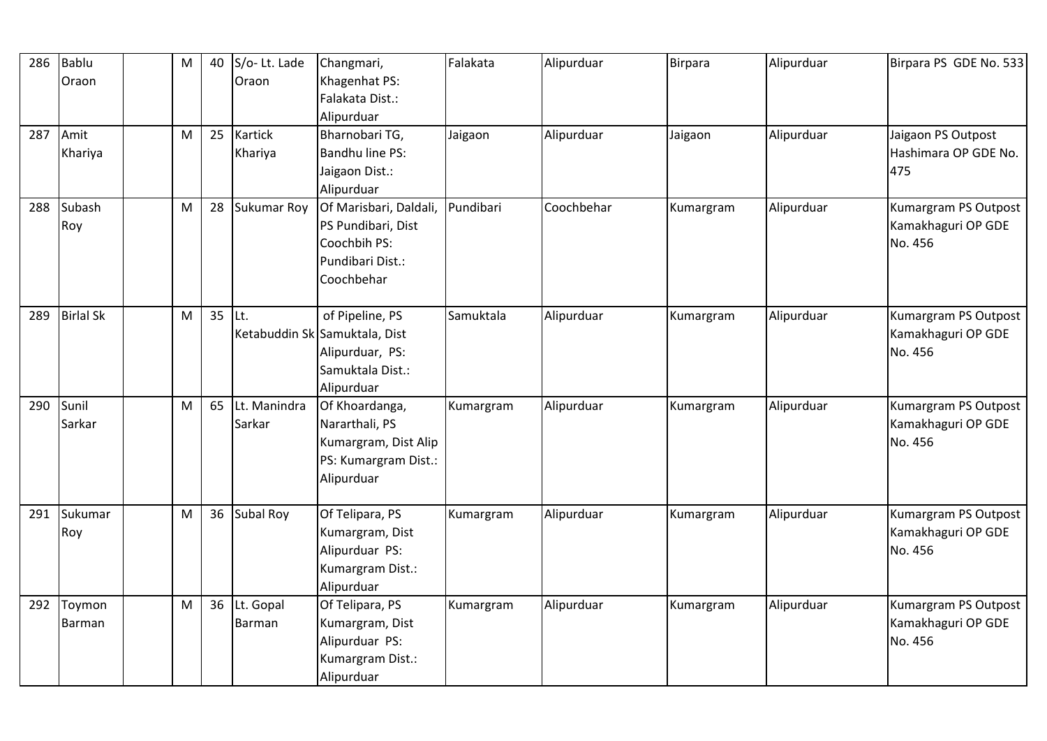| 286 | Bablu Oraon | | M | 40 | S/o- Lt. Lade Oraon | Changmari, Khagenhat PS: Falakata Dist.: Alipurduar | Falakata | Alipurduar | Birpara | Alipurduar | Birpara PS GDE No. 533 |
|---|---|---|---|---|---|---|---|---|---|---|---|
| 287 | Amit Khariya | | M | 25 | Kartick Khariya | Bharnobari TG, Bandhu line PS: Jaigaon Dist.: Alipurduar | Jaigaon | Alipurduar | Jaigaon | Alipurduar | Jaigaon PS Outpost Hashimara OP GDE No. 475 |
| 288 | Subash Roy | | M | 28 | Sukumar Roy | Of Marisbari, Daldali, PS Pundibari, Dist Coochbih PS: Pundibari Dist.: Coochbehar | Pundibari | Coochbehar | Kumargram | Alipurduar | Kumargram PS Outpost Kamakhaguri OP GDE No. 456 |
| 289 | Birlal Sk | | M | 35 | Lt. Ketabuddin Sk | of Pipeline, PS Samuktala, Dist Alipurduar, PS: Samuktala Dist.: Alipurduar | Samuktala | Alipurduar | Kumargram | Alipurduar | Kumargram PS Outpost Kamakhaguri OP GDE No. 456 |
| 290 | Sunil Sarkar | | M | 65 | Lt. Manindra Sarkar | Of Khoardanga, Nararthali, PS Kumargram, Dist Alip PS: Kumargram Dist.: Alipurduar | Kumargram | Alipurduar | Kumargram | Alipurduar | Kumargram PS Outpost Kamakhaguri OP GDE No. 456 |
| 291 | Sukumar Roy | | M | 36 | Subal Roy | Of Telipara, PS Kumargram, Dist Alipurduar PS: Kumargram Dist.: Alipurduar | Kumargram | Alipurduar | Kumargram | Alipurduar | Kumargram PS Outpost Kamakhaguri OP GDE No. 456 |
| 292 | Toymon Barman | | M | 36 | Lt. Gopal Barman | Of Telipara, PS Kumargram, Dist Alipurduar PS: Kumargram Dist.: Alipurduar | Kumargram | Alipurduar | Kumargram | Alipurduar | Kumargram PS Outpost Kamakhaguri OP GDE No. 456 |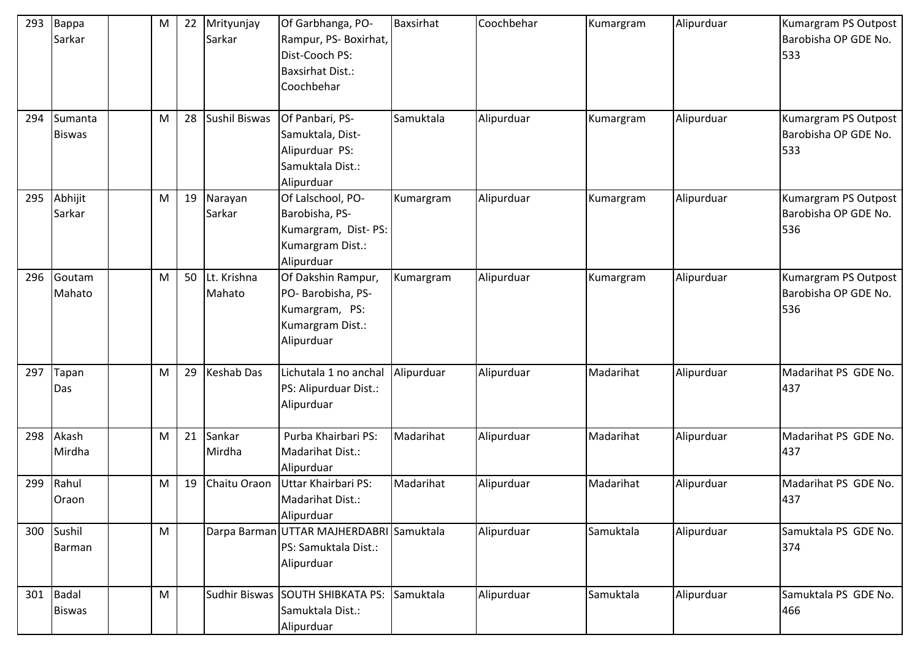| 293 | Bappa Sarkar | | M | 22 | Mrityunjay Sarkar | Of Garbhanga, PO- Rampur, PS- Boxirhat, Dist-Cooch PS: Baxsirhat Dist.: Coochbehar | Baxsirhat | Coochbehar | Kumargram | Alipurduar | Kumargram PS Outpost Barobisha OP GDE No. 533 |
|---|---|---|---|---|---|---|---|---|---|---|---|
| 294 | Sumanta Biswas | | M | 28 | Sushil Biswas | Of Panbari, PS- Samuktala, Dist- Alipurduar PS: Samuktala Dist.: Alipurduar | Samuktala | Alipurduar | Kumargram | Alipurduar | Kumargram PS Outpost Barobisha OP GDE No. 533 |
| 295 | Abhijit Sarkar | | M | 19 | Narayan Sarkar | Of Lalschool, PO- Barobisha, PS- Kumargram, Dist- PS: Kumargram Dist.: Alipurduar | Kumargram | Alipurduar | Kumargram | Alipurduar | Kumargram PS Outpost Barobisha OP GDE No. 536 |
| 296 | Goutam Mahato | | M | 50 | Lt. Krishna Mahato | Of Dakshin Rampur, PO- Barobisha, PS- Kumargram, PS: Kumargram Dist.: Alipurduar | Kumargram | Alipurduar | Kumargram | Alipurduar | Kumargram PS Outpost Barobisha OP GDE No. 536 |
| 297 | Tapan Das | | M | 29 | Keshab Das | Lichutala 1 no anchal PS: Alipurduar Dist.: Alipurduar | Alipurduar | Alipurduar | Madarihat | Alipurduar | Madarihat PS GDE No. 437 |
| 298 | Akash Mirdha | | M | 21 | Sankar Mirdha | Purba Khairbari PS: Madarihat Dist.: Alipurduar | Madarihat | Alipurduar | Madarihat | Alipurduar | Madarihat PS GDE No. 437 |
| 299 | Rahul Oraon | | M | 19 | Chaitu Oraon | Uttar Khairbari PS: Madarihat Dist.: Alipurduar | Madarihat | Alipurduar | Madarihat | Alipurduar | Madarihat PS GDE No. 437 |
| 300 | Sushil Barman | | M | | Darpa Barman | UTTAR MAJHERDABRI PS: Samuktala Dist.: Alipurduar | Samuktala | Alipurduar | Samuktala | Alipurduar | Samuktala PS GDE No. 374 |
| 301 | Badal Biswas | | M | | Sudhir Biswas | SOUTH SHIBKATA PS: Samuktala Dist.: Alipurduar | Samuktala | Alipurduar | Samuktala | Alipurduar | Samuktala PS GDE No. 466 |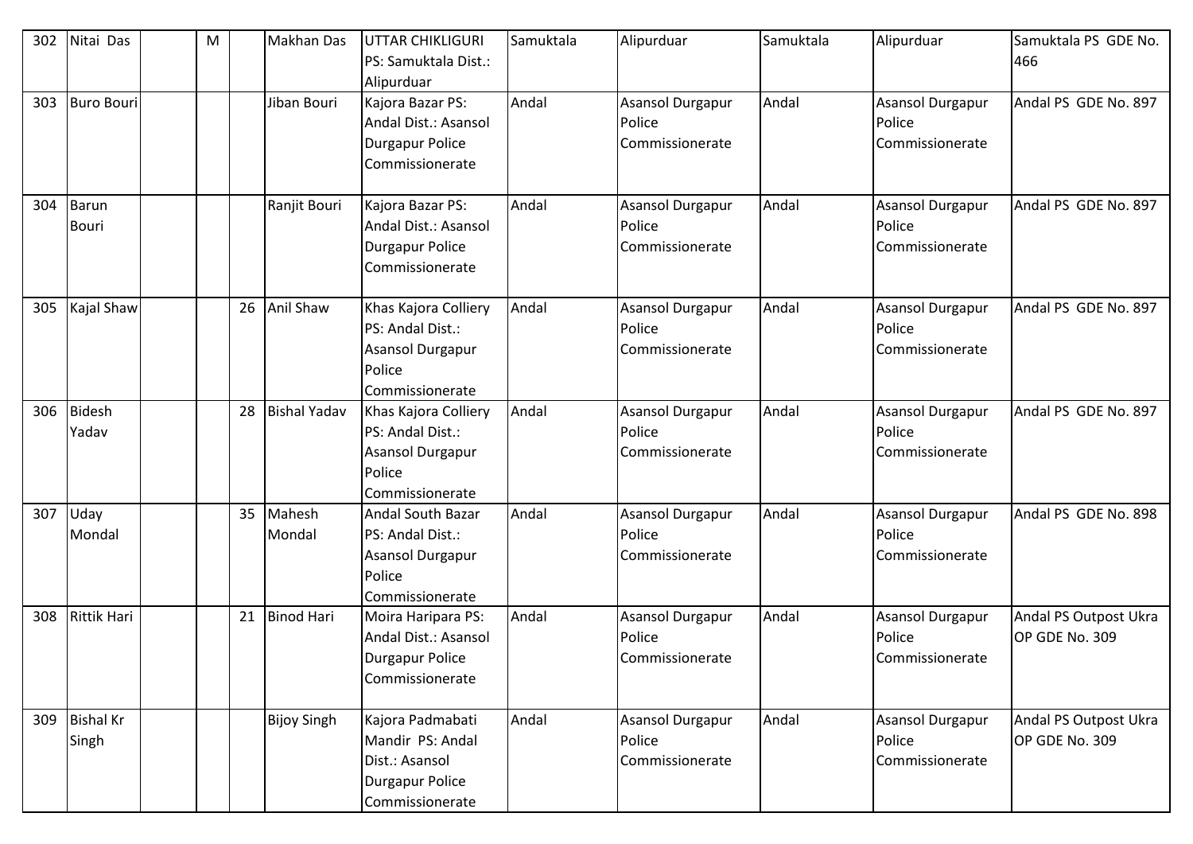| 302 | Nitai Das | | M | | Makhan Das | UTTAR CHIKLIGURI PS: Samuktala Dist.: Alipurduar | Samuktala | Alipurduar | Samuktala | Alipurduar | Samuktala PS GDE No. 466 |
|---|---|---|---|---|---|---|---|---|---|---|---|
| 303 | Buro Bouri | | | | Jiban Bouri | Kajora Bazar PS: Andal Dist.: Asansol Durgapur Police Commissionerate | Andal | Asansol Durgapur Police Commissionerate | Andal | Asansol Durgapur Police Commissionerate | Andal PS GDE No. 897 |
| 304 | Barun Bouri | | | | Ranjit Bouri | Kajora Bazar PS: Andal Dist.: Asansol Durgapur Police Commissionerate | Andal | Asansol Durgapur Police Commissionerate | Andal | Asansol Durgapur Police Commissionerate | Andal PS GDE No. 897 |
| 305 | Kajal Shaw | | | 26 | Anil Shaw | Khas Kajora Colliery PS: Andal Dist.: Asansol Durgapur Police Commissionerate | Andal | Asansol Durgapur Police Commissionerate | Andal | Asansol Durgapur Police Commissionerate | Andal PS GDE No. 897 |
| 306 | Bidesh Yadav | | | 28 | Bishal Yadav | Khas Kajora Colliery PS: Andal Dist.: Asansol Durgapur Police Commissionerate | Andal | Asansol Durgapur Police Commissionerate | Andal | Asansol Durgapur Police Commissionerate | Andal PS GDE No. 897 |
| 307 | Uday Mondal | | | 35 | Mahesh Mondal | Andal South Bazar PS: Andal Dist.: Asansol Durgapur Police Commissionerate | Andal | Asansol Durgapur Police Commissionerate | Andal | Asansol Durgapur Police Commissionerate | Andal PS GDE No. 898 |
| 308 | Rittik Hari | | | 21 | Binod Hari | Moira Haripara PS: Andal Dist.: Asansol Durgapur Police Commissionerate | Andal | Asansol Durgapur Police Commissionerate | Andal | Asansol Durgapur Police Commissionerate | Andal PS Outpost Ukra OP GDE No. 309 |
| 309 | Bishal Kr Singh | | | | Bijoy Singh | Kajora Padmabati Mandir PS: Andal Dist.: Asansol Durgapur Police Commissionerate | Andal | Asansol Durgapur Police Commissionerate | Andal | Asansol Durgapur Police Commissionerate | Andal PS Outpost Ukra OP GDE No. 309 |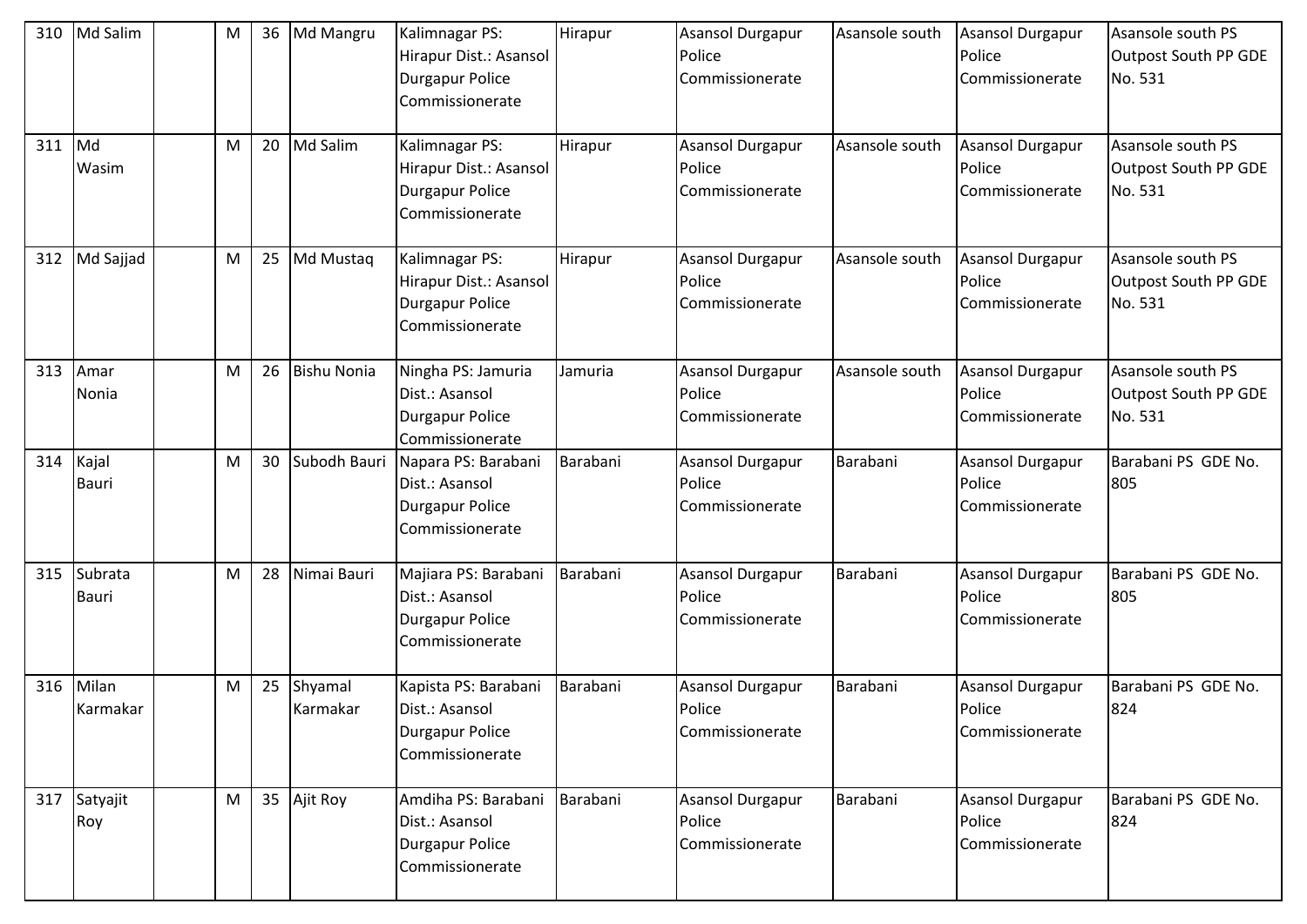| 310 | Md Salim | | M | 36 | Md Mangru | Kalimnagar PS: Hirapur Dist.: Asansol Durgapur Police Commissionerate | Hirapur | Asansol Durgapur Police Commissionerate | Asansole south | Asansol Durgapur Police Commissionerate | Asansole south PS Outpost South PP GDE No. 531 |
|---|---|---|---|---|---|---|---|---|---|---|---|
| 311 | Md Wasim | | M | 20 | Md Salim | Kalimnagar PS: Hirapur Dist.: Asansol Durgapur Police Commissionerate | Hirapur | Asansol Durgapur Police Commissionerate | Asansole south | Asansol Durgapur Police Commissionerate | Asansole south PS Outpost South PP GDE No. 531 |
| 312 | Md Sajjad | | M | 25 | Md Mustaq | Kalimnagar PS: Hirapur Dist.: Asansol Durgapur Police Commissionerate | Hirapur | Asansol Durgapur Police Commissionerate | Asansole south | Asansol Durgapur Police Commissionerate | Asansole south PS Outpost South PP GDE No. 531 |
| 313 | Amar Nonia | | M | 26 | Bishu Nonia | Ningha PS: Jamuria Dist.: Asansol Durgapur Police Commissionerate | Jamuria | Asansol Durgapur Police Commissionerate | Asansole south | Asansol Durgapur Police Commissionerate | Asansole south PS Outpost South PP GDE No. 531 |
| 314 | Kajal Bauri | | M | 30 | Subodh Bauri | Napara PS: Barabani Dist.: Asansol Durgapur Police Commissionerate | Barabani | Asansol Durgapur Police Commissionerate | Barabani | Asansol Durgapur Police Commissionerate | Barabani PS GDE No. 805 |
| 315 | Subrata Bauri | | M | 28 | Nimai Bauri | Majiara PS: Barabani Dist.: Asansol Durgapur Police Commissionerate | Barabani | Asansol Durgapur Police Commissionerate | Barabani | Asansol Durgapur Police Commissionerate | Barabani PS GDE No. 805 |
| 316 | Milan Karmakar | | M | 25 | Shyamal Karmakar | Kapista PS: Barabani Dist.: Asansol Durgapur Police Commissionerate | Barabani | Asansol Durgapur Police Commissionerate | Barabani | Asansol Durgapur Police Commissionerate | Barabani PS GDE No. 824 |
| 317 | Satyajit Roy | | M | 35 | Ajit Roy | Amdiha PS: Barabani Dist.: Asansol Durgapur Police Commissionerate | Barabani | Asansol Durgapur Police Commissionerate | Barabani | Asansol Durgapur Police Commissionerate | Barabani PS GDE No. 824 |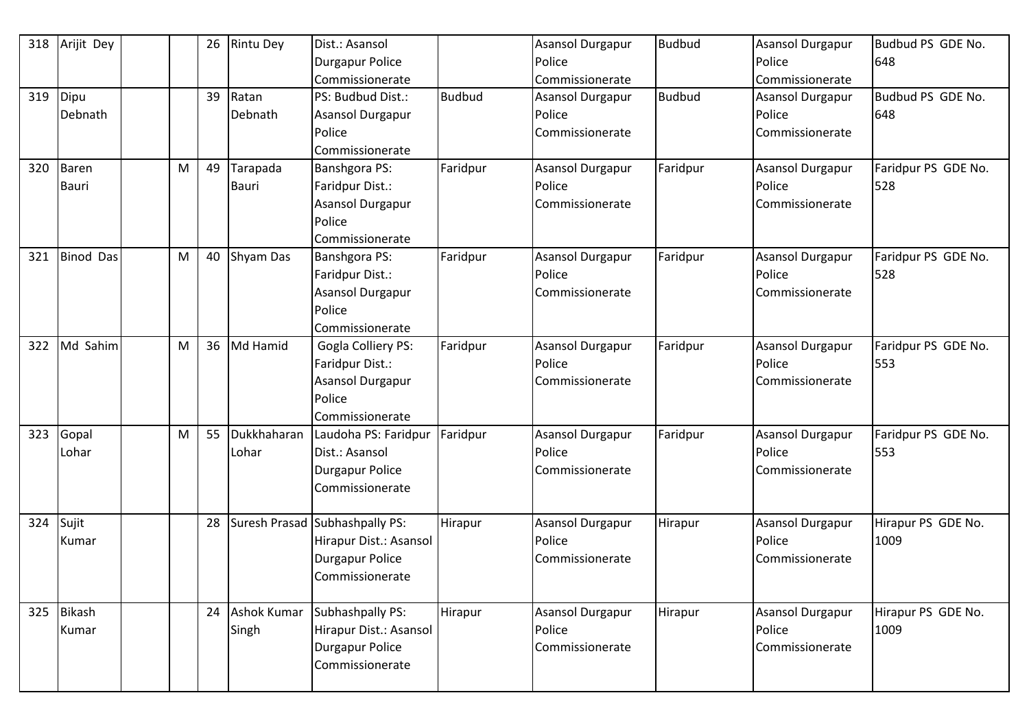| 318 | Arijit Dey | | | 26 | Rintu Dey | Dist.: Asansol Durgapur Police Commissionerate | | Asansol Durgapur Police Commissionerate | Budbud | Asansol Durgapur Police Commissionerate | Budbud PS GDE No. 648 |
|---|---|---|---|---|---|---|---|---|---|---|---|
| 319 | Dipu Debnath | | | 39 | Ratan Debnath | PS: Budbud Dist.: Asansol Durgapur Police Commissionerate | Budbud | Asansol Durgapur Police Commissionerate | Budbud | Asansol Durgapur Police Commissionerate | Budbud PS GDE No. 648 |
| 320 | Baren Bauri | | M | 49 | Tarapada Bauri | Banshgora PS: Faridpur Dist.: Asansol Durgapur Police Commissionerate | Faridpur | Asansol Durgapur Police Commissionerate | Faridpur | Asansol Durgapur Police Commissionerate | Faridpur PS GDE No. 528 |
| 321 | Binod Das | | M | 40 | Shyam Das | Banshgora PS: Faridpur Dist.: Asansol Durgapur Police Commissionerate | Faridpur | Asansol Durgapur Police Commissionerate | Faridpur | Asansol Durgapur Police Commissionerate | Faridpur PS GDE No. 528 |
| 322 | Md Sahim | | M | 36 | Md Hamid | Gogla Colliery PS: Faridpur Dist.: Asansol Durgapur Police Commissionerate | Faridpur | Asansol Durgapur Police Commissionerate | Faridpur | Asansol Durgapur Police Commissionerate | Faridpur PS GDE No. 553 |
| 323 | Gopal Lohar | | M | 55 | Dukkhaharan Lohar | Laudoha PS: Faridpur Dist.: Asansol Durgapur Police Commissionerate | Faridpur | Asansol Durgapur Police Commissionerate | Faridpur | Asansol Durgapur Police Commissionerate | Faridpur PS GDE No. 553 |
| 324 | Sujit Kumar | | | 28 | Suresh Prasad | Subhashpally PS: Hirapur Dist.: Asansol Durgapur Police Commissionerate | Hirapur | Asansol Durgapur Police Commissionerate | Hirapur | Asansol Durgapur Police Commissionerate | Hirapur PS GDE No. 1009 |
| 325 | Bikash Kumar | | | 24 | Ashok Kumar Singh | Subhashpally PS: Hirapur Dist.: Asansol Durgapur Police Commissionerate | Hirapur | Asansol Durgapur Police Commissionerate | Hirapur | Asansol Durgapur Police Commissionerate | Hirapur PS GDE No. 1009 |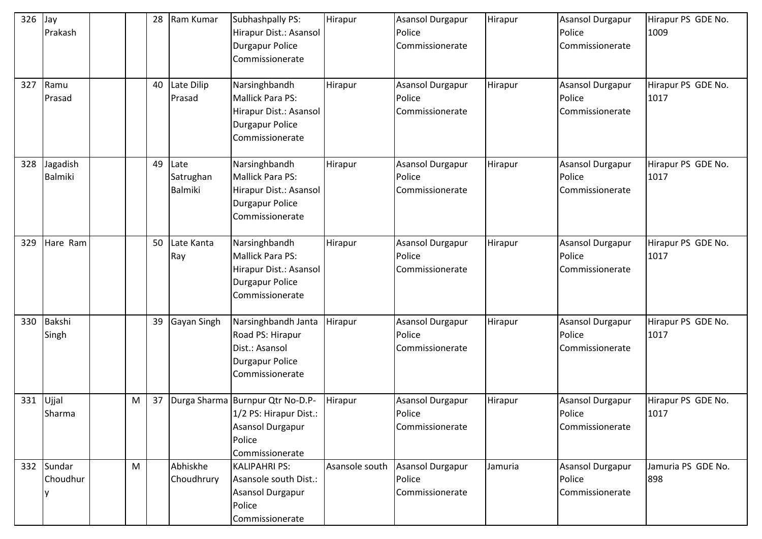| 326 | Jay Prakash | | | 28 | Ram Kumar | Subhashpally PS: Hirapur Dist.: Asansol Durgapur Police Commissionerate | Hirapur | Asansol Durgapur Police Commissionerate | Hirapur | Asansol Durgapur Police Commissionerate | Hirapur PS GDE No. 1009 |
|---|---|---|---|---|---|---|---|---|---|---|---|
| 327 | Ramu Prasad | | | 40 | Late Dilip Prasad | Narsinghbandh Mallick Para PS: Hirapur Dist.: Asansol Durgapur Police Commissionerate | Hirapur | Asansol Durgapur Police Commissionerate | Hirapur | Asansol Durgapur Police Commissionerate | Hirapur PS GDE No. 1017 |
| 328 | Jagadish Balmiki | | | 49 | Late Satrughan Balmiki | Narsinghbandh Mallick Para PS: Hirapur Dist.: Asansol Durgapur Police Commissionerate | Hirapur | Asansol Durgapur Police Commissionerate | Hirapur | Asansol Durgapur Police Commissionerate | Hirapur PS GDE No. 1017 |
| 329 | Hare Ram | | | 50 | Late Kanta Ray | Narsinghbandh Mallick Para PS: Hirapur Dist.: Asansol Durgapur Police Commissionerate | Hirapur | Asansol Durgapur Police Commissionerate | Hirapur | Asansol Durgapur Police Commissionerate | Hirapur PS GDE No. 1017 |
| 330 | Bakshi Singh | | | 39 | Gayan Singh | Narsinghbandh Janta Road PS: Hirapur Dist.: Asansol Durgapur Police Commissionerate | Hirapur | Asansol Durgapur Police Commissionerate | Hirapur | Asansol Durgapur Police Commissionerate | Hirapur PS GDE No. 1017 |
| 331 | Ujjal Sharma | | M | 37 | Durga Sharma | Burnpur Qtr No-D.P-1/2 PS: Hirapur Dist.: Asansol Durgapur Police Commissionerate | Hirapur | Asansol Durgapur Police Commissionerate | Hirapur | Asansol Durgapur Police Commissionerate | Hirapur PS GDE No. 1017 |
| 332 | Sundar Choudhury | | M | | Abhiskhe Choudhrury | KALIPAHRI PS: Asansole south Dist.: Asansol Durgapur Police Commissionerate | Asansole south | Asansol Durgapur Police Commissionerate | Jamuria | Asansol Durgapur Police Commissionerate | Jamuria PS GDE No. 898 |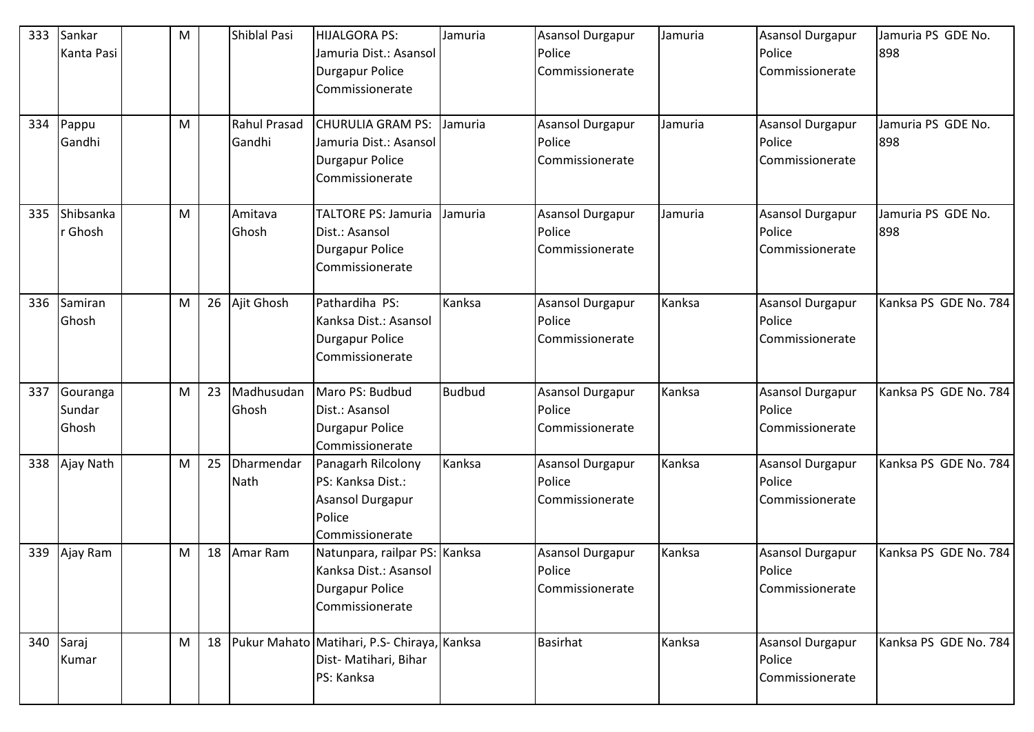| 333 | Sankar Kanta Pasi | | M | | Shiblal Pasi | HIJALGORA PS: Jamuria Dist.: Asansol Durgapur Police Commissionerate | Jamuria | Asansol Durgapur Police Commissionerate | Jamuria | Asansol Durgapur Police Commissionerate | Jamuria PS GDE No. 898 |
|---|---|---|---|---|---|---|---|---|---|---|---|
| 334 | Pappu Gandhi | | M | | Rahul Prasad Gandhi | CHURULIA GRAM PS: Jamuria Dist.: Asansol Durgapur Police Commissionerate | Jamuria | Asansol Durgapur Police Commissionerate | Jamuria | Asansol Durgapur Police Commissionerate | Jamuria PS GDE No. 898 |
| 335 | Shibsankar Ghosh | | M | | Amitava Ghosh | TALTORE PS: Jamuria Dist.: Asansol Durgapur Police Commissionerate | Jamuria | Asansol Durgapur Police Commissionerate | Jamuria | Asansol Durgapur Police Commissionerate | Jamuria PS GDE No. 898 |
| 336 | Samiran Ghosh | | M | 26 | Ajit Ghosh | Pathardiha PS: Kanksa Dist.: Asansol Durgapur Police Commissionerate | Kanksa | Asansol Durgapur Police Commissionerate | Kanksa | Asansol Durgapur Police Commissionerate | Kanksa PS GDE No. 784 |
| 337 | Gouranga Sundar Ghosh | | M | 23 | Madhusudan Ghosh | Maro PS: Budbud Dist.: Asansol Durgapur Police Commissionerate | Budbud | Asansol Durgapur Police Commissionerate | Kanksa | Asansol Durgapur Police Commissionerate | Kanksa PS GDE No. 784 |
| 338 | Ajay Nath | | M | 25 | Dharmendar Nath | Panagarh Rilcolony PS: Kanksa Dist.: Asansol Durgapur Police Commissionerate | Kanksa | Asansol Durgapur Police Commissionerate | Kanksa | Asansol Durgapur Police Commissionerate | Kanksa PS GDE No. 784 |
| 339 | Ajay Ram | | M | 18 | Amar Ram | Natunpara, railpar PS: Kanksa Dist.: Asansol Durgapur Police Commissionerate | Kanksa | Asansol Durgapur Police Commissionerate | Kanksa | Asansol Durgapur Police Commissionerate | Kanksa PS GDE No. 784 |
| 340 | Saraj Kumar | | M | 18 | Pukur Mahato | Matihari, P.S- Chiraya, Dist- Matihari, Bihar PS: Kanksa | Kanksa | Basirhat | Kanksa | Asansol Durgapur Police Commissionerate | Kanksa PS GDE No. 784 |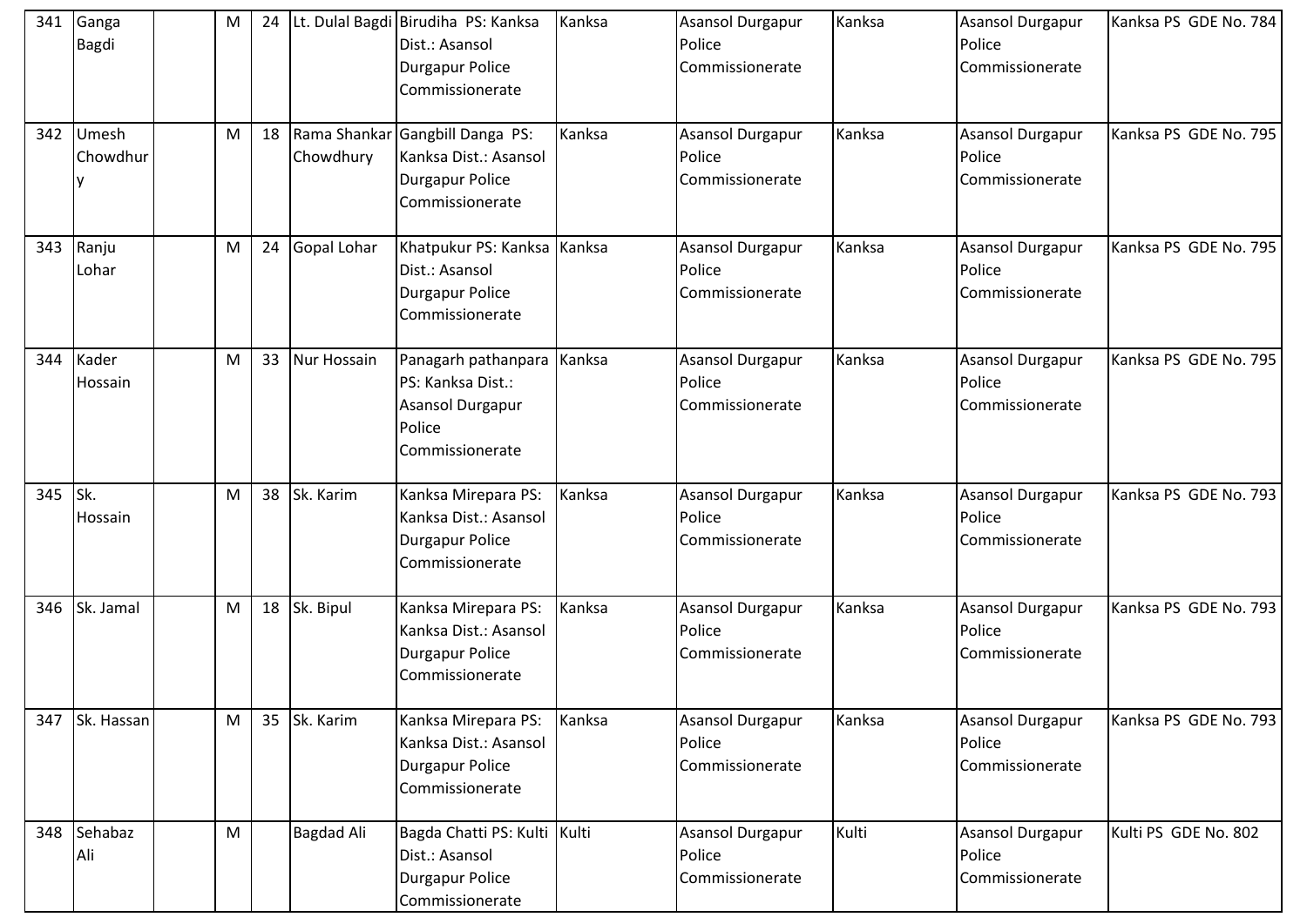| 341 | Ganga Bagdi | | M | 24 | Lt. Dulal Bagdi | Birudiha PS: Kanksa Dist.: Asansol Durgapur Police Commissionerate | Kanksa | Asansol Durgapur Police Commissionerate | Kanksa | Asansol Durgapur Police Commissionerate | Kanksa PS GDE No. 784 |
|---|---|---|---|---|---|---|---|---|---|---|---|
| 342 | Umesh Chowdhury | | M | 18 | Rama Shankar Chowdhury | Gangbill Danga PS: Kanksa Dist.: Asansol Durgapur Police Commissionerate | Kanksa | Asansol Durgapur Police Commissionerate | Kanksa | Asansol Durgapur Police Commissionerate | Kanksa PS GDE No. 795 |
| 343 | Ranju Lohar | | M | 24 | Gopal Lohar | Khatpukur PS: Kanksa Dist.: Asansol Durgapur Police Commissionerate | Kanksa | Asansol Durgapur Police Commissionerate | Kanksa | Asansol Durgapur Police Commissionerate | Kanksa PS GDE No. 795 |
| 344 | Kader Hossain | | M | 33 | Nur Hossain | Panagarh pathanpara PS: Kanksa Dist.: Asansol Durgapur Police Commissionerate | Kanksa | Asansol Durgapur Police Commissionerate | Kanksa | Asansol Durgapur Police Commissionerate | Kanksa PS GDE No. 795 |
| 345 | Sk. Hossain | | M | 38 | Sk. Karim | Kanksa Mirepara PS: Kanksa Dist.: Asansol Durgapur Police Commissionerate | Kanksa | Asansol Durgapur Police Commissionerate | Kanksa | Asansol Durgapur Police Commissionerate | Kanksa PS GDE No. 793 |
| 346 | Sk. Jamal | | M | 18 | Sk. Bipul | Kanksa Mirepara PS: Kanksa Dist.: Asansol Durgapur Police Commissionerate | Kanksa | Asansol Durgapur Police Commissionerate | Kanksa | Asansol Durgapur Police Commissionerate | Kanksa PS GDE No. 793 |
| 347 | Sk. Hassan | | M | 35 | Sk. Karim | Kanksa Mirepara PS: Kanksa Dist.: Asansol Durgapur Police Commissionerate | Kanksa | Asansol Durgapur Police Commissionerate | Kanksa | Asansol Durgapur Police Commissionerate | Kanksa PS GDE No. 793 |
| 348 | Sehabaz Ali | | M | | Bagdad Ali | Bagda Chatti PS: Kulti Dist.: Asansol Durgapur Police Commissionerate | Kulti | Asansol Durgapur Police Commissionerate | Kulti | Asansol Durgapur Police Commissionerate | Kulti PS GDE No. 802 |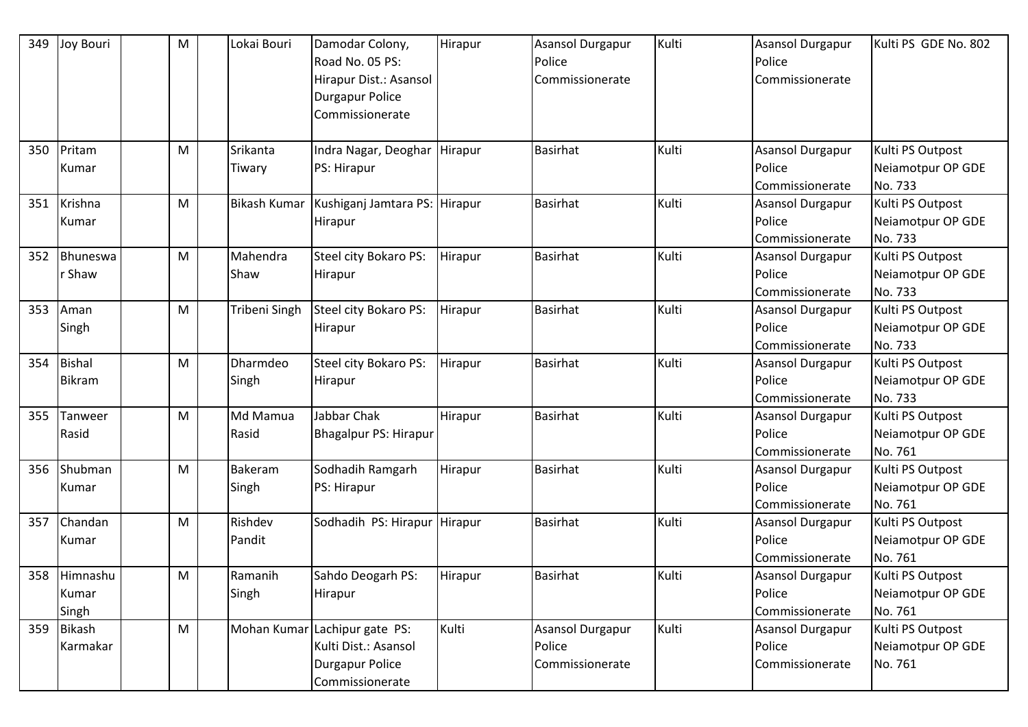| 349 | Joy Bouri | | M | | Lokai Bouri | Damodar Colony, Road No. 05 PS: Hirapur Dist.: Asansol Durgapur Police Commissionerate | Hirapur | Asansol Durgapur Police Commissionerate | Kulti | Asansol Durgapur Police Commissionerate | Kulti PS GDE No. 802 |
|---|---|---|---|---|---|---|---|---|---|---|---|
| 350 | Pritam Kumar | | M | | Srikanta Tiwary | Indra Nagar, Deoghar PS: Hirapur | Hirapur | Basirhat | Kulti | Asansol Durgapur Police Commissionerate | Kulti PS Outpost Neiamotpur OP GDE No. 733 |
| 351 | Krishna Kumar | | M | | Bikash Kumar | Kushiganj Jamtara PS: Hirapur | Hirapur | Basirhat | Kulti | Asansol Durgapur Police Commissionerate | Kulti PS Outpost Neiamotpur OP GDE No. 733 |
| 352 | Bhuneswar Shaw | | M | | Mahendra Shaw | Steel city Bokaro PS: Hirapur | Hirapur | Basirhat | Kulti | Asansol Durgapur Police Commissionerate | Kulti PS Outpost Neiamotpur OP GDE No. 733 |
| 353 | Aman Singh | | M | | Tribeni Singh | Steel city Bokaro PS: Hirapur | Hirapur | Basirhat | Kulti | Asansol Durgapur Police Commissionerate | Kulti PS Outpost Neiamotpur OP GDE No. 733 |
| 354 | Bishal Bikram | | M | | Dharmdeo Singh | Steel city Bokaro PS: Hirapur | Hirapur | Basirhat | Kulti | Asansol Durgapur Police Commissionerate | Kulti PS Outpost Neiamotpur OP GDE No. 733 |
| 355 | Tanweer Rasid | | M | | Md Mamua Rasid | Jabbar Chak Bhagalpur PS: Hirapur | Hirapur | Basirhat | Kulti | Asansol Durgapur Police Commissionerate | Kulti PS Outpost Neiamotpur OP GDE No. 761 |
| 356 | Shubman Kumar | | M | | Bakeram Singh | Sodhadih Ramgarh PS: Hirapur | Hirapur | Basirhat | Kulti | Asansol Durgapur Police Commissionerate | Kulti PS Outpost Neiamotpur OP GDE No. 761 |
| 357 | Chandan Kumar | | M | | Rishdev Pandit | Sodhadih PS: Hirapur | Hirapur | Basirhat | Kulti | Asansol Durgapur Police Commissionerate | Kulti PS Outpost Neiamotpur OP GDE No. 761 |
| 358 | Himnashu Kumar Singh | | M | | Ramanih Singh | Sahdo Deogarh PS: Hirapur | Hirapur | Basirhat | Kulti | Asansol Durgapur Police Commissionerate | Kulti PS Outpost Neiamotpur OP GDE No. 761 |
| 359 | Bikash Karmakar | | M | | Mohan Kumar | Lachipur gate PS: Kulti Dist.: Asansol Durgapur Police Commissionerate | Kulti | Asansol Durgapur Police Commissionerate | Kulti | Asansol Durgapur Police Commissionerate | Kulti PS Outpost Neiamotpur OP GDE No. 761 |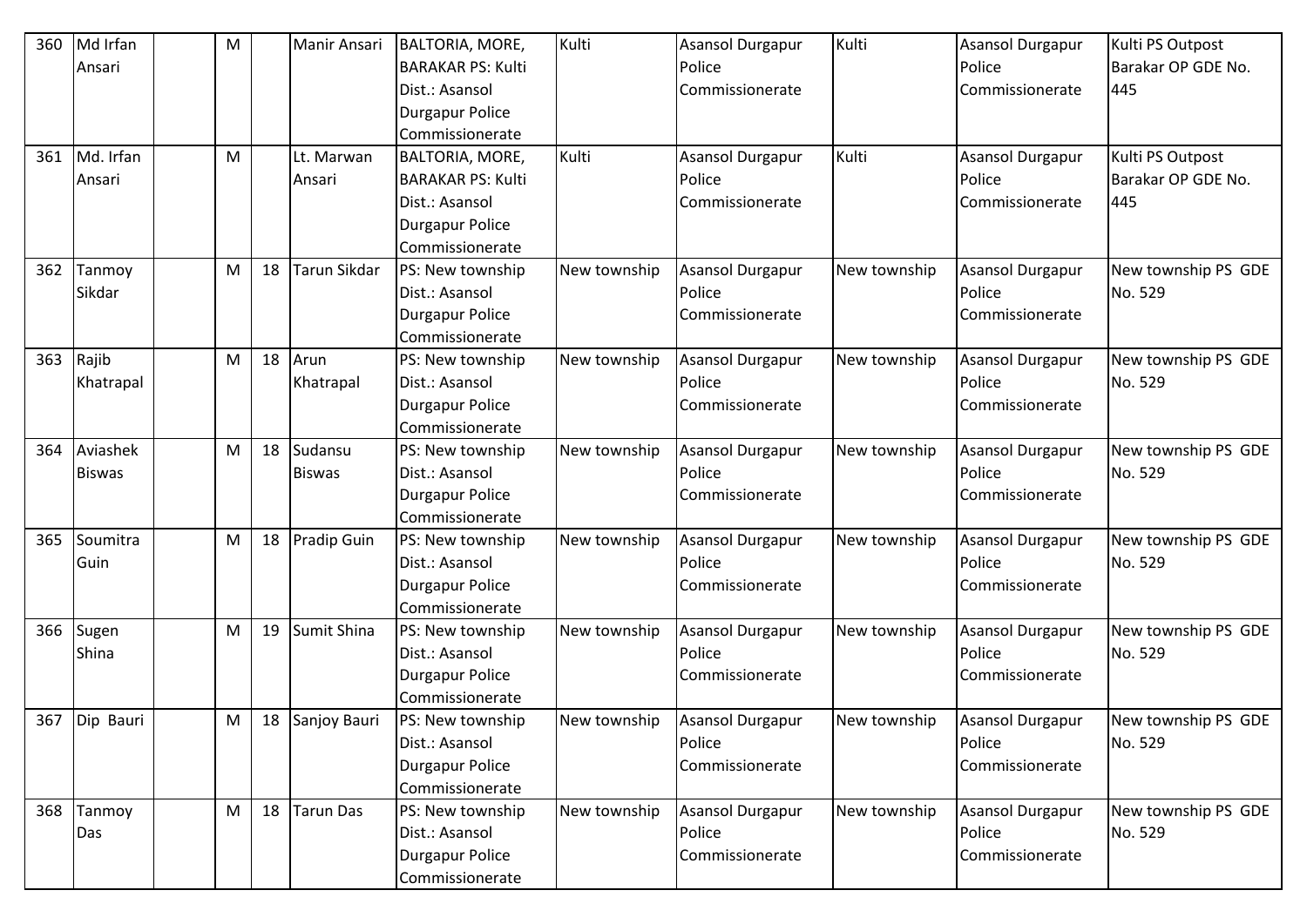| 360 | Md Irfan Ansari | | M | | Manir Ansari | BALTORIA, MORE, BARAKAR PS: Kulti Dist.: Asansol Durgapur Police Commissionerate | Kulti | Asansol Durgapur Police Commissionerate | Kulti | Asansol Durgapur Police Commissionerate | Kulti PS Outpost Barakar OP GDE No. 445 |
|---|---|---|---|---|---|---|---|---|---|---|---|
| 361 | Md. Irfan Ansari | | M | | Lt. Marwan Ansari | BALTORIA, MORE, BARAKAR PS: Kulti Dist.: Asansol Durgapur Police Commissionerate | Kulti | Asansol Durgapur Police Commissionerate | Kulti | Asansol Durgapur Police Commissionerate | Kulti PS Outpost Barakar OP GDE No. 445 |
| 362 | Tanmoy Sikdar | | M | 18 | Tarun Sikdar | PS: New township Dist.: Asansol Durgapur Police Commissionerate | New township | Asansol Durgapur Police Commissionerate | New township | Asansol Durgapur Police Commissionerate | New township PS GDE No. 529 |
| 363 | Rajib Khatrapal | | M | 18 | Arun Khatrapal | PS: New township Dist.: Asansol Durgapur Police Commissionerate | New township | Asansol Durgapur Police Commissionerate | New township | Asansol Durgapur Police Commissionerate | New township PS GDE No. 529 |
| 364 | Aviashek Biswas | | M | 18 | Sudansu Biswas | PS: New township Dist.: Asansol Durgapur Police Commissionerate | New township | Asansol Durgapur Police Commissionerate | New township | Asansol Durgapur Police Commissionerate | New township PS GDE No. 529 |
| 365 | Soumitra Guin | | M | 18 | Pradip Guin | PS: New township Dist.: Asansol Durgapur Police Commissionerate | New township | Asansol Durgapur Police Commissionerate | New township | Asansol Durgapur Police Commissionerate | New township PS GDE No. 529 |
| 366 | Sugen Shina | | M | 19 | Sumit Shina | PS: New township Dist.: Asansol Durgapur Police Commissionerate | New township | Asansol Durgapur Police Commissionerate | New township | Asansol Durgapur Police Commissionerate | New township PS GDE No. 529 |
| 367 | Dip Bauri | | M | 18 | Sanjoy Bauri | PS: New township Dist.: Asansol Durgapur Police Commissionerate | New township | Asansol Durgapur Police Commissionerate | New township | Asansol Durgapur Police Commissionerate | New township PS GDE No. 529 |
| 368 | Tanmoy Das | | M | 18 | Tarun Das | PS: New township Dist.: Asansol Durgapur Police Commissionerate | New township | Asansol Durgapur Police Commissionerate | New township | Asansol Durgapur Police Commissionerate | New township PS GDE No. 529 |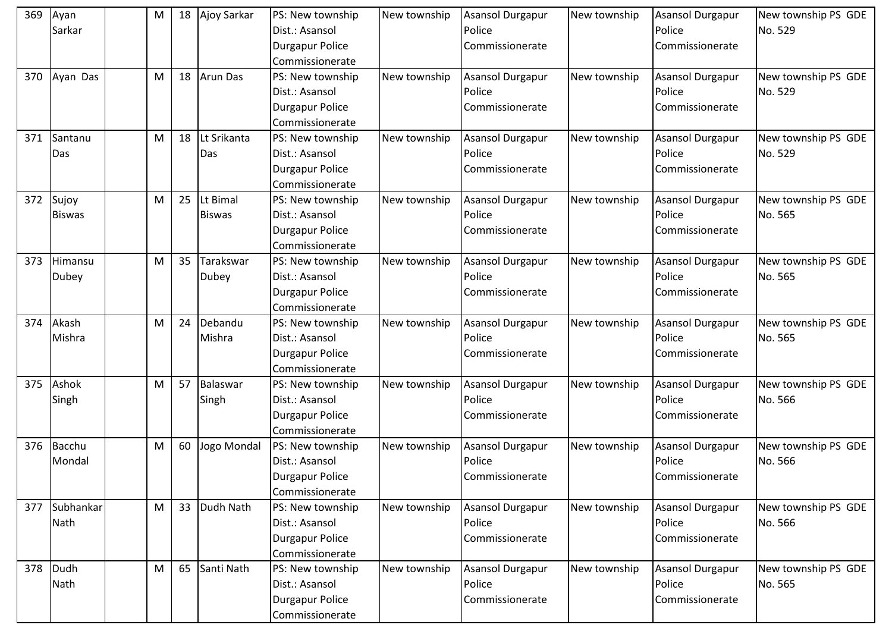| 369 | Ayan Sarkar | | M | 18 | Ajoy Sarkar | PS: New township Dist.: Asansol Durgapur Police Commissionerate | New township | Asansol Durgapur Police Commissionerate | New township | Asansol Durgapur Police Commissionerate | New township PS GDE No. 529 |
|---|---|---|---|---|---|---|---|---|---|---|---|
| 370 | Ayan Das | | M | 18 | Arun Das | PS: New township Dist.: Asansol Durgapur Police Commissionerate | New township | Asansol Durgapur Police Commissionerate | New township | Asansol Durgapur Police Commissionerate | New township PS GDE No. 529 |
| 371 | Santanu Das | | M | 18 | Lt Srikanta Das | PS: New township Dist.: Asansol Durgapur Police Commissionerate | New township | Asansol Durgapur Police Commissionerate | New township | Asansol Durgapur Police Commissionerate | New township PS GDE No. 529 |
| 372 | Sujoy Biswas | | M | 25 | Lt Bimal Biswas | PS: New township Dist.: Asansol Durgapur Police Commissionerate | New township | Asansol Durgapur Police Commissionerate | New township | Asansol Durgapur Police Commissionerate | New township PS GDE No. 565 |
| 373 | Himansu Dubey | | M | 35 | Tarakswar Dubey | PS: New township Dist.: Asansol Durgapur Police Commissionerate | New township | Asansol Durgapur Police Commissionerate | New township | Asansol Durgapur Police Commissionerate | New township PS GDE No. 565 |
| 374 | Akash Mishra | | M | 24 | Debandu Mishra | PS: New township Dist.: Asansol Durgapur Police Commissionerate | New township | Asansol Durgapur Police Commissionerate | New township | Asansol Durgapur Police Commissionerate | New township PS GDE No. 565 |
| 375 | Ashok Singh | | M | 57 | Balaswar Singh | PS: New township Dist.: Asansol Durgapur Police Commissionerate | New township | Asansol Durgapur Police Commissionerate | New township | Asansol Durgapur Police Commissionerate | New township PS GDE No. 566 |
| 376 | Bacchu Mondal | | M | 60 | Jogo Mondal | PS: New township Dist.: Asansol Durgapur Police Commissionerate | New township | Asansol Durgapur Police Commissionerate | New township | Asansol Durgapur Police Commissionerate | New township PS GDE No. 566 |
| 377 | Subhankar Nath | | M | 33 | Dudh Nath | PS: New township Dist.: Asansol Durgapur Police Commissionerate | New township | Asansol Durgapur Police Commissionerate | New township | Asansol Durgapur Police Commissionerate | New township PS GDE No. 566 |
| 378 | Dudh Nath | | M | 65 | Santi Nath | PS: New township Dist.: Asansol Durgapur Police Commissionerate | New township | Asansol Durgapur Police Commissionerate | New township | Asansol Durgapur Police Commissionerate | New township PS GDE No. 565 |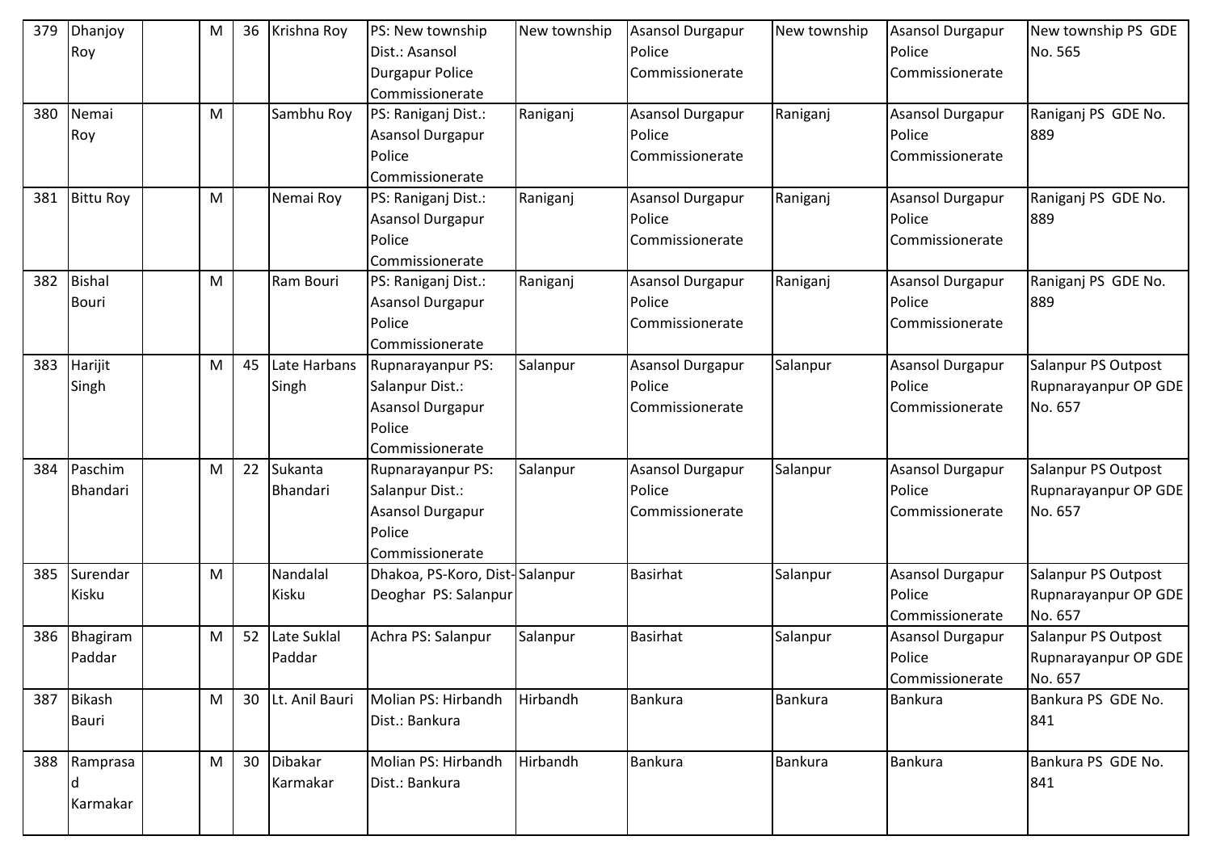| 379 | Dhanjoy Roy | | M | 36 | Krishna Roy | PS: New township Dist.: Asansol Durgapur Police Commissionerate | New township | Asansol Durgapur Police Commissionerate | New township | Asansol Durgapur Police Commissionerate | New township PS GDE No. 565 |
|---|---|---|---|---|---|---|---|---|---|---|---|
| 380 | Nemai Roy | | M | | Sambhu Roy | PS: Raniganj Dist.: Asansol Durgapur Police Commissionerate | Raniganj | Asansol Durgapur Police Commissionerate | Raniganj | Asansol Durgapur Police Commissionerate | Raniganj PS GDE No. 889 |
| 381 | Bittu Roy | | M | | Nemai Roy | PS: Raniganj Dist.: Asansol Durgapur Police Commissionerate | Raniganj | Asansol Durgapur Police Commissionerate | Raniganj | Asansol Durgapur Police Commissionerate | Raniganj PS GDE No. 889 |
| 382 | Bishal Bouri | | M | | Ram Bouri | PS: Raniganj Dist.: Asansol Durgapur Police Commissionerate | Raniganj | Asansol Durgapur Police Commissionerate | Raniganj | Asansol Durgapur Police Commissionerate | Raniganj PS GDE No. 889 |
| 383 | Harijit Singh | | M | 45 | Late Harbans Singh | Rupnarayanpur PS: Salanpur Dist.: Asansol Durgapur Police Commissionerate | Salanpur | Asansol Durgapur Police Commissionerate | Salanpur | Asansol Durgapur Police Commissionerate | Salanpur PS Outpost Rupnarayanpur OP GDE No. 657 |
| 384 | Paschim Bhandari | | M | 22 | Sukanta Bhandari | Rupnarayanpur PS: Salanpur Dist.: Asansol Durgapur Police Commissionerate | Salanpur | Asansol Durgapur Police Commissionerate | Salanpur | Asansol Durgapur Police Commissionerate | Salanpur PS Outpost Rupnarayanpur OP GDE No. 657 |
| 385 | Surendar Kisku | | M | | Nandalal Kisku | Dhakoa, PS-Koro, Dist-Deoghar PS: Salanpur | Salanpur | Basirhat | Salanpur | Asansol Durgapur Police Commissionerate | Salanpur PS Outpost Rupnarayanpur OP GDE No. 657 |
| 386 | Bhagiram Paddar | | M | 52 | Late Suklal Paddar | Achra PS: Salanpur | Salanpur | Basirhat | Salanpur | Asansol Durgapur Police Commissionerate | Salanpur PS Outpost Rupnarayanpur OP GDE No. 657 |
| 387 | Bikash Bauri | | M | 30 | Lt. Anil Bauri | Molian PS: Hirbandh Dist.: Bankura | Hirbandh | Bankura | Bankura | Bankura | Bankura PS GDE No. 841 |
| 388 | Ramprasad Karmakar | | M | 30 | Dibakar Karmakar | Molian PS: Hirbandh Dist.: Bankura | Hirbandh | Bankura | Bankura | Bankura | Bankura PS GDE No. 841 |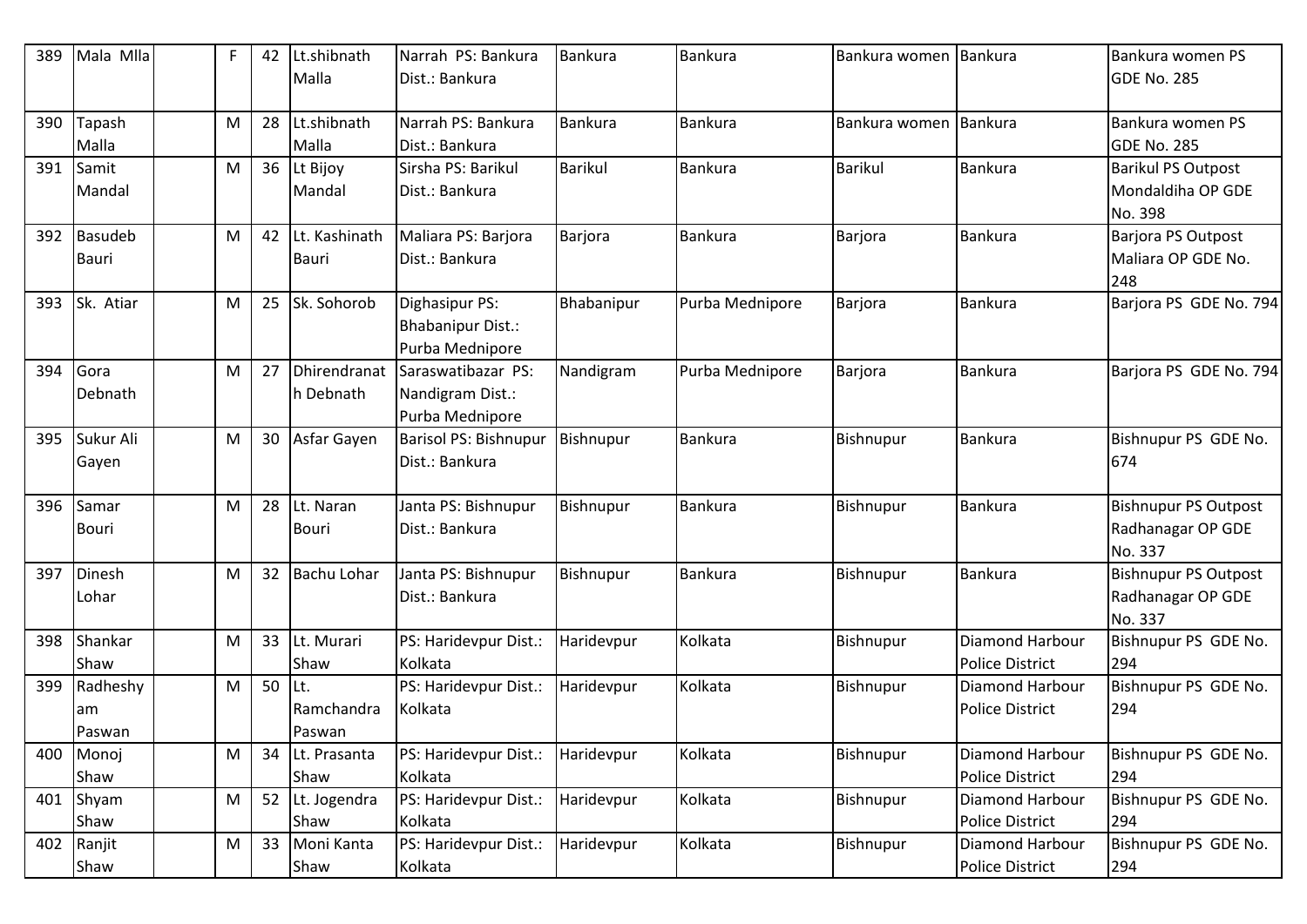| 389 | Mala Mlla | | F | 42 | Lt.shibnath Malla | Narrah PS: Bankura Dist.: Bankura | Bankura | Bankura | Bankura women | Bankura | Bankura women PS GDE No. 285 |
|---|---|---|---|---|---|---|---|---|---|---|---|
| 390 | Tapash Malla | | M | 28 | Lt.shibnath Malla | Narrah PS: Bankura Dist.: Bankura | Bankura | Bankura | Bankura women | Bankura | Bankura women PS GDE No. 285 |
| 391 | Samit Mandal | | M | 36 | Lt Bijoy Mandal | Sirsha PS: Barikul Dist.: Bankura | Barikul | Bankura | Barikul | Bankura | Barikul PS Outpost Mondaldiha OP GDE No. 398 |
| 392 | Basudeb Bauri | | M | 42 | Lt. Kashinath Bauri | Maliara PS: Barjora Dist.: Bankura | Barjora | Bankura | Barjora | Bankura | Barjora PS Outpost Maliara OP GDE No. 248 |
| 393 | Sk. Atiar | | M | 25 | Sk. Sohorob | Dighasipur PS: Bhabanipur Dist.: Purba Mednipore | Bhabanipur | Purba Mednipore | Barjora | Bankura | Barjora PS GDE No. 794 |
| 394 | Gora Debnath | | M | 27 | Dhirendranath Debnath | Saraswatibazar PS: Nandigram Dist.: Purba Mednipore | Nandigram | Purba Mednipore | Barjora | Bankura | Barjora PS GDE No. 794 |
| 395 | Sukur Ali Gayen | | M | 30 | Asfar Gayen | Barisol PS: Bishnupur Dist.: Bankura | Bishnupur | Bankura | Bishnupur | Bankura | Bishnupur PS GDE No. 674 |
| 396 | Samar Bouri | | M | 28 | Lt. Naran Bouri | Janta PS: Bishnupur Dist.: Bankura | Bishnupur | Bankura | Bishnupur | Bankura | Bishnupur PS Outpost Radhanagar OP GDE No. 337 |
| 397 | Dinesh Lohar | | M | 32 | Bachu Lohar | Janta PS: Bishnupur Dist.: Bankura | Bishnupur | Bankura | Bishnupur | Bankura | Bishnupur PS Outpost Radhanagar OP GDE No. 337 |
| 398 | Shankar Shaw | | M | 33 | Lt. Murari Shaw | PS: Haridevpur Dist.: Kolkata | Haridevpur | Kolkata | Bishnupur | Diamond Harbour Police District | Bishnupur PS GDE No. 294 |
| 399 | Radheshyam Paswan | | M | 50 | Lt. Ramchandra Paswan | PS: Haridevpur Dist.: Kolkata | Haridevpur | Kolkata | Bishnupur | Diamond Harbour Police District | Bishnupur PS GDE No. 294 |
| 400 | Monoj Shaw | | M | 34 | Lt. Prasanta Shaw | PS: Haridevpur Dist.: Kolkata | Haridevpur | Kolkata | Bishnupur | Diamond Harbour Police District | Bishnupur PS GDE No. 294 |
| 401 | Shyam Shaw | | M | 52 | Lt. Jogendra Shaw | PS: Haridevpur Dist.: Kolkata | Haridevpur | Kolkata | Bishnupur | Diamond Harbour Police District | Bishnupur PS GDE No. 294 |
| 402 | Ranjit Shaw | | M | 33 | Moni Kanta Shaw | PS: Haridevpur Dist.: Kolkata | Haridevpur | Kolkata | Bishnupur | Diamond Harbour Police District | Bishnupur PS GDE No. 294 |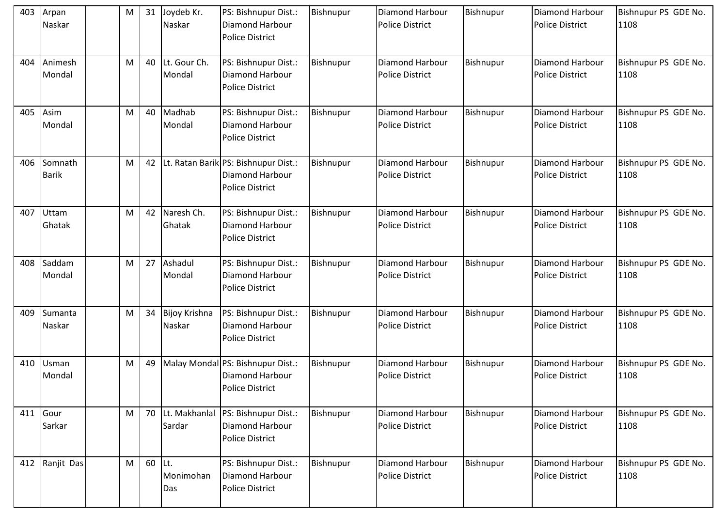| 403 | Arpan Naskar | | M | 31 | Joydeb Kr. Naskar | PS: Bishnupur Dist.: Diamond Harbour Police District | Bishnupur | Diamond Harbour Police District | Bishnupur | Diamond Harbour Police District | Bishnupur PS GDE No. 1108 |
|---|---|---|---|---|---|---|---|---|---|---|---|
| 404 | Animesh Mondal | | M | 40 | Lt. Gour Ch. Mondal | PS: Bishnupur Dist.: Diamond Harbour Police District | Bishnupur | Diamond Harbour Police District | Bishnupur | Diamond Harbour Police District | Bishnupur PS GDE No. 1108 |
| 405 | Asim Mondal | | M | 40 | Madhab Mondal | PS: Bishnupur Dist.: Diamond Harbour Police District | Bishnupur | Diamond Harbour Police District | Bishnupur | Diamond Harbour Police District | Bishnupur PS GDE No. 1108 |
| 406 | Somnath Barik | | M | 42 | Lt. Ratan Barik | PS: Bishnupur Dist.: Diamond Harbour Police District | Bishnupur | Diamond Harbour Police District | Bishnupur | Diamond Harbour Police District | Bishnupur PS GDE No. 1108 |
| 407 | Uttam Ghatak | | M | 42 | Naresh Ch. Ghatak | PS: Bishnupur Dist.: Diamond Harbour Police District | Bishnupur | Diamond Harbour Police District | Bishnupur | Diamond Harbour Police District | Bishnupur PS GDE No. 1108 |
| 408 | Saddam Mondal | | M | 27 | Ashadul Mondal | PS: Bishnupur Dist.: Diamond Harbour Police District | Bishnupur | Diamond Harbour Police District | Bishnupur | Diamond Harbour Police District | Bishnupur PS GDE No. 1108 |
| 409 | Sumanta Naskar | | M | 34 | Bijoy Krishna Naskar | PS: Bishnupur Dist.: Diamond Harbour Police District | Bishnupur | Diamond Harbour Police District | Bishnupur | Diamond Harbour Police District | Bishnupur PS GDE No. 1108 |
| 410 | Usman Mondal | | M | 49 | Malay Mondal | PS: Bishnupur Dist.: Diamond Harbour Police District | Bishnupur | Diamond Harbour Police District | Bishnupur | Diamond Harbour Police District | Bishnupur PS GDE No. 1108 |
| 411 | Gour Sarkar | | M | 70 | Lt. Makhanlal Sardar | PS: Bishnupur Dist.: Diamond Harbour Police District | Bishnupur | Diamond Harbour Police District | Bishnupur | Diamond Harbour Police District | Bishnupur PS GDE No. 1108 |
| 412 | Ranjit Das | | M | 60 | Lt. Monimohan Das | PS: Bishnupur Dist.: Diamond Harbour Police District | Bishnupur | Diamond Harbour Police District | Bishnupur | Diamond Harbour Police District | Bishnupur PS GDE No. 1108 |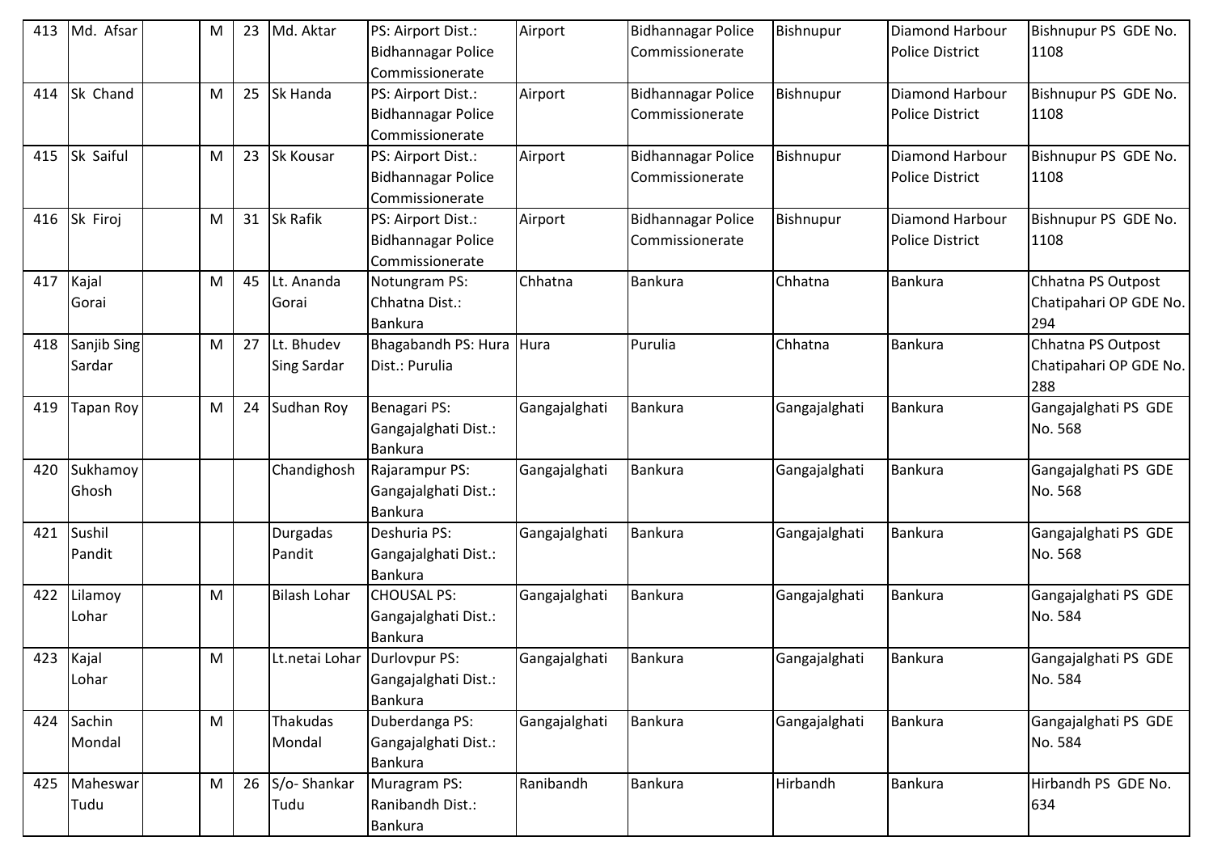| 413 | Md. Afsar | | M | 23 | Md. Aktar | PS: Airport Dist.: Bidhannagar Police Commissionerate | Airport | Bidhannagar Police Commissionerate | Bishnupur | Diamond Harbour Police District | Bishnupur PS GDE No. 1108 |
|---|---|---|---|---|---|---|---|---|---|---|---|
| 414 | Sk Chand | | M | 25 | Sk Handa | PS: Airport Dist.: Bidhannagar Police Commissionerate | Airport | Bidhannagar Police Commissionerate | Bishnupur | Diamond Harbour Police District | Bishnupur PS GDE No. 1108 |
| 415 | Sk Saiful | | M | 23 | Sk Kousar | PS: Airport Dist.: Bidhannagar Police Commissionerate | Airport | Bidhannagar Police Commissionerate | Bishnupur | Diamond Harbour Police District | Bishnupur PS GDE No. 1108 |
| 416 | Sk Firoj | | M | 31 | Sk Rafik | PS: Airport Dist.: Bidhannagar Police Commissionerate | Airport | Bidhannagar Police Commissionerate | Bishnupur | Diamond Harbour Police District | Bishnupur PS GDE No. 1108 |
| 417 | Kajal Gorai | | M | 45 | Lt. Ananda Gorai | Notungram PS: Chhatna Dist.: Bankura | Chhatna | Bankura | Chhatna | Bankura | Chhatna PS Outpost Chatipahari OP GDE No. 294 |
| 418 | Sanjib Sing Sardar | | M | 27 | Lt. Bhudev Sing Sardar | Bhagabandh PS: Hura Dist.: Purulia | Hura | Purulia | Chhatna | Bankura | Chhatna PS Outpost Chatipahari OP GDE No. 288 |
| 419 | Tapan Roy | | M | 24 | Sudhan Roy | Benagari PS: Gangajalghati Dist.: Bankura | Gangajalghati | Bankura | Gangajalghati | Bankura | Gangajalghati PS GDE No. 568 |
| 420 | Sukhamoy Ghosh | | | | Chandighosh | Rajarampur PS: Gangajalghati Dist.: Bankura | Gangajalghati | Bankura | Gangajalghati | Bankura | Gangajalghati PS GDE No. 568 |
| 421 | Sushil Pandit | | | | Durgadas Pandit | Deshuria PS: Gangajalghati Dist.: Bankura | Gangajalghati | Bankura | Gangajalghati | Bankura | Gangajalghati PS GDE No. 568 |
| 422 | Lilamoy Lohar | | M | | Bilash Lohar | CHOUSAL PS: Gangajalghati Dist.: Bankura | Gangajalghati | Bankura | Gangajalghati | Bankura | Gangajalghati PS GDE No. 584 |
| 423 | Kajal Lohar | | M | | Lt.netai Lohar | Durlovpur PS: Gangajalghati Dist.: Bankura | Gangajalghati | Bankura | Gangajalghati | Bankura | Gangajalghati PS GDE No. 584 |
| 424 | Sachin Mondal | | M | | Thakudas Mondal | Duberdanga PS: Gangajalghati Dist.: Bankura | Gangajalghati | Bankura | Gangajalghati | Bankura | Gangajalghati PS GDE No. 584 |
| 425 | Maheswar Tudu | | M | 26 | S/o- Shankar Tudu | Muragram PS: Ranibandh Dist.: Bankura | Ranibandh | Bankura | Hirbandh | Bankura | Hirbandh PS GDE No. 634 |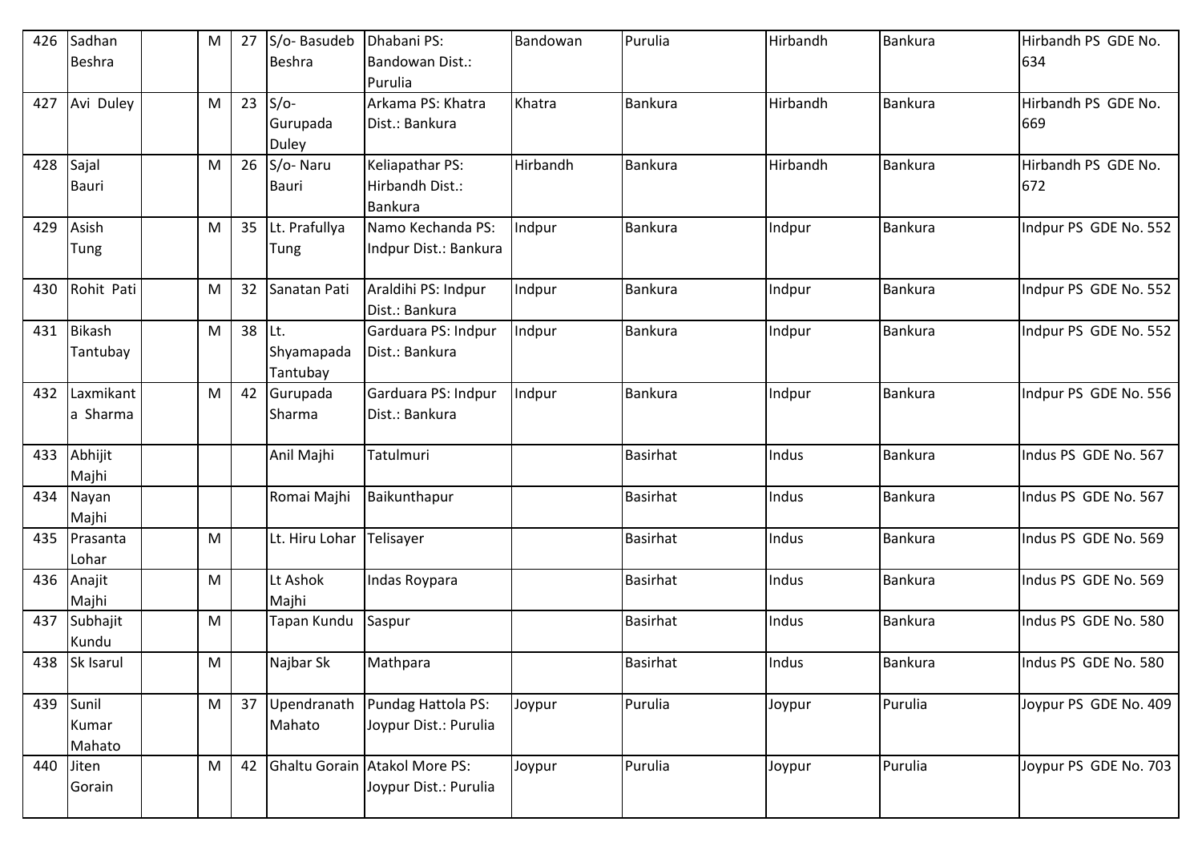| 426 | Sadhan Beshra | | M | 27 | S/o- Basudeb Beshra | Dhabani PS: Bandowan Dist.: Purulia | Bandowan | Purulia | Hirbandh | Bankura | Hirbandh PS GDE No. 634 |
|---|---|---|---|---|---|---|---|---|---|---|---|
| 427 | Avi Duley | | M | 23 | S/o- Gurupada Duley | Arkama PS: Khatra Dist.: Bankura | Khatra | Bankura | Hirbandh | Bankura | Hirbandh PS GDE No. 669 |
| 428 | Sajal Bauri | | M | 26 | S/o- Naru Bauri | Keliapathar PS: Hirbandh Dist.: Bankura | Hirbandh | Bankura | Hirbandh | Bankura | Hirbandh PS GDE No. 672 |
| 429 | Asish Tung | | M | 35 | Lt. Prafullya Tung | Namo Kechanda PS: Indpur Dist.: Bankura | Indpur | Bankura | Indpur | Bankura | Indpur PS GDE No. 552 |
| 430 | Rohit Pati | | M | 32 | Sanatan Pati | Araldihi PS: Indpur Dist.: Bankura | Indpur | Bankura | Indpur | Bankura | Indpur PS GDE No. 552 |
| 431 | Bikash Tantubay | | M | 38 | Lt. Shyamapada Tantubay | Garduara PS: Indpur Dist.: Bankura | Indpur | Bankura | Indpur | Bankura | Indpur PS GDE No. 552 |
| 432 | Laxmikanta Sharma | | M | 42 | Gurupada Sharma | Garduara PS: Indpur Dist.: Bankura | Indpur | Bankura | Indpur | Bankura | Indpur PS GDE No. 556 |
| 433 | Abhijit Majhi | | | | Anil Majhi | Tatulmuri | | Basirhat | Indus | Bankura | Indus PS GDE No. 567 |
| 434 | Nayan Majhi | | | | Romai Majhi | Baikunthapur | | Basirhat | Indus | Bankura | Indus PS GDE No. 567 |
| 435 | Prasanta Lohar | | M | | Lt. Hiru Lohar | Telisayer | | Basirhat | Indus | Bankura | Indus PS GDE No. 569 |
| 436 | Anajit Majhi | | M | | Lt Ashok Majhi | Indas Roypara | | Basirhat | Indus | Bankura | Indus PS GDE No. 569 |
| 437 | Subhajit Kundu | | M | | Tapan Kundu | Saspur | | Basirhat | Indus | Bankura | Indus PS GDE No. 580 |
| 438 | Sk Isarul | | M | | Najbar Sk | Mathpara | | Basirhat | Indus | Bankura | Indus PS GDE No. 580 |
| 439 | Sunil Kumar Mahato | | M | 37 | Upendranath Mahato | Pundag Hattola PS: Joypur Dist.: Purulia | Joypur | Purulia | Joypur | Purulia | Joypur PS GDE No. 409 |
| 440 | Jiten Gorain | | M | 42 | Ghaltu Gorain | Atakol More PS: Joypur Dist.: Purulia | Joypur | Purulia | Joypur | Purulia | Joypur PS GDE No. 703 |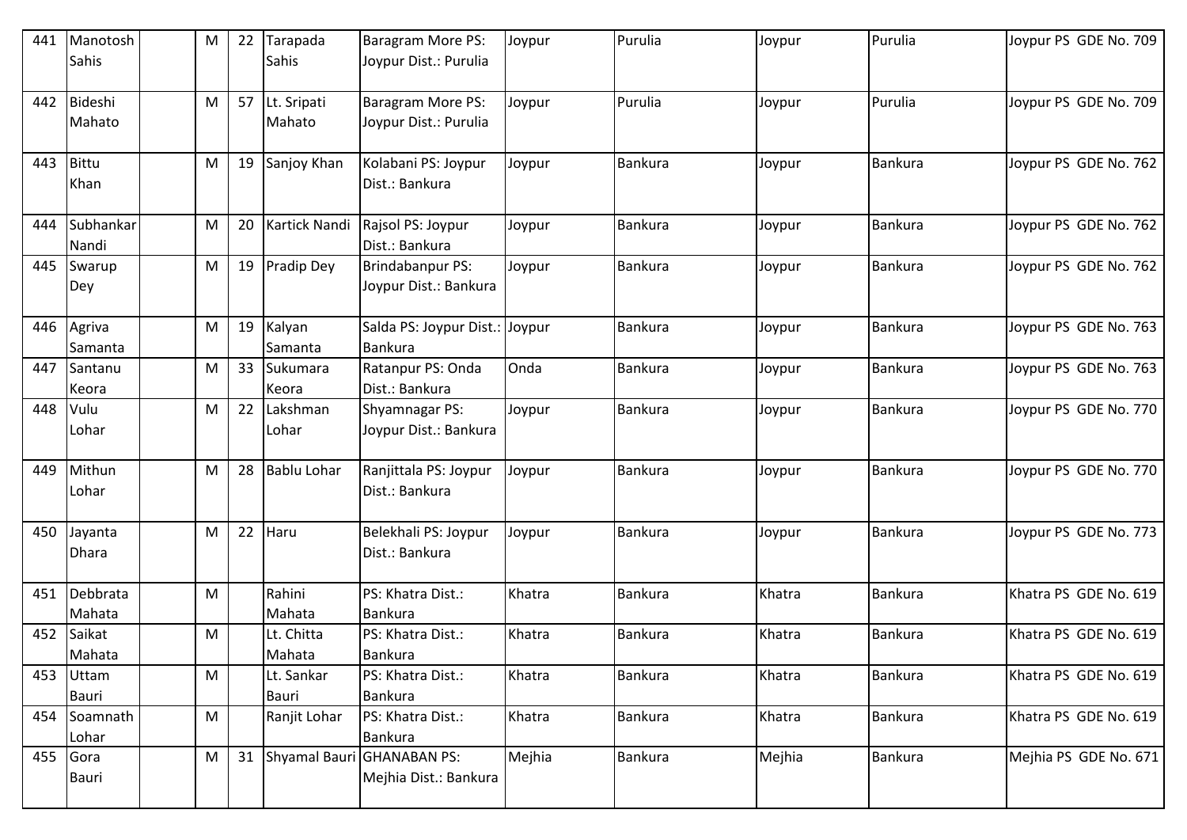| 441 | Manotosh Sahis | | M | 22 | Tarapada Sahis | Baragram More PS: Joypur Dist.: Purulia | Joypur | Purulia | Joypur | Purulia | Joypur PS GDE No. 709 |
|---|---|---|---|---|---|---|---|---|---|---|---|
| 442 | Bideshi Mahato | | M | 57 | Lt. Sripati Mahato | Baragram More PS: Joypur Dist.: Purulia | Joypur | Purulia | Joypur | Purulia | Joypur PS GDE No. 709 |
| 443 | Bittu Khan | | M | 19 | Sanjoy Khan | Kolabani PS: Joypur Dist.: Bankura | Joypur | Bankura | Joypur | Bankura | Joypur PS GDE No. 762 |
| 444 | Subhankar Nandi | | M | 20 | Kartick Nandi | Rajsol PS: Joypur Dist.: Bankura | Joypur | Bankura | Joypur | Bankura | Joypur PS GDE No. 762 |
| 445 | Swarup Dey | | M | 19 | Pradip Dey | Brindabanpur PS: Joypur Dist.: Bankura | Joypur | Bankura | Joypur | Bankura | Joypur PS GDE No. 762 |
| 446 | Agriva Samanta | | M | 19 | Kalyan Samanta | Salda PS: Joypur Dist.: Bankura | Joypur | Bankura | Joypur | Bankura | Joypur PS GDE No. 763 |
| 447 | Santanu Keora | | M | 33 | Sukumara Keora | Ratanpur PS: Onda Dist.: Bankura | Onda | Bankura | Joypur | Bankura | Joypur PS GDE No. 763 |
| 448 | Vulu Lohar | | M | 22 | Lakshman Lohar | Shyamnagar PS: Joypur Dist.: Bankura | Joypur | Bankura | Joypur | Bankura | Joypur PS GDE No. 770 |
| 449 | Mithun Lohar | | M | 28 | Bablu Lohar | Ranjittala PS: Joypur Dist.: Bankura | Joypur | Bankura | Joypur | Bankura | Joypur PS GDE No. 770 |
| 450 | Jayanta Dhara | | M | 22 | Haru | Belekhali PS: Joypur Dist.: Bankura | Joypur | Bankura | Joypur | Bankura | Joypur PS GDE No. 773 |
| 451 | Debbrata Mahata | | M | | Rahini Mahata | PS: Khatra Dist.: Bankura | Khatra | Bankura | Khatra | Bankura | Khatra PS GDE No. 619 |
| 452 | Saikat Mahata | | M | | Lt. Chitta Mahata | PS: Khatra Dist.: Bankura | Khatra | Bankura | Khatra | Bankura | Khatra PS GDE No. 619 |
| 453 | Uttam Bauri | | M | | Lt. Sankar Bauri | PS: Khatra Dist.: Bankura | Khatra | Bankura | Khatra | Bankura | Khatra PS GDE No. 619 |
| 454 | Soamnath Lohar | | M | | Ranjit Lohar | PS: Khatra Dist.: Bankura | Khatra | Bankura | Khatra | Bankura | Khatra PS GDE No. 619 |
| 455 | Gora Bauri | | M | 31 | Shyamal Bauri | GHANABAN PS: Mejhia Dist.: Bankura | Mejhia | Bankura | Mejhia | Bankura | Mejhia PS GDE No. 671 |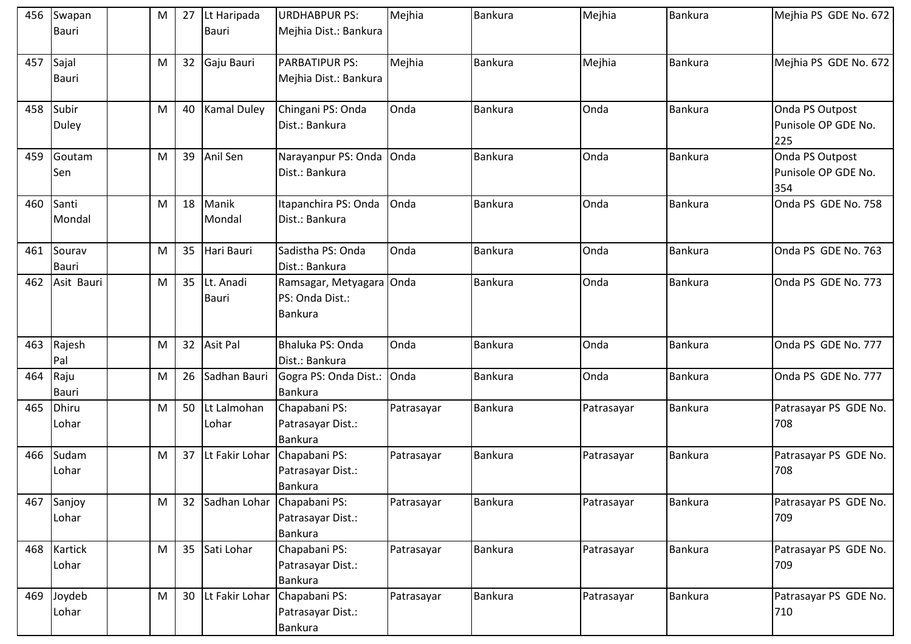| 456 | Swapan Bauri | | M | 27 | Lt Haripada Bauri | URDHABPUR PS: Mejhia Dist.: Bankura | Mejhia | Bankura | Mejhia | Bankura | Mejhia PS GDE No. 672 |
|---|---|---|---|---|---|---|---|---|---|---|---|
| 457 | Sajal Bauri | | M | 32 | Gaju Bauri | PARBATIPUR PS: Mejhia Dist.: Bankura | Mejhia | Bankura | Mejhia | Bankura | Mejhia PS GDE No. 672 |
| 458 | Subir Duley | | M | 40 | Kamal Duley | Chingani PS: Onda Dist.: Bankura | Onda | Bankura | Onda | Bankura | Onda PS Outpost Punisole OP GDE No. 225 |
| 459 | Goutam Sen | | M | 39 | Anil Sen | Narayanpur PS: Onda Dist.: Bankura | Onda | Bankura | Onda | Bankura | Onda PS Outpost Punisole OP GDE No. 354 |
| 460 | Santi Mondal | | M | 18 | Manik Mondal | Itapanchira PS: Onda Dist.: Bankura | Onda | Bankura | Onda | Bankura | Onda PS GDE No. 758 |
| 461 | Sourav Bauri | | M | 35 | Hari Bauri | Sadistha PS: Onda Dist.: Bankura | Onda | Bankura | Onda | Bankura | Onda PS GDE No. 763 |
| 462 | Asit Bauri | | M | 35 | Lt. Anadi Bauri | Ramsagar, Metyagara PS: Onda Dist.: Bankura | Onda | Bankura | Onda | Bankura | Onda PS GDE No. 773 |
| 463 | Rajesh Pal | | M | 32 | Asit Pal | Bhaluka PS: Onda Dist.: Bankura | Onda | Bankura | Onda | Bankura | Onda PS GDE No. 777 |
| 464 | Raju Bauri | | M | 26 | Sadhan Bauri | Gogra PS: Onda Dist.: Bankura | Onda | Bankura | Onda | Bankura | Onda PS GDE No. 777 |
| 465 | Dhiru Lohar | | M | 50 | Lt Lalmohan Lohar | Chapabani PS: Patrasayar Dist.: Bankura | Patrasayar | Bankura | Patrasayar | Bankura | Patrasayar PS GDE No. 708 |
| 466 | Sudam Lohar | | M | 37 | Lt Fakir Lohar | Chapabani PS: Patrasayar Dist.: Bankura | Patrasayar | Bankura | Patrasayar | Bankura | Patrasayar PS GDE No. 708 |
| 467 | Sanjoy Lohar | | M | 32 | Sadhan Lohar | Chapabani PS: Patrasayar Dist.: Bankura | Patrasayar | Bankura | Patrasayar | Bankura | Patrasayar PS GDE No. 709 |
| 468 | Kartick Lohar | | M | 35 | Sati Lohar | Chapabani PS: Patrasayar Dist.: Bankura | Patrasayar | Bankura | Patrasayar | Bankura | Patrasayar PS GDE No. 709 |
| 469 | Joydeb Lohar | | M | 30 | Lt Fakir Lohar | Chapabani PS: Patrasayar Dist.: Bankura | Patrasayar | Bankura | Patrasayar | Bankura | Patrasayar PS GDE No. 710 |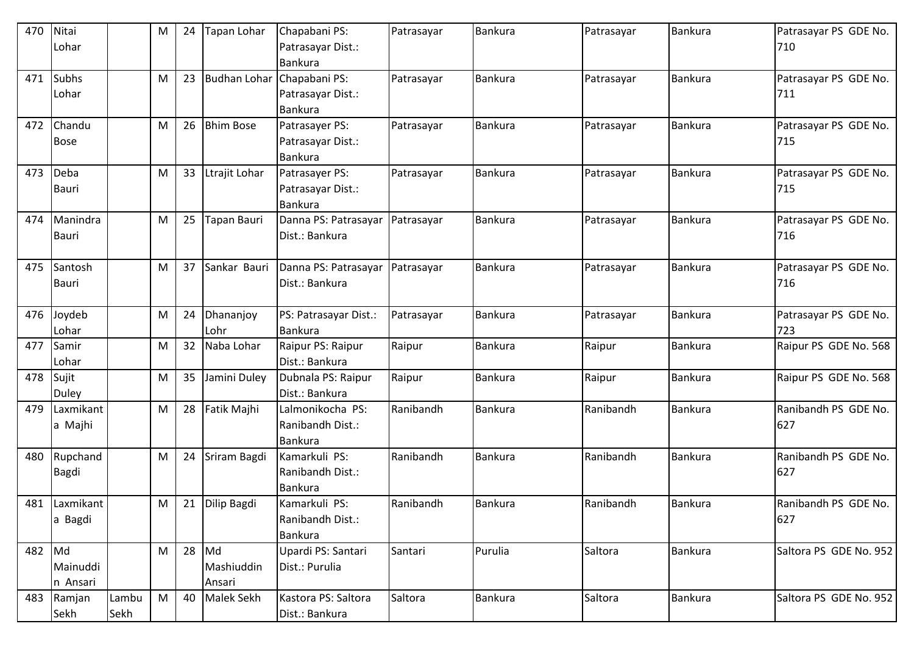| 470 | Nitai Lohar | | M | 24 | Tapan Lohar | Chapabani PS: Patrasayar Dist.: Bankura | Patrasayar | Bankura | Patrasayar | Bankura | Patrasayar PS GDE No. 710 |
|---|---|---|---|---|---|---|---|---|---|---|---|
| 471 | Subhs Lohar | | M | 23 | Budhan Lohar | Chapabani PS: Patrasayar Dist.: Bankura | Patrasayar | Bankura | Patrasayar | Bankura | Patrasayar PS GDE No. 711 |
| 472 | Chandu Bose | | M | 26 | Bhim Bose | Patrasayer PS: Patrasayar Dist.: Bankura | Patrasayar | Bankura | Patrasayar | Bankura | Patrasayar PS GDE No. 715 |
| 473 | Deba Bauri | | M | 33 | Ltrajit Lohar | Patrasayer PS: Patrasayar Dist.: Bankura | Patrasayar | Bankura | Patrasayar | Bankura | Patrasayar PS GDE No. 715 |
| 474 | Manindra Bauri | | M | 25 | Tapan Bauri | Danna PS: Patrasayar Dist.: Bankura | Patrasayar | Bankura | Patrasayar | Bankura | Patrasayar PS GDE No. 716 |
| 475 | Santosh Bauri | | M | 37 | Sankar Bauri | Danna PS: Patrasayar Dist.: Bankura | Patrasayar | Bankura | Patrasayar | Bankura | Patrasayar PS GDE No. 716 |
| 476 | Joydeb Lohar | | M | 24 | Dhananjoy Lohr | PS: Patrasayar Dist.: Bankura | Patrasayar | Bankura | Patrasayar | Bankura | Patrasayar PS GDE No. 723 |
| 477 | Samir Lohar | | M | 32 | Naba Lohar | Raipur PS: Raipur Dist.: Bankura | Raipur | Bankura | Raipur | Bankura | Raipur PS GDE No. 568 |
| 478 | Sujit Duley | | M | 35 | Jamini Duley | Dubnala PS: Raipur Dist.: Bankura | Raipur | Bankura | Raipur | Bankura | Raipur PS GDE No. 568 |
| 479 | Laxmikanta Majhi | | M | 28 | Fatik Majhi | Lalmonikocha PS: Ranibandh Dist.: Bankura | Ranibandh | Bankura | Ranibandh | Bankura | Ranibandh PS GDE No. 627 |
| 480 | Rupchand Bagdi | | M | 24 | Sriram Bagdi | Kamarkuli PS: Ranibandh Dist.: Bankura | Ranibandh | Bankura | Ranibandh | Bankura | Ranibandh PS GDE No. 627 |
| 481 | Laxmikanta Bagdi | | M | 21 | Dilip Bagdi | Kamarkuli PS: Ranibandh Dist.: Bankura | Ranibandh | Bankura | Ranibandh | Bankura | Ranibandh PS GDE No. 627 |
| 482 | Md Mainuddin Ansari | | M | 28 | Md Mashiuddin Ansari | Upardi PS: Santari Dist.: Purulia | Santari | Purulia | Saltora | Bankura | Saltora PS GDE No. 952 |
| 483 | Ramjan Sekh | Lambu Sekh | M | 40 | Malek Sekh | Kastora PS: Saltora Dist.: Bankura | Saltora | Bankura | Saltora | Bankura | Saltora PS GDE No. 952 |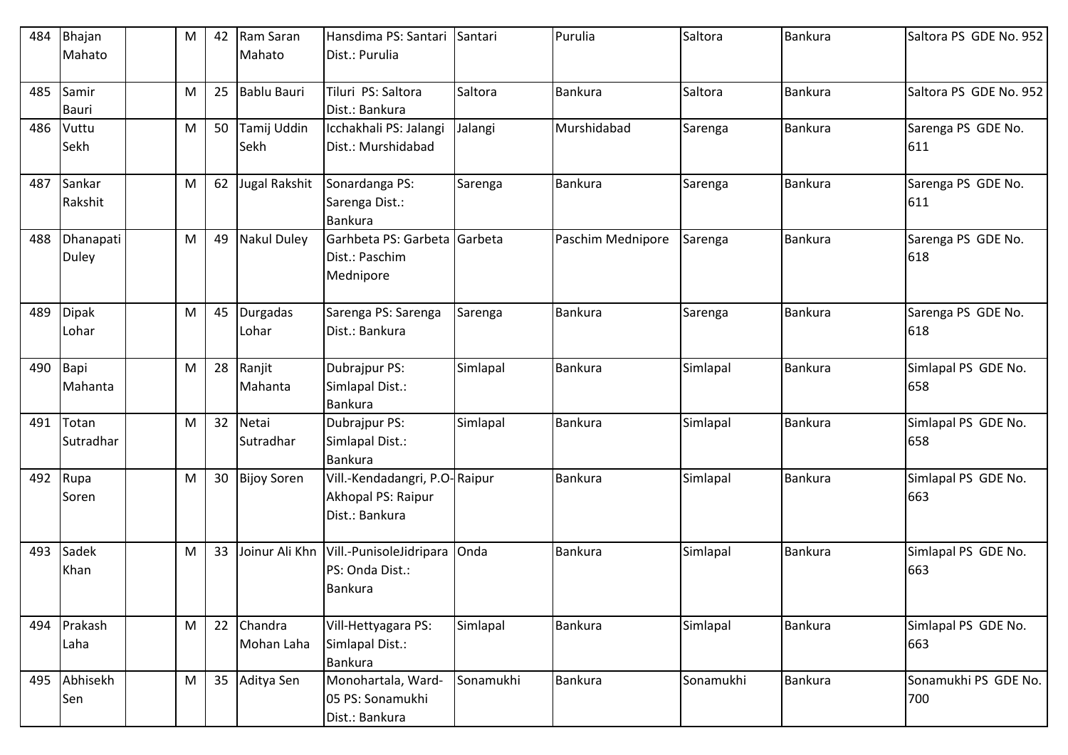| 484 | Bhajan Mahato | | M | 42 | Ram Saran Mahato | Hansdima PS: Santari Dist.: Purulia | Santari | Purulia | Saltora | Bankura | Saltora PS GDE No. 952 |
|---|---|---|---|---|---|---|---|---|---|---|---|
| 485 | Samir Bauri | | M | 25 | Bablu Bauri | Tiluri PS: Saltora Dist.: Bankura | Saltora | Bankura | Saltora | Bankura | Saltora PS GDE No. 952 |
| 486 | Vuttu Sekh | | M | 50 | Tamij Uddin Sekh | Icchakhali PS: Jalangi Dist.: Murshidabad | Jalangi | Murshidabad | Sarenga | Bankura | Sarenga PS GDE No. 611 |
| 487 | Sankar Rakshit | | M | 62 | Jugal Rakshit | Sonardanga PS: Sarenga Dist.: Bankura | Sarenga | Bankura | Sarenga | Bankura | Sarenga PS GDE No. 611 |
| 488 | Dhanapati Duley | | M | 49 | Nakul Duley | Garhbeta PS: Garbeta Dist.: Paschim Mednipore | Garbeta | Paschim Mednipore | Sarenga | Bankura | Sarenga PS GDE No. 618 |
| 489 | Dipak Lohar | | M | 45 | Durgadas Lohar | Sarenga PS: Sarenga Dist.: Bankura | Sarenga | Bankura | Sarenga | Bankura | Sarenga PS GDE No. 618 |
| 490 | Bapi Mahanta | | M | 28 | Ranjit Mahanta | Dubrajpur PS: Simlapal Dist.: Bankura | Simlapal | Bankura | Simlapal | Bankura | Simlapal PS GDE No. 658 |
| 491 | Totan Sutradhar | | M | 32 | Netai Sutradhar | Dubrajpur PS: Simlapal Dist.: Bankura | Simlapal | Bankura | Simlapal | Bankura | Simlapal PS GDE No. 658 |
| 492 | Rupa Soren | | M | 30 | Bijoy Soren | Vill.-Kendadangri, P.O-Akhopal PS: Raipur Dist.: Bankura | Raipur | Bankura | Simlapal | Bankura | Simlapal PS GDE No. 663 |
| 493 | Sadek Khan | | M | 33 | Joinur Ali Khn | Vill.-PunisoleJidripara PS: Onda Dist.: Bankura | Onda | Bankura | Simlapal | Bankura | Simlapal PS GDE No. 663 |
| 494 | Prakash Laha | | M | 22 | Chandra Mohan Laha | Vill-Hettyagara PS: Simlapal Dist.: Bankura | Simlapal | Bankura | Simlapal | Bankura | Simlapal PS GDE No. 663 |
| 495 | Abhisekh Sen | | M | 35 | Aditya Sen | Monohartala, Ward-05 PS: Sonamukhi Dist.: Bankura | Sonamukhi | Bankura | Sonamukhi | Bankura | Sonamukhi PS GDE No. 700 |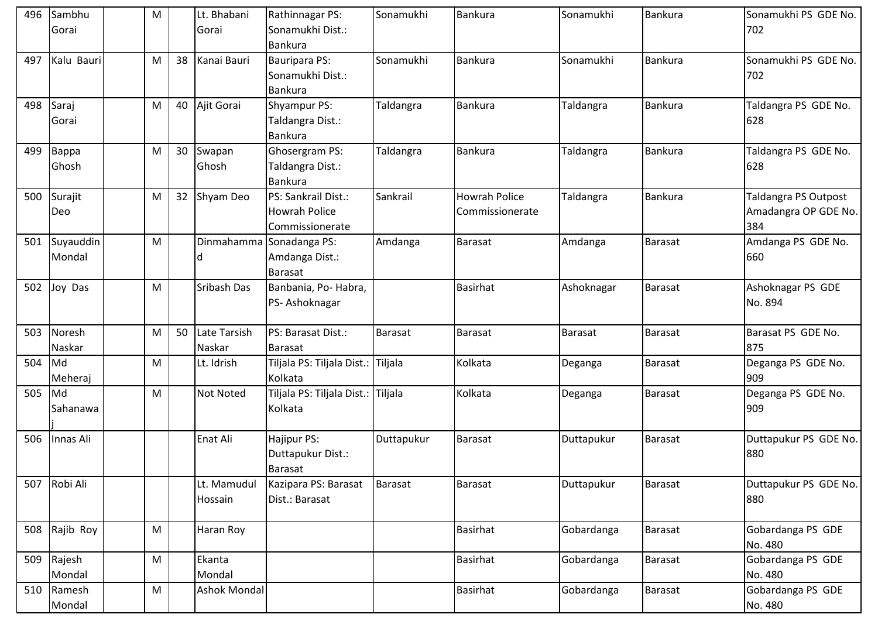| 496 | Sambhu Gorai | | M | | Lt. Bhabani Gorai | Rathinnagar PS: Sonamukhi Dist.: Bankura | Sonamukhi | Bankura | Sonamukhi | Bankura | Sonamukhi PS GDE No. 702 |
|---|---|---|---|---|---|---|---|---|---|---|---|
| 497 | Kalu Bauri | | M | 38 | Kanai Bauri | Bauripara PS: Sonamukhi Dist.: Bankura | Sonamukhi | Bankura | Sonamukhi | Bankura | Sonamukhi PS GDE No. 702 |
| 498 | Saraj Gorai | | M | 40 | Ajit Gorai | Shyampur PS: Taldangra Dist.: Bankura | Taldangra | Bankura | Taldangra | Bankura | Taldangra PS GDE No. 628 |
| 499 | Bappa Ghosh | | M | 30 | Swapan Ghosh | Ghosergram PS: Taldangra Dist.: Bankura | Taldangra | Bankura | Taldangra | Bankura | Taldangra PS GDE No. 628 |
| 500 | Surajit Deo | | M | 32 | Shyam Deo | PS: Sankrail Dist.: Howrah Police Commissionerate | Sankrail | Howrah Police Commissionerate | Taldangra | Bankura | Taldangra PS Outpost Amadangra OP GDE No. 384 |
| 501 | Suyauddin Mondal | | M | | Dinmahammad | Sonadanga PS: Amdanga Dist.: Barasat | Amdanga | Barasat | Amdanga | Barasat | Amdanga PS GDE No. 660 |
| 502 | Joy Das | | M | | Sribash Das | Banbania, Po- Habra, PS- Ashoknagar | | Basirhat | Ashoknagar | Barasat | Ashoknagar PS GDE No. 894 |
| 503 | Noresh Naskar | | M | 50 | Late Tarsish Naskar | PS: Barasat Dist.: Barasat | Barasat | Barasat | Barasat | Barasat | Barasat PS GDE No. 875 |
| 504 | Md Meheraj | | M | | Lt. Idrish | Tiljala PS: Tiljala Dist.: Kolkata | Tiljala | Kolkata | Deganga | Barasat | Deganga PS GDE No. 909 |
| 505 | Md Sahanawaj | | M | | Not Noted | Tiljala PS: Tiljala Dist.: Kolkata | Tiljala | Kolkata | Deganga | Barasat | Deganga PS GDE No. 909 |
| 506 | Innas Ali | | | | Enat Ali | Hajipur PS: Duttapukur Dist.: Barasat | Duttapukur | Barasat | Duttapukur | Barasat | Duttapukur PS GDE No. 880 |
| 507 | Robi Ali | | | | Lt. Mamudul Hossain | Kazipara PS: Barasat Dist.: Barasat | Barasat | Barasat | Duttapukur | Barasat | Duttapukur PS GDE No. 880 |
| 508 | Rajib Roy | | M | | Haran Roy | | | Basirhat | Gobardanga | Barasat | Gobardanga PS GDE No. 480 |
| 509 | Rajesh Mondal | | M | | Ekanta Mondal | | | Basirhat | Gobardanga | Barasat | Gobardanga PS GDE No. 480 |
| 510 | Ramesh Mondal | | M | | Ashok Mondal | | | Basirhat | Gobardanga | Barasat | Gobardanga PS GDE No. 480 |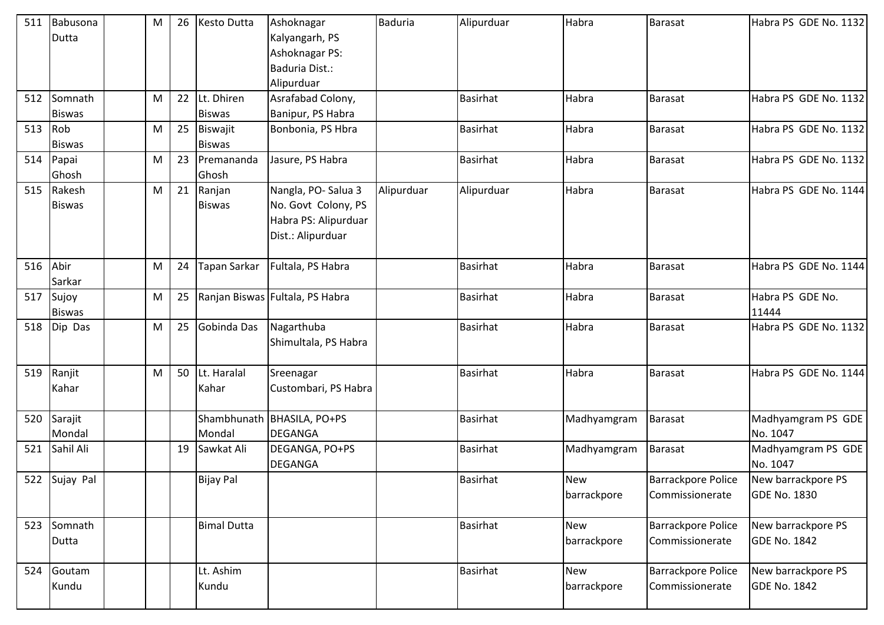| 511 | Babusona Dutta | | M | 26 | Kesto Dutta | Ashoknagar Kalyangarh, PS Ashoknagar PS: Baduria Dist.: Alipurduar | Baduria | Alipurduar | Habra | Barasat | Habra PS GDE No. 1132 |
|---|---|---|---|---|---|---|---|---|---|---|---|
| 512 | Somnath Biswas | | M | 22 | Lt. Dhiren Biswas | Asrafabad Colony, Banipur, PS Habra | | Basirhat | Habra | Barasat | Habra PS GDE No. 1132 |
| 513 | Rob Biswas | | M | 25 | Biswajit Biswas | Bonbonia, PS Hbra | | Basirhat | Habra | Barasat | Habra PS GDE No. 1132 |
| 514 | Papai Ghosh | | M | 23 | Premananda Ghosh | Jasure, PS Habra | | Basirhat | Habra | Barasat | Habra PS GDE No. 1132 |
| 515 | Rakesh Biswas | | M | 21 | Ranjan Biswas | Nangla, PO- Salua 3 No. Govt Colony, PS Habra PS: Alipurduar Dist.: Alipurduar | Alipurduar | Alipurduar | Habra | Barasat | Habra PS GDE No. 1144 |
| 516 | Abir Sarkar | | M | 24 | Tapan Sarkar | Fultala, PS Habra | | Basirhat | Habra | Barasat | Habra PS GDE No. 1144 |
| 517 | Sujoy Biswas | | M | 25 | Ranjan Biswas | Fultala, PS Habra | | Basirhat | Habra | Barasat | Habra PS GDE No. 11444 |
| 518 | Dip Das | | M | 25 | Gobinda Das | Nagarthuba Shimultala, PS Habra | | Basirhat | Habra | Barasat | Habra PS GDE No. 1132 |
| 519 | Ranjit Kahar | | M | 50 | Lt. Haralal Kahar | Sreenagar Custombari, PS Habra | | Basirhat | Habra | Barasat | Habra PS GDE No. 1144 |
| 520 | Sarajit Mondal | | | | Shambhunath Mondal | BHASILA, PO+PS DEGANGA | | Basirhat | Madhyamgram | Barasat | Madhyamgram PS GDE No. 1047 |
| 521 | Sahil Ali | | | 19 | Sawkat Ali | DEGANGA, PO+PS DEGANGA | | Basirhat | Madhyamgram | Barasat | Madhyamgram PS GDE No. 1047 |
| 522 | Sujay Pal | | | | Bijay Pal | | | Basirhat | New barrackpore | Barrackpore Police Commissionerate | New barrackpore PS GDE No. 1830 |
| 523 | Somnath Dutta | | | | Bimal Dutta | | | Basirhat | New barrackpore | Barrackpore Police Commissionerate | New barrackpore PS GDE No. 1842 |
| 524 | Goutam Kundu | | | | Lt. Ashim Kundu | | | Basirhat | New barrackpore | Barrackpore Police Commissionerate | New barrackpore PS GDE No. 1842 |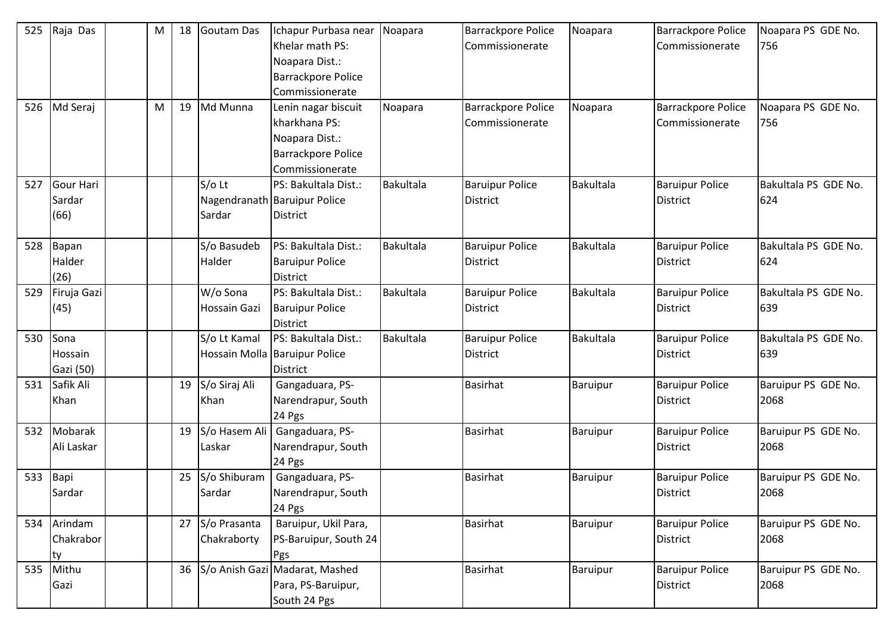| 525 | Raja Das | | M | 18 | Goutam Das | Ichapur Purbasa near Khelar math PS: Noapara Dist.: Barrackpore Police Commissionerate | Noapara | Barrackpore Police Commissionerate | Noapara | Barrackpore Police Commissionerate | Noapara PS GDE No. 756 |
|---|---|---|---|---|---|---|---|---|---|---|---|
| 526 | Md Seraj | | M | 19 | Md Munna | Lenin nagar biscuit kharkhana PS: Noapara Dist.: Barrackpore Police Commissionerate | Noapara | Barrackpore Police Commissionerate | Noapara | Barrackpore Police Commissionerate | Noapara PS GDE No. 756 |
| 527 | Gour Hari Sardar (66) | | | | S/o Lt Nagendranath Sardar | PS: Bakultala Dist.: Baruipur Police District | Bakultala | Baruipur Police District | Bakultala | Baruipur Police District | Bakultala PS GDE No. 624 |
| 528 | Bapan Halder (26) | | | | S/o Basudeb Halder | PS: Bakultala Dist.: Baruipur Police District | Bakultala | Baruipur Police District | Bakultala | Baruipur Police District | Bakultala PS GDE No. 624 |
| 529 | Firuja Gazi (45) | | | | W/o Sona Hossain Gazi | PS: Bakultala Dist.: Baruipur Police District | Bakultala | Baruipur Police District | Bakultala | Baruipur Police District | Bakultala PS GDE No. 639 |
| 530 | Sona Hossain Gazi (50) | | | | S/o Lt Kamal Hossain Molla | PS: Bakultala Dist.: Baruipur Police District | Bakultala | Baruipur Police District | Bakultala | Baruipur Police District | Bakultala PS GDE No. 639 |
| 531 | Safik Ali Khan | | | 19 | S/o Siraj Ali Khan | Gangaduara, PS-Narendrapur, South 24 Pgs | | Basirhat | Baruipur | Baruipur Police District | Baruipur PS GDE No. 2068 |
| 532 | Mobarak Ali Laskar | | | 19 | S/o Hasem Ali Laskar | Gangaduara, PS-Narendrapur, South 24 Pgs | | Basirhat | Baruipur | Baruipur Police District | Baruipur PS GDE No. 2068 |
| 533 | Bapi Sardar | | | 25 | S/o Shiburam Sardar | Gangaduara, PS-Narendrapur, South 24 Pgs | | Basirhat | Baruipur | Baruipur Police District | Baruipur PS GDE No. 2068 |
| 534 | Arindam Chakraborty | | | 27 | S/o Prasanta Chakraborty | Baruipur, Ukil Para, PS-Baruipur, South 24 Pgs | | Basirhat | Baruipur | Baruipur Police District | Baruipur PS GDE No. 2068 |
| 535 | Mithu Gazi | | | 36 | S/o Anish Gazi | Madarat, Mashed Para, PS-Baruipur, South 24 Pgs | | Basirhat | Baruipur | Baruipur Police District | Baruipur PS GDE No. 2068 |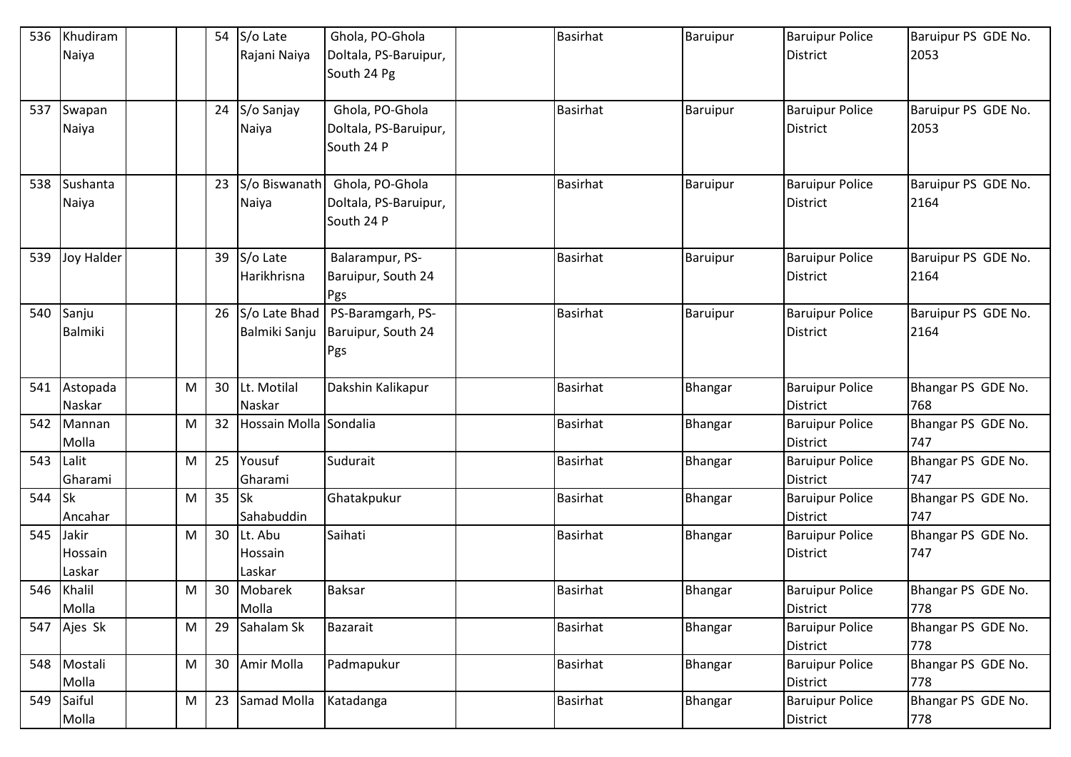| 536 | Khudiram Naiya | | | 54 | S/o Late Rajani Naiya | Ghola, PO-Ghola Doltala, PS-Baruipur, South 24 Pg | | Basirhat | Baruipur | Baruipur Police District | Baruipur PS GDE No. 2053 |
|---|---|---|---|---|---|---|---|---|---|---|---|
| 537 | Swapan Naiya | | | 24 | S/o Sanjay Naiya | Ghola, PO-Ghola Doltala, PS-Baruipur, South 24 P | | Basirhat | Baruipur | Baruipur Police District | Baruipur PS GDE No. 2053 |
| 538 | Sushanta Naiya | | | 23 | S/o Biswanath Naiya | Ghola, PO-Ghola Doltala, PS-Baruipur, South 24 P | | Basirhat | Baruipur | Baruipur Police District | Baruipur PS GDE No. 2164 |
| 539 | Joy Halder | | | 39 | S/o Late Harikhrisna | Balarampur, PS-Baruipur, South 24 Pgs | | Basirhat | Baruipur | Baruipur Police District | Baruipur PS GDE No. 2164 |
| 540 | Sanju Balmiki | | | 26 | S/o Late Bhad Balmiki Sanju | PS-Baramgarh, PS-Baruipur, South 24 Pgs | | Basirhat | Baruipur | Baruipur Police District | Baruipur PS GDE No. 2164 |
| 541 | Astopada Naskar | | M | 30 | Lt. Motilal Naskar | Dakshin Kalikapur | | Basirhat | Bhangar | Baruipur Police District | Bhangar PS GDE No. 768 |
| 542 | Mannan Molla | | M | 32 | Hossain Molla | Sondalia | | Basirhat | Bhangar | Baruipur Police District | Bhangar PS GDE No. 747 |
| 543 | Lalit Gharami | | M | 25 | Yousuf Gharami | Sudurait | | Basirhat | Bhangar | Baruipur Police District | Bhangar PS GDE No. 747 |
| 544 | Sk Ancahar | | M | 35 | Sk Sahabuddin | Ghatakpukur | | Basirhat | Bhangar | Baruipur Police District | Bhangar PS GDE No. 747 |
| 545 | Jakir Hossain Laskar | | M | 30 | Lt. Abu Hossain Laskar | Saihati | | Basirhat | Bhangar | Baruipur Police District | Bhangar PS GDE No. 747 |
| 546 | Khalil Molla | | M | 30 | Mobarek Molla | Baksar | | Basirhat | Bhangar | Baruipur Police District | Bhangar PS GDE No. 778 |
| 547 | Ajes Sk | | M | 29 | Sahalam Sk | Bazarait | | Basirhat | Bhangar | Baruipur Police District | Bhangar PS GDE No. 778 |
| 548 | Mostali Molla | | M | 30 | Amir Molla | Padmapukur | | Basirhat | Bhangar | Baruipur Police District | Bhangar PS GDE No. 778 |
| 549 | Saiful Molla | | M | 23 | Samad Molla | Katadanga | | Basirhat | Bhangar | Baruipur Police District | Bhangar PS GDE No. 778 |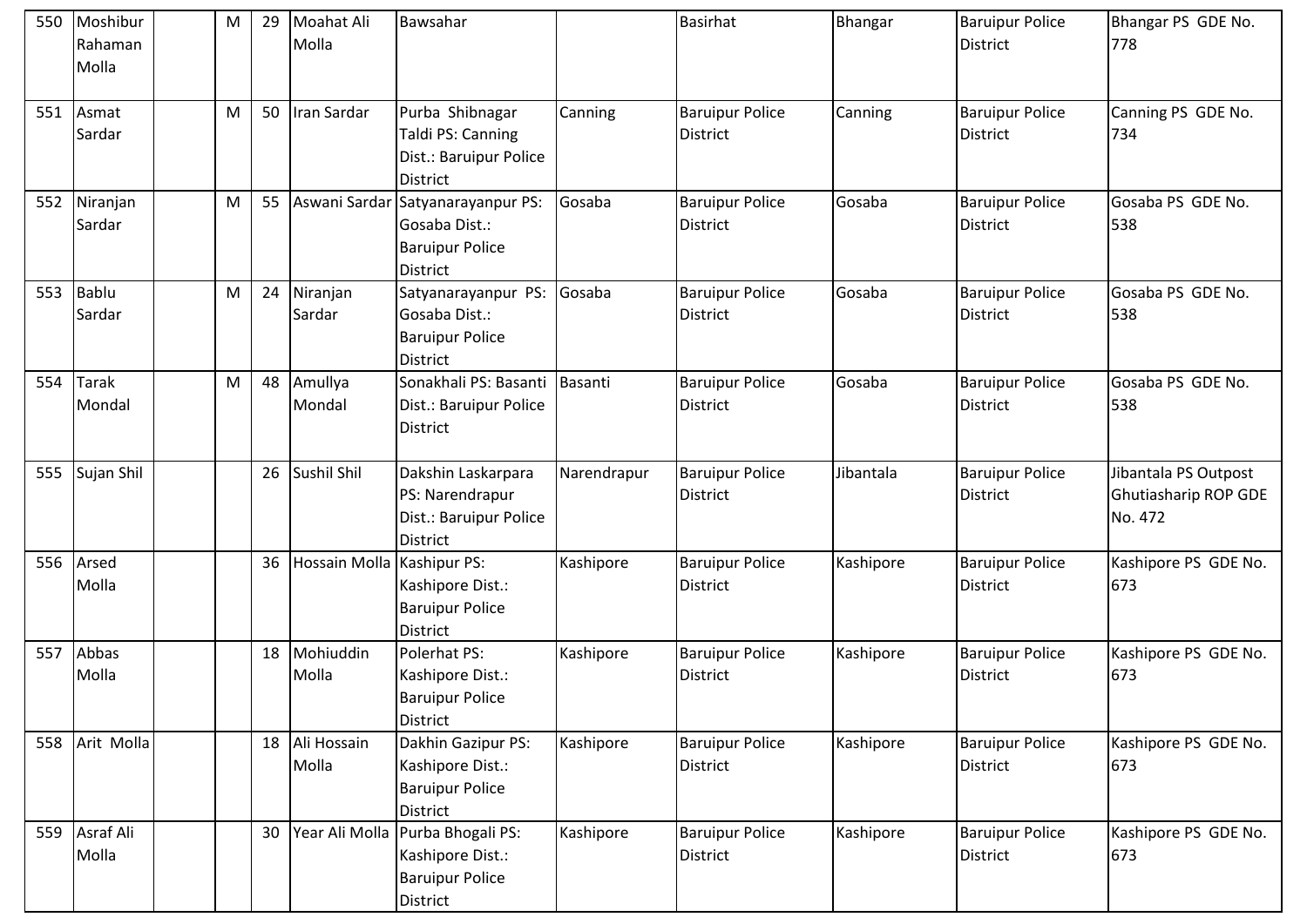| 550 | Moshibur Rahaman Molla | | M | 29 | Moahat Ali Molla | Bawsahar | | Basirhat | Bhangar | Baruipur Police District | Bhangar PS GDE No. 778 |
|---|---|---|---|---|---|---|---|---|---|---|---|
| 551 | Asmat Sardar | | M | 50 | Iran Sardar | Purba Shibnagar Taldi PS: Canning Dist.: Baruipur Police District | Canning | Baruipur Police District | Canning | Baruipur Police District | Canning PS GDE No. 734 |
| 552 | Niranjan Sardar | | M | 55 | Aswani Sardar | Satyanarayanpur PS: Gosaba Dist.: Baruipur Police District | Gosaba | Baruipur Police District | Gosaba | Baruipur Police District | Gosaba PS GDE No. 538 |
| 553 | Bablu Sardar | | M | 24 | Niranjan Sardar | Satyanarayanpur PS: Gosaba Dist.: Baruipur Police District | Gosaba | Baruipur Police District | Gosaba | Baruipur Police District | Gosaba PS GDE No. 538 |
| 554 | Tarak Mondal | | M | 48 | Amullya Mondal | Sonakhali PS: Basanti Dist.: Baruipur Police District | Basanti | Baruipur Police District | Gosaba | Baruipur Police District | Gosaba PS GDE No. 538 |
| 555 | Sujan Shil | | | 26 | Sushil Shil | Dakshin Laskarpara PS: Narendrapur Dist.: Baruipur Police District | Narendrapur | Baruipur Police District | Jibantala | Baruipur Police District | Jibantala PS Outpost Ghutiasharip ROP GDE No. 472 |
| 556 | Arsed Molla | | | 36 | Hossain Molla | Kashipur PS: Kashipore Dist.: Baruipur Police District | Kashipore | Baruipur Police District | Kashipore | Baruipur Police District | Kashipore PS GDE No. 673 |
| 557 | Abbas Molla | | | 18 | Mohiuddin Molla | Polerhat PS: Kashipore Dist.: Baruipur Police District | Kashipore | Baruipur Police District | Kashipore | Baruipur Police District | Kashipore PS GDE No. 673 |
| 558 | Arit Molla | | | 18 | Ali Hossain Molla | Dakhin Gazipur PS: Kashipore Dist.: Baruipur Police District | Kashipore | Baruipur Police District | Kashipore | Baruipur Police District | Kashipore PS GDE No. 673 |
| 559 | Asraf Ali Molla | | | 30 | Year Ali Molla | Purba Bhogali PS: Kashipore Dist.: Baruipur Police District | Kashipore | Baruipur Police District | Kashipore | Baruipur Police District | Kashipore PS GDE No. 673 |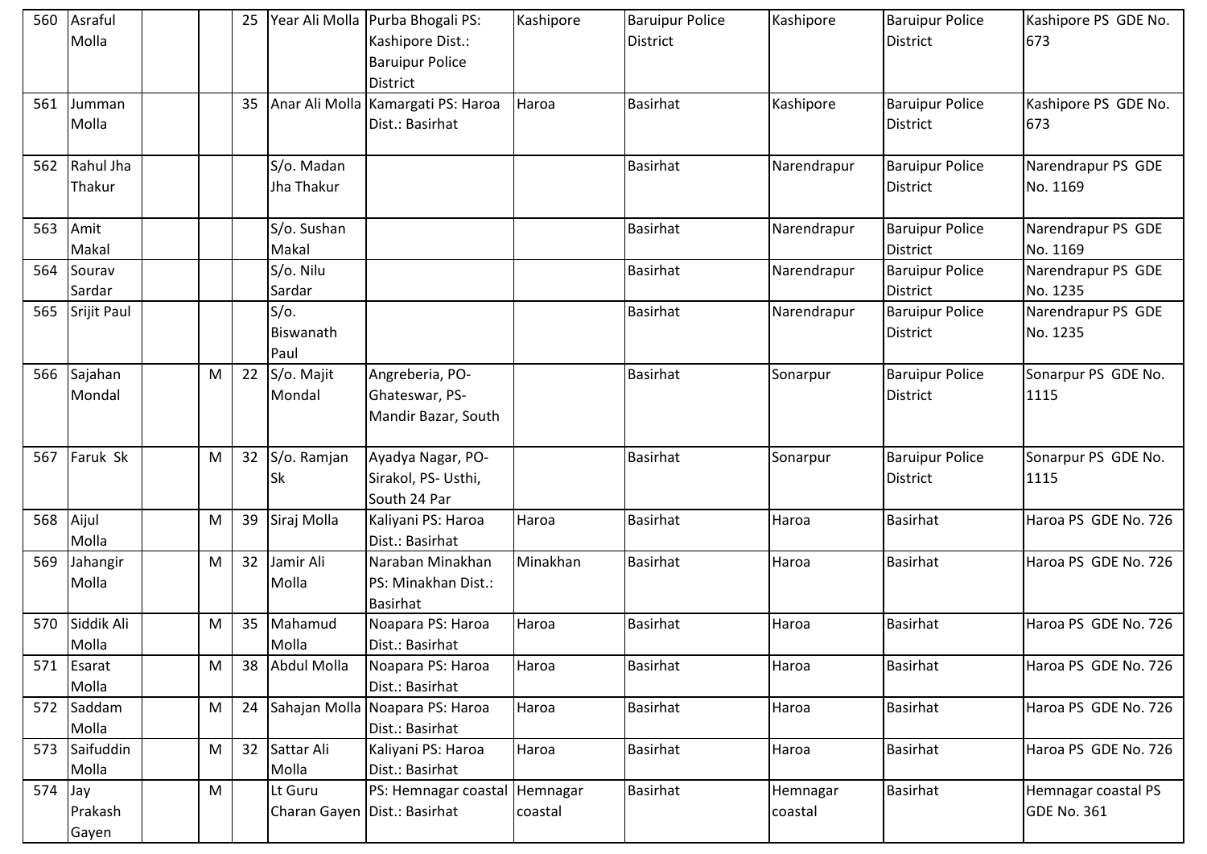| 560 | Asraful Molla | | | 25 | Year Ali Molla | Purba Bhogali PS: Kashipore Dist.: Baruipur Police District | Kashipore | Baruipur Police District | Kashipore | Baruipur Police District | Kashipore PS GDE No. 673 |
|---|---|---|---|---|---|---|---|---|---|---|---|
| 561 | Jumman Molla | | | 35 | Anar Ali Molla | Kamargati PS: Haroa Dist.: Basirhat | Haroa | Basirhat | Kashipore | Baruipur Police District | Kashipore PS GDE No. 673 |
| 562 | Rahul Jha Thakur | | | | S/o. Madan Jha Thakur | | | Basirhat | Narendrapur | Baruipur Police District | Narendrapur PS GDE No. 1169 |
| 563 | Amit Makal | | | | S/o. Sushan Makal | | | Basirhat | Narendrapur | Baruipur Police District | Narendrapur PS GDE No. 1169 |
| 564 | Sourav Sardar | | | | S/o. Nilu Sardar | | | Basirhat | Narendrapur | Baruipur Police District | Narendrapur PS GDE No. 1235 |
| 565 | Srijit Paul | | | | S/o. Biswanath Paul | | | Basirhat | Narendrapur | Baruipur Police District | Narendrapur PS GDE No. 1235 |
| 566 | Sajahan Mondal | | M | 22 | S/o. Majit Mondal | Angreberia, PO- Ghateswar, PS- Mandir Bazar, South | | Basirhat | Sonarpur | Baruipur Police District | Sonarpur PS GDE No. 1115 |
| 567 | Faruk Sk | | M | 32 | S/o. Ramjan Sk | Ayadya Nagar, PO- Sirakol, PS- Usthi, South 24 Par | | Basirhat | Sonarpur | Baruipur Police District | Sonarpur PS GDE No. 1115 |
| 568 | Aijul Molla | | M | 39 | Siraj Molla | Kaliyani PS: Haroa Dist.: Basirhat | Haroa | Basirhat | Haroa | Basirhat | Haroa PS GDE No. 726 |
| 569 | Jahangir Molla | | M | 32 | Jamir Ali Molla | Naraban Minakhan PS: Minakhan Dist.: Basirhat | Minakhan | Basirhat | Haroa | Basirhat | Haroa PS GDE No. 726 |
| 570 | Siddik Ali Molla | | M | 35 | Mahamud Molla | Noapara PS: Haroa Dist.: Basirhat | Haroa | Basirhat | Haroa | Basirhat | Haroa PS GDE No. 726 |
| 571 | Esarat Molla | | M | 38 | Abdul Molla | Noapara PS: Haroa Dist.: Basirhat | Haroa | Basirhat | Haroa | Basirhat | Haroa PS GDE No. 726 |
| 572 | Saddam Molla | | M | 24 | Sahajan Molla | Noapara PS: Haroa Dist.: Basirhat | Haroa | Basirhat | Haroa | Basirhat | Haroa PS GDE No. 726 |
| 573 | Saifuddin Molla | | M | 32 | Sattar Ali Molla | Kaliyani PS: Haroa Dist.: Basirhat | Haroa | Basirhat | Haroa | Basirhat | Haroa PS GDE No. 726 |
| 574 | Jay Prakash Gayen | | M | | Lt Guru Charan Gayen | PS: Hemnagar coastal Dist.: Basirhat | Hemnagar coastal | Basirhat | Hemnagar coastal | Basirhat | Hemnagar coastal PS GDE No. 361 |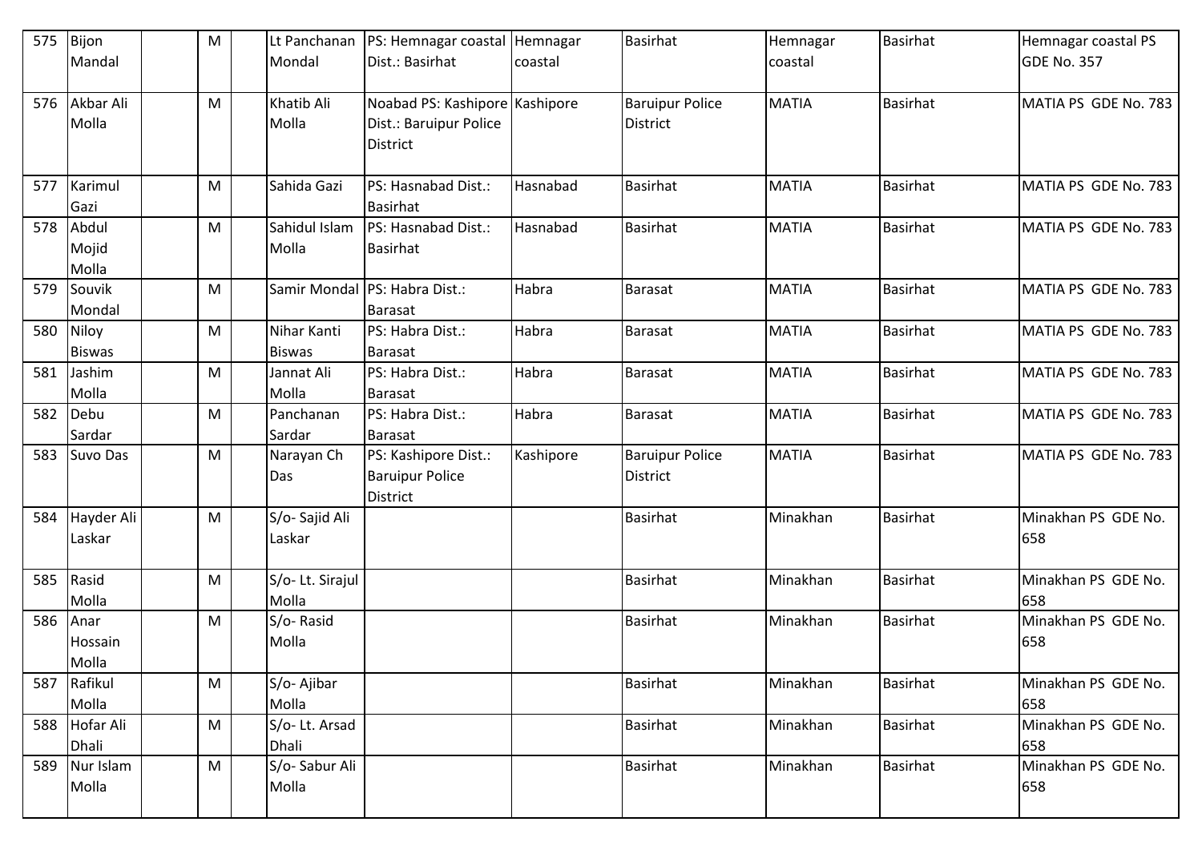| 575 | Bijon Mandal | | M | | Lt Panchanan Mondal | PS: Hemnagar coastal Dist.: Basirhat | Hemnagar coastal | Basirhat | Hemnagar coastal | Basirhat | Hemnagar coastal PS GDE No. 357 |
|---|---|---|---|---|---|---|---|---|---|---|---|
| 576 | Akbar Ali Molla | | M | | Khatib Ali Molla | Noabad PS: Kashipore Dist.: Baruipur Police District | Kashipore | Baruipur Police District | MATIA | Basirhat | MATIA PS GDE No. 783 |
| 577 | Karimul Gazi | | M | | Sahida Gazi | PS: Hasnabad Dist.: Basirhat | Hasnabad | Basirhat | MATIA | Basirhat | MATIA PS GDE No. 783 |
| 578 | Abdul Mojid Molla | | M | | Sahidul Islam Molla | PS: Hasnabad Dist.: Basirhat | Hasnabad | Basirhat | MATIA | Basirhat | MATIA PS GDE No. 783 |
| 579 | Souvik Mondal | | M | | Samir Mondal | PS: Habra Dist.: Barasat | Habra | Barasat | MATIA | Basirhat | MATIA PS GDE No. 783 |
| 580 | Niloy Biswas | | M | | Nihar Kanti Biswas | PS: Habra Dist.: Barasat | Habra | Barasat | MATIA | Basirhat | MATIA PS GDE No. 783 |
| 581 | Jashim Molla | | M | | Jannat Ali Molla | PS: Habra Dist.: Barasat | Habra | Barasat | MATIA | Basirhat | MATIA PS GDE No. 783 |
| 582 | Debu Sardar | | M | | Panchanan Sardar | PS: Habra Dist.: Barasat | Habra | Barasat | MATIA | Basirhat | MATIA PS GDE No. 783 |
| 583 | Suvo Das | | M | | Narayan Ch Das | PS: Kashipore Dist.: Baruipur Police District | Kashipore | Baruipur Police District | MATIA | Basirhat | MATIA PS GDE No. 783 |
| 584 | Hayder Ali Laskar | | M | | S/o- Sajid Ali Laskar | | | Basirhat | Minakhan | Basirhat | Minakhan PS GDE No. 658 |
| 585 | Rasid Molla | | M | | S/o- Lt. Sirajul Molla | | | Basirhat | Minakhan | Basirhat | Minakhan PS GDE No. 658 |
| 586 | Anar Hossain Molla | | M | | S/o- Rasid Molla | | | Basirhat | Minakhan | Basirhat | Minakhan PS GDE No. 658 |
| 587 | Rafikul Molla | | M | | S/o- Ajibar Molla | | | Basirhat | Minakhan | Basirhat | Minakhan PS GDE No. 658 |
| 588 | Hofar Ali Dhali | | M | | S/o- Lt. Arsad Dhali | | | Basirhat | Minakhan | Basirhat | Minakhan PS GDE No. 658 |
| 589 | Nur Islam Molla | | M | | S/o- Sabur Ali Molla | | | Basirhat | Minakhan | Basirhat | Minakhan PS GDE No. 658 |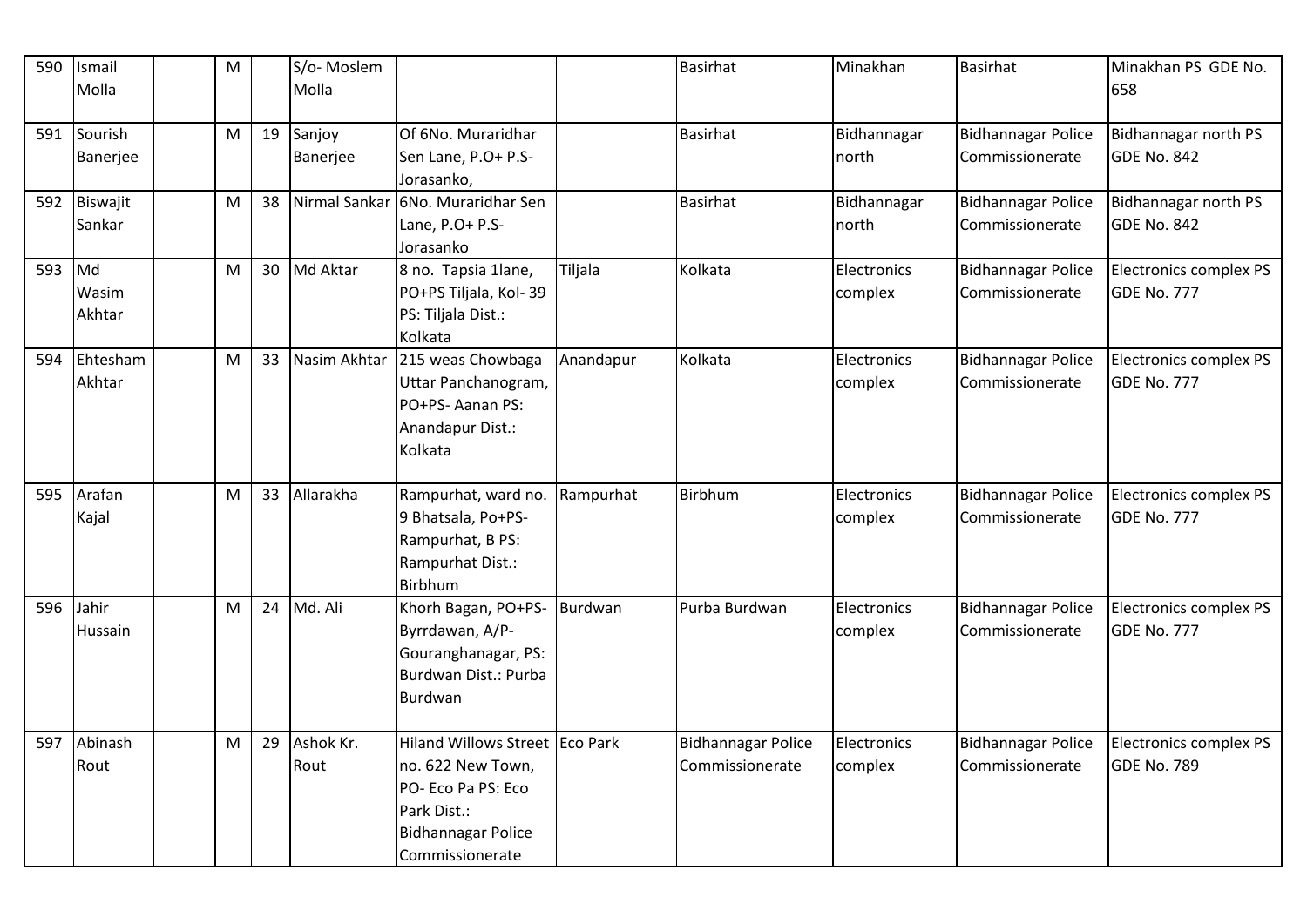| 590 | Ismail Molla | | M | | S/o- Moslem Molla | | | Basirhat | Minakhan | Basirhat | Minakhan PS GDE No. 658 |
|---|---|---|---|---|---|---|---|---|---|---|---|
| 591 | Sourish Banerjee | | M | 19 | Sanjoy Banerjee | Of 6No. Muraridhar Sen Lane, P.O+ P.S- Jorasanko, | | Basirhat | Bidhannagar north | Bidhannagar Police Commissionerate | Bidhannagar north PS GDE No. 842 |
| 592 | Biswajit Sankar | | M | 38 | Nirmal Sankar | 6No. Muraridhar Sen Lane, P.O+ P.S- Jorasanko | | Basirhat | Bidhannagar north | Bidhannagar Police Commissionerate | Bidhannagar north PS GDE No. 842 |
| 593 | Md Wasim Akhtar | | M | 30 | Md Aktar | 8 no. Tapsia 1lane, PO+PS Tiljala, Kol- 39 PS: Tiljala Dist.: Kolkata | Tiljala | Kolkata | Electronics complex | Bidhannagar Police Commissionerate | Electronics complex PS GDE No. 777 |
| 594 | Ehtesham Akhtar | | M | 33 | Nasim Akhtar | 215 weas Chowbaga Uttar Panchanogram, PO+PS- Aanan PS: Anandapur Dist.: Kolkata | Anandapur | Kolkata | Electronics complex | Bidhannagar Police Commissionerate | Electronics complex PS GDE No. 777 |
| 595 | Arafan Kajal | | M | 33 | Allarakha | Rampurhat, ward no. 9 Bhatsala, Po+PS- Rampurhat, B PS: Rampurhat Dist.: Birbhum | Rampurhat | Birbhum | Electronics complex | Bidhannagar Police Commissionerate | Electronics complex PS GDE No. 777 |
| 596 | Jahir Hussain | | M | 24 | Md. Ali | Khorh Bagan, PO+PS- Byrrdawan, A/P- Gouranghanagar, PS: Burdwan Dist.: Purba Burdwan | Burdwan | Purba Burdwan | Electronics complex | Bidhannagar Police Commissionerate | Electronics complex PS GDE No. 777 |
| 597 | Abinash Rout | | M | 29 | Ashok Kr. Rout | Hiland Willows Street no. 622 New Town, PO- Eco Pa PS: Eco Park Dist.: Bidhannagar Police Commissionerate | Eco Park | Bidhannagar Police Commissionerate | Electronics complex | Bidhannagar Police Commissionerate | Electronics complex PS GDE No. 789 |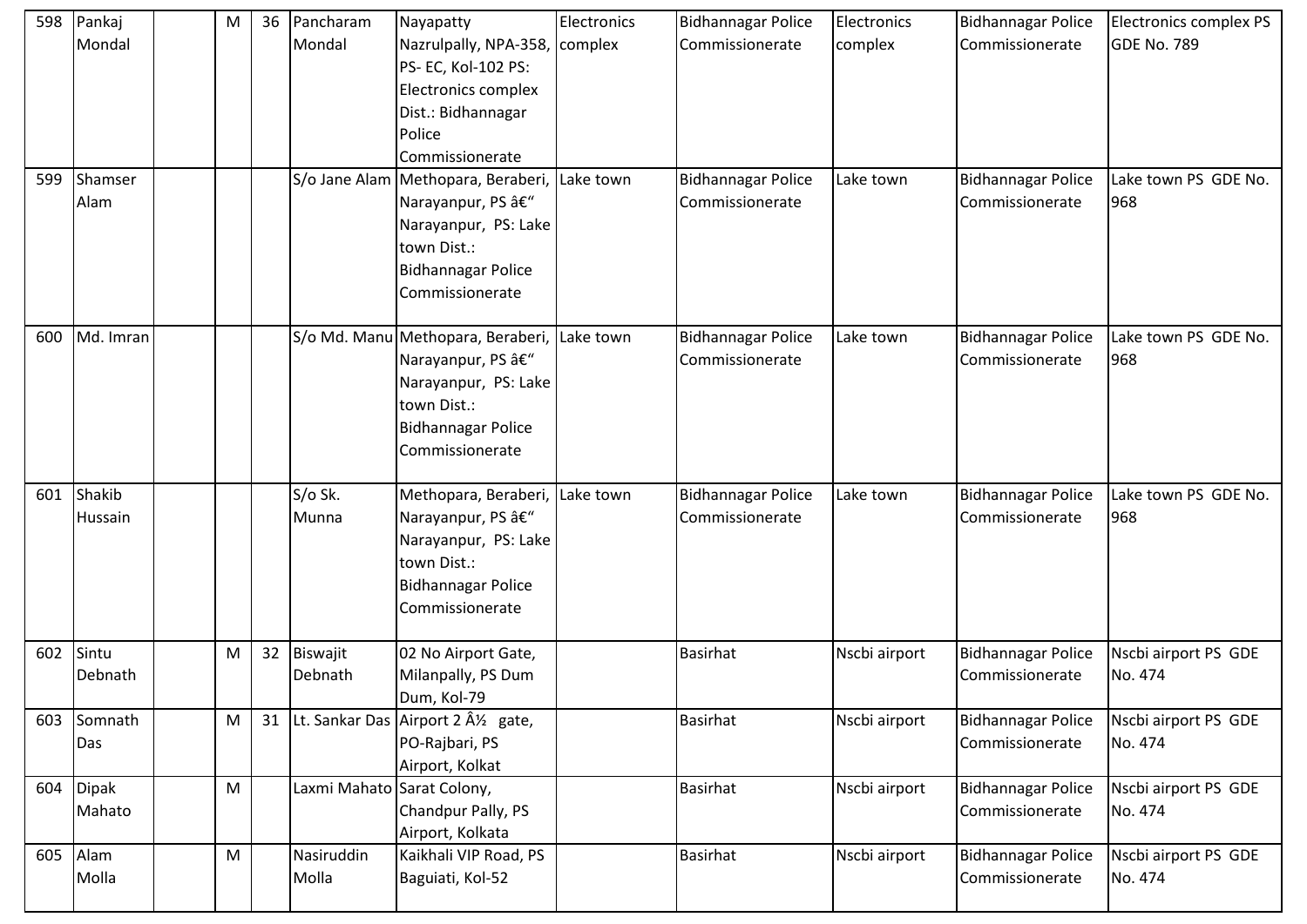| 598 | Pankaj Mondal | | M | 36 | Pancharam Mondal | Nayapatty Nazrulpally, NPA-358, PS- EC, Kol-102 PS: Electronics complex Dist.: Bidhannagar Police Commissionerate | Electronics complex | Bidhannagar Police Commissionerate | Electronics complex | Bidhannagar Police Commissionerate | Electronics complex PS GDE No. 789 |
|---|---|---|---|---|---|---|---|---|---|---|---|
| 599 | Shamser Alam | | | | S/o Jane Alam | Methopara, Beraberi, Narayanpur, PS â€“ Narayanpur, PS: Lake town Dist.: Bidhannagar Police Commissionerate | Lake town | Bidhannagar Police Commissionerate | Lake town | Bidhannagar Police Commissionerate | Lake town PS GDE No. 968 |
| 600 | Md. Imran | | | | S/o Md. Manu | Methopara, Beraberi, Narayanpur, PS â€“ Narayanpur, PS: Lake town Dist.: Bidhannagar Police Commissionerate | Lake town | Bidhannagar Police Commissionerate | Lake town | Bidhannagar Police Commissionerate | Lake town PS GDE No. 968 |
| 601 | Shakib Hussain | | | | S/o Sk. Munna | Methopara, Beraberi, Narayanpur, PS â€“ Narayanpur, PS: Lake town Dist.: Bidhannagar Police Commissionerate | Lake town | Bidhannagar Police Commissionerate | Lake town | Bidhannagar Police Commissionerate | Lake town PS GDE No. 968 |
| 602 | Sintu Debnath | | M | 32 | Biswajit Debnath | 02 No Airport Gate, Milanpally, PS Dum Dum, Kol-79 | | Basirhat | Nscbi airport | Bidhannagar Police Commissionerate | Nscbi airport PS GDE No. 474 |
| 603 | Somnath Das | | M | 31 | Lt. Sankar Das | Airport 2 Â½ gate, PO-Rajbari, PS Airport, Kolkat | | Basirhat | Nscbi airport | Bidhannagar Police Commissionerate | Nscbi airport PS GDE No. 474 |
| 604 | Dipak Mahato | | M | | Laxmi Mahato | Sarat Colony, Chandpur Pally, PS Airport, Kolkata | | Basirhat | Nscbi airport | Bidhannagar Police Commissionerate | Nscbi airport PS GDE No. 474 |
| 605 | Alam Molla | | M | | Nasiruddin Molla | Kaikhali VIP Road, PS Baguiati, Kol-52 | | Basirhat | Nscbi airport | Bidhannagar Police Commissionerate | Nscbi airport PS GDE No. 474 |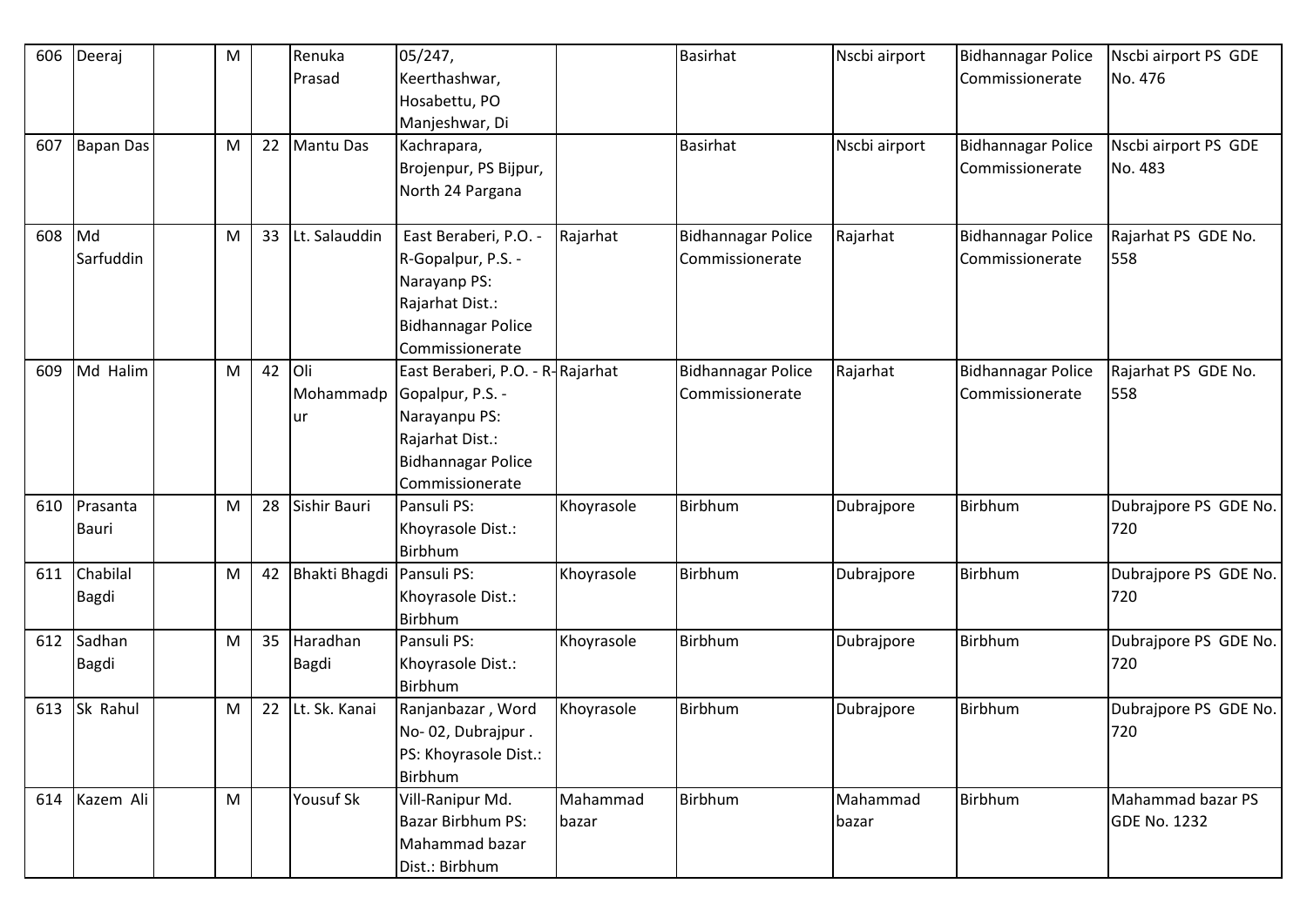| 606 | Deeraj | | M | | Renuka Prasad | 05/247, Keerthashwar, Hosabettu, PO Manjeshwar, Di | | Basirhat | Nscbi airport | Bidhannagar Police Commissionerate | Nscbi airport PS GDE No. 476 |
|---|---|---|---|---|---|---|---|---|---|---|---|
| 607 | Bapan Das | | M | 22 | Mantu Das | Kachrapara, Brojenpur, PS Bijpur, North 24 Pargana | | Basirhat | Nscbi airport | Bidhannagar Police Commissionerate | Nscbi airport PS GDE No. 483 |
| 608 | Md Sarfuddin | | M | 33 | Lt. Salauddin | East Beraberi, P.O. - R-Gopalpur, P.S. - Narayanp PS: Rajarhat Dist.: Bidhannagar Police Commissionerate | Rajarhat | Bidhannagar Police Commissionerate | Rajarhat | Bidhannagar Police Commissionerate | Rajarhat PS GDE No. 558 |
| 609 | Md Halim | | M | 42 | Oli Mohammadpur | East Beraberi, P.O. - R-Gopalpur, P.S. - Narayanpu PS: Rajarhat Dist.: Bidhannagar Police Commissionerate | Rajarhat | Bidhannagar Police Commissionerate | Rajarhat | Bidhannagar Police Commissionerate | Rajarhat PS GDE No. 558 |
| 610 | Prasanta Bauri | | M | 28 | Sishir Bauri | Pansuli PS: Khoyrasole Dist.: Birbhum | Khoyrasole | Birbhum | Dubrajpore | Birbhum | Dubrajpore PS GDE No. 720 |
| 611 | Chabilal Bagdi | | M | 42 | Bhakti Bhagdi | Pansuli PS: Khoyrasole Dist.: Birbhum | Khoyrasole | Birbhum | Dubrajpore | Birbhum | Dubrajpore PS GDE No. 720 |
| 612 | Sadhan Bagdi | | M | 35 | Haradhan Bagdi | Pansuli PS: Khoyrasole Dist.: Birbhum | Khoyrasole | Birbhum | Dubrajpore | Birbhum | Dubrajpore PS GDE No. 720 |
| 613 | Sk Rahul | | M | 22 | Lt. Sk. Kanai | Ranjanbazar , Word No- 02, Dubrajpur . PS: Khoyrasole Dist.: Birbhum | Khoyrasole | Birbhum | Dubrajpore | Birbhum | Dubrajpore PS GDE No. 720 |
| 614 | Kazem Ali | | M | | Yousuf Sk | Vill-Ranipur Md. Bazar Birbhum PS: Mahammad bazar Dist.: Birbhum | Mahammad bazar | Birbhum | Mahammad bazar | Birbhum | Mahammad bazar PS GDE No. 1232 |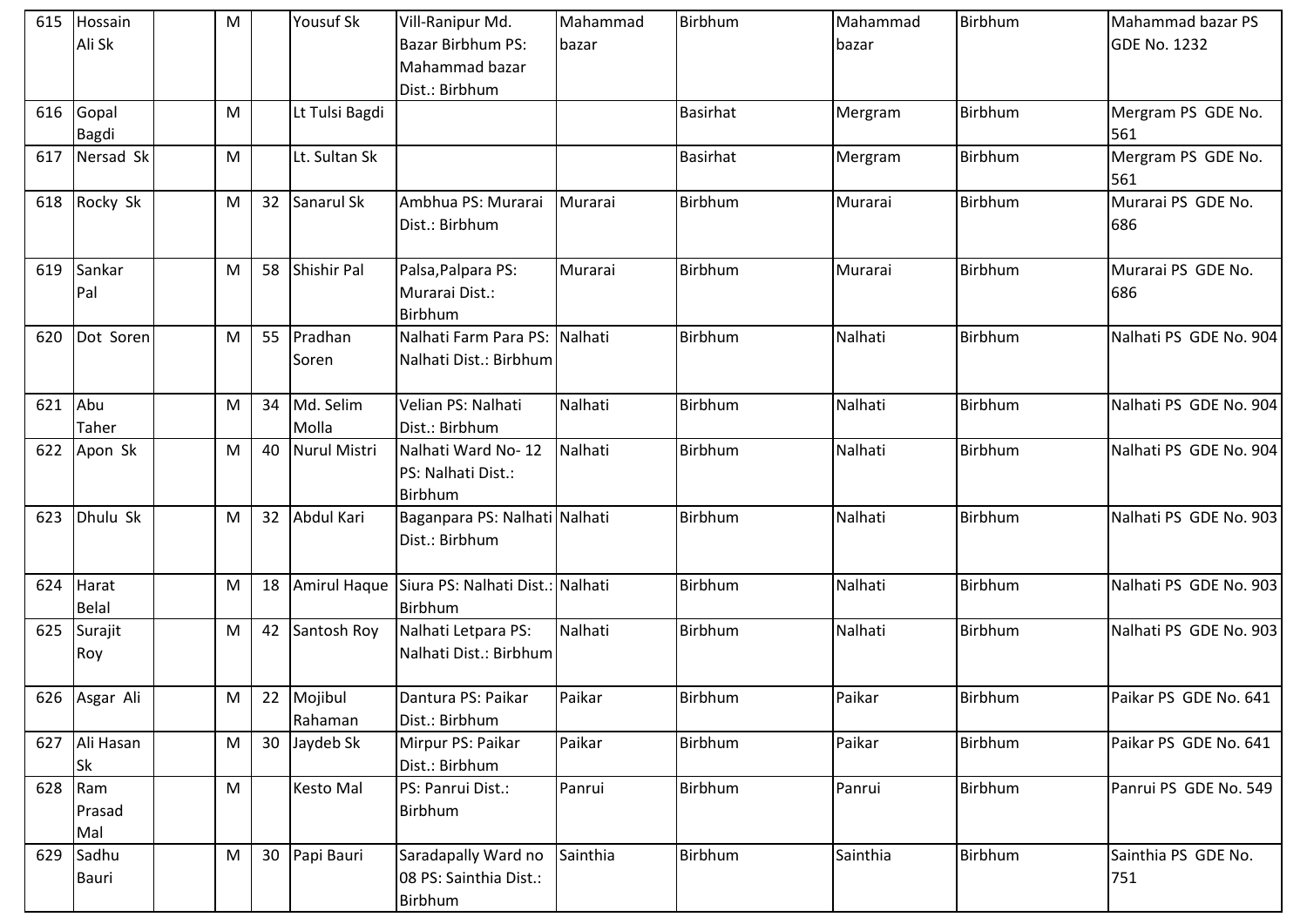| 615 | Hossain Ali Sk | | M | | Yousuf Sk | Vill-Ranipur Md. Bazar Birbhum PS: Mahammad bazar Dist.: Birbhum | Mahammad bazar | Birbhum | Mahammad bazar | Birbhum | Mahammad bazar PS GDE No. 1232 |
|---|---|---|---|---|---|---|---|---|---|---|---|
| 616 | Gopal Bagdi | | M | | Lt Tulsi Bagdi | | | Basirhat | Mergram | Birbhum | Mergram PS GDE No. 561 |
| 617 | Nersad Sk | | M | | Lt. Sultan Sk | | | Basirhat | Mergram | Birbhum | Mergram PS GDE No. 561 |
| 618 | Rocky Sk | | M | 32 | Sanarul Sk | Ambhua PS: Murarai Dist.: Birbhum | Murarai | Birbhum | Murarai | Birbhum | Murarai PS GDE No. 686 |
| 619 | Sankar Pal | | M | 58 | Shishir Pal | Palsa,Palpara PS: Murarai Dist.: Birbhum | Murarai | Birbhum | Murarai | Birbhum | Murarai PS GDE No. 686 |
| 620 | Dot Soren | | M | 55 | Pradhan Soren | Nalhati Farm Para PS: Nalhati Dist.: Birbhum | Nalhati | Birbhum | Nalhati | Birbhum | Nalhati PS GDE No. 904 |
| 621 | Abu Taher | | M | 34 | Md. Selim Molla | Velian PS: Nalhati Dist.: Birbhum | Nalhati | Birbhum | Nalhati | Birbhum | Nalhati PS GDE No. 904 |
| 622 | Apon Sk | | M | 40 | Nurul Mistri | Nalhati Ward No- 12 PS: Nalhati Dist.: Birbhum | Nalhati | Birbhum | Nalhati | Birbhum | Nalhati PS GDE No. 904 |
| 623 | Dhulu Sk | | M | 32 | Abdul Kari | Baganpara PS: Nalhati Dist.: Birbhum | Nalhati | Birbhum | Nalhati | Birbhum | Nalhati PS GDE No. 903 |
| 624 | Harat Belal | | M | 18 | Amirul Haque | Siura PS: Nalhati Dist.: Birbhum | Nalhati | Birbhum | Nalhati | Birbhum | Nalhati PS GDE No. 903 |
| 625 | Surajit Roy | | M | 42 | Santosh Roy | Nalhati Letpara PS: Nalhati Dist.: Birbhum | Nalhati | Birbhum | Nalhati | Birbhum | Nalhati PS GDE No. 903 |
| 626 | Asgar Ali | | M | 22 | Mojibul Rahaman | Dantura PS: Paikar Dist.: Birbhum | Paikar | Birbhum | Paikar | Birbhum | Paikar PS GDE No. 641 |
| 627 | Ali Hasan Sk | | M | 30 | Jaydeb Sk | Mirpur PS: Paikar Dist.: Birbhum | Paikar | Birbhum | Paikar | Birbhum | Paikar PS GDE No. 641 |
| 628 | Ram Prasad Mal | | M | | Kesto Mal | PS: Panrui Dist.: Birbhum | Panrui | Birbhum | Panrui | Birbhum | Panrui PS GDE No. 549 |
| 629 | Sadhu Bauri | | M | 30 | Papi Bauri | Saradapally Ward no 08 PS: Sainthia Dist.: Birbhum | Sainthia | Birbhum | Sainthia | Birbhum | Sainthia PS GDE No. 751 |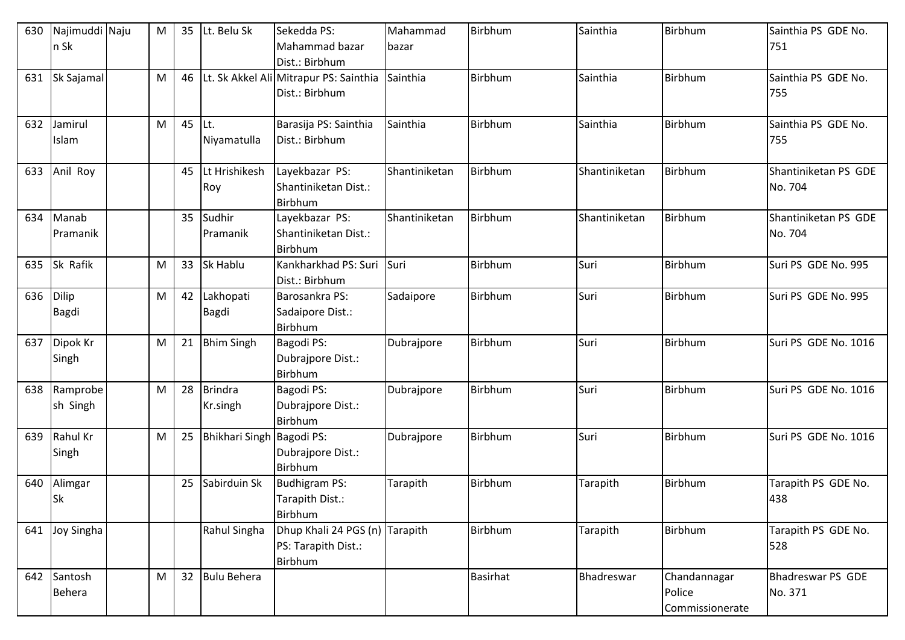| 630 | Najimuddin Sk | Naju | M | 35 | Lt. Belu Sk | Sekedda PS: Mahammad bazar Dist.: Birbhum | Mahammad bazar | Birbhum | Sainthia | Birbhum | Sainthia PS GDE No. 751 |
|---|---|---|---|---|---|---|---|---|---|---|---|
| 631 | Sk Sajamal | | M | 46 | Lt. Sk Akkel Ali | Mitrapur PS: Sainthia Dist.: Birbhum | Sainthia | Birbhum | Sainthia | Birbhum | Sainthia PS GDE No. 755 |
| 632 | Jamirul Islam | | M | 45 | Lt. Niyamatulla | Barasija PS: Sainthia Dist.: Birbhum | Sainthia | Birbhum | Sainthia | Birbhum | Sainthia PS GDE No. 755 |
| 633 | Anil Roy | | | 45 | Lt Hrishikesh Roy | Layekbazar PS: Shantiniketan Dist.: Birbhum | Shantiniketan | Birbhum | Shantiniketan | Birbhum | Shantiniketan PS GDE No. 704 |
| 634 | Manab Pramanik | | | 35 | Sudhir Pramanik | Layekbazar PS: Shantiniketan Dist.: Birbhum | Shantiniketan | Birbhum | Shantiniketan | Birbhum | Shantiniketan PS GDE No. 704 |
| 635 | Sk Rafik | | M | 33 | Sk Hablu | Kankharkhad PS: Suri Dist.: Birbhum | Suri | Birbhum | Suri | Birbhum | Suri PS GDE No. 995 |
| 636 | Dilip Bagdi | | M | 42 | Lakhopati Bagdi | Barosankra PS: Sadaipore Dist.: Birbhum | Sadaipore | Birbhum | Suri | Birbhum | Suri PS GDE No. 995 |
| 637 | Dipok Kr Singh | | M | 21 | Bhim Singh | Bagodi PS: Dubrajpore Dist.: Birbhum | Dubrajpore | Birbhum | Suri | Birbhum | Suri PS GDE No. 1016 |
| 638 | Ramprobesh Singh | | M | 28 | Brindra Kr.singh | Bagodi PS: Dubrajpore Dist.: Birbhum | Dubrajpore | Birbhum | Suri | Birbhum | Suri PS GDE No. 1016 |
| 639 | Rahul Kr Singh | | M | 25 | Bhikhari Singh | Bagodi PS: Dubrajpore Dist.: Birbhum | Dubrajpore | Birbhum | Suri | Birbhum | Suri PS GDE No. 1016 |
| 640 | Alimgar Sk | | | 25 | Sabirduin Sk | Budhigram PS: Tarapith Dist.: Birbhum | Tarapith | Birbhum | Tarapith | Birbhum | Tarapith PS GDE No. 438 |
| 641 | Joy Singha | | | | Rahul Singha | Dhup Khali 24 PGS (n) PS: Tarapith Dist.: Birbhum | Tarapith | Birbhum | Tarapith | Birbhum | Tarapith PS GDE No. 528 |
| 642 | Santosh Behera | | M | 32 | Bulu Behera | | | Basirhat | Bhadreswar | Chandannagar Police Commissionerate | Bhadreswar PS GDE No. 371 |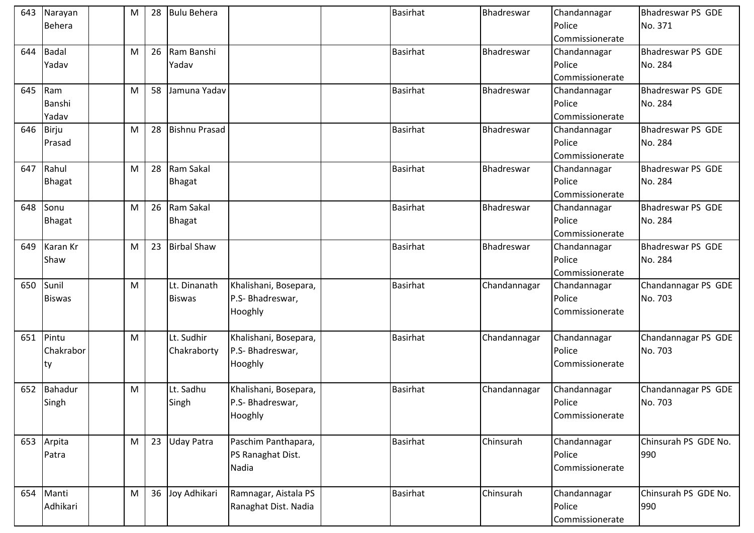| 643 | Narayan Behera | | M | 28 | Bulu Behera | | | Basirhat | Bhadreswar | Chandannagar Police Commissionerate | Bhadreswar PS GDE No. 371 |
|---|---|---|---|---|---|---|---|---|---|---|---|
| 644 | Badal Yadav | | M | 26 | Ram Banshi Yadav | | | Basirhat | Bhadreswar | Chandannagar Police Commissionerate | Bhadreswar PS GDE No. 284 |
| 645 | Ram Banshi Yadav | | M | 58 | Jamuna Yadav | | | Basirhat | Bhadreswar | Chandannagar Police Commissionerate | Bhadreswar PS GDE No. 284 |
| 646 | Birju Prasad | | M | 28 | Bishnu Prasad | | | Basirhat | Bhadreswar | Chandannagar Police Commissionerate | Bhadreswar PS GDE No. 284 |
| 647 | Rahul Bhagat | | M | 28 | Ram Sakal Bhagat | | | Basirhat | Bhadreswar | Chandannagar Police Commissionerate | Bhadreswar PS GDE No. 284 |
| 648 | Sonu Bhagat | | M | 26 | Ram Sakal Bhagat | | | Basirhat | Bhadreswar | Chandannagar Police Commissionerate | Bhadreswar PS GDE No. 284 |
| 649 | Karan Kr Shaw | | M | 23 | Birbal Shaw | | | Basirhat | Bhadreswar | Chandannagar Police Commissionerate | Bhadreswar PS GDE No. 284 |
| 650 | Sunil Biswas | | M | | Lt. Dinanath Biswas | Khalishani, Bosepara, P.S- Bhadreswar, Hooghly | | Basirhat | Chandannagar | Chandannagar Police Commissionerate | Chandannagar PS GDE No. 703 |
| 651 | Pintu Chakraborty | | M | | Lt. Sudhir Chakraborty | Khalishani, Bosepara, P.S- Bhadreswar, Hooghly | | Basirhat | Chandannagar | Chandannagar Police Commissionerate | Chandannagar PS GDE No. 703 |
| 652 | Bahadur Singh | | M | | Lt. Sadhu Singh | Khalishani, Bosepara, P.S- Bhadreswar, Hooghly | | Basirhat | Chandannagar | Chandannagar Police Commissionerate | Chandannagar PS GDE No. 703 |
| 653 | Arpita Patra | | M | 23 | Uday Patra | Paschim Panthapara, PS Ranaghat Dist. Nadia | | Basirhat | Chinsurah | Chandannagar Police Commissionerate | Chinsurah PS GDE No. 990 |
| 654 | Manti Adhikari | | M | 36 | Joy Adhikari | Ramnagar, Aistala PS Ranaghat Dist. Nadia | | Basirhat | Chinsurah | Chandannagar Police Commissionerate | Chinsurah PS GDE No. 990 |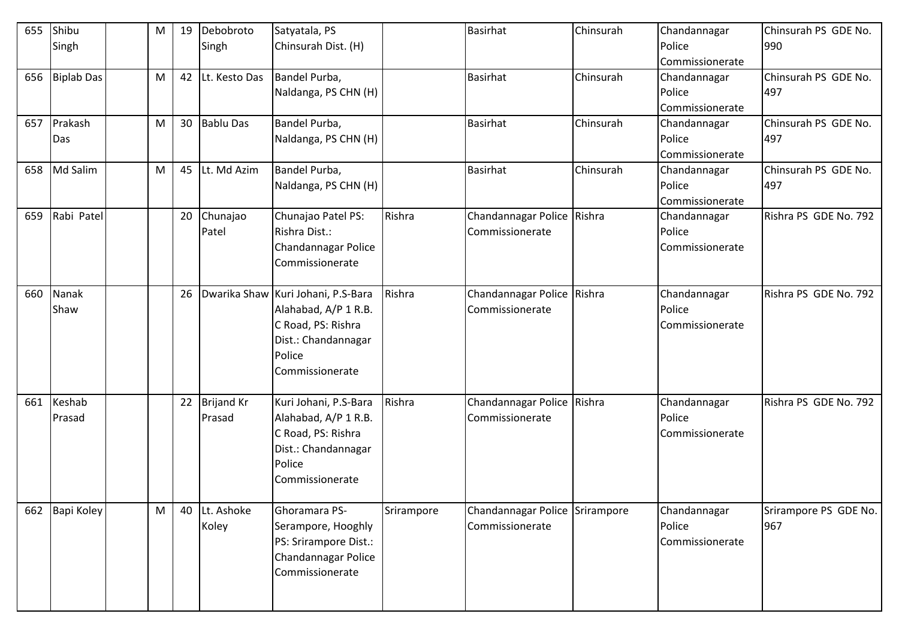| 655 | Shibu Singh | | M | 19 | Debobroto Singh | Satyatala, PS Chinsurah Dist. (H) | | Basirhat | Chinsurah | Chandannagar Police Commissionerate | Chinsurah PS GDE No. 990 |
|---|---|---|---|---|---|---|---|---|---|---|---|
| 656 | Biplab Das | | M | 42 | Lt. Kesto Das | Bandel Purba, Naldanga, PS CHN (H) | | Basirhat | Chinsurah | Chandannagar Police Commissionerate | Chinsurah PS GDE No. 497 |
| 657 | Prakash Das | | M | 30 | Bablu Das | Bandel Purba, Naldanga, PS CHN (H) | | Basirhat | Chinsurah | Chandannagar Police Commissionerate | Chinsurah PS GDE No. 497 |
| 658 | Md Salim | | M | 45 | Lt. Md Azim | Bandel Purba, Naldanga, PS CHN (H) | | Basirhat | Chinsurah | Chandannagar Police Commissionerate | Chinsurah PS GDE No. 497 |
| 659 | Rabi Patel | | | 20 | Chunajao Patel | Chunajao Patel PS: Rishra Dist.: Chandannagar Police Commissionerate | Rishra | Chandannagar Police Commissionerate | Rishra | Chandannagar Police Commissionerate | Rishra PS GDE No. 792 |
| 660 | Nanak Shaw | | | 26 | Dwarika Shaw | Kuri Johani, P.S-Bara Alahabad, A/P 1 R.B. C Road, PS: Rishra Dist.: Chandannagar Police Commissionerate | Rishra | Chandannagar Police Commissionerate | Rishra | Chandannagar Police Commissionerate | Rishra PS GDE No. 792 |
| 661 | Keshab Prasad | | | 22 | Brijand Kr Prasad | Kuri Johani, P.S-Bara Alahabad, A/P 1 R.B. C Road, PS: Rishra Dist.: Chandannagar Police Commissionerate | Rishra | Chandannagar Police Commissionerate | Rishra | Chandannagar Police Commissionerate | Rishra PS GDE No. 792 |
| 662 | Bapi Koley | | M | 40 | Lt. Ashoke Koley | Ghoramara PS-Serampore, Hooghly PS: Srirampore Dist.: Chandannagar Police Commissionerate | Srirampore | Chandannagar Police Commissionerate | Srirampore | Chandannagar Police Commissionerate | Srirampore PS GDE No. 967 |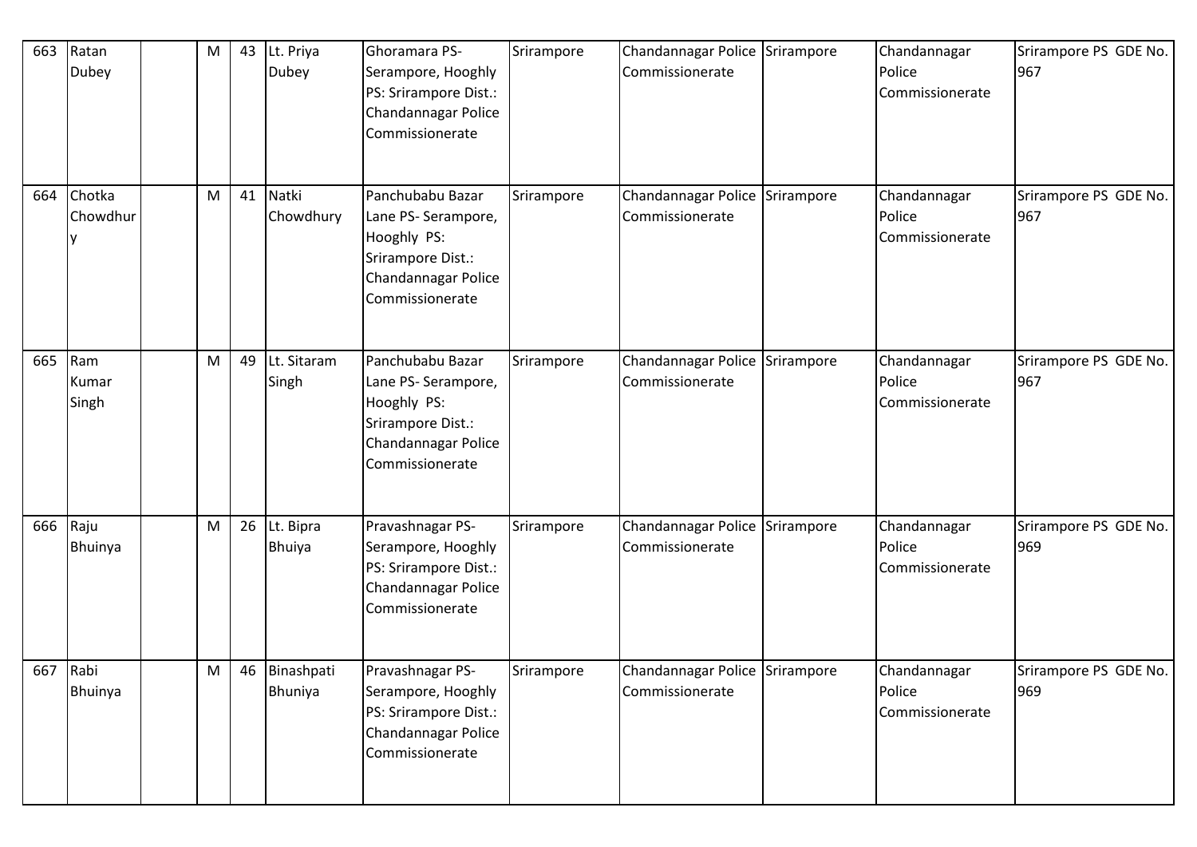| 663 | Ratan Dubey | | M | 43 | Lt. Priya Dubey | Ghoramara PS- Serampore, Hooghly PS: Srirampore Dist.: Chandannagar Police Commissionerate | Srirampore | Chandannagar Police Commissionerate | Srirampore | Chandannagar Police Commissionerate | Srirampore PS GDE No. 967 |
|---|---|---|---|---|---|---|---|---|---|---|---|
| 664 | Chotka Chowdhury | | M | 41 | Natki Chowdhury | Panchubabu Bazar Lane PS- Serampore, Hooghly PS: Srirampore Dist.: Chandannagar Police Commissionerate | Srirampore | Chandannagar Police Commissionerate | Srirampore | Chandannagar Police Commissionerate | Srirampore PS GDE No. 967 |
| 665 | Ram Kumar Singh | | M | 49 | Lt. Sitaram Singh | Panchubabu Bazar Lane PS- Serampore, Hooghly PS: Srirampore Dist.: Chandannagar Police Commissionerate | Srirampore | Chandannagar Police Commissionerate | Srirampore | Chandannagar Police Commissionerate | Srirampore PS GDE No. 967 |
| 666 | Raju Bhuinya | | M | 26 | Lt. Bipra Bhuiya | Pravashnagar PS- Serampore, Hooghly PS: Srirampore Dist.: Chandannagar Police Commissionerate | Srirampore | Chandannagar Police Commissionerate | Srirampore | Chandannagar Police Commissionerate | Srirampore PS GDE No. 969 |
| 667 | Rabi Bhuinya | | M | 46 | Binashpati Bhuniya | Pravashnagar PS- Serampore, Hooghly PS: Srirampore Dist.: Chandannagar Police Commissionerate | Srirampore | Chandannagar Police Commissionerate | Srirampore | Chandannagar Police Commissionerate | Srirampore PS GDE No. 969 |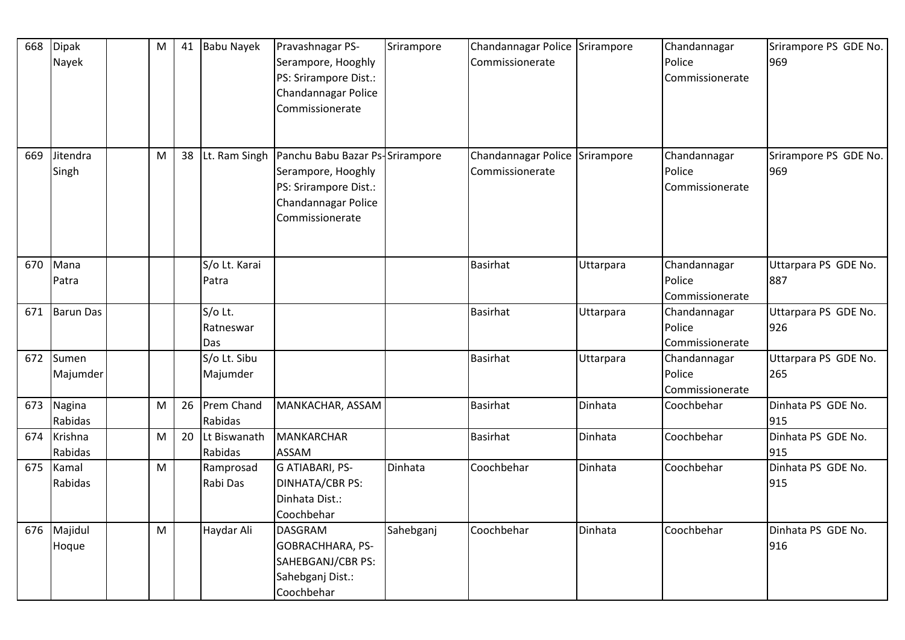| 668 | Dipak Nayek | | M | 41 | Babu Nayek | Pravashnagar PS-Serampore, Hooghly PS: Srirampore Dist.: Chandannagar Police Commissionerate | Srirampore | Chandannagar Police Commissionerate | Srirampore | Chandannagar Police Commissionerate | Srirampore PS GDE No. 969 |
|---|---|---|---|---|---|---|---|---|---|---|---|
| 669 | Jitendra Singh | | M | 38 | Lt. Ram Singh | Panchu Babu Bazar Ps-Serampore, Hooghly PS: Srirampore Dist.: Chandannagar Police Commissionerate | Srirampore | Chandannagar Police Commissionerate | Srirampore | Chandannagar Police Commissionerate | Srirampore PS GDE No. 969 |
| 670 | Mana Patra | | | | S/o Lt. Karai Patra | | | Basirhat | Uttarpara | Chandannagar Police Commissionerate | Uttarpara PS GDE No. 887 |
| 671 | Barun Das | | | | S/o Lt. Ratneswar Das | | | Basirhat | Uttarpara | Chandannagar Police Commissionerate | Uttarpara PS GDE No. 926 |
| 672 | Sumen Majumder | | | | S/o Lt. Sibu Majumder | | | Basirhat | Uttarpara | Chandannagar Police Commissionerate | Uttarpara PS GDE No. 265 |
| 673 | Nagina Rabidas | | M | 26 | Prem Chand Rabidas | MANKACHAR, ASSAM | | Basirhat | Dinhata | Coochbehar | Dinhata PS GDE No. 915 |
| 674 | Krishna Rabidas | | M | 20 | Lt Biswanath Rabidas | MANKARCHAR ASSAM | | Basirhat | Dinhata | Coochbehar | Dinhata PS GDE No. 915 |
| 675 | Kamal Rabidas | | M | | Ramprosad Rabi Das | G ATIABARI, PS-DINHATA/CBR PS: Dinhata Dist.: Coochbehar | Dinhata | Coochbehar | Dinhata | Coochbehar | Dinhata PS GDE No. 915 |
| 676 | Majidul Hoque | | M | | Haydar Ali | DASGRAM GOBRACHHARA, PS-SAHEBGANJ/CBR PS: Sahebganj Dist.: Coochbehar | Sahebganj | Coochbehar | Dinhata | Coochbehar | Dinhata PS GDE No. 916 |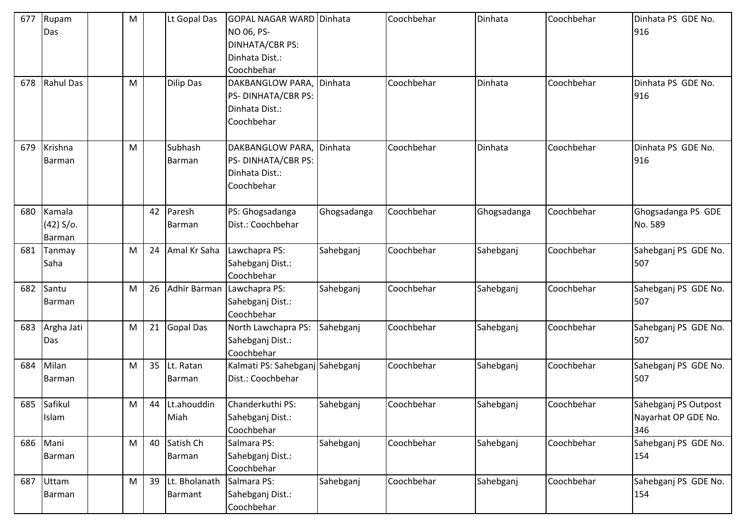| 677 | Rupam Das | | M | | Lt Gopal Das | GOPAL NAGAR WARD NO 06, PS- DINHATA/CBR PS: Dinhata Dist.: Coochbehar | Dinhata | Coochbehar | Dinhata | Coochbehar | Dinhata PS GDE No. 916 |
|---|---|---|---|---|---|---|---|---|---|---|---|
| 678 | Rahul Das | | M | | Dilip Das | DAKBANGLOW PARA, PS- DINHATA/CBR PS: Dinhata Dist.: Coochbehar | Dinhata | Coochbehar | Dinhata | Coochbehar | Dinhata PS GDE No. 916 |
| 679 | Krishna Barman | | M | | Subhash Barman | DAKBANGLOW PARA, PS- DINHATA/CBR PS: Dinhata Dist.: Coochbehar | Dinhata | Coochbehar | Dinhata | Coochbehar | Dinhata PS GDE No. 916 |
| 680 | Kamala (42) S/o. Barman | | | 42 | Paresh Barman | PS: Ghogsadanga Dist.: Coochbehar | Ghogsadanga | Coochbehar | Ghogsadanga | Coochbehar | Ghogsadanga PS GDE No. 589 |
| 681 | Tanmay Saha | | M | 24 | Amal Kr Saha | Lawchapra PS: Sahebganj Dist.: Coochbehar | Sahebganj | Coochbehar | Sahebganj | Coochbehar | Sahebganj PS GDE No. 507 |
| 682 | Santu Barman | | M | 26 | Adhir Barman | Lawchapra PS: Sahebganj Dist.: Coochbehar | Sahebganj | Coochbehar | Sahebganj | Coochbehar | Sahebganj PS GDE No. 507 |
| 683 | Argha Jati Das | | M | 21 | Gopal Das | North Lawchapra PS: Sahebganj Dist.: Coochbehar | Sahebganj | Coochbehar | Sahebganj | Coochbehar | Sahebganj PS GDE No. 507 |
| 684 | Milan Barman | | M | 35 | Lt. Ratan Barman | Kalmati PS: Sahebganj Dist.: Coochbehar | Sahebganj | Coochbehar | Sahebganj | Coochbehar | Sahebganj PS GDE No. 507 |
| 685 | Safikul Islam | | M | 44 | Lt.ahouddin Miah | Chanderkuthi PS: Sahebganj Dist.: Coochbehar | Sahebganj | Coochbehar | Sahebganj | Coochbehar | Sahebganj PS Outpost Nayarhat OP GDE No. 346 |
| 686 | Mani Barman | | M | 40 | Satish Ch Barman | Salmara PS: Sahebganj Dist.: Coochbehar | Sahebganj | Coochbehar | Sahebganj | Coochbehar | Sahebganj PS GDE No. 154 |
| 687 | Uttam Barman | | M | 39 | Lt. Bholanath Barmant | Salmara PS: Sahebganj Dist.: Coochbehar | Sahebganj | Coochbehar | Sahebganj | Coochbehar | Sahebganj PS GDE No. 154 |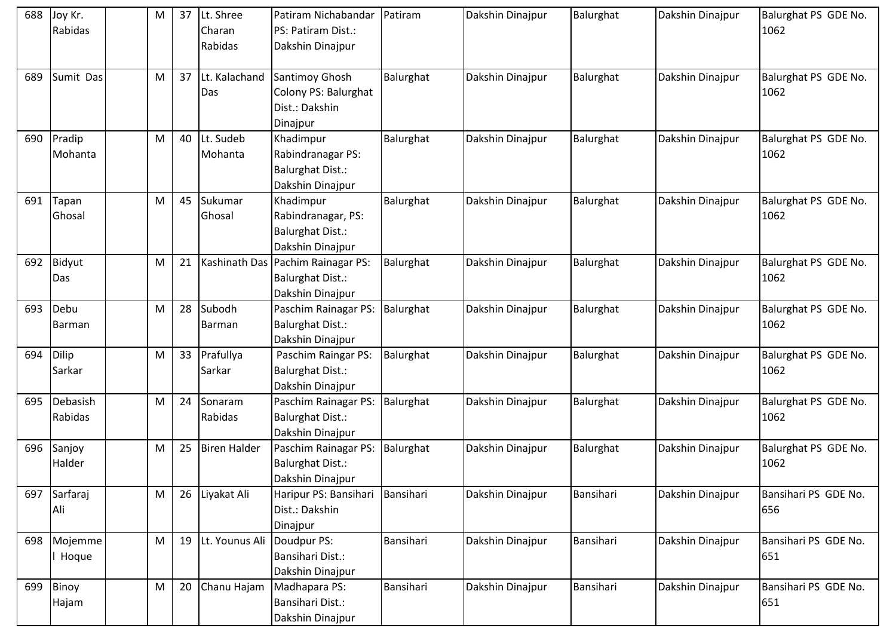| 688 | Joy Kr. Rabidas | | M | 37 | Lt. Shree Charan Rabidas | Patiram Nichabandar PS: Patiram Dist.: Dakshin Dinajpur | Patiram | Dakshin Dinajpur | Balurghat | Dakshin Dinajpur | Balurghat PS GDE No. 1062 |
|---|---|---|---|---|---|---|---|---|---|---|---|
| 689 | Sumit Das | | M | 37 | Lt. Kalachand Das | Santimoy Ghosh Colony PS: Balurghat Dist.: Dakshin Dinajpur | Balurghat | Dakshin Dinajpur | Balurghat | Dakshin Dinajpur | Balurghat PS GDE No. 1062 |
| 690 | Pradip Mohanta | | M | 40 | Lt. Sudeb Mohanta | Khadimpur Rabindranagar PS: Balurghat Dist.: Dakshin Dinajpur | Balurghat | Dakshin Dinajpur | Balurghat | Dakshin Dinajpur | Balurghat PS GDE No. 1062 |
| 691 | Tapan Ghosal | | M | 45 | Sukumar Ghosal | Khadimpur Rabindranagar, PS: Balurghat Dist.: Dakshin Dinajpur | Balurghat | Dakshin Dinajpur | Balurghat | Dakshin Dinajpur | Balurghat PS GDE No. 1062 |
| 692 | Bidyut Das | | M | 21 | Kashinath Das | Pachim Rainagar PS: Balurghat Dist.: Dakshin Dinajpur | Balurghat | Dakshin Dinajpur | Balurghat | Dakshin Dinajpur | Balurghat PS GDE No. 1062 |
| 693 | Debu Barman | | M | 28 | Subodh Barman | Paschim Rainagar PS: Balurghat Dist.: Dakshin Dinajpur | Balurghat | Dakshin Dinajpur | Balurghat | Dakshin Dinajpur | Balurghat PS GDE No. 1062 |
| 694 | Dilip Sarkar | | M | 33 | Prafullya Sarkar | Paschim Raingar PS: Balurghat Dist.: Dakshin Dinajpur | Balurghat | Dakshin Dinajpur | Balurghat | Dakshin Dinajpur | Balurghat PS GDE No. 1062 |
| 695 | Debasish Rabidas | | M | 24 | Sonaram Rabidas | Paschim Rainagar PS: Balurghat Dist.: Dakshin Dinajpur | Balurghat | Dakshin Dinajpur | Balurghat | Dakshin Dinajpur | Balurghat PS GDE No. 1062 |
| 696 | Sanjoy Halder | | M | 25 | Biren Halder | Paschim Rainagar PS: Balurghat Dist.: Dakshin Dinajpur | Balurghat | Dakshin Dinajpur | Balurghat | Dakshin Dinajpur | Balurghat PS GDE No. 1062 |
| 697 | Sarfaraj Ali | | M | 26 | Liyakat Ali | Haripur PS: Bansihari Dist.: Dakshin Dinajpur | Bansihari | Dakshin Dinajpur | Bansihari | Dakshin Dinajpur | Bansihari PS GDE No. 656 |
| 698 | Mojemmel Hoque | | M | 19 | Lt. Younus Ali | Doudpur PS: Bansihari Dist.: Dakshin Dinajpur | Bansihari | Dakshin Dinajpur | Bansihari | Dakshin Dinajpur | Bansihari PS GDE No. 651 |
| 699 | Binoy Hajam | | M | 20 | Chanu Hajam | Madhapara PS: Bansihari Dist.: Dakshin Dinajpur | Bansihari | Dakshin Dinajpur | Bansihari | Dakshin Dinajpur | Bansihari PS GDE No. 651 |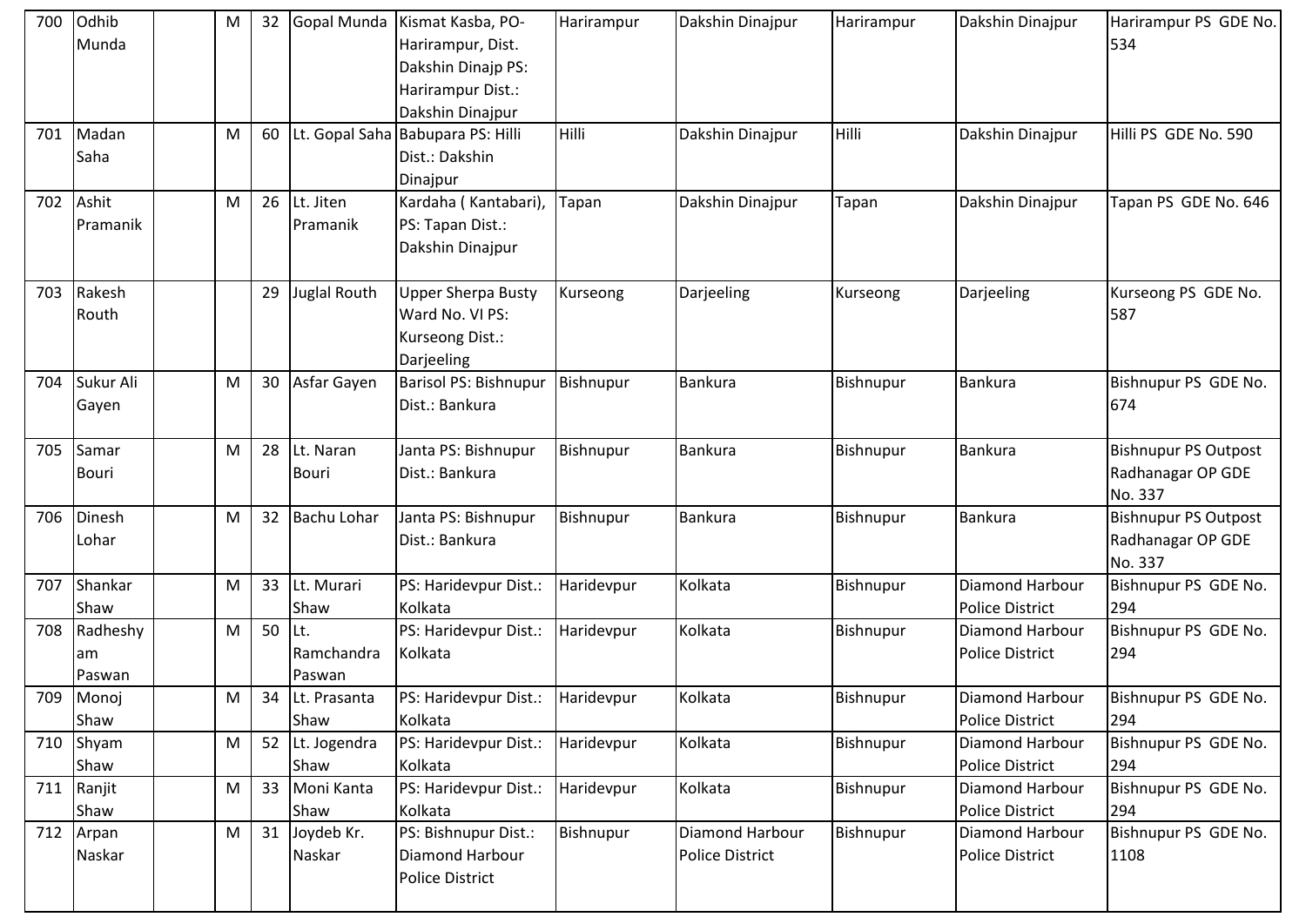| 700 | Odhib Munda | | M | 32 | Gopal Munda | Kismat Kasba, PO-Harirampur, Dist. Dakshin Dinajp PS: Harirampur Dist.: Dakshin Dinajpur | Harirampur | Dakshin Dinajpur | Harirampur | Dakshin Dinajpur | Harirampur PS GDE No. 534 |
|---|---|---|---|---|---|---|---|---|---|---|---|
| 701 | Madan Saha | | M | 60 | Lt. Gopal Saha | Babupara PS: Hilli Dist.: Dakshin Dinajpur | Hilli | Dakshin Dinajpur | Hilli | Dakshin Dinajpur | Hilli PS GDE No. 590 |
| 702 | Ashit Pramanik | | M | 26 | Lt. Jiten Pramanik | Kardaha ( Kantabari), PS: Tapan Dist.: Dakshin Dinajpur | Tapan | Dakshin Dinajpur | Tapan | Dakshin Dinajpur | Tapan PS GDE No. 646 |
| 703 | Rakesh Routh | | | 29 | Juglal Routh | Upper Sherpa Busty Ward No. VI PS: Kurseong Dist.: Darjeeling | Kurseong | Darjeeling | Kurseong | Darjeeling | Kurseong PS GDE No. 587 |
| 704 | Sukur Ali Gayen | | M | 30 | Asfar Gayen | Barisol PS: Bishnupur Dist.: Bankura | Bishnupur | Bankura | Bishnupur | Bankura | Bishnupur PS GDE No. 674 |
| 705 | Samar Bouri | | M | 28 | Lt. Naran Bouri | Janta PS: Bishnupur Dist.: Bankura | Bishnupur | Bankura | Bishnupur | Bankura | Bishnupur PS Outpost Radhanagar OP GDE No. 337 |
| 706 | Dinesh Lohar | | M | 32 | Bachu Lohar | Janta PS: Bishnupur Dist.: Bankura | Bishnupur | Bankura | Bishnupur | Bankura | Bishnupur PS Outpost Radhanagar OP GDE No. 337 |
| 707 | Shankar Shaw | | M | 33 | Lt. Murari Shaw | PS: Haridevpur Dist.: Kolkata | Haridevpur | Kolkata | Bishnupur | Diamond Harbour Police District | Bishnupur PS GDE No. 294 |
| 708 | Radheshyam Paswan | | M | 50 | Lt. Ramchandra Paswan | PS: Haridevpur Dist.: Kolkata | Haridevpur | Kolkata | Bishnupur | Diamond Harbour Police District | Bishnupur PS GDE No. 294 |
| 709 | Monoj Shaw | | M | 34 | Lt. Prasanta Shaw | PS: Haridevpur Dist.: Kolkata | Haridevpur | Kolkata | Bishnupur | Diamond Harbour Police District | Bishnupur PS GDE No. 294 |
| 710 | Shyam Shaw | | M | 52 | Lt. Jogendra Shaw | PS: Haridevpur Dist.: Kolkata | Haridevpur | Kolkata | Bishnupur | Diamond Harbour Police District | Bishnupur PS GDE No. 294 |
| 711 | Ranjit Shaw | | M | 33 | Moni Kanta Shaw | PS: Haridevpur Dist.: Kolkata | Haridevpur | Kolkata | Bishnupur | Diamond Harbour Police District | Bishnupur PS GDE No. 294 |
| 712 | Arpan Naskar | | M | 31 | Joydeb Kr. Naskar | PS: Bishnupur Dist.: Diamond Harbour Police District | Bishnupur | Diamond Harbour Police District | Bishnupur | Diamond Harbour Police District | Bishnupur PS GDE No. 1108 |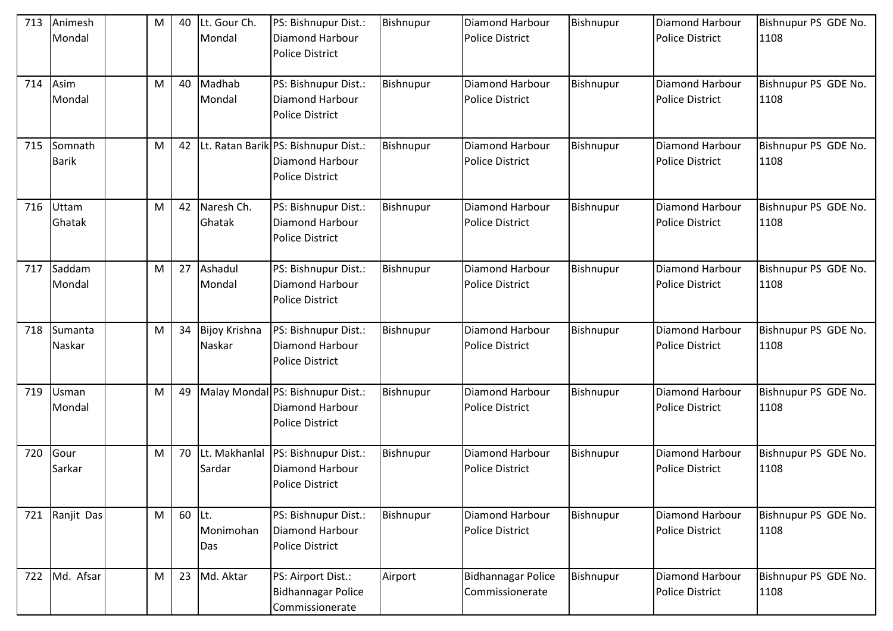| 713 | Animesh Mondal | | M | 40 | Lt. Gour Ch. Mondal | PS: Bishnupur Dist.: Diamond Harbour Police District | Bishnupur | Diamond Harbour Police District | Bishnupur | Diamond Harbour Police District | Bishnupur PS GDE No. 1108 |
|---|---|---|---|---|---|---|---|---|---|---|---|
| 714 | Asim Mondal | | M | 40 | Madhab Mondal | PS: Bishnupur Dist.: Diamond Harbour Police District | Bishnupur | Diamond Harbour Police District | Bishnupur | Diamond Harbour Police District | Bishnupur PS GDE No. 1108 |
| 715 | Somnath Barik | | M | 42 | Lt. Ratan Barik | PS: Bishnupur Dist.: Diamond Harbour Police District | Bishnupur | Diamond Harbour Police District | Bishnupur | Diamond Harbour Police District | Bishnupur PS GDE No. 1108 |
| 716 | Uttam Ghatak | | M | 42 | Naresh Ch. Ghatak | PS: Bishnupur Dist.: Diamond Harbour Police District | Bishnupur | Diamond Harbour Police District | Bishnupur | Diamond Harbour Police District | Bishnupur PS GDE No. 1108 |
| 717 | Saddam Mondal | | M | 27 | Ashadul Mondal | PS: Bishnupur Dist.: Diamond Harbour Police District | Bishnupur | Diamond Harbour Police District | Bishnupur | Diamond Harbour Police District | Bishnupur PS GDE No. 1108 |
| 718 | Sumanta Naskar | | M | 34 | Bijoy Krishna Naskar | PS: Bishnupur Dist.: Diamond Harbour Police District | Bishnupur | Diamond Harbour Police District | Bishnupur | Diamond Harbour Police District | Bishnupur PS GDE No. 1108 |
| 719 | Usman Mondal | | M | 49 | Malay Mondal | PS: Bishnupur Dist.: Diamond Harbour Police District | Bishnupur | Diamond Harbour Police District | Bishnupur | Diamond Harbour Police District | Bishnupur PS GDE No. 1108 |
| 720 | Gour Sarkar | | M | 70 | Lt. Makhanlal Sardar | PS: Bishnupur Dist.: Diamond Harbour Police District | Bishnupur | Diamond Harbour Police District | Bishnupur | Diamond Harbour Police District | Bishnupur PS GDE No. 1108 |
| 721 | Ranjit Das | | M | 60 | Lt. Monimohan Das | PS: Bishnupur Dist.: Diamond Harbour Police District | Bishnupur | Diamond Harbour Police District | Bishnupur | Diamond Harbour Police District | Bishnupur PS GDE No. 1108 |
| 722 | Md. Afsar | | M | 23 | Md. Aktar | PS: Airport Dist.: Bidhannagar Police Commissionerate | Airport | Bidhannagar Police Commissionerate | Bishnupur | Diamond Harbour Police District | Bishnupur PS GDE No. 1108 |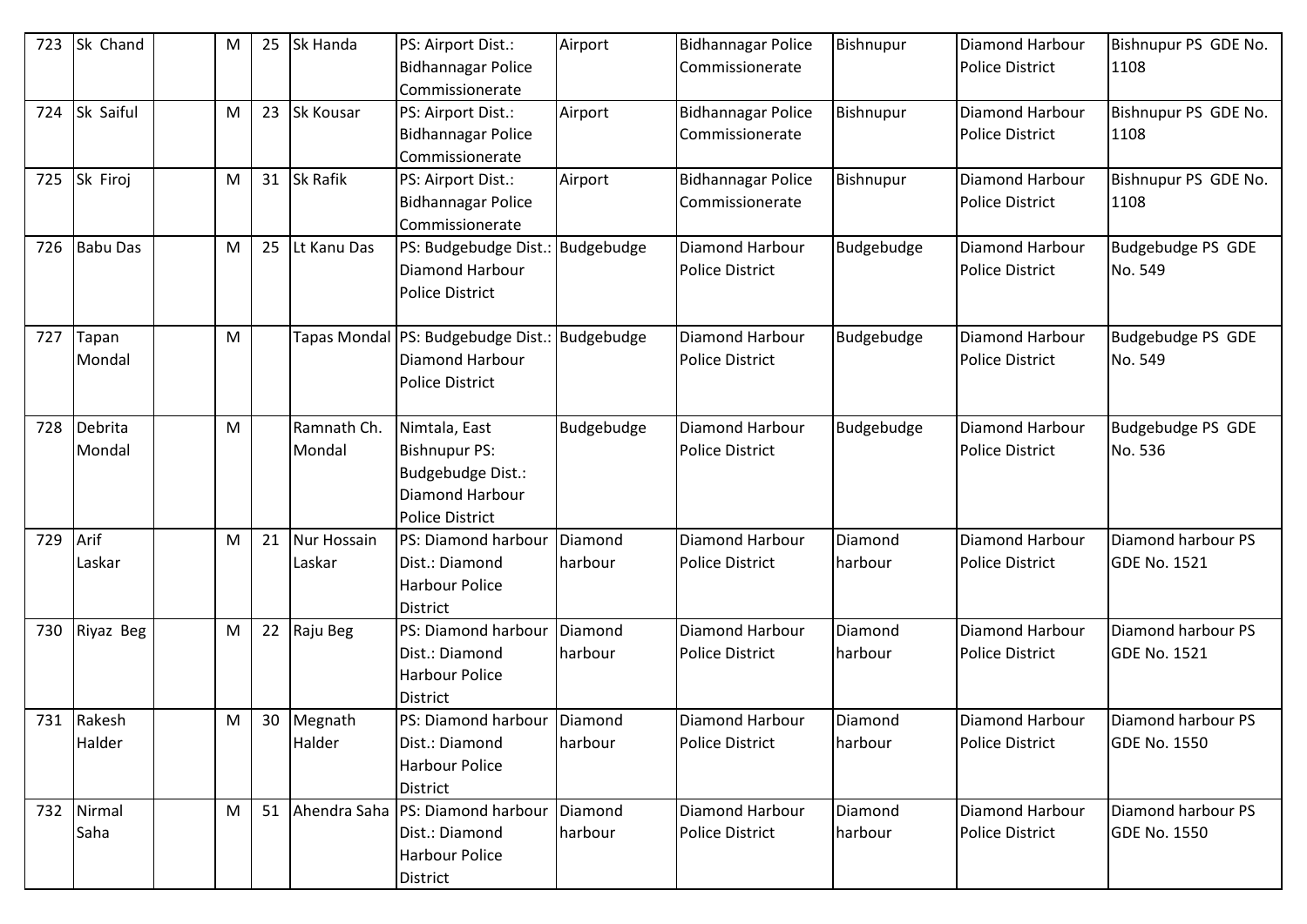| 723 | Sk Chand | | M | 25 | Sk Handa | PS: Airport Dist.: Bidhannagar Police Commissionerate | Airport | Bidhannagar Police Commissionerate | Bishnupur | Diamond Harbour Police District | Bishnupur PS GDE No. 1108 |
|---|---|---|---|---|---|---|---|---|---|---|---|
| 724 | Sk Saiful | | M | 23 | Sk Kousar | PS: Airport Dist.: Bidhannagar Police Commissionerate | Airport | Bidhannagar Police Commissionerate | Bishnupur | Diamond Harbour Police District | Bishnupur PS GDE No. 1108 |
| 725 | Sk Firoj | | M | 31 | Sk Rafik | PS: Airport Dist.: Bidhannagar Police Commissionerate | Airport | Bidhannagar Police Commissionerate | Bishnupur | Diamond Harbour Police District | Bishnupur PS GDE No. 1108 |
| 726 | Babu Das | | M | 25 | Lt Kanu Das | PS: Budgebudge Dist.: Diamond Harbour Police District | Budgebudge | Diamond Harbour Police District | Budgebudge | Diamond Harbour Police District | Budgebudge PS GDE No. 549 |
| 727 | Tapan Mondal | | M | | Tapas Mondal | PS: Budgebudge Dist.: Diamond Harbour Police District | Budgebudge | Diamond Harbour Police District | Budgebudge | Diamond Harbour Police District | Budgebudge PS GDE No. 549 |
| 728 | Debrita Mondal | | M | | Ramnath Ch. Mondal | Nimtala, East Bishnupur PS: Budgebudge Dist.: Diamond Harbour Police District | Budgebudge | Diamond Harbour Police District | Budgebudge | Diamond Harbour Police District | Budgebudge PS GDE No. 536 |
| 729 | Arif Laskar | | M | 21 | Nur Hossain Laskar | PS: Diamond harbour Dist.: Diamond Harbour Police District | Diamond harbour | Diamond Harbour Police District | Diamond harbour | Diamond Harbour Police District | Diamond harbour PS GDE No. 1521 |
| 730 | Riyaz Beg | | M | 22 | Raju Beg | PS: Diamond harbour Dist.: Diamond Harbour Police District | Diamond harbour | Diamond Harbour Police District | Diamond harbour | Diamond Harbour Police District | Diamond harbour PS GDE No. 1521 |
| 731 | Rakesh Halder | | M | 30 | Megnath Halder | PS: Diamond harbour Dist.: Diamond Harbour Police District | Diamond harbour | Diamond Harbour Police District | Diamond harbour | Diamond Harbour Police District | Diamond harbour PS GDE No. 1550 |
| 732 | Nirmal Saha | | M | 51 | Ahendra Saha | PS: Diamond harbour Dist.: Diamond Harbour Police District | Diamond harbour | Diamond Harbour Police District | Diamond harbour | Diamond Harbour Police District | Diamond harbour PS GDE No. 1550 |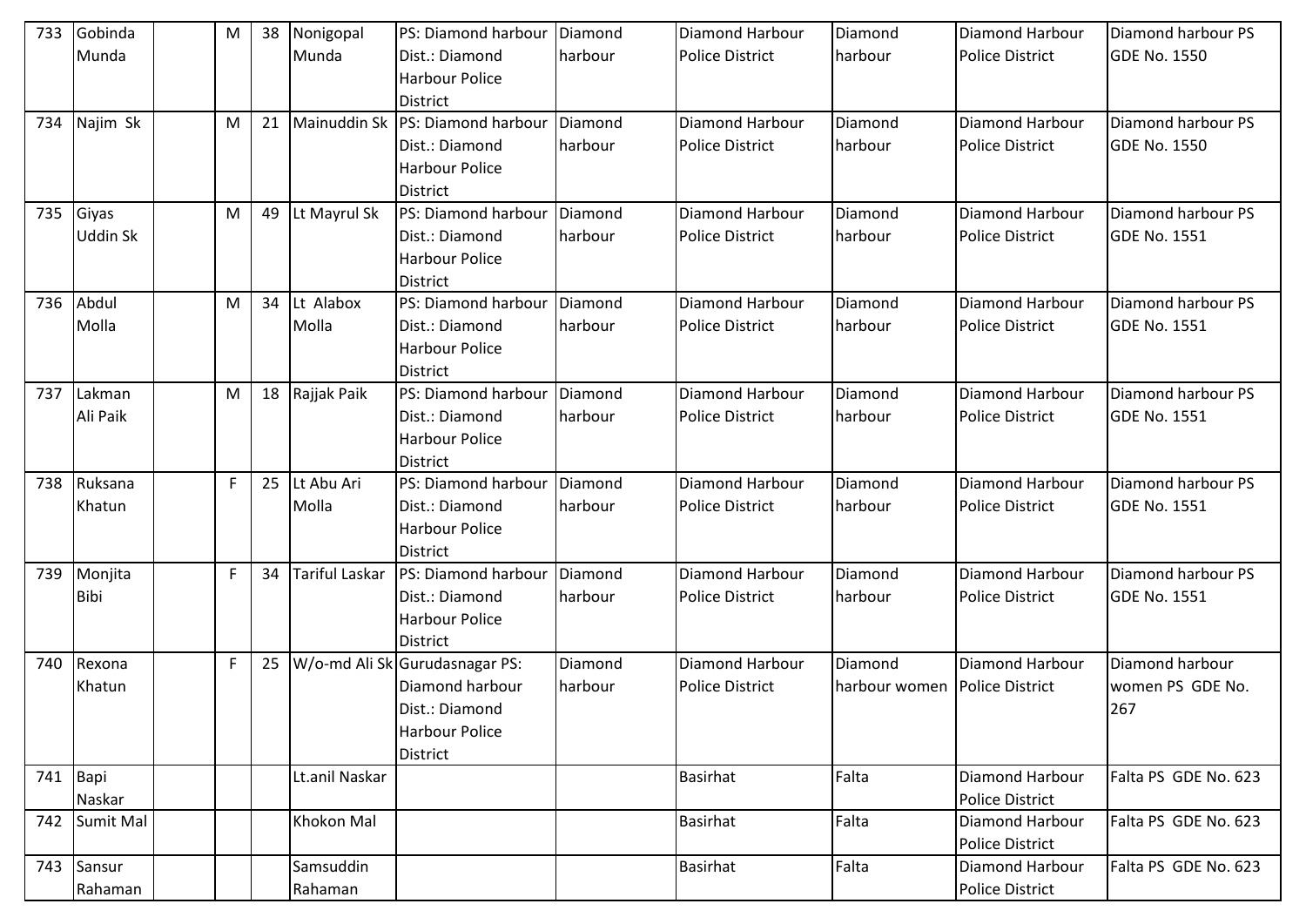| 733 | Gobinda Munda | | M | 38 | Nonigopal Munda | PS: Diamond harbour Dist.: Diamond Harbour Police District | Diamond harbour | Diamond Harbour Police District | Diamond harbour | Diamond Harbour Police District | Diamond harbour PS GDE No. 1550 |
|---|---|---|---|---|---|---|---|---|---|---|---|
| 734 | Najim Sk | | M | 21 | Mainuddin Sk | PS: Diamond harbour Dist.: Diamond Harbour Police District | Diamond harbour | Diamond Harbour Police District | Diamond harbour | Diamond Harbour Police District | Diamond harbour PS GDE No. 1550 |
| 735 | Giyas Uddin Sk | | M | 49 | Lt Mayrul Sk | PS: Diamond harbour Dist.: Diamond Harbour Police District | Diamond harbour | Diamond Harbour Police District | Diamond harbour | Diamond Harbour Police District | Diamond harbour PS GDE No. 1551 |
| 736 | Abdul Molla | | M | 34 | Lt Alabox Molla | PS: Diamond harbour Dist.: Diamond Harbour Police District | Diamond harbour | Diamond Harbour Police District | Diamond harbour | Diamond Harbour Police District | Diamond harbour PS GDE No. 1551 |
| 737 | Lakman Ali Paik | | M | 18 | Rajjak Paik | PS: Diamond harbour Dist.: Diamond Harbour Police District | Diamond harbour | Diamond Harbour Police District | Diamond harbour | Diamond Harbour Police District | Diamond harbour PS GDE No. 1551 |
| 738 | Ruksana Khatun | | F | 25 | Lt Abu Ari Molla | PS: Diamond harbour Dist.: Diamond Harbour Police District | Diamond harbour | Diamond Harbour Police District | Diamond harbour | Diamond Harbour Police District | Diamond harbour PS GDE No. 1551 |
| 739 | Monjita Bibi | | F | 34 | Tariful Laskar | PS: Diamond harbour Dist.: Diamond Harbour Police District | Diamond harbour | Diamond Harbour Police District | Diamond harbour | Diamond Harbour Police District | Diamond harbour PS GDE No. 1551 |
| 740 | Rexona Khatun | | F | 25 | W/o-md Ali Sk | Gurudasnagar PS: Diamond harbour Dist.: Diamond Harbour Police District | Diamond harbour | Diamond Harbour Police District | Diamond harbour women | Diamond Harbour Police District | Diamond harbour women PS GDE No. 267 |
| 741 | Bapi Naskar | | | | Lt.anil Naskar | | | Basirhat | Falta | Diamond Harbour Police District | Falta PS GDE No. 623 |
| 742 | Sumit Mal | | | | Khokon Mal | | | Basirhat | Falta | Diamond Harbour Police District | Falta PS GDE No. 623 |
| 743 | Sansur Rahaman | | | | Samsuddin Rahaman | | | Basirhat | Falta | Diamond Harbour Police District | Falta PS GDE No. 623 |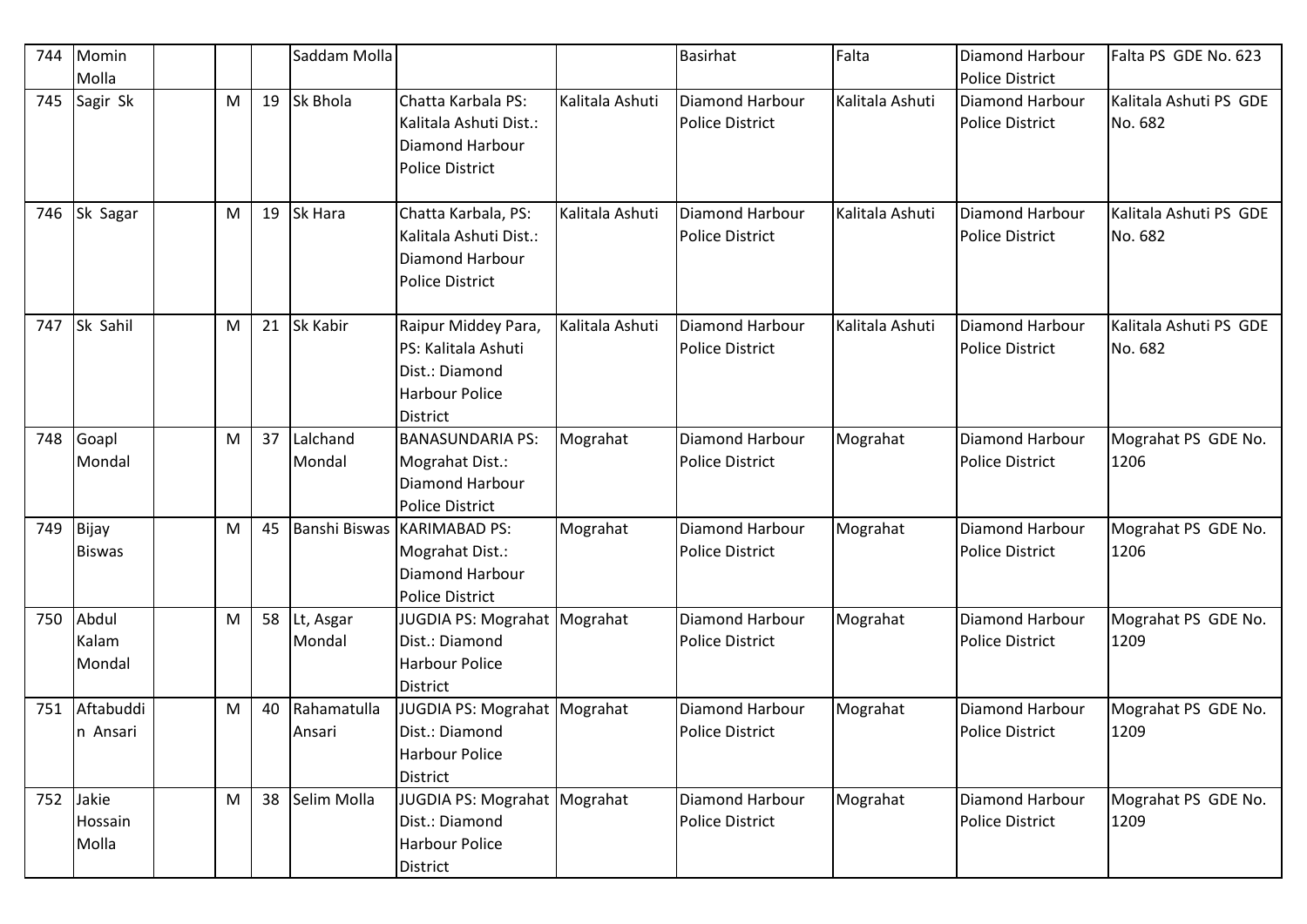| 744 | Momin Molla | | | | Saddam Molla | | | Basirhat | Falta | Diamond Harbour Police District | Falta PS GDE No. 623 |
|---|---|---|---|---|---|---|---|---|---|---|---|
| 745 | Sagir Sk | | M | 19 | Sk Bhola | Chatta Karbala PS: Kalitala Ashuti Dist.: Diamond Harbour Police District | Kalitala Ashuti | Diamond Harbour Police District | Kalitala Ashuti | Diamond Harbour Police District | Kalitala Ashuti PS GDE No. 682 |
| 746 | Sk Sagar | | M | 19 | Sk Hara | Chatta Karbala, PS: Kalitala Ashuti Dist.: Diamond Harbour Police District | Kalitala Ashuti | Diamond Harbour Police District | Kalitala Ashuti | Diamond Harbour Police District | Kalitala Ashuti PS GDE No. 682 |
| 747 | Sk Sahil | | M | 21 | Sk Kabir | Raipur Middey Para, PS: Kalitala Ashuti Dist.: Diamond Harbour Police District | Kalitala Ashuti | Diamond Harbour Police District | Kalitala Ashuti | Diamond Harbour Police District | Kalitala Ashuti PS GDE No. 682 |
| 748 | Goapl Mondal | | M | 37 | Lalchand Mondal | BANASUNDARIA PS: Mograhat Dist.: Diamond Harbour Police District | Mograhat | Diamond Harbour Police District | Mograhat | Diamond Harbour Police District | Mograhat PS GDE No. 1206 |
| 749 | Bijay Biswas | | M | 45 | Banshi Biswas | KARIMABAD PS: Mograhat Dist.: Diamond Harbour Police District | Mograhat | Diamond Harbour Police District | Mograhat | Diamond Harbour Police District | Mograhat PS GDE No. 1206 |
| 750 | Abdul Kalam Mondal | | M | 58 | Lt, Asgar Mondal | JUGDIA PS: Mograhat Dist.: Diamond Harbour Police District | Mograhat | Diamond Harbour Police District | Mograhat | Diamond Harbour Police District | Mograhat PS GDE No. 1209 |
| 751 | Aftabuddin Ansari | | M | 40 | Rahamatulla Ansari | JUGDIA PS: Mograhat Dist.: Diamond Harbour Police District | Mograhat | Diamond Harbour Police District | Mograhat | Diamond Harbour Police District | Mograhat PS GDE No. 1209 |
| 752 | Jakie Hossain Molla | | M | 38 | Selim Molla | JUGDIA PS: Mograhat Dist.: Diamond Harbour Police District | Mograhat | Diamond Harbour Police District | Mograhat | Diamond Harbour Police District | Mograhat PS GDE No. 1209 |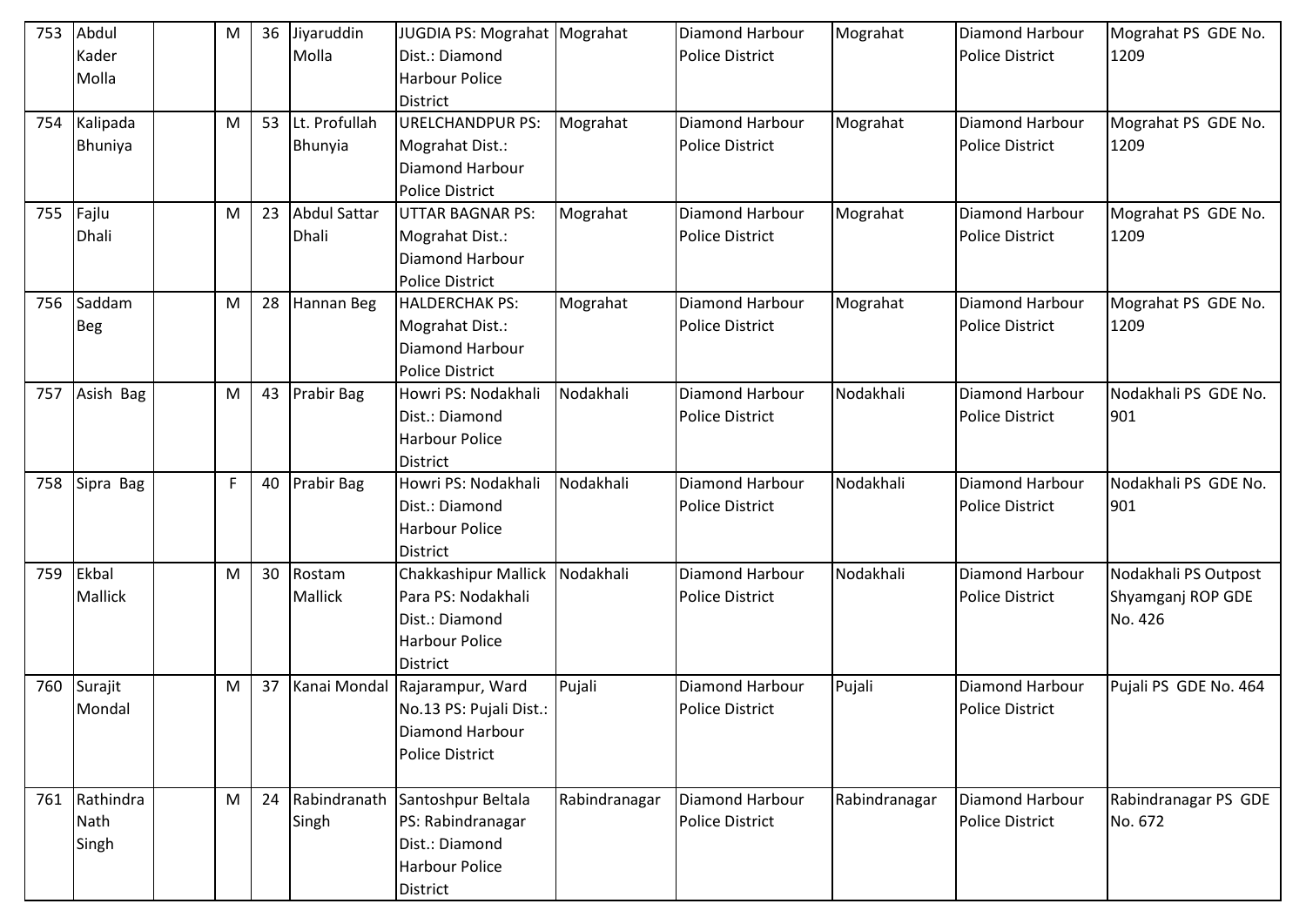| 753 | Abdul Kader Molla | | M | 36 | Jiyaruddin Molla | JUGDIA PS: Mograhat Dist.: Diamond Harbour Police District | Mograhat | Diamond Harbour Police District | Mograhat | Diamond Harbour Police District | Mograhat PS GDE No. 1209 |
|---|---|---|---|---|---|---|---|---|---|---|---|
| 754 | Kalipada Bhuniya | | M | 53 | Lt. Profullah Bhunyia | URELCHANDPUR PS: Mograhat Dist.: Diamond Harbour Police District | Mograhat | Diamond Harbour Police District | Mograhat | Diamond Harbour Police District | Mograhat PS GDE No. 1209 |
| 755 | Fajlu Dhali | | M | 23 | Abdul Sattar Dhali | UTTAR BAGNAR PS: Mograhat Dist.: Diamond Harbour Police District | Mograhat | Diamond Harbour Police District | Mograhat | Diamond Harbour Police District | Mograhat PS GDE No. 1209 |
| 756 | Saddam Beg | | M | 28 | Hannan Beg | HALDERCHAK PS: Mograhat Dist.: Diamond Harbour Police District | Mograhat | Diamond Harbour Police District | Mograhat | Diamond Harbour Police District | Mograhat PS GDE No. 1209 |
| 757 | Asish Bag | | M | 43 | Prabir Bag | Howri PS: Nodakhali Dist.: Diamond Harbour Police District | Nodakhali | Diamond Harbour Police District | Nodakhali | Diamond Harbour Police District | Nodakhali PS GDE No. 901 |
| 758 | Sipra Bag | | F | 40 | Prabir Bag | Howri PS: Nodakhali Dist.: Diamond Harbour Police District | Nodakhali | Diamond Harbour Police District | Nodakhali | Diamond Harbour Police District | Nodakhali PS GDE No. 901 |
| 759 | Ekbal Mallick | | M | 30 | Rostam Mallick | Chakkashipur Mallick Para PS: Nodakhali Dist.: Diamond Harbour Police District | Nodakhali | Diamond Harbour Police District | Nodakhali | Diamond Harbour Police District | Nodakhali PS Outpost Shyamganj ROP GDE No. 426 |
| 760 | Surajit Mondal | | M | 37 | Kanai Mondal | Rajarampur, Ward No.13 PS: Pujali Dist.: Diamond Harbour Police District | Pujali | Diamond Harbour Police District | Pujali | Diamond Harbour Police District | Pujali PS GDE No. 464 |
| 761 | Rathindra Nath Singh | | M | 24 | Rabindranath Singh | Santoshpur Beltala PS: Rabindranagar Dist.: Diamond Harbour Police District | Rabindranagar | Diamond Harbour Police District | Rabindranagar | Diamond Harbour Police District | Rabindranagar PS GDE No. 672 |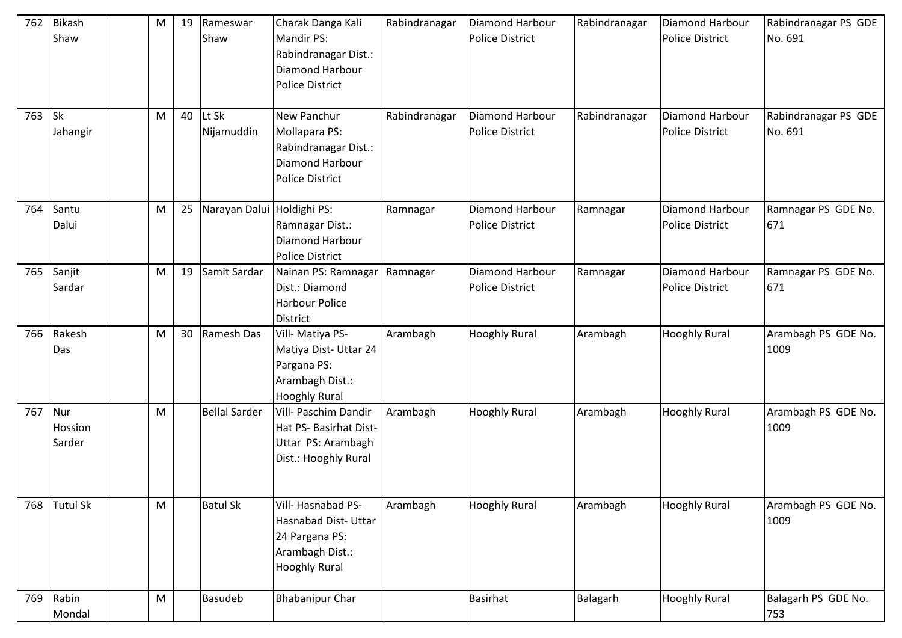| 762 | Bikash Shaw | | M | 19 | Rameswar Shaw | Charak Danga Kali Mandir PS: Rabindranagar Dist.: Diamond Harbour Police District | Rabindranagar | Diamond Harbour Police District | Rabindranagar | Diamond Harbour Police District | Rabindranagar PS GDE No. 691 |
|---|---|---|---|---|---|---|---|---|---|---|---|
| 763 | Sk Jahangir | | M | 40 | Lt Sk Nijamuddin | New Panchur Mollapara PS: Rabindranagar Dist.: Diamond Harbour Police District | Rabindranagar | Diamond Harbour Police District | Rabindranagar | Diamond Harbour Police District | Rabindranagar PS GDE No. 691 |
| 764 | Santu Dalui | | M | 25 | Narayan Dalui | Holdighi PS: Ramnagar Dist.: Diamond Harbour Police District | Ramnagar | Diamond Harbour Police District | Ramnagar | Diamond Harbour Police District | Ramnagar PS GDE No. 671 |
| 765 | Sanjit Sardar | | M | 19 | Samit Sardar | Nainan PS: Ramnagar Dist.: Diamond Harbour Police District | Ramnagar | Diamond Harbour Police District | Ramnagar | Diamond Harbour Police District | Ramnagar PS GDE No. 671 |
| 766 | Rakesh Das | | M | 30 | Ramesh Das | Vill- Matiya PS- Matiya Dist- Uttar 24 Pargana PS: Arambagh Dist.: Hooghly Rural | Arambagh | Hooghly Rural | Arambagh | Hooghly Rural | Arambagh PS GDE No. 1009 |
| 767 | Nur Hossion Sarder | | M | | Bellal Sarder | Vill- Paschim Dandir Hat PS- Basirhat Dist- Uttar PS: Arambagh Dist.: Hooghly Rural | Arambagh | Hooghly Rural | Arambagh | Hooghly Rural | Arambagh PS GDE No. 1009 |
| 768 | Tutul Sk | | M | | Batul Sk | Vill- Hasnabad PS- Hasnabad Dist- Uttar 24 Pargana PS: Arambagh Dist.: Hooghly Rural | Arambagh | Hooghly Rural | Arambagh | Hooghly Rural | Arambagh PS GDE No. 1009 |
| 769 | Rabin Mondal | | M | | Basudeb | Bhabanipur Char | | Basirhat | Balagarh | Hooghly Rural | Balagarh PS GDE No. 753 |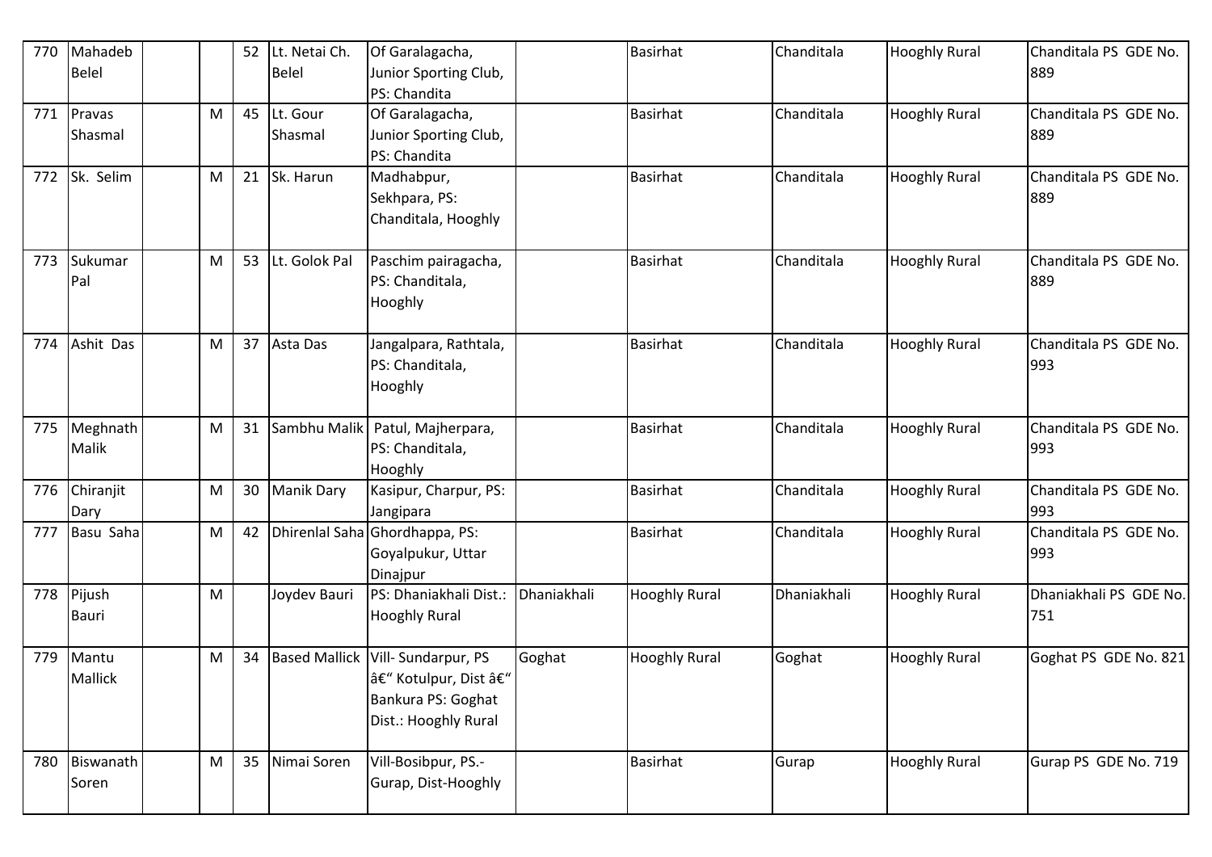| 770 | Mahadeb Belel | | | 52 | Lt. Netai Ch. Belel | Of Garalagacha, Junior Sporting Club, PS: Chandita | | Basirhat | Chanditala | Hooghly Rural | Chanditala PS GDE No. 889 |
|---|---|---|---|---|---|---|---|---|---|---|---|
| 771 | Pravas Shasmal | | M | 45 | Lt. Gour Shasmal | Of Garalagacha, Junior Sporting Club, PS: Chandita | | Basirhat | Chanditala | Hooghly Rural | Chanditala PS GDE No. 889 |
| 772 | Sk. Selim | | M | 21 | Sk. Harun | Madhabpur, Sekhpara, PS: Chanditala, Hooghly | | Basirhat | Chanditala | Hooghly Rural | Chanditala PS GDE No. 889 |
| 773 | Sukumar Pal | | M | 53 | Lt. Golok Pal | Paschim pairagacha, PS: Chanditala, Hooghly | | Basirhat | Chanditala | Hooghly Rural | Chanditala PS GDE No. 889 |
| 774 | Ashit Das | | M | 37 | Asta Das | Jangalpara, Rathtala, PS: Chanditala, Hooghly | | Basirhat | Chanditala | Hooghly Rural | Chanditala PS GDE No. 993 |
| 775 | Meghnath Malik | | M | 31 | Sambhu Malik | Patul, Majherpara, PS: Chanditala, Hooghly | | Basirhat | Chanditala | Hooghly Rural | Chanditala PS GDE No. 993 |
| 776 | Chiranjit Dary | | M | 30 | Manik Dary | Kasipur, Charpur, PS: Jangipara | | Basirhat | Chanditala | Hooghly Rural | Chanditala PS GDE No. 993 |
| 777 | Basu Saha | | M | 42 | Dhirenlal Saha | Ghordhappa, PS: Goyalpukur, Uttar Dinajpur | | Basirhat | Chanditala | Hooghly Rural | Chanditala PS GDE No. 993 |
| 778 | Pijush Bauri | | M | | Joydev Bauri | PS: Dhaniakhali Dist.: Hooghly Rural | Dhaniakhali | Hooghly Rural | Dhaniakhali | Hooghly Rural | Dhaniakhali PS GDE No. 751 |
| 779 | Mantu Mallick | | M | 34 | Based Mallick | Vill- Sundarpur, PS â€“ Kotulpur, Dist â€“ Bankura PS: Goghat Dist.: Hooghly Rural | Goghat | Hooghly Rural | Goghat | Hooghly Rural | Goghat PS GDE No. 821 |
| 780 | Biswanath Soren | | M | 35 | Nimai Soren | Vill-Bosibpur, PS.- Gurap, Dist-Hooghly | | Basirhat | Gurap | Hooghly Rural | Gurap PS GDE No. 719 |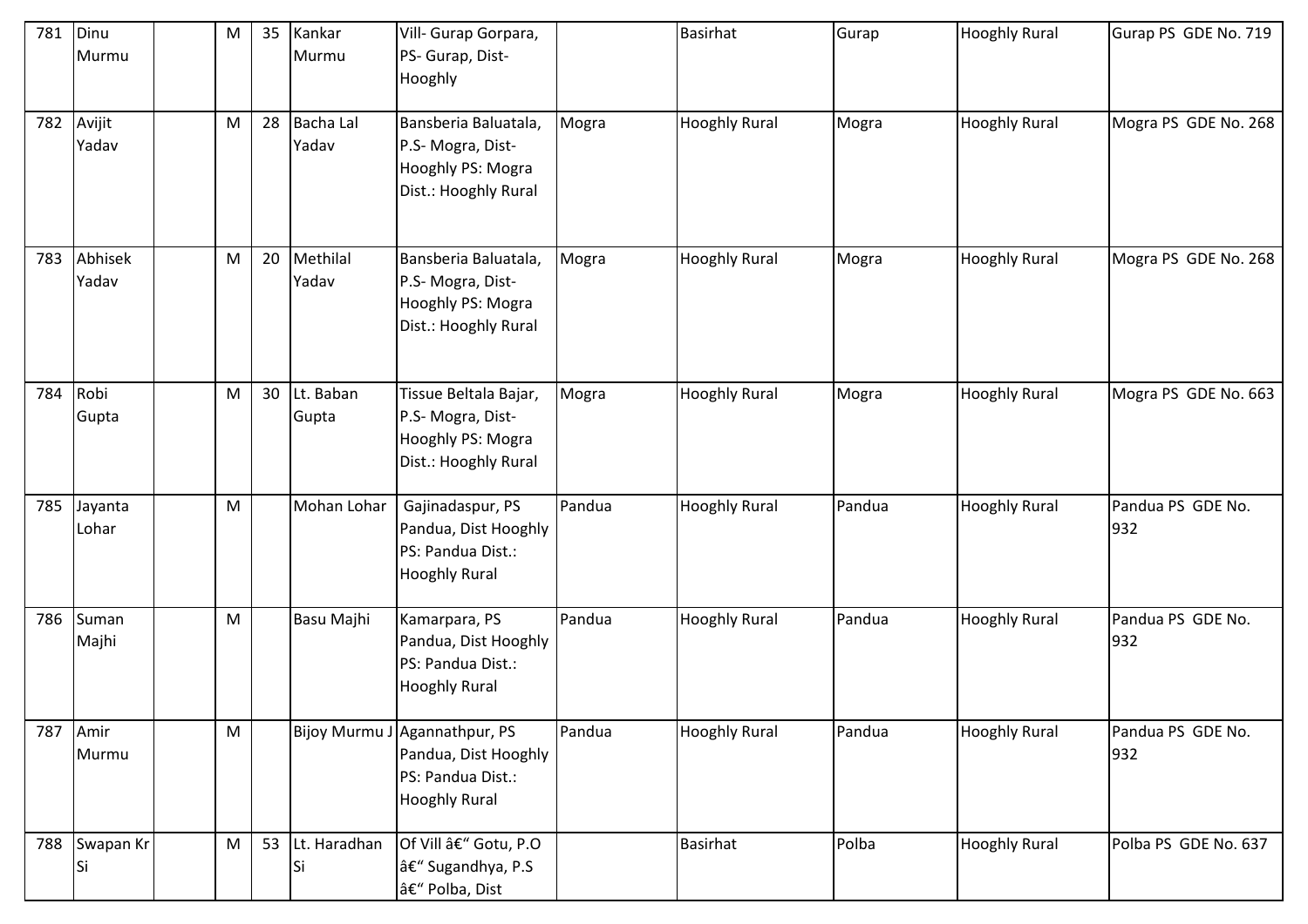| 781 | Dinu Murmu | | M | 35 | Kankar Murmu | Vill- Gurap Gorpara, PS- Gurap, Dist-Hooghly | | Basirhat | Gurap | Hooghly Rural | Gurap PS GDE No. 719 |
|---|---|---|---|---|---|---|---|---|---|---|---|
| 782 | Avijit Yadav | | M | 28 | Bacha Lal Yadav | Bansberia Baluatala, P.S- Mogra, Dist-Hooghly PS: Mogra Dist.: Hooghly Rural | Mogra | Hooghly Rural | Mogra | Hooghly Rural | Mogra PS GDE No. 268 |
| 783 | Abhisek Yadav | | M | 20 | Methilal Yadav | Bansberia Baluatala, P.S- Mogra, Dist-Hooghly PS: Mogra Dist.: Hooghly Rural | Mogra | Hooghly Rural | Mogra | Hooghly Rural | Mogra PS GDE No. 268 |
| 784 | Robi Gupta | | M | 30 | Lt. Baban Gupta | Tissue Beltala Bajar, P.S- Mogra, Dist-Hooghly PS: Mogra Dist.: Hooghly Rural | Mogra | Hooghly Rural | Mogra | Hooghly Rural | Mogra PS GDE No. 663 |
| 785 | Jayanta Lohar | | M | | Mohan Lohar | Gajinadaspur, PS Pandua, Dist Hooghly PS: Pandua Dist.: Hooghly Rural | Pandua | Hooghly Rural | Pandua | Hooghly Rural | Pandua PS GDE No. 932 |
| 786 | Suman Majhi | | M | | Basu Majhi | Kamarpara, PS Pandua, Dist Hooghly PS: Pandua Dist.: Hooghly Rural | Pandua | Hooghly Rural | Pandua | Hooghly Rural | Pandua PS GDE No. 932 |
| 787 | Amir Murmu | | M | | Bijoy Murmu J | Agannathpur, PS Pandua, Dist Hooghly PS: Pandua Dist.: Hooghly Rural | Pandua | Hooghly Rural | Pandua | Hooghly Rural | Pandua PS GDE No. 932 |
| 788 | Swapan Kr Si | | M | 53 | Lt. Haradhan Si | Of Vill â€“ Gotu, P.O â€“ Sugandhya, P.S â€“ Polba, Dist | | Basirhat | Polba | Hooghly Rural | Polba PS GDE No. 637 |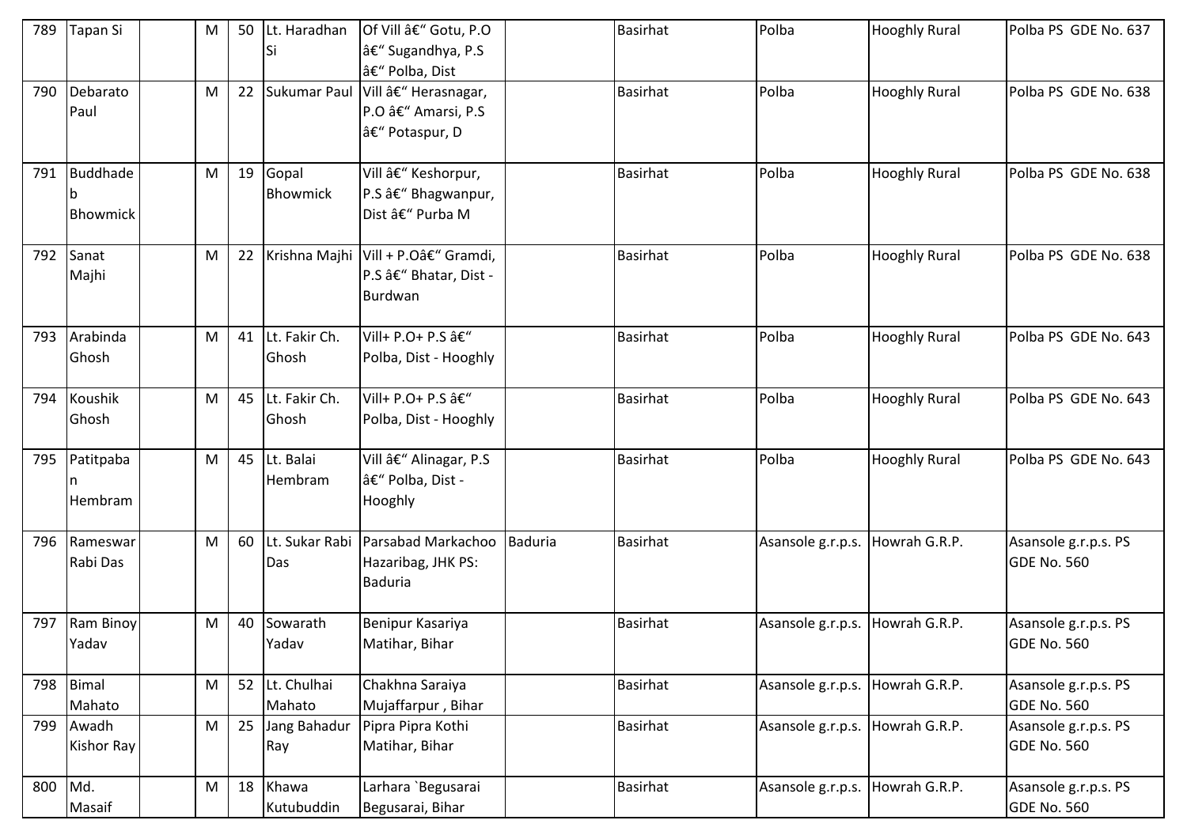| 789 | Tapan Si | | M | 50 | Lt. Haradhan Si | Of Vill â€" Gotu, P.O â€" Sugandhya, P.S â€" Polba, Dist | | Basirhat | Polba | Hooghly Rural | Polba PS GDE No. 637 |
|---|---|---|---|---|---|---|---|---|---|---|---|
| 790 | Debarato Paul | | M | 22 | Sukumar Paul | Vill â€" Herasnagar, P.O â€" Amarsi, P.S â€" Potaspur, D | | Basirhat | Polba | Hooghly Rural | Polba PS GDE No. 638 |
| 791 | Buddhadeb Bhowmick | | M | 19 | Gopal Bhowmick | Vill â€" Keshorpur, P.S â€" Bhagwanpur, Dist â€" Purba M | | Basirhat | Polba | Hooghly Rural | Polba PS GDE No. 638 |
| 792 | Sanat Majhi | | M | 22 | Krishna Majhi | Vill + P.Oâ€" Gramdi, P.S â€" Bhatar, Dist - Burdwan | | Basirhat | Polba | Hooghly Rural | Polba PS GDE No. 638 |
| 793 | Arabinda Ghosh | | M | 41 | Lt. Fakir Ch. Ghosh | Vill+ P.O+ P.S â€" Polba, Dist - Hooghly | | Basirhat | Polba | Hooghly Rural | Polba PS GDE No. 643 |
| 794 | Koushik Ghosh | | M | 45 | Lt. Fakir Ch. Ghosh | Vill+ P.O+ P.S â€" Polba, Dist - Hooghly | | Basirhat | Polba | Hooghly Rural | Polba PS GDE No. 643 |
| 795 | Patitpaban Hembram | | M | 45 | Lt. Balai Hembram | Vill â€" Alinagar, P.S â€" Polba, Dist - Hooghly | | Basirhat | Polba | Hooghly Rural | Polba PS GDE No. 643 |
| 796 | Rameswar Rabi Das | | M | 60 | Lt. Sukar Rabi Das | Parsabad Markachoo Hazaribag, JHK PS: Baduria | Baduria | Basirhat | Asansole g.r.p.s. | Howrah G.R.P. | Asansole g.r.p.s. PS GDE No. 560 |
| 797 | Ram Binoy Yadav | | M | 40 | Sowarath Yadav | Benipur Kasariya Matihar, Bihar | | Basirhat | Asansole g.r.p.s. | Howrah G.R.P. | Asansole g.r.p.s. PS GDE No. 560 |
| 798 | Bimal Mahato | | M | 52 | Lt. Chulhai Mahato | Chakhna Saraiya Mujaffarpur , Bihar | | Basirhat | Asansole g.r.p.s. | Howrah G.R.P. | Asansole g.r.p.s. PS GDE No. 560 |
| 799 | Awadh Kishor Ray | | M | 25 | Jang Bahadur Ray | Pipra Pipra Kothi Matihar, Bihar | | Basirhat | Asansole g.r.p.s. | Howrah G.R.P. | Asansole g.r.p.s. PS GDE No. 560 |
| 800 | Md. Masaif | | M | 18 | Khawa Kutubuddin | Larhara `Begusarai Begusarai, Bihar | | Basirhat | Asansole g.r.p.s. | Howrah G.R.P. | Asansole g.r.p.s. PS GDE No. 560 |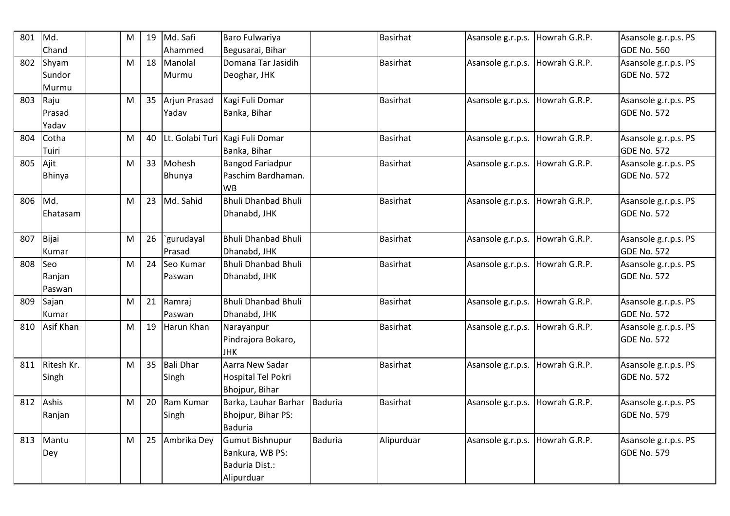| 801 | Md. Chand | | M | 19 | Md. Safi Ahammed | Baro Fulwariya Begusarai, Bihar | | Basirhat | Asansole g.r.p.s. | Howrah G.R.P. | Asansole g.r.p.s. PS GDE No. 560 |
|---|---|---|---|---|---|---|---|---|---|---|---|
| 802 | Shyam Sundor Murmu | | M | 18 | Manolal Murmu | Domana Tar Jasidih Deoghar, JHK | | Basirhat | Asansole g.r.p.s. | Howrah G.R.P. | Asansole g.r.p.s. PS GDE No. 572 |
| 803 | Raju Prasad Yadav | | M | 35 | Arjun Prasad Yadav | Kagi Fuli Domar Banka, Bihar | | Basirhat | Asansole g.r.p.s. | Howrah G.R.P. | Asansole g.r.p.s. PS GDE No. 572 |
| 804 | Cotha Tuiri | | M | 40 | Lt. Golabi Turi | Kagi Fuli Domar Banka, Bihar | | Basirhat | Asansole g.r.p.s. | Howrah G.R.P. | Asansole g.r.p.s. PS GDE No. 572 |
| 805 | Ajit Bhinya | | M | 33 | Mohesh Bhunya | Bangod Fariadpur Paschim Bardhaman. WB | | Basirhat | Asansole g.r.p.s. | Howrah G.R.P. | Asansole g.r.p.s. PS GDE No. 572 |
| 806 | Md. Ehatasam | | M | 23 | Md. Sahid | Bhuli Dhanbad Bhuli Dhanabd, JHK | | Basirhat | Asansole g.r.p.s. | Howrah G.R.P. | Asansole g.r.p.s. PS GDE No. 572 |
| 807 | Bijai Kumar | | M | 26 | `gurudayal Prasad | Bhuli Dhanbad Bhuli Dhanabd, JHK | | Basirhat | Asansole g.r.p.s. | Howrah G.R.P. | Asansole g.r.p.s. PS GDE No. 572 |
| 808 | Seo Ranjan Paswan | | M | 24 | Seo Kumar Paswan | Bhuli Dhanbad Bhuli Dhanabd, JHK | | Basirhat | Asansole g.r.p.s. | Howrah G.R.P. | Asansole g.r.p.s. PS GDE No. 572 |
| 809 | Sajan Kumar | | M | 21 | Ramraj Paswan | Bhuli Dhanbad Bhuli Dhanabd, JHK | | Basirhat | Asansole g.r.p.s. | Howrah G.R.P. | Asansole g.r.p.s. PS GDE No. 572 |
| 810 | Asif Khan | | M | 19 | Harun Khan | Narayanpur Pindrajora Bokaro, JHK | | Basirhat | Asansole g.r.p.s. | Howrah G.R.P. | Asansole g.r.p.s. PS GDE No. 572 |
| 811 | Ritesh Kr. Singh | | M | 35 | Bali Dhar Singh | Aarra New Sadar Hospital Tel Pokri Bhojpur, Bihar | | Basirhat | Asansole g.r.p.s. | Howrah G.R.P. | Asansole g.r.p.s. PS GDE No. 572 |
| 812 | Ashis Ranjan | | M | 20 | Ram Kumar Singh | Barka, Lauhar Barhar Bhojpur, Bihar PS: Baduria | Baduria | Basirhat | Asansole g.r.p.s. | Howrah G.R.P. | Asansole g.r.p.s. PS GDE No. 579 |
| 813 | Mantu Dey | | M | 25 | Ambrika Dey | Gumut Bishnupur Bankura, WB PS: Baduria Dist.: Alipurduar | Baduria | Alipurduar | Asansole g.r.p.s. | Howrah G.R.P. | Asansole g.r.p.s. PS GDE No. 579 |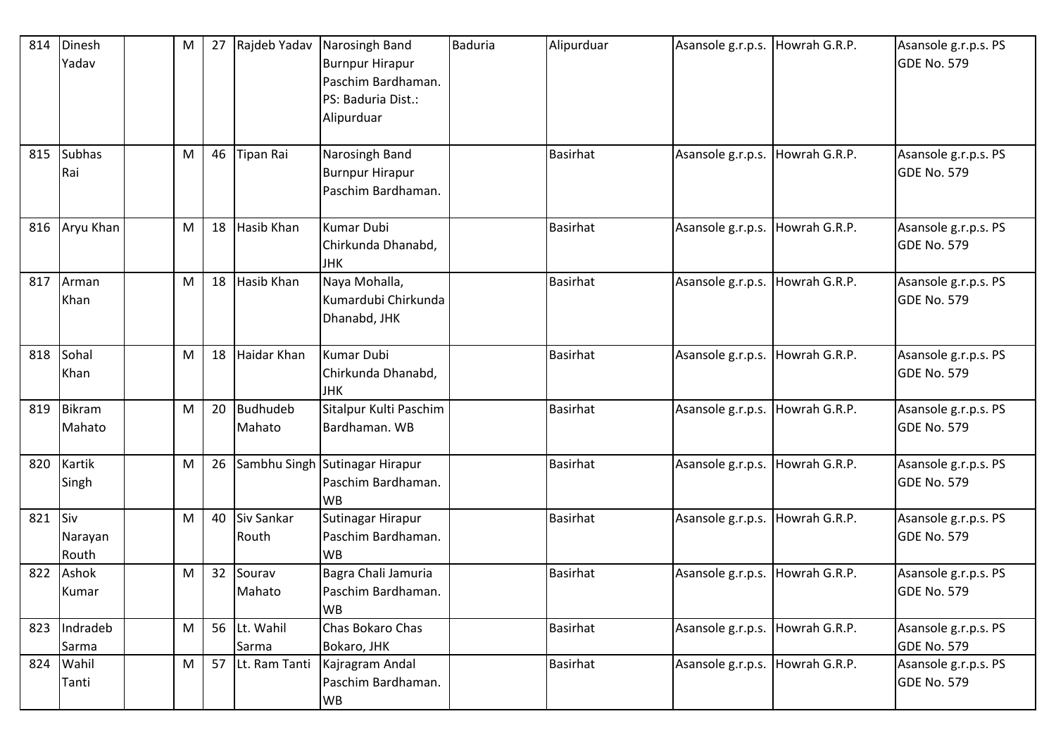| 814 | Dinesh Yadav | | M | 27 | Rajdeb Yadav | Narosingh Band Burnpur Hirapur Paschim Bardhaman. PS: Baduria Dist.: Alipurduar | Baduria | Alipurduar | Asansole g.r.p.s. | Howrah G.R.P. | Asansole g.r.p.s. PS GDE No. 579 |
|---|---|---|---|---|---|---|---|---|---|---|---|
| 815 | Subhas Rai | | M | 46 | Tipan Rai | Narosingh Band Burnpur Hirapur Paschim Bardhaman. | | Basirhat | Asansole g.r.p.s. | Howrah G.R.P. | Asansole g.r.p.s. PS GDE No. 579 |
| 816 | Aryu Khan | | M | 18 | Hasib Khan | Kumar Dubi Chirkunda Dhanabd, JHK | | Basirhat | Asansole g.r.p.s. | Howrah G.R.P. | Asansole g.r.p.s. PS GDE No. 579 |
| 817 | Arman Khan | | M | 18 | Hasib Khan | Naya Mohalla, Kumardubi Chirkunda Dhanabd, JHK | | Basirhat | Asansole g.r.p.s. | Howrah G.R.P. | Asansole g.r.p.s. PS GDE No. 579 |
| 818 | Sohal Khan | | M | 18 | Haidar Khan | Kumar Dubi Chirkunda Dhanabd, JHK | | Basirhat | Asansole g.r.p.s. | Howrah G.R.P. | Asansole g.r.p.s. PS GDE No. 579 |
| 819 | Bikram Mahato | | M | 20 | Budhudeb Mahato | Sitalpur Kulti Paschim Bardhaman. WB | | Basirhat | Asansole g.r.p.s. | Howrah G.R.P. | Asansole g.r.p.s. PS GDE No. 579 |
| 820 | Kartik Singh | | M | 26 | Sambhu Singh | Sutinagar Hirapur Paschim Bardhaman. WB | | Basirhat | Asansole g.r.p.s. | Howrah G.R.P. | Asansole g.r.p.s. PS GDE No. 579 |
| 821 | Siv Narayan Routh | | M | 40 | Siv Sankar Routh | Sutinagar Hirapur Paschim Bardhaman. WB | | Basirhat | Asansole g.r.p.s. | Howrah G.R.P. | Asansole g.r.p.s. PS GDE No. 579 |
| 822 | Ashok Kumar | | M | 32 | Sourav Mahato | Bagra Chali Jamuria Paschim Bardhaman. WB | | Basirhat | Asansole g.r.p.s. | Howrah G.R.P. | Asansole g.r.p.s. PS GDE No. 579 |
| 823 | Indradeb Sarma | | M | 56 | Lt. Wahil Sarma | Chas Bokaro Chas Bokaro, JHK | | Basirhat | Asansole g.r.p.s. | Howrah G.R.P. | Asansole g.r.p.s. PS GDE No. 579 |
| 824 | Wahil Tanti | | M | 57 | Lt. Ram Tanti | Kajragram Andal Paschim Bardhaman. WB | | Basirhat | Asansole g.r.p.s. | Howrah G.R.P. | Asansole g.r.p.s. PS GDE No. 579 |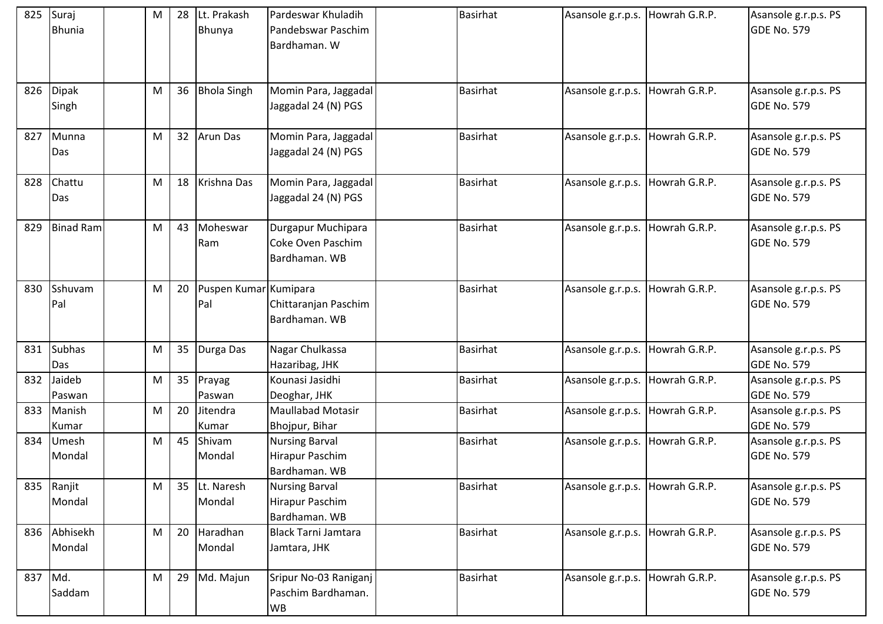| 825 | Suraj Bhunia | | M | 28 | Lt. Prakash Bhunya | Pardeswar Khuladih Pandebswar Paschim Bardhaman. W | | Basirhat | Asansole g.r.p.s. | Howrah G.R.P. | Asansole g.r.p.s. PS GDE No. 579 |
|---|---|---|---|---|---|---|---|---|---|---|---|
| 826 | Dipak Singh | | M | 36 | Bhola Singh | Momin Para, Jaggadal Jaggadal 24 (N) PGS | | Basirhat | Asansole g.r.p.s. | Howrah G.R.P. | Asansole g.r.p.s. PS GDE No. 579 |
| 827 | Munna Das | | M | 32 | Arun Das | Momin Para, Jaggadal Jaggadal 24 (N) PGS | | Basirhat | Asansole g.r.p.s. | Howrah G.R.P. | Asansole g.r.p.s. PS GDE No. 579 |
| 828 | Chattu Das | | M | 18 | Krishna Das | Momin Para, Jaggadal Jaggadal 24 (N) PGS | | Basirhat | Asansole g.r.p.s. | Howrah G.R.P. | Asansole g.r.p.s. PS GDE No. 579 |
| 829 | Binad Ram | | M | 43 | Moheswar Ram | Durgapur Muchipara Coke Oven Paschim Bardhaman. WB | | Basirhat | Asansole g.r.p.s. | Howrah G.R.P. | Asansole g.r.p.s. PS GDE No. 579 |
| 830 | Sshuvam Pal | | M | 20 | Puspen Kumar Pal | Kumipara Chittaranjan Paschim Bardhaman. WB | | Basirhat | Asansole g.r.p.s. | Howrah G.R.P. | Asansole g.r.p.s. PS GDE No. 579 |
| 831 | Subhas Das | | M | 35 | Durga Das | Nagar Chulkassa Hazaribag, JHK | | Basirhat | Asansole g.r.p.s. | Howrah G.R.P. | Asansole g.r.p.s. PS GDE No. 579 |
| 832 | Jaideb Paswan | | M | 35 | Prayag Paswan | Kounasi Jasidhi Deoghar, JHK | | Basirhat | Asansole g.r.p.s. | Howrah G.R.P. | Asansole g.r.p.s. PS GDE No. 579 |
| 833 | Manish Kumar | | M | 20 | Jitendra Kumar | Maullabad Motasir Bhojpur, Bihar | | Basirhat | Asansole g.r.p.s. | Howrah G.R.P. | Asansole g.r.p.s. PS GDE No. 579 |
| 834 | Umesh Mondal | | M | 45 | Shivam Mondal | Nursing Barval Hirapur Paschim Bardhaman. WB | | Basirhat | Asansole g.r.p.s. | Howrah G.R.P. | Asansole g.r.p.s. PS GDE No. 579 |
| 835 | Ranjit Mondal | | M | 35 | Lt. Naresh Mondal | Nursing Barval Hirapur Paschim Bardhaman. WB | | Basirhat | Asansole g.r.p.s. | Howrah G.R.P. | Asansole g.r.p.s. PS GDE No. 579 |
| 836 | Abhisekh Mondal | | M | 20 | Haradhan Mondal | Black Tarni Jamtara Jamtara, JHK | | Basirhat | Asansole g.r.p.s. | Howrah G.R.P. | Asansole g.r.p.s. PS GDE No. 579 |
| 837 | Md. Saddam | | M | 29 | Md. Majun | Sripur No-03 Raniganj Paschim Bardhaman. WB | | Basirhat | Asansole g.r.p.s. | Howrah G.R.P. | Asansole g.r.p.s. PS GDE No. 579 |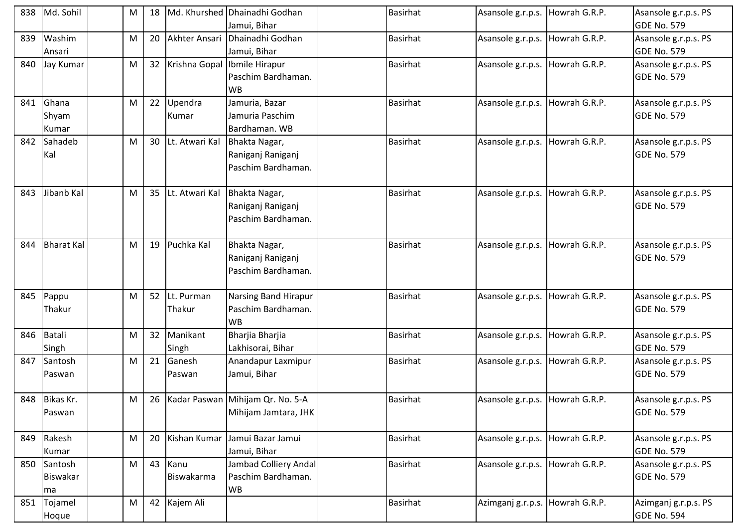| 838 | Md. Sohil | | M | 18 | Md. Khurshed | Dhainadhi Godhan Jamui, Bihar | | Basirhat | Asansole g.r.p.s. | Howrah G.R.P. | Asansole g.r.p.s. PS GDE No. 579 |
|---|---|---|---|---|---|---|---|---|---|---|---|
| 839 | Washim Ansari | | M | 20 | Akhter Ansari | Dhainadhi Godhan Jamui, Bihar | | Basirhat | Asansole g.r.p.s. | Howrah G.R.P. | Asansole g.r.p.s. PS GDE No. 579 |
| 840 | Jay Kumar | | M | 32 | Krishna Gopal | Ibmile Hirapur Paschim Bardhaman. WB | | Basirhat | Asansole g.r.p.s. | Howrah G.R.P. | Asansole g.r.p.s. PS GDE No. 579 |
| 841 | Ghana Shyam Kumar | | M | 22 | Upendra Kumar | Jamuria, Bazar Jamuria Paschim Bardhaman. WB | | Basirhat | Asansole g.r.p.s. | Howrah G.R.P. | Asansole g.r.p.s. PS GDE No. 579 |
| 842 | Sahadeb Kal | | M | 30 | Lt. Atwari Kal | Bhakta Nagar, Raniganj Raniganj Paschim Bardhaman. | | Basirhat | Asansole g.r.p.s. | Howrah G.R.P. | Asansole g.r.p.s. PS GDE No. 579 |
| 843 | Jibanb Kal | | M | 35 | Lt. Atwari Kal | Bhakta Nagar, Raniganj Raniganj Paschim Bardhaman. | | Basirhat | Asansole g.r.p.s. | Howrah G.R.P. | Asansole g.r.p.s. PS GDE No. 579 |
| 844 | Bharat Kal | | M | 19 | Puchka Kal | Bhakta Nagar, Raniganj Raniganj Paschim Bardhaman. | | Basirhat | Asansole g.r.p.s. | Howrah G.R.P. | Asansole g.r.p.s. PS GDE No. 579 |
| 845 | Pappu Thakur | | M | 52 | Lt. Purman Thakur | Narsing Band Hirapur Paschim Bardhaman. WB | | Basirhat | Asansole g.r.p.s. | Howrah G.R.P. | Asansole g.r.p.s. PS GDE No. 579 |
| 846 | Batali Singh | | M | 32 | Manikant Singh | Bharjia Bharjia Lakhisorai, Bihar | | Basirhat | Asansole g.r.p.s. | Howrah G.R.P. | Asansole g.r.p.s. PS GDE No. 579 |
| 847 | Santosh Paswan | | M | 21 | Ganesh Paswan | Anandapur Laxmipur Jamui, Bihar | | Basirhat | Asansole g.r.p.s. | Howrah G.R.P. | Asansole g.r.p.s. PS GDE No. 579 |
| 848 | Bikas Kr. Paswan | | M | 26 | Kadar Paswan | Mihijam Qr. No. 5-A Mihijam Jamtara, JHK | | Basirhat | Asansole g.r.p.s. | Howrah G.R.P. | Asansole g.r.p.s. PS GDE No. 579 |
| 849 | Rakesh Kumar | | M | 20 | Kishan Kumar | Jamui Bazar Jamui Jamui, Bihar | | Basirhat | Asansole g.r.p.s. | Howrah G.R.P. | Asansole g.r.p.s. PS GDE No. 579 |
| 850 | Santosh Biswakarma | | M | 43 | Kanu Biswakarma | Jambad Colliery Andal Paschim Bardhaman. WB | | Basirhat | Asansole g.r.p.s. | Howrah G.R.P. | Asansole g.r.p.s. PS GDE No. 579 |
| 851 | Tojamel Hoque | | M | 42 | Kajem Ali | | | Basirhat | Azimganj g.r.p.s. | Howrah G.R.P. | Azimganj g.r.p.s. PS GDE No. 594 |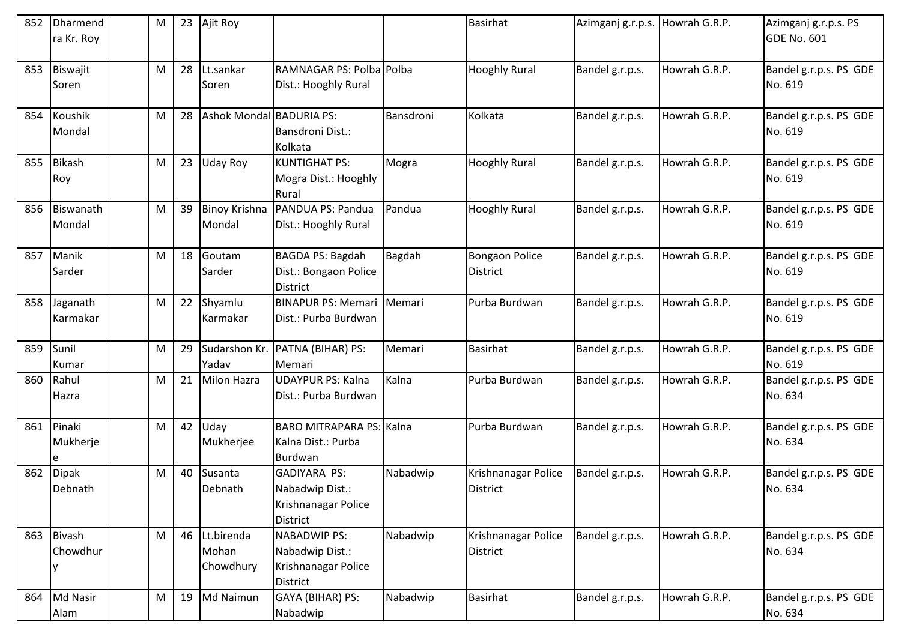| 852 | Dharmendra Kr. Roy | | M | 23 | Ajit Roy | | | Basirhat | Azimganj g.r.p.s. | Howrah G.R.P. | Azimganj g.r.p.s. PS GDE No. 601 |
|---|---|---|---|---|---|---|---|---|---|---|---|
| 853 | Biswajit Soren | | M | 28 | Lt.sankar Soren | RAMNAGAR PS: Polba Dist.: Hooghly Rural | Polba | Hooghly Rural | Bandel g.r.p.s. | Howrah G.R.P. | Bandel g.r.p.s. PS GDE No. 619 |
| 854 | Koushik Mondal | | M | 28 | Ashok Mondal | BADURIA PS: Bansdroni Dist.: Kolkata | Bansdroni | Kolkata | Bandel g.r.p.s. | Howrah G.R.P. | Bandel g.r.p.s. PS GDE No. 619 |
| 855 | Bikash Roy | | M | 23 | Uday Roy | KUNTIGHAT PS: Mogra Dist.: Hooghly Rural | Mogra | Hooghly Rural | Bandel g.r.p.s. | Howrah G.R.P. | Bandel g.r.p.s. PS GDE No. 619 |
| 856 | Biswanath Mondal | | M | 39 | Binoy Krishna Mondal | PANDUA PS: Pandua Dist.: Hooghly Rural | Pandua | Hooghly Rural | Bandel g.r.p.s. | Howrah G.R.P. | Bandel g.r.p.s. PS GDE No. 619 |
| 857 | Manik Sarder | | M | 18 | Goutam Sarder | BAGDA PS: Bagdah Dist.: Bongaon Police District | Bagdah | Bongaon Police District | Bandel g.r.p.s. | Howrah G.R.P. | Bandel g.r.p.s. PS GDE No. 619 |
| 858 | Jaganath Karmakar | | M | 22 | Shyamlu Karmakar | BINAPUR PS: Memari Dist.: Purba Burdwan | Memari | Purba Burdwan | Bandel g.r.p.s. | Howrah G.R.P. | Bandel g.r.p.s. PS GDE No. 619 |
| 859 | Sunil Kumar | | M | 29 | Sudarshon Kr. Yadav | PATNA (BIHAR) PS: Memari | Memari | Basirhat | Bandel g.r.p.s. | Howrah G.R.P. | Bandel g.r.p.s. PS GDE No. 619 |
| 860 | Rahul Hazra | | M | 21 | Milon Hazra | UDAYPUR PS: Kalna Dist.: Purba Burdwan | Kalna | Purba Burdwan | Bandel g.r.p.s. | Howrah G.R.P. | Bandel g.r.p.s. PS GDE No. 634 |
| 861 | Pinaki Mukherjee | | M | 42 | Uday Mukherjee | BARO MITRAPARA PS: Kalna Dist.: Purba Burdwan | Kalna | Purba Burdwan | Bandel g.r.p.s. | Howrah G.R.P. | Bandel g.r.p.s. PS GDE No. 634 |
| 862 | Dipak Debnath | | M | 40 | Susanta Debnath | GADIYARA PS: Nabadwip Dist.: Krishnanagar Police District | Nabadwip | Krishnanagar Police District | Bandel g.r.p.s. | Howrah G.R.P. | Bandel g.r.p.s. PS GDE No. 634 |
| 863 | Bivash Chowdhury | | M | 46 | Lt.birenda Mohan Chowdhury | NABADWIP PS: Nabadwip Dist.: Krishnanagar Police District | Nabadwip | Krishnanagar Police District | Bandel g.r.p.s. | Howrah G.R.P. | Bandel g.r.p.s. PS GDE No. 634 |
| 864 | Md Nasir Alam | | M | 19 | Md Naimun | GAYA (BIHAR) PS: Nabadwip | Nabadwip | Basirhat | Bandel g.r.p.s. | Howrah G.R.P. | Bandel g.r.p.s. PS GDE No. 634 |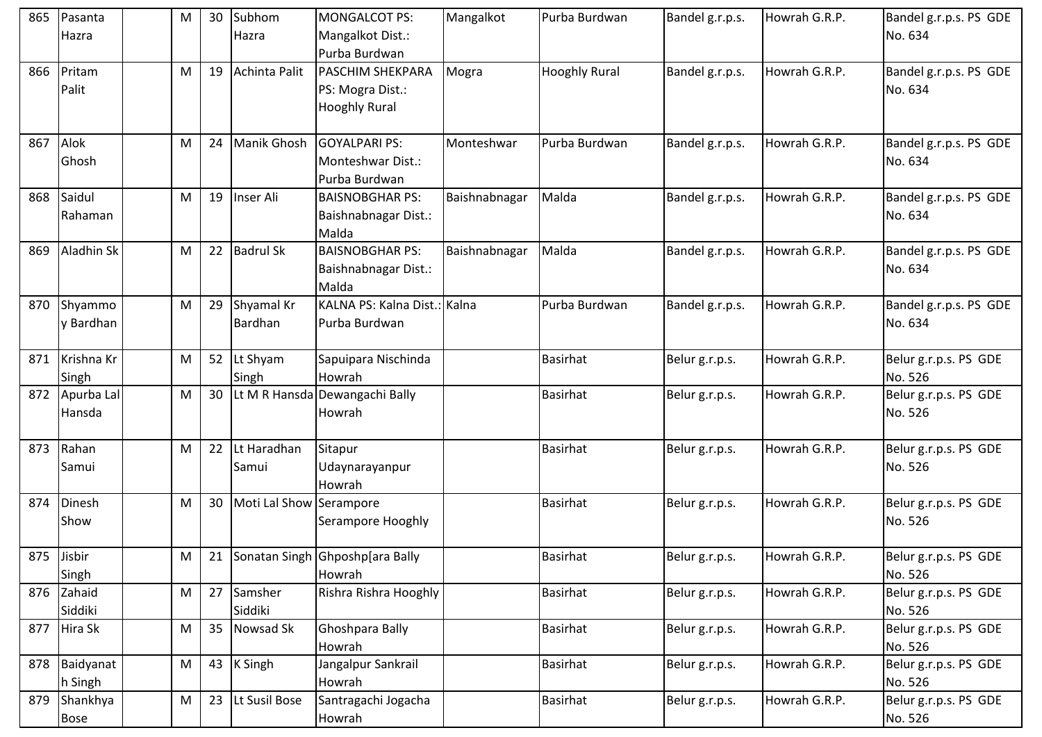| 865 | Pasanta Hazra | | M | 30 | Subhom Hazra | MONGALCOT PS: Mangalkot Dist.: Purba Burdwan | Mangalkot | Purba Burdwan | Bandel g.r.p.s. | Howrah G.R.P. | Bandel g.r.p.s. PS GDE No. 634 |
|---|---|---|---|---|---|---|---|---|---|---|---|
| 866 | Pritam Palit | | M | 19 | Achinta Palit | PASCHIM SHEKPARA PS: Mogra Dist.: Hooghly Rural | Mogra | Hooghly Rural | Bandel g.r.p.s. | Howrah G.R.P. | Bandel g.r.p.s. PS GDE No. 634 |
| 867 | Alok Ghosh | | M | 24 | Manik Ghosh | GOYALPARI PS: Monteshwar Dist.: Purba Burdwan | Monteshwar | Purba Burdwan | Bandel g.r.p.s. | Howrah G.R.P. | Bandel g.r.p.s. PS GDE No. 634 |
| 868 | Saidul Rahaman | | M | 19 | Inser Ali | BAISNOBGHAR PS: Baishnabnagar Dist.: Malda | Baishnabnagar | Malda | Bandel g.r.p.s. | Howrah G.R.P. | Bandel g.r.p.s. PS GDE No. 634 |
| 869 | Aladhin Sk | | M | 22 | Badrul Sk | BAISNOBGHAR PS: Baishnabnagar Dist.: Malda | Baishnabnagar | Malda | Bandel g.r.p.s. | Howrah G.R.P. | Bandel g.r.p.s. PS GDE No. 634 |
| 870 | Shyammoy Bardhan | | M | 29 | Shyamal Kr Bardhan | KALNA PS: Kalna Dist.: Purba Burdwan | Kalna | Purba Burdwan | Bandel g.r.p.s. | Howrah G.R.P. | Bandel g.r.p.s. PS GDE No. 634 |
| 871 | Krishna Kr Singh | | M | 52 | Lt Shyam Singh | Sapuipara Nischinda Howrah | | Basirhat | Belur g.r.p.s. | Howrah G.R.P. | Belur g.r.p.s. PS GDE No. 526 |
| 872 | Apurba Lal Hansda | | M | 30 | Lt M R Hansda | Dewangachi Bally Howrah | | Basirhat | Belur g.r.p.s. | Howrah G.R.P. | Belur g.r.p.s. PS GDE No. 526 |
| 873 | Rahan Samui | | M | 22 | Lt Haradhan Samui | Sitapur Udaynarayanpur Howrah | | Basirhat | Belur g.r.p.s. | Howrah G.R.P. | Belur g.r.p.s. PS GDE No. 526 |
| 874 | Dinesh Show | | M | 30 | Moti Lal Show | Serampore Serampore Hooghly | | Basirhat | Belur g.r.p.s. | Howrah G.R.P. | Belur g.r.p.s. PS GDE No. 526 |
| 875 | Jisbir Singh | | M | 21 | Sonatan Singh | Ghposhp[ara Bally Howrah | | Basirhat | Belur g.r.p.s. | Howrah G.R.P. | Belur g.r.p.s. PS GDE No. 526 |
| 876 | Zahaid Siddiki | | M | 27 | Samsher Siddiki | Rishra Rishra Hooghly | | Basirhat | Belur g.r.p.s. | Howrah G.R.P. | Belur g.r.p.s. PS GDE No. 526 |
| 877 | Hira Sk | | M | 35 | Nowsad Sk | Ghoshpara Bally Howrah | | Basirhat | Belur g.r.p.s. | Howrah G.R.P. | Belur g.r.p.s. PS GDE No. 526 |
| 878 | Baidyanath Singh | | M | 43 | K Singh | Jangalpur Sankrail Howrah | | Basirhat | Belur g.r.p.s. | Howrah G.R.P. | Belur g.r.p.s. PS GDE No. 526 |
| 879 | Shankhya Bose | | M | 23 | Lt Susil Bose | Santragachi Jogacha Howrah | | Basirhat | Belur g.r.p.s. | Howrah G.R.P. | Belur g.r.p.s. PS GDE No. 526 |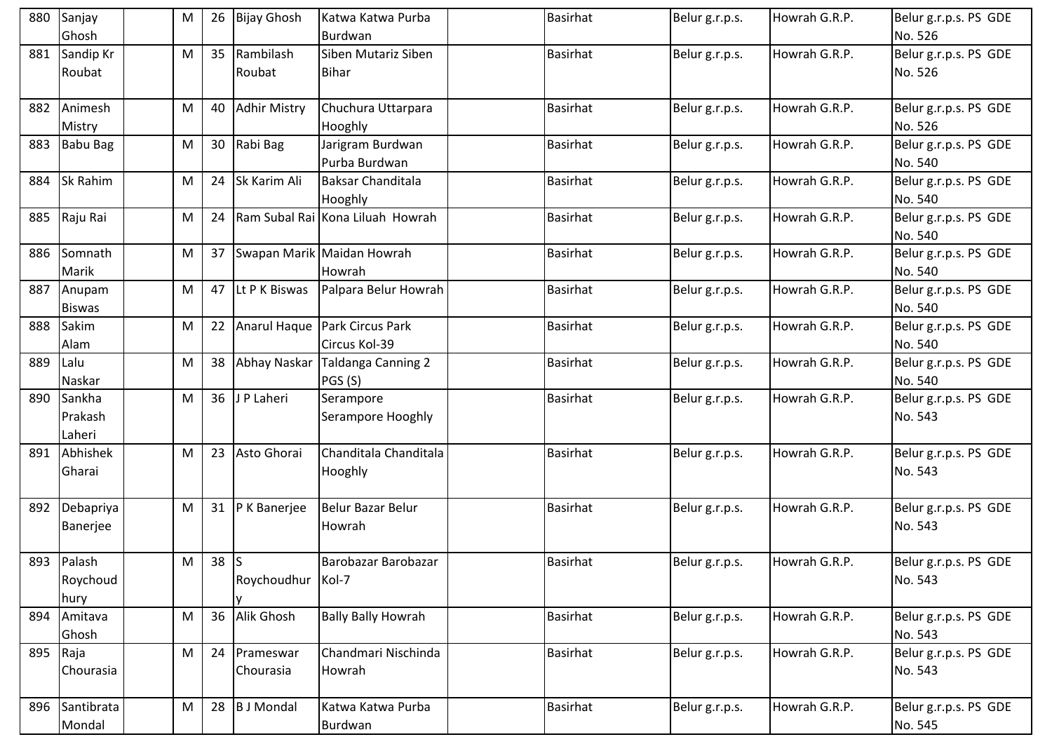| 880 | Sanjay Ghosh | | M | 26 | Bijay Ghosh | Katwa Katwa Purba Burdwan | | Basirhat | Belur g.r.p.s. | Howrah G.R.P. | Belur g.r.p.s. PS GDE No. 526 |
|---|---|---|---|---|---|---|---|---|---|---|---|
| 881 | Sandip Kr Roubat | | M | 35 | Rambilash Roubat | Siben Mutariz Siben Bihar | | Basirhat | Belur g.r.p.s. | Howrah G.R.P. | Belur g.r.p.s. PS GDE No. 526 |
| 882 | Animesh Mistry | | M | 40 | Adhir Mistry | Chuchura Uttarpara Hooghly | | Basirhat | Belur g.r.p.s. | Howrah G.R.P. | Belur g.r.p.s. PS GDE No. 526 |
| 883 | Babu Bag | | M | 30 | Rabi Bag | Jarigram Burdwan Purba Burdwan | | Basirhat | Belur g.r.p.s. | Howrah G.R.P. | Belur g.r.p.s. PS GDE No. 540 |
| 884 | Sk Rahim | | M | 24 | Sk Karim Ali | Baksar Chanditala Hooghly | | Basirhat | Belur g.r.p.s. | Howrah G.R.P. | Belur g.r.p.s. PS GDE No. 540 |
| 885 | Raju Rai | | M | 24 | Ram Subal Rai | Kona Liluah Howrah | | Basirhat | Belur g.r.p.s. | Howrah G.R.P. | Belur g.r.p.s. PS GDE No. 540 |
| 886 | Somnath Marik | | M | 37 | Swapan Marik | Maidan Howrah Howrah | | Basirhat | Belur g.r.p.s. | Howrah G.R.P. | Belur g.r.p.s. PS GDE No. 540 |
| 887 | Anupam Biswas | | M | 47 | Lt P K Biswas | Palpara Belur Howrah | | Basirhat | Belur g.r.p.s. | Howrah G.R.P. | Belur g.r.p.s. PS GDE No. 540 |
| 888 | Sakim Alam | | M | 22 | Anarul Haque | Park Circus Park Circus Kol-39 | | Basirhat | Belur g.r.p.s. | Howrah G.R.P. | Belur g.r.p.s. PS GDE No. 540 |
| 889 | Lalu Naskar | | M | 38 | Abhay Naskar | Taldanga Canning 2 PGS (S) | | Basirhat | Belur g.r.p.s. | Howrah G.R.P. | Belur g.r.p.s. PS GDE No. 540 |
| 890 | Sankha Prakash Laheri | | M | 36 | J P Laheri | Serampore Serampore Hooghly | | Basirhat | Belur g.r.p.s. | Howrah G.R.P. | Belur g.r.p.s. PS GDE No. 543 |
| 891 | Abhishek Gharai | | M | 23 | Asto Ghorai | Chanditala Chanditala Hooghly | | Basirhat | Belur g.r.p.s. | Howrah G.R.P. | Belur g.r.p.s. PS GDE No. 543 |
| 892 | Debapriya Banerjee | | M | 31 | P K Banerjee | Belur Bazar Belur Howrah | | Basirhat | Belur g.r.p.s. | Howrah G.R.P. | Belur g.r.p.s. PS GDE No. 543 |
| 893 | Palash Roychoudhury | | M | 38 | S Roychoudhury | Barobazar Barobazar Kol-7 | | Basirhat | Belur g.r.p.s. | Howrah G.R.P. | Belur g.r.p.s. PS GDE No. 543 |
| 894 | Amitava Ghosh | | M | 36 | Alik Ghosh | Bally Bally Howrah | | Basirhat | Belur g.r.p.s. | Howrah G.R.P. | Belur g.r.p.s. PS GDE No. 543 |
| 895 | Raja Chourasia | | M | 24 | Prameswar Chourasia | Chandmari Nischinda Howrah | | Basirhat | Belur g.r.p.s. | Howrah G.R.P. | Belur g.r.p.s. PS GDE No. 543 |
| 896 | Santibrata Mondal | | M | 28 | B J Mondal | Katwa Katwa Purba Burdwan | | Basirhat | Belur g.r.p.s. | Howrah G.R.P. | Belur g.r.p.s. PS GDE No. 545 |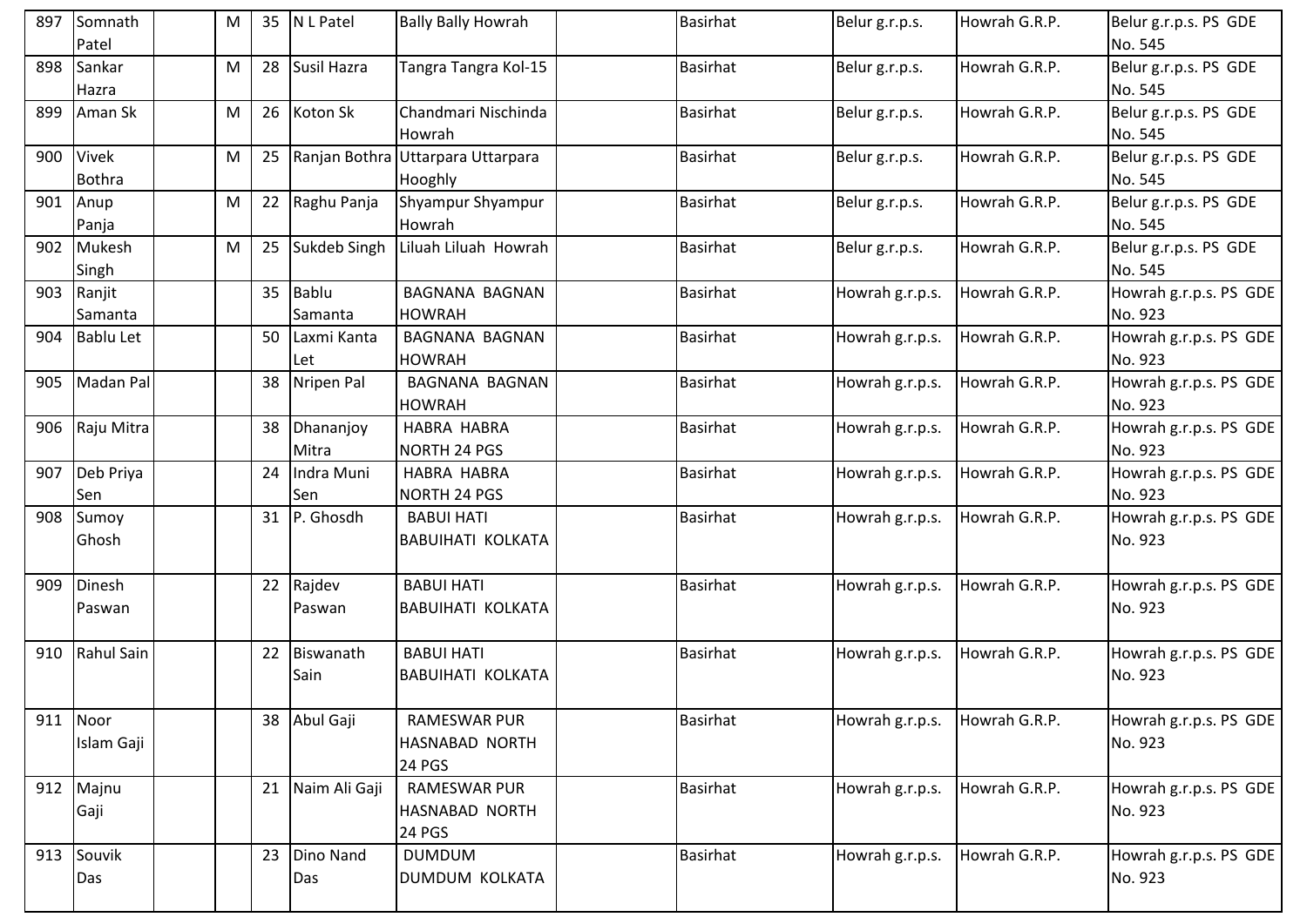| 897 | Somnath Patel | | M | 35 | N L Patel | Bally Bally Howrah | | Basirhat | Belur g.r.p.s. | Howrah G.R.P. | Belur g.r.p.s. PS GDE No. 545 |
|---|---|---|---|---|---|---|---|---|---|---|---|
| 898 | Sankar Hazra | | M | 28 | Susil Hazra | Tangra Tangra Kol-15 | | Basirhat | Belur g.r.p.s. | Howrah G.R.P. | Belur g.r.p.s. PS GDE No. 545 |
| 899 | Aman Sk | | M | 26 | Koton Sk | Chandmari Nischinda Howrah | | Basirhat | Belur g.r.p.s. | Howrah G.R.P. | Belur g.r.p.s. PS GDE No. 545 |
| 900 | Vivek Bothra | | M | 25 | Ranjan Bothra | Uttarpara Uttarpara Hooghly | | Basirhat | Belur g.r.p.s. | Howrah G.R.P. | Belur g.r.p.s. PS GDE No. 545 |
| 901 | Anup Panja | | M | 22 | Raghu Panja | Shyampur Shyampur Howrah | | Basirhat | Belur g.r.p.s. | Howrah G.R.P. | Belur g.r.p.s. PS GDE No. 545 |
| 902 | Mukesh Singh | | M | 25 | Sukdeb Singh | Liluah Liluah Howrah | | Basirhat | Belur g.r.p.s. | Howrah G.R.P. | Belur g.r.p.s. PS GDE No. 545 |
| 903 | Ranjit Samanta | | | 35 | Bablu Samanta | BAGNANA BAGNAN HOWRAH | | Basirhat | Howrah g.r.p.s. | Howrah G.R.P. | Howrah g.r.p.s. PS GDE No. 923 |
| 904 | Bablu Let | | | 50 | Laxmi Kanta Let | BAGNANA BAGNAN HOWRAH | | Basirhat | Howrah g.r.p.s. | Howrah G.R.P. | Howrah g.r.p.s. PS GDE No. 923 |
| 905 | Madan Pal | | | 38 | Nripen Pal | BAGNANA BAGNAN HOWRAH | | Basirhat | Howrah g.r.p.s. | Howrah G.R.P. | Howrah g.r.p.s. PS GDE No. 923 |
| 906 | Raju Mitra | | | 38 | Dhananjoy Mitra | HABRA HABRA NORTH 24 PGS | | Basirhat | Howrah g.r.p.s. | Howrah G.R.P. | Howrah g.r.p.s. PS GDE No. 923 |
| 907 | Deb Priya Sen | | | 24 | Indra Muni Sen | HABRA HABRA NORTH 24 PGS | | Basirhat | Howrah g.r.p.s. | Howrah G.R.P. | Howrah g.r.p.s. PS GDE No. 923 |
| 908 | Sumoy Ghosh | | | 31 | P. Ghosdh | BABUI HATI BABUIHATI KOLKATA | | Basirhat | Howrah g.r.p.s. | Howrah G.R.P. | Howrah g.r.p.s. PS GDE No. 923 |
| 909 | Dinesh Paswan | | | 22 | Rajdev Paswan | BABUI HATI BABUIHATI KOLKATA | | Basirhat | Howrah g.r.p.s. | Howrah G.R.P. | Howrah g.r.p.s. PS GDE No. 923 |
| 910 | Rahul Sain | | | 22 | Biswanath Sain | BABUI HATI BABUIHATI KOLKATA | | Basirhat | Howrah g.r.p.s. | Howrah G.R.P. | Howrah g.r.p.s. PS GDE No. 923 |
| 911 | Noor Islam Gaji | | | 38 | Abul Gaji | RAMESWAR PUR HASNABAD NORTH 24 PGS | | Basirhat | Howrah g.r.p.s. | Howrah G.R.P. | Howrah g.r.p.s. PS GDE No. 923 |
| 912 | Majnu Gaji | | | 21 | Naim Ali Gaji | RAMESWAR PUR HASNABAD NORTH 24 PGS | | Basirhat | Howrah g.r.p.s. | Howrah G.R.P. | Howrah g.r.p.s. PS GDE No. 923 |
| 913 | Souvik Das | | | 23 | Dino Nand Das | DUMDUM DUMDUM KOLKATA | | Basirhat | Howrah g.r.p.s. | Howrah G.R.P. | Howrah g.r.p.s. PS GDE No. 923 |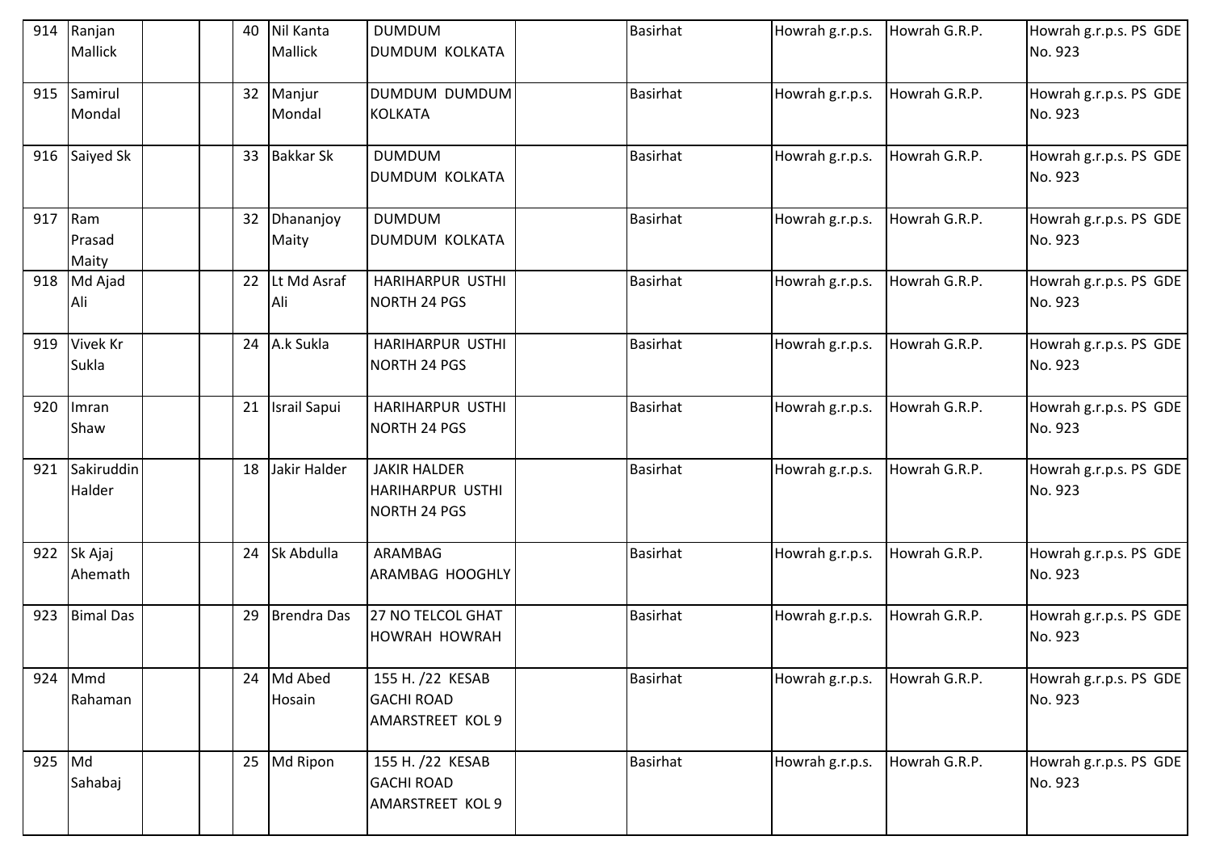| 914 | Ranjan Mallick | | | 40 | Nil Kanta Mallick | DUMDUM DUMDUM KOLKATA | | Basirhat | Howrah g.r.p.s. | Howrah G.R.P. | Howrah g.r.p.s. PS GDE No. 923 |
|---|---|---|---|---|---|---|---|---|---|---|---|
| 915 | Samirul Mondal | | | 32 | Manjur Mondal | DUMDUM DUMDUM KOLKATA | | Basirhat | Howrah g.r.p.s. | Howrah G.R.P. | Howrah g.r.p.s. PS GDE No. 923 |
| 916 | Saiyed Sk | | | 33 | Bakkar Sk | DUMDUM DUMDUM KOLKATA | | Basirhat | Howrah g.r.p.s. | Howrah G.R.P. | Howrah g.r.p.s. PS GDE No. 923 |
| 917 | Ram Prasad Maity | | | 32 | Dhananjoy Maity | DUMDUM DUMDUM KOLKATA | | Basirhat | Howrah g.r.p.s. | Howrah G.R.P. | Howrah g.r.p.s. PS GDE No. 923 |
| 918 | Md Ajad Ali | | | 22 | Lt Md Asraf Ali | HARIHARPUR USTHI NORTH 24 PGS | | Basirhat | Howrah g.r.p.s. | Howrah G.R.P. | Howrah g.r.p.s. PS GDE No. 923 |
| 919 | Vivek Kr Sukla | | | 24 | A.k Sukla | HARIHARPUR USTHI NORTH 24 PGS | | Basirhat | Howrah g.r.p.s. | Howrah G.R.P. | Howrah g.r.p.s. PS GDE No. 923 |
| 920 | Imran Shaw | | | 21 | Israil Sapui | HARIHARPUR USTHI NORTH 24 PGS | | Basirhat | Howrah g.r.p.s. | Howrah G.R.P. | Howrah g.r.p.s. PS GDE No. 923 |
| 921 | Sakiruddin Halder | | | 18 | Jakir Halder | JAKIR HALDER HARIHARPUR USTHI NORTH 24 PGS | | Basirhat | Howrah g.r.p.s. | Howrah G.R.P. | Howrah g.r.p.s. PS GDE No. 923 |
| 922 | Sk Ajaj Ahemath | | | 24 | Sk Abdulla | ARAMBAG ARAMBAG HOOGHLY | | Basirhat | Howrah g.r.p.s. | Howrah G.R.P. | Howrah g.r.p.s. PS GDE No. 923 |
| 923 | Bimal Das | | | 29 | Brendra Das | 27 NO TELCOL GHAT HOWRAH HOWRAH | | Basirhat | Howrah g.r.p.s. | Howrah G.R.P. | Howrah g.r.p.s. PS GDE No. 923 |
| 924 | Mmd Rahaman | | | 24 | Md Abed Hosain | 155 H. /22 KESAB GACHI ROAD AMARSTREET KOL 9 | | Basirhat | Howrah g.r.p.s. | Howrah G.R.P. | Howrah g.r.p.s. PS GDE No. 923 |
| 925 | Md Sahabaj | | | 25 | Md Ripon | 155 H. /22 KESAB GACHI ROAD AMARSTREET KOL 9 | | Basirhat | Howrah g.r.p.s. | Howrah G.R.P. | Howrah g.r.p.s. PS GDE No. 923 |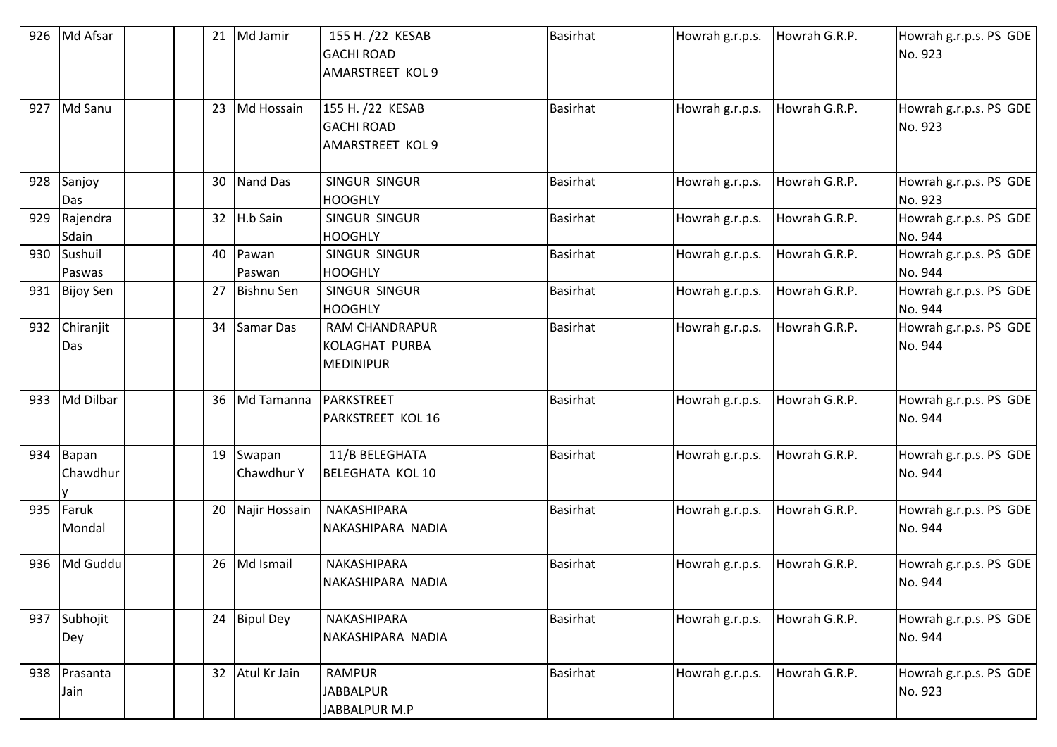| 926 | Md Afsar | | | 21 | Md Jamir | 155 H. /22 KESAB GACHI ROAD AMARSTREET KOL 9 | | Basirhat | Howrah g.r.p.s. | Howrah G.R.P. | Howrah g.r.p.s. PS GDE No. 923 |
|---|---|---|---|---|---|---|---|---|---|---|---|
| 927 | Md Sanu | | | 23 | Md Hossain | 155 H. /22 KESAB GACHI ROAD AMARSTREET KOL 9 | | Basirhat | Howrah g.r.p.s. | Howrah G.R.P. | Howrah g.r.p.s. PS GDE No. 923 |
| 928 | Sanjoy Das | | | 30 | Nand Das | SINGUR SINGUR HOOGHLY | | Basirhat | Howrah g.r.p.s. | Howrah G.R.P. | Howrah g.r.p.s. PS GDE No. 923 |
| 929 | Rajendra Sdain | | | 32 | H.b Sain | SINGUR SINGUR HOOGHLY | | Basirhat | Howrah g.r.p.s. | Howrah G.R.P. | Howrah g.r.p.s. PS GDE No. 944 |
| 930 | Sushuil Paswas | | | 40 | Pawan Paswan | SINGUR SINGUR HOOGHLY | | Basirhat | Howrah g.r.p.s. | Howrah G.R.P. | Howrah g.r.p.s. PS GDE No. 944 |
| 931 | Bijoy Sen | | | 27 | Bishnu Sen | SINGUR SINGUR HOOGHLY | | Basirhat | Howrah g.r.p.s. | Howrah G.R.P. | Howrah g.r.p.s. PS GDE No. 944 |
| 932 | Chiranjit Das | | | 34 | Samar Das | RAM CHANDRAPUR KOLAGHAT PURBA MEDINIPUR | | Basirhat | Howrah g.r.p.s. | Howrah G.R.P. | Howrah g.r.p.s. PS GDE No. 944 |
| 933 | Md Dilbar | | | 36 | Md Tamanna | PARKSTREET PARKSTREET KOL 16 | | Basirhat | Howrah g.r.p.s. | Howrah G.R.P. | Howrah g.r.p.s. PS GDE No. 944 |
| 934 | Bapan Chawdhury | | | 19 | Swapan Chawdhur Y | 11/B BELEGHATA BELEGHATA KOL 10 | | Basirhat | Howrah g.r.p.s. | Howrah G.R.P. | Howrah g.r.p.s. PS GDE No. 944 |
| 935 | Faruk Mondal | | | 20 | Najir Hossain | NAKASHIPARA NAKASHIPARA NADIA | | Basirhat | Howrah g.r.p.s. | Howrah G.R.P. | Howrah g.r.p.s. PS GDE No. 944 |
| 936 | Md Guddu | | | 26 | Md Ismail | NAKASHIPARA NAKASHIPARA NADIA | | Basirhat | Howrah g.r.p.s. | Howrah G.R.P. | Howrah g.r.p.s. PS GDE No. 944 |
| 937 | Subhojit Dey | | | 24 | Bipul Dey | NAKASHIPARA NAKASHIPARA NADIA | | Basirhat | Howrah g.r.p.s. | Howrah G.R.P. | Howrah g.r.p.s. PS GDE No. 944 |
| 938 | Prasanta Jain | | | 32 | Atul Kr Jain | RAMPUR JABBALPUR JABBALPUR M.P | | Basirhat | Howrah g.r.p.s. | Howrah G.R.P. | Howrah g.r.p.s. PS GDE No. 923 |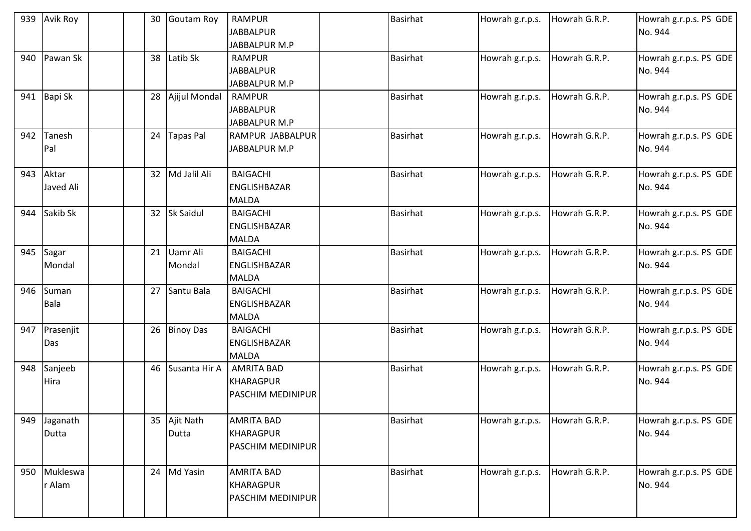| 939 | Avik Roy | | | 30 | Goutam Roy | RAMPUR JABBALPUR JABBALPUR M.P | | Basirhat | Howrah g.r.p.s. | Howrah G.R.P. | Howrah g.r.p.s. PS GDE No. 944 |
|---|---|---|---|---|---|---|---|---|---|---|---|
| 940 | Pawan Sk | | | 38 | Latib Sk | RAMPUR JABBALPUR JABBALPUR M.P | | Basirhat | Howrah g.r.p.s. | Howrah G.R.P. | Howrah g.r.p.s. PS GDE No. 944 |
| 941 | Bapi Sk | | | 28 | Ajijul Mondal | RAMPUR JABBALPUR JABBALPUR M.P | | Basirhat | Howrah g.r.p.s. | Howrah G.R.P. | Howrah g.r.p.s. PS GDE No. 944 |
| 942 | Tanesh Pal | | | 24 | Tapas Pal | RAMPUR JABBALPUR JABBALPUR M.P | | Basirhat | Howrah g.r.p.s. | Howrah G.R.P. | Howrah g.r.p.s. PS GDE No. 944 |
| 943 | Aktar Javed Ali | | | 32 | Md Jalil Ali | BAIGACHI ENGLISHBAZAR MALDA | | Basirhat | Howrah g.r.p.s. | Howrah G.R.P. | Howrah g.r.p.s. PS GDE No. 944 |
| 944 | Sakib Sk | | | 32 | Sk Saidul | BAIGACHI ENGLISHBAZAR MALDA | | Basirhat | Howrah g.r.p.s. | Howrah G.R.P. | Howrah g.r.p.s. PS GDE No. 944 |
| 945 | Sagar Mondal | | | 21 | Uamr Ali Mondal | BAIGACHI ENGLISHBAZAR MALDA | | Basirhat | Howrah g.r.p.s. | Howrah G.R.P. | Howrah g.r.p.s. PS GDE No. 944 |
| 946 | Suman Bala | | | 27 | Santu Bala | BAIGACHI ENGLISHBAZAR MALDA | | Basirhat | Howrah g.r.p.s. | Howrah G.R.P. | Howrah g.r.p.s. PS GDE No. 944 |
| 947 | Prasenjit Das | | | 26 | Binoy Das | BAIGACHI ENGLISHBAZAR MALDA | | Basirhat | Howrah g.r.p.s. | Howrah G.R.P. | Howrah g.r.p.s. PS GDE No. 944 |
| 948 | Sanjeeb Hira | | | 46 | Susanta Hir A | AMRITA BAD KHARAGPUR PASCHIM MEDINIPUR | | Basirhat | Howrah g.r.p.s. | Howrah G.R.P. | Howrah g.r.p.s. PS GDE No. 944 |
| 949 | Jaganath Dutta | | | 35 | Ajit Nath Dutta | AMRITA BAD KHARAGPUR PASCHIM MEDINIPUR | | Basirhat | Howrah g.r.p.s. | Howrah G.R.P. | Howrah g.r.p.s. PS GDE No. 944 |
| 950 | Mukleswar Alam | | | 24 | Md Yasin | AMRITA BAD KHARAGPUR PASCHIM MEDINIPUR | | Basirhat | Howrah g.r.p.s. | Howrah G.R.P. | Howrah g.r.p.s. PS GDE No. 944 |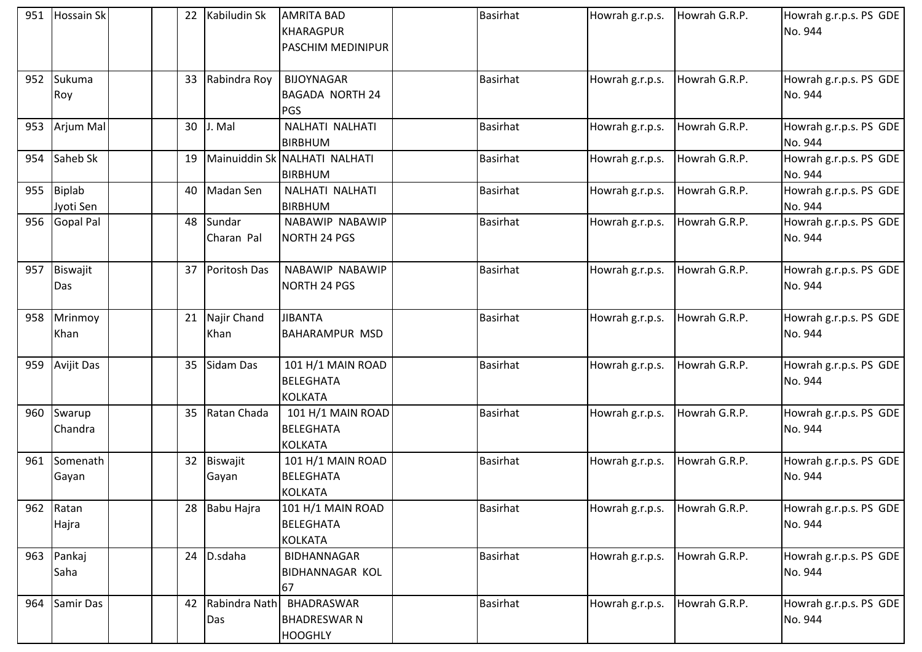| 951 | Hossain Sk | | | 22 | Kabiludin Sk | AMRITA BAD KHARAGPUR PASCHIM MEDINIPUR | | Basirhat | Howrah g.r.p.s. | Howrah G.R.P. | Howrah g.r.p.s. PS GDE No. 944 |
|---|---|---|---|---|---|---|---|---|---|---|---|
| 952 | Sukuma Roy | | | 33 | Rabindra Roy | BIJOYNAGAR BAGADA NORTH 24 PGS | | Basirhat | Howrah g.r.p.s. | Howrah G.R.P. | Howrah g.r.p.s. PS GDE No. 944 |
| 953 | Arjum Mal | | | 30 | J. Mal | NALHATI NALHATI BIRBHUM | | Basirhat | Howrah g.r.p.s. | Howrah G.R.P. | Howrah g.r.p.s. PS GDE No. 944 |
| 954 | Saheb Sk | | | 19 | Mainuiddin Sk | NALHATI NALHATI BIRBHUM | | Basirhat | Howrah g.r.p.s. | Howrah G.R.P. | Howrah g.r.p.s. PS GDE No. 944 |
| 955 | Biplab Jyoti Sen | | | 40 | Madan Sen | NALHATI NALHATI BIRBHUM | | Basirhat | Howrah g.r.p.s. | Howrah G.R.P. | Howrah g.r.p.s. PS GDE No. 944 |
| 956 | Gopal Pal | | | 48 | Sundar Charan Pal | NABAWIP NABAWIP NORTH 24 PGS | | Basirhat | Howrah g.r.p.s. | Howrah G.R.P. | Howrah g.r.p.s. PS GDE No. 944 |
| 957 | Biswajit Das | | | 37 | Poritosh Das | NABAWIP NABAWIP NORTH 24 PGS | | Basirhat | Howrah g.r.p.s. | Howrah G.R.P. | Howrah g.r.p.s. PS GDE No. 944 |
| 958 | Mrinmoy Khan | | | 21 | Najir Chand Khan | JIBANTA BAHARAMPUR MSD | | Basirhat | Howrah g.r.p.s. | Howrah G.R.P. | Howrah g.r.p.s. PS GDE No. 944 |
| 959 | Avijit Das | | | 35 | Sidam Das | 101 H/1 MAIN ROAD BELEGHATA KOLKATA | | Basirhat | Howrah g.r.p.s. | Howrah G.R.P. | Howrah g.r.p.s. PS GDE No. 944 |
| 960 | Swarup Chandra | | | 35 | Ratan Chada | 101 H/1 MAIN ROAD BELEGHATA KOLKATA | | Basirhat | Howrah g.r.p.s. | Howrah G.R.P. | Howrah g.r.p.s. PS GDE No. 944 |
| 961 | Somenath Gayan | | | 32 | Biswajit Gayan | 101 H/1 MAIN ROAD BELEGHATA KOLKATA | | Basirhat | Howrah g.r.p.s. | Howrah G.R.P. | Howrah g.r.p.s. PS GDE No. 944 |
| 962 | Ratan Hajra | | | 28 | Babu Hajra | 101 H/1 MAIN ROAD BELEGHATA KOLKATA | | Basirhat | Howrah g.r.p.s. | Howrah G.R.P. | Howrah g.r.p.s. PS GDE No. 944 |
| 963 | Pankaj Saha | | | 24 | D.sdaha | BIDHANNAGAR BIDHANNAGAR KOL 67 | | Basirhat | Howrah g.r.p.s. | Howrah G.R.P. | Howrah g.r.p.s. PS GDE No. 944 |
| 964 | Samir Das | | | 42 | Rabindra Nath Das | BHADRASWAR BHADRESWAR N HOOGHLY | | Basirhat | Howrah g.r.p.s. | Howrah G.R.P. | Howrah g.r.p.s. PS GDE No. 944 |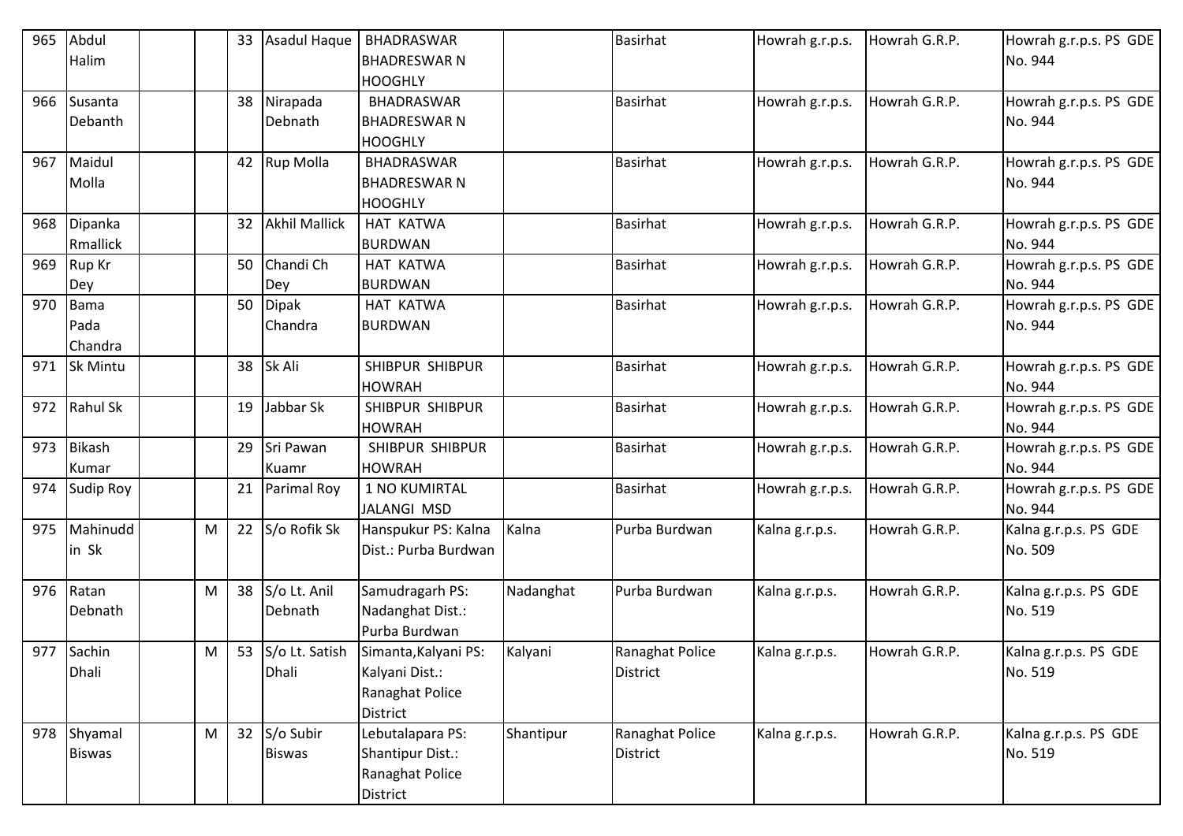| 965 | Abdul Halim | | | 33 | Asadul Haque | BHADRASWAR BHADRESWAR N HOOGHLY | | Basirhat | Howrah g.r.p.s. | Howrah G.R.P. | Howrah g.r.p.s. PS GDE No. 944 |
|---|---|---|---|---|---|---|---|---|---|---|---|
| 966 | Susanta Debanth | | | 38 | Nirapada Debnath | BHADRASWAR BHADRESWAR N HOOGHLY | | Basirhat | Howrah g.r.p.s. | Howrah G.R.P. | Howrah g.r.p.s. PS GDE No. 944 |
| 967 | Maidul Molla | | | 42 | Rup Molla | BHADRASWAR BHADRESWAR N HOOGHLY | | Basirhat | Howrah g.r.p.s. | Howrah G.R.P. | Howrah g.r.p.s. PS GDE No. 944 |
| 968 | Dipanka Rmallick | | | 32 | Akhil Mallick | HAT KATWA BURDWAN | | Basirhat | Howrah g.r.p.s. | Howrah G.R.P. | Howrah g.r.p.s. PS GDE No. 944 |
| 969 | Rup Kr Dey | | | 50 | Chandi Ch Dey | HAT KATWA BURDWAN | | Basirhat | Howrah g.r.p.s. | Howrah G.R.P. | Howrah g.r.p.s. PS GDE No. 944 |
| 970 | Bama Pada Chandra | | | 50 | Dipak Chandra | HAT KATWA BURDWAN | | Basirhat | Howrah g.r.p.s. | Howrah G.R.P. | Howrah g.r.p.s. PS GDE No. 944 |
| 971 | Sk Mintu | | | 38 | Sk Ali | SHIBPUR SHIBPUR HOWRAH | | Basirhat | Howrah g.r.p.s. | Howrah G.R.P. | Howrah g.r.p.s. PS GDE No. 944 |
| 972 | Rahul Sk | | | 19 | Jabbar Sk | SHIBPUR SHIBPUR HOWRAH | | Basirhat | Howrah g.r.p.s. | Howrah G.R.P. | Howrah g.r.p.s. PS GDE No. 944 |
| 973 | Bikash Kumar | | | 29 | Sri Pawan Kuamr | SHIBPUR SHIBPUR HOWRAH | | Basirhat | Howrah g.r.p.s. | Howrah G.R.P. | Howrah g.r.p.s. PS GDE No. 944 |
| 974 | Sudip Roy | | | 21 | Parimal Roy | 1 NO KUMIRTAL JALANGI MSD | | Basirhat | Howrah g.r.p.s. | Howrah G.R.P. | Howrah g.r.p.s. PS GDE No. 944 |
| 975 | Mahinudd in Sk | | M | 22 | S/o Rofik Sk | Hanspukur PS: Kalna Dist.: Purba Burdwan | Kalna | Purba Burdwan | Kalna g.r.p.s. | Howrah G.R.P. | Kalna g.r.p.s. PS GDE No. 509 |
| 976 | Ratan Debnath | | M | 38 | S/o Lt. Anil Debnath | Samudragarh PS: Nadanghat Dist.: Purba Burdwan | Nadanghat | Purba Burdwan | Kalna g.r.p.s. | Howrah G.R.P. | Kalna g.r.p.s. PS GDE No. 519 |
| 977 | Sachin Dhali | | M | 53 | S/o Lt. Satish Dhali | Simanta,Kalyani PS: Kalyani Dist.: Ranaghat Police District | Kalyani | Ranaghat Police District | Kalna g.r.p.s. | Howrah G.R.P. | Kalna g.r.p.s. PS GDE No. 519 |
| 978 | Shyamal Biswas | | M | 32 | S/o Subir Biswas | Lebutalapara PS: Shantipur Dist.: Ranaghat Police District | Shantipur | Ranaghat Police District | Kalna g.r.p.s. | Howrah G.R.P. | Kalna g.r.p.s. PS GDE No. 519 |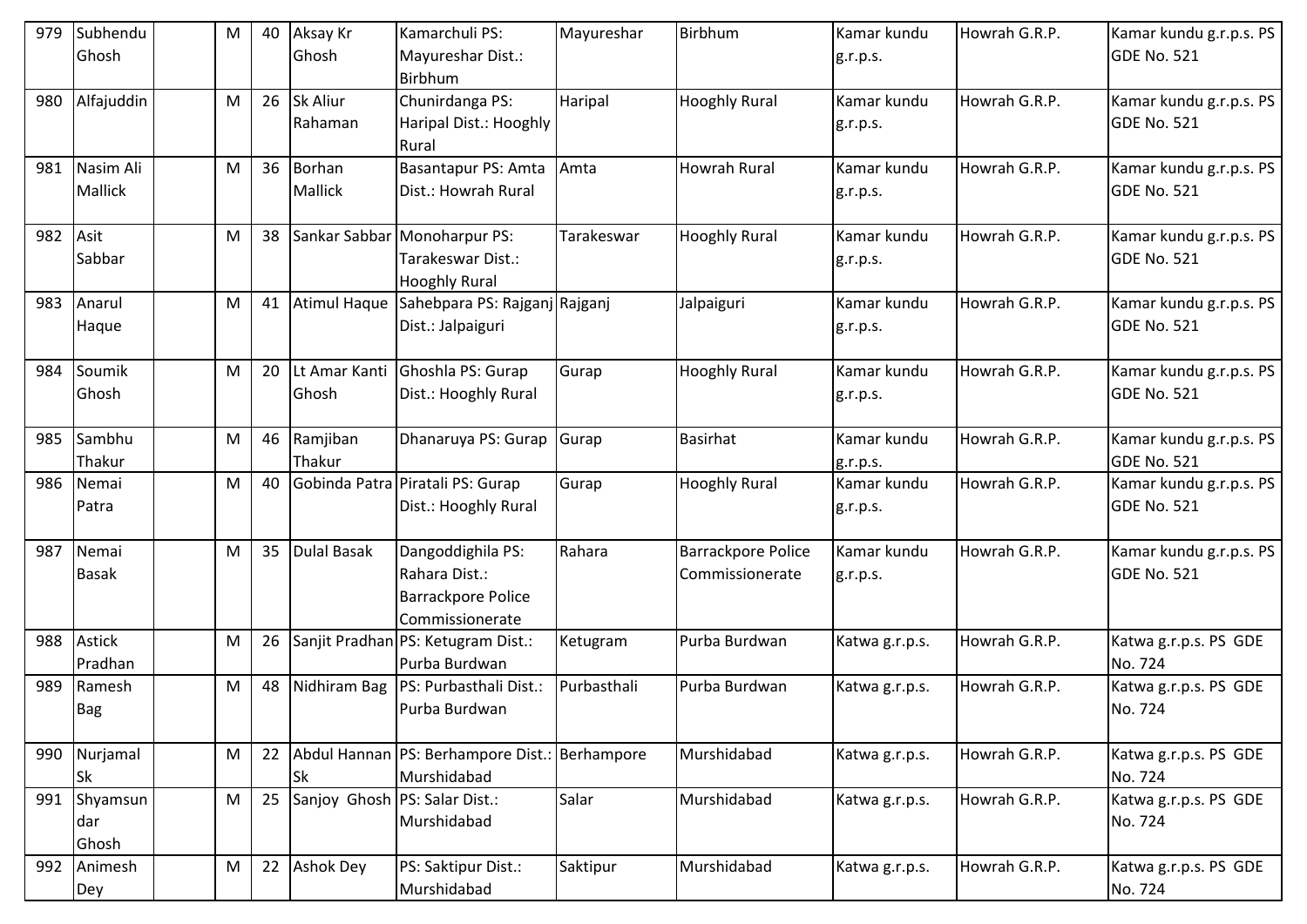| 979 | Subhendu Ghosh | | M | 40 | Aksay Kr Ghosh | Kamarchuli PS: Mayureshar Dist.: Birbhum | Mayureshar | Birbhum | Kamar kundu g.r.p.s. | Howrah G.R.P. | Kamar kundu g.r.p.s. PS GDE No. 521 |
|---|---|---|---|---|---|---|---|---|---|---|---|
| 980 | Alfajuddin | | M | 26 | Sk Aliur Rahaman | Chunirdanga PS: Haripal Dist.: Hooghly Rural | Haripal | Hooghly Rural | Kamar kundu g.r.p.s. | Howrah G.R.P. | Kamar kundu g.r.p.s. PS GDE No. 521 |
| 981 | Nasim Ali Mallick | | M | 36 | Borhan Mallick | Basantapur PS: Amta Dist.: Howrah Rural | Amta | Howrah Rural | Kamar kundu g.r.p.s. | Howrah G.R.P. | Kamar kundu g.r.p.s. PS GDE No. 521 |
| 982 | Asit Sabbar | | M | 38 | Sankar Sabbar | Monoharpur PS: Tarakeswar Dist.: Hooghly Rural | Tarakeswar | Hooghly Rural | Kamar kundu g.r.p.s. | Howrah G.R.P. | Kamar kundu g.r.p.s. PS GDE No. 521 |
| 983 | Anarul Haque | | M | 41 | Atimul Haque | Sahebpara PS: Rajganj Dist.: Jalpaiguri | Rajganj | Jalpaiguri | Kamar kundu g.r.p.s. | Howrah G.R.P. | Kamar kundu g.r.p.s. PS GDE No. 521 |
| 984 | Soumik Ghosh | | M | 20 | Lt Amar Kanti Ghosh | Ghoshla PS: Gurap Dist.: Hooghly Rural | Gurap | Hooghly Rural | Kamar kundu g.r.p.s. | Howrah G.R.P. | Kamar kundu g.r.p.s. PS GDE No. 521 |
| 985 | Sambhu Thakur | | M | 46 | Ramjiban Thakur | Dhanaruya PS: Gurap | Gurap | Basirhat | Kamar kundu g.r.p.s. | Howrah G.R.P. | Kamar kundu g.r.p.s. PS GDE No. 521 |
| 986 | Nemai Patra | | M | 40 | Gobinda Patra | Piratali PS: Gurap Dist.: Hooghly Rural | Gurap | Hooghly Rural | Kamar kundu g.r.p.s. | Howrah G.R.P. | Kamar kundu g.r.p.s. PS GDE No. 521 |
| 987 | Nemai Basak | | M | 35 | Dulal Basak | Dangoddighila PS: Rahara Dist.: Barrackpore Police Commissionerate | Rahara | Barrackpore Police Commissionerate | Kamar kundu g.r.p.s. | Howrah G.R.P. | Kamar kundu g.r.p.s. PS GDE No. 521 |
| 988 | Astick Pradhan | | M | 26 | Sanjit Pradhan | PS: Ketugram Dist.: Purba Burdwan | Ketugram | Purba Burdwan | Katwa g.r.p.s. | Howrah G.R.P. | Katwa g.r.p.s. PS GDE No. 724 |
| 989 | Ramesh Bag | | M | 48 | Nidhiram Bag | PS: Purbasthali Dist.: Purba Burdwan | Purbasthali | Purba Burdwan | Katwa g.r.p.s. | Howrah G.R.P. | Katwa g.r.p.s. PS GDE No. 724 |
| 990 | Nurjamal Sk | | M | 22 | Abdul Hannan Sk | PS: Berhampore Dist.: Murshidabad | Berhampore | Murshidabad | Katwa g.r.p.s. | Howrah G.R.P. | Katwa g.r.p.s. PS GDE No. 724 |
| 991 | Shyamsundar Ghosh | | M | 25 | Sanjoy Ghosh | PS: Salar Dist.: Murshidabad | Salar | Murshidabad | Katwa g.r.p.s. | Howrah G.R.P. | Katwa g.r.p.s. PS GDE No. 724 |
| 992 | Animesh Dey | | M | 22 | Ashok Dey | PS: Saktipur Dist.: Murshidabad | Saktipur | Murshidabad | Katwa g.r.p.s. | Howrah G.R.P. | Katwa g.r.p.s. PS GDE No. 724 |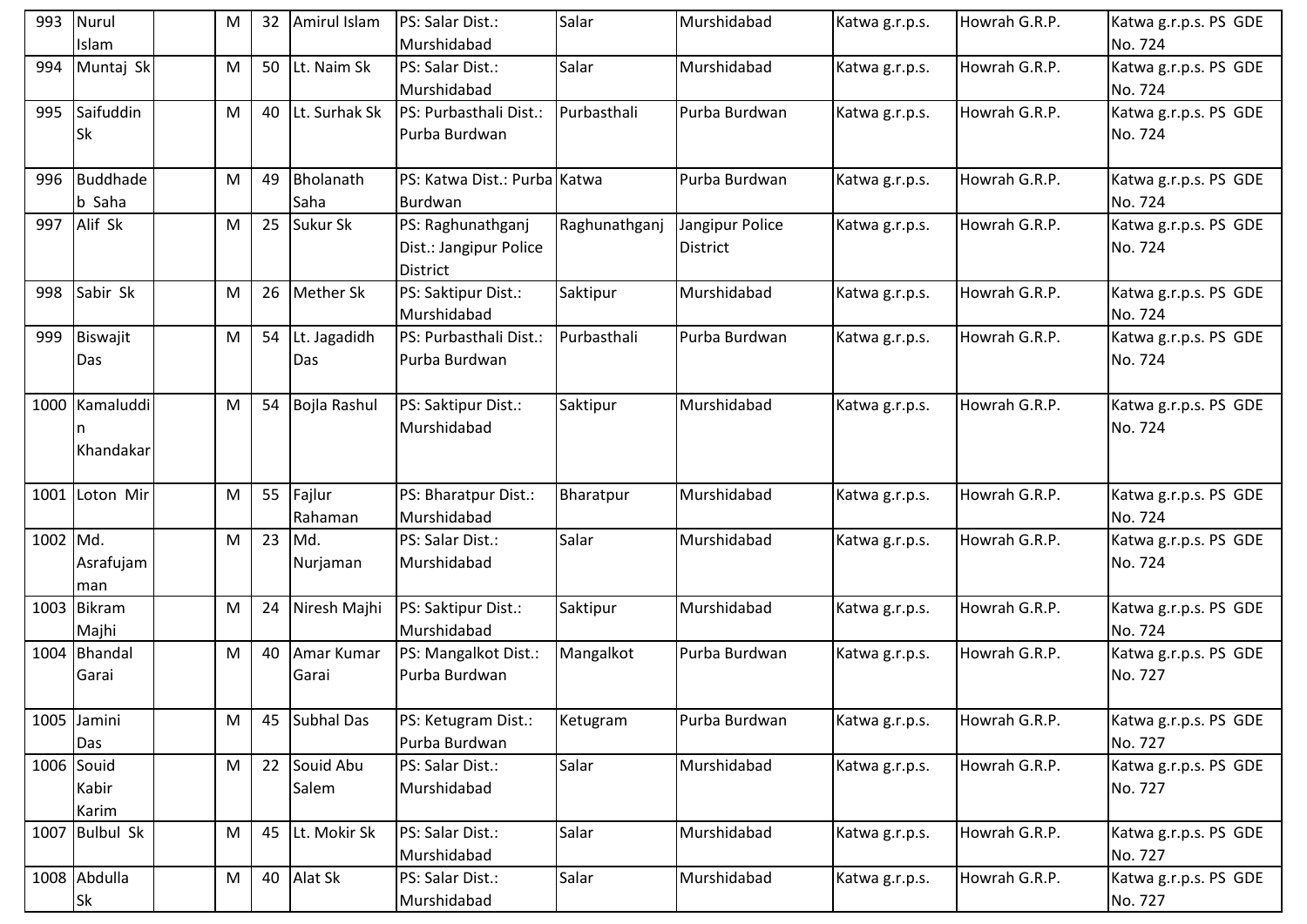| 993 | Nurul Islam | | M | 32 | Amirul Islam | PS: Salar Dist.: Murshidabad | Salar | Murshidabad | Katwa g.r.p.s. | Howrah G.R.P. | Katwa g.r.p.s. PS GDE No. 724 |
|---|---|---|---|---|---|---|---|---|---|---|---|
| 994 | Muntaj Sk | | M | 50 | Lt. Naim Sk | PS: Salar Dist.: Murshidabad | Salar | Murshidabad | Katwa g.r.p.s. | Howrah G.R.P. | Katwa g.r.p.s. PS GDE No. 724 |
| 995 | Saifuddin Sk | | M | 40 | Lt. Surhak Sk | PS: Purbasthali Dist.: Purba Burdwan | Purbasthali | Purba Burdwan | Katwa g.r.p.s. | Howrah G.R.P. | Katwa g.r.p.s. PS GDE No. 724 |
| 996 | Buddhadeb Saha | | M | 49 | Bholanath Saha | PS: Katwa Dist.: Purba Burdwan | Katwa | Purba Burdwan | Katwa g.r.p.s. | Howrah G.R.P. | Katwa g.r.p.s. PS GDE No. 724 |
| 997 | Alif Sk | | M | 25 | Sukur Sk | PS: Raghunathganj Dist.: Jangipur Police District | Raghunathganj | Jangipur Police District | Katwa g.r.p.s. | Howrah G.R.P. | Katwa g.r.p.s. PS GDE No. 724 |
| 998 | Sabir Sk | | M | 26 | Mether Sk | PS: Saktipur Dist.: Murshidabad | Saktipur | Murshidabad | Katwa g.r.p.s. | Howrah G.R.P. | Katwa g.r.p.s. PS GDE No. 724 |
| 999 | Biswajit Das | | M | 54 | Lt. Jagadidh Das | PS: Purbasthali Dist.: Purba Burdwan | Purbasthali | Purba Burdwan | Katwa g.r.p.s. | Howrah G.R.P. | Katwa g.r.p.s. PS GDE No. 724 |
| 1000 | Kamaluddin Khandakar | | M | 54 | Bojla Rashul | PS: Saktipur Dist.: Murshidabad | Saktipur | Murshidabad | Katwa g.r.p.s. | Howrah G.R.P. | Katwa g.r.p.s. PS GDE No. 724 |
| 1001 | Loton Mir | | M | 55 | Fajlur Rahaman | PS: Bharatpur Dist.: Murshidabad | Bharatpur | Murshidabad | Katwa g.r.p.s. | Howrah G.R.P. | Katwa g.r.p.s. PS GDE No. 724 |
| 1002 | Md. Asrafujaman | | M | 23 | Md. Nurjaman | PS: Salar Dist.: Murshidabad | Salar | Murshidabad | Katwa g.r.p.s. | Howrah G.R.P. | Katwa g.r.p.s. PS GDE No. 724 |
| 1003 | Bikram Majhi | | M | 24 | Niresh Majhi | PS: Saktipur Dist.: Murshidabad | Saktipur | Murshidabad | Katwa g.r.p.s. | Howrah G.R.P. | Katwa g.r.p.s. PS GDE No. 724 |
| 1004 | Bhandal Garai | | M | 40 | Amar Kumar Garai | PS: Mangalkot Dist.: Purba Burdwan | Mangalkot | Purba Burdwan | Katwa g.r.p.s. | Howrah G.R.P. | Katwa g.r.p.s. PS GDE No. 727 |
| 1005 | Jamini Das | | M | 45 | Subhal Das | PS: Ketugram Dist.: Purba Burdwan | Ketugram | Purba Burdwan | Katwa g.r.p.s. | Howrah G.R.P. | Katwa g.r.p.s. PS GDE No. 727 |
| 1006 | Souid Kabir Karim | | M | 22 | Souid Abu Salem | PS: Salar Dist.: Murshidabad | Salar | Murshidabad | Katwa g.r.p.s. | Howrah G.R.P. | Katwa g.r.p.s. PS GDE No. 727 |
| 1007 | Bulbul Sk | | M | 45 | Lt. Mokir Sk | PS: Salar Dist.: Murshidabad | Salar | Murshidabad | Katwa g.r.p.s. | Howrah G.R.P. | Katwa g.r.p.s. PS GDE No. 727 |
| 1008 | Abdulla Sk | | M | 40 | Alat Sk | PS: Salar Dist.: Murshidabad | Salar | Murshidabad | Katwa g.r.p.s. | Howrah G.R.P. | Katwa g.r.p.s. PS GDE No. 727 |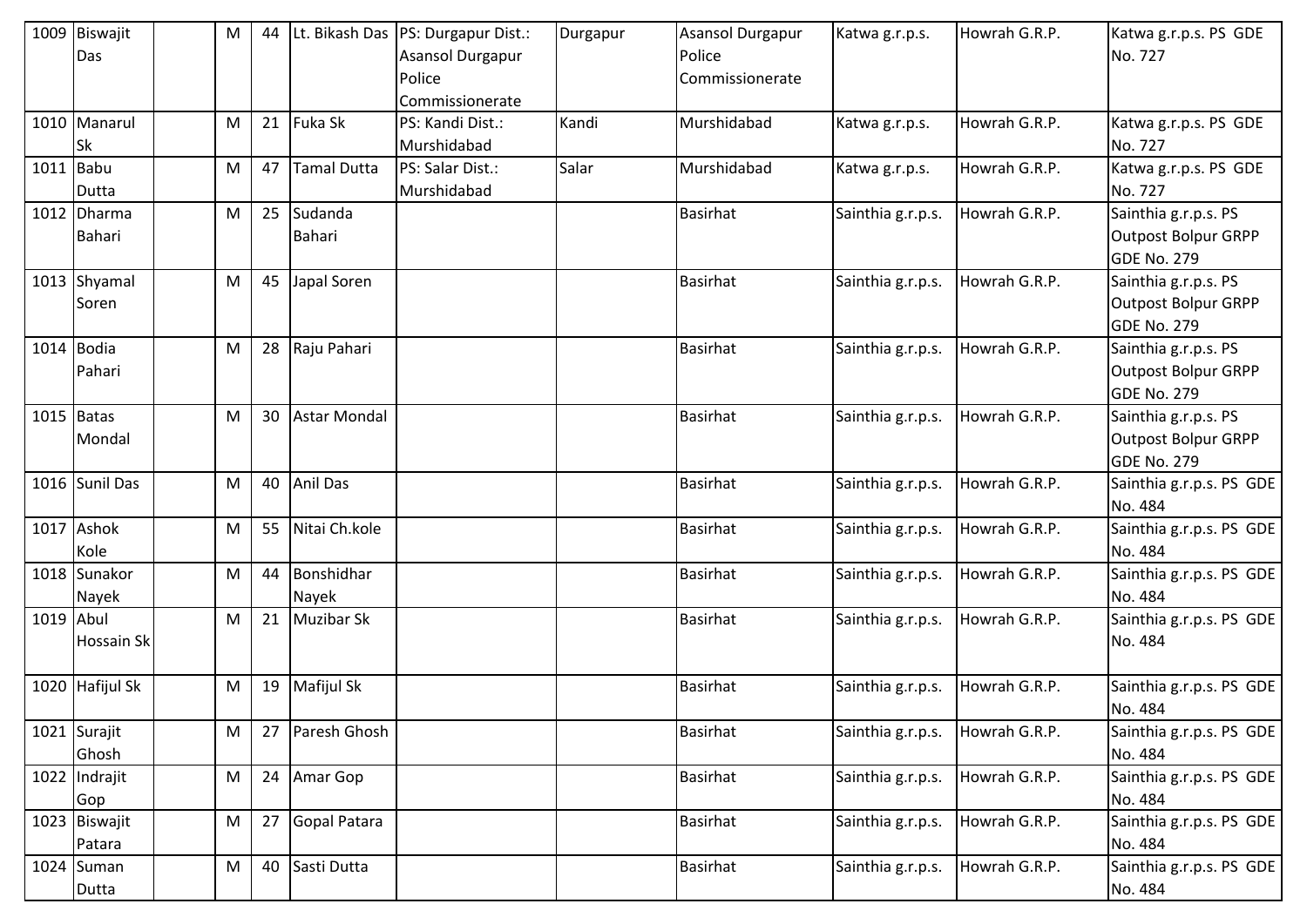| 1009 | Biswajit Das | | M | 44 | Lt. Bikash Das | PS: Durgapur Dist.: Asansol Durgapur Police Commissionerate | Durgapur | Asansol Durgapur Police Commissionerate | Katwa g.r.p.s. | Howrah G.R.P. | Katwa g.r.p.s. PS GDE No. 727 |
|---|---|---|---|---|---|---|---|---|---|---|---|
| 1010 | Manarul Sk | | M | 21 | Fuka Sk | PS: Kandi Dist.: Murshidabad | Kandi | Murshidabad | Katwa g.r.p.s. | Howrah G.R.P. | Katwa g.r.p.s. PS GDE No. 727 |
| 1011 | Babu Dutta | | M | 47 | Tamal Dutta | PS: Salar Dist.: Murshidabad | Salar | Murshidabad | Katwa g.r.p.s. | Howrah G.R.P. | Katwa g.r.p.s. PS GDE No. 727 |
| 1012 | Dharma Bahari | | M | 25 | Sudanda Bahari | | | Basirhat | Sainthia g.r.p.s. | Howrah G.R.P. | Sainthia g.r.p.s. PS Outpost Bolpur GRPP GDE No. 279 |
| 1013 | Shyamal Soren | | M | 45 | Japal Soren | | | Basirhat | Sainthia g.r.p.s. | Howrah G.R.P. | Sainthia g.r.p.s. PS Outpost Bolpur GRPP GDE No. 279 |
| 1014 | Bodia Pahari | | M | 28 | Raju Pahari | | | Basirhat | Sainthia g.r.p.s. | Howrah G.R.P. | Sainthia g.r.p.s. PS Outpost Bolpur GRPP GDE No. 279 |
| 1015 | Batas Mondal | | M | 30 | Astar Mondal | | | Basirhat | Sainthia g.r.p.s. | Howrah G.R.P. | Sainthia g.r.p.s. PS Outpost Bolpur GRPP GDE No. 279 |
| 1016 | Sunil Das | | M | 40 | Anil Das | | | Basirhat | Sainthia g.r.p.s. | Howrah G.R.P. | Sainthia g.r.p.s. PS GDE No. 484 |
| 1017 | Ashok Kole | | M | 55 | Nitai Ch.kole | | | Basirhat | Sainthia g.r.p.s. | Howrah G.R.P. | Sainthia g.r.p.s. PS GDE No. 484 |
| 1018 | Sunakor Nayek | | M | 44 | Bonshidhar Nayek | | | Basirhat | Sainthia g.r.p.s. | Howrah G.R.P. | Sainthia g.r.p.s. PS GDE No. 484 |
| 1019 | Abul Hossain Sk | | M | 21 | Muzibar Sk | | | Basirhat | Sainthia g.r.p.s. | Howrah G.R.P. | Sainthia g.r.p.s. PS GDE No. 484 |
| 1020 | Hafijul Sk | | M | 19 | Mafijul Sk | | | Basirhat | Sainthia g.r.p.s. | Howrah G.R.P. | Sainthia g.r.p.s. PS GDE No. 484 |
| 1021 | Surajit Ghosh | | M | 27 | Paresh Ghosh | | | Basirhat | Sainthia g.r.p.s. | Howrah G.R.P. | Sainthia g.r.p.s. PS GDE No. 484 |
| 1022 | Indrajit Gop | | M | 24 | Amar Gop | | | Basirhat | Sainthia g.r.p.s. | Howrah G.R.P. | Sainthia g.r.p.s. PS GDE No. 484 |
| 1023 | Biswajit Patara | | M | 27 | Gopal Patara | | | Basirhat | Sainthia g.r.p.s. | Howrah G.R.P. | Sainthia g.r.p.s. PS GDE No. 484 |
| 1024 | Suman Dutta | | M | 40 | Sasti Dutta | | | Basirhat | Sainthia g.r.p.s. | Howrah G.R.P. | Sainthia g.r.p.s. PS GDE No. 484 |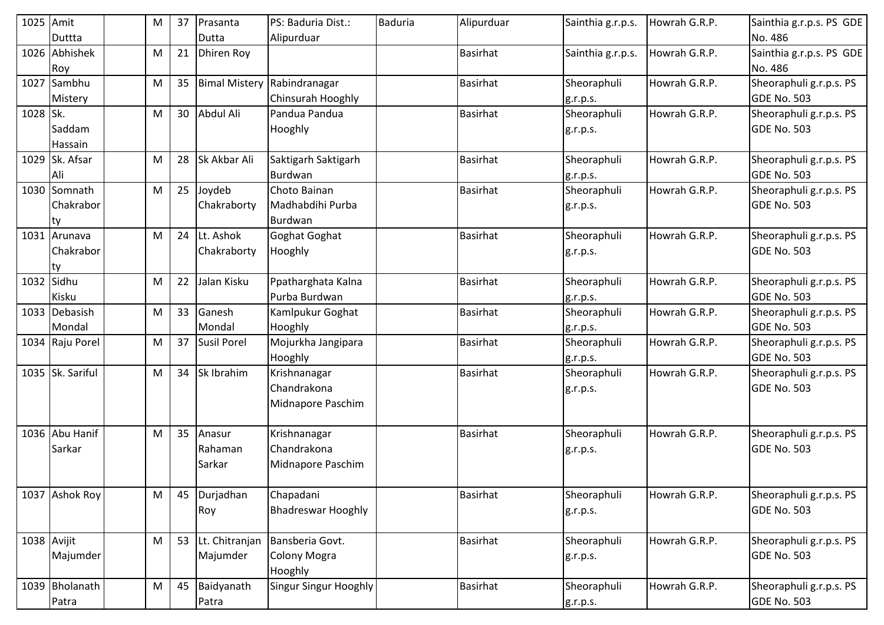| 1025 | Amit Duttta | | M | 37 | Prasanta Dutta | PS: Baduria Dist.: Alipurduar | Baduria | Alipurduar | Sainthia g.r.p.s. | Howrah G.R.P. | Sainthia g.r.p.s. PS GDE No. 486 |
|---|---|---|---|---|---|---|---|---|---|---|---|
| 1026 | Abhishek Roy | | M | 21 | Dhiren Roy | | | Basirhat | Sainthia g.r.p.s. | Howrah G.R.P. | Sainthia g.r.p.s. PS GDE No. 486 |
| 1027 | Sambhu Mistery | | M | 35 | Bimal Mistery | Rabindranagar Chinsurah Hooghly | | Basirhat | Sheoraphuli g.r.p.s. | Howrah G.R.P. | Sheoraphuli g.r.p.s. PS GDE No. 503 |
| 1028 | Sk. Saddam Hassain | | M | 30 | Abdul Ali | Pandua Pandua Hooghly | | Basirhat | Sheoraphuli g.r.p.s. | Howrah G.R.P. | Sheoraphuli g.r.p.s. PS GDE No. 503 |
| 1029 | Sk. Afsar Ali | | M | 28 | Sk Akbar Ali | Saktigarh Saktigarh Burdwan | | Basirhat | Sheoraphuli g.r.p.s. | Howrah G.R.P. | Sheoraphuli g.r.p.s. PS GDE No. 503 |
| 1030 | Somnath Chakraborty | | M | 25 | Joydeb Chakraborty | Choto Bainan Madhabdihi Purba Burdwan | | Basirhat | Sheoraphuli g.r.p.s. | Howrah G.R.P. | Sheoraphuli g.r.p.s. PS GDE No. 503 |
| 1031 | Arunava Chakraborty | | M | 24 | Lt. Ashok Chakraborty | Goghat Goghat Hooghly | | Basirhat | Sheoraphuli g.r.p.s. | Howrah G.R.P. | Sheoraphuli g.r.p.s. PS GDE No. 503 |
| 1032 | Sidhu Kisku | | M | 22 | Jalan Kisku | Ppatharghata Kalna Purba Burdwan | | Basirhat | Sheoraphuli g.r.p.s. | Howrah G.R.P. | Sheoraphuli g.r.p.s. PS GDE No. 503 |
| 1033 | Debasish Mondal | | M | 33 | Ganesh Mondal | Kamlpukur Goghat Hooghly | | Basirhat | Sheoraphuli g.r.p.s. | Howrah G.R.P. | Sheoraphuli g.r.p.s. PS GDE No. 503 |
| 1034 | Raju Porel | | M | 37 | Susil Porel | Mojurkha Jangipara Hooghly | | Basirhat | Sheoraphuli g.r.p.s. | Howrah G.R.P. | Sheoraphuli g.r.p.s. PS GDE No. 503 |
| 1035 | Sk. Sariful | | M | 34 | Sk Ibrahim | Krishnanagar Chandrakona Midnapore Paschim | | Basirhat | Sheoraphuli g.r.p.s. | Howrah G.R.P. | Sheoraphuli g.r.p.s. PS GDE No. 503 |
| 1036 | Abu Hanif Sarkar | | M | 35 | Anasur Rahaman Sarkar | Krishnanagar Chandrakona Midnapore Paschim | | Basirhat | Sheoraphuli g.r.p.s. | Howrah G.R.P. | Sheoraphuli g.r.p.s. PS GDE No. 503 |
| 1037 | Ashok Roy | | M | 45 | Durjadhan Roy | Chapadani Bhadreswar Hooghly | | Basirhat | Sheoraphuli g.r.p.s. | Howrah G.R.P. | Sheoraphuli g.r.p.s. PS GDE No. 503 |
| 1038 | Avijit Majumder | | M | 53 | Lt. Chitranjan Majumder | Bansberia Govt. Colony Mogra Hooghly | | Basirhat | Sheoraphuli g.r.p.s. | Howrah G.R.P. | Sheoraphuli g.r.p.s. PS GDE No. 503 |
| 1039 | Bholanath Patra | | M | 45 | Baidyanath Patra | Singur Singur Hooghly | | Basirhat | Sheoraphuli g.r.p.s. | Howrah G.R.P. | Sheoraphuli g.r.p.s. PS GDE No. 503 |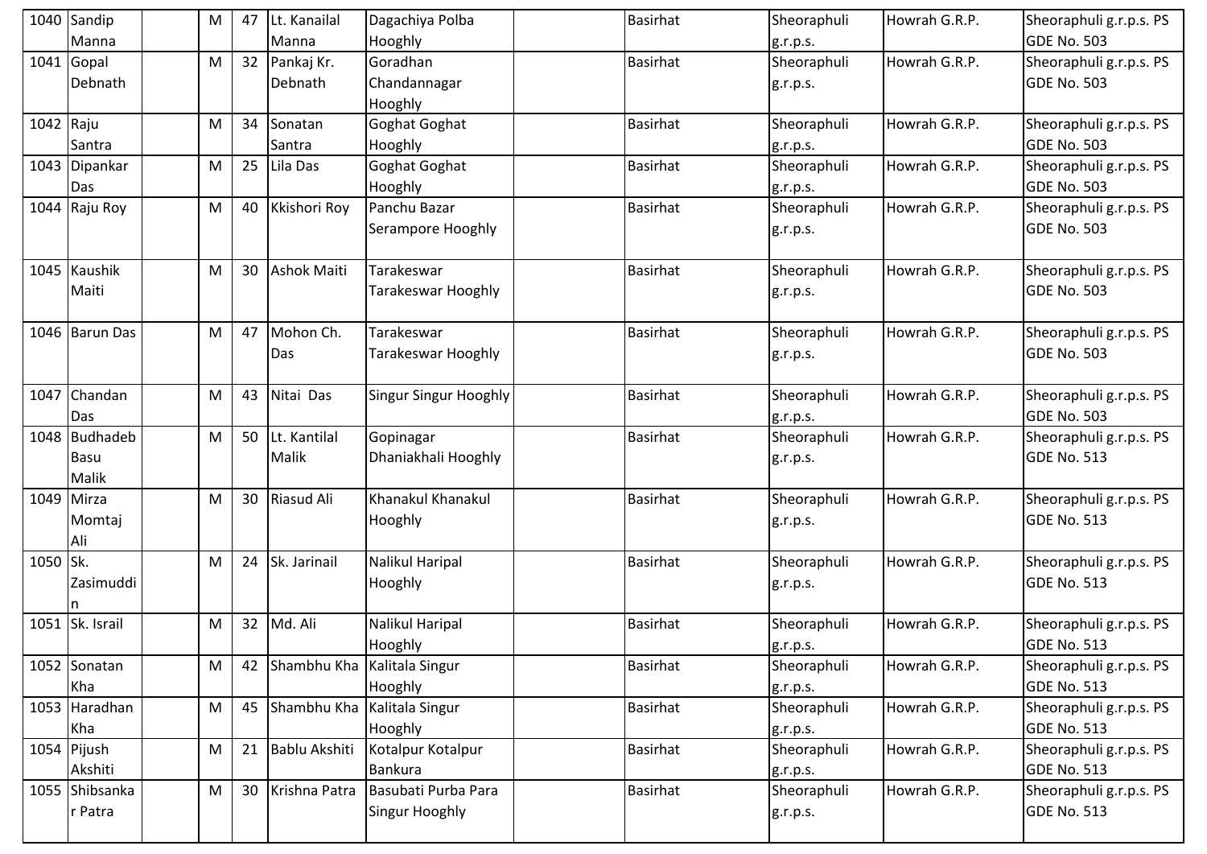| | | | | | | | | | | |
|---|---|---|---|---|---|---|---|---|---|---|
| 1040 | Sandip Manna | | M | 47 | Lt. Kanailal Manna | Dagachiya Polba Hooghly | | Basirhat | Sheoraphuli g.r.p.s. | Howrah G.R.P. | Sheoraphuli g.r.p.s. PS GDE No. 503 |
| 1041 | Gopal Debnath | | M | 32 | Pankaj Kr. Debnath | Goradhan Chandannagar Hooghly | | Basirhat | Sheoraphuli g.r.p.s. | Howrah G.R.P. | Sheoraphuli g.r.p.s. PS GDE No. 503 |
| 1042 | Raju Santra | | M | 34 | Sonatan Santra | Goghat Goghat Hooghly | | Basirhat | Sheoraphuli g.r.p.s. | Howrah G.R.P. | Sheoraphuli g.r.p.s. PS GDE No. 503 |
| 1043 | Dipankar Das | | M | 25 | Lila Das | Goghat Goghat Hooghly | | Basirhat | Sheoraphuli g.r.p.s. | Howrah G.R.P. | Sheoraphuli g.r.p.s. PS GDE No. 503 |
| 1044 | Raju Roy | | M | 40 | Kkishori Roy | Panchu Bazar Serampore Hooghly | | Basirhat | Sheoraphuli g.r.p.s. | Howrah G.R.P. | Sheoraphuli g.r.p.s. PS GDE No. 503 |
| 1045 | Kaushik Maiti | | M | 30 | Ashok Maiti | Tarakeswar Tarakeswar Hooghly | | Basirhat | Sheoraphuli g.r.p.s. | Howrah G.R.P. | Sheoraphuli g.r.p.s. PS GDE No. 503 |
| 1046 | Barun Das | | M | 47 | Mohon Ch. Das | Tarakeswar Tarakeswar Hooghly | | Basirhat | Sheoraphuli g.r.p.s. | Howrah G.R.P. | Sheoraphuli g.r.p.s. PS GDE No. 503 |
| 1047 | Chandan Das | | M | 43 | Nitai Das | Singur Singur Hooghly | | Basirhat | Sheoraphuli g.r.p.s. | Howrah G.R.P. | Sheoraphuli g.r.p.s. PS GDE No. 503 |
| 1048 | Budhadeb Basu Malik | | M | 50 | Lt. Kantilal Malik | Gopinagar Dhaniakhali Hooghly | | Basirhat | Sheoraphuli g.r.p.s. | Howrah G.R.P. | Sheoraphuli g.r.p.s. PS GDE No. 513 |
| 1049 | Mirza Momtaj Ali | | M | 30 | Riasud Ali | Khanakul Khanakul Hooghly | | Basirhat | Sheoraphuli g.r.p.s. | Howrah G.R.P. | Sheoraphuli g.r.p.s. PS GDE No. 513 |
| 1050 | Sk. Zasimuddin | | M | 24 | Sk. Jarinail | Nalikul Haripal Hooghly | | Basirhat | Sheoraphuli g.r.p.s. | Howrah G.R.P. | Sheoraphuli g.r.p.s. PS GDE No. 513 |
| 1051 | Sk. Israil | | M | 32 | Md. Ali | Nalikul Haripal Hooghly | | Basirhat | Sheoraphuli g.r.p.s. | Howrah G.R.P. | Sheoraphuli g.r.p.s. PS GDE No. 513 |
| 1052 | Sonatan Kha | | M | 42 | Shambhu Kha | Kalitala Singur Hooghly | | Basirhat | Sheoraphuli g.r.p.s. | Howrah G.R.P. | Sheoraphuli g.r.p.s. PS GDE No. 513 |
| 1053 | Haradhan Kha | | M | 45 | Shambhu Kha | Kalitala Singur Hooghly | | Basirhat | Sheoraphuli g.r.p.s. | Howrah G.R.P. | Sheoraphuli g.r.p.s. PS GDE No. 513 |
| 1054 | Pijush Akshiti | | M | 21 | Bablu Akshiti | Kotalpur Kotalpur Bankura | | Basirhat | Sheoraphuli g.r.p.s. | Howrah G.R.P. | Sheoraphuli g.r.p.s. PS GDE No. 513 |
| 1055 | Shibsankar Patra | | M | 30 | Krishna Patra | Basubati Purba Para Singur Hooghly | | Basirhat | Sheoraphuli g.r.p.s. | Howrah G.R.P. | Sheoraphuli g.r.p.s. PS GDE No. 513 |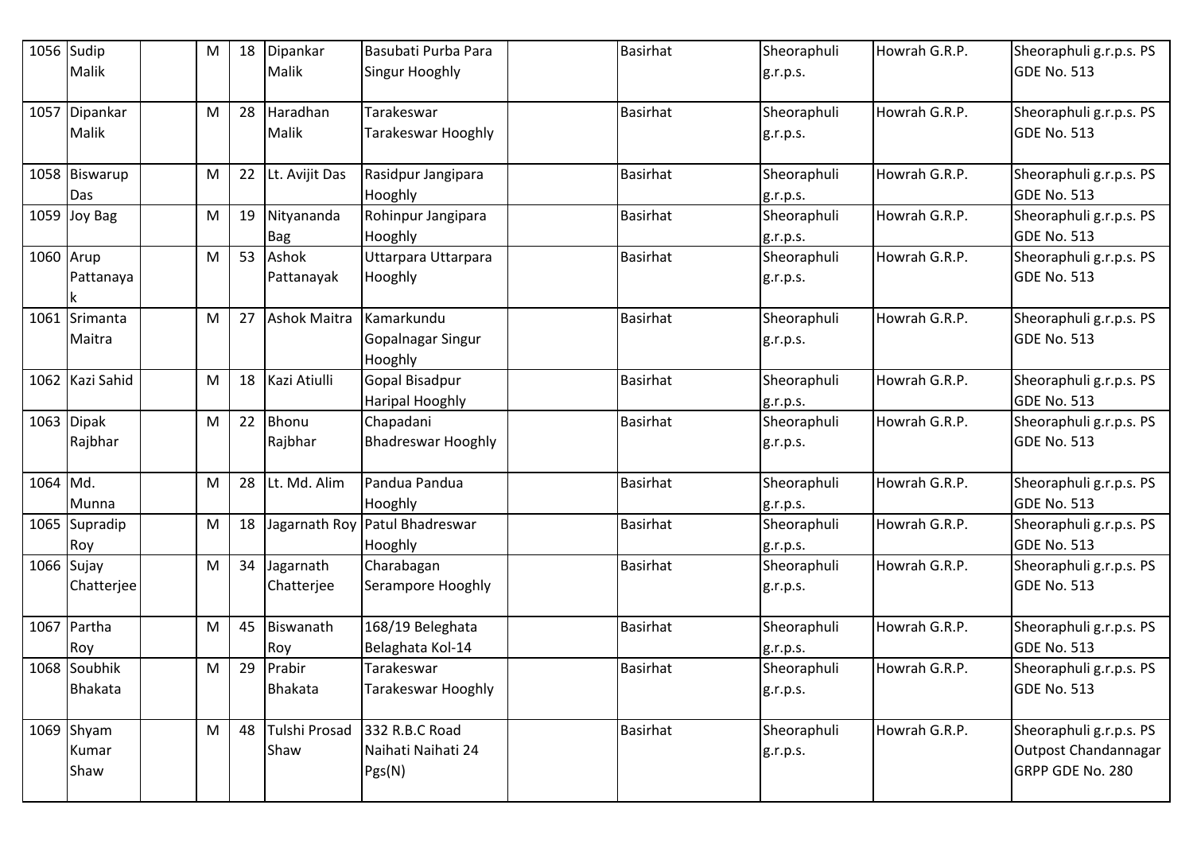| 1056 | Sudip Malik | | M | 18 | Dipankar Malik | Basubati Purba Para Singur Hooghly | | Basirhat | Sheoraphuli g.r.p.s. | Howrah G.R.P. | Sheoraphuli g.r.p.s. PS GDE No. 513 |
|---|---|---|---|---|---|---|---|---|---|---|---|
| 1057 | Dipankar Malik | | M | 28 | Haradhan Malik | Tarakeswar Tarakeswar Hooghly | | Basirhat | Sheoraphuli g.r.p.s. | Howrah G.R.P. | Sheoraphuli g.r.p.s. PS GDE No. 513 |
| 1058 | Biswarup Das | | M | 22 | Lt. Avijit Das | Rasidpur Jangipara Hooghly | | Basirhat | Sheoraphuli g.r.p.s. | Howrah G.R.P. | Sheoraphuli g.r.p.s. PS GDE No. 513 |
| 1059 | Joy Bag | | M | 19 | Nityananda Bag | Rohinpur Jangipara Hooghly | | Basirhat | Sheoraphuli g.r.p.s. | Howrah G.R.P. | Sheoraphuli g.r.p.s. PS GDE No. 513 |
| 1060 | Arup Pattanayak | | M | 53 | Ashok Pattanayak | Uttarpara Uttarpara Hooghly | | Basirhat | Sheoraphuli g.r.p.s. | Howrah G.R.P. | Sheoraphuli g.r.p.s. PS GDE No. 513 |
| 1061 | Srimanta Maitra | | M | 27 | Ashok Maitra | Kamarkundu Gopalnagar Singur Hooghly | | Basirhat | Sheoraphuli g.r.p.s. | Howrah G.R.P. | Sheoraphuli g.r.p.s. PS GDE No. 513 |
| 1062 | Kazi Sahid | | M | 18 | Kazi Atiulli | Gopal Bisadpur Haripal Hooghly | | Basirhat | Sheoraphuli g.r.p.s. | Howrah G.R.P. | Sheoraphuli g.r.p.s. PS GDE No. 513 |
| 1063 | Dipak Rajbhar | | M | 22 | Bhonu Rajbhar | Chapadani Bhadreswar Hooghly | | Basirhat | Sheoraphuli g.r.p.s. | Howrah G.R.P. | Sheoraphuli g.r.p.s. PS GDE No. 513 |
| 1064 | Md. Munna | | M | 28 | Lt. Md. Alim | Pandua Pandua Hooghly | | Basirhat | Sheoraphuli g.r.p.s. | Howrah G.R.P. | Sheoraphuli g.r.p.s. PS GDE No. 513 |
| 1065 | Supradip Roy | | M | 18 | Jagarnath Roy | Patul Bhadreswar Hooghly | | Basirhat | Sheoraphuli g.r.p.s. | Howrah G.R.P. | Sheoraphuli g.r.p.s. PS GDE No. 513 |
| 1066 | Sujay Chatterjee | | M | 34 | Jagarnath Chatterjee | Charabagan Serampore Hooghly | | Basirhat | Sheoraphuli g.r.p.s. | Howrah G.R.P. | Sheoraphuli g.r.p.s. PS GDE No. 513 |
| 1067 | Partha Roy | | M | 45 | Biswanath Roy | 168/19 Beleghata Belaghata Kol-14 | | Basirhat | Sheoraphuli g.r.p.s. | Howrah G.R.P. | Sheoraphuli g.r.p.s. PS GDE No. 513 |
| 1068 | Soubhik Bhakata | | M | 29 | Prabir Bhakata | Tarakeswar Tarakeswar Hooghly | | Basirhat | Sheoraphuli g.r.p.s. | Howrah G.R.P. | Sheoraphuli g.r.p.s. PS GDE No. 513 |
| 1069 | Shyam Kumar Shaw | | M | 48 | Tulshi Prosad Shaw | 332 R.B.C Road Naihati Naihati 24 Pgs(N) | | Basirhat | Sheoraphuli g.r.p.s. | Howrah G.R.P. | Sheoraphuli g.r.p.s. PS Outpost Chandannagar GRPP GDE No. 280 |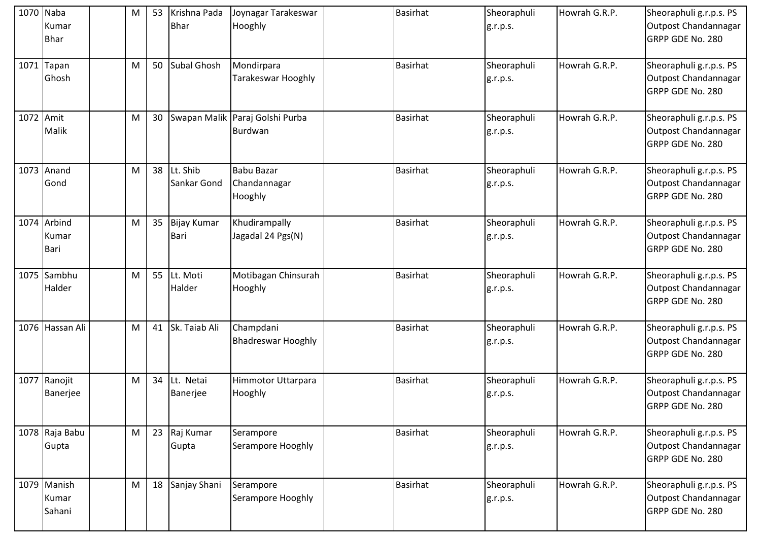| 1070 | Naba Kumar Bhar | | M | 53 | Krishna Pada Bhar | Joynagar Tarakeswar Hooghly | | Basirhat | Sheoraphuli g.r.p.s. | Howrah G.R.P. | Sheoraphuli g.r.p.s. PS Outpost Chandannagar GRPP GDE No. 280 |
|---|---|---|---|---|---|---|---|---|---|---|---|
| 1071 | Tapan Ghosh | | M | 50 | Subal Ghosh | Mondirpara Tarakeswar Hooghly | | Basirhat | Sheoraphuli g.r.p.s. | Howrah G.R.P. | Sheoraphuli g.r.p.s. PS Outpost Chandannagar GRPP GDE No. 280 |
| 1072 | Amit Malik | | M | 30 | Swapan Malik | Paraj Golshi Purba Burdwan | | Basirhat | Sheoraphuli g.r.p.s. | Howrah G.R.P. | Sheoraphuli g.r.p.s. PS Outpost Chandannagar GRPP GDE No. 280 |
| 1073 | Anand Gond | | M | 38 | Lt. Shib Sankar Gond | Babu Bazar Chandannagar Hooghly | | Basirhat | Sheoraphuli g.r.p.s. | Howrah G.R.P. | Sheoraphuli g.r.p.s. PS Outpost Chandannagar GRPP GDE No. 280 |
| 1074 | Arbind Kumar Bari | | M | 35 | Bijay Kumar Bari | Khudirampally Jagadal 24 Pgs(N) | | Basirhat | Sheoraphuli g.r.p.s. | Howrah G.R.P. | Sheoraphuli g.r.p.s. PS Outpost Chandannagar GRPP GDE No. 280 |
| 1075 | Sambhu Halder | | M | 55 | Lt. Moti Halder | Motibagan Chinsurah Hooghly | | Basirhat | Sheoraphuli g.r.p.s. | Howrah G.R.P. | Sheoraphuli g.r.p.s. PS Outpost Chandannagar GRPP GDE No. 280 |
| 1076 | Hassan Ali | | M | 41 | Sk. Taiab Ali | Champdani Bhadreswar Hooghly | | Basirhat | Sheoraphuli g.r.p.s. | Howrah G.R.P. | Sheoraphuli g.r.p.s. PS Outpost Chandannagar GRPP GDE No. 280 |
| 1077 | Ranojit Banerjee | | M | 34 | Lt. Netai Banerjee | Himmotor Uttarpara Hooghly | | Basirhat | Sheoraphuli g.r.p.s. | Howrah G.R.P. | Sheoraphuli g.r.p.s. PS Outpost Chandannagar GRPP GDE No. 280 |
| 1078 | Raja Babu Gupta | | M | 23 | Raj Kumar Gupta | Serampore Serampore Hooghly | | Basirhat | Sheoraphuli g.r.p.s. | Howrah G.R.P. | Sheoraphuli g.r.p.s. PS Outpost Chandannagar GRPP GDE No. 280 |
| 1079 | Manish Kumar Sahani | | M | 18 | Sanjay Shani | Serampore Serampore Hooghly | | Basirhat | Sheoraphuli g.r.p.s. | Howrah G.R.P. | Sheoraphuli g.r.p.s. PS Outpost Chandannagar GRPP GDE No. 280 |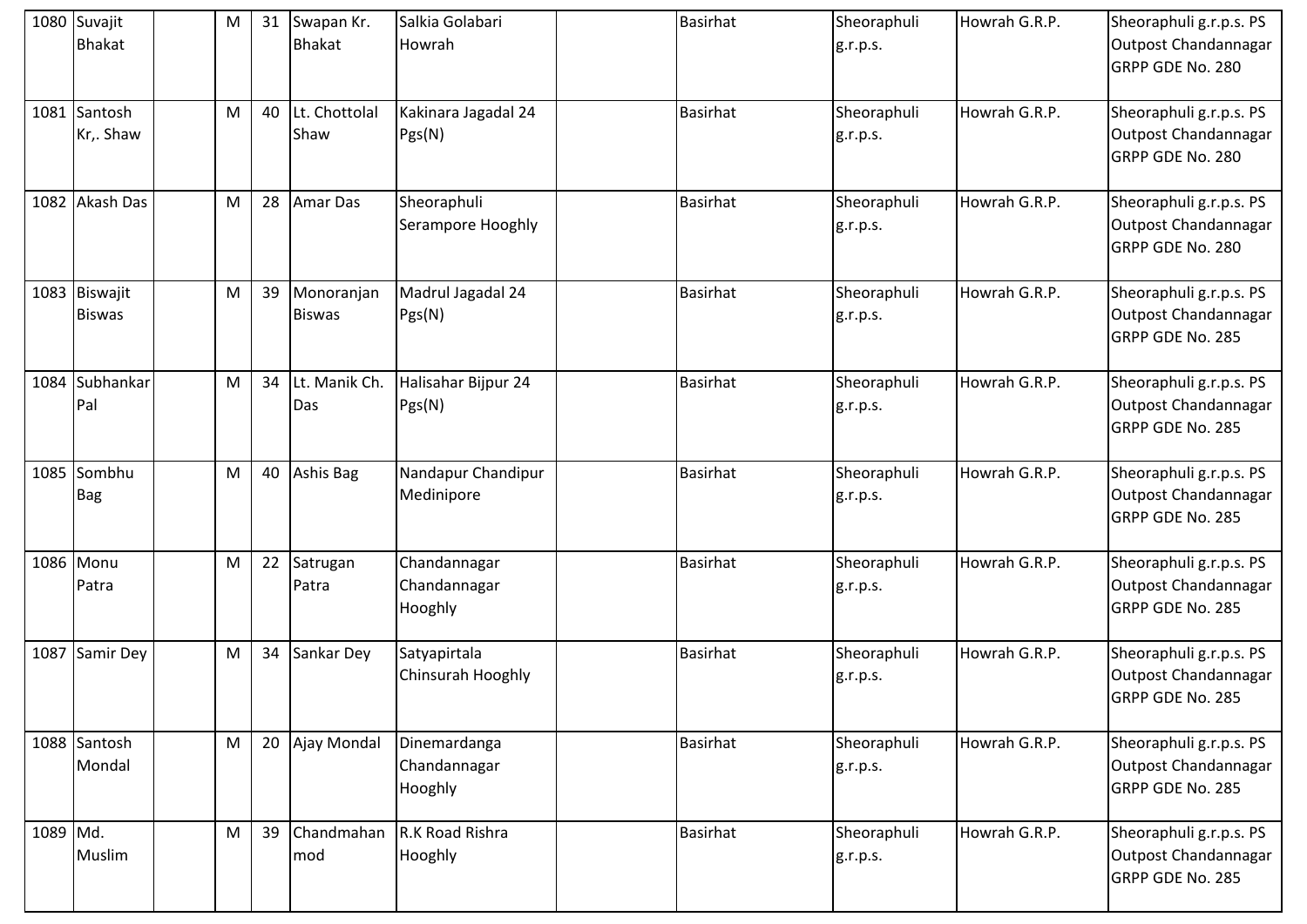| 1080 | Suvajit Bhakat | | M | 31 | Swapan Kr. Bhakat | Salkia Golabari Howrah | | Basirhat | Sheoraphuli g.r.p.s. | Howrah G.R.P. | Sheoraphuli g.r.p.s. PS Outpost Chandannagar GRPP GDE No. 280 |
|---|---|---|---|---|---|---|---|---|---|---|---|
| 1081 | Santosh Kr,. Shaw | | M | 40 | Lt. Chottolal Shaw | Kakinara Jagadal 24 Pgs(N) | | Basirhat | Sheoraphuli g.r.p.s. | Howrah G.R.P. | Sheoraphuli g.r.p.s. PS Outpost Chandannagar GRPP GDE No. 280 |
| 1082 | Akash Das | | M | 28 | Amar Das | Sheoraphuli Serampore Hooghly | | Basirhat | Sheoraphuli g.r.p.s. | Howrah G.R.P. | Sheoraphuli g.r.p.s. PS Outpost Chandannagar GRPP GDE No. 280 |
| 1083 | Biswajit Biswas | | M | 39 | Monoranjan Biswas | Madrul Jagadal 24 Pgs(N) | | Basirhat | Sheoraphuli g.r.p.s. | Howrah G.R.P. | Sheoraphuli g.r.p.s. PS Outpost Chandannagar GRPP GDE No. 285 |
| 1084 | Subhankar Pal | | M | 34 | Lt. Manik Ch. Das | Halisahar Bijpur 24 Pgs(N) | | Basirhat | Sheoraphuli g.r.p.s. | Howrah G.R.P. | Sheoraphuli g.r.p.s. PS Outpost Chandannagar GRPP GDE No. 285 |
| 1085 | Sombhu Bag | | M | 40 | Ashis Bag | Nandapur Chandipur Medinipore | | Basirhat | Sheoraphuli g.r.p.s. | Howrah G.R.P. | Sheoraphuli g.r.p.s. PS Outpost Chandannagar GRPP GDE No. 285 |
| 1086 | Monu Patra | | M | 22 | Satrugan Patra | Chandannagar Chandannagar Hooghly | | Basirhat | Sheoraphuli g.r.p.s. | Howrah G.R.P. | Sheoraphuli g.r.p.s. PS Outpost Chandannagar GRPP GDE No. 285 |
| 1087 | Samir Dey | | M | 34 | Sankar Dey | Satyapirtala Chinsurah Hooghly | | Basirhat | Sheoraphuli g.r.p.s. | Howrah G.R.P. | Sheoraphuli g.r.p.s. PS Outpost Chandannagar GRPP GDE No. 285 |
| 1088 | Santosh Mondal | | M | 20 | Ajay Mondal | Dinemardanga Chandannagar Hooghly | | Basirhat | Sheoraphuli g.r.p.s. | Howrah G.R.P. | Sheoraphuli g.r.p.s. PS Outpost Chandannagar GRPP GDE No. 285 |
| 1089 | Md. Muslim | | M | 39 | Chandmahan mod | R.K Road Rishra Hooghly | | Basirhat | Sheoraphuli g.r.p.s. | Howrah G.R.P. | Sheoraphuli g.r.p.s. PS Outpost Chandannagar GRPP GDE No. 285 |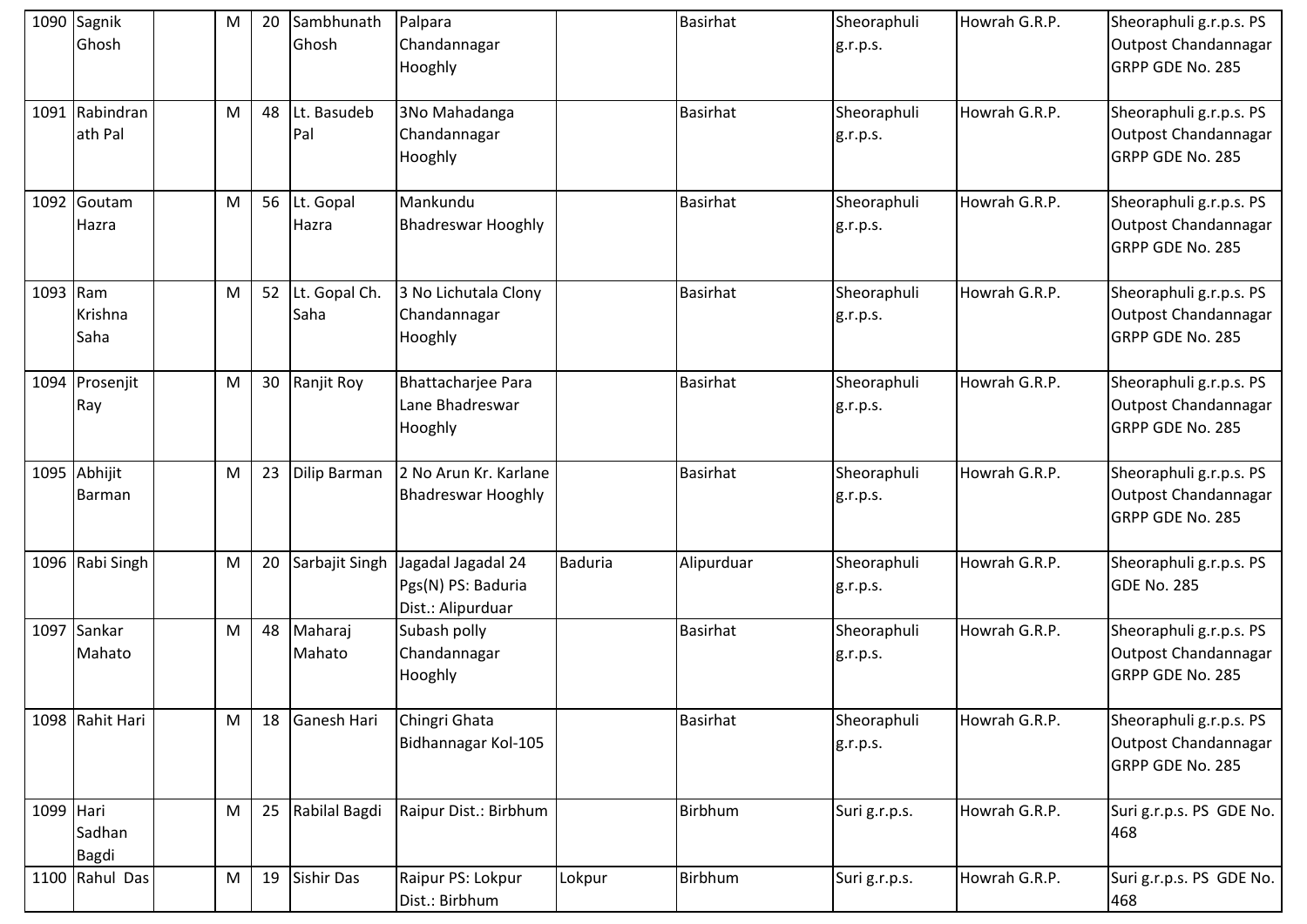| 1090 | Sagnik Ghosh | | M | 20 | Sambhunath Ghosh | Palpara Chandannagar Hooghly | | Basirhat | Sheoraphuli g.r.p.s. | Howrah G.R.P. | Sheoraphuli g.r.p.s. PS Outpost Chandannagar GRPP GDE No. 285 |
|---|---|---|---|---|---|---|---|---|---|---|---|
| 1091 | Rabindranath Pal | | M | 48 | Lt. Basudeb Pal | 3No Mahadanga Chandannagar Hooghly | | Basirhat | Sheoraphuli g.r.p.s. | Howrah G.R.P. | Sheoraphuli g.r.p.s. PS Outpost Chandannagar GRPP GDE No. 285 |
| 1092 | Goutam Hazra | | M | 56 | Lt. Gopal Hazra | Mankundu Bhadreswar Hooghly | | Basirhat | Sheoraphuli g.r.p.s. | Howrah G.R.P. | Sheoraphuli g.r.p.s. PS Outpost Chandannagar GRPP GDE No. 285 |
| 1093 | Ram Krishna Saha | | M | 52 | Lt. Gopal Ch. Saha | 3 No Lichutala Clony Chandannagar Hooghly | | Basirhat | Sheoraphuli g.r.p.s. | Howrah G.R.P. | Sheoraphuli g.r.p.s. PS Outpost Chandannagar GRPP GDE No. 285 |
| 1094 | Prosenjit Ray | | M | 30 | Ranjit Roy | Bhattacharjee Para Lane Bhadreswar Hooghly | | Basirhat | Sheoraphuli g.r.p.s. | Howrah G.R.P. | Sheoraphuli g.r.p.s. PS Outpost Chandannagar GRPP GDE No. 285 |
| 1095 | Abhijit Barman | | M | 23 | Dilip Barman | 2 No Arun Kr. Karlane Bhadreswar Hooghly | | Basirhat | Sheoraphuli g.r.p.s. | Howrah G.R.P. | Sheoraphuli g.r.p.s. PS Outpost Chandannagar GRPP GDE No. 285 |
| 1096 | Rabi Singh | | M | 20 | Sarbajit Singh | Jagadal Jagadal 24 Pgs(N) PS: Baduria Dist.: Alipurduar | Baduria | Alipurduar | Sheoraphuli g.r.p.s. | Howrah G.R.P. | Sheoraphuli g.r.p.s. PS GDE No. 285 |
| 1097 | Sankar Mahato | | M | 48 | Maharaj Mahato | Subash polly Chandannagar Hooghly | | Basirhat | Sheoraphuli g.r.p.s. | Howrah G.R.P. | Sheoraphuli g.r.p.s. PS Outpost Chandannagar GRPP GDE No. 285 |
| 1098 | Rahit Hari | | M | 18 | Ganesh Hari | Chingri Ghata Bidhannagar Kol-105 | | Basirhat | Sheoraphuli g.r.p.s. | Howrah G.R.P. | Sheoraphuli g.r.p.s. PS Outpost Chandannagar GRPP GDE No. 285 |
| 1099 | Hari Sadhan Bagdi | | M | 25 | Rabilal Bagdi | Raipur Dist.: Birbhum | | Birbhum | Suri g.r.p.s. | Howrah G.R.P. | Suri g.r.p.s. PS GDE No. 468 |
| 1100 | Rahul Das | | M | 19 | Sishir Das | Raipur PS: Lokpur Dist.: Birbhum | Lokpur | Birbhum | Suri g.r.p.s. | Howrah G.R.P. | Suri g.r.p.s. PS GDE No. 468 |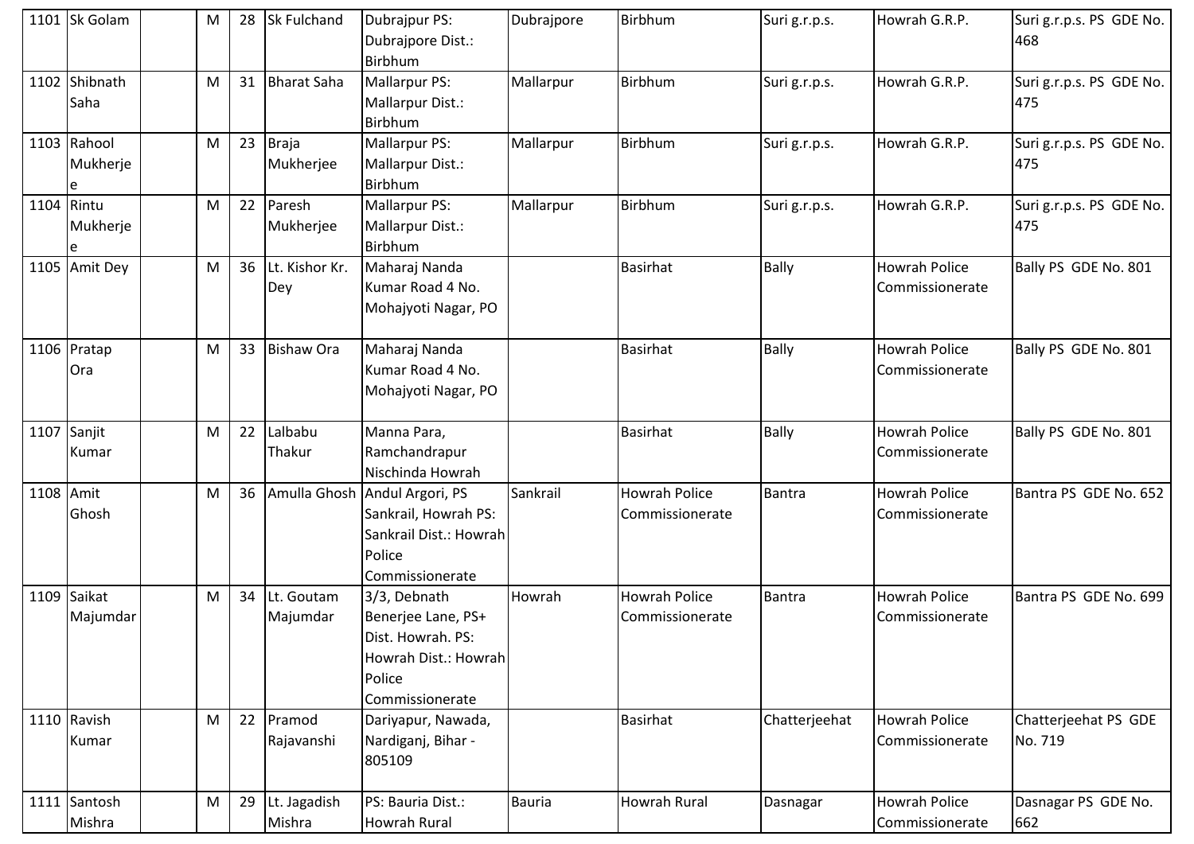| 1101 | Sk Golam | | M | 28 | Sk Fulchand | Dubrajpur PS: Dubrajpore Dist.: Birbhum | Dubrajpore | Birbhum | Suri g.r.p.s. | Howrah G.R.P. | Suri g.r.p.s. PS GDE No. 468 |
|---|---|---|---|---|---|---|---|---|---|---|---|
| 1102 | Shibnath Saha | | M | 31 | Bharat Saha | Mallarpur PS: Mallarpur Dist.: Birbhum | Mallarpur | Birbhum | Suri g.r.p.s. | Howrah G.R.P. | Suri g.r.p.s. PS GDE No. 475 |
| 1103 | Rahool Mukherjee | | M | 23 | Braja Mukherjee | Mallarpur PS: Mallarpur Dist.: Birbhum | Mallarpur | Birbhum | Suri g.r.p.s. | Howrah G.R.P. | Suri g.r.p.s. PS GDE No. 475 |
| 1104 | Rintu Mukherjee | | M | 22 | Paresh Mukherjee | Mallarpur PS: Mallarpur Dist.: Birbhum | Mallarpur | Birbhum | Suri g.r.p.s. | Howrah G.R.P. | Suri g.r.p.s. PS GDE No. 475 |
| 1105 | Amit Dey | | M | 36 | Lt. Kishor Kr. Dey | Maharaj Nanda Kumar Road 4 No. Mohajyoti Nagar, PO | | Basirhat | Bally | Howrah Police Commissionerate | Bally PS GDE No. 801 |
| 1106 | Pratap Ora | | M | 33 | Bishaw Ora | Maharaj Nanda Kumar Road 4 No. Mohajyoti Nagar, PO | | Basirhat | Bally | Howrah Police Commissionerate | Bally PS GDE No. 801 |
| 1107 | Sanjit Kumar | | M | 22 | Lalbabu Thakur | Manna Para, Ramchandrapur Nischinda Howrah | | Basirhat | Bally | Howrah Police Commissionerate | Bally PS GDE No. 801 |
| 1108 | Amit Ghosh | | M | 36 | Amulla Ghosh | Andul Argori, PS Sankrail, Howrah PS: Sankrail Dist.: Howrah Police Commissionerate | Sankrail | Howrah Police Commissionerate | Bantra | Howrah Police Commissionerate | Bantra PS GDE No. 652 |
| 1109 | Saikat Majumdar | | M | 34 | Lt. Goutam Majumdar | 3/3, Debnath Benerjee Lane, PS+ Dist. Howrah. PS: Howrah Dist.: Howrah Police Commissionerate | Howrah | Howrah Police Commissionerate | Bantra | Howrah Police Commissionerate | Bantra PS GDE No. 699 |
| 1110 | Ravish Kumar | | M | 22 | Pramod Rajavanshi | Dariyapur, Nawada, Nardiganj, Bihar - 805109 | | Basirhat | Chatterjeehat | Howrah Police Commissionerate | Chatterjeehat PS GDE No. 719 |
| 1111 | Santosh Mishra | | M | 29 | Lt. Jagadish Mishra | PS: Bauria Dist.: Howrah Rural | Bauria | Howrah Rural | Dasnagar | Howrah Police Commissionerate | Dasnagar PS GDE No. 662 |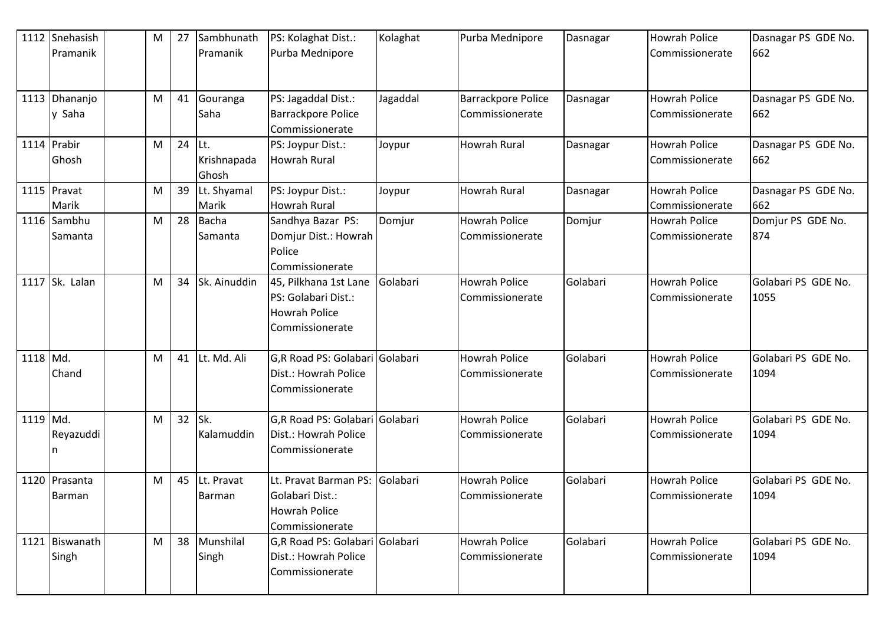| 1112 | Snehasish Pramanik | | M | 27 | Sambhunath Pramanik | PS: Kolaghat Dist.: Purba Mednipore | Kolaghat | Purba Mednipore | Dasnagar | Howrah Police Commissionerate | Dasnagar PS GDE No. 662 |
|---|---|---|---|---|---|---|---|---|---|---|---|
| 1113 | Dhananjoy Saha | | M | 41 | Gouranga Saha | PS: Jagaddal Dist.: Barrackpore Police Commissionerate | Jagaddal | Barrackpore Police Commissionerate | Dasnagar | Howrah Police Commissionerate | Dasnagar PS GDE No. 662 |
| 1114 | Prabir Ghosh | | M | 24 | Lt. Krishnapada Ghosh | PS: Joypur Dist.: Howrah Rural | Joypur | Howrah Rural | Dasnagar | Howrah Police Commissionerate | Dasnagar PS GDE No. 662 |
| 1115 | Pravat Marik | | M | 39 | Lt. Shyamal Marik | PS: Joypur Dist.: Howrah Rural | Joypur | Howrah Rural | Dasnagar | Howrah Police Commissionerate | Dasnagar PS GDE No. 662 |
| 1116 | Sambhu Samanta | | M | 28 | Bacha Samanta | Sandhya Bazar PS: Domjur Dist.: Howrah Police Commissionerate | Domjur | Howrah Police Commissionerate | Domjur | Howrah Police Commissionerate | Domjur PS GDE No. 874 |
| 1117 | Sk. Lalan | | M | 34 | Sk. Ainuddin | 45, Pilkhana 1st Lane PS: Golabari Dist.: Howrah Police Commissionerate | Golabari | Howrah Police Commissionerate | Golabari | Howrah Police Commissionerate | Golabari PS GDE No. 1055 |
| 1118 | Md. Chand | | M | 41 | Lt. Md. Ali | G,R Road PS: Golabari Dist.: Howrah Police Commissionerate | Golabari | Howrah Police Commissionerate | Golabari | Howrah Police Commissionerate | Golabari PS GDE No. 1094 |
| 1119 | Md. Reyazuddin | | M | 32 | Sk. Kalamuddin | G,R Road PS: Golabari Dist.: Howrah Police Commissionerate | Golabari | Howrah Police Commissionerate | Golabari | Howrah Police Commissionerate | Golabari PS GDE No. 1094 |
| 1120 | Prasanta Barman | | M | 45 | Lt. Pravat Barman | Lt. Pravat Barman PS: Golabari Dist.: Howrah Police Commissionerate | Golabari | Howrah Police Commissionerate | Golabari | Howrah Police Commissionerate | Golabari PS GDE No. 1094 |
| 1121 | Biswanath Singh | | M | 38 | Munshilal Singh | G,R Road PS: Golabari Dist.: Howrah Police Commissionerate | Golabari | Howrah Police Commissionerate | Golabari | Howrah Police Commissionerate | Golabari PS GDE No. 1094 |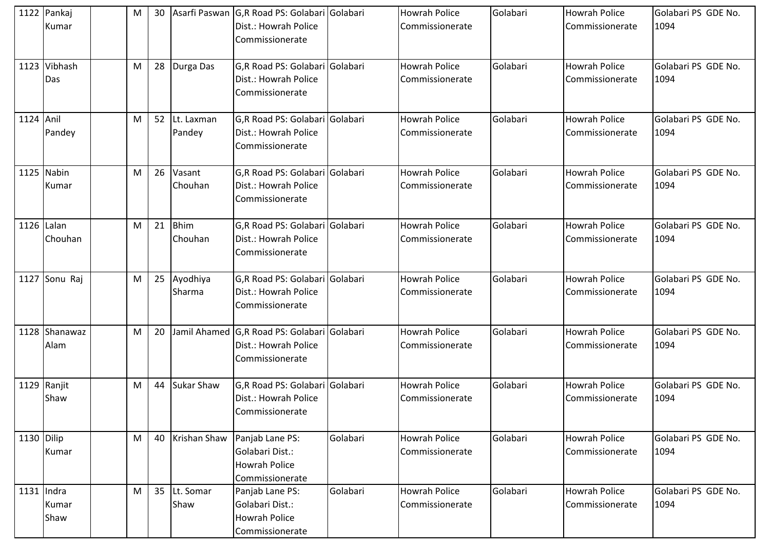| | | | | | | | | | | |
|---|---|---|---|---|---|---|---|---|---|---|
| 1122 | Pankaj Kumar | | M | 30 | Asarfi Paswan | G,R Road PS: Golabari Dist.: Howrah Police Commissionerate | Golabari | Howrah Police Commissionerate | Golabari | Howrah Police Commissionerate | Golabari PS GDE No. 1094 |
| 1123 | Vibhash Das | | M | 28 | Durga Das | G,R Road PS: Golabari Dist.: Howrah Police Commissionerate | Golabari | Howrah Police Commissionerate | Golabari | Howrah Police Commissionerate | Golabari PS GDE No. 1094 |
| 1124 | Anil Pandey | | M | 52 | Lt. Laxman Pandey | G,R Road PS: Golabari Dist.: Howrah Police Commissionerate | Golabari | Howrah Police Commissionerate | Golabari | Howrah Police Commissionerate | Golabari PS GDE No. 1094 |
| 1125 | Nabin Kumar | | M | 26 | Vasant Chouhan | G,R Road PS: Golabari Dist.: Howrah Police Commissionerate | Golabari | Howrah Police Commissionerate | Golabari | Howrah Police Commissionerate | Golabari PS GDE No. 1094 |
| 1126 | Lalan Chouhan | | M | 21 | Bhim Chouhan | G,R Road PS: Golabari Dist.: Howrah Police Commissionerate | Golabari | Howrah Police Commissionerate | Golabari | Howrah Police Commissionerate | Golabari PS GDE No. 1094 |
| 1127 | Sonu Raj | | M | 25 | Ayodhiya Sharma | G,R Road PS: Golabari Dist.: Howrah Police Commissionerate | Golabari | Howrah Police Commissionerate | Golabari | Howrah Police Commissionerate | Golabari PS GDE No. 1094 |
| 1128 | Shanawaz Alam | | M | 20 | Jamil Ahamed | G,R Road PS: Golabari Dist.: Howrah Police Commissionerate | Golabari | Howrah Police Commissionerate | Golabari | Howrah Police Commissionerate | Golabari PS GDE No. 1094 |
| 1129 | Ranjit Shaw | | M | 44 | Sukar Shaw | G,R Road PS: Golabari Dist.: Howrah Police Commissionerate | Golabari | Howrah Police Commissionerate | Golabari | Howrah Police Commissionerate | Golabari PS GDE No. 1094 |
| 1130 | Dilip Kumar | | M | 40 | Krishan Shaw | Panjab Lane PS: Golabari Dist.: Howrah Police Commissionerate | Golabari | Howrah Police Commissionerate | Golabari | Howrah Police Commissionerate | Golabari PS GDE No. 1094 |
| 1131 | Indra Kumar Shaw | | M | 35 | Lt. Somar Shaw | Panjab Lane PS: Golabari Dist.: Howrah Police Commissionerate | Golabari | Howrah Police Commissionerate | Golabari | Howrah Police Commissionerate | Golabari PS GDE No. 1094 |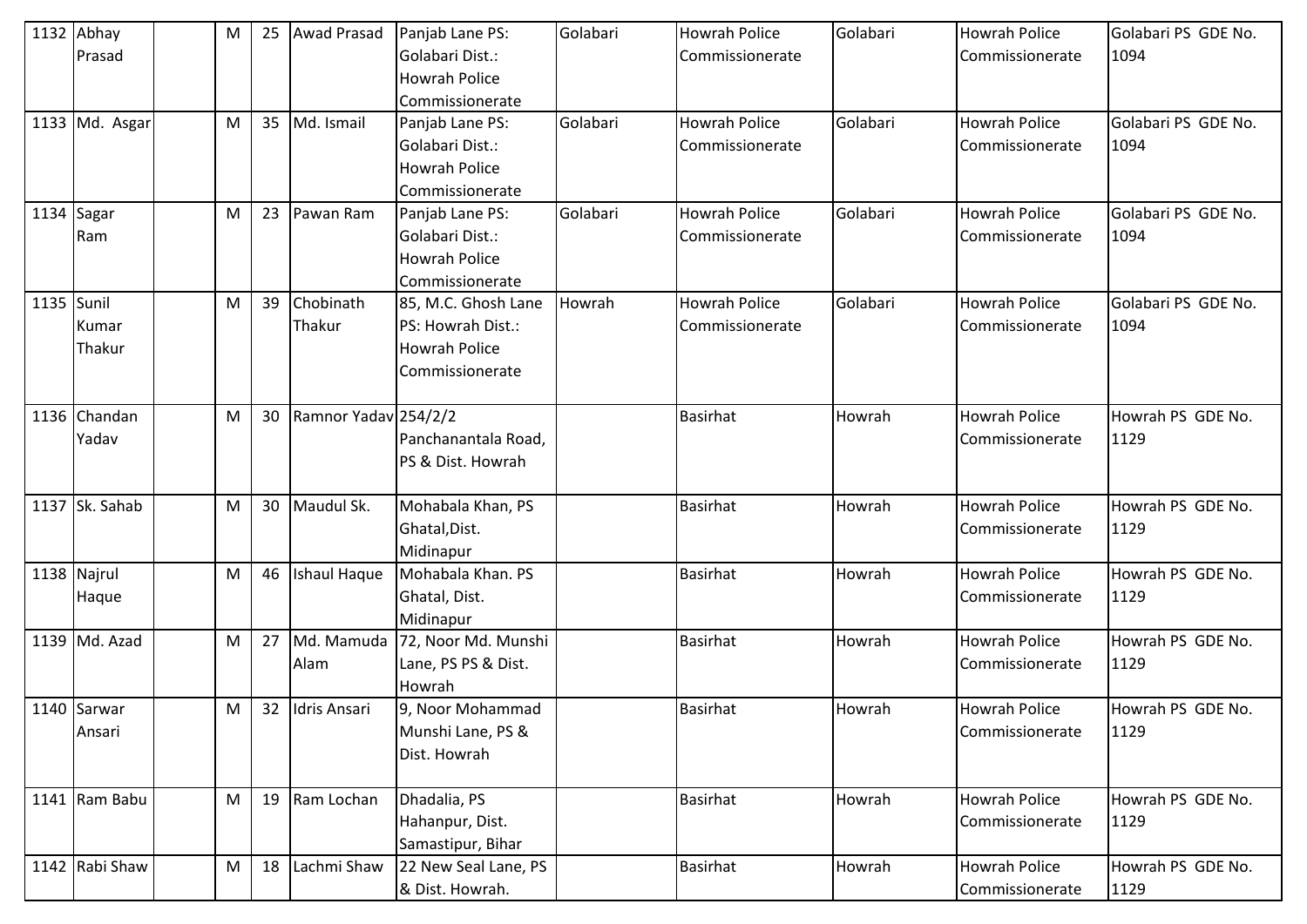| 1132 | Abhay Prasad | | M | 25 | Awad Prasad | Panjab Lane PS: Golabari Dist.: Howrah Police Commissionerate | Golabari | Howrah Police Commissionerate | Golabari | Howrah Police Commissionerate | Golabari PS GDE No. 1094 |
|---|---|---|---|---|---|---|---|---|---|---|---|
| 1133 | Md. Asgar | | M | 35 | Md. Ismail | Panjab Lane PS: Golabari Dist.: Howrah Police Commissionerate | Golabari | Howrah Police Commissionerate | Golabari | Howrah Police Commissionerate | Golabari PS GDE No. 1094 |
| 1134 | Sagar Ram | | M | 23 | Pawan Ram | Panjab Lane PS: Golabari Dist.: Howrah Police Commissionerate | Golabari | Howrah Police Commissionerate | Golabari | Howrah Police Commissionerate | Golabari PS GDE No. 1094 |
| 1135 | Sunil Kumar Thakur | | M | 39 | Chobinath Thakur | 85, M.C. Ghosh Lane PS: Howrah Dist.: Howrah Police Commissionerate | Howrah | Howrah Police Commissionerate | Golabari | Howrah Police Commissionerate | Golabari PS GDE No. 1094 |
| 1136 | Chandan Yadav | | M | 30 | Ramnor Yadav | 254/2/2 Panchanantala Road, PS & Dist. Howrah | | Basirhat | Howrah | Howrah Police Commissionerate | Howrah PS GDE No. 1129 |
| 1137 | Sk. Sahab | | M | 30 | Maudul Sk. | Mohabala Khan, PS Ghatal,Dist. Midinapur | | Basirhat | Howrah | Howrah Police Commissionerate | Howrah PS GDE No. 1129 |
| 1138 | Najrul Haque | | M | 46 | Ishaul Haque | Mohabala Khan. PS Ghatal, Dist. Midinapur | | Basirhat | Howrah | Howrah Police Commissionerate | Howrah PS GDE No. 1129 |
| 1139 | Md. Azad | | M | 27 | Md. Mamuda Alam | 72, Noor Md. Munshi Lane, PS PS & Dist. Howrah | | Basirhat | Howrah | Howrah Police Commissionerate | Howrah PS GDE No. 1129 |
| 1140 | Sarwar Ansari | | M | 32 | Idris Ansari | 9, Noor Mohammad Munshi Lane, PS & Dist. Howrah | | Basirhat | Howrah | Howrah Police Commissionerate | Howrah PS GDE No. 1129 |
| 1141 | Ram Babu | | M | 19 | Ram Lochan | Dhadalia, PS Hahanpur, Dist. Samastipur, Bihar | | Basirhat | Howrah | Howrah Police Commissionerate | Howrah PS GDE No. 1129 |
| 1142 | Rabi Shaw | | M | 18 | Lachmi Shaw | 22 New Seal Lane, PS & Dist. Howrah. | | Basirhat | Howrah | Howrah Police Commissionerate | Howrah PS GDE No. 1129 |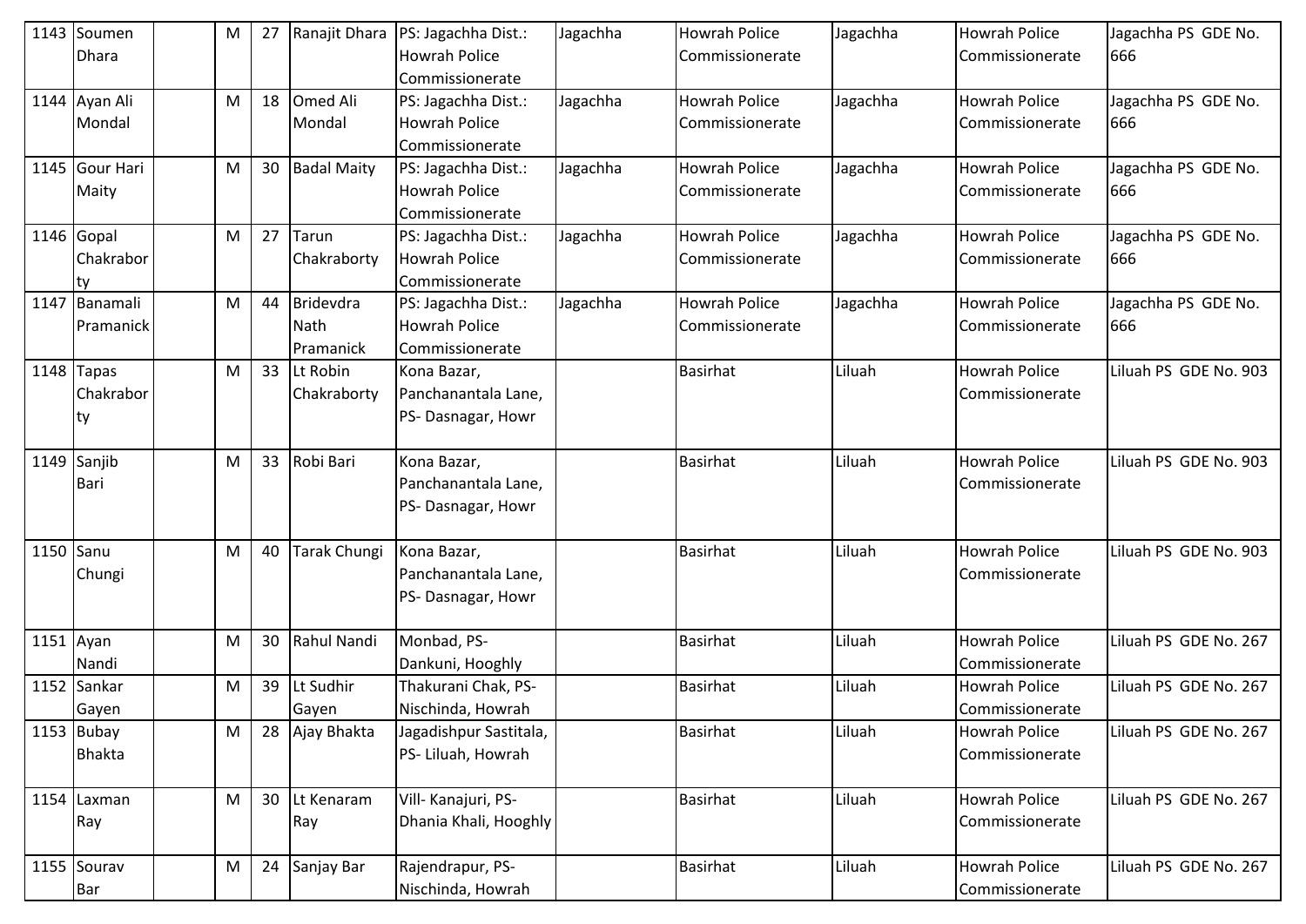| 1143 | Soumen Dhara | | M | 27 | Ranajit Dhara | PS: Jagachha Dist.: Howrah Police Commissionerate | Jagachha | Howrah Police Commissionerate | Jagachha | Howrah Police Commissionerate | Jagachha PS GDE No. 666 |
|---|---|---|---|---|---|---|---|---|---|---|---|
| 1144 | Ayan Ali Mondal | | M | 18 | Omed Ali Mondal | PS: Jagachha Dist.: Howrah Police Commissionerate | Jagachha | Howrah Police Commissionerate | Jagachha | Howrah Police Commissionerate | Jagachha PS GDE No. 666 |
| 1145 | Gour Hari Maity | | M | 30 | Badal Maity | PS: Jagachha Dist.: Howrah Police Commissionerate | Jagachha | Howrah Police Commissionerate | Jagachha | Howrah Police Commissionerate | Jagachha PS GDE No. 666 |
| 1146 | Gopal Chakraborty | | M | 27 | Tarun Chakraborty | PS: Jagachha Dist.: Howrah Police Commissionerate | Jagachha | Howrah Police Commissionerate | Jagachha | Howrah Police Commissionerate | Jagachha PS GDE No. 666 |
| 1147 | Banamali Pramanick | | M | 44 | Bridevdra Nath Pramanick | PS: Jagachha Dist.: Howrah Police Commissionerate | Jagachha | Howrah Police Commissionerate | Jagachha | Howrah Police Commissionerate | Jagachha PS GDE No. 666 |
| 1148 | Tapas Chakraborty | | M | 33 | Lt Robin Chakraborty | Kona Bazar, Panchanantala Lane, PS- Dasnagar, Howr | | Basirhat | Liluah | Howrah Police Commissionerate | Liluah PS GDE No. 903 |
| 1149 | Sanjib Bari | | M | 33 | Robi Bari | Kona Bazar, Panchanantala Lane, PS- Dasnagar, Howr | | Basirhat | Liluah | Howrah Police Commissionerate | Liluah PS GDE No. 903 |
| 1150 | Sanu Chungi | | M | 40 | Tarak Chungi | Kona Bazar, Panchanantala Lane, PS- Dasnagar, Howr | | Basirhat | Liluah | Howrah Police Commissionerate | Liluah PS GDE No. 903 |
| 1151 | Ayan Nandi | | M | 30 | Rahul Nandi | Monbad, PS- Dankuni, Hooghly | | Basirhat | Liluah | Howrah Police Commissionerate | Liluah PS GDE No. 267 |
| 1152 | Sankar Gayen | | M | 39 | Lt Sudhir Gayen | Thakurani Chak, PS- Nischinda, Howrah | | Basirhat | Liluah | Howrah Police Commissionerate | Liluah PS GDE No. 267 |
| 1153 | Bubay Bhakta | | M | 28 | Ajay Bhakta | Jagadishpur Sastitala, PS- Liluah, Howrah | | Basirhat | Liluah | Howrah Police Commissionerate | Liluah PS GDE No. 267 |
| 1154 | Laxman Ray | | M | 30 | Lt Kenaram Ray | Vill- Kanajuri, PS- Dhania Khali, Hooghly | | Basirhat | Liluah | Howrah Police Commissionerate | Liluah PS GDE No. 267 |
| 1155 | Sourav Bar | | M | 24 | Sanjay Bar | Rajendrapur, PS- Nischinda, Howrah | | Basirhat | Liluah | Howrah Police Commissionerate | Liluah PS GDE No. 267 |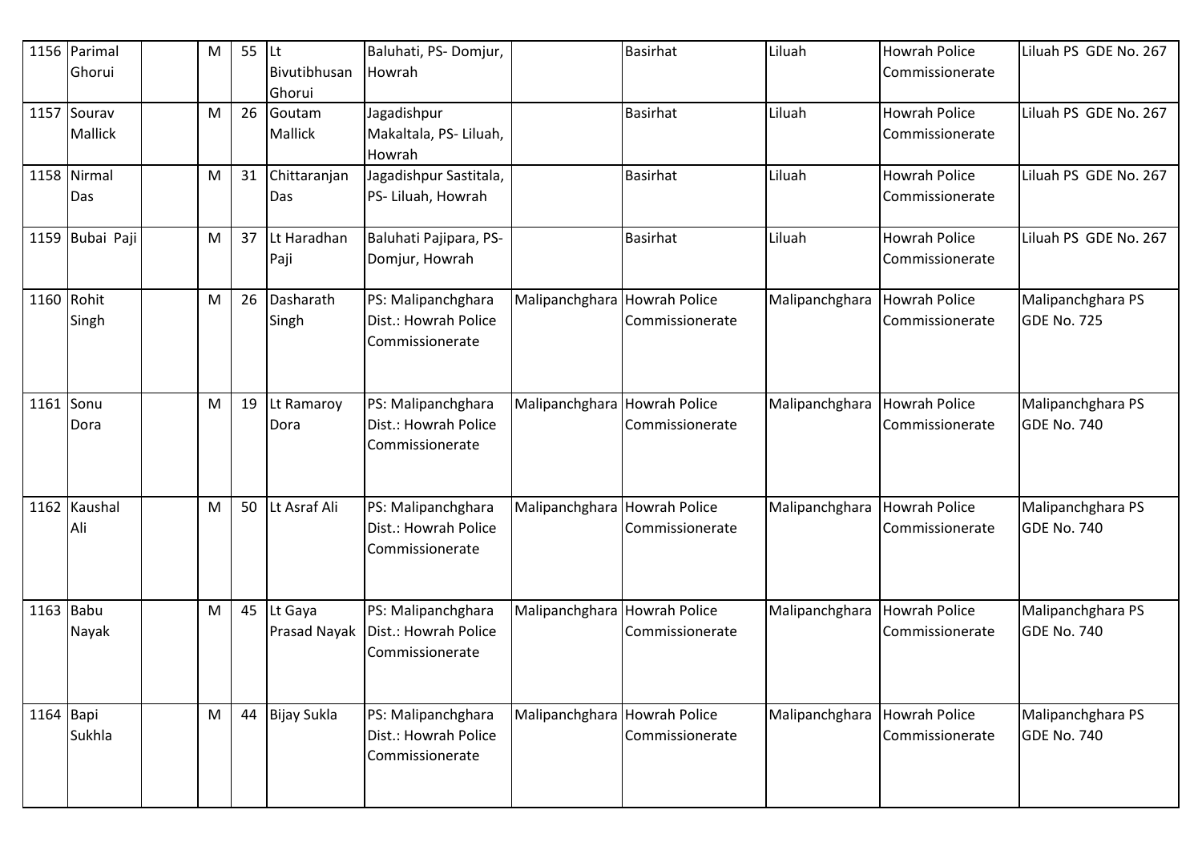| 1156 | Parimal Ghorui | | M | 55 | Lt Bivutibhusan Ghorui | Baluhati, PS- Domjur, Howrah | | Basirhat | Liluah | Howrah Police Commissionerate | Liluah PS GDE No. 267 |
|---|---|---|---|---|---|---|---|---|---|---|---|
| 1157 | Sourav Mallick | | M | 26 | Goutam Mallick | Jagadishpur Makaltala, PS- Liluah, Howrah | | Basirhat | Liluah | Howrah Police Commissionerate | Liluah PS GDE No. 267 |
| 1158 | Nirmal Das | | M | 31 | Chittaranjan Das | Jagadishpur Sastitala, PS- Liluah, Howrah | | Basirhat | Liluah | Howrah Police Commissionerate | Liluah PS GDE No. 267 |
| 1159 | Bubai Paji | | M | 37 | Lt Haradhan Paji | Baluhati Pajipara, PS- Domjur, Howrah | | Basirhat | Liluah | Howrah Police Commissionerate | Liluah PS GDE No. 267 |
| 1160 | Rohit Singh | | M | 26 | Dasharath Singh | PS: Malipanchghara Dist.: Howrah Police Commissionerate | Malipanchghara | Howrah Police Commissionerate | Malipanchghara | Howrah Police Commissionerate | Malipanchghara PS GDE No. 725 |
| 1161 | Sonu Dora | | M | 19 | Lt Ramaroy Dora | PS: Malipanchghara Dist.: Howrah Police Commissionerate | Malipanchghara | Howrah Police Commissionerate | Malipanchghara | Howrah Police Commissionerate | Malipanchghara PS GDE No. 740 |
| 1162 | Kaushal Ali | | M | 50 | Lt Asraf Ali | PS: Malipanchghara Dist.: Howrah Police Commissionerate | Malipanchghara | Howrah Police Commissionerate | Malipanchghara | Howrah Police Commissionerate | Malipanchghara PS GDE No. 740 |
| 1163 | Babu Nayak | | M | 45 | Lt Gaya Prasad Nayak | PS: Malipanchghara Dist.: Howrah Police Commissionerate | Malipanchghara | Howrah Police Commissionerate | Malipanchghara | Howrah Police Commissionerate | Malipanchghara PS GDE No. 740 |
| 1164 | Bapi Sukhla | | M | 44 | Bijay Sukla | PS: Malipanchghara Dist.: Howrah Police Commissionerate | Malipanchghara | Howrah Police Commissionerate | Malipanchghara | Howrah Police Commissionerate | Malipanchghara PS GDE No. 740 |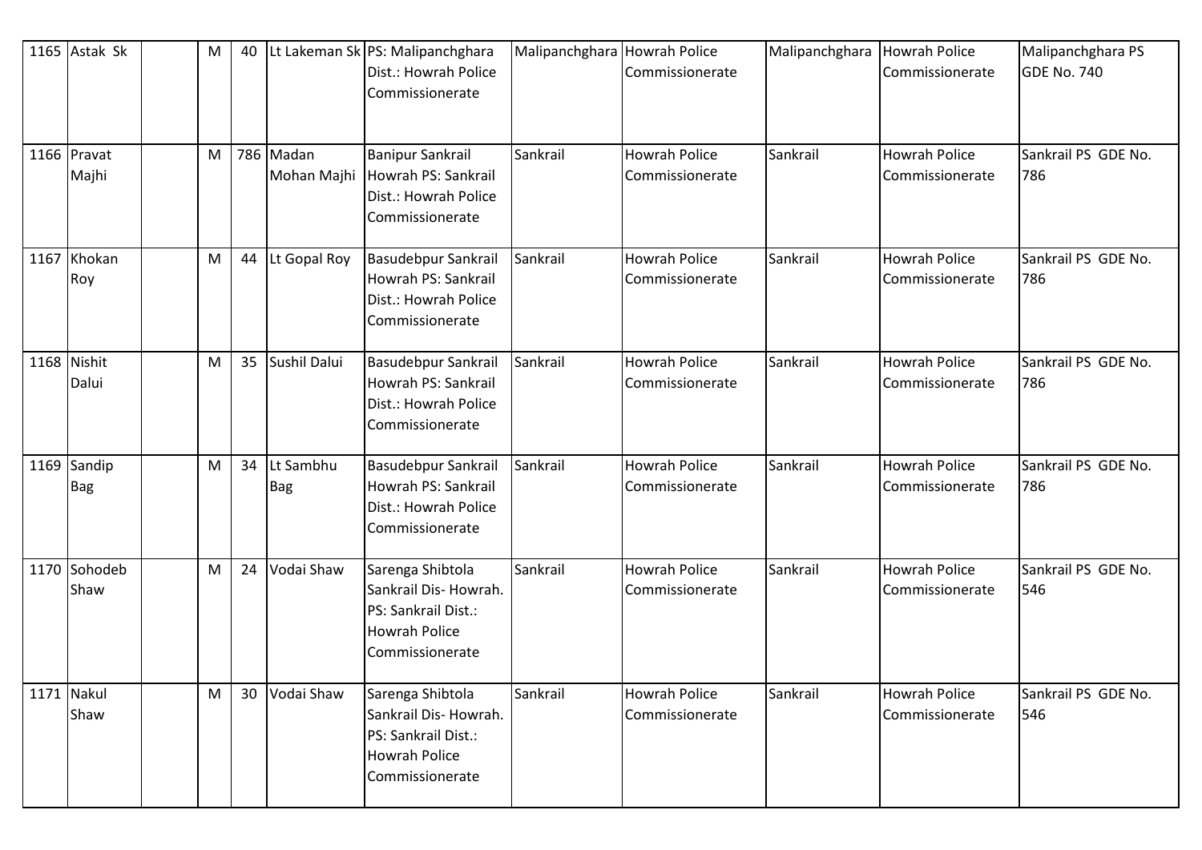| 1165 | Astak Sk | | M | 40 | Lt Lakeman Sk | PS: Malipanchghara Dist.: Howrah Police Commissionerate | Malipanchghara | Howrah Police Commissionerate | Malipanchghara | Howrah Police Commissionerate | Malipanchghara PS GDE No. 740 |
|---|---|---|---|---|---|---|---|---|---|---|---|
| 1166 | Pravat Majhi | | M | 786 | Madan Mohan Majhi | Banipur Sankrail Howrah PS: Sankrail Dist.: Howrah Police Commissionerate | Sankrail | Howrah Police Commissionerate | Sankrail | Howrah Police Commissionerate | Sankrail PS GDE No. 786 |
| 1167 | Khokan Roy | | M | 44 | Lt Gopal Roy | Basudebpur Sankrail Howrah PS: Sankrail Dist.: Howrah Police Commissionerate | Sankrail | Howrah Police Commissionerate | Sankrail | Howrah Police Commissionerate | Sankrail PS GDE No. 786 |
| 1168 | Nishit Dalui | | M | 35 | Sushil Dalui | Basudebpur Sankrail Howrah PS: Sankrail Dist.: Howrah Police Commissionerate | Sankrail | Howrah Police Commissionerate | Sankrail | Howrah Police Commissionerate | Sankrail PS GDE No. 786 |
| 1169 | Sandip Bag | | M | 34 | Lt Sambhu Bag | Basudebpur Sankrail Howrah PS: Sankrail Dist.: Howrah Police Commissionerate | Sankrail | Howrah Police Commissionerate | Sankrail | Howrah Police Commissionerate | Sankrail PS GDE No. 786 |
| 1170 | Sohodeb Shaw | | M | 24 | Vodai Shaw | Sarenga Shibtola Sankrail Dis- Howrah. PS: Sankrail Dist.: Howrah Police Commissionerate | Sankrail | Howrah Police Commissionerate | Sankrail | Howrah Police Commissionerate | Sankrail PS GDE No. 546 |
| 1171 | Nakul Shaw | | M | 30 | Vodai Shaw | Sarenga Shibtola Sankrail Dis- Howrah. PS: Sankrail Dist.: Howrah Police Commissionerate | Sankrail | Howrah Police Commissionerate | Sankrail | Howrah Police Commissionerate | Sankrail PS GDE No. 546 |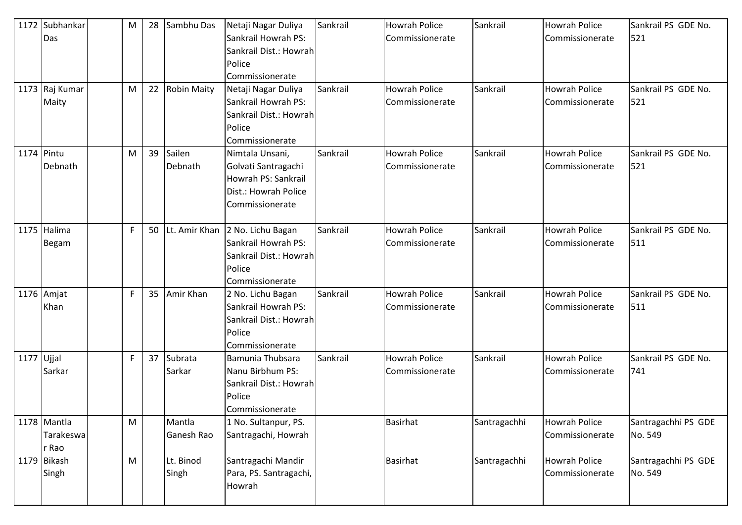| 1172 | Subhankar Das | | M | 28 | Sambhu Das | Netaji Nagar Duliya Sankrail Howrah PS: Sankrail Dist.: Howrah Police Commissionerate | Sankrail | Howrah Police Commissionerate | Sankrail | Howrah Police Commissionerate | Sankrail PS GDE No. 521 |
|---|---|---|---|---|---|---|---|---|---|---|---|
| 1173 | Raj Kumar Maity | | M | 22 | Robin Maity | Netaji Nagar Duliya Sankrail Howrah PS: Sankrail Dist.: Howrah Police Commissionerate | Sankrail | Howrah Police Commissionerate | Sankrail | Howrah Police Commissionerate | Sankrail PS GDE No. 521 |
| 1174 | Pintu Debnath | | M | 39 | Sailen Debnath | Nimtala Unsani, Golvati Santragachi Howrah PS: Sankrail Dist.: Howrah Police Commissionerate | Sankrail | Howrah Police Commissionerate | Sankrail | Howrah Police Commissionerate | Sankrail PS GDE No. 521 |
| 1175 | Halima Begam | | F | 50 | Lt. Amir Khan | 2 No. Lichu Bagan Sankrail Howrah PS: Sankrail Dist.: Howrah Police Commissionerate | Sankrail | Howrah Police Commissionerate | Sankrail | Howrah Police Commissionerate | Sankrail PS GDE No. 511 |
| 1176 | Amjat Khan | | F | 35 | Amir Khan | 2 No. Lichu Bagan Sankrail Howrah PS: Sankrail Dist.: Howrah Police Commissionerate | Sankrail | Howrah Police Commissionerate | Sankrail | Howrah Police Commissionerate | Sankrail PS GDE No. 511 |
| 1177 | Ujjal Sarkar | | F | 37 | Subrata Sarkar | Bamunia Thubsara Nanu Birbhum PS: Sankrail Dist.: Howrah Police Commissionerate | Sankrail | Howrah Police Commissionerate | Sankrail | Howrah Police Commissionerate | Sankrail PS GDE No. 741 |
| 1178 | Mantla Tarakeswar Rao | | M | | Mantla Ganesh Rao | 1 No. Sultanpur, PS. Santragachi, Howrah | | Basirhat | Santragachhi | Howrah Police Commissionerate | Santragachhi PS GDE No. 549 |
| 1179 | Bikash Singh | | M | | Lt. Binod Singh | Santragachi Mandir Para, PS. Santragachi, Howrah | | Basirhat | Santragachhi | Howrah Police Commissionerate | Santragachhi PS GDE No. 549 |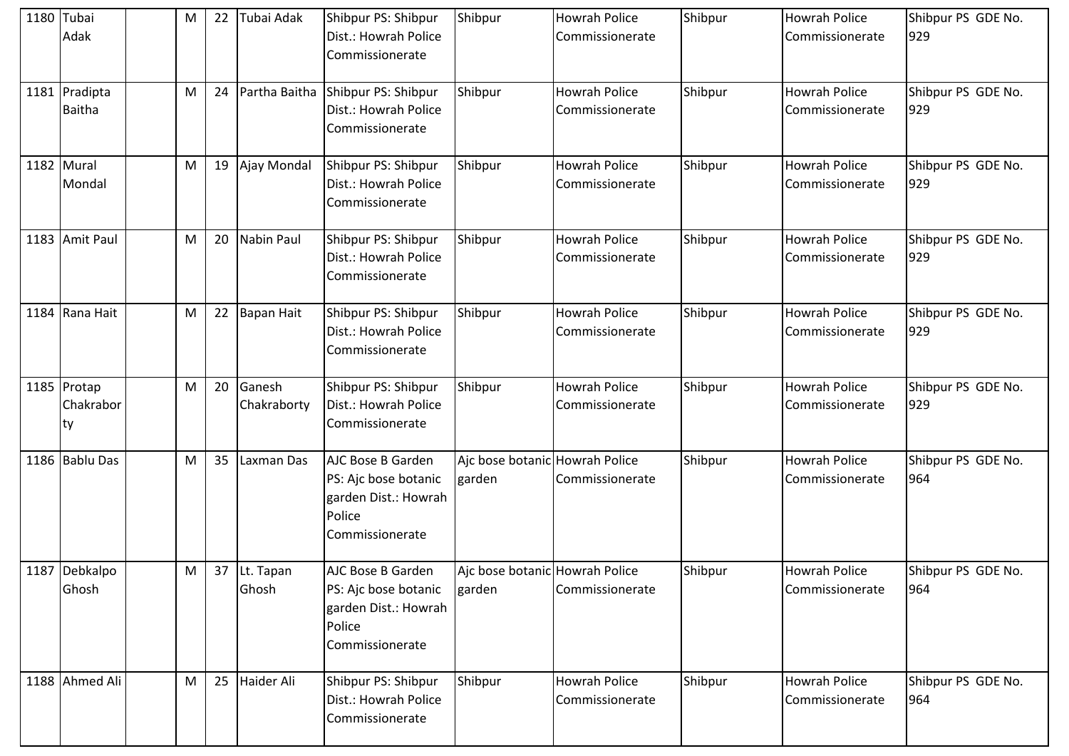| 1180 | Tubai Adak | | M | 22 | Tubai Adak | Shibpur PS: Shibpur Dist.: Howrah Police Commissionerate | Shibpur | Howrah Police Commissionerate | Shibpur | Howrah Police Commissionerate | Shibpur PS GDE No. 929 |
|---|---|---|---|---|---|---|---|---|---|---|---|
| 1181 | Pradipta Baitha | | M | 24 | Partha Baitha | Shibpur PS: Shibpur Dist.: Howrah Police Commissionerate | Shibpur | Howrah Police Commissionerate | Shibpur | Howrah Police Commissionerate | Shibpur PS GDE No. 929 |
| 1182 | Mural Mondal | | M | 19 | Ajay Mondal | Shibpur PS: Shibpur Dist.: Howrah Police Commissionerate | Shibpur | Howrah Police Commissionerate | Shibpur | Howrah Police Commissionerate | Shibpur PS GDE No. 929 |
| 1183 | Amit Paul | | M | 20 | Nabin Paul | Shibpur PS: Shibpur Dist.: Howrah Police Commissionerate | Shibpur | Howrah Police Commissionerate | Shibpur | Howrah Police Commissionerate | Shibpur PS GDE No. 929 |
| 1184 | Rana Hait | | M | 22 | Bapan Hait | Shibpur PS: Shibpur Dist.: Howrah Police Commissionerate | Shibpur | Howrah Police Commissionerate | Shibpur | Howrah Police Commissionerate | Shibpur PS GDE No. 929 |
| 1185 | Protap Chakraborty | | M | 20 | Ganesh Chakraborty | Shibpur PS: Shibpur Dist.: Howrah Police Commissionerate | Shibpur | Howrah Police Commissionerate | Shibpur | Howrah Police Commissionerate | Shibpur PS GDE No. 929 |
| 1186 | Bablu Das | | M | 35 | Laxman Das | AJC Bose B Garden PS: Ajc bose botanic garden Dist.: Howrah Police Commissionerate | Ajc bose botanic garden | Howrah Police Commissionerate | Shibpur | Howrah Police Commissionerate | Shibpur PS GDE No. 964 |
| 1187 | Debkalpo Ghosh | | M | 37 | Lt. Tapan Ghosh | AJC Bose B Garden PS: Ajc bose botanic garden Dist.: Howrah Police Commissionerate | Ajc bose botanic garden | Howrah Police Commissionerate | Shibpur | Howrah Police Commissionerate | Shibpur PS GDE No. 964 |
| 1188 | Ahmed Ali | | M | 25 | Haider Ali | Shibpur PS: Shibpur Dist.: Howrah Police Commissionerate | Shibpur | Howrah Police Commissionerate | Shibpur | Howrah Police Commissionerate | Shibpur PS GDE No. 964 |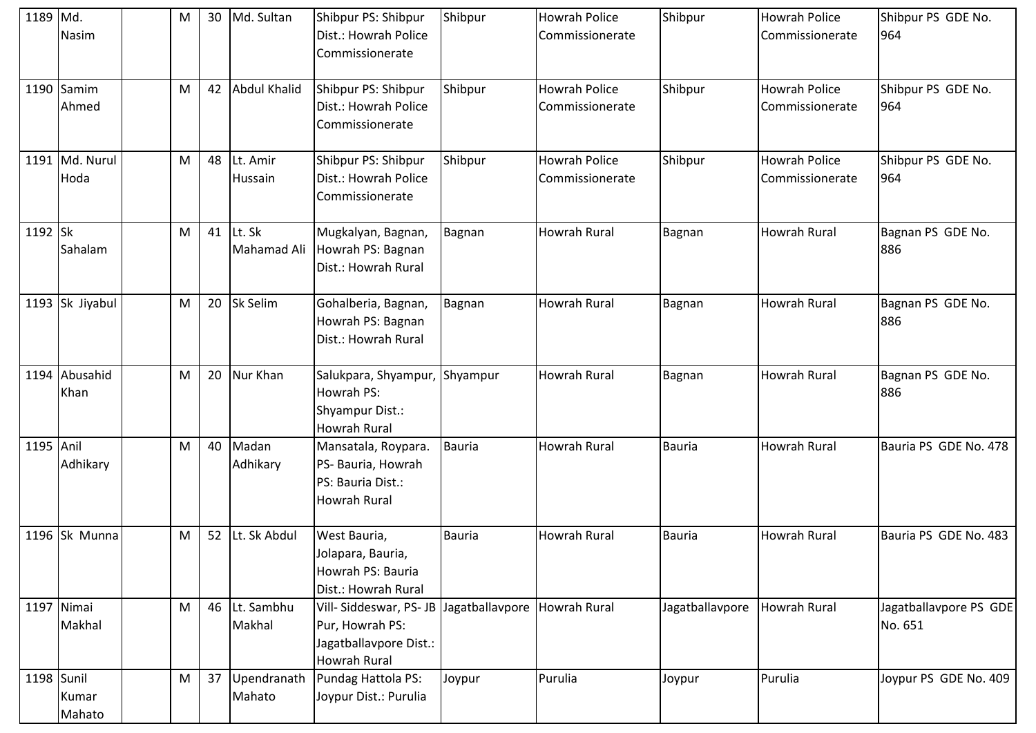| 1189 | Md. Nasim | | M | 30 | Md. Sultan | Shibpur PS: Shibpur Dist.: Howrah Police Commissionerate | Shibpur | Howrah Police Commissionerate | Shibpur | Howrah Police Commissionerate | Shibpur PS GDE No. 964 |
|---|---|---|---|---|---|---|---|---|---|---|---|
| 1190 | Samim Ahmed | | M | 42 | Abdul Khalid | Shibpur PS: Shibpur Dist.: Howrah Police Commissionerate | Shibpur | Howrah Police Commissionerate | Shibpur | Howrah Police Commissionerate | Shibpur PS GDE No. 964 |
| 1191 | Md. Nurul Hoda | | M | 48 | Lt. Amir Hussain | Shibpur PS: Shibpur Dist.: Howrah Police Commissionerate | Shibpur | Howrah Police Commissionerate | Shibpur | Howrah Police Commissionerate | Shibpur PS GDE No. 964 |
| 1192 | Sk Sahalam | | M | 41 | Lt. Sk Mahamad Ali | Mugkalyan, Bagnan, Howrah PS: Bagnan Dist.: Howrah Rural | Bagnan | Howrah Rural | Bagnan | Howrah Rural | Bagnan PS GDE No. 886 |
| 1193 | Sk Jiyabul | | M | 20 | Sk Selim | Gohalberia, Bagnan, Howrah PS: Bagnan Dist.: Howrah Rural | Bagnan | Howrah Rural | Bagnan | Howrah Rural | Bagnan PS GDE No. 886 |
| 1194 | Abusahid Khan | | M | 20 | Nur Khan | Salukpara, Shyampur, Howrah PS: Shyampur Dist.: Howrah Rural | Shyampur | Howrah Rural | Bagnan | Howrah Rural | Bagnan PS GDE No. 886 |
| 1195 | Anil Adhikary | | M | 40 | Madan Adhikary | Mansatala, Roypara. PS- Bauria, Howrah PS: Bauria Dist.: Howrah Rural | Bauria | Howrah Rural | Bauria | Howrah Rural | Bauria PS GDE No. 478 |
| 1196 | Sk Munna | | M | 52 | Lt. Sk Abdul | West Bauria, Jolapara, Bauria, Howrah PS: Bauria Dist.: Howrah Rural | Bauria | Howrah Rural | Bauria | Howrah Rural | Bauria PS GDE No. 483 |
| 1197 | Nimai Makhal | | M | 46 | Lt. Sambhu Makhal | Vill- Siddeswar, PS- JB Pur, Howrah PS: Jagatballavpore Dist.: Howrah Rural | Jagatballavpore | Howrah Rural | Jagatballavpore | Howrah Rural | Jagatballavpore PS GDE No. 651 |
| 1198 | Sunil Kumar Mahato | | M | 37 | Upendranath Mahato | Pundag Hattola PS: Joypur Dist.: Purulia | Joypur | Purulia | Joypur | Purulia | Joypur PS GDE No. 409 |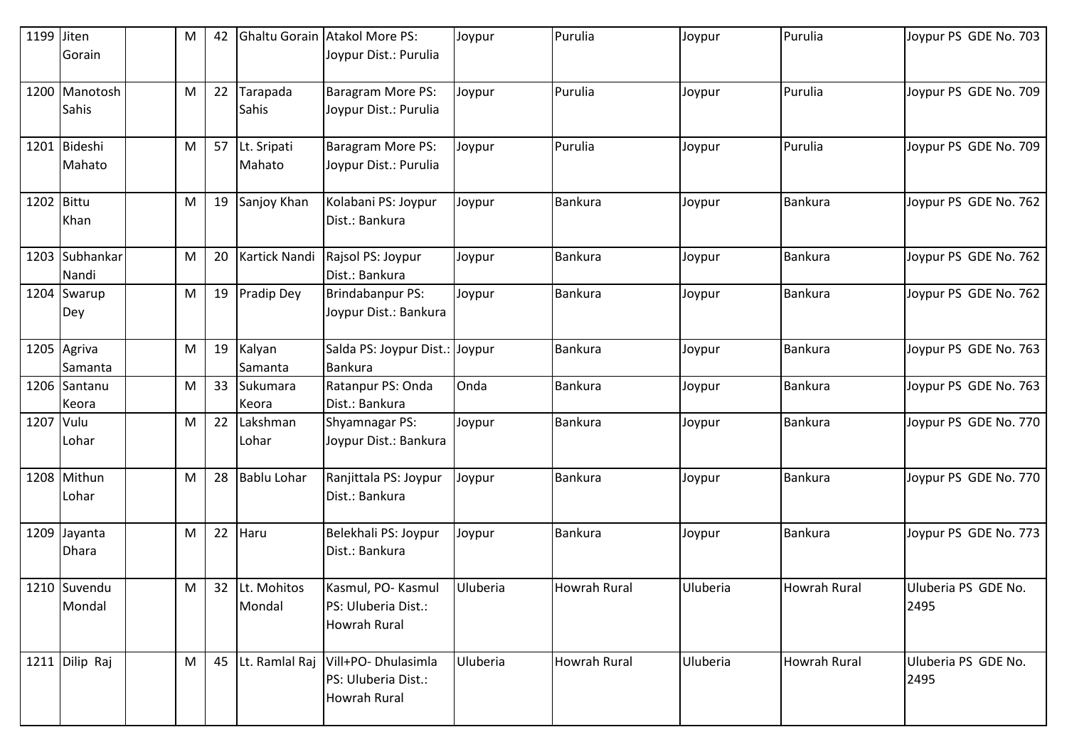| 1199 | Jiten Gorain | | M | 42 | Ghaltu Gorain | Atakol More PS: Joypur Dist.: Purulia | Joypur | Purulia | Joypur | Purulia | Joypur PS GDE No. 703 |
|---|---|---|---|---|---|---|---|---|---|---|---|
| 1200 | Manotosh Sahis | | M | 22 | Tarapada Sahis | Baragram More PS: Joypur Dist.: Purulia | Joypur | Purulia | Joypur | Purulia | Joypur PS GDE No. 709 |
| 1201 | Bideshi Mahato | | M | 57 | Lt. Sripati Mahato | Baragram More PS: Joypur Dist.: Purulia | Joypur | Purulia | Joypur | Purulia | Joypur PS GDE No. 709 |
| 1202 | Bittu Khan | | M | 19 | Sanjoy Khan | Kolabani PS: Joypur Dist.: Bankura | Joypur | Bankura | Joypur | Bankura | Joypur PS GDE No. 762 |
| 1203 | Subhankar Nandi | | M | 20 | Kartick Nandi | Rajsol PS: Joypur Dist.: Bankura | Joypur | Bankura | Joypur | Bankura | Joypur PS GDE No. 762 |
| 1204 | Swarup Dey | | M | 19 | Pradip Dey | Brindabanpur PS: Joypur Dist.: Bankura | Joypur | Bankura | Joypur | Bankura | Joypur PS GDE No. 762 |
| 1205 | Agriva Samanta | | M | 19 | Kalyan Samanta | Salda PS: Joypur Dist.: Bankura | Joypur | Bankura | Joypur | Bankura | Joypur PS GDE No. 763 |
| 1206 | Santanu Keora | | M | 33 | Sukumara Keora | Ratanpur PS: Onda Dist.: Bankura | Onda | Bankura | Joypur | Bankura | Joypur PS GDE No. 763 |
| 1207 | Vulu Lohar | | M | 22 | Lakshman Lohar | Shyamnagar PS: Joypur Dist.: Bankura | Joypur | Bankura | Joypur | Bankura | Joypur PS GDE No. 770 |
| 1208 | Mithun Lohar | | M | 28 | Bablu Lohar | Ranjittala PS: Joypur Dist.: Bankura | Joypur | Bankura | Joypur | Bankura | Joypur PS GDE No. 770 |
| 1209 | Jayanta Dhara | | M | 22 | Haru | Belekhali PS: Joypur Dist.: Bankura | Joypur | Bankura | Joypur | Bankura | Joypur PS GDE No. 773 |
| 1210 | Suvendu Mondal | | M | 32 | Lt. Mohitos Mondal | Kasmul, PO- Kasmul PS: Uluberia Dist.: Howrah Rural | Uluberia | Howrah Rural | Uluberia | Howrah Rural | Uluberia PS GDE No. 2495 |
| 1211 | Dilip Raj | | M | 45 | Lt. Ramlal Raj | Vill+PO- Dhulasimla PS: Uluberia Dist.: Howrah Rural | Uluberia | Howrah Rural | Uluberia | Howrah Rural | Uluberia PS GDE No. 2495 |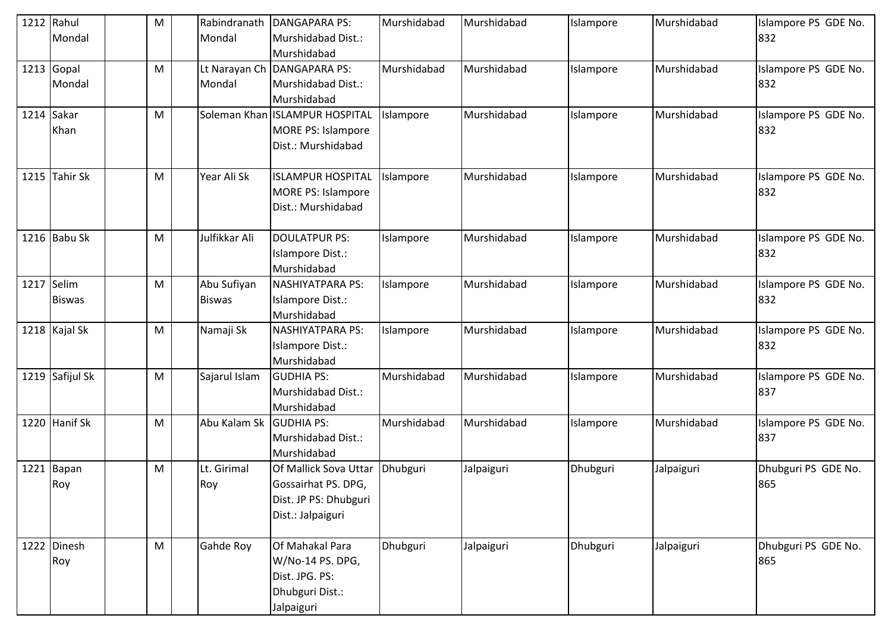| 1212 | Rahul Mondal | | M | | Rabindranath Mondal | DANGAPARA PS: Murshidabad Dist.: Murshidabad | Murshidabad | Murshidabad | Islampore | Murshidabad | Islampore PS GDE No. 832 |
|---|---|---|---|---|---|---|---|---|---|---|---|
| 1213 | Gopal Mondal | | M | | Lt Narayan Ch Mondal | DANGAPARA PS: Murshidabad Dist.: Murshidabad | Murshidabad | Murshidabad | Islampore | Murshidabad | Islampore PS GDE No. 832 |
| 1214 | Sakar Khan | | M | | Soleman Khan | ISLAMPUR HOSPITAL MORE PS: Islampore Dist.: Murshidabad | Islampore | Murshidabad | Islampore | Murshidabad | Islampore PS GDE No. 832 |
| 1215 | Tahir Sk | | M | | Year Ali Sk | ISLAMPUR HOSPITAL MORE PS: Islampore Dist.: Murshidabad | Islampore | Murshidabad | Islampore | Murshidabad | Islampore PS GDE No. 832 |
| 1216 | Babu Sk | | M | | Julfikkar Ali | DOULATPUR PS: Islampore Dist.: Murshidabad | Islampore | Murshidabad | Islampore | Murshidabad | Islampore PS GDE No. 832 |
| 1217 | Selim Biswas | | M | | Abu Sufiyan Biswas | NASHIYATPARA PS: Islampore Dist.: Murshidabad | Islampore | Murshidabad | Islampore | Murshidabad | Islampore PS GDE No. 832 |
| 1218 | Kajal Sk | | M | | Namaji Sk | NASHIYATPARA PS: Islampore Dist.: Murshidabad | Islampore | Murshidabad | Islampore | Murshidabad | Islampore PS GDE No. 832 |
| 1219 | Safijul Sk | | M | | Sajarul Islam | GUDHIA PS: Murshidabad Dist.: Murshidabad | Murshidabad | Murshidabad | Islampore | Murshidabad | Islampore PS GDE No. 837 |
| 1220 | Hanif Sk | | M | | Abu Kalam Sk | GUDHIA PS: Murshidabad Dist.: Murshidabad | Murshidabad | Murshidabad | Islampore | Murshidabad | Islampore PS GDE No. 837 |
| 1221 | Bapan Roy | | M | | Lt. Girimal Roy | Of Mallick Sova Uttar Gossairhat PS. DPG, Dist. JP PS: Dhubguri Dist.: Jalpaiguri | Dhubguri | Jalpaiguri | Dhubguri | Jalpaiguri | Dhubguri PS GDE No. 865 |
| 1222 | Dinesh Roy | | M | | Gahde Roy | Of Mahakal Para W/No-14 PS. DPG, Dist. JPG. PS: Dhubguri Dist.: Jalpaiguri | Dhubguri | Jalpaiguri | Dhubguri | Jalpaiguri | Dhubguri PS GDE No. 865 |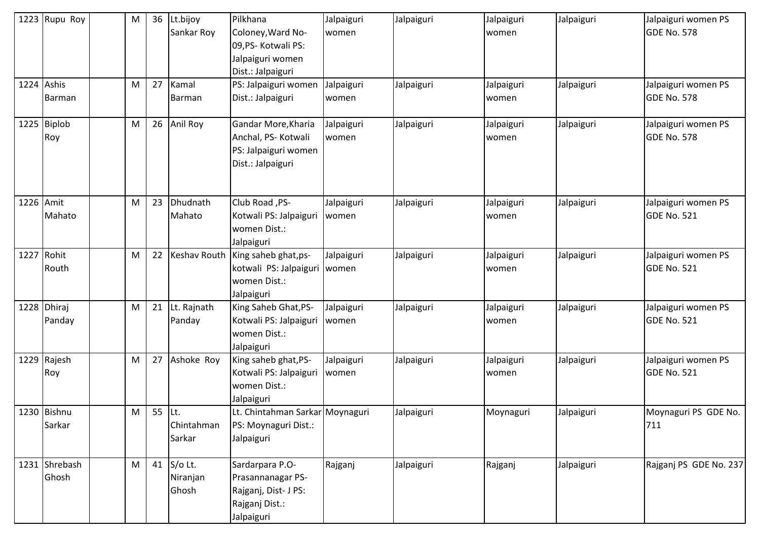| 1223 | Rupu Roy | | M | 36 | Lt.bijoy Sankar Roy | Pilkhana Coloney,Ward No-09,PS- Kotwali PS: Jalpaiguri women Dist.: Jalpaiguri | Jalpaiguri women | Jalpaiguri | Jalpaiguri women | Jalpaiguri | Jalpaiguri women PS GDE No. 578 |
|---|---|---|---|---|---|---|---|---|---|---|---|
| 1224 | Ashis Barman | | M | 27 | Kamal Barman | PS: Jalpaiguri women Dist.: Jalpaiguri | Jalpaiguri women | Jalpaiguri | Jalpaiguri women | Jalpaiguri | Jalpaiguri women PS GDE No. 578 |
| 1225 | Biplob Roy | | M | 26 | Anil Roy | Gandar More,Kharia Anchal, PS- Kotwali PS: Jalpaiguri women Dist.: Jalpaiguri | Jalpaiguri women | Jalpaiguri | Jalpaiguri women | Jalpaiguri | Jalpaiguri women PS GDE No. 578 |
| 1226 | Amit Mahato | | M | 23 | Dhudnath Mahato | Club Road ,PS-Kotwali PS: Jalpaiguri women Dist.: Jalpaiguri | Jalpaiguri women | Jalpaiguri | Jalpaiguri women | Jalpaiguri | Jalpaiguri women PS GDE No. 521 |
| 1227 | Rohit Routh | | M | 22 | Keshav Routh | King saheb ghat,ps-kotwali PS: Jalpaiguri women Dist.: Jalpaiguri | Jalpaiguri women | Jalpaiguri | Jalpaiguri women | Jalpaiguri | Jalpaiguri women PS GDE No. 521 |
| 1228 | Dhiraj Panday | | M | 21 | Lt. Rajnath Panday | King Saheb Ghat,PS-Kotwali PS: Jalpaiguri women Dist.: Jalpaiguri | Jalpaiguri women | Jalpaiguri | Jalpaiguri women | Jalpaiguri | Jalpaiguri women PS GDE No. 521 |
| 1229 | Rajesh Roy | | M | 27 | Ashoke Roy | King saheb ghat,PS-Kotwali PS: Jalpaiguri women Dist.: Jalpaiguri | Jalpaiguri women | Jalpaiguri | Jalpaiguri women | Jalpaiguri | Jalpaiguri women PS GDE No. 521 |
| 1230 | Bishnu Sarkar | | M | 55 | Lt. Chintahman Sarkar | Lt. Chintahman Sarkar PS: Moynaguri Dist.: Jalpaiguri | Moynaguri | Jalpaiguri | Moynaguri | Jalpaiguri | Moynaguri PS GDE No. 711 |
| 1231 | Shrebash Ghosh | | M | 41 | S/o Lt. Niranjan Ghosh | Sardarpara P.O-Prasannanagar PS-Rajganj, Dist- J PS: Rajganj Dist.: Jalpaiguri | Rajganj | Jalpaiguri | Rajganj | Jalpaiguri | Rajganj PS GDE No. 237 |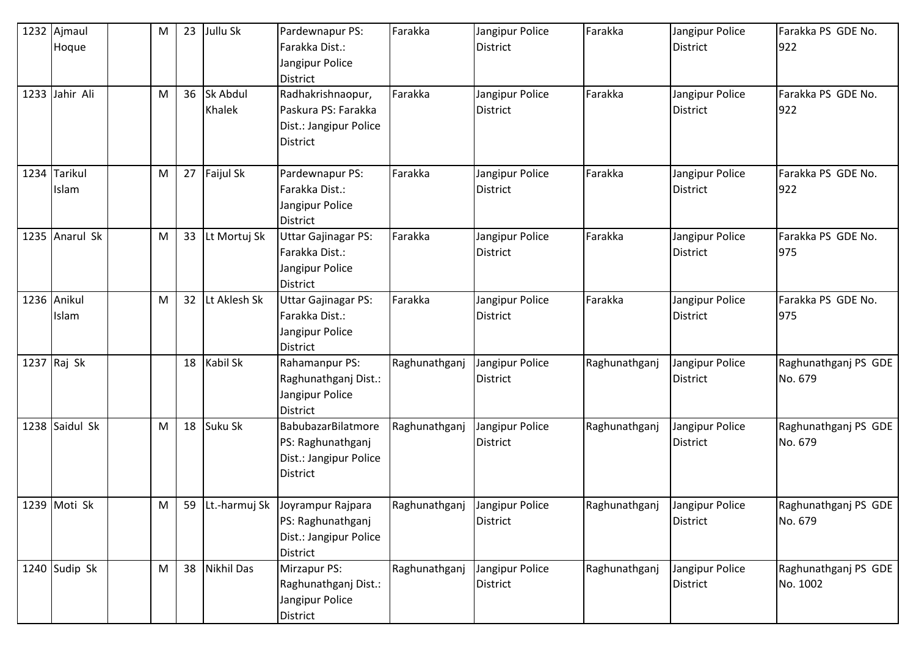| 1232 | Ajmaul Hoque | | M | 23 | Jullu Sk | Pardewnapur PS: Farakka Dist.: Jangipur Police District | Farakka | Jangipur Police District | Farakka | Jangipur Police District | Farakka PS GDE No. 922 |
|---|---|---|---|---|---|---|---|---|---|---|---|
| 1233 | Jahir Ali | | M | 36 | Sk Abdul Khalek | Radhakrishnaopur, Paskura PS: Farakka Dist.: Jangipur Police District | Farakka | Jangipur Police District | Farakka | Jangipur Police District | Farakka PS GDE No. 922 |
| 1234 | Tarikul Islam | | M | 27 | Faijul Sk | Pardewnapur PS: Farakka Dist.: Jangipur Police District | Farakka | Jangipur Police District | Farakka | Jangipur Police District | Farakka PS GDE No. 922 |
| 1235 | Anarul Sk | | M | 33 | Lt Mortuj Sk | Uttar Gajinagar PS: Farakka Dist.: Jangipur Police District | Farakka | Jangipur Police District | Farakka | Jangipur Police District | Farakka PS GDE No. 975 |
| 1236 | Anikul Islam | | M | 32 | Lt Aklesh Sk | Uttar Gajinagar PS: Farakka Dist.: Jangipur Police District | Farakka | Jangipur Police District | Farakka | Jangipur Police District | Farakka PS GDE No. 975 |
| 1237 | Raj Sk | | | 18 | Kabil Sk | Rahamanpur PS: Raghunathganj Dist.: Jangipur Police District | Raghunathganj | Jangipur Police District | Raghunathganj | Jangipur Police District | Raghunathganj PS GDE No. 679 |
| 1238 | Saidul Sk | | M | 18 | Suku Sk | BabubazarBilatmore PS: Raghunathganj Dist.: Jangipur Police District | Raghunathganj | Jangipur Police District | Raghunathganj | Jangipur Police District | Raghunathganj PS GDE No. 679 |
| 1239 | Moti Sk | | M | 59 | Lt.-harmuj Sk | Joyrampur Rajpara PS: Raghunathganj Dist.: Jangipur Police District | Raghunathganj | Jangipur Police District | Raghunathganj | Jangipur Police District | Raghunathganj PS GDE No. 679 |
| 1240 | Sudip Sk | | M | 38 | Nikhil Das | Mirzapur PS: Raghunathganj Dist.: Jangipur Police District | Raghunathganj | Jangipur Police District | Raghunathganj | Jangipur Police District | Raghunathganj PS GDE No. 1002 |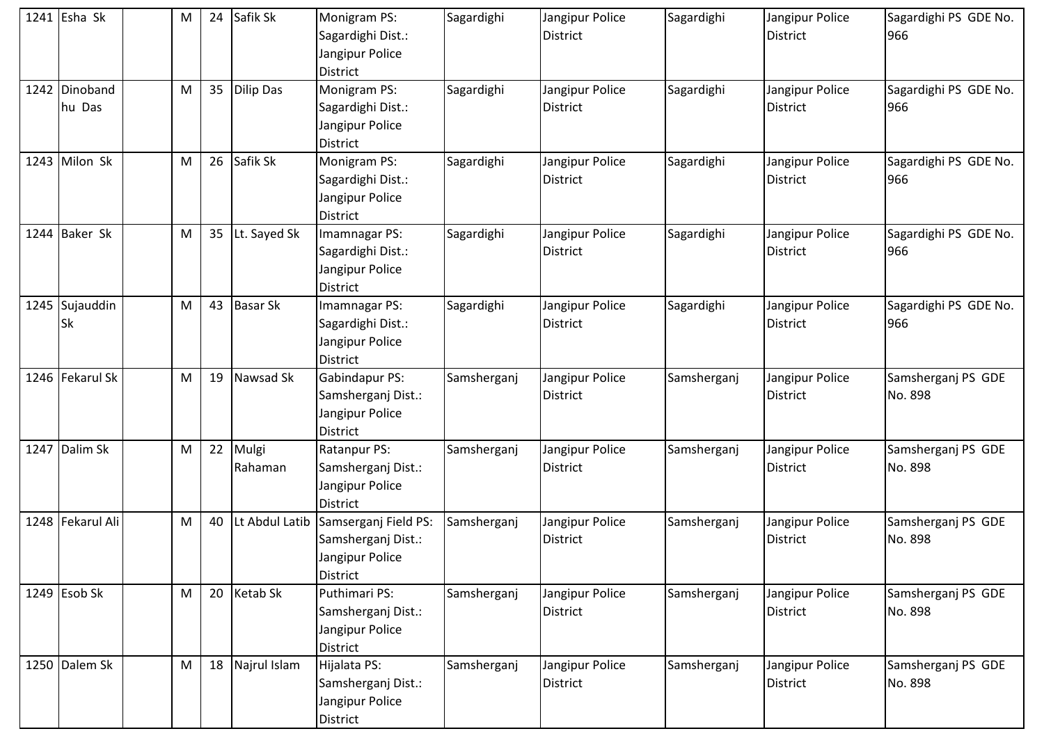| | | | | | | | | | | |
|---|---|---|---|---|---|---|---|---|---|---|
| 1241 | Esha Sk | | M | 24 | Safik Sk | Monigram PS: Sagardighi Dist.: Jangipur Police District | Sagardighi | Jangipur Police District | Sagardighi | Jangipur Police District | Sagardighi PS GDE No. 966 |
| 1242 | Dinobandhu Das | | M | 35 | Dilip Das | Monigram PS: Sagardighi Dist.: Jangipur Police District | Sagardighi | Jangipur Police District | Sagardighi | Jangipur Police District | Sagardighi PS GDE No. 966 |
| 1243 | Milon Sk | | M | 26 | Safik Sk | Monigram PS: Sagardighi Dist.: Jangipur Police District | Sagardighi | Jangipur Police District | Sagardighi | Jangipur Police District | Sagardighi PS GDE No. 966 |
| 1244 | Baker Sk | | M | 35 | Lt. Sayed Sk | Imamnagar PS: Sagardighi Dist.: Jangipur Police District | Sagardighi | Jangipur Police District | Sagardighi | Jangipur Police District | Sagardighi PS GDE No. 966 |
| 1245 | Sujauddin Sk | | M | 43 | Basar Sk | Imamnagar PS: Sagardighi Dist.: Jangipur Police District | Sagardighi | Jangipur Police District | Sagardighi | Jangipur Police District | Sagardighi PS GDE No. 966 |
| 1246 | Fekarul Sk | | M | 19 | Nawsad Sk | Gabindapur PS: Samsherganj Dist.: Jangipur Police District | Samsherganj | Jangipur Police District | Samsherganj | Jangipur Police District | Samsherganj PS GDE No. 898 |
| 1247 | Dalim Sk | | M | 22 | Mulgi Rahaman | Ratanpur PS: Samsherganj Dist.: Jangipur Police District | Samsherganj | Jangipur Police District | Samsherganj | Jangipur Police District | Samsherganj PS GDE No. 898 |
| 1248 | Fekarul Ali | | M | 40 | Lt Abdul Latib | Samserganj Field PS: Samsherganj Dist.: Jangipur Police District | Samsherganj | Jangipur Police District | Samsherganj | Jangipur Police District | Samsherganj PS GDE No. 898 |
| 1249 | Esob Sk | | M | 20 | Ketab Sk | Puthimari PS: Samsherganj Dist.: Jangipur Police District | Samsherganj | Jangipur Police District | Samsherganj | Jangipur Police District | Samsherganj PS GDE No. 898 |
| 1250 | Dalem Sk | | M | 18 | Najrul Islam | Hijalata PS: Samsherganj Dist.: Jangipur Police District | Samsherganj | Jangipur Police District | Samsherganj | Jangipur Police District | Samsherganj PS GDE No. 898 |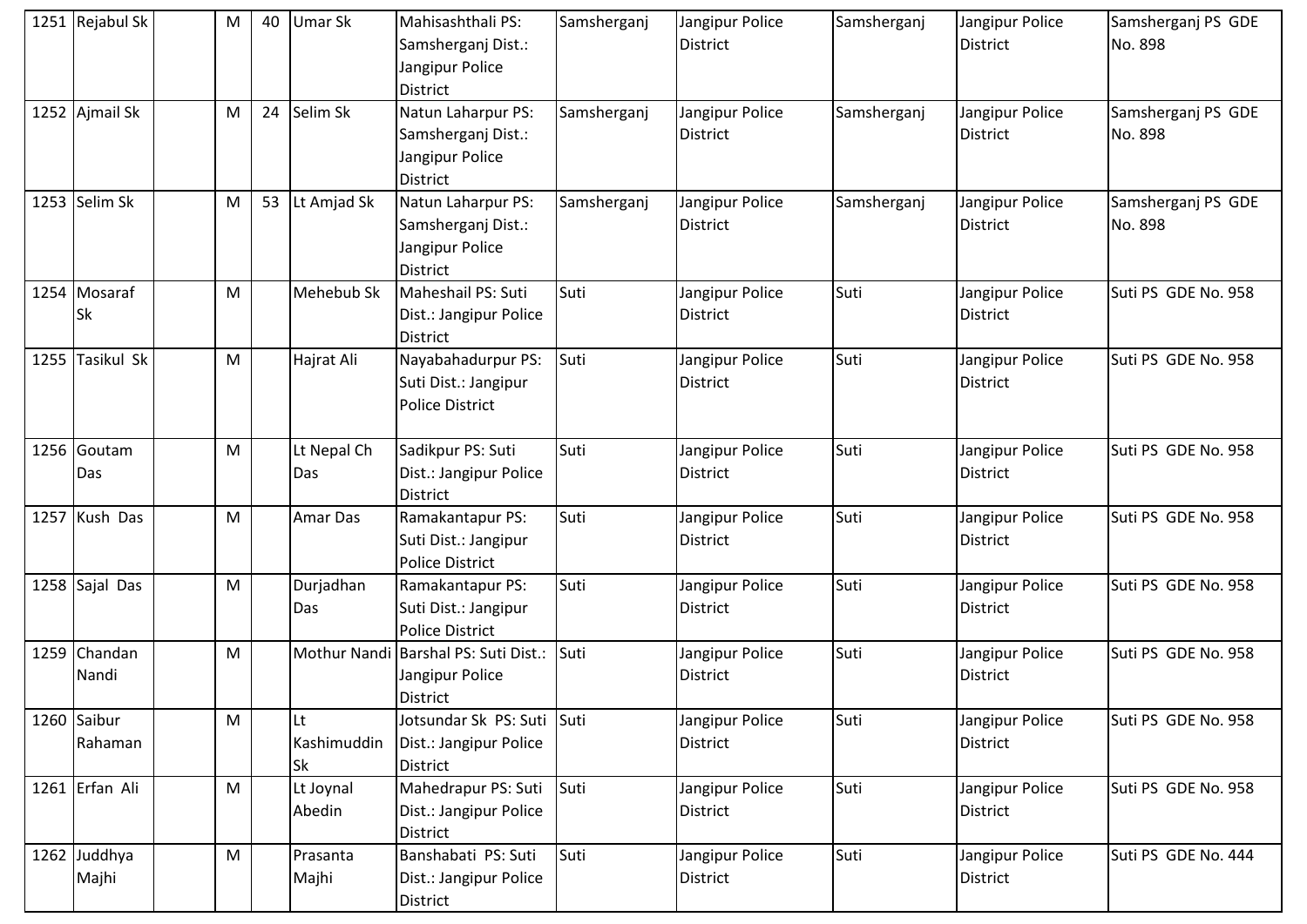| 1251 | Rejabul Sk | | M | 40 | Umar Sk | Mahisashthali PS: Samsherganj Dist.: Jangipur Police District | Samsherganj | Jangipur Police District | Samsherganj | Jangipur Police District | Samsherganj PS GDE No. 898 |
|---|---|---|---|---|---|---|---|---|---|---|---|
| 1252 | Ajmail Sk | | M | 24 | Selim Sk | Natun Laharpur PS: Samsherganj Dist.: Jangipur Police District | Samsherganj | Jangipur Police District | Samsherganj | Jangipur Police District | Samsherganj PS GDE No. 898 |
| 1253 | Selim Sk | | M | 53 | Lt Amjad Sk | Natun Laharpur PS: Samsherganj Dist.: Jangipur Police District | Samsherganj | Jangipur Police District | Samsherganj | Jangipur Police District | Samsherganj PS GDE No. 898 |
| 1254 | Mosaraf Sk | | M | | Mehebub Sk | Maheshail PS: Suti Dist.: Jangipur Police District | Suti | Jangipur Police District | Suti | Jangipur Police District | Suti PS GDE No. 958 |
| 1255 | Tasikul Sk | | M | | Hajrat Ali | Nayabahadurpur PS: Suti Dist.: Jangipur Police District | Suti | Jangipur Police District | Suti | Jangipur Police District | Suti PS GDE No. 958 |
| 1256 | Goutam Das | | M | | Lt Nepal Ch Das | Sadikpur PS: Suti Dist.: Jangipur Police District | Suti | Jangipur Police District | Suti | Jangipur Police District | Suti PS GDE No. 958 |
| 1257 | Kush Das | | M | | Amar Das | Ramakantapur PS: Suti Dist.: Jangipur Police District | Suti | Jangipur Police District | Suti | Jangipur Police District | Suti PS GDE No. 958 |
| 1258 | Sajal Das | | M | | Durjadhan Das | Ramakantapur PS: Suti Dist.: Jangipur Police District | Suti | Jangipur Police District | Suti | Jangipur Police District | Suti PS GDE No. 958 |
| 1259 | Chandan Nandi | | M | | Mothur Nandi | Barshal PS: Suti Dist.: Jangipur Police District | Suti | Jangipur Police District | Suti | Jangipur Police District | Suti PS GDE No. 958 |
| 1260 | Saibur Rahaman | | M | | Lt Kashimuddin Sk | Jotsundar Sk PS: Suti Dist.: Jangipur Police District | Suti | Jangipur Police District | Suti | Jangipur Police District | Suti PS GDE No. 958 |
| 1261 | Erfan Ali | | M | | Lt Joynal Abedin | Mahedrapur PS: Suti Dist.: Jangipur Police District | Suti | Jangipur Police District | Suti | Jangipur Police District | Suti PS GDE No. 958 |
| 1262 | Juddhya Majhi | | M | | Prasanta Majhi | Banshabati PS: Suti Dist.: Jangipur Police District | Suti | Jangipur Police District | Suti | Jangipur Police District | Suti PS GDE No. 444 |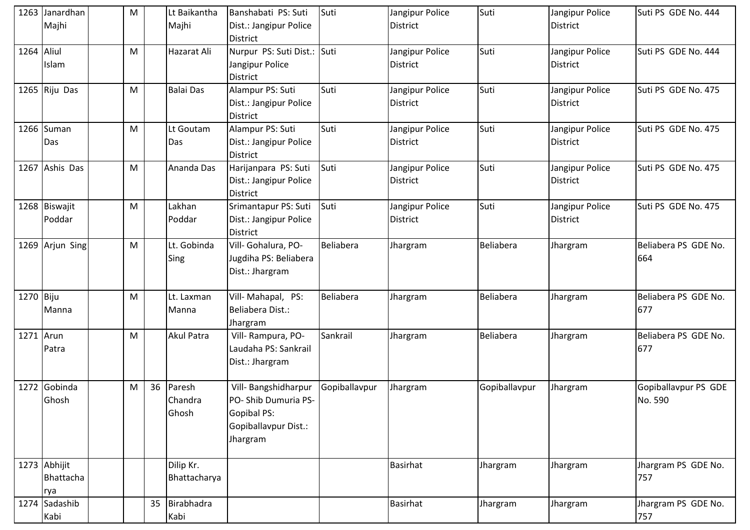| 1263 | Janardhan Majhi | | M | | Lt Baikantha Majhi | Banshabati PS: Suti Dist.: Jangipur Police District | Suti | Jangipur Police District | Suti | Jangipur Police District | Suti PS GDE No. 444 |
|---|---|---|---|---|---|---|---|---|---|---|---|
| 1264 | Aliul Islam | | M | | Hazarat Ali | Nurpur PS: Suti Dist.: Jangipur Police District | Suti | Jangipur Police District | Suti | Jangipur Police District | Suti PS GDE No. 444 |
| 1265 | Riju Das | | M | | Balai Das | Alampur PS: Suti Dist.: Jangipur Police District | Suti | Jangipur Police District | Suti | Jangipur Police District | Suti PS GDE No. 475 |
| 1266 | Suman Das | | M | | Lt Goutam Das | Alampur PS: Suti Dist.: Jangipur Police District | Suti | Jangipur Police District | Suti | Jangipur Police District | Suti PS GDE No. 475 |
| 1267 | Ashis Das | | M | | Ananda Das | Harijanpara PS: Suti Dist.: Jangipur Police District | Suti | Jangipur Police District | Suti | Jangipur Police District | Suti PS GDE No. 475 |
| 1268 | Biswajit Poddar | | M | | Lakhan Poddar | Srimantapur PS: Suti Dist.: Jangipur Police District | Suti | Jangipur Police District | Suti | Jangipur Police District | Suti PS GDE No. 475 |
| 1269 | Arjun Sing | | M | | Lt. Gobinda Sing | Vill- Gohalura, PO- Jugdiha PS: Beliabera Dist.: Jhargram | Beliabera | Jhargram | Beliabera | Jhargram | Beliabera PS GDE No. 664 |
| 1270 | Biju Manna | | M | | Lt. Laxman Manna | Vill- Mahapal, PS: Beliabera Dist.: Jhargram | Beliabera | Jhargram | Beliabera | Jhargram | Beliabera PS GDE No. 677 |
| 1271 | Arun Patra | | M | | Akul Patra | Vill- Rampura, PO- Laudaha PS: Sankrail Dist.: Jhargram | Sankrail | Jhargram | Beliabera | Jhargram | Beliabera PS GDE No. 677 |
| 1272 | Gobinda Ghosh | | M | 36 | Paresh Chandra Ghosh | Vill- Bangshidharpur PO- Shib Dumuria PS- Gopibal PS: Gopiballavpur Dist.: Jhargram | Gopiballavpur | Jhargram | Gopiballavpur | Jhargram | Gopiballavpur PS GDE No. 590 |
| 1273 | Abhijit Bhattacharya | | | | Dilip Kr. Bhattacharya | | | Basirhat | Jhargram | Jhargram | Jhargram PS GDE No. 757 |
| 1274 | Sadashib Kabi | | | 35 | Birabhadra Kabi | | | Basirhat | Jhargram | Jhargram | Jhargram PS GDE No. 757 |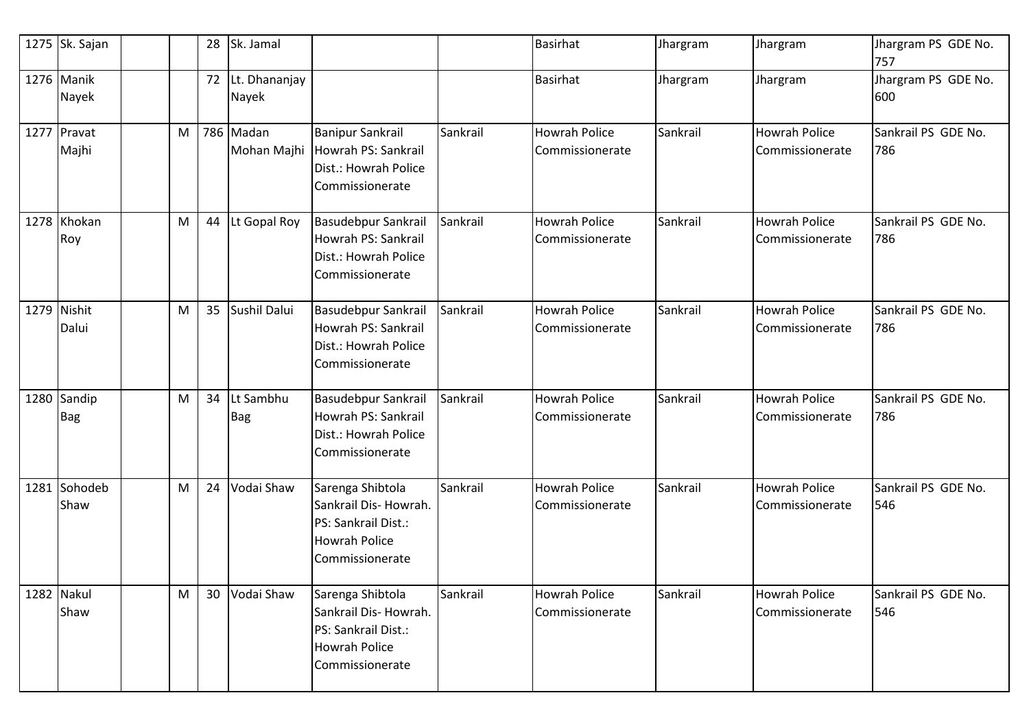| 1275 | Sk. Sajan | | | 28 | Sk. Jamal | | | Basirhat | Jhargram | Jhargram | Jhargram PS GDE No. 757 |
|---|---|---|---|---|---|---|---|---|---|---|---|
| 1276 | Manik Nayek | | | 72 | Lt. Dhananjay Nayek | | | Basirhat | Jhargram | Jhargram | Jhargram PS GDE No. 600 |
| 1277 | Pravat Majhi | | M | 786 | Madan Mohan Majhi | Banipur Sankrail Howrah PS: Sankrail Dist.: Howrah Police Commissionerate | Sankrail | Howrah Police Commissionerate | Sankrail | Howrah Police Commissionerate | Sankrail PS GDE No. 786 |
| 1278 | Khokan Roy | | M | 44 | Lt Gopal Roy | Basudebpur Sankrail Howrah PS: Sankrail Dist.: Howrah Police Commissionerate | Sankrail | Howrah Police Commissionerate | Sankrail | Howrah Police Commissionerate | Sankrail PS GDE No. 786 |
| 1279 | Nishit Dalui | | M | 35 | Sushil Dalui | Basudebpur Sankrail Howrah PS: Sankrail Dist.: Howrah Police Commissionerate | Sankrail | Howrah Police Commissionerate | Sankrail | Howrah Police Commissionerate | Sankrail PS GDE No. 786 |
| 1280 | Sandip Bag | | M | 34 | Lt Sambhu Bag | Basudebpur Sankrail Howrah PS: Sankrail Dist.: Howrah Police Commissionerate | Sankrail | Howrah Police Commissionerate | Sankrail | Howrah Police Commissionerate | Sankrail PS GDE No. 786 |
| 1281 | Sohodeb Shaw | | M | 24 | Vodai Shaw | Sarenga Shibtola Sankrail Dis- Howrah. PS: Sankrail Dist.: Howrah Police Commissionerate | Sankrail | Howrah Police Commissionerate | Sankrail | Howrah Police Commissionerate | Sankrail PS GDE No. 546 |
| 1282 | Nakul Shaw | | M | 30 | Vodai Shaw | Sarenga Shibtola Sankrail Dis- Howrah. PS: Sankrail Dist.: Howrah Police Commissionerate | Sankrail | Howrah Police Commissionerate | Sankrail | Howrah Police Commissionerate | Sankrail PS GDE No. 546 |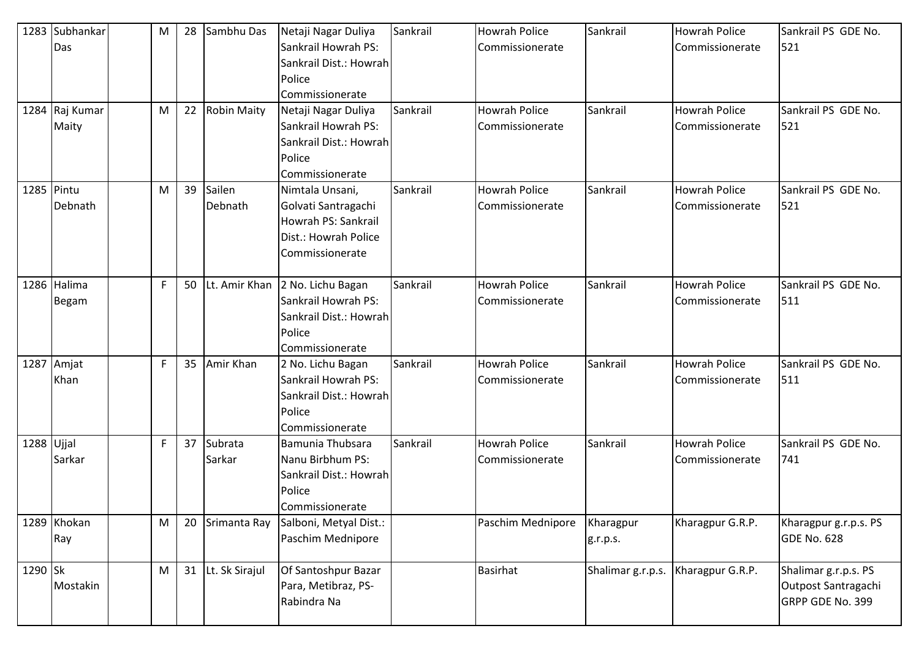| 1283 | Subhankar Das | | M | 28 | Sambhu Das | Netaji Nagar Duliya Sankrail Howrah PS: Sankrail Dist.: Howrah Police Commissionerate | Sankrail | Howrah Police Commissionerate | Sankrail | Howrah Police Commissionerate | Sankrail PS GDE No. 521 |
|---|---|---|---|---|---|---|---|---|---|---|---|
| 1284 | Raj Kumar Maity | | M | 22 | Robin Maity | Netaji Nagar Duliya Sankrail Howrah PS: Sankrail Dist.: Howrah Police Commissionerate | Sankrail | Howrah Police Commissionerate | Sankrail | Howrah Police Commissionerate | Sankrail PS GDE No. 521 |
| 1285 | Pintu Debnath | | M | 39 | Sailen Debnath | Nimtala Unsani, Golvati Santragachi Howrah PS: Sankrail Dist.: Howrah Police Commissionerate | Sankrail | Howrah Police Commissionerate | Sankrail | Howrah Police Commissionerate | Sankrail PS GDE No. 521 |
| 1286 | Halima Begam | | F | 50 | Lt. Amir Khan | 2 No. Lichu Bagan Sankrail Howrah PS: Sankrail Dist.: Howrah Police Commissionerate | Sankrail | Howrah Police Commissionerate | Sankrail | Howrah Police Commissionerate | Sankrail PS GDE No. 511 |
| 1287 | Amjat Khan | | F | 35 | Amir Khan | 2 No. Lichu Bagan Sankrail Howrah PS: Sankrail Dist.: Howrah Police Commissionerate | Sankrail | Howrah Police Commissionerate | Sankrail | Howrah Police Commissionerate | Sankrail PS GDE No. 511 |
| 1288 | Ujjal Sarkar | | F | 37 | Subrata Sarkar | Bamunia Thubsara Nanu Birbhum PS: Sankrail Dist.: Howrah Police Commissionerate | Sankrail | Howrah Police Commissionerate | Sankrail | Howrah Police Commissionerate | Sankrail PS GDE No. 741 |
| 1289 | Khokan Ray | | M | 20 | Srimanta Ray | Salboni, Metyal Dist.: Paschim Mednipore | | Paschim Mednipore | Kharagpur g.r.p.s. | Kharagpur G.R.P. | Kharagpur g.r.p.s. PS GDE No. 628 |
| 1290 | Sk Mostakin | | M | 31 | Lt. Sk Sirajul | Of Santoshpur Bazar Para, Metibraz, PS-Rabindra Na | | Basirhat | Shalimar g.r.p.s. | Kharagpur G.R.P. | Shalimar g.r.p.s. PS Outpost Santragachi GRPP GDE No. 399 |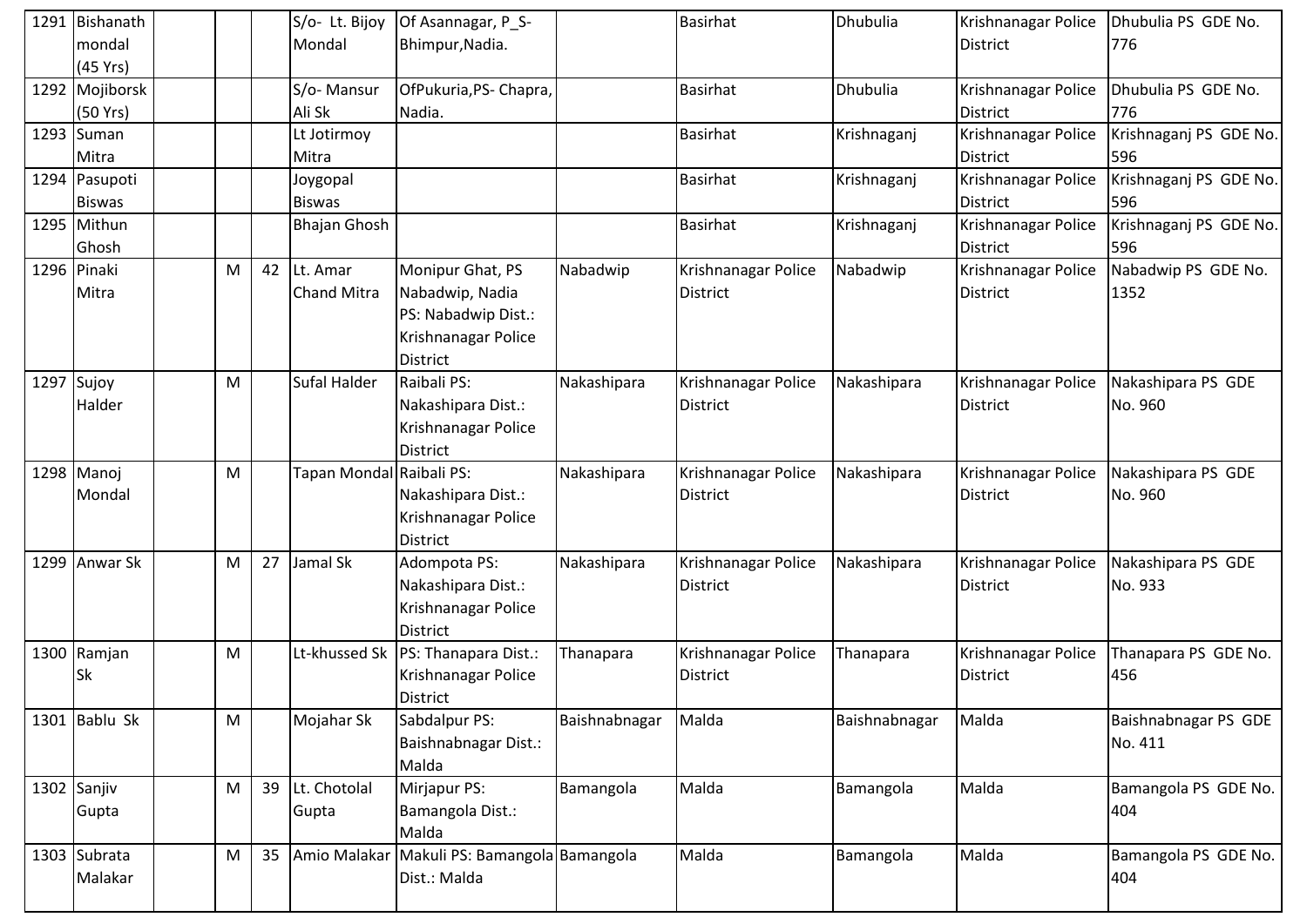| 1291 | Bishanath mondal (45 Yrs) | | | | S/o- Lt. Bijoy Mondal | Of Asannagar, P_S- Bhimpur,Nadia. | | Basirhat | Dhubulia | Krishnanagar Police District | Dhubulia PS GDE No. 776 |
|---|---|---|---|---|---|---|---|---|---|---|---|
| 1292 | Mojiborsk (50 Yrs) | | | | S/o- Mansur Ali Sk | OfPukuria,PS- Chapra, Nadia. | | Basirhat | Dhubulia | Krishnanagar Police District | Dhubulia PS GDE No. 776 |
| 1293 | Suman Mitra | | | | Lt Jotirmoy Mitra | | | Basirhat | Krishnaganj | Krishnanagar Police District | Krishnaganj PS GDE No. 596 |
| 1294 | Pasupoti Biswas | | | | Joygopal Biswas | | | Basirhat | Krishnaganj | Krishnanagar Police District | Krishnaganj PS GDE No. 596 |
| 1295 | Mithun Ghosh | | | | Bhajan Ghosh | | | Basirhat | Krishnaganj | Krishnanagar Police District | Krishnaganj PS GDE No. 596 |
| 1296 | Pinaki Mitra | | M | 42 | Lt. Amar Chand Mitra | Monipur Ghat, PS Nabadwip, Nadia PS: Nabadwip Dist.: Krishnanagar Police District | Nabadwip | Krishnanagar Police District | Nabadwip | Krishnanagar Police District | Nabadwip PS GDE No. 1352 |
| 1297 | Sujoy Halder | | M | | Sufal Halder | Raibali PS: Nakashipara Dist.: Krishnanagar Police District | Nakashipara | Krishnanagar Police District | Nakashipara | Krishnanagar Police District | Nakashipara PS GDE No. 960 |
| 1298 | Manoj Mondal | | M | | Tapan Mondal | Raibali PS: Nakashipara Dist.: Krishnanagar Police District | Nakashipara | Krishnanagar Police District | Nakashipara | Krishnanagar Police District | Nakashipara PS GDE No. 960 |
| 1299 | Anwar Sk | | M | 27 | Jamal Sk | Adompota PS: Nakashipara Dist.: Krishnanagar Police District | Nakashipara | Krishnanagar Police District | Nakashipara | Krishnanagar Police District | Nakashipara PS GDE No. 933 |
| 1300 | Ramjan Sk | | M | | Lt-khussed Sk | PS: Thanapara Dist.: Krishnanagar Police District | Thanapara | Krishnanagar Police District | Thanapara | Krishnanagar Police District | Thanapara PS GDE No. 456 |
| 1301 | Bablu Sk | | M | | Mojahar Sk | Sabdalpur PS: Baishnabnagar Dist.: Malda | Baishnabnagar | Malda | Baishnabnagar | Malda | Baishnabnagar PS GDE No. 411 |
| 1302 | Sanjiv Gupta | | M | 39 | Lt. Chotolal Gupta | Mirjapur PS: Bamangola Dist.: Malda | Bamangola | Malda | Bamangola | Malda | Bamangola PS GDE No. 404 |
| 1303 | Subrata Malakar | | M | 35 | Amio Malakar | Makuli PS: Bamangola Dist.: Malda | Bamangola | Malda | Bamangola | Malda | Bamangola PS GDE No. 404 |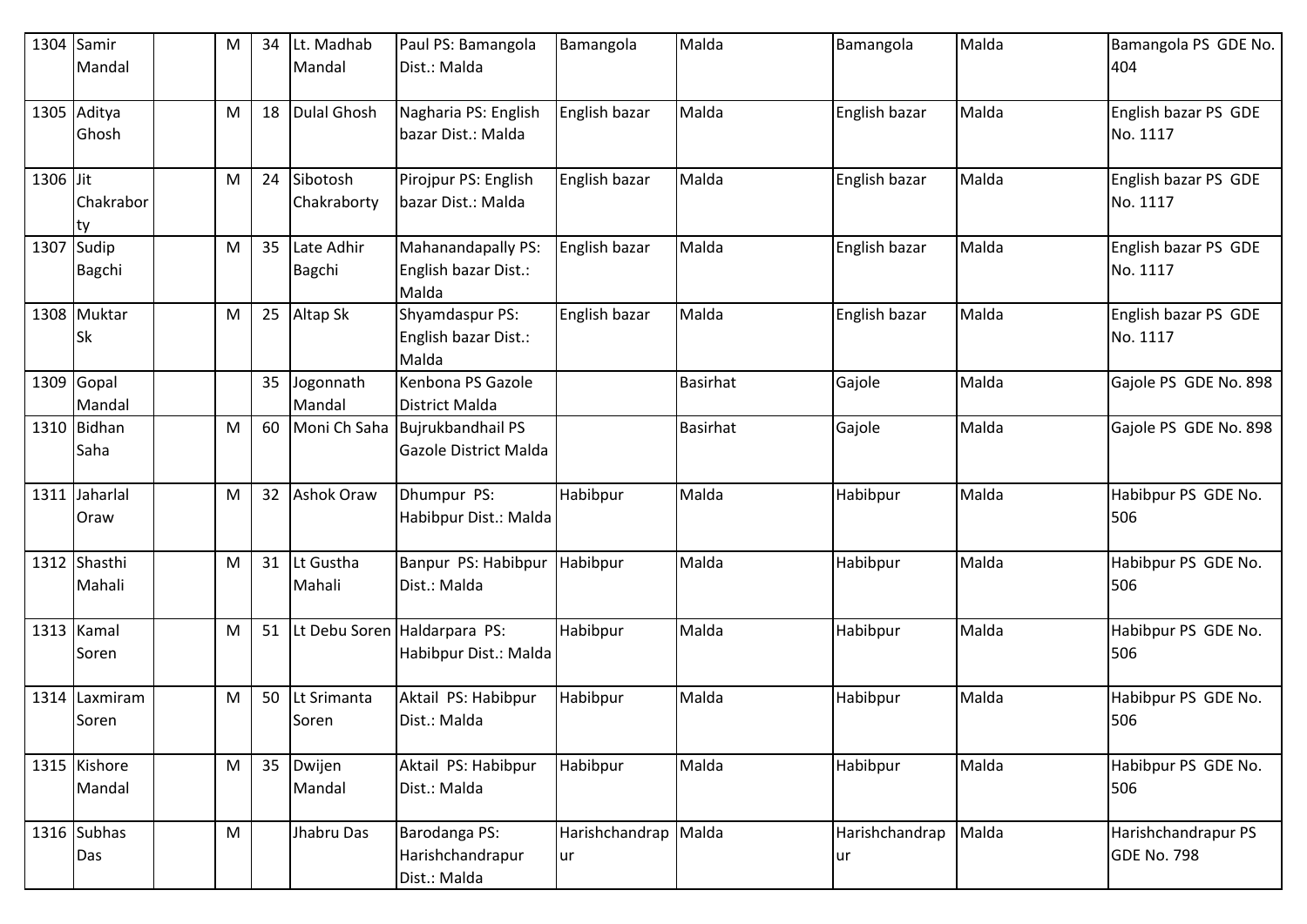| 1304 | Samir Mandal | | M | 34 | Lt. Madhab Mandal | Paul PS: Bamangola Dist.: Malda | Bamangola | Malda | Bamangola | Malda | Bamangola PS GDE No. 404 |
|---|---|---|---|---|---|---|---|---|---|---|---|
| 1305 | Aditya Ghosh | | M | 18 | Dulal Ghosh | Nagharia PS: English bazar Dist.: Malda | English bazar | Malda | English bazar | Malda | English bazar PS GDE No. 1117 |
| 1306 | Jit Chakraborty | | M | 24 | Sibotosh Chakraborty | Pirojpur PS: English bazar Dist.: Malda | English bazar | Malda | English bazar | Malda | English bazar PS GDE No. 1117 |
| 1307 | Sudip Bagchi | | M | 35 | Late Adhir Bagchi | Mahanandapally PS: English bazar Dist.: Malda | English bazar | Malda | English bazar | Malda | English bazar PS GDE No. 1117 |
| 1308 | Muktar Sk | | M | 25 | Altap Sk | Shyamdaspur PS: English bazar Dist.: Malda | English bazar | Malda | English bazar | Malda | English bazar PS GDE No. 1117 |
| 1309 | Gopal Mandal | | | 35 | Jogonnath Mandal | Kenbona PS Gazole District Malda | | Basirhat | Gajole | Malda | Gajole PS GDE No. 898 |
| 1310 | Bidhan Saha | | M | 60 | Moni Ch Saha | Bujrukbandhail PS Gazole District Malda | | Basirhat | Gajole | Malda | Gajole PS GDE No. 898 |
| 1311 | Jaharlal Oraw | | M | 32 | Ashok Oraw | Dhumpur PS: Habibpur Dist.: Malda | Habibpur | Malda | Habibpur | Malda | Habibpur PS GDE No. 506 |
| 1312 | Shasthi Mahali | | M | 31 | Lt Gustha Mahali | Banpur PS: Habibpur Dist.: Malda | Habibpur | Malda | Habibpur | Malda | Habibpur PS GDE No. 506 |
| 1313 | Kamal Soren | | M | 51 | Lt Debu Soren | Haldarpara PS: Habibpur Dist.: Malda | Habibpur | Malda | Habibpur | Malda | Habibpur PS GDE No. 506 |
| 1314 | Laxmiram Soren | | M | 50 | Lt Srimanta Soren | Aktail PS: Habibpur Dist.: Malda | Habibpur | Malda | Habibpur | Malda | Habibpur PS GDE No. 506 |
| 1315 | Kishore Mandal | | M | 35 | Dwijen Mandal | Aktail PS: Habibpur Dist.: Malda | Habibpur | Malda | Habibpur | Malda | Habibpur PS GDE No. 506 |
| 1316 | Subhas Das | | M | | Jhabru Das | Barodanga PS: Harishchandrapur Dist.: Malda | Harishchandrapur | Malda | Harishchandrapur | Malda | Harishchandrapur PS GDE No. 798 |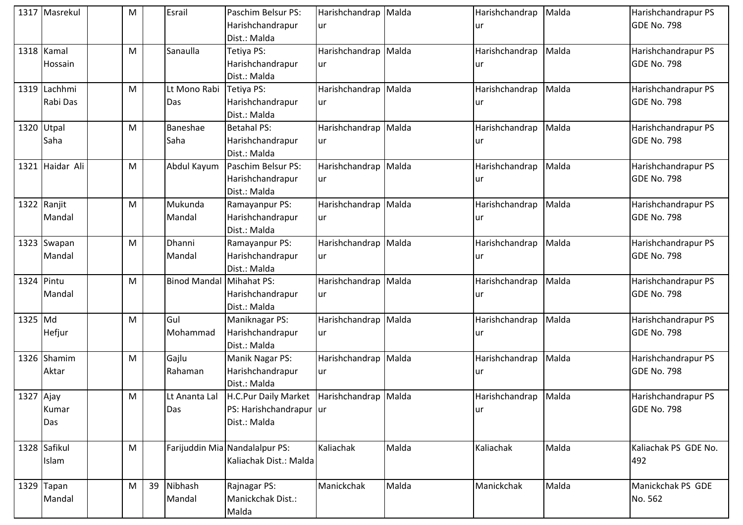| 1317 | Masrekul | | M | | Esrail | Paschim Belsur PS: Harishchandrapur Dist.: Malda | Harishchandrapur | Malda | Harishchandrapur | Malda | Harishchandrapur PS GDE No. 798 |
|---|---|---|---|---|---|---|---|---|---|---|---|
| 1318 | Kamal Hossain | | M | | Sanaulla | Tetiya PS: Harishchandrapur Dist.: Malda | Harishchandrapur | Malda | Harishchandrapur | Malda | Harishchandrapur PS GDE No. 798 |
| 1319 | Lachhmi Rabi Das | | M | | Lt Mono Rabi Das | Tetiya PS: Harishchandrapur Dist.: Malda | Harishchandrapur | Malda | Harishchandrapur | Malda | Harishchandrapur PS GDE No. 798 |
| 1320 | Utpal Saha | | M | | Baneshae Saha | Betahal PS: Harishchandrapur Dist.: Malda | Harishchandrapur | Malda | Harishchandrapur | Malda | Harishchandrapur PS GDE No. 798 |
| 1321 | Haidar Ali | | M | | Abdul Kayum | Paschim Belsur PS: Harishchandrapur Dist.: Malda | Harishchandrapur | Malda | Harishchandrapur | Malda | Harishchandrapur PS GDE No. 798 |
| 1322 | Ranjit Mandal | | M | | Mukunda Mandal | Ramayanpur PS: Harishchandrapur Dist.: Malda | Harishchandrapur | Malda | Harishchandrapur | Malda | Harishchandrapur PS GDE No. 798 |
| 1323 | Swapan Mandal | | M | | Dhanni Mandal | Ramayanpur PS: Harishchandrapur Dist.: Malda | Harishchandrapur | Malda | Harishchandrapur | Malda | Harishchandrapur PS GDE No. 798 |
| 1324 | Pintu Mandal | | M | | Binod Mandal | Mihahat PS: Harishchandrapur Dist.: Malda | Harishchandrapur | Malda | Harishchandrapur | Malda | Harishchandrapur PS GDE No. 798 |
| 1325 | Md Hefjur | | M | | Gul Mohammad | Maniknagar PS: Harishchandrapur Dist.: Malda | Harishchandrapur | Malda | Harishchandrapur | Malda | Harishchandrapur PS GDE No. 798 |
| 1326 | Shamim Aktar | | M | | Gajlu Rahaman | Manik Nagar PS: Harishchandrapur Dist.: Malda | Harishchandrapur | Malda | Harishchandrapur | Malda | Harishchandrapur PS GDE No. 798 |
| 1327 | Ajay Kumar Das | | M | | Lt Ananta Lal Das | H.C.Pur Daily Market PS: Harishchandrapur Dist.: Malda | Harishchandrapur | Malda | Harishchandrapur | Malda | Harishchandrapur PS GDE No. 798 |
| 1328 | Safikul Islam | | M | | Farijuddin Mia | Nandalalpur PS: Kaliachak Dist.: Malda | Kaliachak | Malda | Kaliachak | Malda | Kaliachak PS GDE No. 492 |
| 1329 | Tapan Mandal | | M | 39 | Nibhash Mandal | Rajnagar PS: Manickchak Dist.: Malda | Manickchak | Malda | Manickchak | Malda | Manickchak PS GDE No. 562 |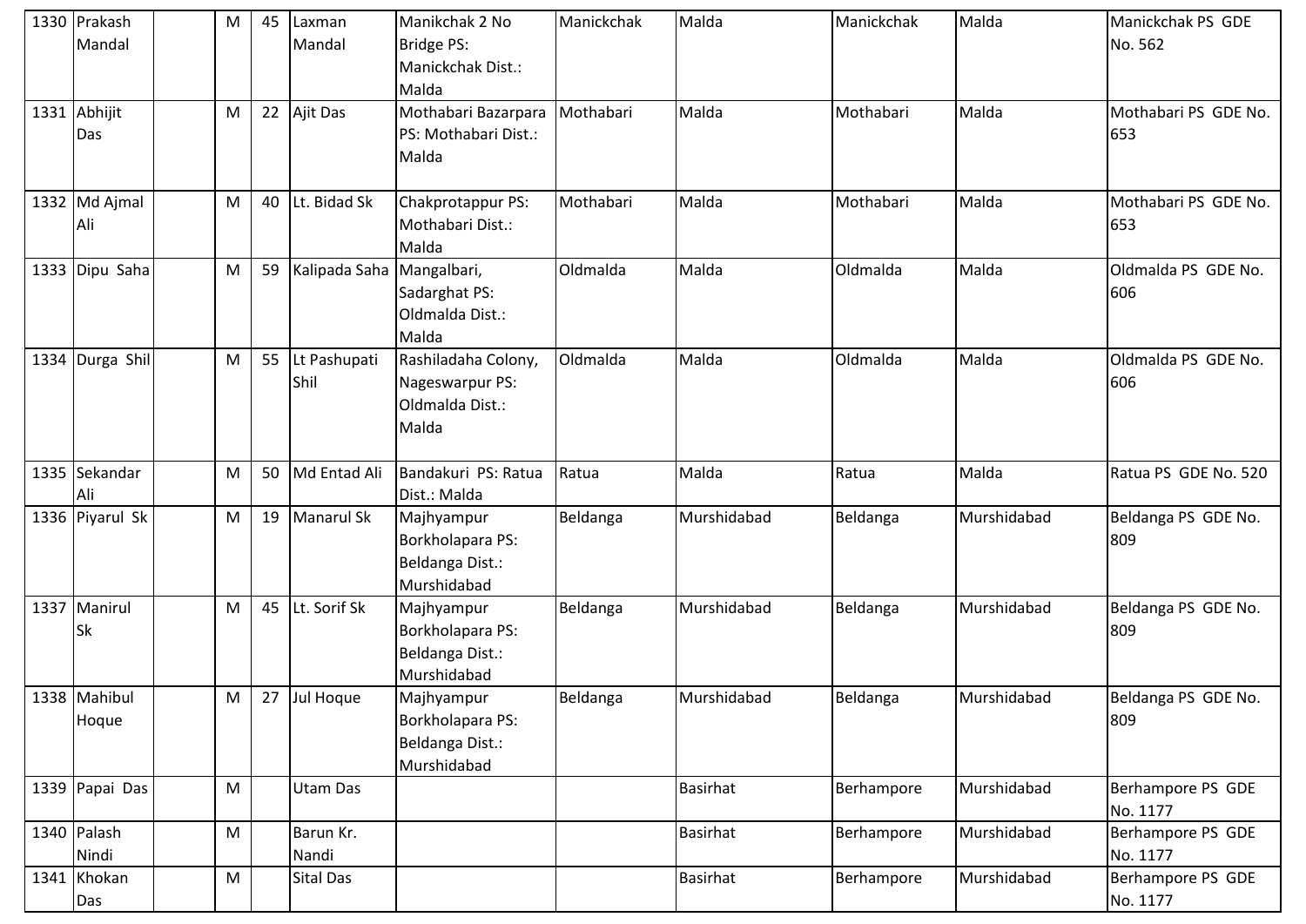| | | | | | | | | | | | |
|---|---|---|---|---|---|---|---|---|---|---|---|
| 1330 | Prakash Mandal | | M | 45 | Laxman Mandal | Manikchak 2 No Bridge PS: Manickchak Dist.: Malda | Manickchak | Malda | Manickchak | Malda | Manickchak PS GDE No. 562 |
| 1331 | Abhijit Das | | M | 22 | Ajit Das | Mothabari Bazarpara PS: Mothabari Dist.: Malda | Mothabari | Malda | Mothabari | Malda | Mothabari PS GDE No. 653 |
| 1332 | Md Ajmal Ali | | M | 40 | Lt. Bidad Sk | Chakprotappur PS: Mothabari Dist.: Malda | Mothabari | Malda | Mothabari | Malda | Mothabari PS GDE No. 653 |
| 1333 | Dipu Saha | | M | 59 | Kalipada Saha | Mangalbari, Sadarghat PS: Oldmalda Dist.: Malda | Oldmalda | Malda | Oldmalda | Malda | Oldmalda PS GDE No. 606 |
| 1334 | Durga Shil | | M | 55 | Lt Pashupati Shil | Rashiladaha Colony, Nageswarpur PS: Oldmalda Dist.: Malda | Oldmalda | Malda | Oldmalda | Malda | Oldmalda PS GDE No. 606 |
| 1335 | Sekandar Ali | | M | 50 | Md Entad Ali | Bandakuri PS: Ratua Dist.: Malda | Ratua | Malda | Ratua | Malda | Ratua PS GDE No. 520 |
| 1336 | Piyarul Sk | | M | 19 | Manarul Sk | Majhyampur Borkholapara PS: Beldanga Dist.: Murshidabad | Beldanga | Murshidabad | Beldanga | Murshidabad | Beldanga PS GDE No. 809 |
| 1337 | Manirul Sk | | M | 45 | Lt. Sorif Sk | Majhyampur Borkholapara PS: Beldanga Dist.: Murshidabad | Beldanga | Murshidabad | Beldanga | Murshidabad | Beldanga PS GDE No. 809 |
| 1338 | Mahibul Hoque | | M | 27 | Jul Hoque | Majhyampur Borkholapara PS: Beldanga Dist.: Murshidabad | Beldanga | Murshidabad | Beldanga | Murshidabad | Beldanga PS GDE No. 809 |
| 1339 | Papai Das | | M | | Utam Das | | | Basirhat | Berhampore | Murshidabad | Berhampore PS GDE No. 1177 |
| 1340 | Palash Nindi | | M | | Barun Kr. Nandi | | | Basirhat | Berhampore | Murshidabad | Berhampore PS GDE No. 1177 |
| 1341 | Khokan Das | | M | | Sital Das | | | Basirhat | Berhampore | Murshidabad | Berhampore PS GDE No. 1177 |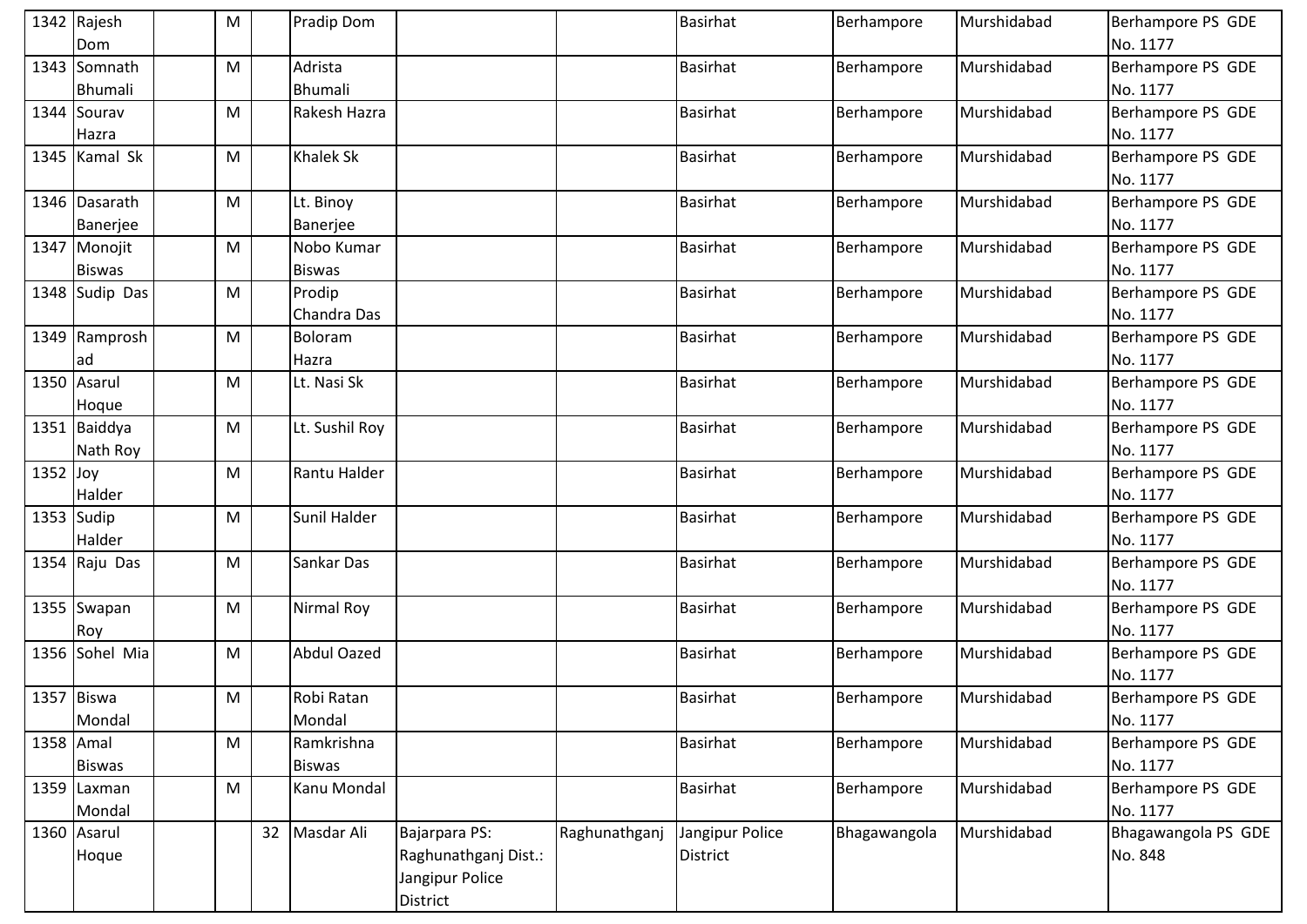| 1342 | Rajesh Dom | | M | | Pradip Dom | | | Basirhat | Berhampore | Murshidabad | Berhampore PS GDE No. 1177 |
|---|---|---|---|---|---|---|---|---|---|---|---|
| 1343 | Somnath Bhumali | | M | | Adrista Bhumali | | | Basirhat | Berhampore | Murshidabad | Berhampore PS GDE No. 1177 |
| 1344 | Sourav Hazra | | M | | Rakesh Hazra | | | Basirhat | Berhampore | Murshidabad | Berhampore PS GDE No. 1177 |
| 1345 | Kamal Sk | | M | | Khalek Sk | | | Basirhat | Berhampore | Murshidabad | Berhampore PS GDE No. 1177 |
| 1346 | Dasarath Banerjee | | M | | Lt. Binoy Banerjee | | | Basirhat | Berhampore | Murshidabad | Berhampore PS GDE No. 1177 |
| 1347 | Monojit Biswas | | M | | Nobo Kumar Biswas | | | Basirhat | Berhampore | Murshidabad | Berhampore PS GDE No. 1177 |
| 1348 | Sudip Das | | M | | Prodip Chandra Das | | | Basirhat | Berhampore | Murshidabad | Berhampore PS GDE No. 1177 |
| 1349 | Ramproshad | | M | | Boloram Hazra | | | Basirhat | Berhampore | Murshidabad | Berhampore PS GDE No. 1177 |
| 1350 | Asarul Hoque | | M | | Lt. Nasi Sk | | | Basirhat | Berhampore | Murshidabad | Berhampore PS GDE No. 1177 |
| 1351 | Baiddya Nath Roy | | M | | Lt. Sushil Roy | | | Basirhat | Berhampore | Murshidabad | Berhampore PS GDE No. 1177 |
| 1352 | Joy Halder | | M | | Rantu Halder | | | Basirhat | Berhampore | Murshidabad | Berhampore PS GDE No. 1177 |
| 1353 | Sudip Halder | | M | | Sunil Halder | | | Basirhat | Berhampore | Murshidabad | Berhampore PS GDE No. 1177 |
| 1354 | Raju Das | | M | | Sankar Das | | | Basirhat | Berhampore | Murshidabad | Berhampore PS GDE No. 1177 |
| 1355 | Swapan Roy | | M | | Nirmal Roy | | | Basirhat | Berhampore | Murshidabad | Berhampore PS GDE No. 1177 |
| 1356 | Sohel Mia | | M | | Abdul Oazed | | | Basirhat | Berhampore | Murshidabad | Berhampore PS GDE No. 1177 |
| 1357 | Biswa Mondal | | M | | Robi Ratan Mondal | | | Basirhat | Berhampore | Murshidabad | Berhampore PS GDE No. 1177 |
| 1358 | Amal Biswas | | M | | Ramkrishna Biswas | | | Basirhat | Berhampore | Murshidabad | Berhampore PS GDE No. 1177 |
| 1359 | Laxman Mondal | | M | | Kanu Mondal | | | Basirhat | Berhampore | Murshidabad | Berhampore PS GDE No. 1177 |
| 1360 | Asarul Hoque | | | 32 | Masdar Ali | Bajarpara PS: Raghunathganj Dist.: Jangipur Police District | Raghunathganj | Jangipur Police District | Bhagawangola | Murshidabad | Bhagawangola PS GDE No. 848 |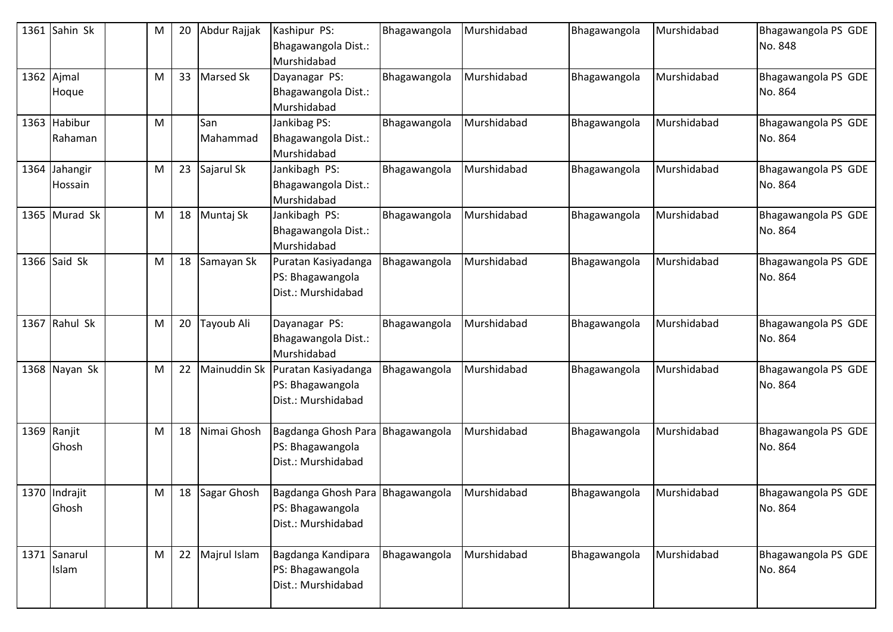| | | | | | | | | | | | |
|---|---|---|---|---|---|---|---|---|---|---|---|
| 1361 | Sahin Sk | | M | 20 | Abdur Rajjak | Kashipur PS: Bhagawangola Dist.: Murshidabad | Bhagawangola | Murshidabad | Bhagawangola | Murshidabad | Bhagawangola PS GDE No. 848 |
| 1362 | Ajmal Hoque | | M | 33 | Marsed Sk | Dayanagar PS: Bhagawangola Dist.: Murshidabad | Bhagawangola | Murshidabad | Bhagawangola | Murshidabad | Bhagawangola PS GDE No. 864 |
| 1363 | Habibur Rahaman | | M | | San Mahammad | Jankibag PS: Bhagawangola Dist.: Murshidabad | Bhagawangola | Murshidabad | Bhagawangola | Murshidabad | Bhagawangola PS GDE No. 864 |
| 1364 | Jahangir Hossain | | M | 23 | Sajarul Sk | Jankibagh PS: Bhagawangola Dist.: Murshidabad | Bhagawangola | Murshidabad | Bhagawangola | Murshidabad | Bhagawangola PS GDE No. 864 |
| 1365 | Murad Sk | | M | 18 | Muntaj Sk | Jankibagh PS: Bhagawangola Dist.: Murshidabad | Bhagawangola | Murshidabad | Bhagawangola | Murshidabad | Bhagawangola PS GDE No. 864 |
| 1366 | Said Sk | | M | 18 | Samayan Sk | Puratan Kasiyadanga PS: Bhagawangola Dist.: Murshidabad | Bhagawangola | Murshidabad | Bhagawangola | Murshidabad | Bhagawangola PS GDE No. 864 |
| 1367 | Rahul Sk | | M | 20 | Tayoub Ali | Dayanagar PS: Bhagawangola Dist.: Murshidabad | Bhagawangola | Murshidabad | Bhagawangola | Murshidabad | Bhagawangola PS GDE No. 864 |
| 1368 | Nayan Sk | | M | 22 | Mainuddin Sk | Puratan Kasiyadanga PS: Bhagawangola Dist.: Murshidabad | Bhagawangola | Murshidabad | Bhagawangola | Murshidabad | Bhagawangola PS GDE No. 864 |
| 1369 | Ranjit Ghosh | | M | 18 | Nimai Ghosh | Bagdanga Ghosh Para PS: Bhagawangola Dist.: Murshidabad | Bhagawangola | Murshidabad | Bhagawangola | Murshidabad | Bhagawangola PS GDE No. 864 |
| 1370 | Indrajit Ghosh | | M | 18 | Sagar Ghosh | Bagdanga Ghosh Para PS: Bhagawangola Dist.: Murshidabad | Bhagawangola | Murshidabad | Bhagawangola | Murshidabad | Bhagawangola PS GDE No. 864 |
| 1371 | Sanarul Islam | | M | 22 | Majrul Islam | Bagdanga Kandipara PS: Bhagawangola Dist.: Murshidabad | Bhagawangola | Murshidabad | Bhagawangola | Murshidabad | Bhagawangola PS GDE No. 864 |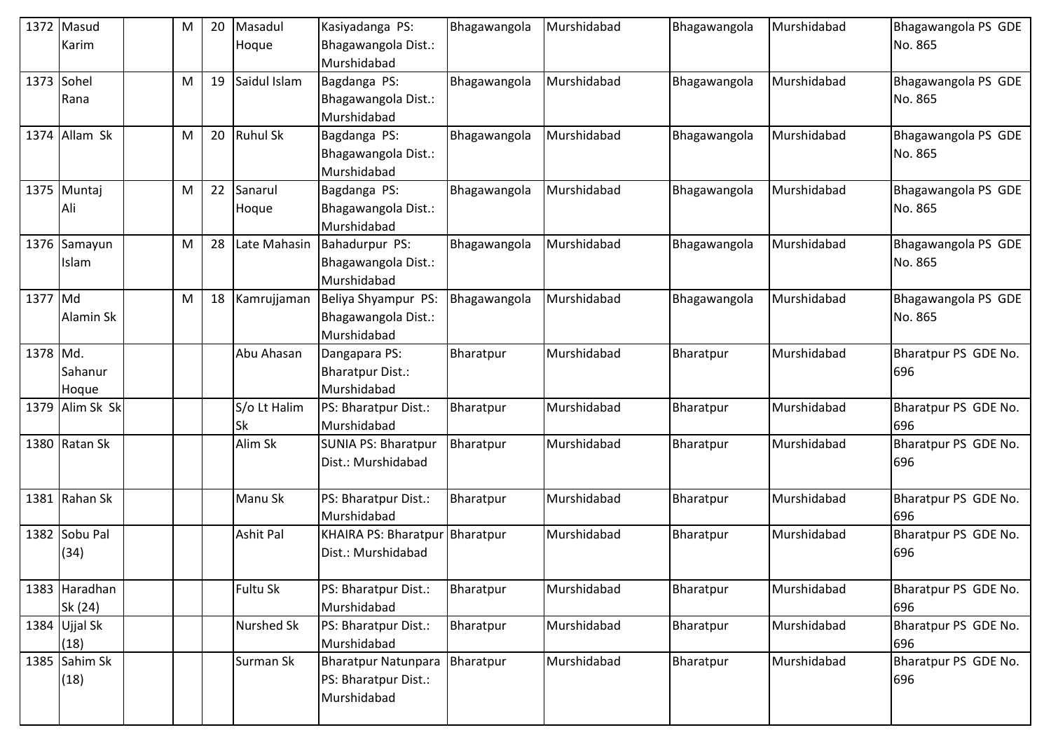| 1372 | Masud Karim | | M | 20 | Masadul Hoque | Kasiyadanga PS: Bhagawangola Dist.: Murshidabad | Bhagawangola | Murshidabad | Bhagawangola | Murshidabad | Bhagawangola PS GDE No. 865 |
|---|---|---|---|---|---|---|---|---|---|---|---|
| 1373 | Sohel Rana | | M | 19 | Saidul Islam | Bagdanga PS: Bhagawangola Dist.: Murshidabad | Bhagawangola | Murshidabad | Bhagawangola | Murshidabad | Bhagawangola PS GDE No. 865 |
| 1374 | Allam Sk | | M | 20 | Ruhul Sk | Bagdanga PS: Bhagawangola Dist.: Murshidabad | Bhagawangola | Murshidabad | Bhagawangola | Murshidabad | Bhagawangola PS GDE No. 865 |
| 1375 | Muntaj Ali | | M | 22 | Sanarul Hoque | Bagdanga PS: Bhagawangola Dist.: Murshidabad | Bhagawangola | Murshidabad | Bhagawangola | Murshidabad | Bhagawangola PS GDE No. 865 |
| 1376 | Samayun Islam | | M | 28 | Late Mahasin | Bahadurpur PS: Bhagawangola Dist.: Murshidabad | Bhagawangola | Murshidabad | Bhagawangola | Murshidabad | Bhagawangola PS GDE No. 865 |
| 1377 | Md Alamin Sk | | M | 18 | Kamrujjaman | Beliya Shyampur PS: Bhagawangola Dist.: Murshidabad | Bhagawangola | Murshidabad | Bhagawangola | Murshidabad | Bhagawangola PS GDE No. 865 |
| 1378 | Md. Sahanur Hoque | | | | Abu Ahasan | Dangapara PS: Bharatpur Dist.: Murshidabad | Bharatpur | Murshidabad | Bharatpur | Murshidabad | Bharatpur PS GDE No. 696 |
| 1379 | Alim Sk Sk | | | | S/o Lt Halim Sk | PS: Bharatpur Dist.: Murshidabad | Bharatpur | Murshidabad | Bharatpur | Murshidabad | Bharatpur PS GDE No. 696 |
| 1380 | Ratan Sk | | | | Alim Sk | SUNIA PS: Bharatpur Dist.: Murshidabad | Bharatpur | Murshidabad | Bharatpur | Murshidabad | Bharatpur PS GDE No. 696 |
| 1381 | Rahan Sk | | | | Manu Sk | PS: Bharatpur Dist.: Murshidabad | Bharatpur | Murshidabad | Bharatpur | Murshidabad | Bharatpur PS GDE No. 696 |
| 1382 | Sobu Pal (34) | | | | Ashit Pal | KHAIRA PS: Bharatpur Dist.: Murshidabad | Bharatpur | Murshidabad | Bharatpur | Murshidabad | Bharatpur PS GDE No. 696 |
| 1383 | Haradhan Sk (24) | | | | Fultu Sk | PS: Bharatpur Dist.: Murshidabad | Bharatpur | Murshidabad | Bharatpur | Murshidabad | Bharatpur PS GDE No. 696 |
| 1384 | Ujjal Sk (18) | | | | Nurshed Sk | PS: Bharatpur Dist.: Murshidabad | Bharatpur | Murshidabad | Bharatpur | Murshidabad | Bharatpur PS GDE No. 696 |
| 1385 | Sahim Sk (18) | | | | Surman Sk | Bharatpur Natunpara PS: Bharatpur Dist.: Murshidabad | Bharatpur | Murshidabad | Bharatpur | Murshidabad | Bharatpur PS GDE No. 696 |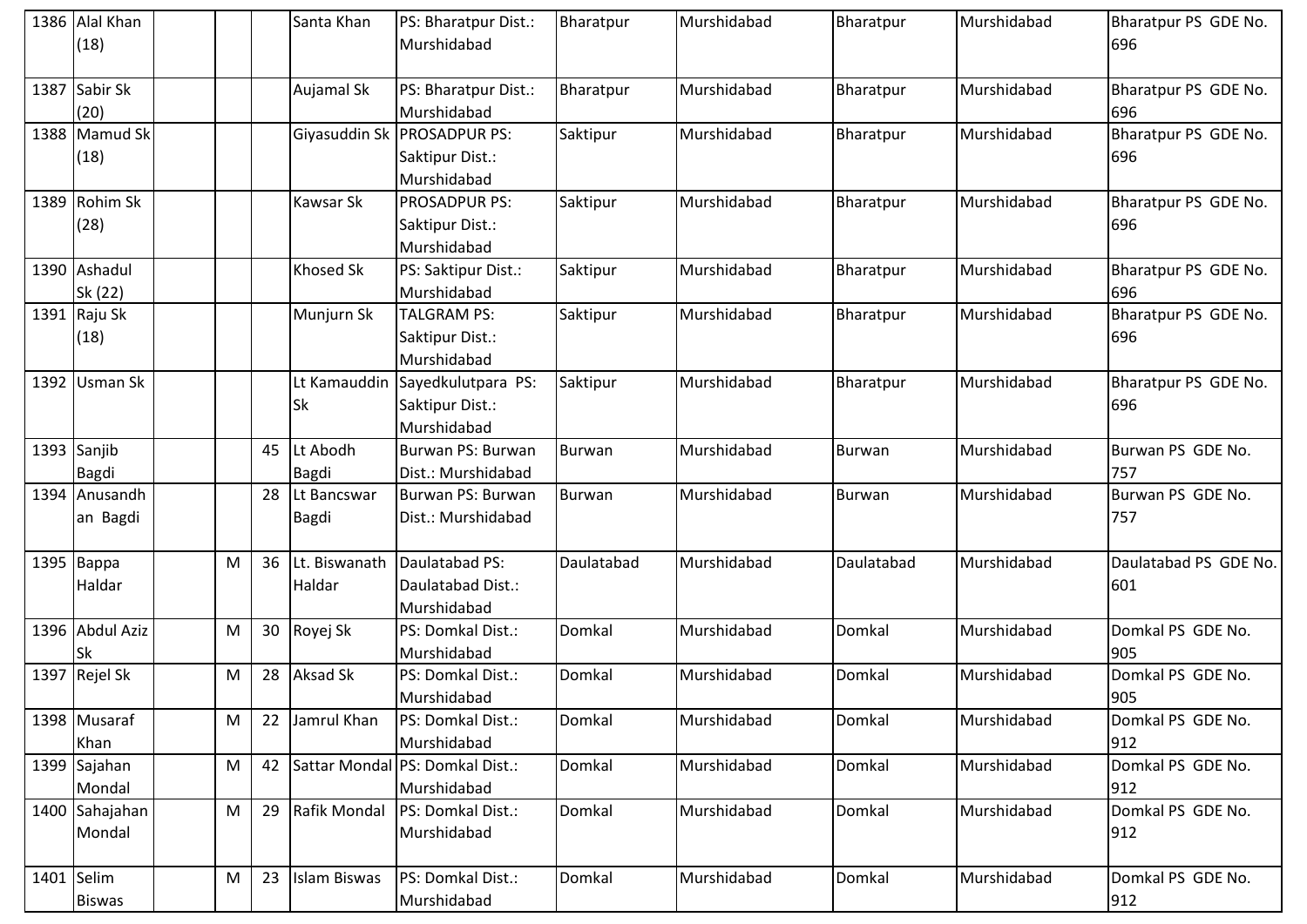| 1386 | Alal Khan (18) | | | | Santa Khan | PS: Bharatpur Dist.: Murshidabad | Bharatpur | Murshidabad | Bharatpur | Murshidabad | Bharatpur PS GDE No. 696 |
|---|---|---|---|---|---|---|---|---|---|---|---|
| 1387 | Sabir Sk (20) | | | | Aujamal Sk | PS: Bharatpur Dist.: Murshidabad | Bharatpur | Murshidabad | Bharatpur | Murshidabad | Bharatpur PS GDE No. 696 |
| 1388 | Mamud Sk (18) | | | | Giyasuddin Sk | PROSADPUR PS: Saktipur Dist.: Murshidabad | Saktipur | Murshidabad | Bharatpur | Murshidabad | Bharatpur PS GDE No. 696 |
| 1389 | Rohim Sk (28) | | | | Kawsar Sk | PROSADPUR PS: Saktipur Dist.: Murshidabad | Saktipur | Murshidabad | Bharatpur | Murshidabad | Bharatpur PS GDE No. 696 |
| 1390 | Ashadul Sk (22) | | | | Khosed Sk | PS: Saktipur Dist.: Murshidabad | Saktipur | Murshidabad | Bharatpur | Murshidabad | Bharatpur PS GDE No. 696 |
| 1391 | Raju Sk (18) | | | | Munjurn Sk | TALGRAM PS: Saktipur Dist.: Murshidabad | Saktipur | Murshidabad | Bharatpur | Murshidabad | Bharatpur PS GDE No. 696 |
| 1392 | Usman Sk | | | | Lt Kamauddin Sk | Sayedkulutpara PS: Saktipur Dist.: Murshidabad | Saktipur | Murshidabad | Bharatpur | Murshidabad | Bharatpur PS GDE No. 696 |
| 1393 | Sanjib Bagdi | | | 45 | Lt Abodh Bagdi | Burwan PS: Burwan Dist.: Murshidabad | Burwan | Murshidabad | Burwan | Murshidabad | Burwan PS GDE No. 757 |
| 1394 | Anusandhan Bagdi | | | 28 | Lt Bancswar Bagdi | Burwan PS: Burwan Dist.: Murshidabad | Burwan | Murshidabad | Burwan | Murshidabad | Burwan PS GDE No. 757 |
| 1395 | Bappa Haldar | | M | 36 | Lt. Biswanath Haldar | Daulatabad PS: Daulatabad Dist.: Murshidabad | Daulatabad | Murshidabad | Daulatabad | Murshidabad | Daulatabad PS GDE No. 601 |
| 1396 | Abdul Aziz Sk | | M | 30 | Royej Sk | PS: Domkal Dist.: Murshidabad | Domkal | Murshidabad | Domkal | Murshidabad | Domkal PS GDE No. 905 |
| 1397 | Rejel Sk | | M | 28 | Aksad Sk | PS: Domkal Dist.: Murshidabad | Domkal | Murshidabad | Domkal | Murshidabad | Domkal PS GDE No. 905 |
| 1398 | Musaraf Khan | | M | 22 | Jamrul Khan | PS: Domkal Dist.: Murshidabad | Domkal | Murshidabad | Domkal | Murshidabad | Domkal PS GDE No. 912 |
| 1399 | Sajahan Mondal | | M | 42 | Sattar Mondal | PS: Domkal Dist.: Murshidabad | Domkal | Murshidabad | Domkal | Murshidabad | Domkal PS GDE No. 912 |
| 1400 | Sahajahan Mondal | | M | 29 | Rafik Mondal | PS: Domkal Dist.: Murshidabad | Domkal | Murshidabad | Domkal | Murshidabad | Domkal PS GDE No. 912 |
| 1401 | Selim Biswas | | M | 23 | Islam Biswas | PS: Domkal Dist.: Murshidabad | Domkal | Murshidabad | Domkal | Murshidabad | Domkal PS GDE No. 912 |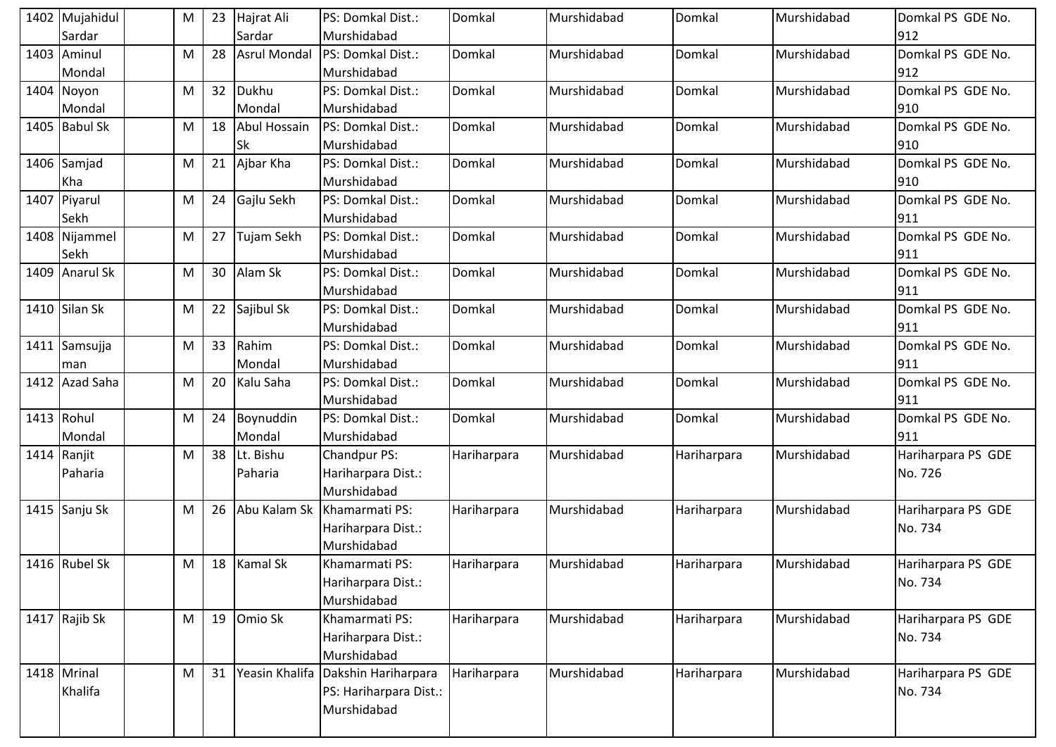| 1402 | Mujahidul Sardar | | M | 23 | Hajrat Ali Sardar | PS: Domkal Dist.: Murshidabad | Domkal | Murshidabad | Domkal | Murshidabad | Domkal PS GDE No. 912 |
|---|---|---|---|---|---|---|---|---|---|---|---|
| 1403 | Aminul Mondal | | M | 28 | Asrul Mondal | PS: Domkal Dist.: Murshidabad | Domkal | Murshidabad | Domkal | Murshidabad | Domkal PS GDE No. 912 |
| 1404 | Noyon Mondal | | M | 32 | Dukhu Mondal | PS: Domkal Dist.: Murshidabad | Domkal | Murshidabad | Domkal | Murshidabad | Domkal PS GDE No. 910 |
| 1405 | Babul Sk | | M | 18 | Abul Hossain Sk | PS: Domkal Dist.: Murshidabad | Domkal | Murshidabad | Domkal | Murshidabad | Domkal PS GDE No. 910 |
| 1406 | Samjad Kha | | M | 21 | Ajbar Kha | PS: Domkal Dist.: Murshidabad | Domkal | Murshidabad | Domkal | Murshidabad | Domkal PS GDE No. 910 |
| 1407 | Piyarul Sekh | | M | 24 | Gajlu Sekh | PS: Domkal Dist.: Murshidabad | Domkal | Murshidabad | Domkal | Murshidabad | Domkal PS GDE No. 911 |
| 1408 | Nijammel Sekh | | M | 27 | Tujam Sekh | PS: Domkal Dist.: Murshidabad | Domkal | Murshidabad | Domkal | Murshidabad | Domkal PS GDE No. 911 |
| 1409 | Anarul Sk | | M | 30 | Alam Sk | PS: Domkal Dist.: Murshidabad | Domkal | Murshidabad | Domkal | Murshidabad | Domkal PS GDE No. 911 |
| 1410 | Silan Sk | | M | 22 | Sajibul Sk | PS: Domkal Dist.: Murshidabad | Domkal | Murshidabad | Domkal | Murshidabad | Domkal PS GDE No. 911 |
| 1411 | Samsujja man | | M | 33 | Rahim Mondal | PS: Domkal Dist.: Murshidabad | Domkal | Murshidabad | Domkal | Murshidabad | Domkal PS GDE No. 911 |
| 1412 | Azad Saha | | M | 20 | Kalu Saha | PS: Domkal Dist.: Murshidabad | Domkal | Murshidabad | Domkal | Murshidabad | Domkal PS GDE No. 911 |
| 1413 | Rohul Mondal | | M | 24 | Boynuddin Mondal | PS: Domkal Dist.: Murshidabad | Domkal | Murshidabad | Domkal | Murshidabad | Domkal PS GDE No. 911 |
| 1414 | Ranjit Paharia | | M | 38 | Lt. Bishu Paharia | Chandpur PS: Hariharpara Dist.: Murshidabad | Hariharpara | Murshidabad | Hariharpara | Murshidabad | Hariharpara PS GDE No. 726 |
| 1415 | Sanju Sk | | M | 26 | Abu Kalam Sk | Khamarmati PS: Hariharpara Dist.: Murshidabad | Hariharpara | Murshidabad | Hariharpara | Murshidabad | Hariharpara PS GDE No. 734 |
| 1416 | Rubel Sk | | M | 18 | Kamal Sk | Khamarmati PS: Hariharpara Dist.: Murshidabad | Hariharpara | Murshidabad | Hariharpara | Murshidabad | Hariharpara PS GDE No. 734 |
| 1417 | Rajib Sk | | M | 19 | Omio Sk | Khamarmati PS: Hariharpara Dist.: Murshidabad | Hariharpara | Murshidabad | Hariharpara | Murshidabad | Hariharpara PS GDE No. 734 |
| 1418 | Mrinal Khalifa | | M | 31 | Yeasin Khalifa | Dakshin Hariharpara PS: Hariharpara Dist.: Murshidabad | Hariharpara | Murshidabad | Hariharpara | Murshidabad | Hariharpara PS GDE No. 734 |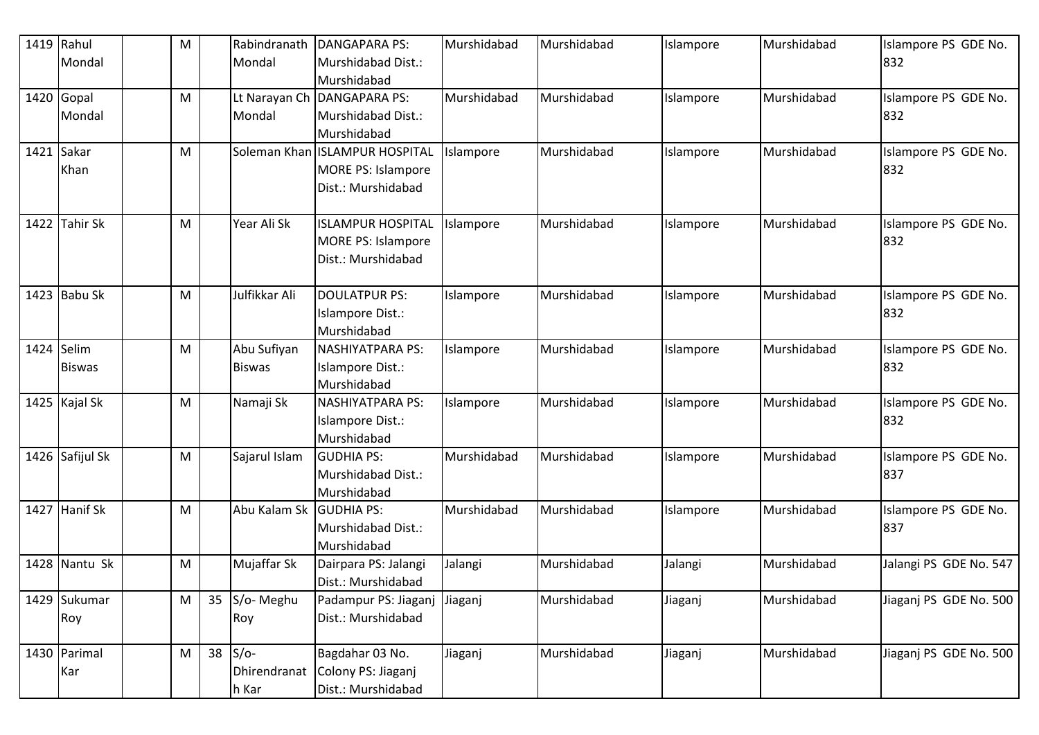| 1419 | Rahul Mondal | | M | | Rabindranath Mondal | DANGAPARA PS: Murshidabad Dist.: Murshidabad | Murshidabad | Murshidabad | Islampore | Murshidabad | Islampore PS GDE No. 832 |
|---|---|---|---|---|---|---|---|---|---|---|---|
| 1420 | Gopal Mondal | | M | | Lt Narayan Ch Mondal | DANGAPARA PS: Murshidabad Dist.: Murshidabad | Murshidabad | Murshidabad | Islampore | Murshidabad | Islampore PS GDE No. 832 |
| 1421 | Sakar Khan | | M | | Soleman Khan | ISLAMPUR HOSPITAL MORE PS: Islampore Dist.: Murshidabad | Islampore | Murshidabad | Islampore | Murshidabad | Islampore PS GDE No. 832 |
| 1422 | Tahir Sk | | M | | Year Ali Sk | ISLAMPUR HOSPITAL MORE PS: Islampore Dist.: Murshidabad | Islampore | Murshidabad | Islampore | Murshidabad | Islampore PS GDE No. 832 |
| 1423 | Babu Sk | | M | | Julfikkar Ali | DOULATPUR PS: Islampore Dist.: Murshidabad | Islampore | Murshidabad | Islampore | Murshidabad | Islampore PS GDE No. 832 |
| 1424 | Selim Biswas | | M | | Abu Sufiyan Biswas | NASHIYATPARA PS: Islampore Dist.: Murshidabad | Islampore | Murshidabad | Islampore | Murshidabad | Islampore PS GDE No. 832 |
| 1425 | Kajal Sk | | M | | Namaji Sk | NASHIYATPARA PS: Islampore Dist.: Murshidabad | Islampore | Murshidabad | Islampore | Murshidabad | Islampore PS GDE No. 832 |
| 1426 | Safijul Sk | | M | | Sajarul Islam | GUDHIA PS: Murshidabad Dist.: Murshidabad | Murshidabad | Murshidabad | Islampore | Murshidabad | Islampore PS GDE No. 837 |
| 1427 | Hanif Sk | | M | | Abu Kalam Sk | GUDHIA PS: Murshidabad Dist.: Murshidabad | Murshidabad | Murshidabad | Islampore | Murshidabad | Islampore PS GDE No. 837 |
| 1428 | Nantu Sk | | M | | Mujaffar Sk | Dairpara PS: Jalangi Dist.: Murshidabad | Jalangi | Murshidabad | Jalangi | Murshidabad | Jalangi PS GDE No. 547 |
| 1429 | Sukumar Roy | | M | 35 | S/o- Meghu Roy | Padampur PS: Jiaganj Dist.: Murshidabad | Jiaganj | Murshidabad | Jiaganj | Murshidabad | Jiaganj PS GDE No. 500 |
| 1430 | Parimal Kar | | M | 38 | S/o- Dhirendranath Kar | Bagdahar 03 No. Colony PS: Jiaganj Dist.: Murshidabad | Jiaganj | Murshidabad | Jiaganj | Murshidabad | Jiaganj PS GDE No. 500 |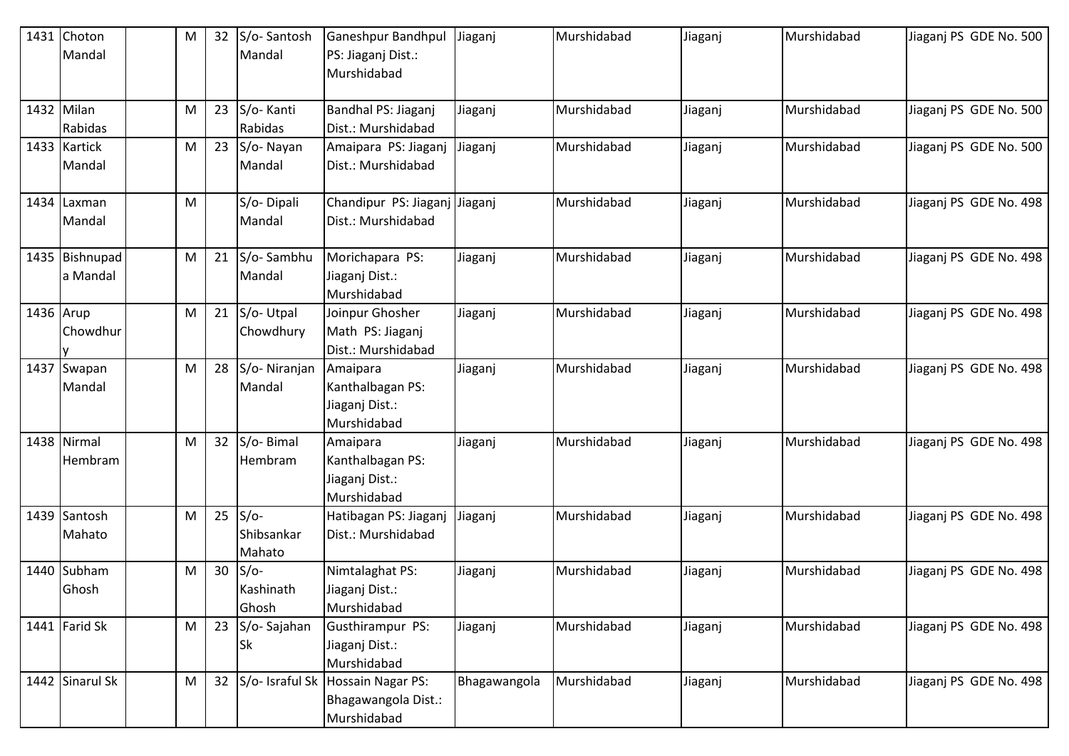| 1431 | Choton Mandal | | M | 32 | S/o- Santosh Mandal | Ganeshpur Bandhpul PS: Jiaganj Dist.: Murshidabad | Jiaganj | Murshidabad | Jiaganj | Murshidabad | Jiaganj PS GDE No. 500 |
|---|---|---|---|---|---|---|---|---|---|---|---|
| 1432 | Milan Rabidas | | M | 23 | S/o- Kanti Rabidas | Bandhal PS: Jiaganj Dist.: Murshidabad | Jiaganj | Murshidabad | Jiaganj | Murshidabad | Jiaganj PS GDE No. 500 |
| 1433 | Kartick Mandal | | M | 23 | S/o- Nayan Mandal | Amaipara PS: Jiaganj Dist.: Murshidabad | Jiaganj | Murshidabad | Jiaganj | Murshidabad | Jiaganj PS GDE No. 500 |
| 1434 | Laxman Mandal | | M | | S/o- Dipali Mandal | Chandipur PS: Jiaganj Dist.: Murshidabad | Jiaganj | Murshidabad | Jiaganj | Murshidabad | Jiaganj PS GDE No. 498 |
| 1435 | Bishnupada Mandal | | M | 21 | S/o- Sambhu Mandal | Morichapara PS: Jiaganj Dist.: Murshidabad | Jiaganj | Murshidabad | Jiaganj | Murshidabad | Jiaganj PS GDE No. 498 |
| 1436 | Arup Chowdhury | | M | 21 | S/o- Utpal Chowdhury | Joinpur Ghosher Math PS: Jiaganj Dist.: Murshidabad | Jiaganj | Murshidabad | Jiaganj | Murshidabad | Jiaganj PS GDE No. 498 |
| 1437 | Swapan Mandal | | M | 28 | S/o- Niranjan Mandal | Amaipara Kanthalbagan PS: Jiaganj Dist.: Murshidabad | Jiaganj | Murshidabad | Jiaganj | Murshidabad | Jiaganj PS GDE No. 498 |
| 1438 | Nirmal Hembram | | M | 32 | S/o- Bimal Hembram | Amaipara Kanthalbagan PS: Jiaganj Dist.: Murshidabad | Jiaganj | Murshidabad | Jiaganj | Murshidabad | Jiaganj PS GDE No. 498 |
| 1439 | Santosh Mahato | | M | 25 | S/o- Shibsankar Mahato | Hatibagan PS: Jiaganj Dist.: Murshidabad | Jiaganj | Murshidabad | Jiaganj | Murshidabad | Jiaganj PS GDE No. 498 |
| 1440 | Subham Ghosh | | M | 30 | S/o- Kashinath Ghosh | Nimtalaghat PS: Jiaganj Dist.: Murshidabad | Jiaganj | Murshidabad | Jiaganj | Murshidabad | Jiaganj PS GDE No. 498 |
| 1441 | Farid Sk | | M | 23 | S/o- Sajahan Sk | Gusthirampur PS: Jiaganj Dist.: Murshidabad | Jiaganj | Murshidabad | Jiaganj | Murshidabad | Jiaganj PS GDE No. 498 |
| 1442 | Sinarul Sk | | M | 32 | S/o- Israful Sk | Hossain Nagar PS: Bhagawangola Dist.: Murshidabad | Bhagawangola | Murshidabad | Jiaganj | Murshidabad | Jiaganj PS GDE No. 498 |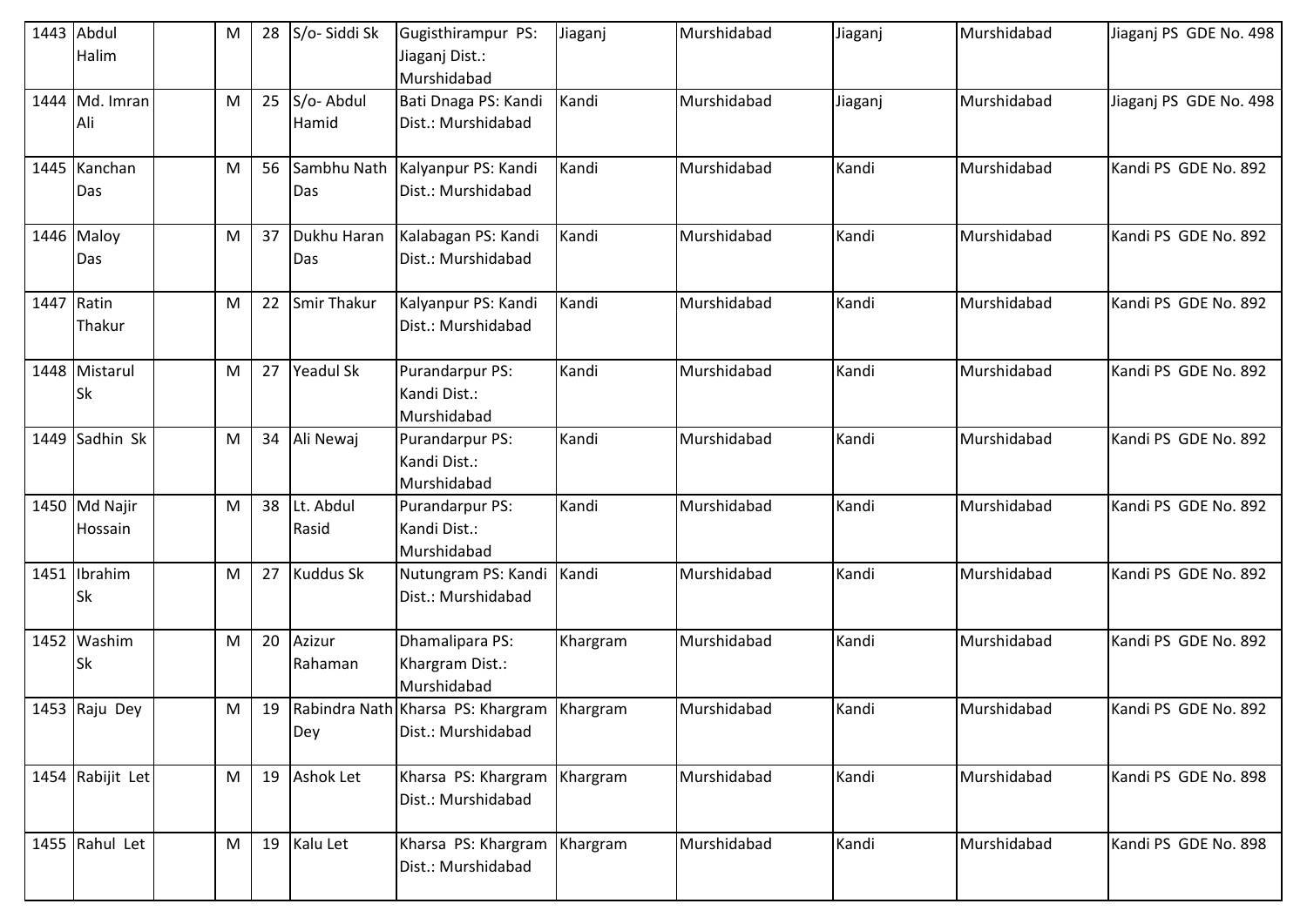| 1443 | Abdul Halim | | M | 28 | S/o- Siddi Sk | Gugisthirampur PS: Jiaganj Dist.: Murshidabad | Jiaganj | Murshidabad | Jiaganj | Murshidabad | Jiaganj PS GDE No. 498 |
|---|---|---|---|---|---|---|---|---|---|---|---|
| 1444 | Md. Imran Ali | | M | 25 | S/o- Abdul Hamid | Bati Dnaga PS: Kandi Dist.: Murshidabad | Kandi | Murshidabad | Jiaganj | Murshidabad | Jiaganj PS GDE No. 498 |
| 1445 | Kanchan Das | | M | 56 | Sambhu Nath Das | Kalyanpur PS: Kandi Dist.: Murshidabad | Kandi | Murshidabad | Kandi | Murshidabad | Kandi PS GDE No. 892 |
| 1446 | Maloy Das | | M | 37 | Dukhu Haran Das | Kalabagan PS: Kandi Dist.: Murshidabad | Kandi | Murshidabad | Kandi | Murshidabad | Kandi PS GDE No. 892 |
| 1447 | Ratin Thakur | | M | 22 | Smir Thakur | Kalyanpur PS: Kandi Dist.: Murshidabad | Kandi | Murshidabad | Kandi | Murshidabad | Kandi PS GDE No. 892 |
| 1448 | Mistarul Sk | | M | 27 | Yeadul Sk | Purandarpur PS: Kandi Dist.: Murshidabad | Kandi | Murshidabad | Kandi | Murshidabad | Kandi PS GDE No. 892 |
| 1449 | Sadhin Sk | | M | 34 | Ali Newaj | Purandarpur PS: Kandi Dist.: Murshidabad | Kandi | Murshidabad | Kandi | Murshidabad | Kandi PS GDE No. 892 |
| 1450 | Md Najir Hossain | | M | 38 | Lt. Abdul Rasid | Purandarpur PS: Kandi Dist.: Murshidabad | Kandi | Murshidabad | Kandi | Murshidabad | Kandi PS GDE No. 892 |
| 1451 | Ibrahim Sk | | M | 27 | Kuddus Sk | Nutungram PS: Kandi Dist.: Murshidabad | Kandi | Murshidabad | Kandi | Murshidabad | Kandi PS GDE No. 892 |
| 1452 | Washim Sk | | M | 20 | Azizur Rahaman | Dhamalipara PS: Khargram Dist.: Murshidabad | Khargram | Murshidabad | Kandi | Murshidabad | Kandi PS GDE No. 892 |
| 1453 | Raju Dey | | M | 19 | Rabindra Nath Dey | Kharsa PS: Khargram Dist.: Murshidabad | Khargram | Murshidabad | Kandi | Murshidabad | Kandi PS GDE No. 892 |
| 1454 | Rabijit Let | | M | 19 | Ashok Let | Kharsa PS: Khargram Dist.: Murshidabad | Khargram | Murshidabad | Kandi | Murshidabad | Kandi PS GDE No. 898 |
| 1455 | Rahul Let | | M | 19 | Kalu Let | Kharsa PS: Khargram Dist.: Murshidabad | Khargram | Murshidabad | Kandi | Murshidabad | Kandi PS GDE No. 898 |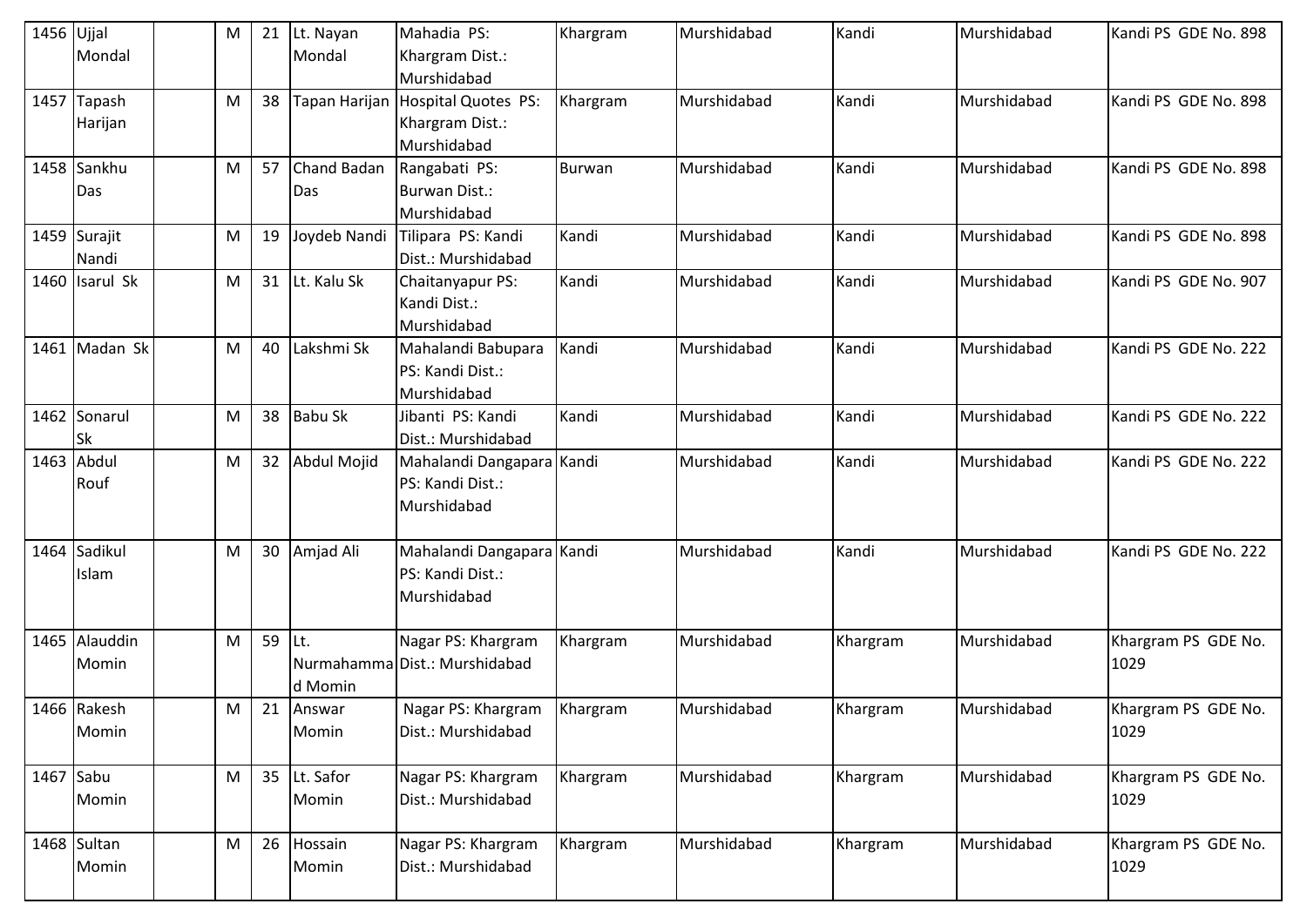| 1456 | Ujjal Mondal | | M | 21 | Lt. Nayan Mondal | Mahadia PS: Khargram Dist.: Murshidabad | Khargram | Murshidabad | Kandi | Murshidabad | Kandi PS GDE No. 898 |
|---|---|---|---|---|---|---|---|---|---|---|---|
| 1457 | Tapash Harijan | | M | 38 | Tapan Harijan | Hospital Quotes PS: Khargram Dist.: Murshidabad | Khargram | Murshidabad | Kandi | Murshidabad | Kandi PS GDE No. 898 |
| 1458 | Sankhu Das | | M | 57 | Chand Badan Das | Rangabati PS: Burwan Dist.: Murshidabad | Burwan | Murshidabad | Kandi | Murshidabad | Kandi PS GDE No. 898 |
| 1459 | Surajit Nandi | | M | 19 | Joydeb Nandi | Tilipara PS: Kandi Dist.: Murshidabad | Kandi | Murshidabad | Kandi | Murshidabad | Kandi PS GDE No. 898 |
| 1460 | Isarul Sk | | M | 31 | Lt. Kalu Sk | Chaitanyapur PS: Kandi Dist.: Murshidabad | Kandi | Murshidabad | Kandi | Murshidabad | Kandi PS GDE No. 907 |
| 1461 | Madan Sk | | M | 40 | Lakshmi Sk | Mahalandi Babupara PS: Kandi Dist.: Murshidabad | Kandi | Murshidabad | Kandi | Murshidabad | Kandi PS GDE No. 222 |
| 1462 | Sonarul Sk | | M | 38 | Babu Sk | Jibanti PS: Kandi Dist.: Murshidabad | Kandi | Murshidabad | Kandi | Murshidabad | Kandi PS GDE No. 222 |
| 1463 | Abdul Rouf | | M | 32 | Abdul Mojid | Mahalandi Dangapara PS: Kandi Dist.: Murshidabad | Kandi | Murshidabad | Kandi | Murshidabad | Kandi PS GDE No. 222 |
| 1464 | Sadikul Islam | | M | 30 | Amjad Ali | Mahalandi Dangapara PS: Kandi Dist.: Murshidabad | Kandi | Murshidabad | Kandi | Murshidabad | Kandi PS GDE No. 222 |
| 1465 | Alauddin Momin | | M | 59 | Lt. Nurmahammad Momin | Nagar PS: Khargram Dist.: Murshidabad | Khargram | Murshidabad | Khargram | Murshidabad | Khargram PS GDE No. 1029 |
| 1466 | Rakesh Momin | | M | 21 | Answar Momin | Nagar PS: Khargram Dist.: Murshidabad | Khargram | Murshidabad | Khargram | Murshidabad | Khargram PS GDE No. 1029 |
| 1467 | Sabu Momin | | M | 35 | Lt. Safor Momin | Nagar PS: Khargram Dist.: Murshidabad | Khargram | Murshidabad | Khargram | Murshidabad | Khargram PS GDE No. 1029 |
| 1468 | Sultan Momin | | M | 26 | Hossain Momin | Nagar PS: Khargram Dist.: Murshidabad | Khargram | Murshidabad | Khargram | Murshidabad | Khargram PS GDE No. 1029 |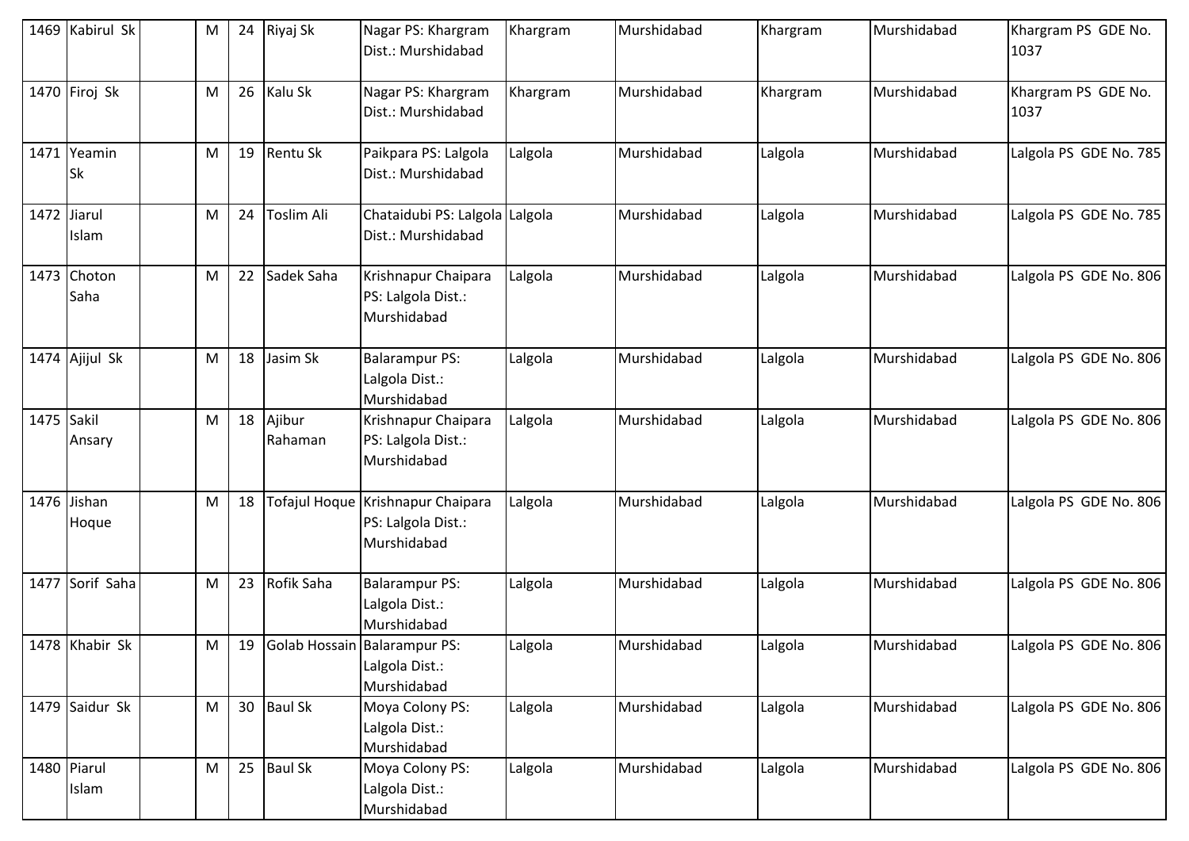| 1469 | Kabirul Sk | | M | 24 | Riyaj Sk | Nagar PS: Khargram Dist.: Murshidabad | Khargram | Murshidabad | Khargram | Murshidabad | Khargram PS GDE No. 1037 |
|---|---|---|---|---|---|---|---|---|---|---|---|
| 1470 | Firoj Sk | | M | 26 | Kalu Sk | Nagar PS: Khargram Dist.: Murshidabad | Khargram | Murshidabad | Khargram | Murshidabad | Khargram PS GDE No. 1037 |
| 1471 | Yeamin Sk | | M | 19 | Rentu Sk | Paikpara PS: Lalgola Dist.: Murshidabad | Lalgola | Murshidabad | Lalgola | Murshidabad | Lalgola PS GDE No. 785 |
| 1472 | Jiarul Islam | | M | 24 | Toslim Ali | Chataidubi PS: Lalgola Dist.: Murshidabad | Lalgola | Murshidabad | Lalgola | Murshidabad | Lalgola PS GDE No. 785 |
| 1473 | Choton Saha | | M | 22 | Sadek Saha | Krishnapur Chaipara PS: Lalgola Dist.: Murshidabad | Lalgola | Murshidabad | Lalgola | Murshidabad | Lalgola PS GDE No. 806 |
| 1474 | Ajijul Sk | | M | 18 | Jasim Sk | Balarampur PS: Lalgola Dist.: Murshidabad | Lalgola | Murshidabad | Lalgola | Murshidabad | Lalgola PS GDE No. 806 |
| 1475 | Sakil Ansary | | M | 18 | Ajibur Rahaman | Krishnapur Chaipara PS: Lalgola Dist.: Murshidabad | Lalgola | Murshidabad | Lalgola | Murshidabad | Lalgola PS GDE No. 806 |
| 1476 | Jishan Hoque | | M | 18 | Tofajul Hoque | Krishnapur Chaipara PS: Lalgola Dist.: Murshidabad | Lalgola | Murshidabad | Lalgola | Murshidabad | Lalgola PS GDE No. 806 |
| 1477 | Sorif Saha | | M | 23 | Rofik Saha | Balarampur PS: Lalgola Dist.: Murshidabad | Lalgola | Murshidabad | Lalgola | Murshidabad | Lalgola PS GDE No. 806 |
| 1478 | Khabir Sk | | M | 19 | Golab Hossain | Balarampur PS: Lalgola Dist.: Murshidabad | Lalgola | Murshidabad | Lalgola | Murshidabad | Lalgola PS GDE No. 806 |
| 1479 | Saidur Sk | | M | 30 | Baul Sk | Moya Colony PS: Lalgola Dist.: Murshidabad | Lalgola | Murshidabad | Lalgola | Murshidabad | Lalgola PS GDE No. 806 |
| 1480 | Piarul Islam | | M | 25 | Baul Sk | Moya Colony PS: Lalgola Dist.: Murshidabad | Lalgola | Murshidabad | Lalgola | Murshidabad | Lalgola PS GDE No. 806 |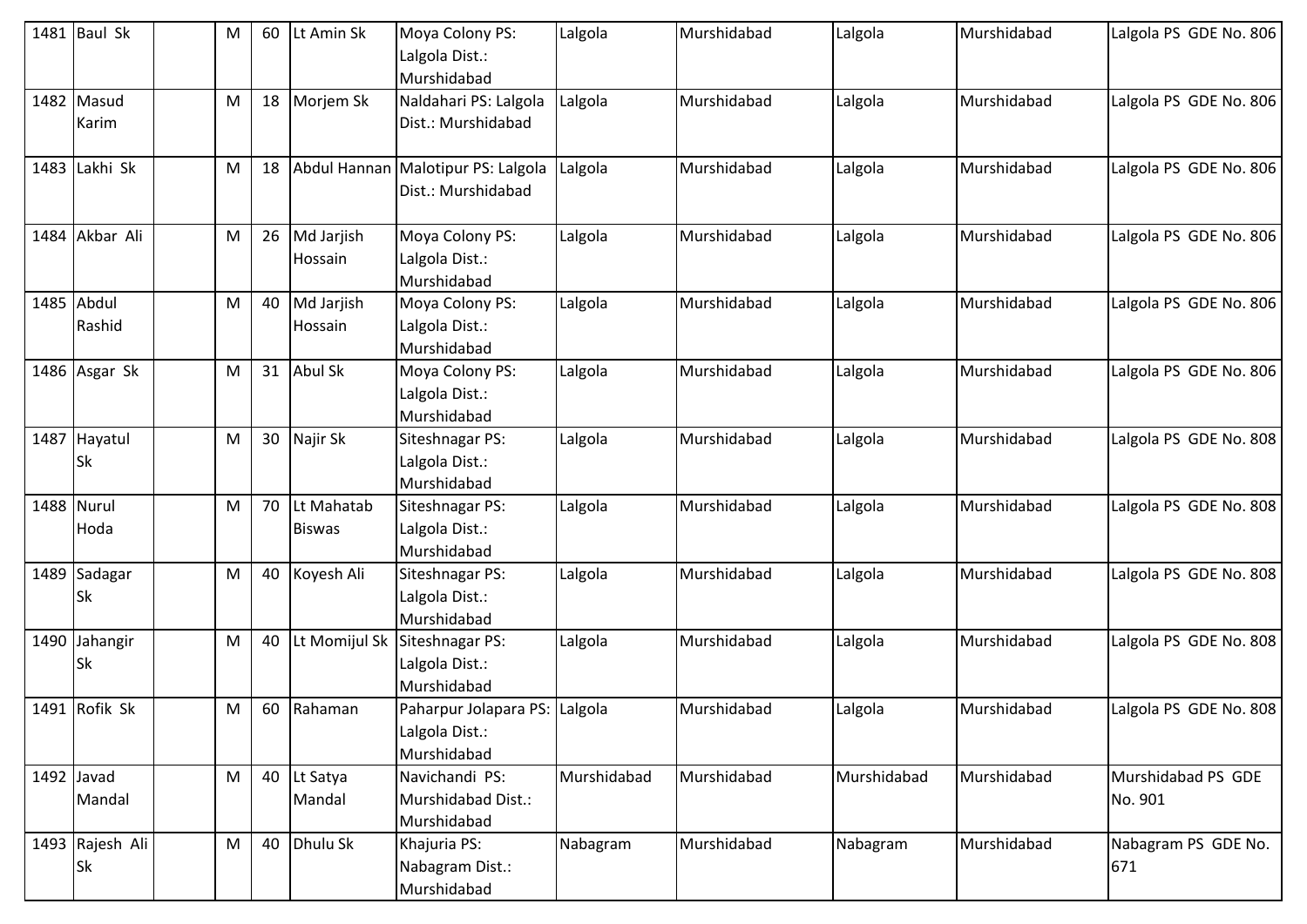| 1481 | Baul Sk | | M | 60 | Lt Amin Sk | Moya Colony PS: Lalgola Dist.: Murshidabad | Lalgola | Murshidabad | Lalgola | Murshidabad | Lalgola PS GDE No. 806 |
|---|---|---|---|---|---|---|---|---|---|---|---|
| 1482 | Masud Karim | | M | 18 | Morjem Sk | Naldahari PS: Lalgola Dist.: Murshidabad | Lalgola | Murshidabad | Lalgola | Murshidabad | Lalgola PS GDE No. 806 |
| 1483 | Lakhi Sk | | M | 18 | Abdul Hannan | Malotipur PS: Lalgola Dist.: Murshidabad | Lalgola | Murshidabad | Lalgola | Murshidabad | Lalgola PS GDE No. 806 |
| 1484 | Akbar Ali | | M | 26 | Md Jarjish Hossain | Moya Colony PS: Lalgola Dist.: Murshidabad | Lalgola | Murshidabad | Lalgola | Murshidabad | Lalgola PS GDE No. 806 |
| 1485 | Abdul Rashid | | M | 40 | Md Jarjish Hossain | Moya Colony PS: Lalgola Dist.: Murshidabad | Lalgola | Murshidabad | Lalgola | Murshidabad | Lalgola PS GDE No. 806 |
| 1486 | Asgar Sk | | M | 31 | Abul Sk | Moya Colony PS: Lalgola Dist.: Murshidabad | Lalgola | Murshidabad | Lalgola | Murshidabad | Lalgola PS GDE No. 806 |
| 1487 | Hayatul Sk | | M | 30 | Najir Sk | Siteshnagar PS: Lalgola Dist.: Murshidabad | Lalgola | Murshidabad | Lalgola | Murshidabad | Lalgola PS GDE No. 808 |
| 1488 | Nurul Hoda | | M | 70 | Lt Mahatab Biswas | Siteshnagar PS: Lalgola Dist.: Murshidabad | Lalgola | Murshidabad | Lalgola | Murshidabad | Lalgola PS GDE No. 808 |
| 1489 | Sadagar Sk | | M | 40 | Koyesh Ali | Siteshnagar PS: Lalgola Dist.: Murshidabad | Lalgola | Murshidabad | Lalgola | Murshidabad | Lalgola PS GDE No. 808 |
| 1490 | Jahangir Sk | | M | 40 | Lt Momijul Sk | Siteshnagar PS: Lalgola Dist.: Murshidabad | Lalgola | Murshidabad | Lalgola | Murshidabad | Lalgola PS GDE No. 808 |
| 1491 | Rofik Sk | | M | 60 | Rahaman | Paharpur Jolapara PS: Lalgola Dist.: Murshidabad | Lalgola | Murshidabad | Lalgola | Murshidabad | Lalgola PS GDE No. 808 |
| 1492 | Javad Mandal | | M | 40 | Lt Satya Mandal | Navichandi PS: Murshidabad Dist.: Murshidabad | Murshidabad | Murshidabad | Murshidabad | Murshidabad | Murshidabad PS GDE No. 901 |
| 1493 | Rajesh Ali Sk | | M | 40 | Dhulu Sk | Khajuria PS: Nabagram Dist.: Murshidabad | Nabagram | Murshidabad | Nabagram | Murshidabad | Nabagram PS GDE No. 671 |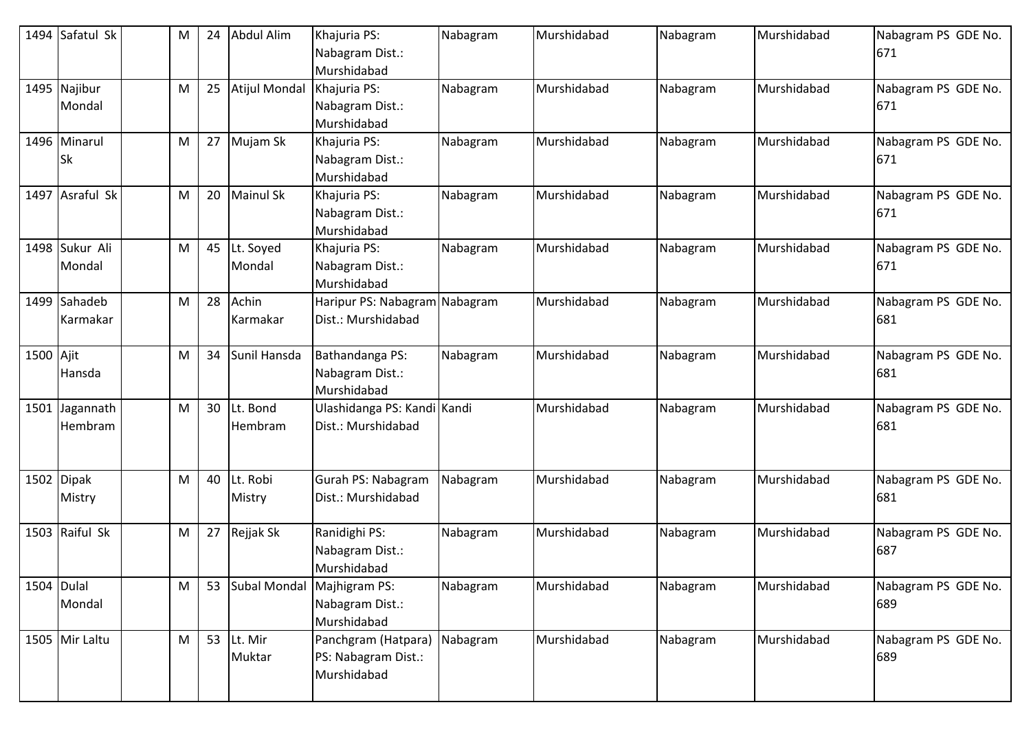| 1494 | Safatul Sk | | M | 24 | Abdul Alim | Khajuria PS: Nabagram Dist.: Murshidabad | Nabagram | Murshidabad | Nabagram | Murshidabad | Nabagram PS GDE No. 671 |
|---|---|---|---|---|---|---|---|---|---|---|---|
| 1495 | Najibur Mondal | | M | 25 | Atijul Mondal | Khajuria PS: Nabagram Dist.: Murshidabad | Nabagram | Murshidabad | Nabagram | Murshidabad | Nabagram PS GDE No. 671 |
| 1496 | Minarul Sk | | M | 27 | Mujam Sk | Khajuria PS: Nabagram Dist.: Murshidabad | Nabagram | Murshidabad | Nabagram | Murshidabad | Nabagram PS GDE No. 671 |
| 1497 | Asraful Sk | | M | 20 | Mainul Sk | Khajuria PS: Nabagram Dist.: Murshidabad | Nabagram | Murshidabad | Nabagram | Murshidabad | Nabagram PS GDE No. 671 |
| 1498 | Sukur Ali Mondal | | M | 45 | Lt. Soyed Mondal | Khajuria PS: Nabagram Dist.: Murshidabad | Nabagram | Murshidabad | Nabagram | Murshidabad | Nabagram PS GDE No. 671 |
| 1499 | Sahadeb Karmakar | | M | 28 | Achin Karmakar | Haripur PS: Nabagram Dist.: Murshidabad | Nabagram | Murshidabad | Nabagram | Murshidabad | Nabagram PS GDE No. 681 |
| 1500 | Ajit Hansda | | M | 34 | Sunil Hansda | Bathandanga PS: Nabagram Dist.: Murshidabad | Nabagram | Murshidabad | Nabagram | Murshidabad | Nabagram PS GDE No. 681 |
| 1501 | Jagannath Hembram | | M | 30 | Lt. Bond Hembram | Ulashidanga PS: Kandi Dist.: Murshidabad | Kandi | Murshidabad | Nabagram | Murshidabad | Nabagram PS GDE No. 681 |
| 1502 | Dipak Mistry | | M | 40 | Lt. Robi Mistry | Gurah PS: Nabagram Dist.: Murshidabad | Nabagram | Murshidabad | Nabagram | Murshidabad | Nabagram PS GDE No. 681 |
| 1503 | Raiful Sk | | M | 27 | Rejjak Sk | Ranidighi PS: Nabagram Dist.: Murshidabad | Nabagram | Murshidabad | Nabagram | Murshidabad | Nabagram PS GDE No. 687 |
| 1504 | Dulal Mondal | | M | 53 | Subal Mondal | Majhigram PS: Nabagram Dist.: Murshidabad | Nabagram | Murshidabad | Nabagram | Murshidabad | Nabagram PS GDE No. 689 |
| 1505 | Mir Laltu | | M | 53 | Lt. Mir Muktar | Panchgram (Hatpara) PS: Nabagram Dist.: Murshidabad | Nabagram | Murshidabad | Nabagram | Murshidabad | Nabagram PS GDE No. 689 |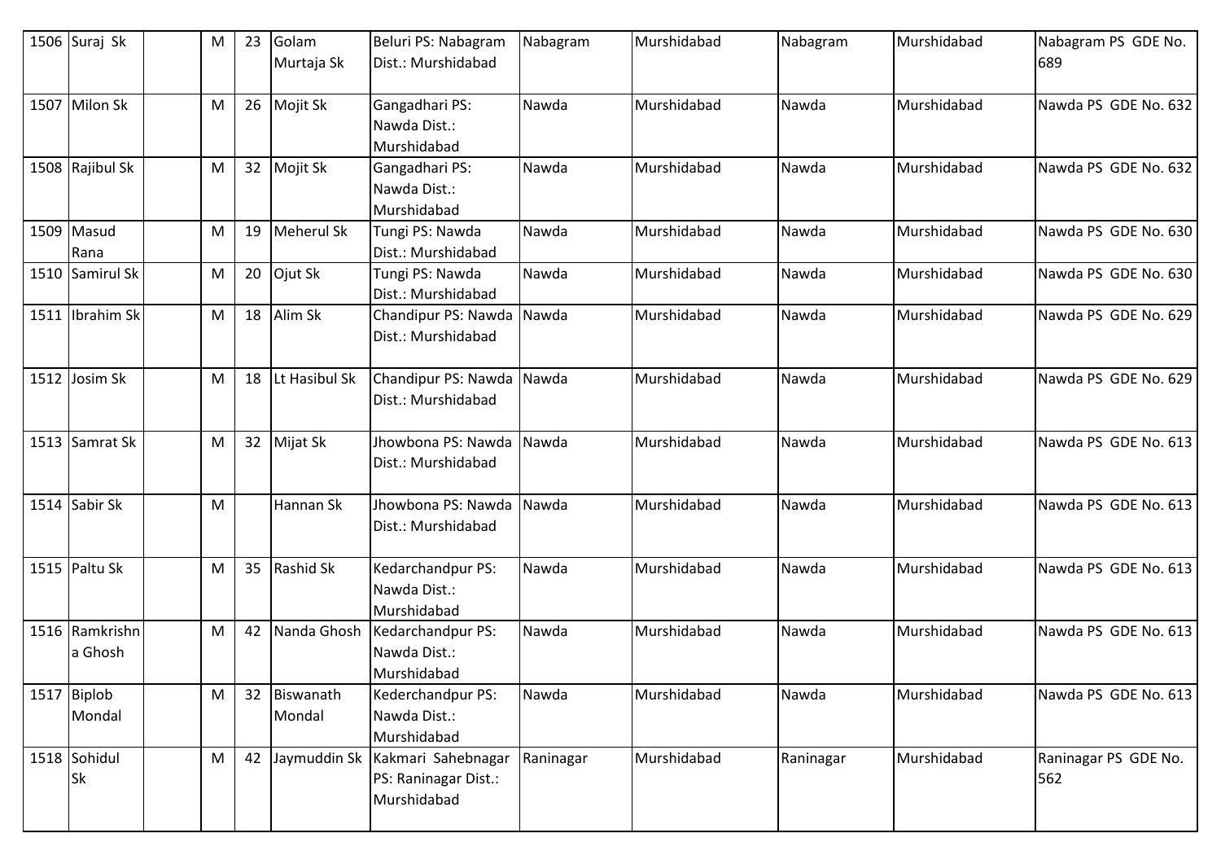| 1506 | Suraj Sk | | M | 23 | Golam Murtaja Sk | Beluri PS: Nabagram Dist.: Murshidabad | Nabagram | Murshidabad | Nabagram | Murshidabad | Nabagram PS GDE No. 689 |
|---|---|---|---|---|---|---|---|---|---|---|---|
| 1507 | Milon Sk | | M | 26 | Mojit Sk | Gangadhari PS: Nawda Dist.: Murshidabad | Nawda | Murshidabad | Nawda | Murshidabad | Nawda PS GDE No. 632 |
| 1508 | Rajibul Sk | | M | 32 | Mojit Sk | Gangadhari PS: Nawda Dist.: Murshidabad | Nawda | Murshidabad | Nawda | Murshidabad | Nawda PS GDE No. 632 |
| 1509 | Masud Rana | | M | 19 | Meherul Sk | Tungi PS: Nawda Dist.: Murshidabad | Nawda | Murshidabad | Nawda | Murshidabad | Nawda PS GDE No. 630 |
| 1510 | Samirul Sk | | M | 20 | Ojut Sk | Tungi PS: Nawda Dist.: Murshidabad | Nawda | Murshidabad | Nawda | Murshidabad | Nawda PS GDE No. 630 |
| 1511 | Ibrahim Sk | | M | 18 | Alim Sk | Chandipur PS: Nawda Dist.: Murshidabad | Nawda | Murshidabad | Nawda | Murshidabad | Nawda PS GDE No. 629 |
| 1512 | Josim Sk | | M | 18 | Lt Hasibul Sk | Chandipur PS: Nawda Dist.: Murshidabad | Nawda | Murshidabad | Nawda | Murshidabad | Nawda PS GDE No. 629 |
| 1513 | Samrat Sk | | M | 32 | Mijat Sk | Jhowbona PS: Nawda Dist.: Murshidabad | Nawda | Murshidabad | Nawda | Murshidabad | Nawda PS GDE No. 613 |
| 1514 | Sabir Sk | | M | | Hannan Sk | Jhowbona PS: Nawda Dist.: Murshidabad | Nawda | Murshidabad | Nawda | Murshidabad | Nawda PS GDE No. 613 |
| 1515 | Paltu Sk | | M | 35 | Rashid Sk | Kedarchandpur PS: Nawda Dist.: Murshidabad | Nawda | Murshidabad | Nawda | Murshidabad | Nawda PS GDE No. 613 |
| 1516 | Ramkrishna Ghosh | | M | 42 | Nanda Ghosh | Kedarchandpur PS: Nawda Dist.: Murshidabad | Nawda | Murshidabad | Nawda | Murshidabad | Nawda PS GDE No. 613 |
| 1517 | Biplob Mondal | | M | 32 | Biswanath Mondal | Kederchandpur PS: Nawda Dist.: Murshidabad | Nawda | Murshidabad | Nawda | Murshidabad | Nawda PS GDE No. 613 |
| 1518 | Sohidul Sk | | M | 42 | Jaymuddin Sk | Kakmari Sahebnagar PS: Raninagar Dist.: Murshidabad | Raninagar | Murshidabad | Raninagar | Murshidabad | Raninagar PS GDE No. 562 |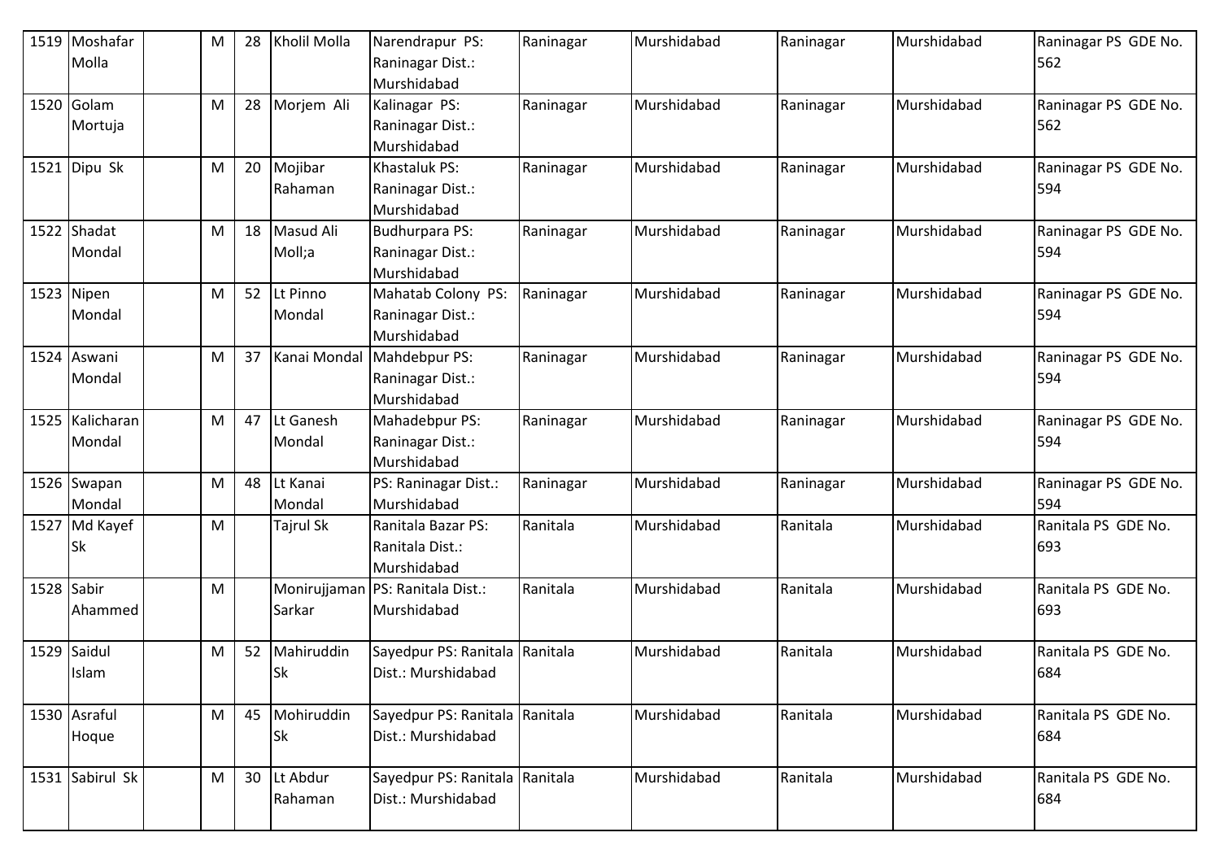| 1519 | Moshafar Molla | | M | 28 | Kholil Molla | Narendrapur PS: Raninagar Dist.: Murshidabad | Raninagar | Murshidabad | Raninagar | Murshidabad | Raninagar PS GDE No. 562 |
|---|---|---|---|---|---|---|---|---|---|---|---|
| 1520 | Golam Mortuja | | M | 28 | Morjem Ali | Kalinagar PS: Raninagar Dist.: Murshidabad | Raninagar | Murshidabad | Raninagar | Murshidabad | Raninagar PS GDE No. 562 |
| 1521 | Dipu Sk | | M | 20 | Mojibar Rahaman | Khastaluk PS: Raninagar Dist.: Murshidabad | Raninagar | Murshidabad | Raninagar | Murshidabad | Raninagar PS GDE No. 594 |
| 1522 | Shadat Mondal | | M | 18 | Masud Ali Moll;a | Budhurpara PS: Raninagar Dist.: Murshidabad | Raninagar | Murshidabad | Raninagar | Murshidabad | Raninagar PS GDE No. 594 |
| 1523 | Nipen Mondal | | M | 52 | Lt Pinno Mondal | Mahatab Colony PS: Raninagar Dist.: Murshidabad | Raninagar | Murshidabad | Raninagar | Murshidabad | Raninagar PS GDE No. 594 |
| 1524 | Aswani Mondal | | M | 37 | Kanai Mondal | Mahdebpur PS: Raninagar Dist.: Murshidabad | Raninagar | Murshidabad | Raninagar | Murshidabad | Raninagar PS GDE No. 594 |
| 1525 | Kalicharan Mondal | | M | 47 | Lt Ganesh Mondal | Mahadebpur PS: Raninagar Dist.: Murshidabad | Raninagar | Murshidabad | Raninagar | Murshidabad | Raninagar PS GDE No. 594 |
| 1526 | Swapan Mondal | | M | 48 | Lt Kanai Mondal | PS: Raninagar Dist.: Murshidabad | Raninagar | Murshidabad | Raninagar | Murshidabad | Raninagar PS GDE No. 594 |
| 1527 | Md Kayef Sk | | M | | Tajrul Sk | Ranitala Bazar PS: Ranitala Dist.: Murshidabad | Ranitala | Murshidabad | Ranitala | Murshidabad | Ranitala PS GDE No. 693 |
| 1528 | Sabir Ahammed | | M | | Monirujjaman Sarkar | PS: Ranitala Dist.: Murshidabad | Ranitala | Murshidabad | Ranitala | Murshidabad | Ranitala PS GDE No. 693 |
| 1529 | Saidul Islam | | M | 52 | Mahiruddin Sk | Sayedpur PS: Ranitala Dist.: Murshidabad | Ranitala | Murshidabad | Ranitala | Murshidabad | Ranitala PS GDE No. 684 |
| 1530 | Asraful Hoque | | M | 45 | Mohiruddin Sk | Sayedpur PS: Ranitala Dist.: Murshidabad | Ranitala | Murshidabad | Ranitala | Murshidabad | Ranitala PS GDE No. 684 |
| 1531 | Sabirul Sk | | M | 30 | Lt Abdur Rahaman | Sayedpur PS: Ranitala Dist.: Murshidabad | Ranitala | Murshidabad | Ranitala | Murshidabad | Ranitala PS GDE No. 684 |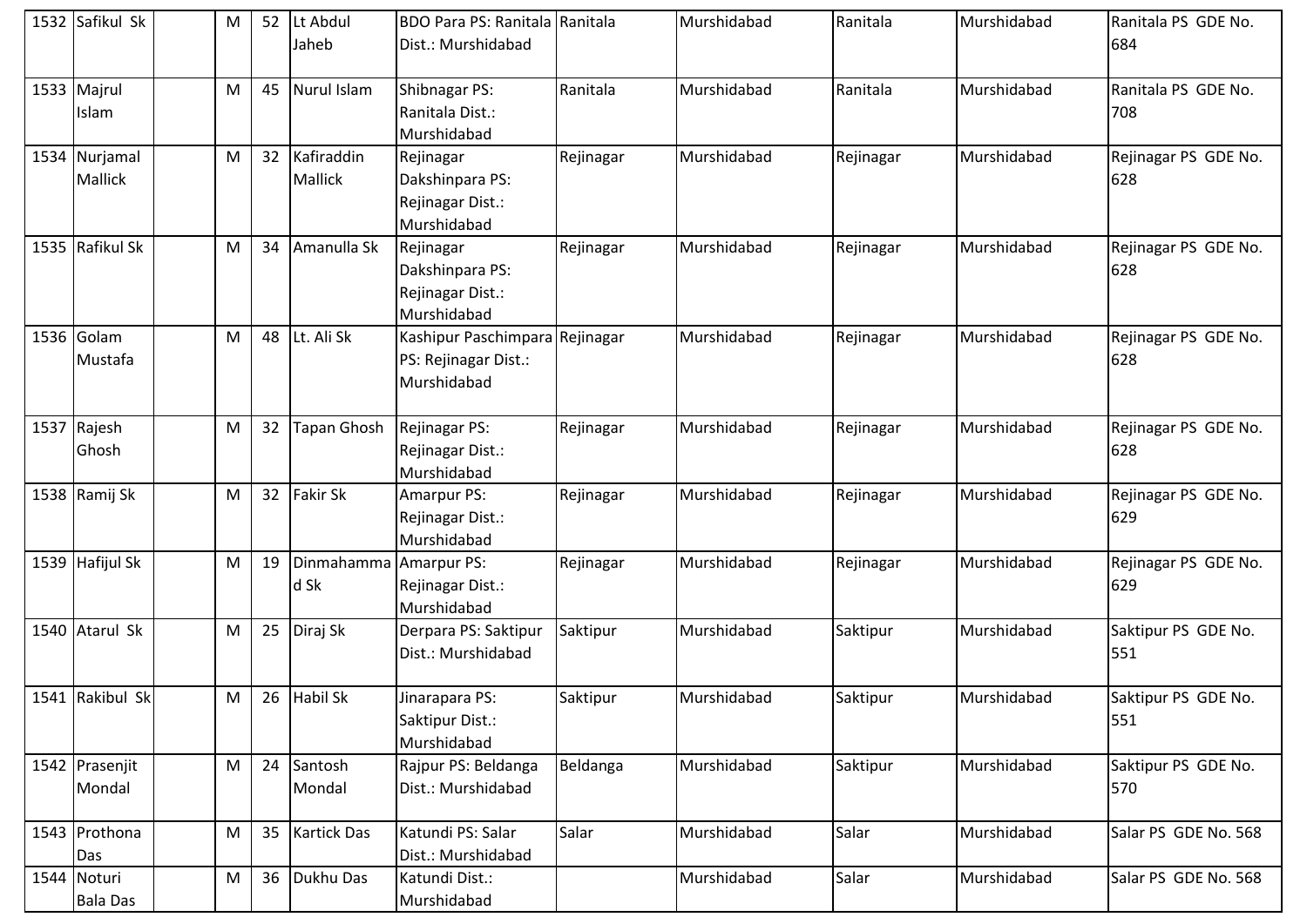| 1532 | Safikul Sk | | M | 52 | Lt Abdul Jaheb | BDO Para PS: Ranitala Dist.: Murshidabad | Ranitala | Murshidabad | Ranitala | Murshidabad | Ranitala PS GDE No. 684 |
|---|---|---|---|---|---|---|---|---|---|---|---|
| 1533 | Majrul Islam | | M | 45 | Nurul Islam | Shibnagar PS: Ranitala Dist.: Murshidabad | Ranitala | Murshidabad | Ranitala | Murshidabad | Ranitala PS GDE No. 708 |
| 1534 | Nurjamal Mallick | | M | 32 | Kafiraddin Mallick | Rejinagar Dakshinpara PS: Rejinagar Dist.: Murshidabad | Rejinagar | Murshidabad | Rejinagar | Murshidabad | Rejinagar PS GDE No. 628 |
| 1535 | Rafikul Sk | | M | 34 | Amanulla Sk | Rejinagar Dakshinpara PS: Rejinagar Dist.: Murshidabad | Rejinagar | Murshidabad | Rejinagar | Murshidabad | Rejinagar PS GDE No. 628 |
| 1536 | Golam Mustafa | | M | 48 | Lt. Ali Sk | Kashipur Paschimpara PS: Rejinagar Dist.: Murshidabad | Rejinagar | Murshidabad | Rejinagar | Murshidabad | Rejinagar PS GDE No. 628 |
| 1537 | Rajesh Ghosh | | M | 32 | Tapan Ghosh | Rejinagar PS: Rejinagar Dist.: Murshidabad | Rejinagar | Murshidabad | Rejinagar | Murshidabad | Rejinagar PS GDE No. 628 |
| 1538 | Ramij Sk | | M | 32 | Fakir Sk | Amarpur PS: Rejinagar Dist.: Murshidabad | Rejinagar | Murshidabad | Rejinagar | Murshidabad | Rejinagar PS GDE No. 629 |
| 1539 | Hafijul Sk | | M | 19 | Dinmahammad Sk | Amarpur PS: Rejinagar Dist.: Murshidabad | Rejinagar | Murshidabad | Rejinagar | Murshidabad | Rejinagar PS GDE No. 629 |
| 1540 | Atarul Sk | | M | 25 | Diraj Sk | Derpara PS: Saktipur Dist.: Murshidabad | Saktipur | Murshidabad | Saktipur | Murshidabad | Saktipur PS GDE No. 551 |
| 1541 | Rakibul Sk | | M | 26 | Habil Sk | Jinarapara PS: Saktipur Dist.: Murshidabad | Saktipur | Murshidabad | Saktipur | Murshidabad | Saktipur PS GDE No. 551 |
| 1542 | Prasenjit Mondal | | M | 24 | Santosh Mondal | Rajpur PS: Beldanga Dist.: Murshidabad | Beldanga | Murshidabad | Saktipur | Murshidabad | Saktipur PS GDE No. 570 |
| 1543 | Prothona Das | | M | 35 | Kartick Das | Katundi PS: Salar Dist.: Murshidabad | Salar | Murshidabad | Salar | Murshidabad | Salar PS GDE No. 568 |
| 1544 | Noturi Bala Das | | M | 36 | Dukhu Das | Katundi Dist.: Murshidabad | | Murshidabad | Salar | Murshidabad | Salar PS GDE No. 568 |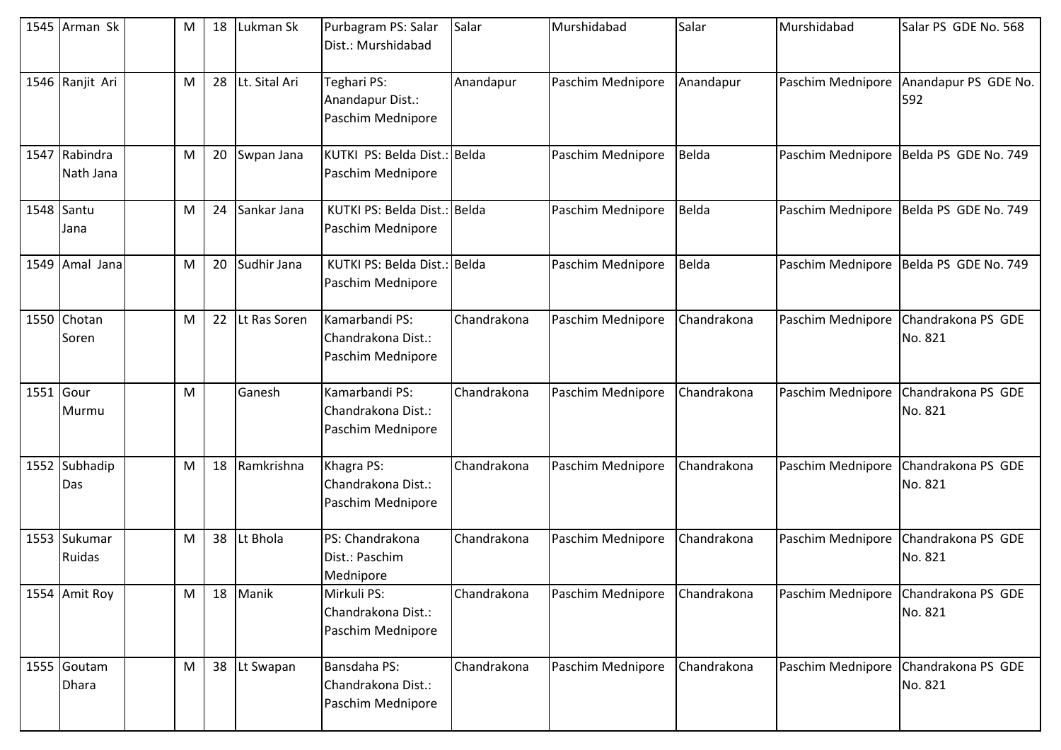| 1545 | Arman Sk | | M | 18 | Lukman Sk | Purbagram PS: Salar Dist.: Murshidabad | Salar | Murshidabad | Salar | Murshidabad | Salar PS GDE No. 568 |
|---|---|---|---|---|---|---|---|---|---|---|---|
| 1546 | Ranjit Ari | | M | 28 | Lt. Sital Ari | Teghari PS: Anandapur Dist.: Paschim Mednipore | Anandapur | Paschim Mednipore | Anandapur | Paschim Mednipore | Anandapur PS GDE No. 592 |
| 1547 | Rabindra Nath Jana | | M | 20 | Swpan Jana | KUTKI PS: Belda Dist.: Paschim Mednipore | Belda | Paschim Mednipore | Belda | Paschim Mednipore | Belda PS GDE No. 749 |
| 1548 | Santu Jana | | M | 24 | Sankar Jana | KUTKI PS: Belda Dist.: Paschim Mednipore | Belda | Paschim Mednipore | Belda | Paschim Mednipore | Belda PS GDE No. 749 |
| 1549 | Amal Jana | | M | 20 | Sudhir Jana | KUTKI PS: Belda Dist.: Paschim Mednipore | Belda | Paschim Mednipore | Belda | Paschim Mednipore | Belda PS GDE No. 749 |
| 1550 | Chotan Soren | | M | 22 | Lt Ras Soren | Kamarbandi PS: Chandrakona Dist.: Paschim Mednipore | Chandrakona | Paschim Mednipore | Chandrakona | Paschim Mednipore | Chandrakona PS GDE No. 821 |
| 1551 | Gour Murmu | | M | | Ganesh | Kamarbandi PS: Chandrakona Dist.: Paschim Mednipore | Chandrakona | Paschim Mednipore | Chandrakona | Paschim Mednipore | Chandrakona PS GDE No. 821 |
| 1552 | Subhadip Das | | M | 18 | Ramkrishna | Khagra PS: Chandrakona Dist.: Paschim Mednipore | Chandrakona | Paschim Mednipore | Chandrakona | Paschim Mednipore | Chandrakona PS GDE No. 821 |
| 1553 | Sukumar Ruidas | | M | 38 | Lt Bhola | PS: Chandrakona Dist.: Paschim Mednipore | Chandrakona | Paschim Mednipore | Chandrakona | Paschim Mednipore | Chandrakona PS GDE No. 821 |
| 1554 | Amit Roy | | M | 18 | Manik | Mirkuli PS: Chandrakona Dist.: Paschim Mednipore | Chandrakona | Paschim Mednipore | Chandrakona | Paschim Mednipore | Chandrakona PS GDE No. 821 |
| 1555 | Goutam Dhara | | M | 38 | Lt Swapan | Bansdaha PS: Chandrakona Dist.: Paschim Mednipore | Chandrakona | Paschim Mednipore | Chandrakona | Paschim Mednipore | Chandrakona PS GDE No. 821 |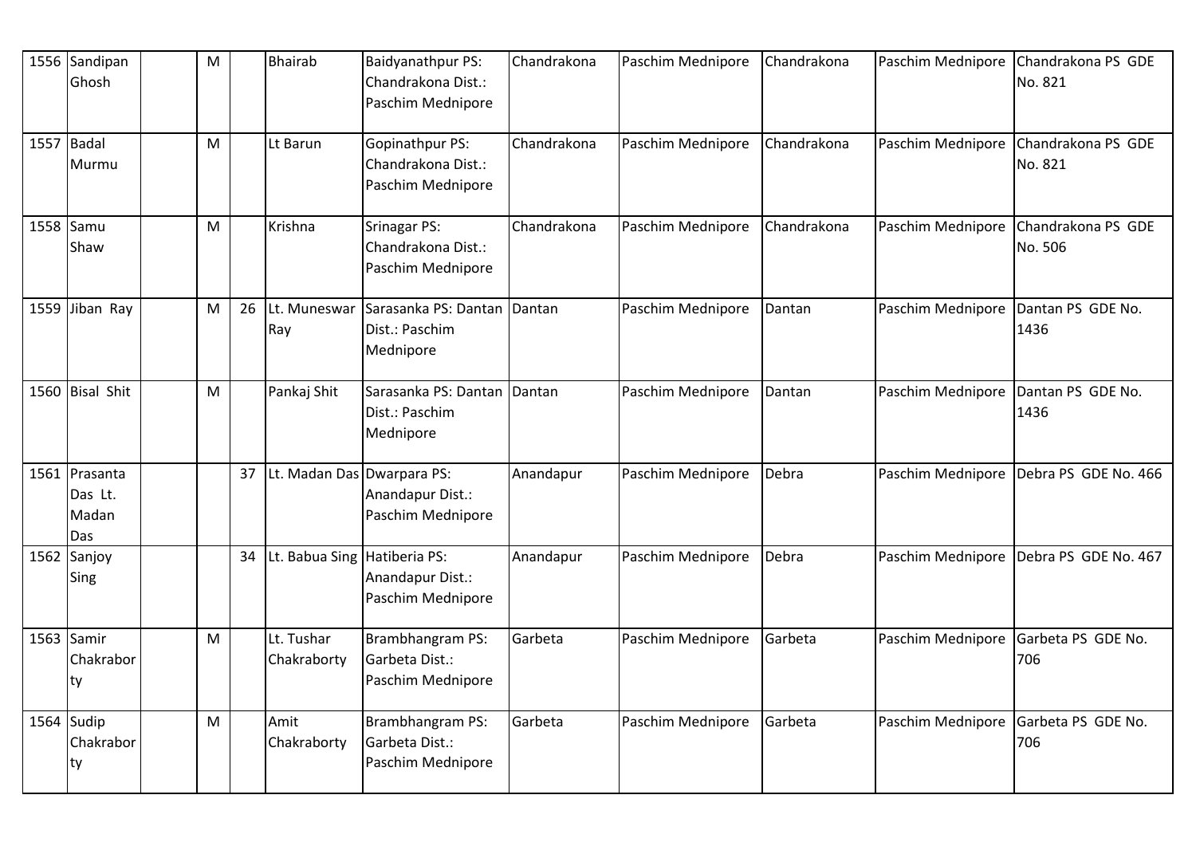| 1556 | Sandipan Ghosh | | M | | Bhairab | Baidyanathpur PS: Chandrakona Dist.: Paschim Mednipore | Chandrakona | Paschim Mednipore | Chandrakona | Paschim Mednipore | Chandrakona PS GDE No. 821 |
|---|---|---|---|---|---|---|---|---|---|---|---|
| 1557 | Badal Murmu | | M | | Lt Barun | Gopinathpur PS: Chandrakona Dist.: Paschim Mednipore | Chandrakona | Paschim Mednipore | Chandrakona | Paschim Mednipore | Chandrakona PS GDE No. 821 |
| 1558 | Samu Shaw | | M | | Krishna | Srinagar PS: Chandrakona Dist.: Paschim Mednipore | Chandrakona | Paschim Mednipore | Chandrakona | Paschim Mednipore | Chandrakona PS GDE No. 506 |
| 1559 | Jiban Ray | | M | 26 | Lt. Muneswar Ray | Sarasanka PS: Dantan Dist.: Paschim Mednipore | Dantan | Paschim Mednipore | Dantan | Paschim Mednipore | Dantan PS GDE No. 1436 |
| 1560 | Bisal Shit | | M | | Pankaj Shit | Sarasanka PS: Dantan Dist.: Paschim Mednipore | Dantan | Paschim Mednipore | Dantan | Paschim Mednipore | Dantan PS GDE No. 1436 |
| 1561 | Prasanta Das Lt. Madan Das | | | 37 | Lt. Madan Das | Dwarpara PS: Anandapur Dist.: Paschim Mednipore | Anandapur | Paschim Mednipore | Debra | Paschim Mednipore | Debra PS GDE No. 466 |
| 1562 | Sanjoy Sing | | | 34 | Lt. Babua Sing | Hatiberia PS: Anandapur Dist.: Paschim Mednipore | Anandapur | Paschim Mednipore | Debra | Paschim Mednipore | Debra PS GDE No. 467 |
| 1563 | Samir Chakraborty | | M | | Lt. Tushar Chakraborty | Brambhangram PS: Garbeta Dist.: Paschim Mednipore | Garbeta | Paschim Mednipore | Garbeta | Paschim Mednipore | Garbeta PS GDE No. 706 |
| 1564 | Sudip Chakraborty | | M | | Amit Chakraborty | Brambhangram PS: Garbeta Dist.: Paschim Mednipore | Garbeta | Paschim Mednipore | Garbeta | Paschim Mednipore | Garbeta PS GDE No. 706 |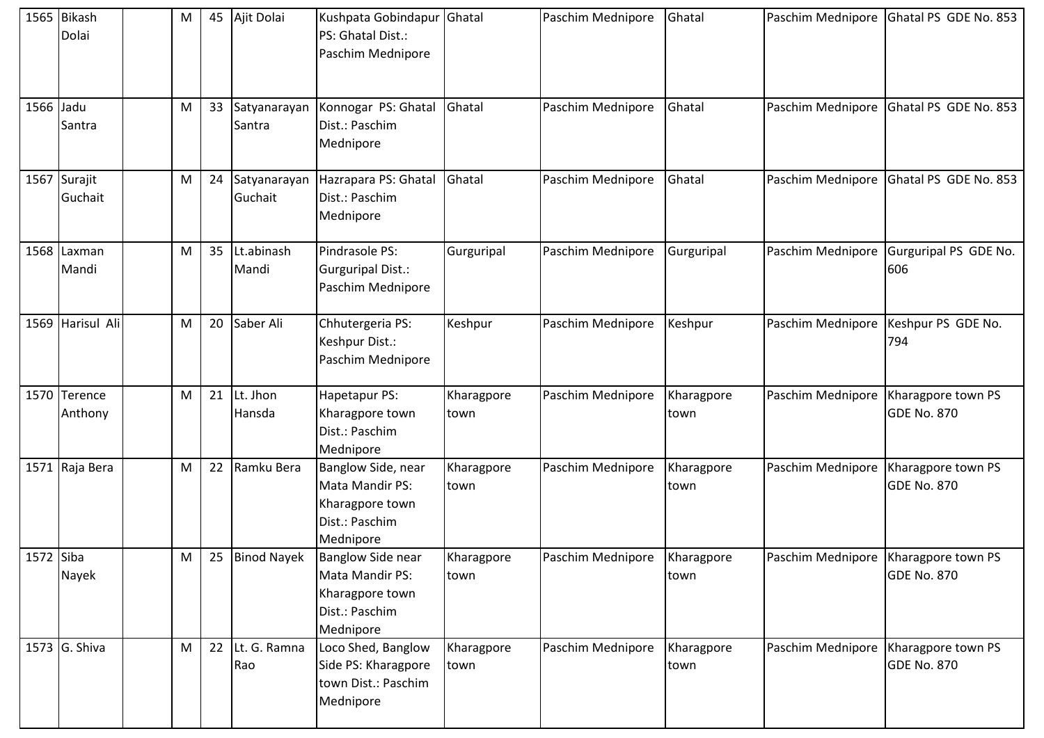| 1565 | Bikash Dolai | | M | 45 | Ajit Dolai | Kushpata Gobindapur PS: Ghatal Dist.: Paschim Mednipore | Ghatal | Paschim Mednipore | Ghatal | Paschim Mednipore | Ghatal PS GDE No. 853 |
|---|---|---|---|---|---|---|---|---|---|---|---|
| 1566 | Jadu Santra | | M | 33 | Satyanarayan Santra | Konnogar PS: Ghatal Dist.: Paschim Mednipore | Ghatal | Paschim Mednipore | Ghatal | Paschim Mednipore | Ghatal PS GDE No. 853 |
| 1567 | Surajit Guchait | | M | 24 | Satyanarayan Guchait | Hazrapara PS: Ghatal Dist.: Paschim Mednipore | Ghatal | Paschim Mednipore | Ghatal | Paschim Mednipore | Ghatal PS GDE No. 853 |
| 1568 | Laxman Mandi | | M | 35 | Lt.abinash Mandi | Pindrasole PS: Gurguripal Dist.: Paschim Mednipore | Gurguripal | Paschim Mednipore | Gurguripal | Paschim Mednipore | Gurguripal PS GDE No. 606 |
| 1569 | Harisul Ali | | M | 20 | Saber Ali | Chhutergeria PS: Keshpur Dist.: Paschim Mednipore | Keshpur | Paschim Mednipore | Keshpur | Paschim Mednipore | Keshpur PS GDE No. 794 |
| 1570 | Terence Anthony | | M | 21 | Lt. Jhon Hansda | Hapetapur PS: Kharagpore town Dist.: Paschim Mednipore | Kharagpore town | Paschim Mednipore | Kharagpore town | Paschim Mednipore | Kharagpore town PS GDE No. 870 |
| 1571 | Raja Bera | | M | 22 | Ramku Bera | Banglow Side, near Mata Mandir PS: Kharagpore town Dist.: Paschim Mednipore | Kharagpore town | Paschim Mednipore | Kharagpore town | Paschim Mednipore | Kharagpore town PS GDE No. 870 |
| 1572 | Siba Nayek | | M | 25 | Binod Nayek | Banglow Side near Mata Mandir PS: Kharagpore town Dist.: Paschim Mednipore | Kharagpore town | Paschim Mednipore | Kharagpore town | Paschim Mednipore | Kharagpore town PS GDE No. 870 |
| 1573 | G. Shiva | | M | 22 | Lt. G. Ramna Rao | Loco Shed, Banglow Side PS: Kharagpore town Dist.: Paschim Mednipore | Kharagpore town | Paschim Mednipore | Kharagpore town | Paschim Mednipore | Kharagpore town PS GDE No. 870 |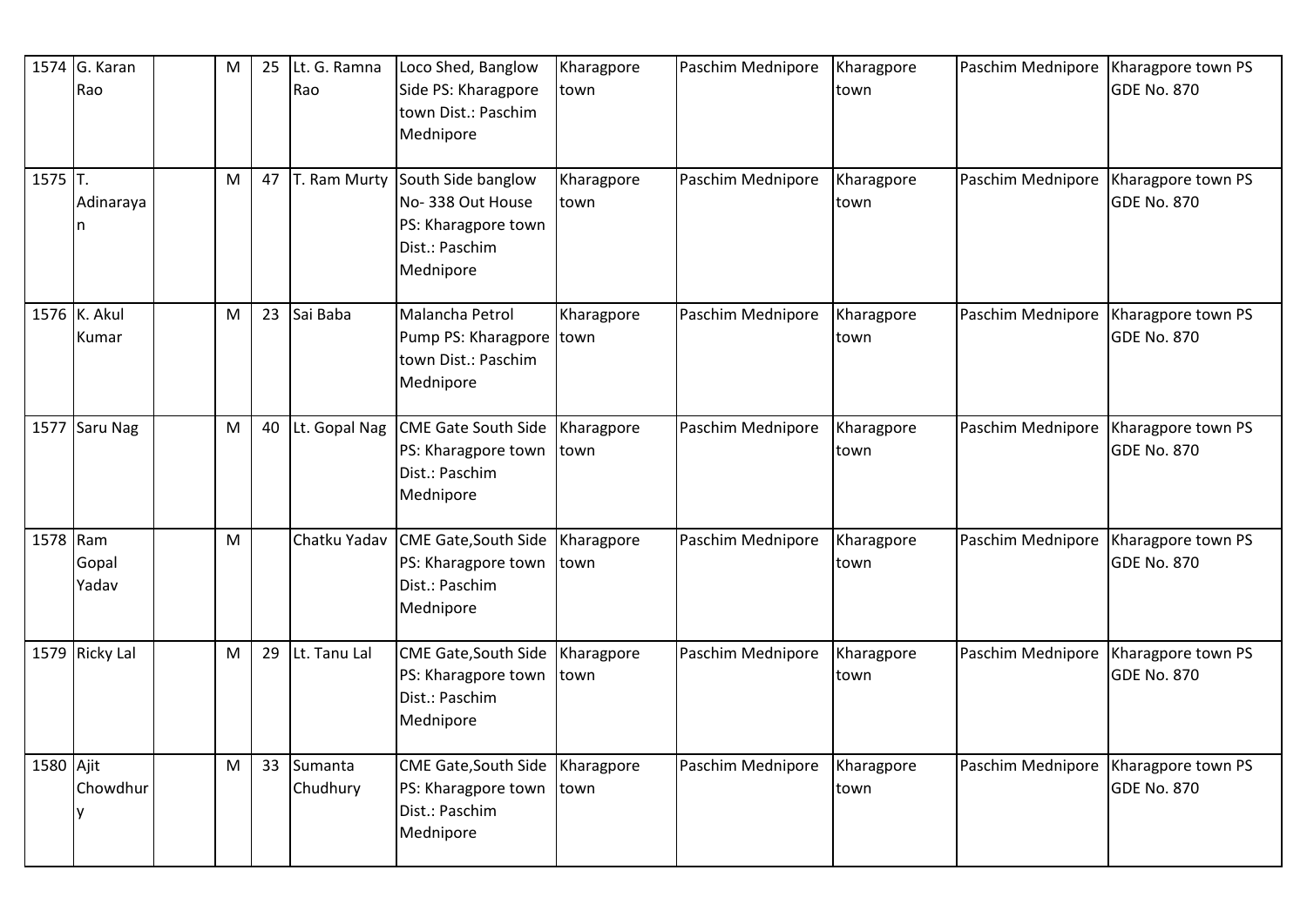| 1574 | G. Karan Rao | | M | 25 | Lt. G. Ramna Rao | Loco Shed, Banglow Side PS: Kharagpore town Dist.: Paschim Mednipore | Kharagpore town | Paschim Mednipore | Kharagpore town | Paschim Mednipore | Kharagpore town PS GDE No. 870 |
|---|---|---|---|---|---|---|---|---|---|---|---|
| 1575 | T. Adinarayan | | M | 47 | T. Ram Murty | South Side banglow No- 338 Out House PS: Kharagpore town Dist.: Paschim Mednipore | Kharagpore town | Paschim Mednipore | Kharagpore town | Paschim Mednipore | Kharagpore town PS GDE No. 870 |
| 1576 | K. Akul Kumar | | M | 23 | Sai Baba | Malancha Petrol Pump PS: Kharagpore town Dist.: Paschim Mednipore | Kharagpore town | Paschim Mednipore | Kharagpore town | Paschim Mednipore | Kharagpore town PS GDE No. 870 |
| 1577 | Saru Nag | | M | 40 | Lt. Gopal Nag | CME Gate South Side PS: Kharagpore town Dist.: Paschim Mednipore | Kharagpore town | Paschim Mednipore | Kharagpore town | Paschim Mednipore | Kharagpore town PS GDE No. 870 |
| 1578 | Ram Gopal Yadav | | M | | Chatku Yadav | CME Gate,South Side PS: Kharagpore town Dist.: Paschim Mednipore | Kharagpore town | Paschim Mednipore | Kharagpore town | Paschim Mednipore | Kharagpore town PS GDE No. 870 |
| 1579 | Ricky Lal | | M | 29 | Lt. Tanu Lal | CME Gate,South Side PS: Kharagpore town Dist.: Paschim Mednipore | Kharagpore town | Paschim Mednipore | Kharagpore town | Paschim Mednipore | Kharagpore town PS GDE No. 870 |
| 1580 | Ajit Chowdhury | | M | 33 | Sumanta Chudhury | CME Gate,South Side PS: Kharagpore town Dist.: Paschim Mednipore | Kharagpore town | Paschim Mednipore | Kharagpore town | Paschim Mednipore | Kharagpore town PS GDE No. 870 |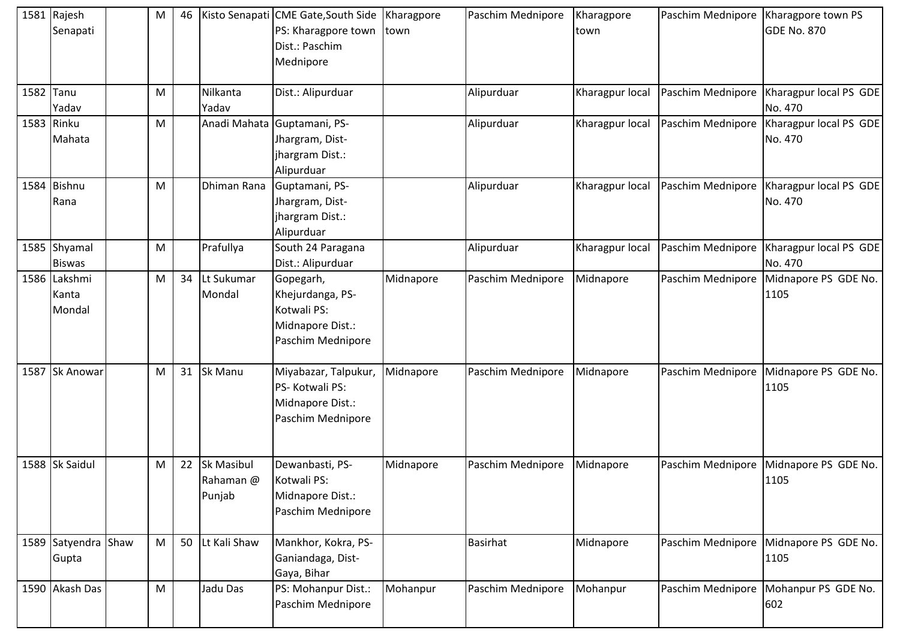| 1581 | Rajesh Senapati | | M | 46 | Kisto Senapati | CME Gate,South Side PS: Kharagpore town Dist.: Paschim Mednipore | Kharagpore town | Paschim Mednipore | Kharagpore town | Paschim Mednipore | Kharagpore town PS GDE No. 870 |
|---|---|---|---|---|---|---|---|---|---|---|---|
| 1582 | Tanu Yadav | | M | | Nilkanta Yadav | Dist.: Alipurduar | | Alipurduar | Kharagpur local | Paschim Mednipore | Kharagpur local PS GDE No. 470 |
| 1583 | Rinku Mahata | | M | | Anadi Mahata | Guptamani, PS-Jhargram, Dist-jhargram Dist.: Alipurduar | | Alipurduar | Kharagpur local | Paschim Mednipore | Kharagpur local PS GDE No. 470 |
| 1584 | Bishnu Rana | | M | | Dhiman Rana | Guptamani, PS-Jhargram, Dist-jhargram Dist.: Alipurduar | | Alipurduar | Kharagpur local | Paschim Mednipore | Kharagpur local PS GDE No. 470 |
| 1585 | Shyamal Biswas | | M | | Prafullya | South 24 Paragana Dist.: Alipurduar | | Alipurduar | Kharagpur local | Paschim Mednipore | Kharagpur local PS GDE No. 470 |
| 1586 | Lakshmi Kanta Mondal | | M | 34 | Lt Sukumar Mondal | Gopegarh, Khejurdanga, PS-Kotwali PS: Midnapore Dist.: Paschim Mednipore | Midnapore | Paschim Mednipore | Midnapore | Paschim Mednipore | Midnapore PS GDE No. 1105 |
| 1587 | Sk Anowar | | M | 31 | Sk Manu | Miyabazar, Talpukur, PS- Kotwali PS: Midnapore Dist.: Paschim Mednipore | Midnapore | Paschim Mednipore | Midnapore | Paschim Mednipore | Midnapore PS GDE No. 1105 |
| 1588 | Sk Saidul | | M | 22 | Sk Masibul Rahaman @ Punjab | Dewanbasti, PS-Kotwali PS: Midnapore Dist.: Paschim Mednipore | Midnapore | Paschim Mednipore | Midnapore | Paschim Mednipore | Midnapore PS GDE No. 1105 |
| 1589 | Satyendra Gupta | Shaw | M | 50 | Lt Kali Shaw | Mankhor, Kokra, PS-Ganiandaga, Dist-Gaya, Bihar | | Basirhat | Midnapore | Paschim Mednipore | Midnapore PS GDE No. 1105 |
| 1590 | Akash Das | | M | | Jadu Das | PS: Mohanpur Dist.: Paschim Mednipore | Mohanpur | Paschim Mednipore | Mohanpur | Paschim Mednipore | Mohanpur PS GDE No. 602 |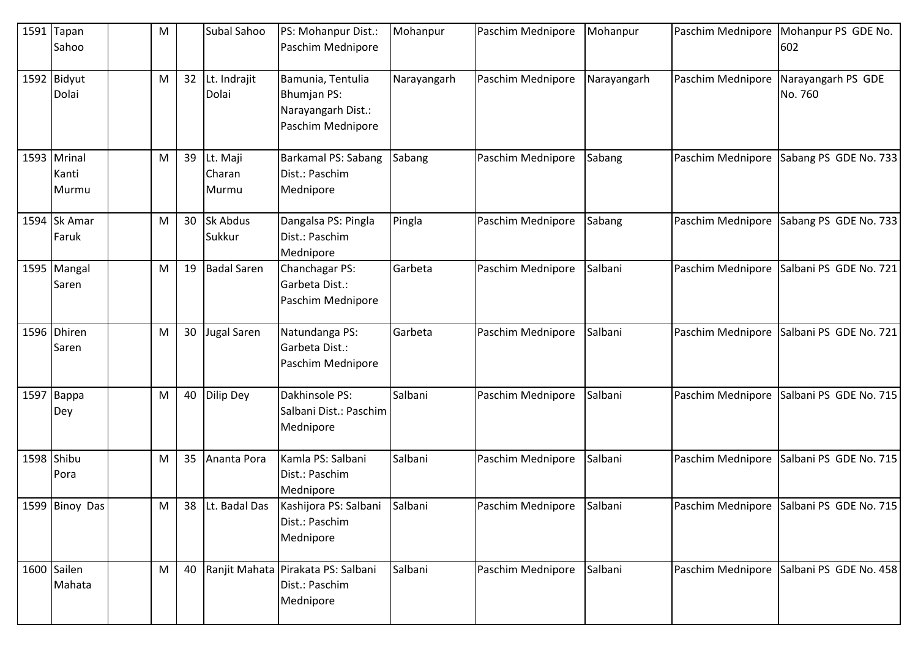| 1591 | Tapan Sahoo | | M | | Subal Sahoo | PS: Mohanpur Dist.: Paschim Mednipore | Mohanpur | Paschim Mednipore | Mohanpur | Paschim Mednipore | Mohanpur PS GDE No. 602 |
|---|---|---|---|---|---|---|---|---|---|---|---|
| 1592 | Bidyut Dolai | | M | 32 | Lt. Indrajit Dolai | Bamunia, Tentulia Bhumjan PS: Narayangarh Dist.: Paschim Mednipore | Narayangarh | Paschim Mednipore | Narayangarh | Paschim Mednipore | Narayangarh PS GDE No. 760 |
| 1593 | Mrinal Kanti Murmu | | M | 39 | Lt. Maji Charan Murmu | Barkamal PS: Sabang Dist.: Paschim Mednipore | Sabang | Paschim Mednipore | Sabang | Paschim Mednipore | Sabang PS GDE No. 733 |
| 1594 | Sk Amar Faruk | | M | 30 | Sk Abdus Sukkur | Dangalsa PS: Pingla Dist.: Paschim Mednipore | Pingla | Paschim Mednipore | Sabang | Paschim Mednipore | Sabang PS GDE No. 733 |
| 1595 | Mangal Saren | | M | 19 | Badal Saren | Chanchagar PS: Garbeta Dist.: Paschim Mednipore | Garbeta | Paschim Mednipore | Salbani | Paschim Mednipore | Salbani PS GDE No. 721 |
| 1596 | Dhiren Saren | | M | 30 | Jugal Saren | Natundanga PS: Garbeta Dist.: Paschim Mednipore | Garbeta | Paschim Mednipore | Salbani | Paschim Mednipore | Salbani PS GDE No. 721 |
| 1597 | Bappa Dey | | M | 40 | Dilip Dey | Dakhinsole PS: Salbani Dist.: Paschim Mednipore | Salbani | Paschim Mednipore | Salbani | Paschim Mednipore | Salbani PS GDE No. 715 |
| 1598 | Shibu Pora | | M | 35 | Ananta Pora | Kamla PS: Salbani Dist.: Paschim Mednipore | Salbani | Paschim Mednipore | Salbani | Paschim Mednipore | Salbani PS GDE No. 715 |
| 1599 | Binoy Das | | M | 38 | Lt. Badal Das | Kashijora PS: Salbani Dist.: Paschim Mednipore | Salbani | Paschim Mednipore | Salbani | Paschim Mednipore | Salbani PS GDE No. 715 |
| 1600 | Sailen Mahata | | M | 40 | Ranjit Mahata | Pirakata PS: Salbani Dist.: Paschim Mednipore | Salbani | Paschim Mednipore | Salbani | Paschim Mednipore | Salbani PS GDE No. 458 |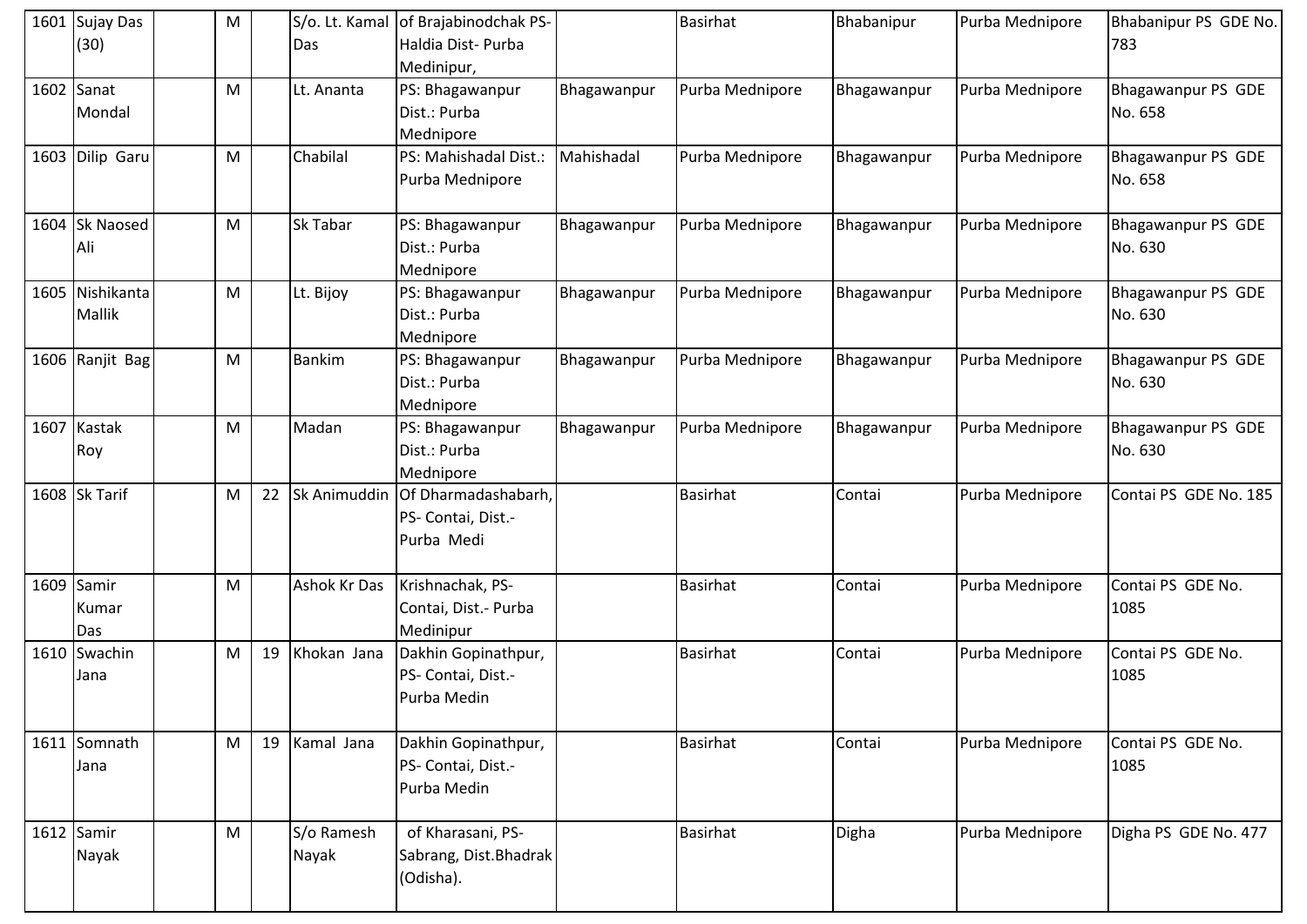| 1601 | Sujay Das (30) | | M | | S/o. Lt. Kamal Das | of Brajabinodchak PS- Haldia Dist- Purba Medinipur, | | Basirhat | Bhabanipur | Purba Mednipore | Bhabanipur PS GDE No. 783 |
|---|---|---|---|---|---|---|---|---|---|---|---|
| 1602 | Sanat Mondal | | M | | Lt. Ananta | PS: Bhagawanpur Dist.: Purba Mednipore | Bhagawanpur | Purba Mednipore | Bhagawanpur | Purba Mednipore | Bhagawanpur PS GDE No. 658 |
| 1603 | Dilip Garu | | M | | Chabilal | PS: Mahishadal Dist.: Purba Mednipore | Mahishadal | Purba Mednipore | Bhagawanpur | Purba Mednipore | Bhagawanpur PS GDE No. 658 |
| 1604 | Sk Naosed Ali | | M | | Sk Tabar | PS: Bhagawanpur Dist.: Purba Mednipore | Bhagawanpur | Purba Mednipore | Bhagawanpur | Purba Mednipore | Bhagawanpur PS GDE No. 630 |
| 1605 | Nishikanta Mallik | | M | | Lt. Bijoy | PS: Bhagawanpur Dist.: Purba Mednipore | Bhagawanpur | Purba Mednipore | Bhagawanpur | Purba Mednipore | Bhagawanpur PS GDE No. 630 |
| 1606 | Ranjit Bag | | M | | Bankim | PS: Bhagawanpur Dist.: Purba Mednipore | Bhagawanpur | Purba Mednipore | Bhagawanpur | Purba Mednipore | Bhagawanpur PS GDE No. 630 |
| 1607 | Kastak Roy | | M | | Madan | PS: Bhagawanpur Dist.: Purba Mednipore | Bhagawanpur | Purba Mednipore | Bhagawanpur | Purba Mednipore | Bhagawanpur PS GDE No. 630 |
| 1608 | Sk Tarif | | M | 22 | Sk Animuddin | Of Dharmadashabarh, PS- Contai, Dist.- Purba Medi | | Basirhat | Contai | Purba Mednipore | Contai PS GDE No. 185 |
| 1609 | Samir Kumar Das | | M | | Ashok Kr Das | Krishnachak, PS- Contai, Dist.- Purba Medinipur | | Basirhat | Contai | Purba Mednipore | Contai PS GDE No. 1085 |
| 1610 | Swachin Jana | | M | 19 | Khokan Jana | Dakhin Gopinathpur, PS- Contai, Dist.- Purba Medin | | Basirhat | Contai | Purba Mednipore | Contai PS GDE No. 1085 |
| 1611 | Somnath Jana | | M | 19 | Kamal Jana | Dakhin Gopinathpur, PS- Contai, Dist.- Purba Medin | | Basirhat | Contai | Purba Mednipore | Contai PS GDE No. 1085 |
| 1612 | Samir Nayak | | M | | S/o Ramesh Nayak | of Kharasani, PS- Sabrang, Dist.Bhadrak (Odisha). | | Basirhat | Digha | Purba Mednipore | Digha PS GDE No. 477 |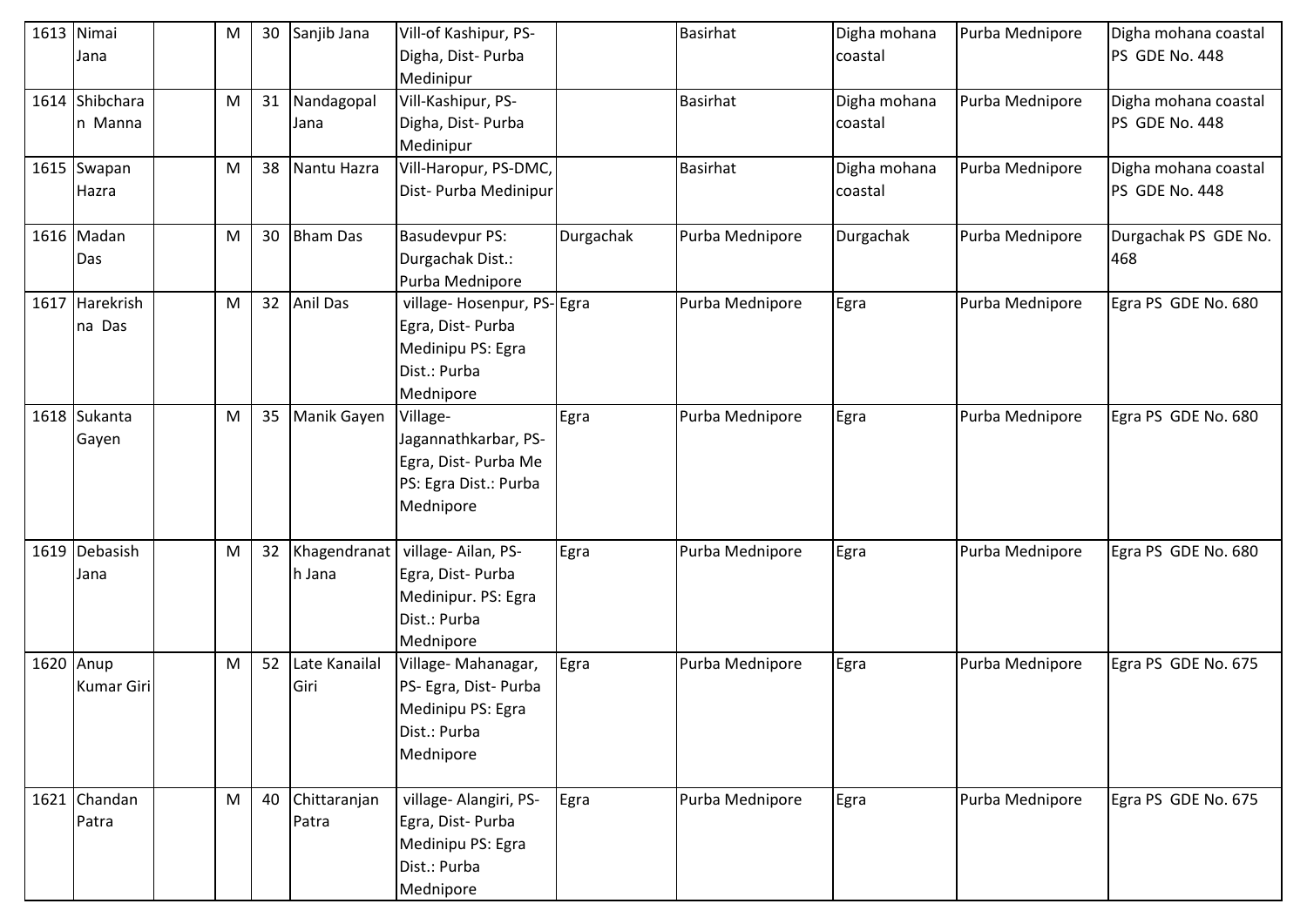| 1613 | Nimai Jana | | M | 30 | Sanjib Jana | Vill-of Kashipur, PS- Digha, Dist- Purba Medinipur | | Basirhat | Digha mohana coastal | Purba Mednipore | Digha mohana coastal PS GDE No. 448 |
|---|---|---|---|---|---|---|---|---|---|---|---|
| 1614 | Shibcharan Manna | | M | 31 | Nandagopal Jana | Vill-Kashipur, PS- Digha, Dist- Purba Medinipur | | Basirhat | Digha mohana coastal | Purba Mednipore | Digha mohana coastal PS GDE No. 448 |
| 1615 | Swapan Hazra | | M | 38 | Nantu Hazra | Vill-Haropur, PS-DMC, Dist- Purba Medinipur | | Basirhat | Digha mohana coastal | Purba Mednipore | Digha mohana coastal PS GDE No. 448 |
| 1616 | Madan Das | | M | 30 | Bham Das | Basudevpur PS: Durgachak Dist.: Purba Mednipore | Durgachak | Purba Mednipore | Durgachak | Purba Mednipore | Durgachak PS GDE No. 468 |
| 1617 | Harekrishna Das | | M | 32 | Anil Das | village- Hosenpur, PS- Egra, Dist- Purba Medinipu PS: Egra Dist.: Purba Mednipore | Egra | Purba Mednipore | Egra | Purba Mednipore | Egra PS GDE No. 680 |
| 1618 | Sukanta Gayen | | M | 35 | Manik Gayen | Village- Jagannathkarbar, PS- Egra, Dist- Purba Me PS: Egra Dist.: Purba Mednipore | Egra | Purba Mednipore | Egra | Purba Mednipore | Egra PS GDE No. 680 |
| 1619 | Debasish Jana | | M | 32 | Khagendranath Jana | village- Ailan, PS- Egra, Dist- Purba Medinipur. PS: Egra Dist.: Purba Mednipore | Egra | Purba Mednipore | Egra | Purba Mednipore | Egra PS GDE No. 680 |
| 1620 | Anup Kumar Giri | | M | 52 | Late Kanailal Giri | Village- Mahanagar, PS- Egra, Dist- Purba Medinipu PS: Egra Dist.: Purba Mednipore | Egra | Purba Mednipore | Egra | Purba Mednipore | Egra PS GDE No. 675 |
| 1621 | Chandan Patra | | M | 40 | Chittaranjan Patra | village- Alangiri, PS- Egra, Dist- Purba Medinipu PS: Egra Dist.: Purba Mednipore | Egra | Purba Mednipore | Egra | Purba Mednipore | Egra PS GDE No. 675 |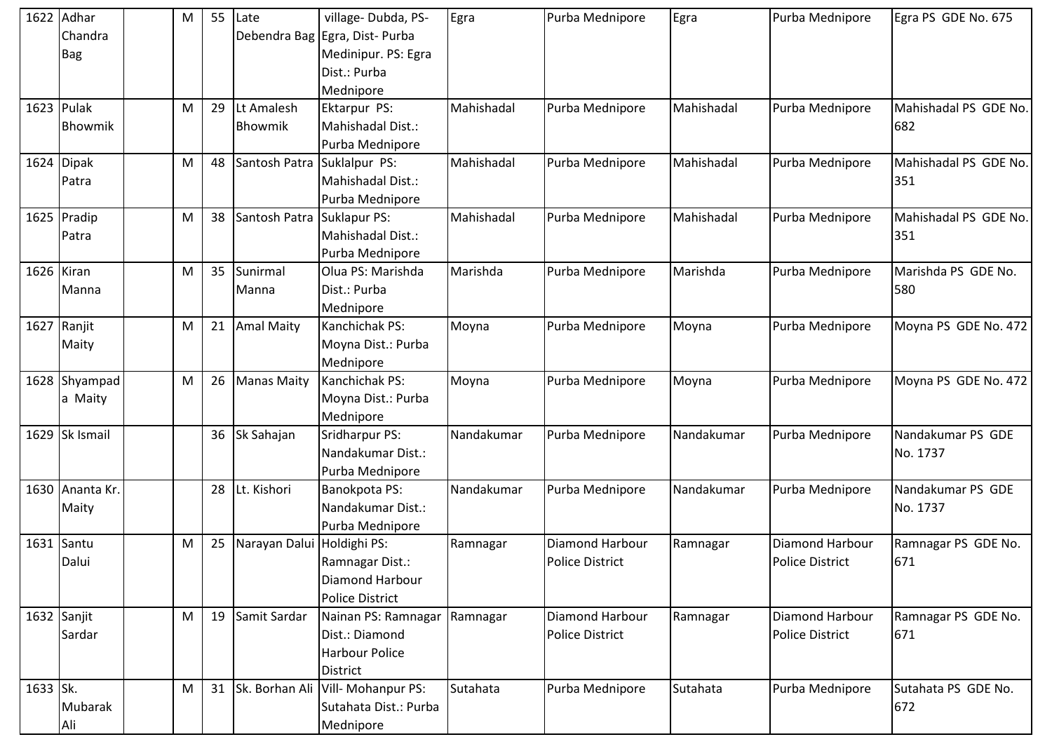| 1622 | Adhar Chandra Bag | | M | 55 | Late Debendra Bag | village- Dubda, PS- Egra, Dist- Purba Medinipur. PS: Egra Dist.: Purba Mednipore | Egra | Purba Mednipore | Egra | Purba Mednipore | Egra PS GDE No. 675 |
|---|---|---|---|---|---|---|---|---|---|---|---|
| 1623 | Pulak Bhowmik | | M | 29 | Lt Amalesh Bhowmik | Ektarpur PS: Mahishadal Dist.: Purba Mednipore | Mahishadal | Purba Mednipore | Mahishadal | Purba Mednipore | Mahishadal PS GDE No. 682 |
| 1624 | Dipak Patra | | M | 48 | Santosh Patra | Suklalpur PS: Mahishadal Dist.: Purba Mednipore | Mahishadal | Purba Mednipore | Mahishadal | Purba Mednipore | Mahishadal PS GDE No. 351 |
| 1625 | Pradip Patra | | M | 38 | Santosh Patra | Suklapur PS: Mahishadal Dist.: Purba Mednipore | Mahishadal | Purba Mednipore | Mahishadal | Purba Mednipore | Mahishadal PS GDE No. 351 |
| 1626 | Kiran Manna | | M | 35 | Sunirmal Manna | Olua PS: Marishda Dist.: Purba Mednipore | Marishda | Purba Mednipore | Marishda | Purba Mednipore | Marishda PS GDE No. 580 |
| 1627 | Ranjit Maity | | M | 21 | Amal Maity | Kanchichak PS: Moyna Dist.: Purba Mednipore | Moyna | Purba Mednipore | Moyna | Purba Mednipore | Moyna PS GDE No. 472 |
| 1628 | Shyampad a Maity | | M | 26 | Manas Maity | Kanchichak PS: Moyna Dist.: Purba Mednipore | Moyna | Purba Mednipore | Moyna | Purba Mednipore | Moyna PS GDE No. 472 |
| 1629 | Sk Ismail | | | 36 | Sk Sahajan | Sridharpur PS: Nandakumar Dist.: Purba Mednipore | Nandakumar | Purba Mednipore | Nandakumar | Purba Mednipore | Nandakumar PS GDE No. 1737 |
| 1630 | Ananta Kr. Maity | | | 28 | Lt. Kishori | Banokpota PS: Nandakumar Dist.: Purba Mednipore | Nandakumar | Purba Mednipore | Nandakumar | Purba Mednipore | Nandakumar PS GDE No. 1737 |
| 1631 | Santu Dalui | | M | 25 | Narayan Dalui | Holdighi PS: Ramnagar Dist.: Diamond Harbour Police District | Ramnagar | Diamond Harbour Police District | Ramnagar | Diamond Harbour Police District | Ramnagar PS GDE No. 671 |
| 1632 | Sanjit Sardar | | M | 19 | Samit Sardar | Nainan PS: Ramnagar Dist.: Diamond Harbour Police District | Ramnagar | Diamond Harbour Police District | Ramnagar | Diamond Harbour Police District | Ramnagar PS GDE No. 671 |
| 1633 | Sk. Mubarak Ali | | M | 31 | Sk. Borhan Ali | Vill- Mohanpur PS: Sutahata Dist.: Purba Mednipore | Sutahata | Purba Mednipore | Sutahata | Purba Mednipore | Sutahata PS GDE No. 672 |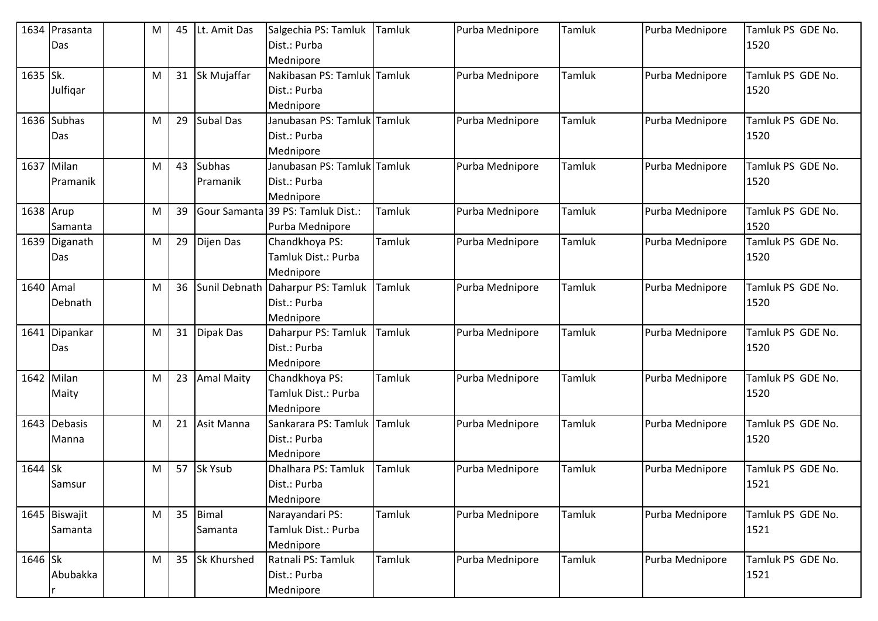| 1634 | Prasanta Das | | M | 45 | Lt. Amit Das | Salgechia PS: Tamluk Dist.: Purba Mednipore | Tamluk | Purba Mednipore | Tamluk | Purba Mednipore | Tamluk PS GDE No. 1520 |
|---|---|---|---|---|---|---|---|---|---|---|---|
| 1635 | Sk. Julfiqar | | M | 31 | Sk Mujaffar | Nakibasan PS: Tamluk Dist.: Purba Mednipore | Tamluk | Purba Mednipore | Tamluk | Purba Mednipore | Tamluk PS GDE No. 1520 |
| 1636 | Subhas Das | | M | 29 | Subal Das | Janubasan PS: Tamluk Dist.: Purba Mednipore | Tamluk | Purba Mednipore | Tamluk | Purba Mednipore | Tamluk PS GDE No. 1520 |
| 1637 | Milan Pramanik | | M | 43 | Subhas Pramanik | Janubasan PS: Tamluk Dist.: Purba Mednipore | Tamluk | Purba Mednipore | Tamluk | Purba Mednipore | Tamluk PS GDE No. 1520 |
| 1638 | Arup Samanta | | M | 39 | Gour Samanta | 39 PS: Tamluk Dist.: Purba Mednipore | Tamluk | Purba Mednipore | Tamluk | Purba Mednipore | Tamluk PS GDE No. 1520 |
| 1639 | Diganath Das | | M | 29 | Dijen Das | Chandkhoya PS: Tamluk Dist.: Purba Mednipore | Tamluk | Purba Mednipore | Tamluk | Purba Mednipore | Tamluk PS GDE No. 1520 |
| 1640 | Amal Debnath | | M | 36 | Sunil Debnath | Daharpur PS: Tamluk Dist.: Purba Mednipore | Tamluk | Purba Mednipore | Tamluk | Purba Mednipore | Tamluk PS GDE No. 1520 |
| 1641 | Dipankar Das | | M | 31 | Dipak Das | Daharpur PS: Tamluk Dist.: Purba Mednipore | Tamluk | Purba Mednipore | Tamluk | Purba Mednipore | Tamluk PS GDE No. 1520 |
| 1642 | Milan Maity | | M | 23 | Amal Maity | Chandkhoya PS: Tamluk Dist.: Purba Mednipore | Tamluk | Purba Mednipore | Tamluk | Purba Mednipore | Tamluk PS GDE No. 1520 |
| 1643 | Debasis Manna | | M | 21 | Asit Manna | Sankarara PS: Tamluk Dist.: Purba Mednipore | Tamluk | Purba Mednipore | Tamluk | Purba Mednipore | Tamluk PS GDE No. 1520 |
| 1644 | Sk Samsur | | M | 57 | Sk Ysub | Dhalhara PS: Tamluk Dist.: Purba Mednipore | Tamluk | Purba Mednipore | Tamluk | Purba Mednipore | Tamluk PS GDE No. 1521 |
| 1645 | Biswajit Samanta | | M | 35 | Bimal Samanta | Narayandari PS: Tamluk Dist.: Purba Mednipore | Tamluk | Purba Mednipore | Tamluk | Purba Mednipore | Tamluk PS GDE No. 1521 |
| 1646 | Sk Abubakkar | | M | 35 | Sk Khurshed | Ratnali PS: Tamluk Dist.: Purba Mednipore | Tamluk | Purba Mednipore | Tamluk | Purba Mednipore | Tamluk PS GDE No. 1521 |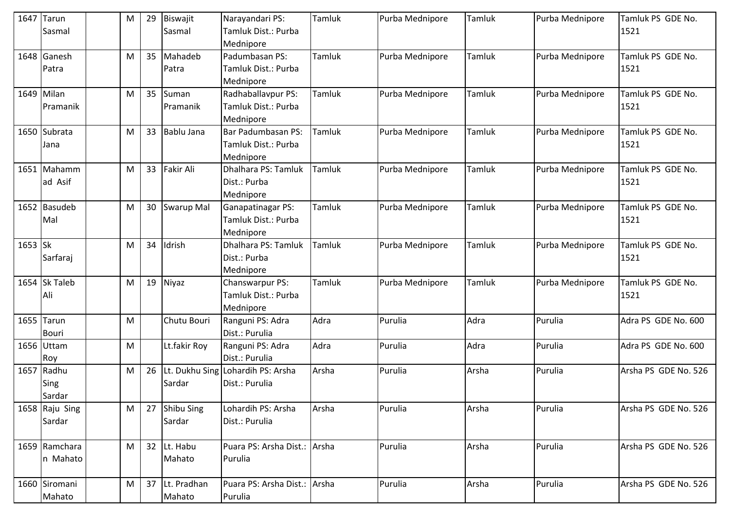| 1647 | Tarun Sasmal | | M | 29 | Biswajit Sasmal | Narayandari PS: Tamluk Dist.: Purba Mednipore | Tamluk | Purba Mednipore | Tamluk | Purba Mednipore | Tamluk PS GDE No. 1521 |
|---|---|---|---|---|---|---|---|---|---|---|---|
| 1648 | Ganesh Patra | | M | 35 | Mahadeb Patra | Padumbasan PS: Tamluk Dist.: Purba Mednipore | Tamluk | Purba Mednipore | Tamluk | Purba Mednipore | Tamluk PS GDE No. 1521 |
| 1649 | Milan Pramanik | | M | 35 | Suman Pramanik | Radhaballavpur PS: Tamluk Dist.: Purba Mednipore | Tamluk | Purba Mednipore | Tamluk | Purba Mednipore | Tamluk PS GDE No. 1521 |
| 1650 | Subrata Jana | | M | 33 | Bablu Jana | Bar Padumbasan PS: Tamluk Dist.: Purba Mednipore | Tamluk | Purba Mednipore | Tamluk | Purba Mednipore | Tamluk PS GDE No. 1521 |
| 1651 | Mahammad Asif | | M | 33 | Fakir Ali | Dhalhara PS: Tamluk Dist.: Purba Mednipore | Tamluk | Purba Mednipore | Tamluk | Purba Mednipore | Tamluk PS GDE No. 1521 |
| 1652 | Basudeb Mal | | M | 30 | Swarup Mal | Ganapatinagar PS: Tamluk Dist.: Purba Mednipore | Tamluk | Purba Mednipore | Tamluk | Purba Mednipore | Tamluk PS GDE No. 1521 |
| 1653 | Sk Sarfaraj | | M | 34 | Idrish | Dhalhara PS: Tamluk Dist.: Purba Mednipore | Tamluk | Purba Mednipore | Tamluk | Purba Mednipore | Tamluk PS GDE No. 1521 |
| 1654 | Sk Taleb Ali | | M | 19 | Niyaz | Chanswarpur PS: Tamluk Dist.: Purba Mednipore | Tamluk | Purba Mednipore | Tamluk | Purba Mednipore | Tamluk PS GDE No. 1521 |
| 1655 | Tarun Bouri | | M | | Chutu Bouri | Ranguni PS: Adra Dist.: Purulia | Adra | Purulia | Adra | Purulia | Adra PS GDE No. 600 |
| 1656 | Uttam Roy | | M | | Lt.fakir Roy | Ranguni PS: Adra Dist.: Purulia | Adra | Purulia | Adra | Purulia | Adra PS GDE No. 600 |
| 1657 | Radhu Sing Sardar | | M | 26 | Lt. Dukhu Sing Sardar | Lohardih PS: Arsha Dist.: Purulia | Arsha | Purulia | Arsha | Purulia | Arsha PS GDE No. 526 |
| 1658 | Raju Sing Sardar | | M | 27 | Shibu Sing Sardar | Lohardih PS: Arsha Dist.: Purulia | Arsha | Purulia | Arsha | Purulia | Arsha PS GDE No. 526 |
| 1659 | Ramcharan Mahato | | M | 32 | Lt. Habu Mahato | Puara PS: Arsha Dist.: Purulia | Arsha | Purulia | Arsha | Purulia | Arsha PS GDE No. 526 |
| 1660 | Siromani Mahato | | M | 37 | Lt. Pradhan Mahato | Puara PS: Arsha Dist.: Purulia | Arsha | Purulia | Arsha | Purulia | Arsha PS GDE No. 526 |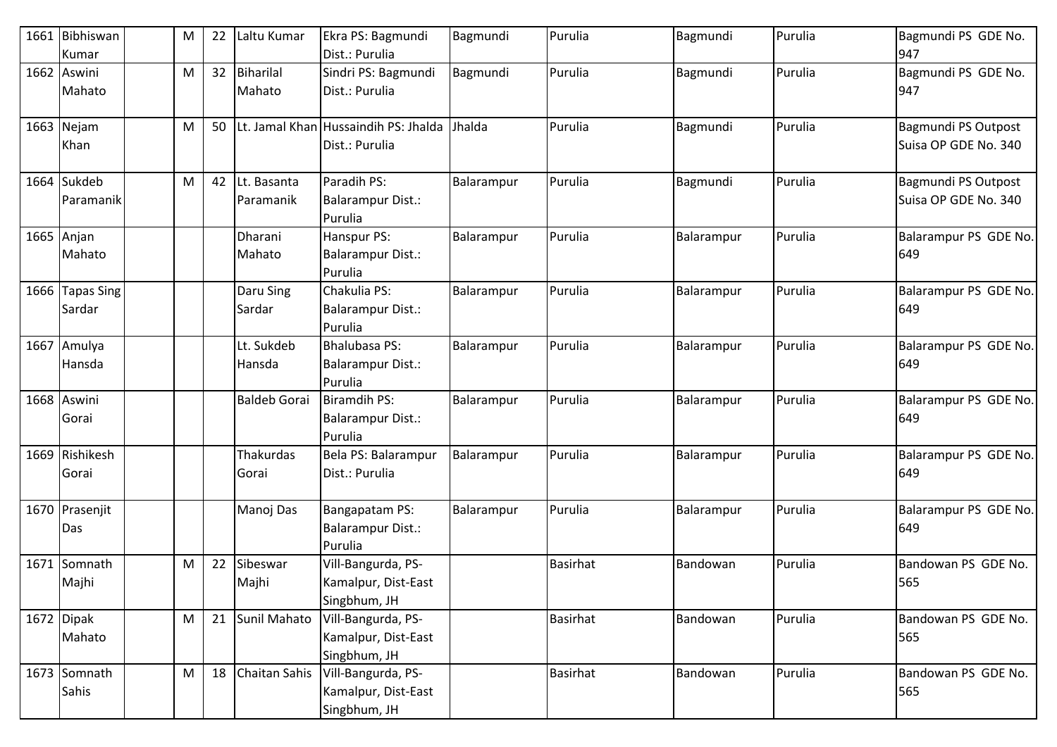| 1661 | Bibhiswan Kumar | | M | 22 | Laltu Kumar | Ekra PS: Bagmundi Dist.: Purulia | Bagmundi | Purulia | Bagmundi | Purulia | Bagmundi PS GDE No. 947 |
|---|---|---|---|---|---|---|---|---|---|---|---|
| 1662 | Aswini Mahato | | M | 32 | Biharilal Mahato | Sindri PS: Bagmundi Dist.: Purulia | Bagmundi | Purulia | Bagmundi | Purulia | Bagmundi PS GDE No. 947 |
| 1663 | Nejam Khan | | M | 50 | Lt. Jamal Khan | Hussaindih PS: Jhalda Dist.: Purulia | Jhalda | Purulia | Bagmundi | Purulia | Bagmundi PS Outpost Suisa OP GDE No. 340 |
| 1664 | Sukdeb Paramanik | | M | 42 | Lt. Basanta Paramanik | Paradih PS: Balarampur Dist.: Purulia | Balarampur | Purulia | Bagmundi | Purulia | Bagmundi PS Outpost Suisa OP GDE No. 340 |
| 1665 | Anjan Mahato | | | | Dharani Mahato | Hanspur PS: Balarampur Dist.: Purulia | Balarampur | Purulia | Balarampur | Purulia | Balarampur PS GDE No. 649 |
| 1666 | Tapas Sing Sardar | | | | Daru Sing Sardar | Chakulia PS: Balarampur Dist.: Purulia | Balarampur | Purulia | Balarampur | Purulia | Balarampur PS GDE No. 649 |
| 1667 | Amulya Hansda | | | | Lt. Sukdeb Hansda | Bhalubasa PS: Balarampur Dist.: Purulia | Balarampur | Purulia | Balarampur | Purulia | Balarampur PS GDE No. 649 |
| 1668 | Aswini Gorai | | | | Baldeb Gorai | Biramdih PS: Balarampur Dist.: Purulia | Balarampur | Purulia | Balarampur | Purulia | Balarampur PS GDE No. 649 |
| 1669 | Rishikesh Gorai | | | | Thakurdas Gorai | Bela PS: Balarampur Dist.: Purulia | Balarampur | Purulia | Balarampur | Purulia | Balarampur PS GDE No. 649 |
| 1670 | Prasenjit Das | | | | Manoj Das | Bangapatam PS: Balarampur Dist.: Purulia | Balarampur | Purulia | Balarampur | Purulia | Balarampur PS GDE No. 649 |
| 1671 | Somnath Majhi | | M | 22 | Sibeswar Majhi | Vill-Bangurda, PS-Kamalpur, Dist-East Singbhum, JH | | Basirhat | Bandowan | Purulia | Bandowan PS GDE No. 565 |
| 1672 | Dipak Mahato | | M | 21 | Sunil Mahato | Vill-Bangurda, PS-Kamalpur, Dist-East Singbhum, JH | | Basirhat | Bandowan | Purulia | Bandowan PS GDE No. 565 |
| 1673 | Somnath Sahis | | M | 18 | Chaitan Sahis | Vill-Bangurda, PS-Kamalpur, Dist-East Singbhum, JH | | Basirhat | Bandowan | Purulia | Bandowan PS GDE No. 565 |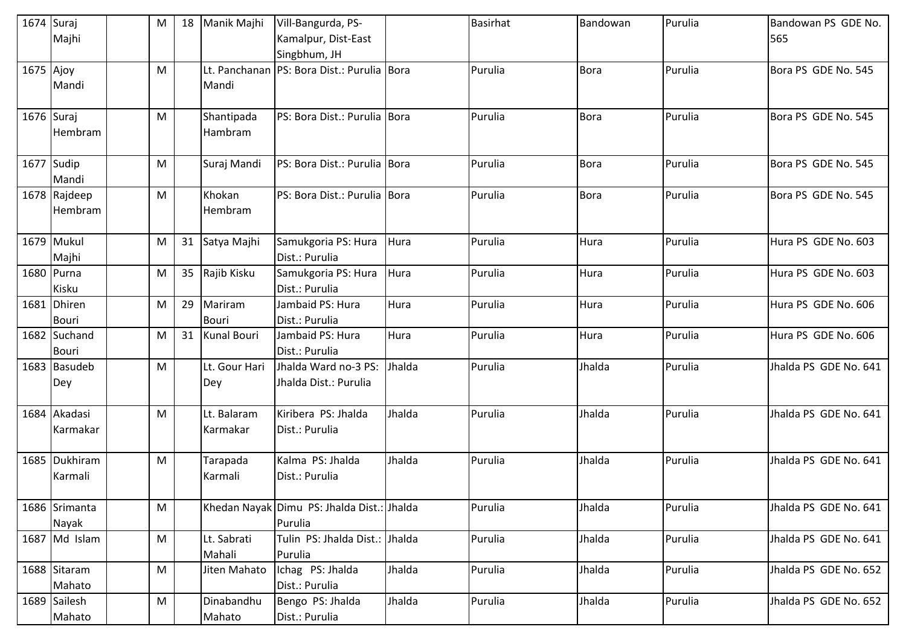| 1674 | Suraj Majhi | | M | 18 | Manik Majhi | Vill-Bangurda, PS-Kamalpur, Dist-East Singbhum, JH | | Basirhat | Bandowan | Purulia | Bandowan PS GDE No. 565 |
|---|---|---|---|---|---|---|---|---|---|---|---|
| 1675 | Ajoy Mandi | | M | | Lt. Panchanan Mandi | PS: Bora Dist.: Purulia | Bora | Purulia | Bora | Purulia | Bora PS GDE No. 545 |
| 1676 | Suraj Hembram | | M | | Shantipada Hambram | PS: Bora Dist.: Purulia | Bora | Purulia | Bora | Purulia | Bora PS GDE No. 545 |
| 1677 | Sudip Mandi | | M | | Suraj Mandi | PS: Bora Dist.: Purulia | Bora | Purulia | Bora | Purulia | Bora PS GDE No. 545 |
| 1678 | Rajdeep Hembram | | M | | Khokan Hembram | PS: Bora Dist.: Purulia | Bora | Purulia | Bora | Purulia | Bora PS GDE No. 545 |
| 1679 | Mukul Majhi | | M | 31 | Satya Majhi | Samukgoria PS: Hura Dist.: Purulia | Hura | Purulia | Hura | Purulia | Hura PS GDE No. 603 |
| 1680 | Purna Kisku | | M | 35 | Rajib Kisku | Samukgoria PS: Hura Dist.: Purulia | Hura | Purulia | Hura | Purulia | Hura PS GDE No. 603 |
| 1681 | Dhiren Bouri | | M | 29 | Mariram Bouri | Jambaid PS: Hura Dist.: Purulia | Hura | Purulia | Hura | Purulia | Hura PS GDE No. 606 |
| 1682 | Suchand Bouri | | M | 31 | Kunal Bouri | Jambaid PS: Hura Dist.: Purulia | Hura | Purulia | Hura | Purulia | Hura PS GDE No. 606 |
| 1683 | Basudeb Dey | | M | | Lt. Gour Hari Dey | Jhalda Ward no-3 PS: Jhalda Dist.: Purulia | Jhalda | Purulia | Jhalda | Purulia | Jhalda PS GDE No. 641 |
| 1684 | Akadasi Karmakar | | M | | Lt. Balaram Karmakar | Kiribera PS: Jhalda Dist.: Purulia | Jhalda | Purulia | Jhalda | Purulia | Jhalda PS GDE No. 641 |
| 1685 | Dukhiram Karmali | | M | | Tarapada Karmali | Kalma PS: Jhalda Dist.: Purulia | Jhalda | Purulia | Jhalda | Purulia | Jhalda PS GDE No. 641 |
| 1686 | Srimanta Nayak | | M | | Khedan Nayak | Dimu PS: Jhalda Dist.: Purulia | Jhalda | Purulia | Jhalda | Purulia | Jhalda PS GDE No. 641 |
| 1687 | Md Islam | | M | | Lt. Sabrati Mahali | Tulin PS: Jhalda Dist.: Purulia | Jhalda | Purulia | Jhalda | Purulia | Jhalda PS GDE No. 641 |
| 1688 | Sitaram Mahato | | M | | Jiten Mahato | Ichag PS: Jhalda Dist.: Purulia | Jhalda | Purulia | Jhalda | Purulia | Jhalda PS GDE No. 652 |
| 1689 | Sailesh Mahato | | M | | Dinabandhu Mahato | Bengo PS: Jhalda Dist.: Purulia | Jhalda | Purulia | Jhalda | Purulia | Jhalda PS GDE No. 652 |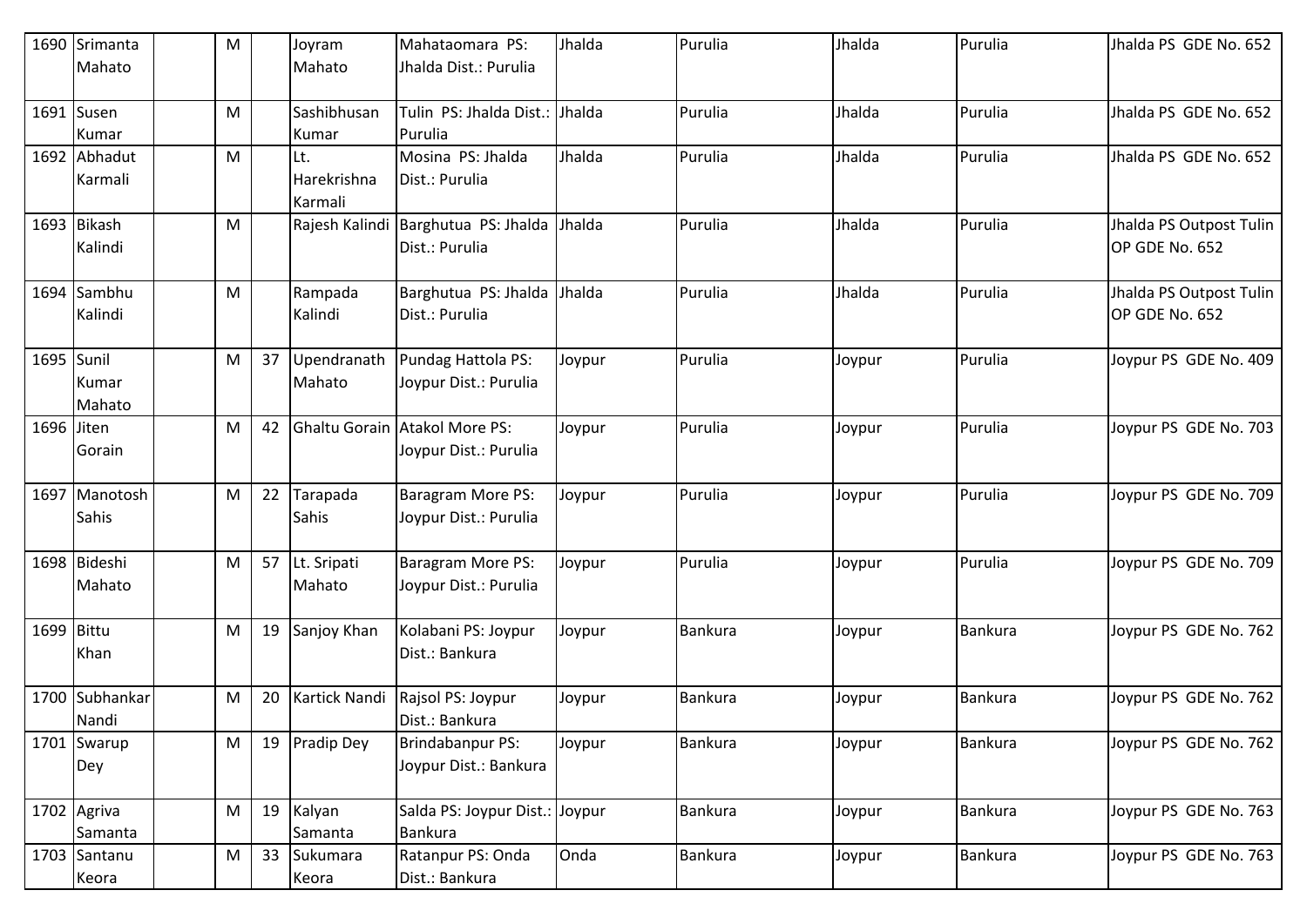| 1690 | Srimanta Mahato | | M | | Joyram Mahato | Mahataomara PS: Jhalda Dist.: Purulia | Jhalda | Purulia | Jhalda | Purulia | Jhalda PS GDE No. 652 |
|---|---|---|---|---|---|---|---|---|---|---|---|
| 1691 | Susen Kumar | | M | | Sashibhusan Kumar | Tulin PS: Jhalda Dist.: Purulia | Jhalda | Purulia | Jhalda | Purulia | Jhalda PS GDE No. 652 |
| 1692 | Abhadut Karmali | | M | | Lt. Harekrishna Karmali | Mosina PS: Jhalda Dist.: Purulia | Jhalda | Purulia | Jhalda | Purulia | Jhalda PS GDE No. 652 |
| 1693 | Bikash Kalindi | | M | | Rajesh Kalindi | Barghutua PS: Jhalda Dist.: Purulia | Jhalda | Purulia | Jhalda | Purulia | Jhalda PS Outpost Tulin OP GDE No. 652 |
| 1694 | Sambhu Kalindi | | M | | Rampada Kalindi | Barghutua PS: Jhalda Dist.: Purulia | Jhalda | Purulia | Jhalda | Purulia | Jhalda PS Outpost Tulin OP GDE No. 652 |
| 1695 | Sunil Kumar Mahato | | M | 37 | Upendranath Mahato | Pundag Hattola PS: Joypur Dist.: Purulia | Joypur | Purulia | Joypur | Purulia | Joypur PS GDE No. 409 |
| 1696 | Jiten Gorain | | M | 42 | Ghaltu Gorain | Atakol More PS: Joypur Dist.: Purulia | Joypur | Purulia | Joypur | Purulia | Joypur PS GDE No. 703 |
| 1697 | Manotosh Sahis | | M | 22 | Tarapada Sahis | Baragram More PS: Joypur Dist.: Purulia | Joypur | Purulia | Joypur | Purulia | Joypur PS GDE No. 709 |
| 1698 | Bideshi Mahato | | M | 57 | Lt. Sripati Mahato | Baragram More PS: Joypur Dist.: Purulia | Joypur | Purulia | Joypur | Purulia | Joypur PS GDE No. 709 |
| 1699 | Bittu Khan | | M | 19 | Sanjoy Khan | Kolabani PS: Joypur Dist.: Bankura | Joypur | Bankura | Joypur | Bankura | Joypur PS GDE No. 762 |
| 1700 | Subhankar Nandi | | M | 20 | Kartick Nandi | Rajsol PS: Joypur Dist.: Bankura | Joypur | Bankura | Joypur | Bankura | Joypur PS GDE No. 762 |
| 1701 | Swarup Dey | | M | 19 | Pradip Dey | Brindabanpur PS: Joypur Dist.: Bankura | Joypur | Bankura | Joypur | Bankura | Joypur PS GDE No. 762 |
| 1702 | Agriva Samanta | | M | 19 | Kalyan Samanta | Salda PS: Joypur Dist.: Bankura | Joypur | Bankura | Joypur | Bankura | Joypur PS GDE No. 763 |
| 1703 | Santanu Keora | | M | 33 | Sukumara Keora | Ratanpur PS: Onda Dist.: Bankura | Onda | Bankura | Joypur | Bankura | Joypur PS GDE No. 763 |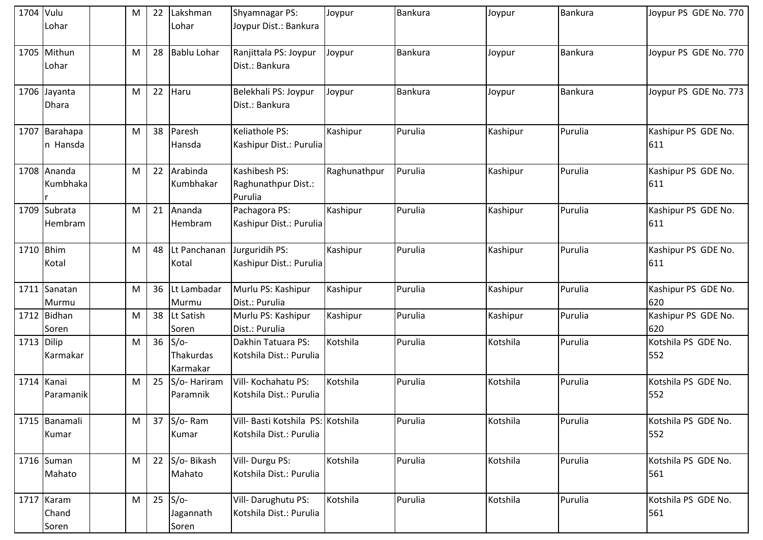| 1704 | Vulu Lohar | | M | 22 | Lakshman Lohar | Shyamnagar PS: Joypur Dist.: Bankura | Joypur | Bankura | Joypur | Bankura | Joypur PS GDE No. 770 |
|---|---|---|---|---|---|---|---|---|---|---|---|
| 1705 | Mithun Lohar | | M | 28 | Bablu Lohar | Ranjittala PS: Joypur Dist.: Bankura | Joypur | Bankura | Joypur | Bankura | Joypur PS GDE No. 770 |
| 1706 | Jayanta Dhara | | M | 22 | Haru | Belekhali PS: Joypur Dist.: Bankura | Joypur | Bankura | Joypur | Bankura | Joypur PS GDE No. 773 |
| 1707 | Barahapan Hansda | | M | 38 | Paresh Hansda | Keliathole PS: Kashipur Dist.: Purulia | Kashipur | Purulia | Kashipur | Purulia | Kashipur PS GDE No. 611 |
| 1708 | Ananda Kumbhakar | | M | 22 | Arabinda Kumbhakar | Kashibesh PS: Raghunathpur Dist.: Purulia | Raghunathpur | Purulia | Kashipur | Purulia | Kashipur PS GDE No. 611 |
| 1709 | Subrata Hembram | | M | 21 | Ananda Hembram | Pachagora PS: Kashipur Dist.: Purulia | Kashipur | Purulia | Kashipur | Purulia | Kashipur PS GDE No. 611 |
| 1710 | Bhim Kotal | | M | 48 | Lt Panchanan Kotal | Jurguridih PS: Kashipur Dist.: Purulia | Kashipur | Purulia | Kashipur | Purulia | Kashipur PS GDE No. 611 |
| 1711 | Sanatan Murmu | | M | 36 | Lt Lambadar Murmu | Murlu PS: Kashipur Dist.: Purulia | Kashipur | Purulia | Kashipur | Purulia | Kashipur PS GDE No. 620 |
| 1712 | Bidhan Soren | | M | 38 | Lt Satish Soren | Murlu PS: Kashipur Dist.: Purulia | Kashipur | Purulia | Kashipur | Purulia | Kashipur PS GDE No. 620 |
| 1713 | Dilip Karmakar | | M | 36 | S/o- Thakurdas Karmakar | Dakhin Tatuara PS: Kotshila Dist.: Purulia | Kotshila | Purulia | Kotshila | Purulia | Kotshila PS GDE No. 552 |
| 1714 | Kanai Paramanik | | M | 25 | S/o- Hariram Paramnik | Vill- Kochahatu PS: Kotshila Dist.: Purulia | Kotshila | Purulia | Kotshila | Purulia | Kotshila PS GDE No. 552 |
| 1715 | Banamali Kumar | | M | 37 | S/o- Ram Kumar | Vill- Basti Kotshila PS: Kotshila Dist.: Purulia | Kotshila | Purulia | Kotshila | Purulia | Kotshila PS GDE No. 552 |
| 1716 | Suman Mahato | | M | 22 | S/o- Bikash Mahato | Vill- Durgu PS: Kotshila Dist.: Purulia | Kotshila | Purulia | Kotshila | Purulia | Kotshila PS GDE No. 561 |
| 1717 | Karam Chand Soren | | M | 25 | S/o- Jagannath Soren | Vill- Darughutu PS: Kotshila Dist.: Purulia | Kotshila | Purulia | Kotshila | Purulia | Kotshila PS GDE No. 561 |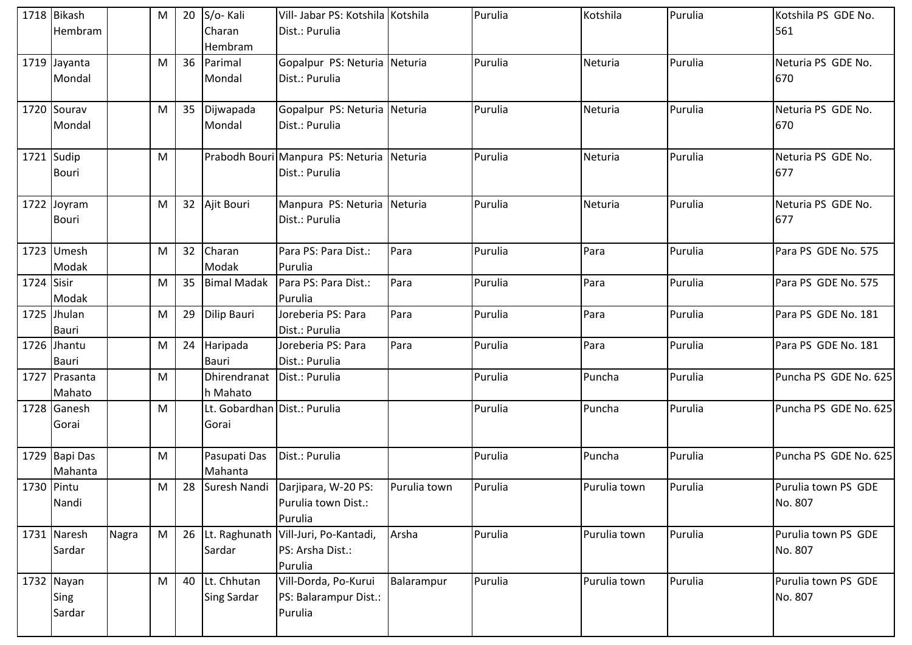| | | | | | | | | | | | |
|---|---|---|---|---|---|---|---|---|---|---|---|
| 1718 | Bikash Hembram | | M | 20 | S/o- Kali Charan Hembram | Vill- Jabar PS: Kotshila Dist.: Purulia | Kotshila | Purulia | Kotshila | Purulia | Kotshila PS GDE No. 561 |
| 1719 | Jayanta Mondal | | M | 36 | Parimal Mondal | Gopalpur PS: Neturia Dist.: Purulia | Neturia | Purulia | Neturia | Purulia | Neturia PS GDE No. 670 |
| 1720 | Sourav Mondal | | M | 35 | Dijwapada Mondal | Gopalpur PS: Neturia Dist.: Purulia | Neturia | Purulia | Neturia | Purulia | Neturia PS GDE No. 670 |
| 1721 | Sudip Bouri | | M | | Prabodh Bouri | Manpura PS: Neturia Dist.: Purulia | Neturia | Purulia | Neturia | Purulia | Neturia PS GDE No. 677 |
| 1722 | Joyram Bouri | | M | 32 | Ajit Bouri | Manpura PS: Neturia Dist.: Purulia | Neturia | Purulia | Neturia | Purulia | Neturia PS GDE No. 677 |
| 1723 | Umesh Modak | | M | 32 | Charan Modak | Para PS: Para Dist.: Purulia | Para | Purulia | Para | Purulia | Para PS GDE No. 575 |
| 1724 | Sisir Modak | | M | 35 | Bimal Madak | Para PS: Para Dist.: Purulia | Para | Purulia | Para | Purulia | Para PS GDE No. 575 |
| 1725 | Jhulan Bauri | | M | 29 | Dilip Bauri | Joreberia PS: Para Dist.: Purulia | Para | Purulia | Para | Purulia | Para PS GDE No. 181 |
| 1726 | Jhantu Bauri | | M | 24 | Haripada Bauri | Joreberia PS: Para Dist.: Purulia | Para | Purulia | Para | Purulia | Para PS GDE No. 181 |
| 1727 | Prasanta Mahato | | M | | Dhirendranath Mahato | Dist.: Purulia | | Purulia | Puncha | Purulia | Puncha PS GDE No. 625 |
| 1728 | Ganesh Gorai | | M | | Lt. Gobardhan Gorai | Dist.: Purulia | | Purulia | Puncha | Purulia | Puncha PS GDE No. 625 |
| 1729 | Bapi Das Mahanta | | M | | Pasupati Das Mahanta | Dist.: Purulia | | Purulia | Puncha | Purulia | Puncha PS GDE No. 625 |
| 1730 | Pintu Nandi | | M | 28 | Suresh Nandi | Darjipara, W-20 PS: Purulia town Dist.: Purulia | Purulia town | Purulia | Purulia town | Purulia | Purulia town PS GDE No. 807 |
| 1731 | Naresh Sardar | Nagra | M | 26 | Lt. Raghunath Sardar | Vill-Juri, Po-Kantadi, PS: Arsha Dist.: Purulia | Arsha | Purulia | Purulia town | Purulia | Purulia town PS GDE No. 807 |
| 1732 | Nayan Sing Sardar | | M | 40 | Lt. Chhutan Sing Sardar | Vill-Dorda, Po-Kurui PS: Balarampur Dist.: Purulia | Balarampur | Purulia | Purulia town | Purulia | Purulia town PS GDE No. 807 |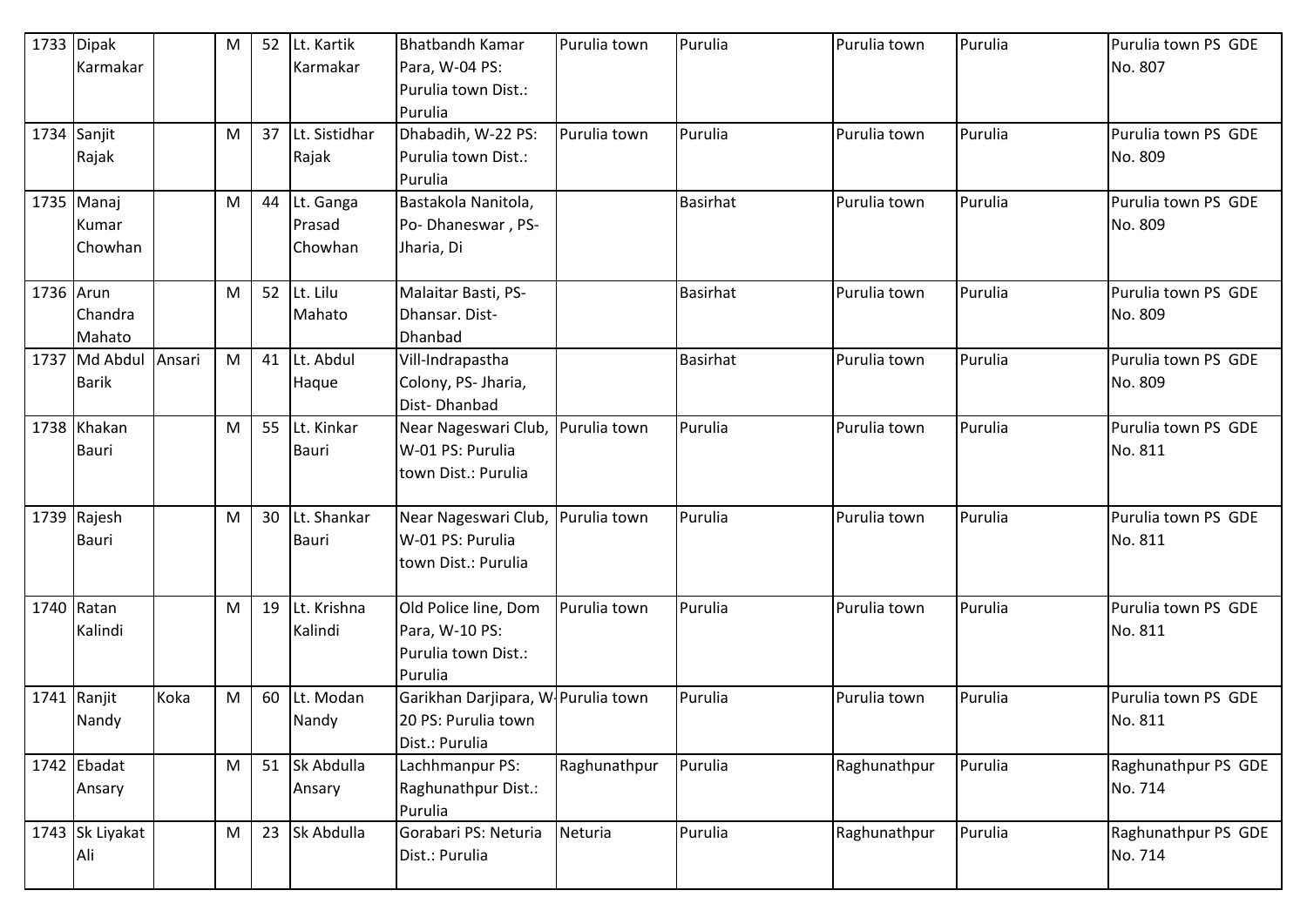| 1733 | Dipak Karmakar | | M | 52 | Lt. Kartik Karmakar | Bhatbandh Kamar Para, W-04 PS: Purulia town Dist.: Purulia | Purulia town | Purulia | Purulia town | Purulia | Purulia town PS GDE No. 807 |
|---|---|---|---|---|---|---|---|---|---|---|---|
| 1734 | Sanjit Rajak | | M | 37 | Lt. Sistidhar Rajak | Dhabadih, W-22 PS: Purulia town Dist.: Purulia | Purulia town | Purulia | Purulia town | Purulia | Purulia town PS GDE No. 809 |
| 1735 | Manaj Kumar Chowhan | | M | 44 | Lt. Ganga Prasad Chowhan | Bastakola Nanitola, Po- Dhaneswar , PS- Jharia, Di | | Basirhat | Purulia town | Purulia | Purulia town PS GDE No. 809 |
| 1736 | Arun Chandra Mahato | | M | 52 | Lt. Lilu Mahato | Malaitar Basti, PS- Dhansar. Dist- Dhanbad | | Basirhat | Purulia town | Purulia | Purulia town PS GDE No. 809 |
| 1737 | Md Abdul Barik | Ansari | M | 41 | Lt. Abdul Haque | Vill-Indrapastha Colony, PS- Jharia, Dist- Dhanbad | | Basirhat | Purulia town | Purulia | Purulia town PS GDE No. 809 |
| 1738 | Khakan Bauri | | M | 55 | Lt. Kinkar Bauri | Near Nageswari Club, W-01 PS: Purulia town Dist.: Purulia | Purulia town | Purulia | Purulia town | Purulia | Purulia town PS GDE No. 811 |
| 1739 | Rajesh Bauri | | M | 30 | Lt. Shankar Bauri | Near Nageswari Club, W-01 PS: Purulia town Dist.: Purulia | Purulia town | Purulia | Purulia town | Purulia | Purulia town PS GDE No. 811 |
| 1740 | Ratan Kalindi | | M | 19 | Lt. Krishna Kalindi | Old Police line, Dom Para, W-10 PS: Purulia town Dist.: Purulia | Purulia town | Purulia | Purulia town | Purulia | Purulia town PS GDE No. 811 |
| 1741 | Ranjit Nandy | Koka | M | 60 | Lt. Modan Nandy | Garikhan Darjipara, W-20 PS: Purulia town Dist.: Purulia | Purulia town | Purulia | Purulia town | Purulia | Purulia town PS GDE No. 811 |
| 1742 | Ebadat Ansary | | M | 51 | Sk Abdulla Ansary | Lachhmanpur PS: Raghunathpur Dist.: Purulia | Raghunathpur | Purulia | Raghunathpur | Purulia | Raghunathpur PS GDE No. 714 |
| 1743 | Sk Liyakat Ali | | M | 23 | Sk Abdulla | Gorabari PS: Neturia Dist.: Purulia | Neturia | Purulia | Raghunathpur | Purulia | Raghunathpur PS GDE No. 714 |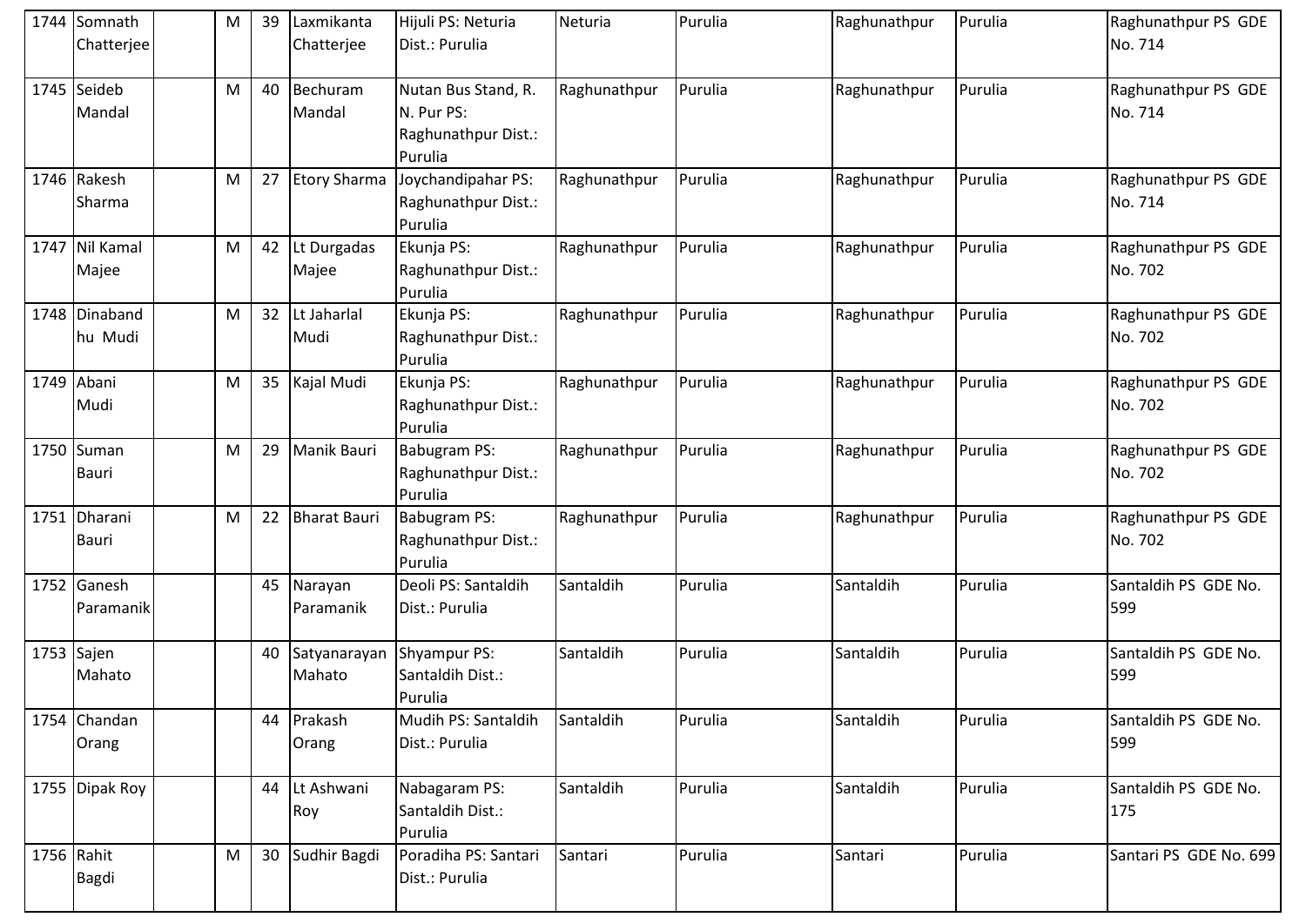| 1744 | Somnath Chatterjee | | M | 39 | Laxmikanta Chatterjee | Hijuli PS: Neturia Dist.: Purulia | Neturia | Purulia | Raghunathpur | Purulia | Raghunathpur PS GDE No. 714 |
|---|---|---|---|---|---|---|---|---|---|---|---|
| 1745 | Seideb Mandal | | M | 40 | Bechuram Mandal | Nutan Bus Stand, R. N. Pur PS: Raghunathpur Dist.: Purulia | Raghunathpur | Purulia | Raghunathpur | Purulia | Raghunathpur PS GDE No. 714 |
| 1746 | Rakesh Sharma | | M | 27 | Etory Sharma | Joychandipahar PS: Raghunathpur Dist.: Purulia | Raghunathpur | Purulia | Raghunathpur | Purulia | Raghunathpur PS GDE No. 714 |
| 1747 | Nil Kamal Majee | | M | 42 | Lt Durgadas Majee | Ekunja PS: Raghunathpur Dist.: Purulia | Raghunathpur | Purulia | Raghunathpur | Purulia | Raghunathpur PS GDE No. 702 |
| 1748 | Dinabandhu Mudi | | M | 32 | Lt Jaharlal Mudi | Ekunja PS: Raghunathpur Dist.: Purulia | Raghunathpur | Purulia | Raghunathpur | Purulia | Raghunathpur PS GDE No. 702 |
| 1749 | Abani Mudi | | M | 35 | Kajal Mudi | Ekunja PS: Raghunathpur Dist.: Purulia | Raghunathpur | Purulia | Raghunathpur | Purulia | Raghunathpur PS GDE No. 702 |
| 1750 | Suman Bauri | | M | 29 | Manik Bauri | Babugram PS: Raghunathpur Dist.: Purulia | Raghunathpur | Purulia | Raghunathpur | Purulia | Raghunathpur PS GDE No. 702 |
| 1751 | Dharani Bauri | | M | 22 | Bharat Bauri | Babugram PS: Raghunathpur Dist.: Purulia | Raghunathpur | Purulia | Raghunathpur | Purulia | Raghunathpur PS GDE No. 702 |
| 1752 | Ganesh Paramanik | | | 45 | Narayan Paramanik | Deoli PS: Santaldih Dist.: Purulia | Santaldih | Purulia | Santaldih | Purulia | Santaldih PS GDE No. 599 |
| 1753 | Sajen Mahato | | | 40 | Satyanarayan Mahato | Shyampur PS: Santaldih Dist.: Purulia | Santaldih | Purulia | Santaldih | Purulia | Santaldih PS GDE No. 599 |
| 1754 | Chandan Orang | | | 44 | Prakash Orang | Mudih PS: Santaldih Dist.: Purulia | Santaldih | Purulia | Santaldih | Purulia | Santaldih PS GDE No. 599 |
| 1755 | Dipak Roy | | | 44 | Lt Ashwani Roy | Nabagaram PS: Santaldih Dist.: Purulia | Santaldih | Purulia | Santaldih | Purulia | Santaldih PS GDE No. 175 |
| 1756 | Rahit Bagdi | | M | 30 | Sudhir Bagdi | Poradiha PS: Santari Dist.: Purulia | Santari | Purulia | Santari | Purulia | Santari PS GDE No. 699 |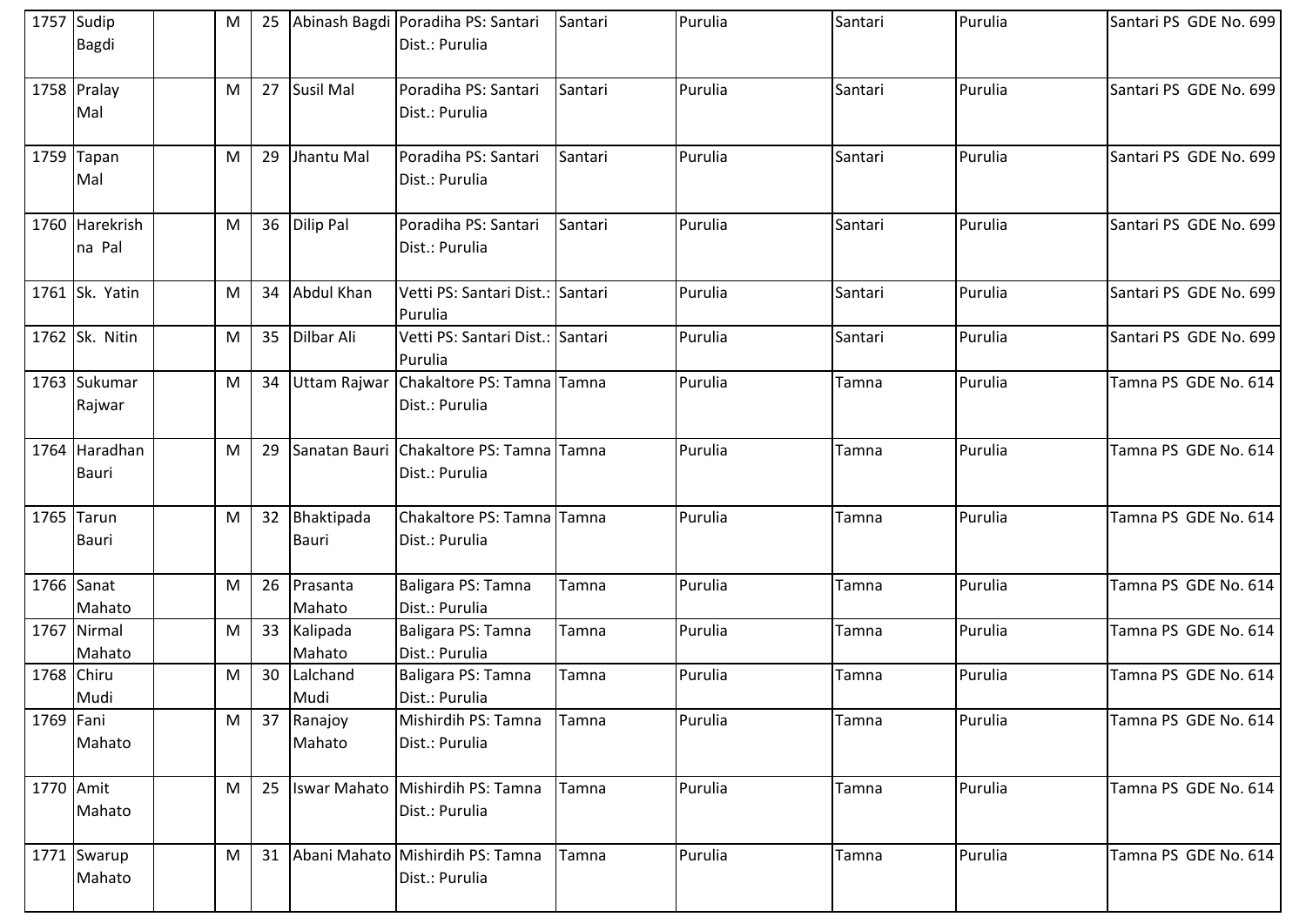| 1757 | Sudip Bagdi | | M | 25 | Abinash Bagdi | Poradiha PS: Santari Dist.: Purulia | Santari | Purulia | Santari | Purulia | Santari PS GDE No. 699 |
|---|---|---|---|---|---|---|---|---|---|---|---|
| 1758 | Pralay Mal | | M | 27 | Susil Mal | Poradiha PS: Santari Dist.: Purulia | Santari | Purulia | Santari | Purulia | Santari PS GDE No. 699 |
| 1759 | Tapan Mal | | M | 29 | Jhantu Mal | Poradiha PS: Santari Dist.: Purulia | Santari | Purulia | Santari | Purulia | Santari PS GDE No. 699 |
| 1760 | Harekrishna Pal | | M | 36 | Dilip Pal | Poradiha PS: Santari Dist.: Purulia | Santari | Purulia | Santari | Purulia | Santari PS GDE No. 699 |
| 1761 | Sk. Yatin | | M | 34 | Abdul Khan | Vetti PS: Santari Dist.: Purulia | Santari | Purulia | Santari | Purulia | Santari PS GDE No. 699 |
| 1762 | Sk. Nitin | | M | 35 | Dilbar Ali | Vetti PS: Santari Dist.: Purulia | Santari | Purulia | Santari | Purulia | Santari PS GDE No. 699 |
| 1763 | Sukumar Rajwar | | M | 34 | Uttam Rajwar | Chakaltore PS: Tamna Dist.: Purulia | Tamna | Purulia | Tamna | Purulia | Tamna PS GDE No. 614 |
| 1764 | Haradhan Bauri | | M | 29 | Sanatan Bauri | Chakaltore PS: Tamna Dist.: Purulia | Tamna | Purulia | Tamna | Purulia | Tamna PS GDE No. 614 |
| 1765 | Tarun Bauri | | M | 32 | Bhaktipada Bauri | Chakaltore PS: Tamna Dist.: Purulia | Tamna | Purulia | Tamna | Purulia | Tamna PS GDE No. 614 |
| 1766 | Sanat Mahato | | M | 26 | Prasanta Mahato | Baligara PS: Tamna Dist.: Purulia | Tamna | Purulia | Tamna | Purulia | Tamna PS GDE No. 614 |
| 1767 | Nirmal Mahato | | M | 33 | Kalipada Mahato | Baligara PS: Tamna Dist.: Purulia | Tamna | Purulia | Tamna | Purulia | Tamna PS GDE No. 614 |
| 1768 | Chiru Mudi | | M | 30 | Lalchand Mudi | Baligara PS: Tamna Dist.: Purulia | Tamna | Purulia | Tamna | Purulia | Tamna PS GDE No. 614 |
| 1769 | Fani Mahato | | M | 37 | Ranajoy Mahato | Mishirdih PS: Tamna Dist.: Purulia | Tamna | Purulia | Tamna | Purulia | Tamna PS GDE No. 614 |
| 1770 | Amit Mahato | | M | 25 | Iswar Mahato | Mishirdih PS: Tamna Dist.: Purulia | Tamna | Purulia | Tamna | Purulia | Tamna PS GDE No. 614 |
| 1771 | Swarup Mahato | | M | 31 | Abani Mahato | Mishirdih PS: Tamna Dist.: Purulia | Tamna | Purulia | Tamna | Purulia | Tamna PS GDE No. 614 |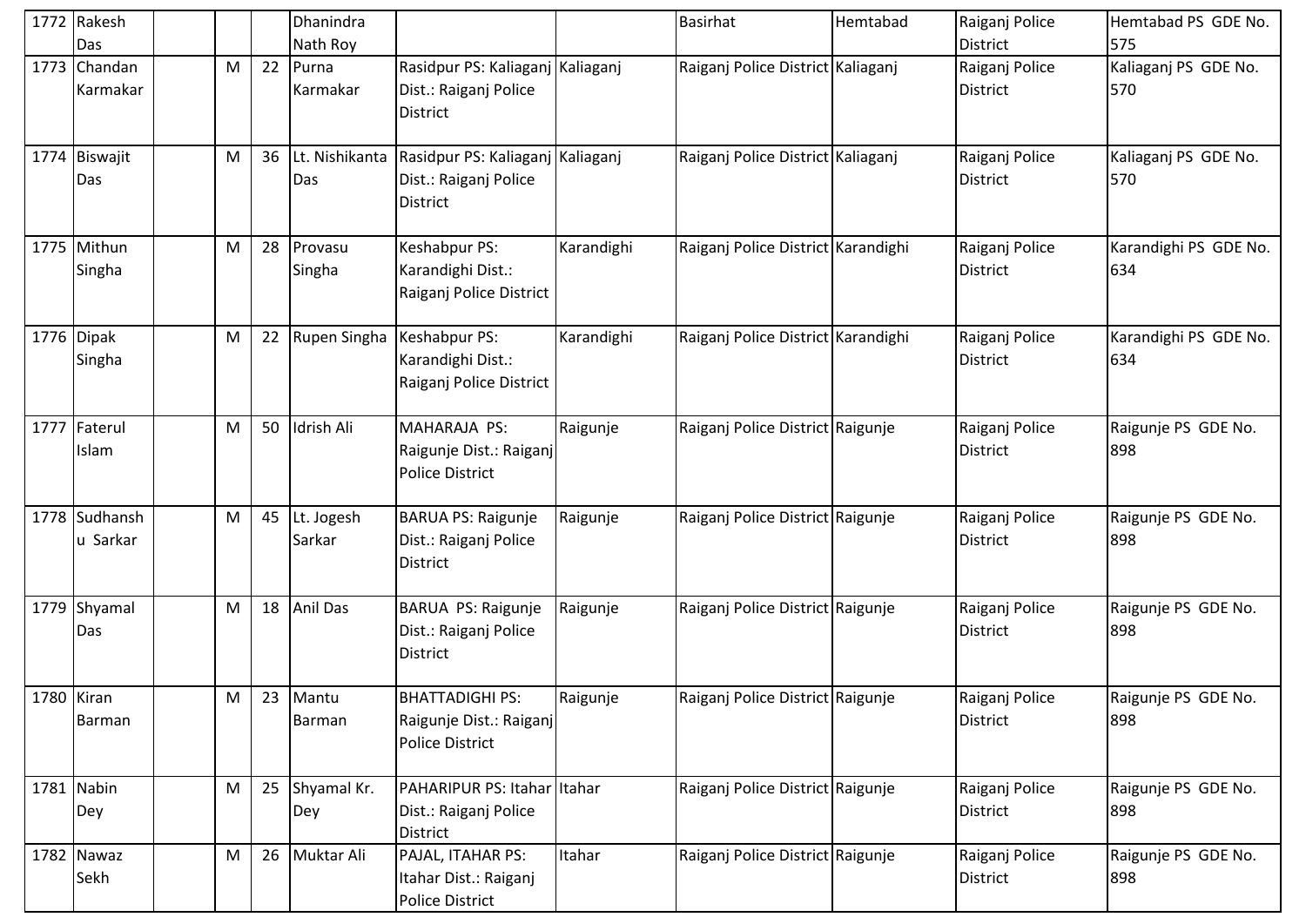| | | | | | | | | | | |
|---|---|---|---|---|---|---|---|---|---|---|
| 1772 | Rakesh Das | | | | Dhanindra Nath Roy | | | Basirhat | Hemtabad | Raiganj Police District | Hemtabad PS GDE No. 575 |
| 1773 | Chandan Karmakar | | M | 22 | Purna Karmakar | Rasidpur PS: Kaliaganj Dist.: Raiganj Police District | Kaliaganj | Raiganj Police District | Kaliaganj | Raiganj Police District | Kaliaganj PS GDE No. 570 |
| 1774 | Biswajit Das | | M | 36 | Lt. Nishikanta Das | Rasidpur PS: Kaliaganj Dist.: Raiganj Police District | Kaliaganj | Raiganj Police District | Kaliaganj | Raiganj Police District | Kaliaganj PS GDE No. 570 |
| 1775 | Mithun Singha | | M | 28 | Provasu Singha | Keshabpur PS: Karandighi Dist.: Raiganj Police District | Karandighi | Raiganj Police District | Karandighi | Raiganj Police District | Karandighi PS GDE No. 634 |
| 1776 | Dipak Singha | | M | 22 | Rupen Singha | Keshabpur PS: Karandighi Dist.: Raiganj Police District | Karandighi | Raiganj Police District | Karandighi | Raiganj Police District | Karandighi PS GDE No. 634 |
| 1777 | Faterul Islam | | M | 50 | Idrish Ali | MAHARAJA PS: Raigunje Dist.: Raiganj Police District | Raigunje | Raiganj Police District | Raigunje | Raiganj Police District | Raigunje PS GDE No. 898 |
| 1778 | Sudhanshu Sarkar | | M | 45 | Lt. Jogesh Sarkar | BARUA PS: Raigunje Dist.: Raiganj Police District | Raigunje | Raiganj Police District | Raigunje | Raiganj Police District | Raigunje PS GDE No. 898 |
| 1779 | Shyamal Das | | M | 18 | Anil Das | BARUA PS: Raigunje Dist.: Raiganj Police District | Raigunje | Raiganj Police District | Raigunje | Raiganj Police District | Raigunje PS GDE No. 898 |
| 1780 | Kiran Barman | | M | 23 | Mantu Barman | BHATTADIGHI PS: Raigunje Dist.: Raiganj Police District | Raigunje | Raiganj Police District | Raigunje | Raiganj Police District | Raigunje PS GDE No. 898 |
| 1781 | Nabin Dey | | M | 25 | Shyamal Kr. Dey | PAHARIPUR PS: Itahar Dist.: Raiganj Police District | Itahar | Raiganj Police District | Raigunje | Raiganj Police District | Raigunje PS GDE No. 898 |
| 1782 | Nawaz Sekh | | M | 26 | Muktar Ali | PAJAL, ITAHAR PS: Itahar Dist.: Raiganj Police District | Itahar | Raiganj Police District | Raigunje | Raiganj Police District | Raigunje PS GDE No. 898 |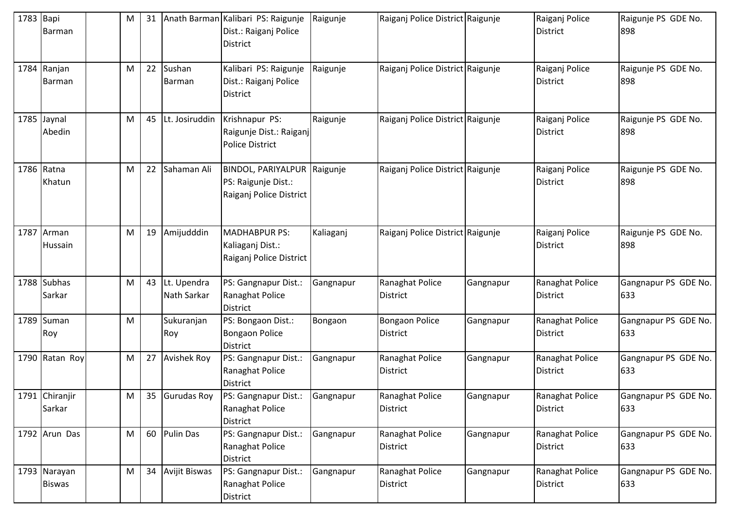| 1783 | Bapi Barman | | M | 31 | Anath Barman | Kalibari PS: Raigunje Dist.: Raiganj Police District | Raigunje | Raiganj Police District | Raigunje | Raiganj Police District | Raigunje PS GDE No. 898 |
|---|---|---|---|---|---|---|---|---|---|---|---|
| 1784 | Ranjan Barman | | M | 22 | Sushan Barman | Kalibari PS: Raigunje Dist.: Raiganj Police District | Raigunje | Raiganj Police District | Raigunje | Raiganj Police District | Raigunje PS GDE No. 898 |
| 1785 | Jaynal Abedin | | M | 45 | Lt. Josiruddin | Krishnapur PS: Raigunje Dist.: Raiganj Police District | Raigunje | Raiganj Police District | Raigunje | Raiganj Police District | Raigunje PS GDE No. 898 |
| 1786 | Ratna Khatun | | M | 22 | Sahaman Ali | BINDOL, PARIYALPUR PS: Raigunje Dist.: Raiganj Police District | Raigunje | Raiganj Police District | Raigunje | Raiganj Police District | Raigunje PS GDE No. 898 |
| 1787 | Arman Hussain | | M | 19 | Amijudddin | MADHABPUR PS: Kaliaganj Dist.: Raiganj Police District | Kaliaganj | Raiganj Police District | Raigunje | Raiganj Police District | Raigunje PS GDE No. 898 |
| 1788 | Subhas Sarkar | | M | 43 | Lt. Upendra Nath Sarkar | PS: Gangnapur Dist.: Ranaghat Police District | Gangnapur | Ranaghat Police District | Gangnapur | Ranaghat Police District | Gangnapur PS GDE No. 633 |
| 1789 | Suman Roy | | M | | Sukuranjan Roy | PS: Bongaon Dist.: Bongaon Police District | Bongaon | Bongaon Police District | Gangnapur | Ranaghat Police District | Gangnapur PS GDE No. 633 |
| 1790 | Ratan Roy | | M | 27 | Avishek Roy | PS: Gangnapur Dist.: Ranaghat Police District | Gangnapur | Ranaghat Police District | Gangnapur | Ranaghat Police District | Gangnapur PS GDE No. 633 |
| 1791 | Chiranjir Sarkar | | M | 35 | Gurudas Roy | PS: Gangnapur Dist.: Ranaghat Police District | Gangnapur | Ranaghat Police District | Gangnapur | Ranaghat Police District | Gangnapur PS GDE No. 633 |
| 1792 | Arun Das | | M | 60 | Pulin Das | PS: Gangnapur Dist.: Ranaghat Police District | Gangnapur | Ranaghat Police District | Gangnapur | Ranaghat Police District | Gangnapur PS GDE No. 633 |
| 1793 | Narayan Biswas | | M | 34 | Avijit Biswas | PS: Gangnapur Dist.: Ranaghat Police District | Gangnapur | Ranaghat Police District | Gangnapur | Ranaghat Police District | Gangnapur PS GDE No. 633 |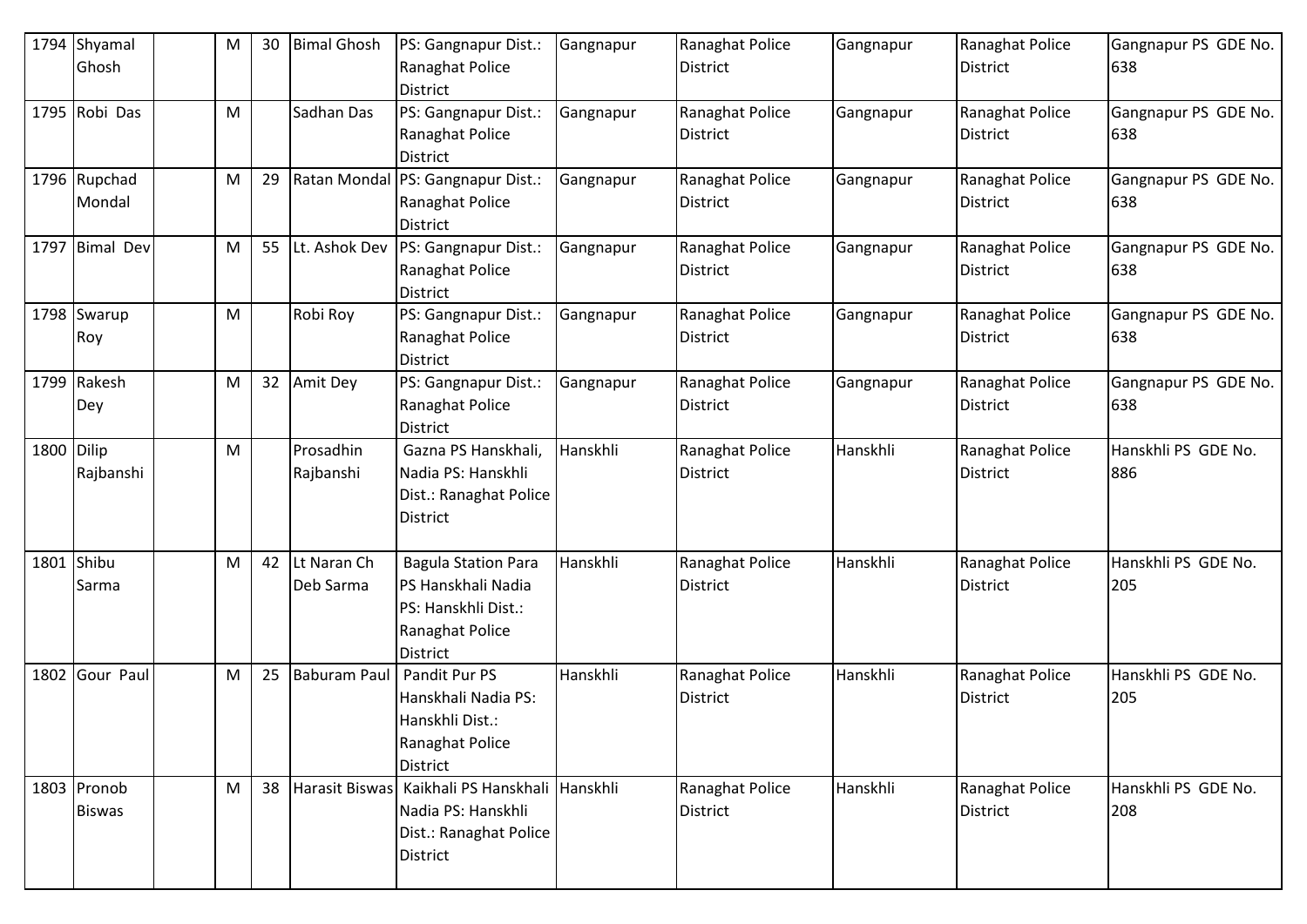| 1794 | Shyamal Ghosh | | M | 30 | Bimal Ghosh | PS: Gangnapur Dist.: Ranaghat Police District | Gangnapur | Ranaghat Police District | Gangnapur | Ranaghat Police District | Gangnapur PS GDE No. 638 |
|---|---|---|---|---|---|---|---|---|---|---|---|
| 1795 | Robi Das | | M | | Sadhan Das | PS: Gangnapur Dist.: Ranaghat Police District | Gangnapur | Ranaghat Police District | Gangnapur | Ranaghat Police District | Gangnapur PS GDE No. 638 |
| 1796 | Rupchad Mondal | | M | 29 | Ratan Mondal | PS: Gangnapur Dist.: Ranaghat Police District | Gangnapur | Ranaghat Police District | Gangnapur | Ranaghat Police District | Gangnapur PS GDE No. 638 |
| 1797 | Bimal Dev | | M | 55 | Lt. Ashok Dev | PS: Gangnapur Dist.: Ranaghat Police District | Gangnapur | Ranaghat Police District | Gangnapur | Ranaghat Police District | Gangnapur PS GDE No. 638 |
| 1798 | Swarup Roy | | M | | Robi Roy | PS: Gangnapur Dist.: Ranaghat Police District | Gangnapur | Ranaghat Police District | Gangnapur | Ranaghat Police District | Gangnapur PS GDE No. 638 |
| 1799 | Rakesh Dey | | M | 32 | Amit Dey | PS: Gangnapur Dist.: Ranaghat Police District | Gangnapur | Ranaghat Police District | Gangnapur | Ranaghat Police District | Gangnapur PS GDE No. 638 |
| 1800 | Dilip Rajbanshi | | M | | Prosadhin Rajbanshi | Gazna PS Hanskhali, Nadia PS: Hanskhli Dist.: Ranaghat Police District | Hanskhli | Ranaghat Police District | Hanskhli | Ranaghat Police District | Hanskhli PS GDE No. 886 |
| 1801 | Shibu Sarma | | M | 42 | Lt Naran Ch Deb Sarma | Bagula Station Para PS Hanskhali Nadia PS: Hanskhli Dist.: Ranaghat Police District | Hanskhli | Ranaghat Police District | Hanskhli | Ranaghat Police District | Hanskhli PS GDE No. 205 |
| 1802 | Gour Paul | | M | 25 | Baburam Paul | Pandit Pur PS Hanskhali Nadia PS: Hanskhli Dist.: Ranaghat Police District | Hanskhli | Ranaghat Police District | Hanskhli | Ranaghat Police District | Hanskhli PS GDE No. 205 |
| 1803 | Pronob Biswas | | M | 38 | Harasit Biswas | Kaikhali PS Hanskhali Nadia PS: Hanskhli Dist.: Ranaghat Police District | Hanskhli | Ranaghat Police District | Hanskhli | Ranaghat Police District | Hanskhli PS GDE No. 208 |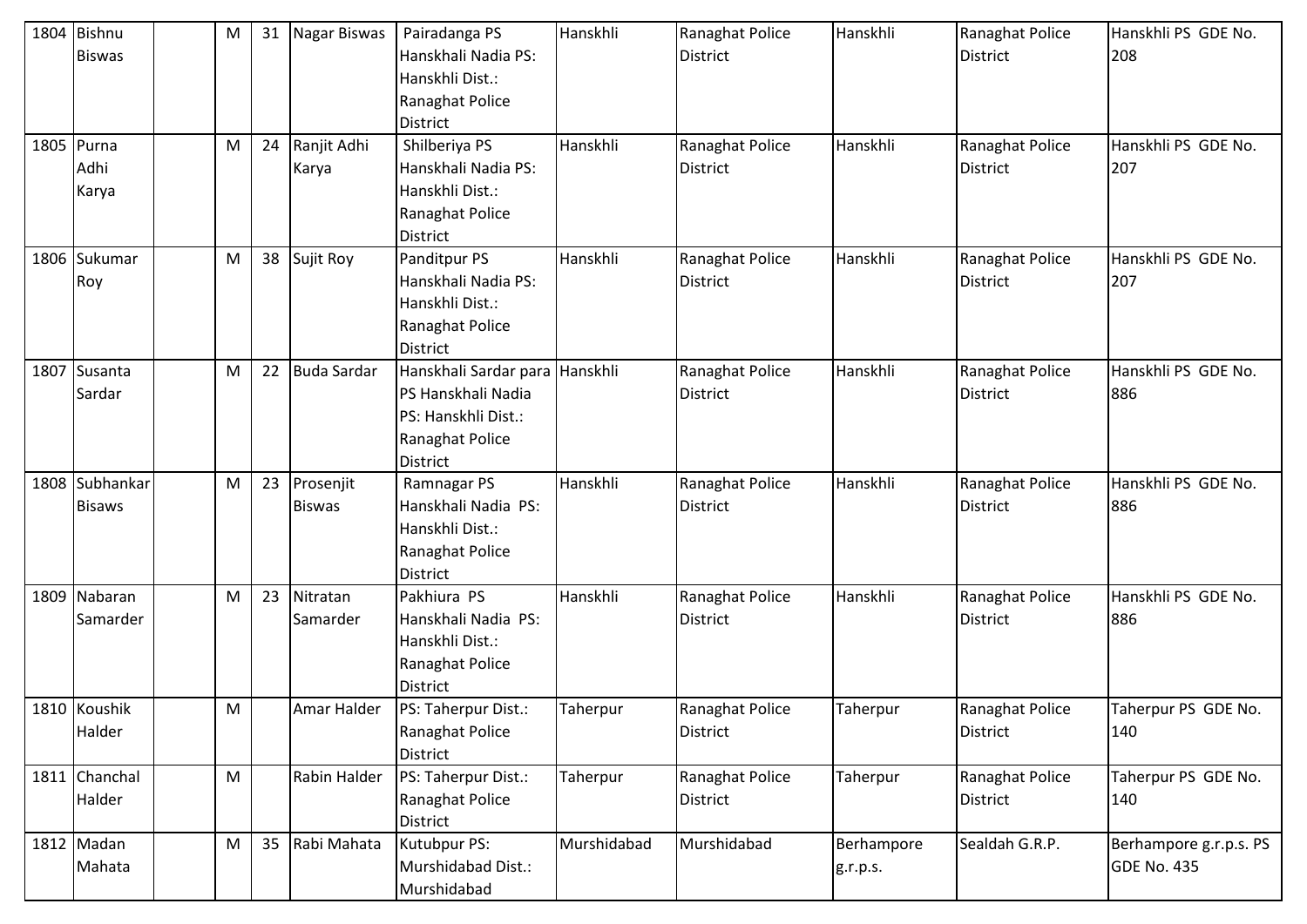| 1804 | Bishnu Biswas | | M | 31 | Nagar Biswas | Pairadanga PS Hanskhali Nadia PS: Hanskhli Dist.: Ranaghat Police District | Hanskhli | Ranaghat Police District | Hanskhli | Ranaghat Police District | Hanskhli PS GDE No. 208 |
|---|---|---|---|---|---|---|---|---|---|---|---|
| 1805 | Purna Adhi Karya | | M | 24 | Ranjit Adhi Karya | Shilberiya PS Hanskhali Nadia PS: Hanskhli Dist.: Ranaghat Police District | Hanskhli | Ranaghat Police District | Hanskhli | Ranaghat Police District | Hanskhli PS GDE No. 207 |
| 1806 | Sukumar Roy | | M | 38 | Sujit Roy | Panditpur PS Hanskhali Nadia PS: Hanskhli Dist.: Ranaghat Police District | Hanskhli | Ranaghat Police District | Hanskhli | Ranaghat Police District | Hanskhli PS GDE No. 207 |
| 1807 | Susanta Sardar | | M | 22 | Buda Sardar | Hanskhali Sardar para PS Hanskhali Nadia PS: Hanskhli Dist.: Ranaghat Police District | Hanskhli | Ranaghat Police District | Hanskhli | Ranaghat Police District | Hanskhli PS GDE No. 886 |
| 1808 | Subhankar Bisaws | | M | 23 | Prosenjit Biswas | Ramnagar PS Hanskhali Nadia PS: Hanskhli Dist.: Ranaghat Police District | Hanskhli | Ranaghat Police District | Hanskhli | Ranaghat Police District | Hanskhli PS GDE No. 886 |
| 1809 | Nabaran Samarder | | M | 23 | Nitratan Samarder | Pakhiura PS Hanskhali Nadia PS: Hanskhli Dist.: Ranaghat Police District | Hanskhli | Ranaghat Police District | Hanskhli | Ranaghat Police District | Hanskhli PS GDE No. 886 |
| 1810 | Koushik Halder | | M | | Amar Halder | PS: Taherpur Dist.: Ranaghat Police District | Taherpur | Ranaghat Police District | Taherpur | Ranaghat Police District | Taherpur PS GDE No. 140 |
| 1811 | Chanchal Halder | | M | | Rabin Halder | PS: Taherpur Dist.: Ranaghat Police District | Taherpur | Ranaghat Police District | Taherpur | Ranaghat Police District | Taherpur PS GDE No. 140 |
| 1812 | Madan Mahata | | M | 35 | Rabi Mahata | Kutubpur PS: Murshidabad Dist.: Murshidabad | Murshidabad | Murshidabad | Berhampore g.r.p.s. | Sealdah G.R.P. | Berhampore g.r.p.s. PS GDE No. 435 |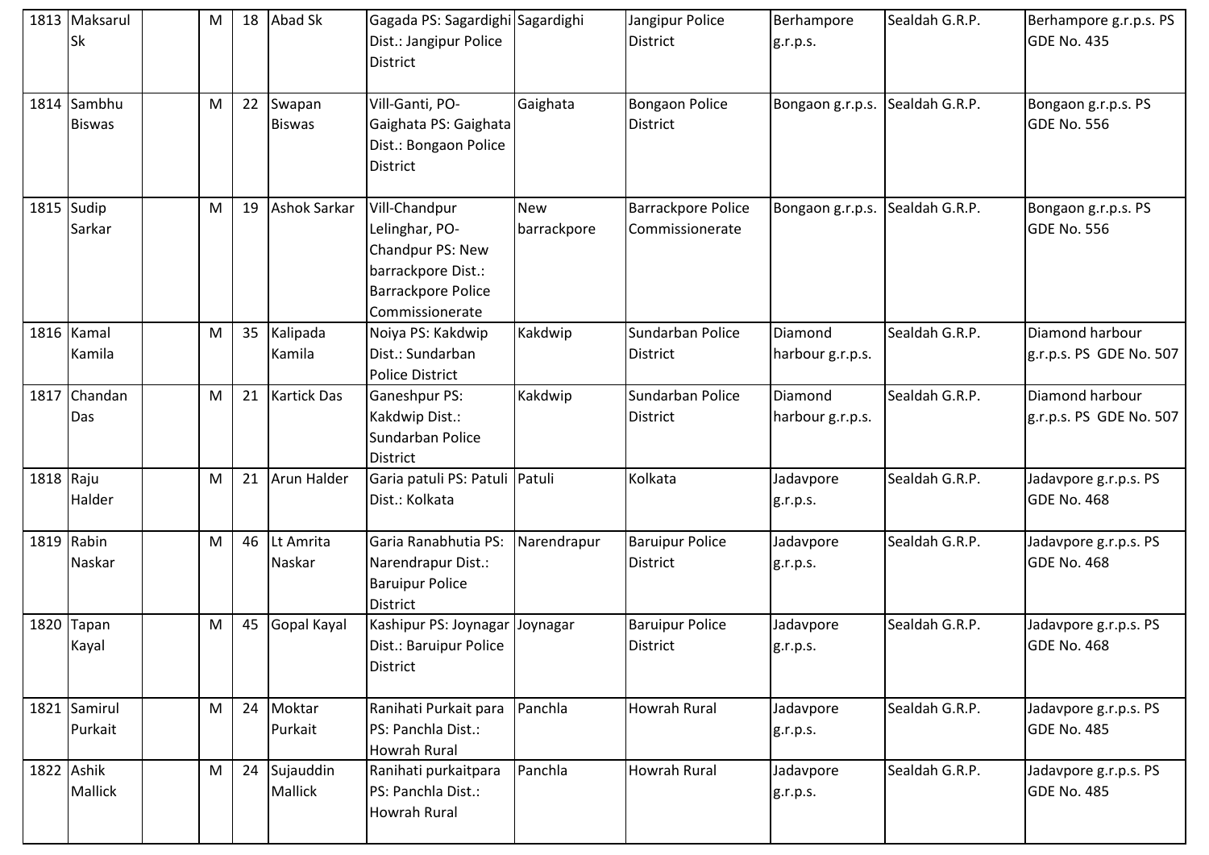| | | | | | | | | | | |
|---|---|---|---|---|---|---|---|---|---|---|
| 1813 | Maksarul Sk | | M | 18 | Abad Sk | Gagada PS: Sagardighi Dist.: Jangipur Police District | Sagardighi | Jangipur Police District | Berhampore g.r.p.s. | Sealdah G.R.P. | Berhampore g.r.p.s. PS GDE No. 435 |
| 1814 | Sambhu Biswas | | M | 22 | Swapan Biswas | Vill-Ganti, PO-Gaighata PS: Gaighata Dist.: Bongaon Police District | Gaighata | Bongaon Police District | Bongaon g.r.p.s. | Sealdah G.R.P. | Bongaon g.r.p.s. PS GDE No. 556 |
| 1815 | Sudip Sarkar | | M | 19 | Ashok Sarkar | Vill-Chandpur Lelinghar, PO-Chandpur PS: New barrackpore Dist.: Barrackpore Police Commissionerate | New barrackpore | Barrackpore Police Commissionerate | Bongaon g.r.p.s. | Sealdah G.R.P. | Bongaon g.r.p.s. PS GDE No. 556 |
| 1816 | Kamal Kamila | | M | 35 | Kalipada Kamila | Noiya PS: Kakdwip Dist.: Sundarban Police District | Kakdwip | Sundarban Police District | Diamond harbour g.r.p.s. | Sealdah G.R.P. | Diamond harbour g.r.p.s. PS GDE No. 507 |
| 1817 | Chandan Das | | M | 21 | Kartick Das | Ganeshpur PS: Kakdwip Dist.: Sundarban Police District | Kakdwip | Sundarban Police District | Diamond harbour g.r.p.s. | Sealdah G.R.P. | Diamond harbour g.r.p.s. PS GDE No. 507 |
| 1818 | Raju Halder | | M | 21 | Arun Halder | Garia patuli PS: Patuli Dist.: Kolkata | Patuli | Kolkata | Jadavpore g.r.p.s. | Sealdah G.R.P. | Jadavpore g.r.p.s. PS GDE No. 468 |
| 1819 | Rabin Naskar | | M | 46 | Lt Amrita Naskar | Garia Ranabhutia PS: Narendrapur Dist.: Baruipur Police District | Narendrapur | Baruipur Police District | Jadavpore g.r.p.s. | Sealdah G.R.P. | Jadavpore g.r.p.s. PS GDE No. 468 |
| 1820 | Tapan Kayal | | M | 45 | Gopal Kayal | Kashipur PS: Joynagar Dist.: Baruipur Police District | Joynagar | Baruipur Police District | Jadavpore g.r.p.s. | Sealdah G.R.P. | Jadavpore g.r.p.s. PS GDE No. 468 |
| 1821 | Samirul Purkait | | M | 24 | Moktar Purkait | Ranihati Purkait para PS: Panchla Dist.: Howrah Rural | Panchla | Howrah Rural | Jadavpore g.r.p.s. | Sealdah G.R.P. | Jadavpore g.r.p.s. PS GDE No. 485 |
| 1822 | Ashik Mallick | | M | 24 | Sujauddin Mallick | Ranihati purkaitpara PS: Panchla Dist.: Howrah Rural | Panchla | Howrah Rural | Jadavpore g.r.p.s. | Sealdah G.R.P. | Jadavpore g.r.p.s. PS GDE No. 485 |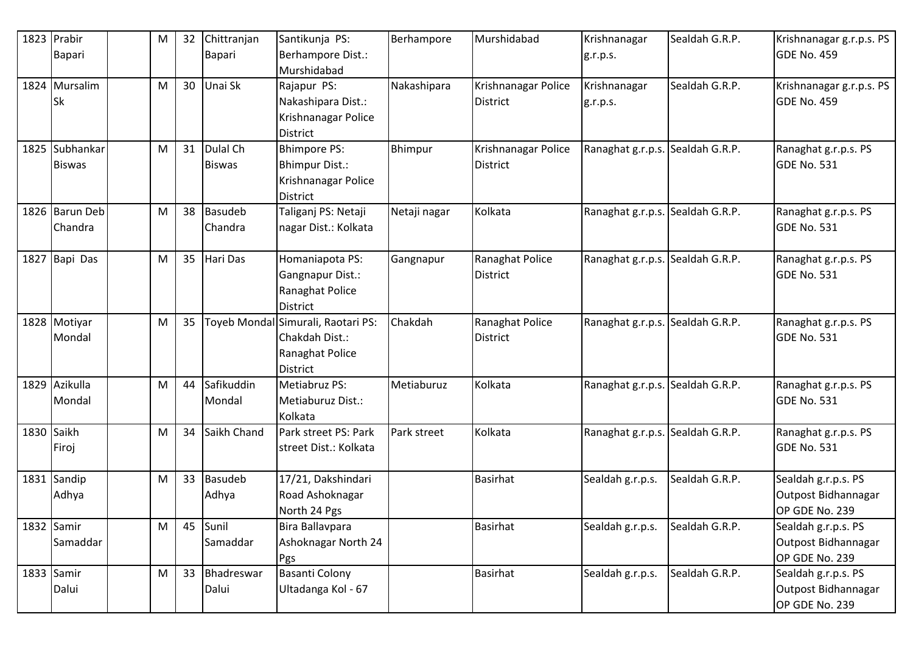| 1823 | Prabir Bapari | | M | 32 | Chittranjan Bapari | Santikunja PS: Berhampore Dist.: Murshidabad | Berhampore | Murshidabad | Krishnanagar g.r.p.s. | Sealdah G.R.P. | Krishnanagar g.r.p.s. PS GDE No. 459 |
|---|---|---|---|---|---|---|---|---|---|---|---|
| 1824 | Mursalim Sk | | M | 30 | Unai Sk | Rajapur PS: Nakashipara Dist.: Krishnanagar Police District | Nakashipara | Krishnanagar Police District | Krishnanagar g.r.p.s. | Sealdah G.R.P. | Krishnanagar g.r.p.s. PS GDE No. 459 |
| 1825 | Subhankar Biswas | | M | 31 | Dulal Ch Biswas | Bhimpore PS: Bhimpur Dist.: Krishnanagar Police District | Bhimpur | Krishnanagar Police District | Ranaghat g.r.p.s. | Sealdah G.R.P. | Ranaghat g.r.p.s. PS GDE No. 531 |
| 1826 | Barun Deb Chandra | | M | 38 | Basudeb Chandra | Taliganj PS: Netaji nagar Dist.: Kolkata | Netaji nagar | Kolkata | Ranaghat g.r.p.s. | Sealdah G.R.P. | Ranaghat g.r.p.s. PS GDE No. 531 |
| 1827 | Bapi Das | | M | 35 | Hari Das | Homaniapota PS: Gangnapur Dist.: Ranaghat Police District | Gangnapur | Ranaghat Police District | Ranaghat g.r.p.s. | Sealdah G.R.P. | Ranaghat g.r.p.s. PS GDE No. 531 |
| 1828 | Motiyar Mondal | | M | 35 | Toyeb Mondal | Simurali, Raotari PS: Chakdah Dist.: Ranaghat Police District | Chakdah | Ranaghat Police District | Ranaghat g.r.p.s. | Sealdah G.R.P. | Ranaghat g.r.p.s. PS GDE No. 531 |
| 1829 | Azikulla Mondal | | M | 44 | Safikuddin Mondal | Metiabruz PS: Metiaburuz Dist.: Kolkata | Metiaburuz | Kolkata | Ranaghat g.r.p.s. | Sealdah G.R.P. | Ranaghat g.r.p.s. PS GDE No. 531 |
| 1830 | Saikh Firoj | | M | 34 | Saikh Chand | Park street PS: Park street Dist.: Kolkata | Park street | Kolkata | Ranaghat g.r.p.s. | Sealdah G.R.P. | Ranaghat g.r.p.s. PS GDE No. 531 |
| 1831 | Sandip Adhya | | M | 33 | Basudeb Adhya | 17/21, Dakshindari Road Ashoknagar North 24 Pgs | | Basirhat | Sealdah g.r.p.s. | Sealdah G.R.P. | Sealdah g.r.p.s. PS Outpost Bidhannagar OP GDE No. 239 |
| 1832 | Samir Samaddar | | M | 45 | Sunil Samaddar | Bira Ballavpara Ashoknagar North 24 Pgs | | Basirhat | Sealdah g.r.p.s. | Sealdah G.R.P. | Sealdah g.r.p.s. PS Outpost Bidhannagar OP GDE No. 239 |
| 1833 | Samir Dalui | | M | 33 | Bhadreswar Dalui | Basanti Colony Ultadanga Kol - 67 | | Basirhat | Sealdah g.r.p.s. | Sealdah G.R.P. | Sealdah g.r.p.s. PS Outpost Bidhannagar OP GDE No. 239 |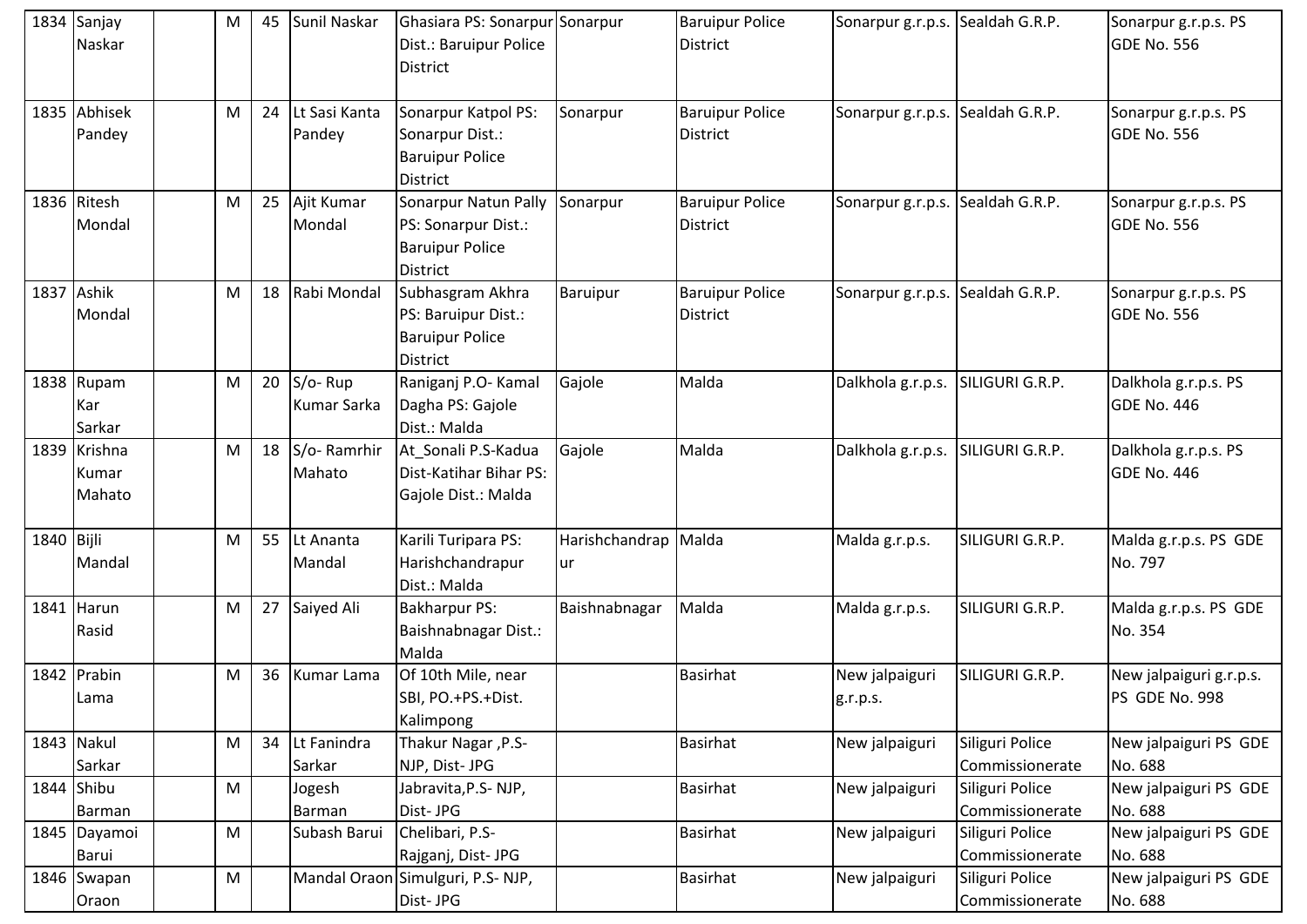| 1834 | Sanjay Naskar | | M | 45 | Sunil Naskar | Ghasiara PS: Sonarpur Dist.: Baruipur Police District | Sonarpur | Baruipur Police District | Sonarpur g.r.p.s. | Sealdah G.R.P. | Sonarpur g.r.p.s. PS GDE No. 556 |
|---|---|---|---|---|---|---|---|---|---|---|---|
| 1835 | Abhisek Pandey | | M | 24 | Lt Sasi Kanta Pandey | Sonarpur Katpol PS: Sonarpur Dist.: Baruipur Police District | Sonarpur | Baruipur Police District | Sonarpur g.r.p.s. | Sealdah G.R.P. | Sonarpur g.r.p.s. PS GDE No. 556 |
| 1836 | Ritesh Mondal | | M | 25 | Ajit Kumar Mondal | Sonarpur Natun Pally PS: Sonarpur Dist.: Baruipur Police District | Sonarpur | Baruipur Police District | Sonarpur g.r.p.s. | Sealdah G.R.P. | Sonarpur g.r.p.s. PS GDE No. 556 |
| 1837 | Ashik Mondal | | M | 18 | Rabi Mondal | Subhasgram Akhra PS: Baruipur Dist.: Baruipur Police District | Baruipur | Baruipur Police District | Sonarpur g.r.p.s. | Sealdah G.R.P. | Sonarpur g.r.p.s. PS GDE No. 556 |
| 1838 | Rupam Kar Sarkar | | M | 20 | S/o- Rup Kumar Sarka | Raniganj P.O- Kamal Dagha PS: Gajole Dist.: Malda | Gajole | Malda | Dalkhola g.r.p.s. | SILIGURI G.R.P. | Dalkhola g.r.p.s. PS GDE No. 446 |
| 1839 | Krishna Kumar Mahato | | M | 18 | S/o- Ramrhir Mahato | At_Sonali P.S-Kadua Dist-Katihar Bihar PS: Gajole Dist.: Malda | Gajole | Malda | Dalkhola g.r.p.s. | SILIGURI G.R.P. | Dalkhola g.r.p.s. PS GDE No. 446 |
| 1840 | Bijli Mandal | | M | 55 | Lt Ananta Mandal | Karili Turipara PS: Harishchandrapur Dist.: Malda | Harishchandrapur | Malda | Malda g.r.p.s. | SILIGURI G.R.P. | Malda g.r.p.s. PS GDE No. 797 |
| 1841 | Harun Rasid | | M | 27 | Saiyed Ali | Bakharpur PS: Baishnabnagar Dist.: Malda | Baishnabnagar | Malda | Malda g.r.p.s. | SILIGURI G.R.P. | Malda g.r.p.s. PS GDE No. 354 |
| 1842 | Prabin Lama | | M | 36 | Kumar Lama | Of 10th Mile, near SBI, PO.+PS.+Dist. Kalimpong | | Basirhat | New jalpaiguri g.r.p.s. | SILIGURI G.R.P. | New jalpaiguri g.r.p.s. PS GDE No. 998 |
| 1843 | Nakul Sarkar | | M | 34 | Lt Fanindra Sarkar | Thakur Nagar ,P.S-NJP, Dist- JPG | | Basirhat | New jalpaiguri | Siliguri Police Commissionerate | New jalpaiguri PS GDE No. 688 |
| 1844 | Shibu Barman | | M | | Jogesh Barman | Jabravita,P.S- NJP, Dist- JPG | | Basirhat | New jalpaiguri | Siliguri Police Commissionerate | New jalpaiguri PS GDE No. 688 |
| 1845 | Dayamoi Barui | | M | | Subash Barui | Chelibari, P.S-Rajganj, Dist- JPG | | Basirhat | New jalpaiguri | Siliguri Police Commissionerate | New jalpaiguri PS GDE No. 688 |
| 1846 | Swapan Oraon | | M | | Mandal Oraon | Simulguri, P.S- NJP, Dist- JPG | | Basirhat | New jalpaiguri | Siliguri Police Commissionerate | New jalpaiguri PS GDE No. 688 |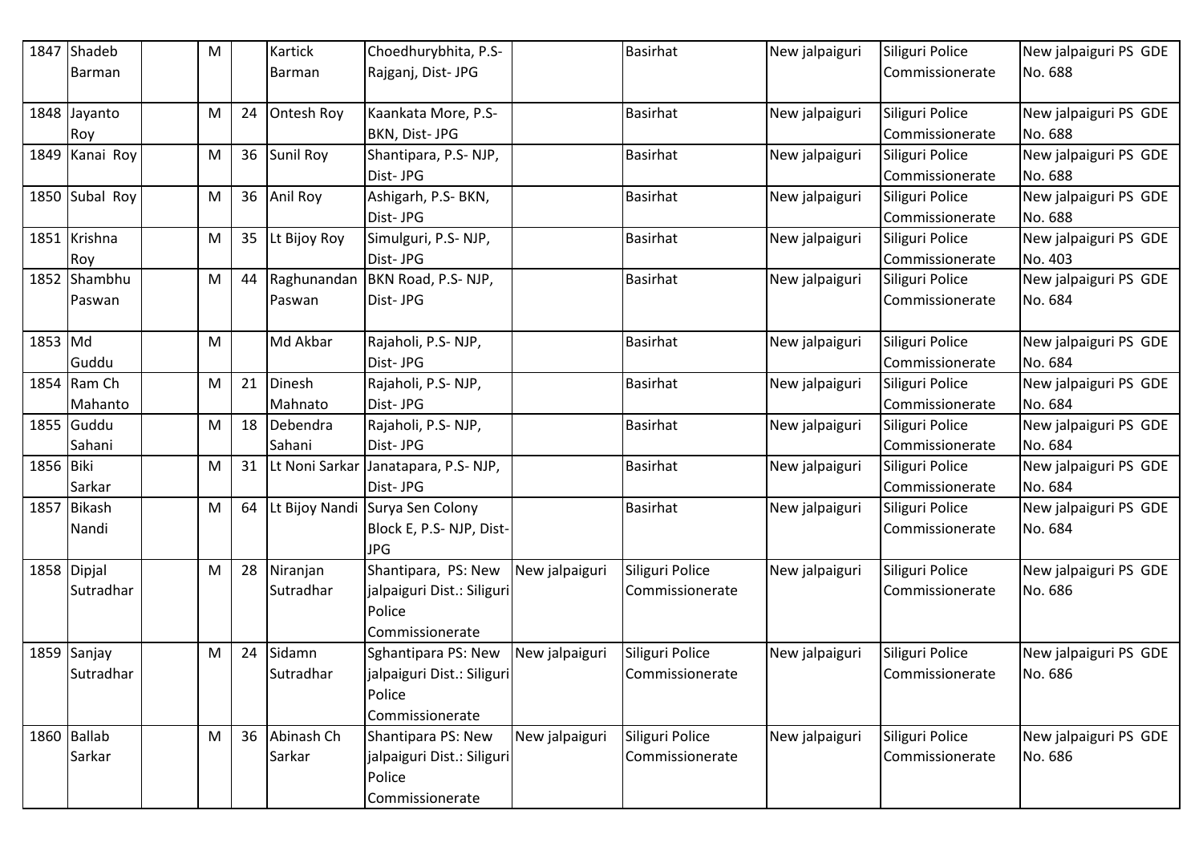| | | | | | | | | | | | |
|---|---|---|---|---|---|---|---|---|---|---|---|
| 1847 | Shadeb Barman | | M | | Kartick Barman | Choedhurybhita, P.S- Rajganj, Dist- JPG | | Basirhat | New jalpaiguri | Siliguri Police Commissionerate | New jalpaiguri PS GDE No. 688 |
| 1848 | Jayanto Roy | | M | 24 | Ontesh Roy | Kaankata More, P.S- BKN, Dist- JPG | | Basirhat | New jalpaiguri | Siliguri Police Commissionerate | New jalpaiguri PS GDE No. 688 |
| 1849 | Kanai Roy | | M | 36 | Sunil Roy | Shantipara, P.S- NJP, Dist- JPG | | Basirhat | New jalpaiguri | Siliguri Police Commissionerate | New jalpaiguri PS GDE No. 688 |
| 1850 | Subal Roy | | M | 36 | Anil Roy | Ashigarh, P.S- BKN, Dist- JPG | | Basirhat | New jalpaiguri | Siliguri Police Commissionerate | New jalpaiguri PS GDE No. 688 |
| 1851 | Krishna Roy | | M | 35 | Lt Bijoy Roy | Simulguri, P.S- NJP, Dist- JPG | | Basirhat | New jalpaiguri | Siliguri Police Commissionerate | New jalpaiguri PS GDE No. 403 |
| 1852 | Shambhu Paswan | | M | 44 | Raghunandan Paswan | BKN Road, P.S- NJP, Dist- JPG | | Basirhat | New jalpaiguri | Siliguri Police Commissionerate | New jalpaiguri PS GDE No. 684 |
| 1853 | Md Guddu | | M | | Md Akbar | Rajaholi, P.S- NJP, Dist- JPG | | Basirhat | New jalpaiguri | Siliguri Police Commissionerate | New jalpaiguri PS GDE No. 684 |
| 1854 | Ram Ch Mahanto | | M | 21 | Dinesh Mahnato | Rajaholi, P.S- NJP, Dist- JPG | | Basirhat | New jalpaiguri | Siliguri Police Commissionerate | New jalpaiguri PS GDE No. 684 |
| 1855 | Guddu Sahani | | M | 18 | Debendra Sahani | Rajaholi, P.S- NJP, Dist- JPG | | Basirhat | New jalpaiguri | Siliguri Police Commissionerate | New jalpaiguri PS GDE No. 684 |
| 1856 | Biki Sarkar | | M | 31 | Lt Noni Sarkar | Janatapara, P.S- NJP, Dist- JPG | | Basirhat | New jalpaiguri | Siliguri Police Commissionerate | New jalpaiguri PS GDE No. 684 |
| 1857 | Bikash Nandi | | M | 64 | Lt Bijoy Nandi | Surya Sen Colony Block E, P.S- NJP, Dist-JPG | | Basirhat | New jalpaiguri | Siliguri Police Commissionerate | New jalpaiguri PS GDE No. 684 |
| 1858 | Dipjal Sutradhar | | M | 28 | Niranjan Sutradhar | Shantipara, PS: New jalpaiguri Dist.: Siliguri Police Commissionerate | New jalpaiguri | Siliguri Police Commissionerate | New jalpaiguri | Siliguri Police Commissionerate | New jalpaiguri PS GDE No. 686 |
| 1859 | Sanjay Sutradhar | | M | 24 | Sidamn Sutradhar | Sghantipara PS: New jalpaiguri Dist.: Siliguri Police Commissionerate | New jalpaiguri | Siliguri Police Commissionerate | New jalpaiguri | Siliguri Police Commissionerate | New jalpaiguri PS GDE No. 686 |
| 1860 | Ballab Sarkar | | M | 36 | Abinash Ch Sarkar | Shantipara PS: New jalpaiguri Dist.: Siliguri Police Commissionerate | New jalpaiguri | Siliguri Police Commissionerate | New jalpaiguri | Siliguri Police Commissionerate | New jalpaiguri PS GDE No. 686 |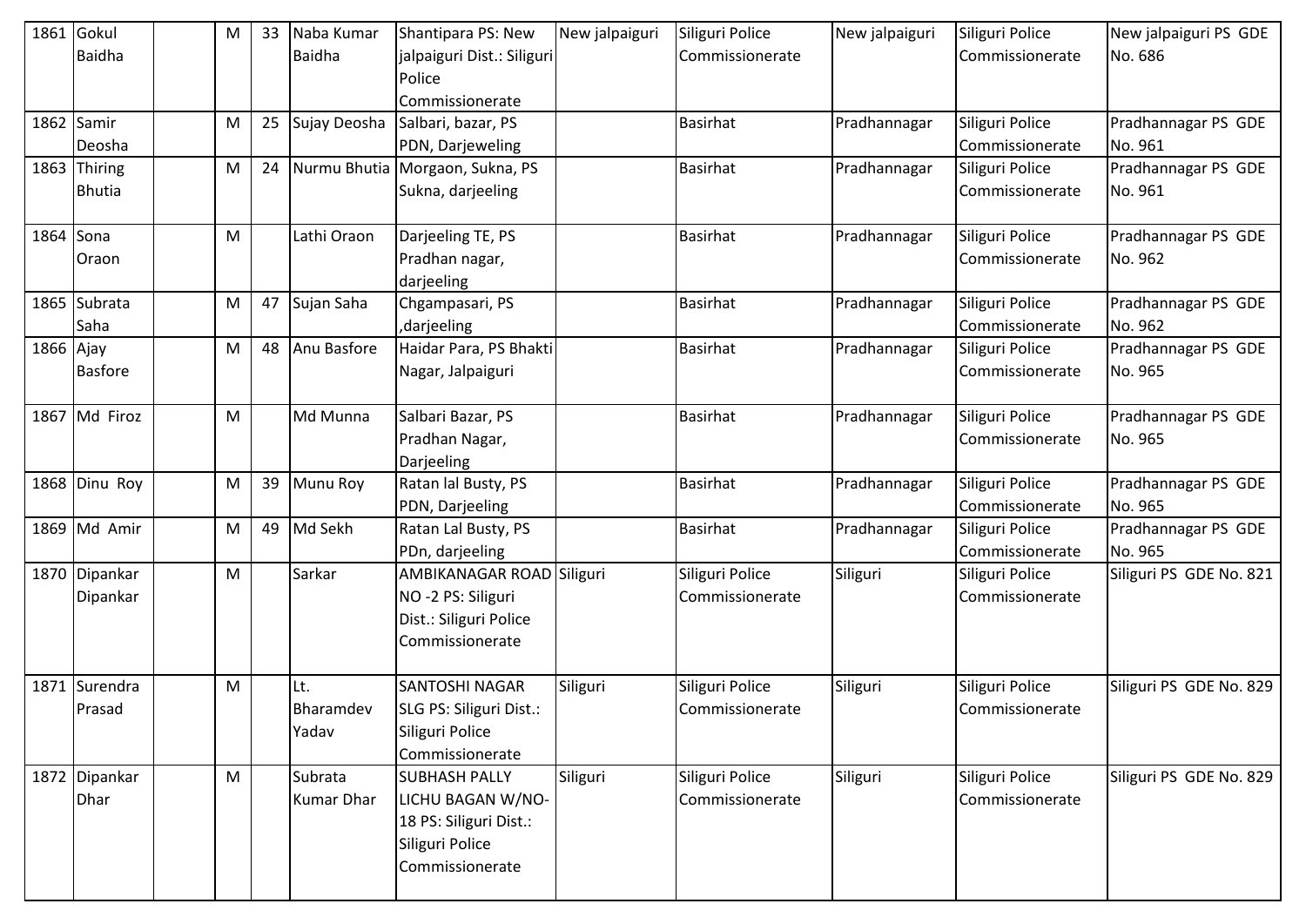| 1861 | Gokul Baidha | | M | 33 | Naba Kumar Baidha | Shantipara PS: New jalpaiguri Dist.: Siliguri Police Commissionerate | New jalpaiguri | Siliguri Police Commissionerate | New jalpaiguri | Siliguri Police Commissionerate | New jalpaiguri PS GDE No. 686 |
|---|---|---|---|---|---|---|---|---|---|---|---|
| 1862 | Samir Deosha | | M | 25 | Sujay Deosha | Salbari, bazar, PS PDN, Darjeweling | | Basirhat | Pradhannagar | Siliguri Police Commissionerate | Pradhannagar PS GDE No. 961 |
| 1863 | Thiring Bhutia | | M | 24 | Nurmu Bhutia | Morgaon, Sukna, PS Sukna, darjeeling | | Basirhat | Pradhannagar | Siliguri Police Commissionerate | Pradhannagar PS GDE No. 961 |
| 1864 | Sona Oraon | | M | | Lathi Oraon | Darjeeling TE, PS Pradhan nagar, darjeeling | | Basirhat | Pradhannagar | Siliguri Police Commissionerate | Pradhannagar PS GDE No. 962 |
| 1865 | Subrata Saha | | M | 47 | Sujan Saha | Chgampasari, PS ,darjeeling | | Basirhat | Pradhannagar | Siliguri Police Commissionerate | Pradhannagar PS GDE No. 962 |
| 1866 | Ajay Basfore | | M | 48 | Anu Basfore | Haidar Para, PS Bhakti Nagar, Jalpaiguri | | Basirhat | Pradhannagar | Siliguri Police Commissionerate | Pradhannagar PS GDE No. 965 |
| 1867 | Md Firoz | | M | | Md Munna | Salbari Bazar, PS Pradhan Nagar, Darjeeling | | Basirhat | Pradhannagar | Siliguri Police Commissionerate | Pradhannagar PS GDE No. 965 |
| 1868 | Dinu Roy | | M | 39 | Munu Roy | Ratan lal Busty, PS PDN, Darjeeling | | Basirhat | Pradhannagar | Siliguri Police Commissionerate | Pradhannagar PS GDE No. 965 |
| 1869 | Md Amir | | M | 49 | Md Sekh | Ratan Lal Busty, PS PDn, darjeeling | | Basirhat | Pradhannagar | Siliguri Police Commissionerate | Pradhannagar PS GDE No. 965 |
| 1870 | Dipankar Dipankar | | M | | Sarkar | AMBIKANAGAR ROAD NO -2 PS: Siliguri Dist.: Siliguri Police Commissionerate | Siliguri | Siliguri Police Commissionerate | Siliguri | Siliguri Police Commissionerate | Siliguri PS GDE No. 821 |
| 1871 | Surendra Prasad | | M | | Lt. Bharamdev Yadav | SANTOSHI NAGAR SLG PS: Siliguri Dist.: Siliguri Police Commissionerate | Siliguri | Siliguri Police Commissionerate | Siliguri | Siliguri Police Commissionerate | Siliguri PS GDE No. 829 |
| 1872 | Dipankar Dhar | | M | | Subrata Kumar Dhar | SUBHASH PALLY LICHU BAGAN W/NO-18 PS: Siliguri Dist.: Siliguri Police Commissionerate | Siliguri | Siliguri Police Commissionerate | Siliguri | Siliguri Police Commissionerate | Siliguri PS GDE No. 829 |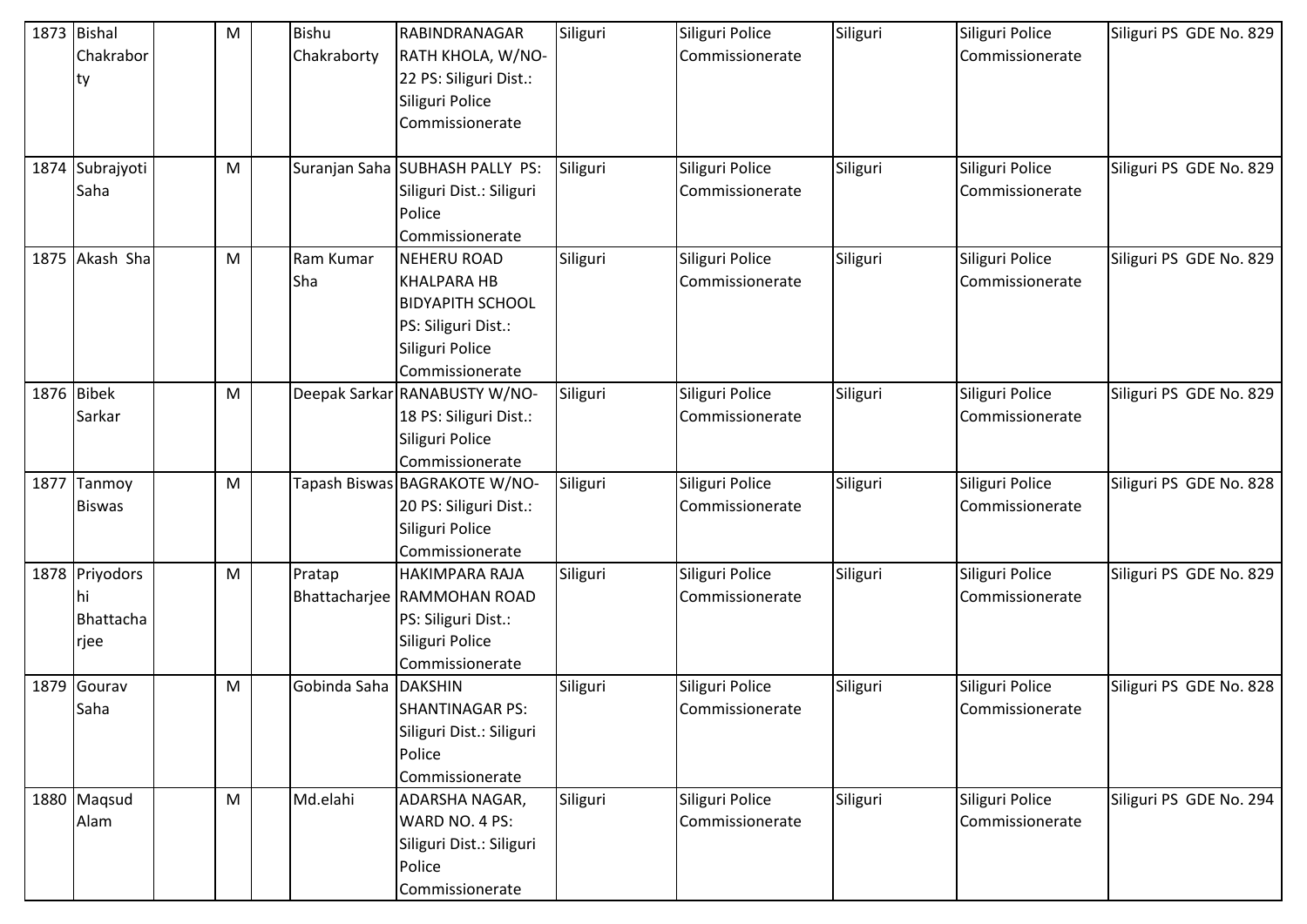| | | | | | | | | | | | |
|---|---|---|---|---|---|---|---|---|---|---|---|
| 1873 | Bishal Chakraborty | | M | | Bishu Chakraborty | RABINDRANAGAR RATH KHOLA, W/NO-22 PS: Siliguri Dist.: Siliguri Police Commissionerate | Siliguri | Siliguri Police Commissionerate | Siliguri | Siliguri Police Commissionerate | Siliguri PS GDE No. 829 |
| 1874 | Subrajyoti Saha | | M | | Suranjan Saha | SUBHASH PALLY PS: Siliguri Dist.: Siliguri Police Commissionerate | Siliguri | Siliguri Police Commissionerate | Siliguri | Siliguri Police Commissionerate | Siliguri PS GDE No. 829 |
| 1875 | Akash Sha | | M | | Ram Kumar Sha | NEHERU ROAD KHALPARA HB BIDYAPITH SCHOOL PS: Siliguri Dist.: Siliguri Police Commissionerate | Siliguri | Siliguri Police Commissionerate | Siliguri | Siliguri Police Commissionerate | Siliguri PS GDE No. 829 |
| 1876 | Bibek Sarkar | | M | | Deepak Sarkar | RANABUSTY W/NO-18 PS: Siliguri Dist.: Siliguri Police Commissionerate | Siliguri | Siliguri Police Commissionerate | Siliguri | Siliguri Police Commissionerate | Siliguri PS GDE No. 829 |
| 1877 | Tanmoy Biswas | | M | | Tapash Biswas | BAGRAKOTE W/NO-20 PS: Siliguri Dist.: Siliguri Police Commissionerate | Siliguri | Siliguri Police Commissionerate | Siliguri | Siliguri Police Commissionerate | Siliguri PS GDE No. 828 |
| 1878 | Priyodorshi Bhattacharjee | | M | | Pratap Bhattacharjee | HAKIMPARA RAJA RAMMOHAN ROAD PS: Siliguri Dist.: Siliguri Police Commissionerate | Siliguri | Siliguri Police Commissionerate | Siliguri | Siliguri Police Commissionerate | Siliguri PS GDE No. 829 |
| 1879 | Gourav Saha | | M | | Gobinda Saha | DAKSHIN SHANTINAGAR PS: Siliguri Dist.: Siliguri Police Commissionerate | Siliguri | Siliguri Police Commissionerate | Siliguri | Siliguri Police Commissionerate | Siliguri PS GDE No. 828 |
| 1880 | Maqsud Alam | | M | | Md.elahi | ADARSHA NAGAR, WARD NO. 4 PS: Siliguri Dist.: Siliguri Police Commissionerate | Siliguri | Siliguri Police Commissionerate | Siliguri | Siliguri Police Commissionerate | Siliguri PS GDE No. 294 |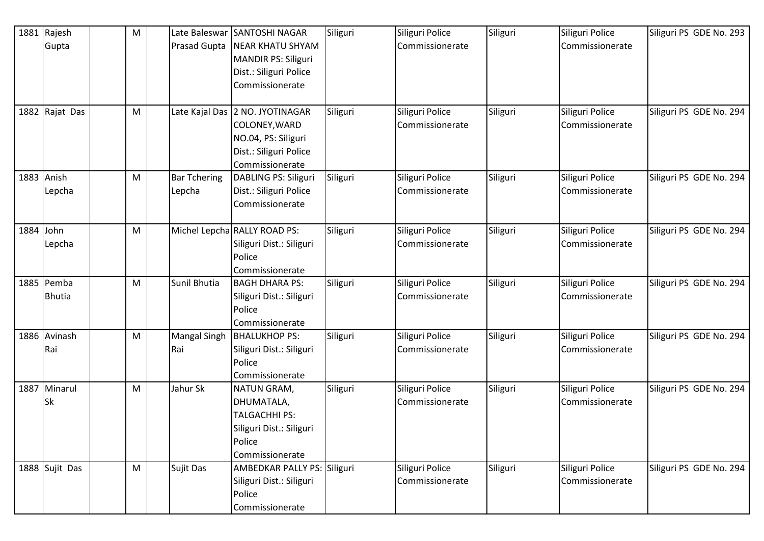| 1881 | Rajesh Gupta | | M | | Late Baleswar Prasad Gupta | SANTOSHI NAGAR NEAR KHATU SHYAM MANDIR PS: Siliguri Dist.: Siliguri Police Commissionerate | Siliguri | Siliguri Police Commissionerate | Siliguri | Siliguri Police Commissionerate | Siliguri PS GDE No. 293 |
|---|---|---|---|---|---|---|---|---|---|---|---|
| 1882 | Rajat Das | | M | | Late Kajal Das | 2 NO. JYOTINAGAR COLONEY,WARD NO.04, PS: Siliguri Dist.: Siliguri Police Commissionerate | Siliguri | Siliguri Police Commissionerate | Siliguri | Siliguri Police Commissionerate | Siliguri PS GDE No. 294 |
| 1883 | Anish Lepcha | | M | | Bar Tchering Lepcha | DABLING PS: Siliguri Dist.: Siliguri Police Commissionerate | Siliguri | Siliguri Police Commissionerate | Siliguri | Siliguri Police Commissionerate | Siliguri PS GDE No. 294 |
| 1884 | John Lepcha | | M | | Michel Lepcha | RALLY ROAD PS: Siliguri Dist.: Siliguri Police Commissionerate | Siliguri | Siliguri Police Commissionerate | Siliguri | Siliguri Police Commissionerate | Siliguri PS GDE No. 294 |
| 1885 | Pemba Bhutia | | M | | Sunil Bhutia | BAGH DHARA PS: Siliguri Dist.: Siliguri Police Commissionerate | Siliguri | Siliguri Police Commissionerate | Siliguri | Siliguri Police Commissionerate | Siliguri PS GDE No. 294 |
| 1886 | Avinash Rai | | M | | Mangal Singh Rai | BHALUKHOP PS: Siliguri Dist.: Siliguri Police Commissionerate | Siliguri | Siliguri Police Commissionerate | Siliguri | Siliguri Police Commissionerate | Siliguri PS GDE No. 294 |
| 1887 | Minarul Sk | | M | | Jahur Sk | NATUN GRAM, DHUMATALA, TALGACHHI PS: Siliguri Dist.: Siliguri Police Commissionerate | Siliguri | Siliguri Police Commissionerate | Siliguri | Siliguri Police Commissionerate | Siliguri PS GDE No. 294 |
| 1888 | Sujit Das | | M | | Sujit Das | AMBEDKAR PALLY PS: Siliguri Dist.: Siliguri Police Commissionerate | Siliguri | Siliguri Police Commissionerate | Siliguri | Siliguri Police Commissionerate | Siliguri PS GDE No. 294 |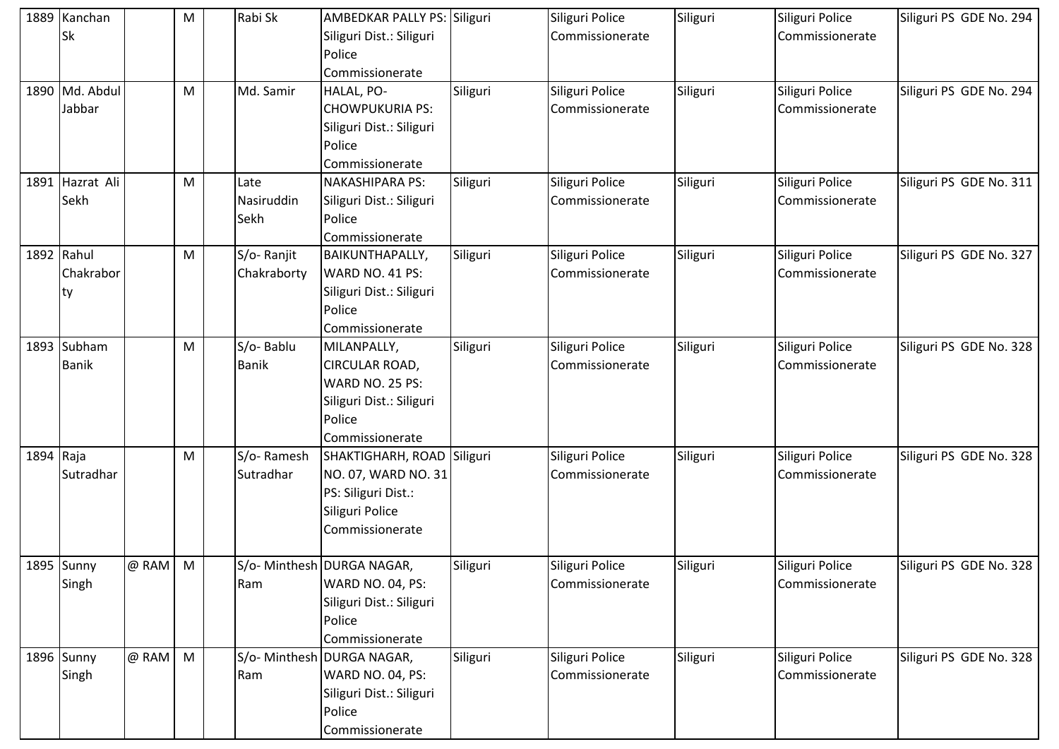| | | | | | | | | | | | |
|---|---|---|---|---|---|---|---|---|---|---|---|
| 1889 | Kanchan Sk | | M | | Rabi Sk | AMBEDKAR PALLY PS: Siliguri Dist.: Siliguri Police Commissionerate | Siliguri | Siliguri Police Commissionerate | Siliguri | Siliguri Police Commissionerate | Siliguri PS GDE No. 294 |
| 1890 | Md. Abdul Jabbar | | M | | Md. Samir | HALAL, PO- CHOWPUKURIA PS: Siliguri Dist.: Siliguri Police Commissionerate | Siliguri | Siliguri Police Commissionerate | Siliguri | Siliguri Police Commissionerate | Siliguri PS GDE No. 294 |
| 1891 | Hazrat Ali Sekh | | M | | Late Nasiruddin Sekh | NAKASHIPARA PS: Siliguri Dist.: Siliguri Police Commissionerate | Siliguri | Siliguri Police Commissionerate | Siliguri | Siliguri Police Commissionerate | Siliguri PS GDE No. 311 |
| 1892 | Rahul Chakraborty | | M | | S/o- Ranjit Chakraborty | BAIKUNTHAPALLY, WARD NO. 41 PS: Siliguri Dist.: Siliguri Police Commissionerate | Siliguri | Siliguri Police Commissionerate | Siliguri | Siliguri Police Commissionerate | Siliguri PS GDE No. 327 |
| 1893 | Subham Banik | | M | | S/o- Bablu Banik | MILANPALLY, CIRCULAR ROAD, WARD NO. 25 PS: Siliguri Dist.: Siliguri Police Commissionerate | Siliguri | Siliguri Police Commissionerate | Siliguri | Siliguri Police Commissionerate | Siliguri PS GDE No. 328 |
| 1894 | Raja Sutradhar | | M | | S/o- Ramesh Sutradhar | SHAKTIGHARH, ROAD NO. 07, WARD NO. 31 PS: Siliguri Dist.: Siliguri Police Commissionerate | Siliguri | Siliguri Police Commissionerate | Siliguri | Siliguri Police Commissionerate | Siliguri PS GDE No. 328 |
| 1895 | Sunny Singh | @ RAM | M | | S/o- Minthesh Ram | DURGA NAGAR, WARD NO. 04, PS: Siliguri Dist.: Siliguri Police Commissionerate | Siliguri | Siliguri Police Commissionerate | Siliguri | Siliguri Police Commissionerate | Siliguri PS GDE No. 328 |
| 1896 | Sunny Singh | @ RAM | M | | S/o- Minthesh Ram | DURGA NAGAR, WARD NO. 04, PS: Siliguri Dist.: Siliguri Police Commissionerate | Siliguri | Siliguri Police Commissionerate | Siliguri | Siliguri Police Commissionerate | Siliguri PS GDE No. 328 |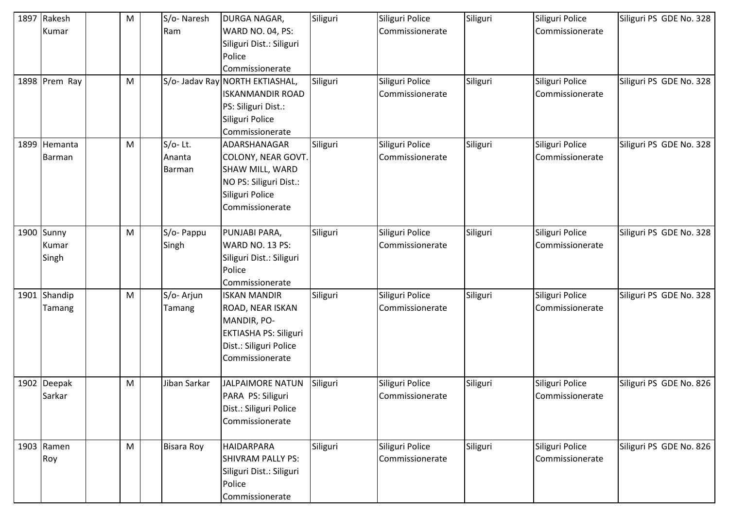| 1897 | Rakesh Kumar | | M | | S/o- Naresh Ram | DURGA NAGAR, WARD NO. 04, PS: Siliguri Dist.: Siliguri Police Commissionerate | Siliguri | Siliguri Police Commissionerate | Siliguri | Siliguri Police Commissionerate | Siliguri PS GDE No. 328 |
|---|---|---|---|---|---|---|---|---|---|---|---|
| 1898 | Prem Ray | | M | | S/o- Jadav Ray | NORTH EKTIASHAL, ISKANMANDIR ROAD PS: Siliguri Dist.: Siliguri Police Commissionerate | Siliguri | Siliguri Police Commissionerate | Siliguri | Siliguri Police Commissionerate | Siliguri PS GDE No. 328 |
| 1899 | Hemanta Barman | | M | | S/o- Lt. Ananta Barman | ADARSHANAGAR COLONY, NEAR GOVT. SHAW MILL, WARD NO PS: Siliguri Dist.: Siliguri Police Commissionerate | Siliguri | Siliguri Police Commissionerate | Siliguri | Siliguri Police Commissionerate | Siliguri PS GDE No. 328 |
| 1900 | Sunny Kumar Singh | | M | | S/o- Pappu Singh | PUNJABI PARA, WARD NO. 13 PS: Siliguri Dist.: Siliguri Police Commissionerate | Siliguri | Siliguri Police Commissionerate | Siliguri | Siliguri Police Commissionerate | Siliguri PS GDE No. 328 |
| 1901 | Shandip Tamang | | M | | S/o- Arjun Tamang | ISKAN MANDIR ROAD, NEAR ISKAN MANDIR, PO- EKTIASHA PS: Siliguri Dist.: Siliguri Police Commissionerate | Siliguri | Siliguri Police Commissionerate | Siliguri | Siliguri Police Commissionerate | Siliguri PS GDE No. 328 |
| 1902 | Deepak Sarkar | | M | | Jiban Sarkar | JALPAIMORE NATUN PARA PS: Siliguri Dist.: Siliguri Police Commissionerate | Siliguri | Siliguri Police Commissionerate | Siliguri | Siliguri Police Commissionerate | Siliguri PS GDE No. 826 |
| 1903 | Ramen Roy | | M | | Bisara Roy | HAIDARPARA SHIVRAM PALLY PS: Siliguri Dist.: Siliguri Police Commissionerate | Siliguri | Siliguri Police Commissionerate | Siliguri | Siliguri Police Commissionerate | Siliguri PS GDE No. 826 |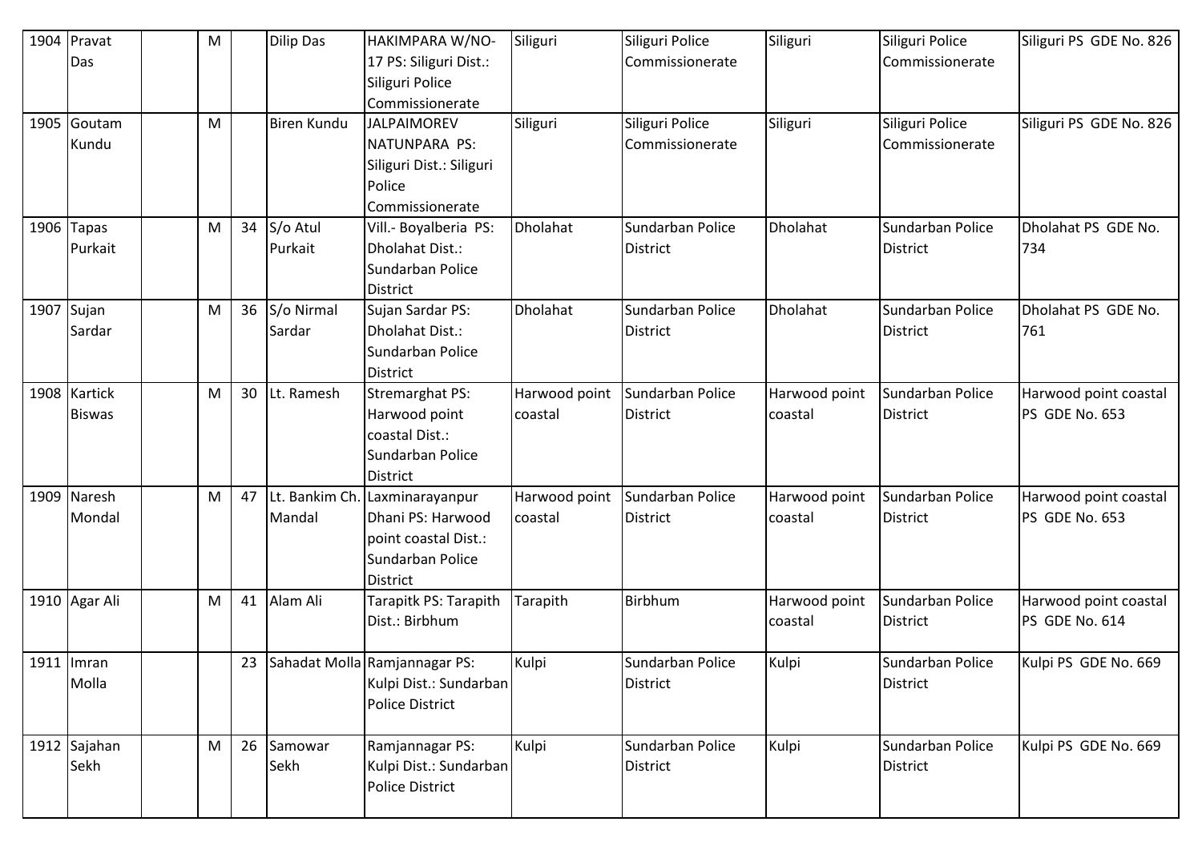| 1904 | Pravat Das | | M | | Dilip Das | HAKIMPARA W/NO-17 PS: Siliguri Dist.: Siliguri Police Commissionerate | Siliguri | Siliguri Police Commissionerate | Siliguri | Siliguri Police Commissionerate | Siliguri PS GDE No. 826 |
|---|---|---|---|---|---|---|---|---|---|---|---|
| 1905 | Goutam Kundu | | M | | Biren Kundu | JALPAIMOREV NATUNPARA PS: Siliguri Dist.: Siliguri Police Commissionerate | Siliguri | Siliguri Police Commissionerate | Siliguri | Siliguri Police Commissionerate | Siliguri PS GDE No. 826 |
| 1906 | Tapas Purkait | | M | 34 | S/o Atul Purkait | Vill.- Boyalberia PS: Dholahat Dist.: Sundarban Police District | Dholahat | Sundarban Police District | Dholahat | Sundarban Police District | Dholahat PS GDE No. 734 |
| 1907 | Sujan Sardar | | M | 36 | S/o Nirmal Sardar | Sujan Sardar PS: Dholahat Dist.: Sundarban Police District | Dholahat | Sundarban Police District | Dholahat | Sundarban Police District | Dholahat PS GDE No. 761 |
| 1908 | Kartick Biswas | | M | 30 | Lt. Ramesh | Stremarghat PS: Harwood point coastal Dist.: Sundarban Police District | Harwood point coastal | Sundarban Police District | Harwood point coastal | Sundarban Police District | Harwood point coastal PS GDE No. 653 |
| 1909 | Naresh Mondal | | M | 47 | Lt. Bankim Ch. Mandal | Laxminarayanpur Dhani PS: Harwood point coastal Dist.: Sundarban Police District | Harwood point coastal | Sundarban Police District | Harwood point coastal | Sundarban Police District | Harwood point coastal PS GDE No. 653 |
| 1910 | Agar Ali | | M | 41 | Alam Ali | Tarapitk PS: Tarapith Dist.: Birbhum | Tarapith | Birbhum | Harwood point coastal | Sundarban Police District | Harwood point coastal PS GDE No. 614 |
| 1911 | Imran Molla | | | 23 | Sahadat Molla | Ramjannagar PS: Kulpi Dist.: Sundarban Police District | Kulpi | Sundarban Police District | Kulpi | Sundarban Police District | Kulpi PS GDE No. 669 |
| 1912 | Sajahan Sekh | | M | 26 | Samowar Sekh | Ramjannagar PS: Kulpi Dist.: Sundarban Police District | Kulpi | Sundarban Police District | Kulpi | Sundarban Police District | Kulpi PS GDE No. 669 |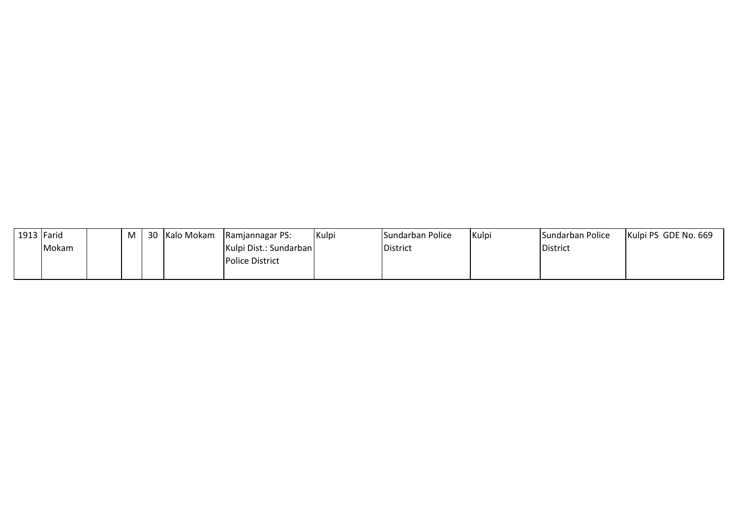| | | | | | | | | | | | |
|---|---|---|---|---|---|---|---|---|---|---|---|
| 1913 | Farid Mokam | | M | 30 | Kalo Mokam | Ramjannagar PS: Kulpi Dist.: Sundarban Police District | Kulpi | Sundarban Police District | Kulpi | Sundarban Police District | Kulpi PS GDE No. 669 |